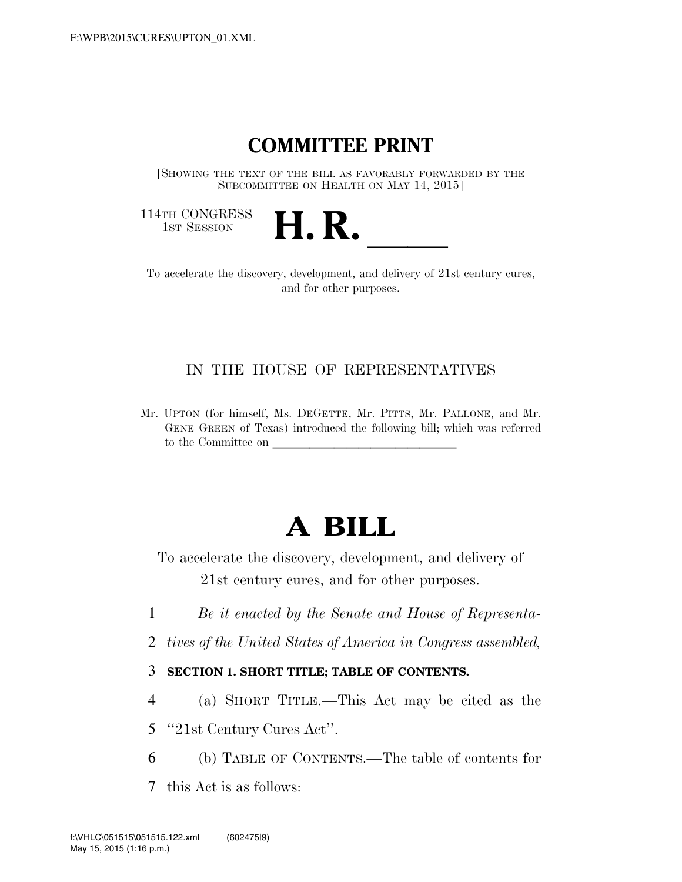# COMMITTEE PRINT

[SHOWING THE TEXT OF THE BILL AS FAVORABLY FORWARDED BY THE SUBCOMMITTEE ON HEALTH ON MAY 14, 2015]

114TH CONGRESS
1ST SESSION

# H. R. ____

To accelerate the discovery, development, and delivery of 21st century cures, and for other purposes.

---

IN THE HOUSE OF REPRESENTATIVES

Mr. UPTON (for himself, Ms. DEGETTE, Mr. PITTS, Mr. PALLONE, and Mr. GENE GREEN of Texas) introduced the following bill; which was referred to the Committee on ______________________________

---

# A BILL

To accelerate the discovery, development, and delivery of 21st century cures, and for other purposes.

1 *Be it enacted by the Senate and House of Representa-*
2 *tives of the United States of America in Congress assembled,*

3 **SECTION 1. SHORT TITLE; TABLE OF CONTENTS.**

4 (a) SHORT TITLE.—This Act may be cited as the
5 "21st Century Cures Act".

6 (b) TABLE OF CONTENTS.—The table of contents for
7 this Act is as follows: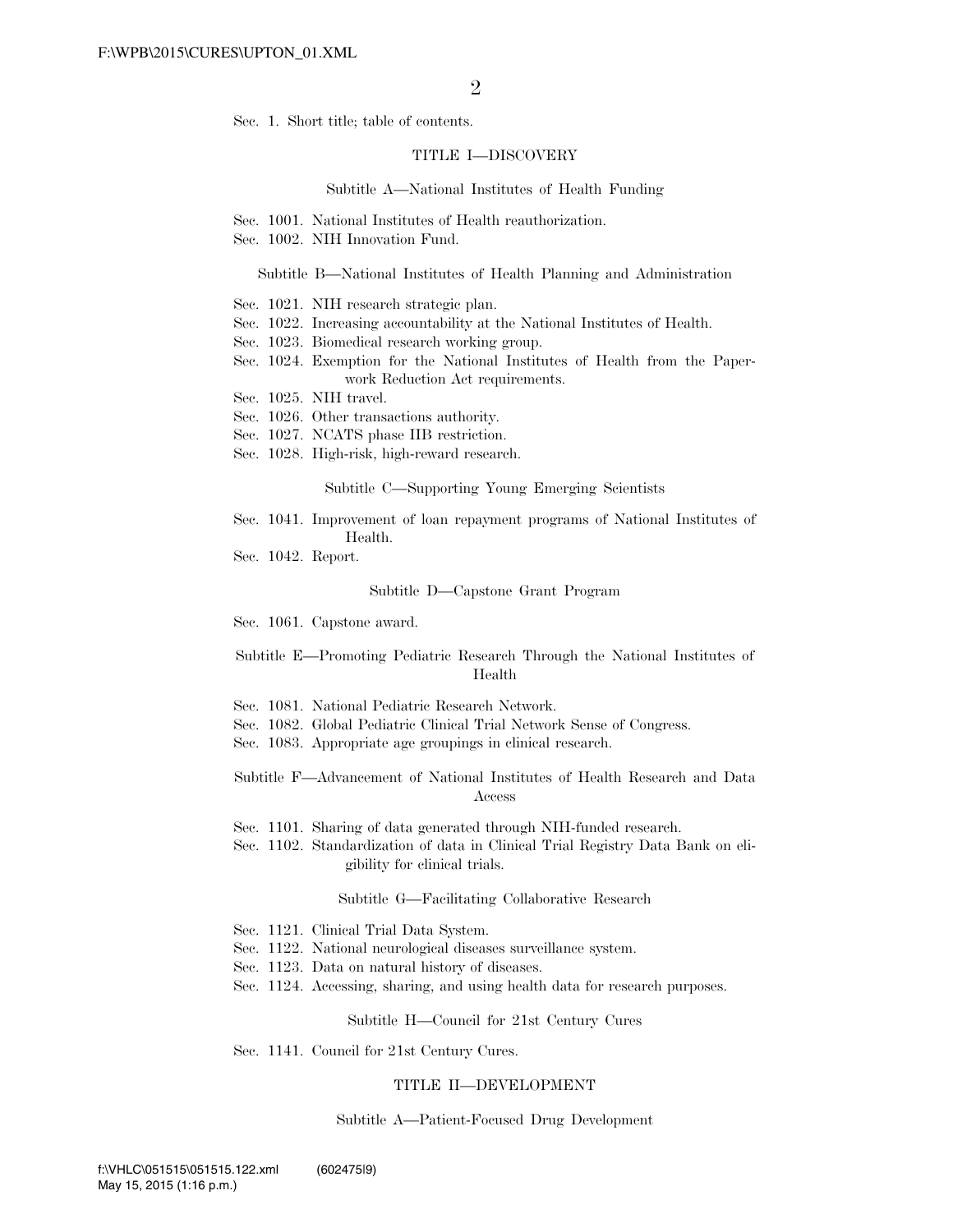Sec. 1. Short title; table of contents.

### TITLE I—DISCOVERY

#### Subtitle A—National Institutes of Health Funding

Sec. 1001. National Institutes of Health reauthorization.
Sec. 1002. NIH Innovation Fund.

#### Subtitle B—National Institutes of Health Planning and Administration

Sec. 1021. NIH research strategic plan.
Sec. 1022. Increasing accountability at the National Institutes of Health.
Sec. 1023. Biomedical research working group.
Sec. 1024. Exemption for the National Institutes of Health from the Paperwork Reduction Act requirements.
Sec. 1025. NIH travel.
Sec. 1026. Other transactions authority.
Sec. 1027. NCATS phase IIB restriction.
Sec. 1028. High-risk, high-reward research.

#### Subtitle C—Supporting Young Emerging Scientists

Sec. 1041. Improvement of loan repayment programs of National Institutes of Health.
Sec. 1042. Report.

#### Subtitle D—Capstone Grant Program

Sec. 1061. Capstone award.

#### Subtitle E—Promoting Pediatric Research Through the National Institutes of Health

Sec. 1081. National Pediatric Research Network.
Sec. 1082. Global Pediatric Clinical Trial Network Sense of Congress.
Sec. 1083. Appropriate age groupings in clinical research.

#### Subtitle F—Advancement of National Institutes of Health Research and Data Access

Sec. 1101. Sharing of data generated through NIH-funded research.
Sec. 1102. Standardization of data in Clinical Trial Registry Data Bank on eligibility for clinical trials.

#### Subtitle G—Facilitating Collaborative Research

Sec. 1121. Clinical Trial Data System.
Sec. 1122. National neurological diseases surveillance system.
Sec. 1123. Data on natural history of diseases.
Sec. 1124. Accessing, sharing, and using health data for research purposes.

#### Subtitle H—Council for 21st Century Cures

Sec. 1141. Council for 21st Century Cures.

### TITLE II—DEVELOPMENT

#### Subtitle A—Patient-Focused Drug Development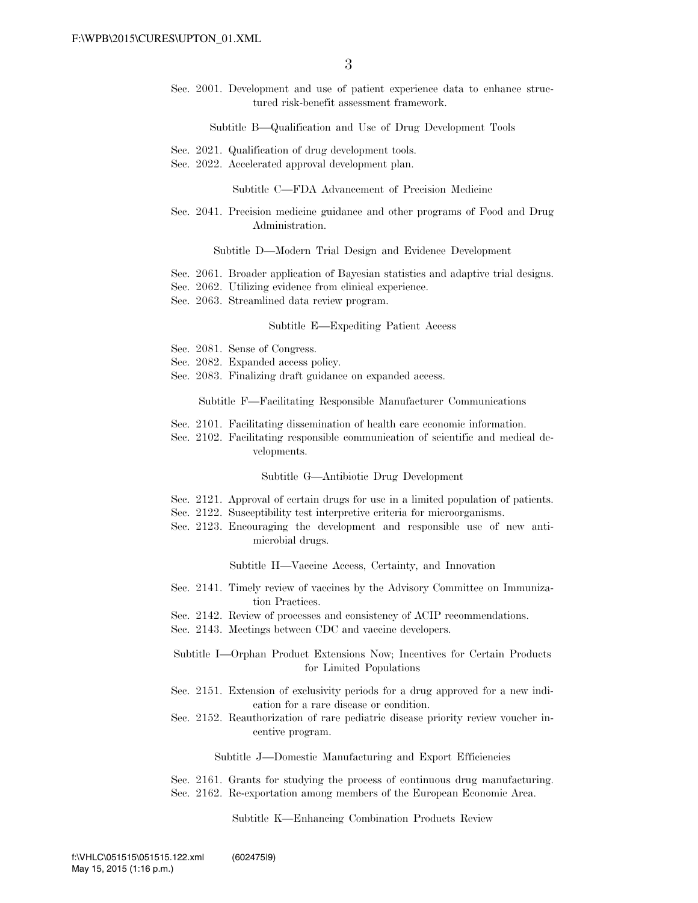Sec. 2001. Development and use of patient experience data to enhance structured risk-benefit assessment framework.

Subtitle B—Qualification and Use of Drug Development Tools

Sec. 2021. Qualification of drug development tools.
Sec. 2022. Accelerated approval development plan.

Subtitle C—FDA Advancement of Precision Medicine

Sec. 2041. Precision medicine guidance and other programs of Food and Drug Administration.

Subtitle D—Modern Trial Design and Evidence Development

Sec. 2061. Broader application of Bayesian statistics and adaptive trial designs.
Sec. 2062. Utilizing evidence from clinical experience.
Sec. 2063. Streamlined data review program.

Subtitle E—Expediting Patient Access

Sec. 2081. Sense of Congress.
Sec. 2082. Expanded access policy.
Sec. 2083. Finalizing draft guidance on expanded access.

Subtitle F—Facilitating Responsible Manufacturer Communications

Sec. 2101. Facilitating dissemination of health care economic information.
Sec. 2102. Facilitating responsible communication of scientific and medical developments.

Subtitle G—Antibiotic Drug Development

Sec. 2121. Approval of certain drugs for use in a limited population of patients.
Sec. 2122. Susceptibility test interpretive criteria for microorganisms.
Sec. 2123. Encouraging the development and responsible use of new antimicrobial drugs.

Subtitle H—Vaccine Access, Certainty, and Innovation

Sec. 2141. Timely review of vaccines by the Advisory Committee on Immunization Practices.
Sec. 2142. Review of processes and consistency of ACIP recommendations.
Sec. 2143. Meetings between CDC and vaccine developers.

Subtitle I—Orphan Product Extensions Now; Incentives for Certain Products for Limited Populations

Sec. 2151. Extension of exclusivity periods for a drug approved for a new indication for a rare disease or condition.
Sec. 2152. Reauthorization of rare pediatric disease priority review voucher incentive program.

Subtitle J—Domestic Manufacturing and Export Efficiencies

Sec. 2161. Grants for studying the process of continuous drug manufacturing.
Sec. 2162. Re-exportation among members of the European Economic Area.

Subtitle K—Enhancing Combination Products Review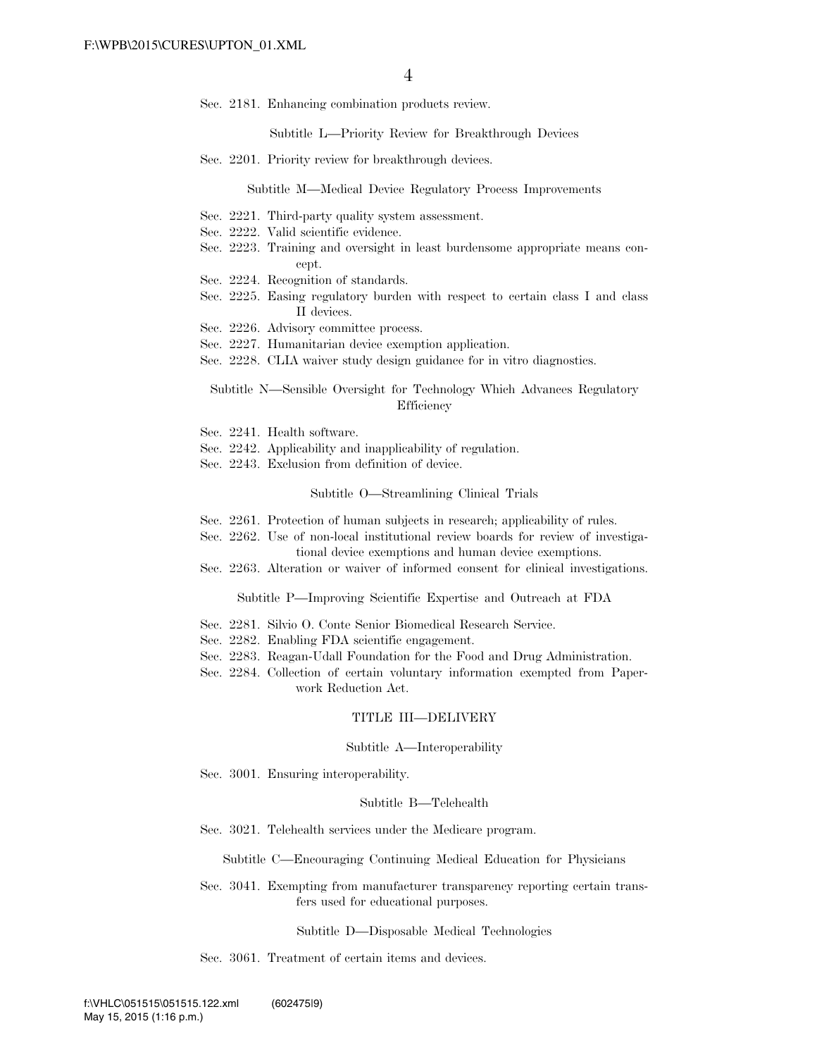Sec. 2181. Enhancing combination products review.

Subtitle L—Priority Review for Breakthrough Devices

Sec. 2201. Priority review for breakthrough devices.

Subtitle M—Medical Device Regulatory Process Improvements

Sec. 2221. Third-party quality system assessment.
Sec. 2222. Valid scientific evidence.
Sec. 2223. Training and oversight in least burdensome appropriate means concept.
Sec. 2224. Recognition of standards.
Sec. 2225. Easing regulatory burden with respect to certain class I and class II devices.
Sec. 2226. Advisory committee process.
Sec. 2227. Humanitarian device exemption application.
Sec. 2228. CLIA waiver study design guidance for in vitro diagnostics.

Subtitle N—Sensible Oversight for Technology Which Advances Regulatory Efficiency

Sec. 2241. Health software.
Sec. 2242. Applicability and inapplicability of regulation.
Sec. 2243. Exclusion from definition of device.

Subtitle O—Streamlining Clinical Trials

Sec. 2261. Protection of human subjects in research; applicability of rules.
Sec. 2262. Use of non-local institutional review boards for review of investigational device exemptions and human device exemptions.
Sec. 2263. Alteration or waiver of informed consent for clinical investigations.

Subtitle P—Improving Scientific Expertise and Outreach at FDA

Sec. 2281. Silvio O. Conte Senior Biomedical Research Service.
Sec. 2282. Enabling FDA scientific engagement.
Sec. 2283. Reagan-Udall Foundation for the Food and Drug Administration.
Sec. 2284. Collection of certain voluntary information exempted from Paperwork Reduction Act.

TITLE III—DELIVERY

Subtitle A—Interoperability

Sec. 3001. Ensuring interoperability.

Subtitle B—Telehealth

Sec. 3021. Telehealth services under the Medicare program.

Subtitle C—Encouraging Continuing Medical Education for Physicians

Sec. 3041. Exempting from manufacturer transparency reporting certain transfers used for educational purposes.

Subtitle D—Disposable Medical Technologies

Sec. 3061. Treatment of certain items and devices.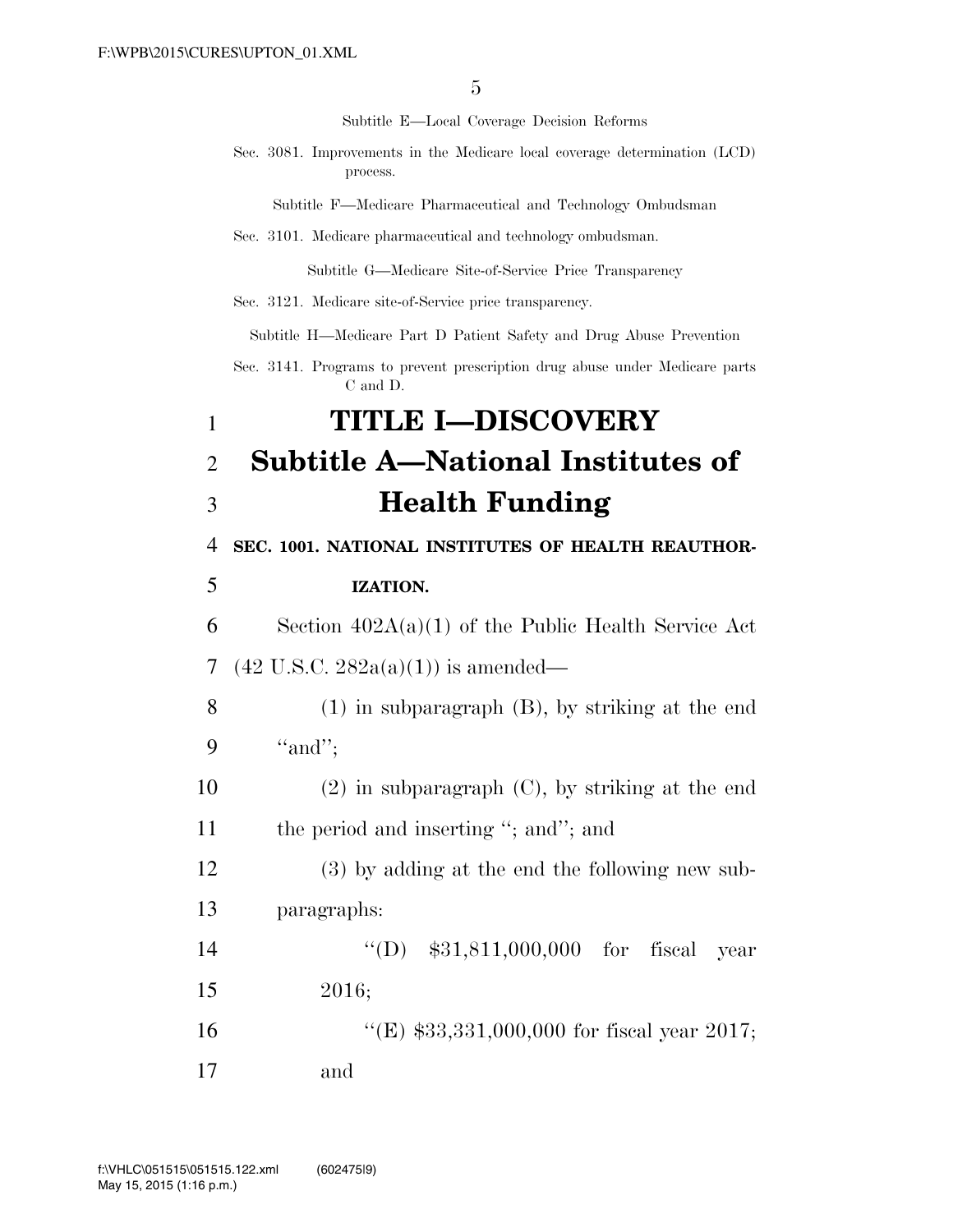Subtitle E—Local Coverage Decision Reforms

Sec. 3081. Improvements in the Medicare local coverage determination (LCD) process.

Subtitle F—Medicare Pharmaceutical and Technology Ombudsman

Sec. 3101. Medicare pharmaceutical and technology ombudsman.

Subtitle G—Medicare Site-of-Service Price Transparency

Sec. 3121. Medicare site-of-Service price transparency.

Subtitle H—Medicare Part D Patient Safety and Drug Abuse Prevention

Sec. 3141. Programs to prevent prescription drug abuse under Medicare parts C and D.

# TITLE I—DISCOVERY

## Subtitle A—National Institutes of Health Funding

### SEC. 1001. NATIONAL INSTITUTES OF HEALTH REAUTHORIZATION.

Section 402A(a)(1) of the Public Health Service Act (42 U.S.C. 282a(a)(1)) is amended—

(1) in subparagraph (B), by striking at the end "and";

(2) in subparagraph (C), by striking at the end the period and inserting "; and"; and

(3) by adding at the end the following new subparagraphs:

"(D) $31,811,000,000 for fiscal year 2016;

"(E) $33,331,000,000 for fiscal year 2017; and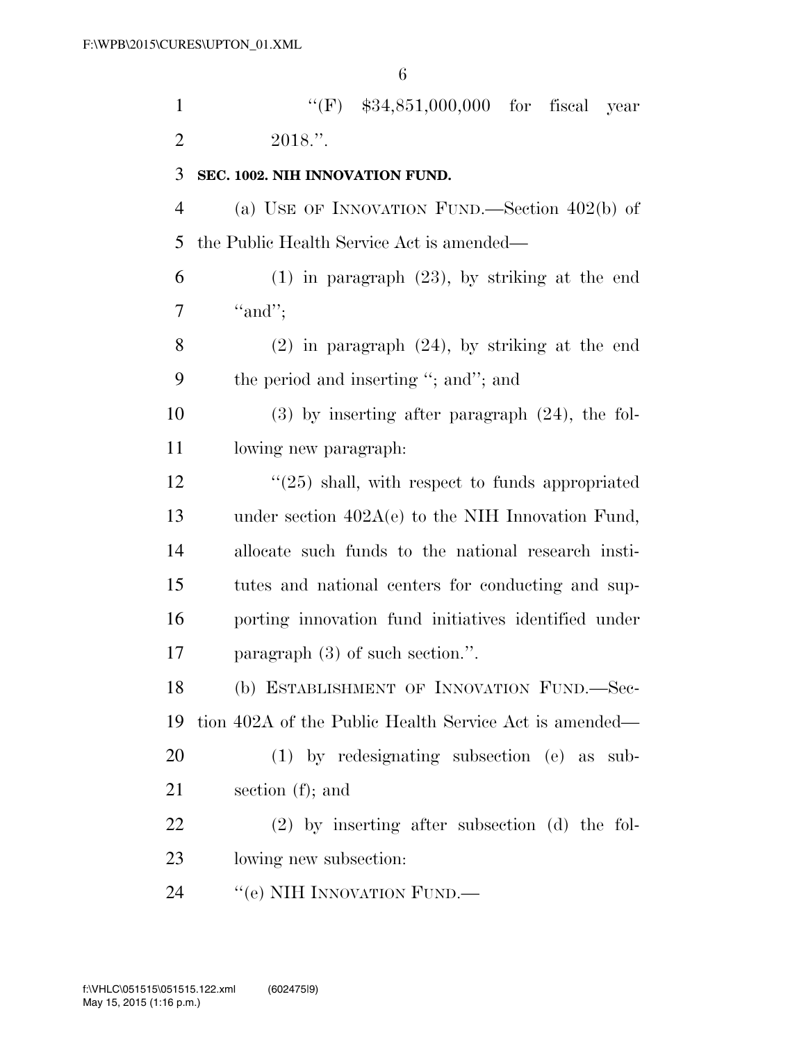"(F) $34,851,000,000 for fiscal year 2018.".

**SEC. 1002. NIH INNOVATION FUND.**

(a) USE OF INNOVATION FUND.—Section 402(b) of the Public Health Service Act is amended—

(1) in paragraph (23), by striking at the end "and";

(2) in paragraph (24), by striking at the end the period and inserting "; and"; and

(3) by inserting after paragraph (24), the following new paragraph:

"(25) shall, with respect to funds appropriated under section 402A(e) to the NIH Innovation Fund, allocate such funds to the national research institutes and national centers for conducting and supporting innovation fund initiatives identified under paragraph (3) of such section.".

(b) ESTABLISHMENT OF INNOVATION FUND.—Section 402A of the Public Health Service Act is amended—

(1) by redesignating subsection (e) as subsection (f); and

(2) by inserting after subsection (d) the following new subsection:

"(e) NIH INNOVATION FUND.—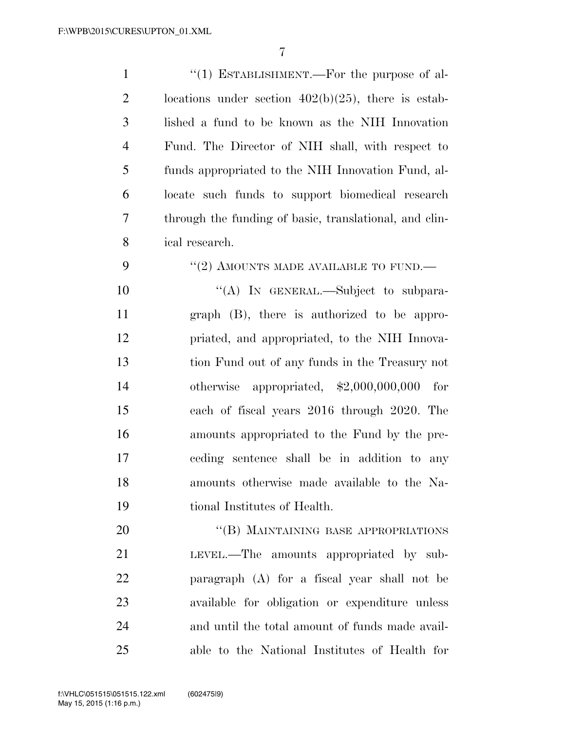"(1) ESTABLISHMENT.—For the purpose of allocations under section 402(b)(25), there is established a fund to be known as the NIH Innovation Fund. The Director of NIH shall, with respect to funds appropriated to the NIH Innovation Fund, allocate such funds to support biomedical research through the funding of basic, translational, and clinical research.

"(2) AMOUNTS MADE AVAILABLE TO FUND.—

"(A) IN GENERAL.—Subject to subparagraph (B), there is authorized to be appropriated, and appropriated, to the NIH Innovation Fund out of any funds in the Treasury not otherwise appropriated, $2,000,000,000 for each of fiscal years 2016 through 2020. The amounts appropriated to the Fund by the preceding sentence shall be in addition to any amounts otherwise made available to the National Institutes of Health.

"(B) MAINTAINING BASE APPROPRIATIONS LEVEL.—The amounts appropriated by subparagraph (A) for a fiscal year shall not be available for obligation or expenditure unless and until the total amount of funds made available to the National Institutes of Health for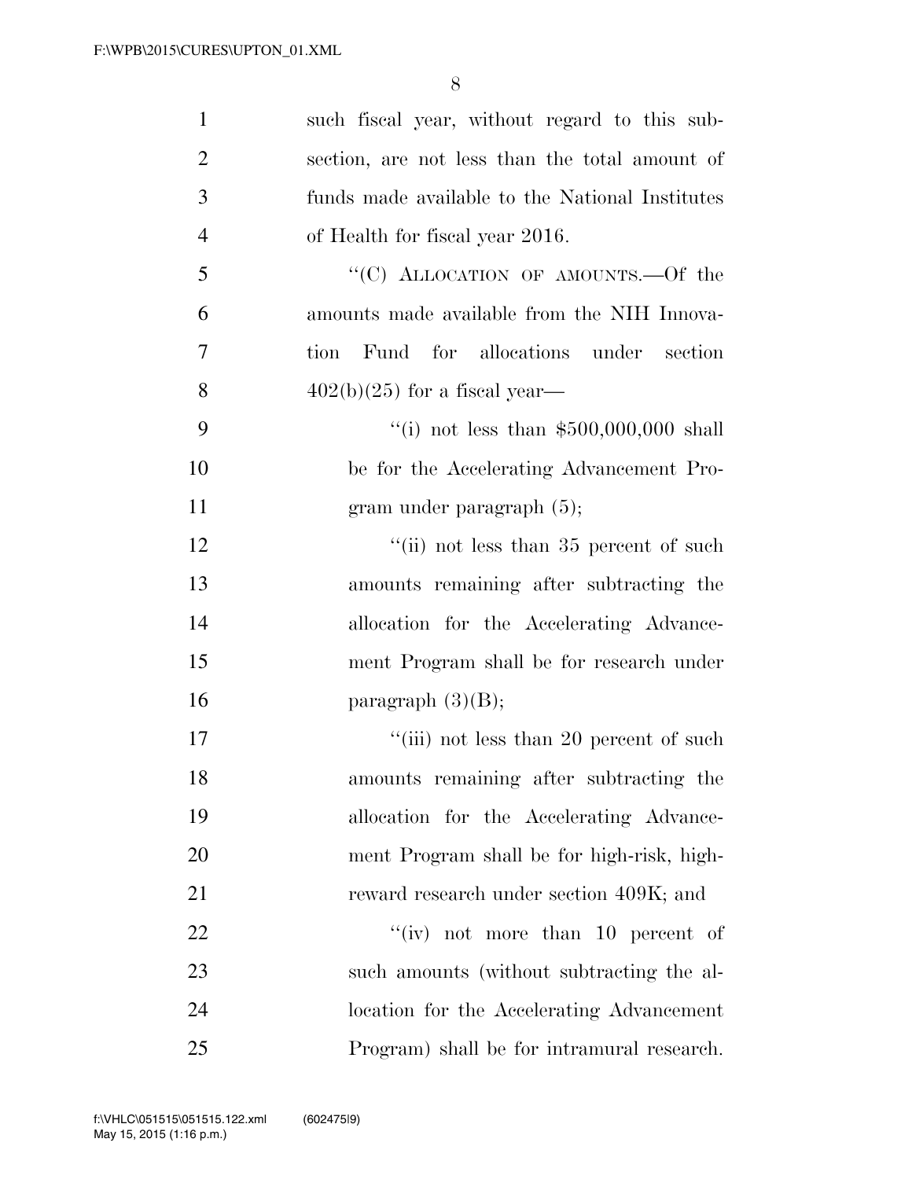such fiscal year, without regard to this subsection, are not less than the total amount of funds made available to the National Institutes of Health for fiscal year 2016.

"(C) ALLOCATION OF AMOUNTS.—Of the amounts made available from the NIH Innovation Fund for allocations under section 402(b)(25) for a fiscal year—

"(i) not less than $500,000,000 shall be for the Accelerating Advancement Program under paragraph (5);

"(ii) not less than 35 percent of such amounts remaining after subtracting the allocation for the Accelerating Advancement Program shall be for research under paragraph (3)(B);

"(iii) not less than 20 percent of such amounts remaining after subtracting the allocation for the Accelerating Advancement Program shall be for high-risk, high-reward research under section 409K; and

"(iv) not more than 10 percent of such amounts (without subtracting the allocation for the Accelerating Advancement Program) shall be for intramural research.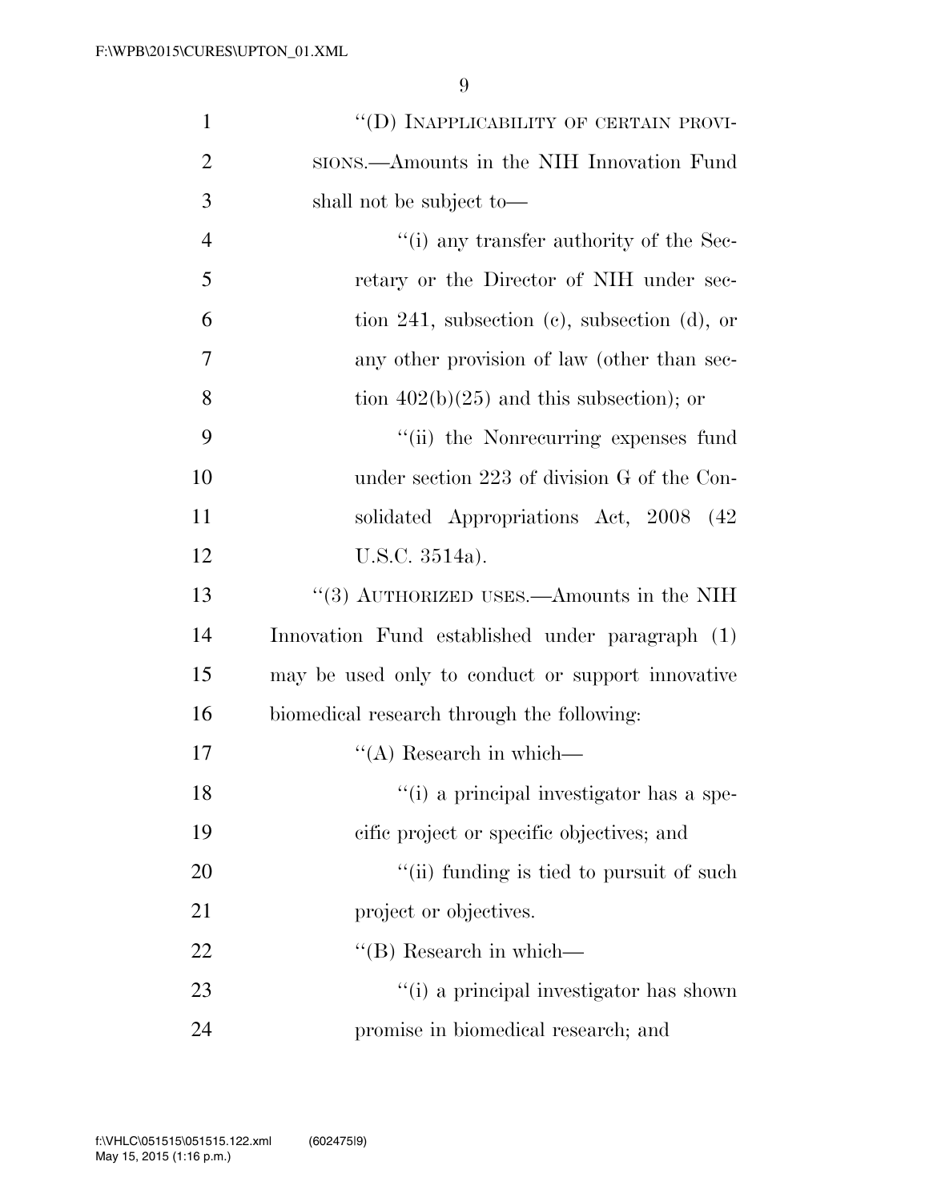"(D) INAPPLICABILITY OF CERTAIN PROVISIONS.—Amounts in the NIH Innovation Fund shall not be subject to—

"(i) any transfer authority of the Secretary or the Director of NIH under section 241, subsection (c), subsection (d), or any other provision of law (other than section 402(b)(25) and this subsection); or

"(ii) the Nonrecurring expenses fund under section 223 of division G of the Consolidated Appropriations Act, 2008 (42 U.S.C. 3514a).

"(3) AUTHORIZED USES.—Amounts in the NIH Innovation Fund established under paragraph (1) may be used only to conduct or support innovative biomedical research through the following:

"(A) Research in which—

"(i) a principal investigator has a specific project or specific objectives; and

"(ii) funding is tied to pursuit of such project or objectives.

"(B) Research in which—

"(i) a principal investigator has shown promise in biomedical research; and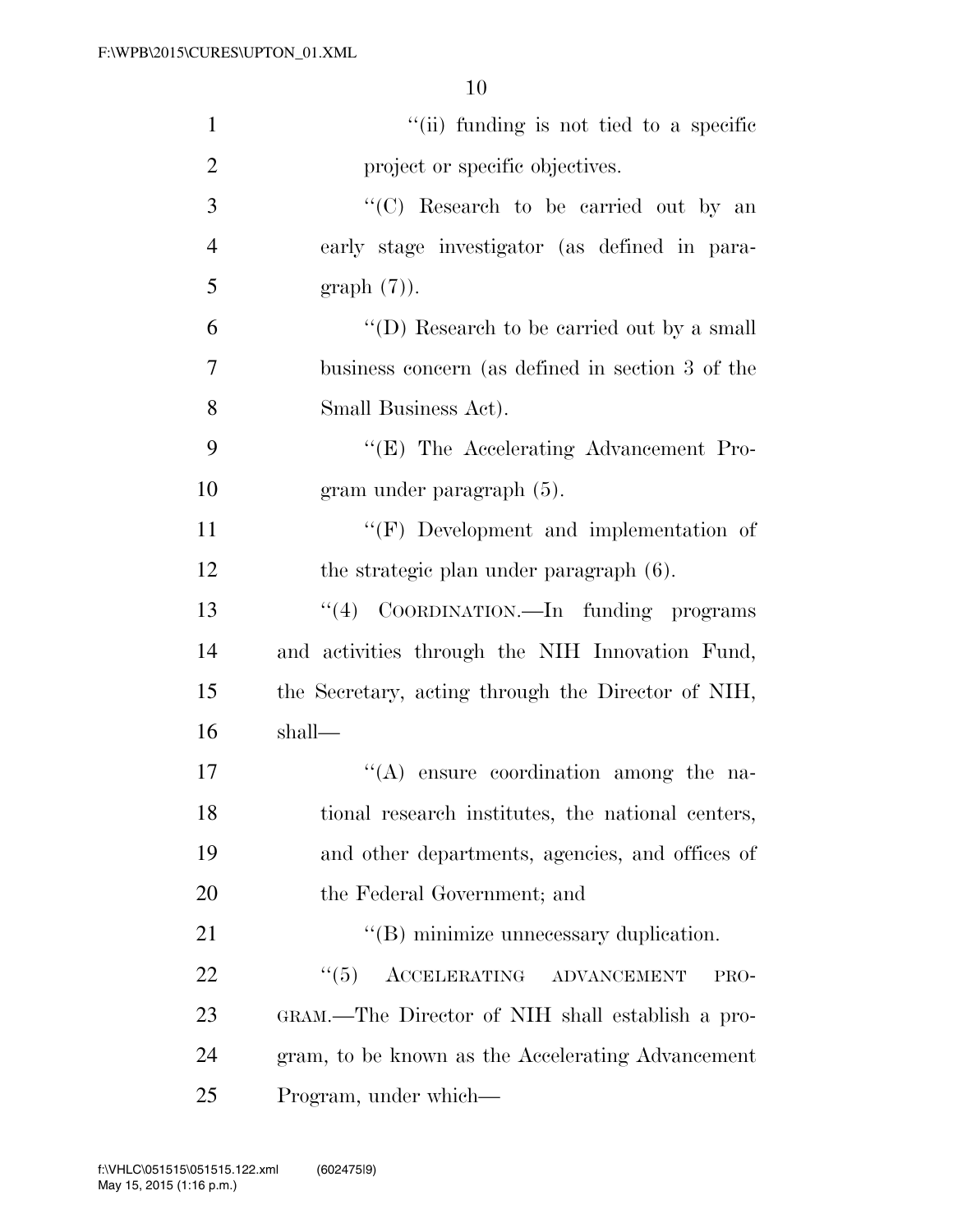''(ii) funding is not tied to a specific project or specific objectives.

''(C) Research to be carried out by an early stage investigator (as defined in paragraph (7)).

''(D) Research to be carried out by a small business concern (as defined in section 3 of the Small Business Act).

''(E) The Accelerating Advancement Program under paragraph (5).

''(F) Development and implementation of the strategic plan under paragraph (6).

''(4) COORDINATION.—In funding programs and activities through the NIH Innovation Fund, the Secretary, acting through the Director of NIH, shall—

''(A) ensure coordination among the national research institutes, the national centers, and other departments, agencies, and offices of the Federal Government; and

''(B) minimize unnecessary duplication.

''(5) ACCELERATING ADVANCEMENT PROGRAM.—The Director of NIH shall establish a program, to be known as the Accelerating Advancement Program, under which—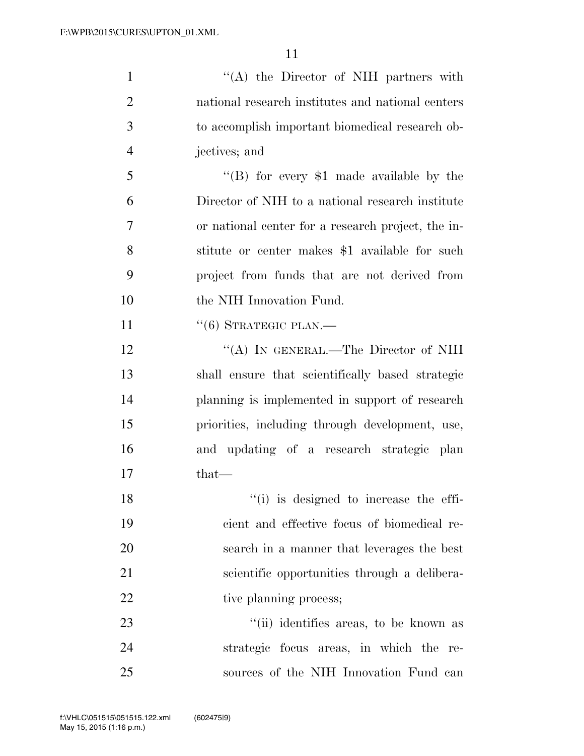"(A) the Director of NIH partners with national research institutes and national centers to accomplish important biomedical research objectives; and

"(B) for every $1 made available by the Director of NIH to a national research institute or national center for a research project, the institute or center makes $1 available for such project from funds that are not derived from the NIH Innovation Fund.

"(6) STRATEGIC PLAN.—

"(A) IN GENERAL.—The Director of NIH shall ensure that scientifically based strategic planning is implemented in support of research priorities, including through development, use, and updating of a research strategic plan that—

"(i) is designed to increase the efficient and effective focus of biomedical research in a manner that leverages the best scientific opportunities through a deliberative planning process;

"(ii) identifies areas, to be known as strategic focus areas, in which the resources of the NIH Innovation Fund can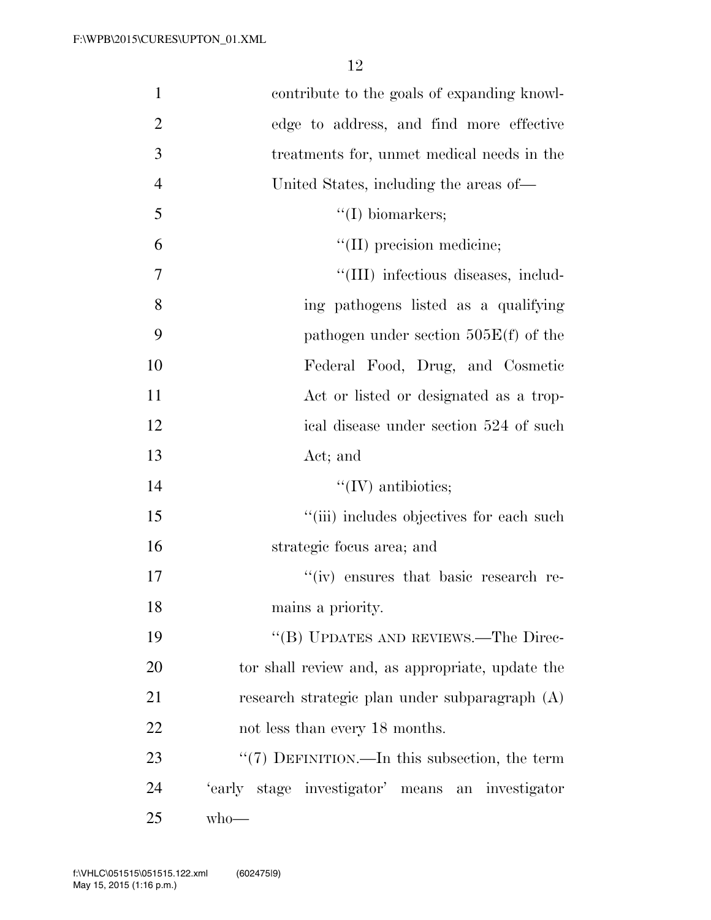contribute to the goals of expanding knowledge to address, and find more effective treatments for, unmet medical needs in the United States, including the areas of—

''(I) biomarkers;

''(II) precision medicine;

''(III) infectious diseases, including pathogens listed as a qualifying pathogen under section 505E(f) of the Federal Food, Drug, and Cosmetic Act or listed or designated as a tropical disease under section 524 of such Act; and

''(IV) antibiotics;

''(iii) includes objectives for each such strategic focus area; and

''(iv) ensures that basic research remains a priority.

''(B) UPDATES AND REVIEWS.—The Director shall review and, as appropriate, update the research strategic plan under subparagraph (A) not less than every 18 months.

''(7) DEFINITION.—In this subsection, the term 'early stage investigator' means an investigator who—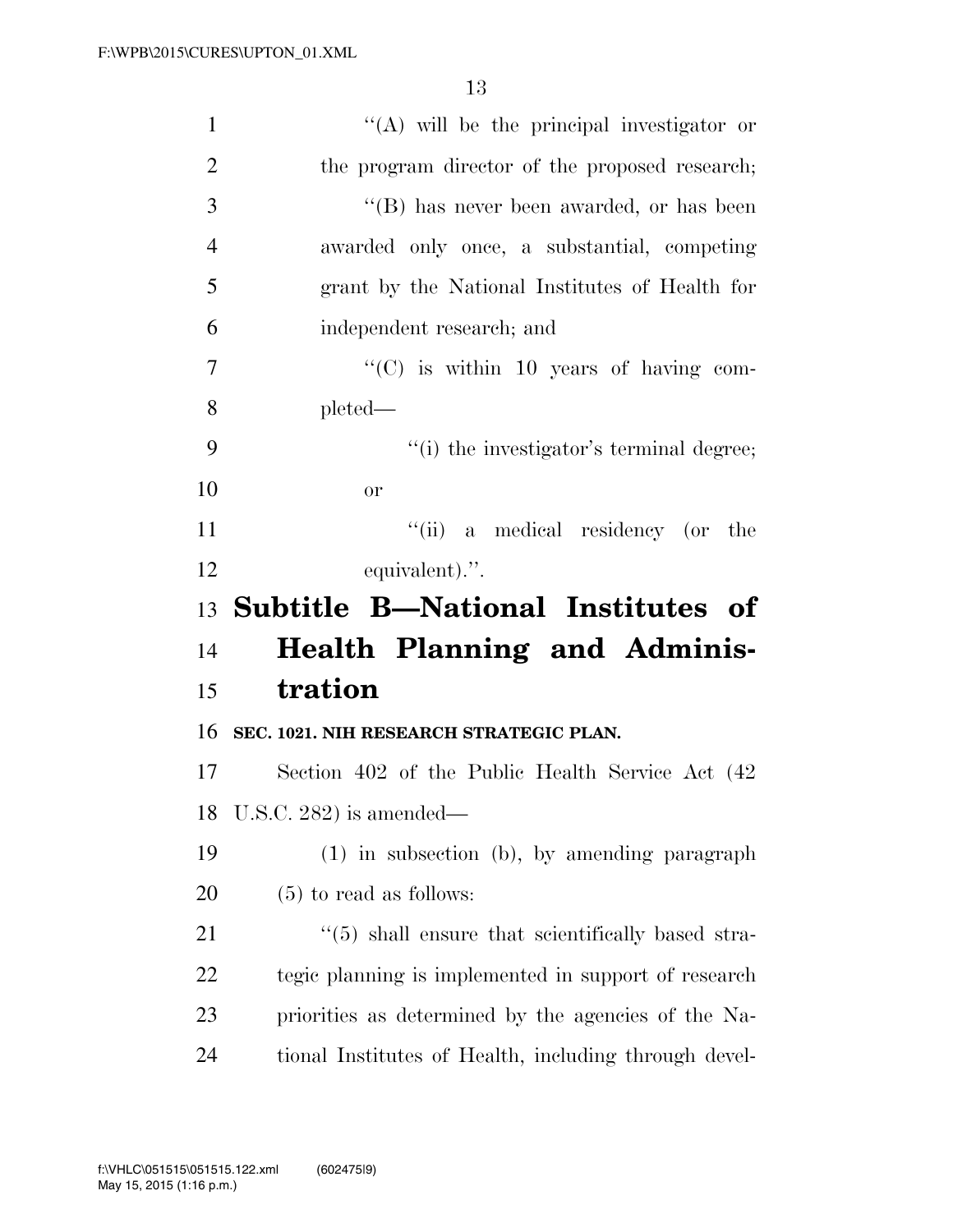"(A) will be the principal investigator or the program director of the proposed research;

"(B) has never been awarded, or has been awarded only once, a substantial, competing grant by the National Institutes of Health for independent research; and

"(C) is within 10 years of having completed—

"(i) the investigator's terminal degree; or

"(ii) a medical residency (or the equivalent).".

## Subtitle B—National Institutes of Health Planning and Administration

**SEC. 1021. NIH RESEARCH STRATEGIC PLAN.**

Section 402 of the Public Health Service Act (42 U.S.C. 282) is amended—

(1) in subsection (b), by amending paragraph (5) to read as follows:

"(5) shall ensure that scientifically based strategic planning is implemented in support of research priorities as determined by the agencies of the National Institutes of Health, including through devel-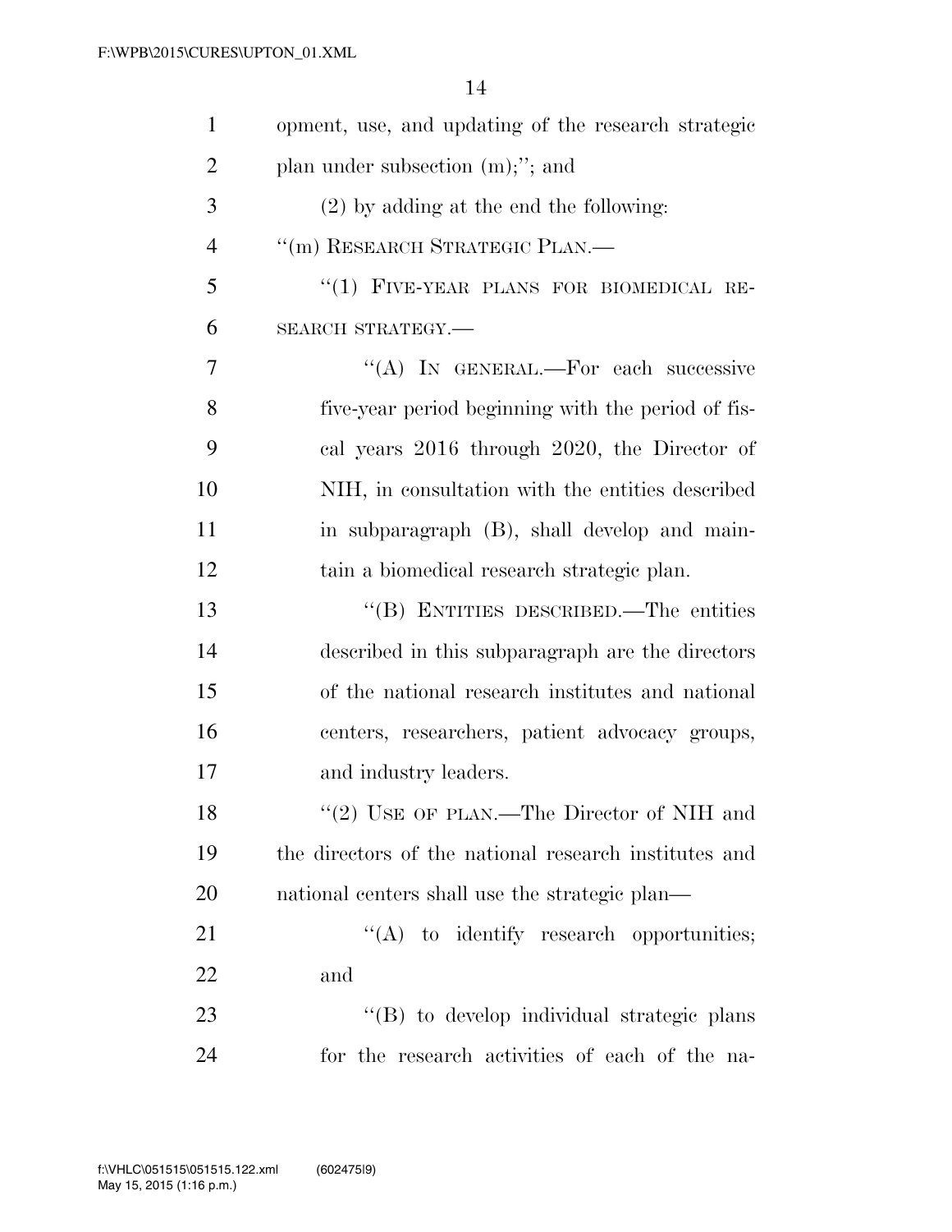opment, use, and updating of the research strategic plan under subsection (m);''; and

(2) by adding at the end the following:

''(m) RESEARCH STRATEGIC PLAN.—

''(1) FIVE-YEAR PLANS FOR BIOMEDICAL RESEARCH STRATEGY.—

''(A) IN GENERAL.—For each successive five-year period beginning with the period of fiscal years 2016 through 2020, the Director of NIH, in consultation with the entities described in subparagraph (B), shall develop and maintain a biomedical research strategic plan.

''(B) ENTITIES DESCRIBED.—The entities described in this subparagraph are the directors of the national research institutes and national centers, researchers, patient advocacy groups, and industry leaders.

''(2) USE OF PLAN.—The Director of NIH and the directors of the national research institutes and national centers shall use the strategic plan—

''(A) to identify research opportunities; and

''(B) to develop individual strategic plans for the research activities of each of the na-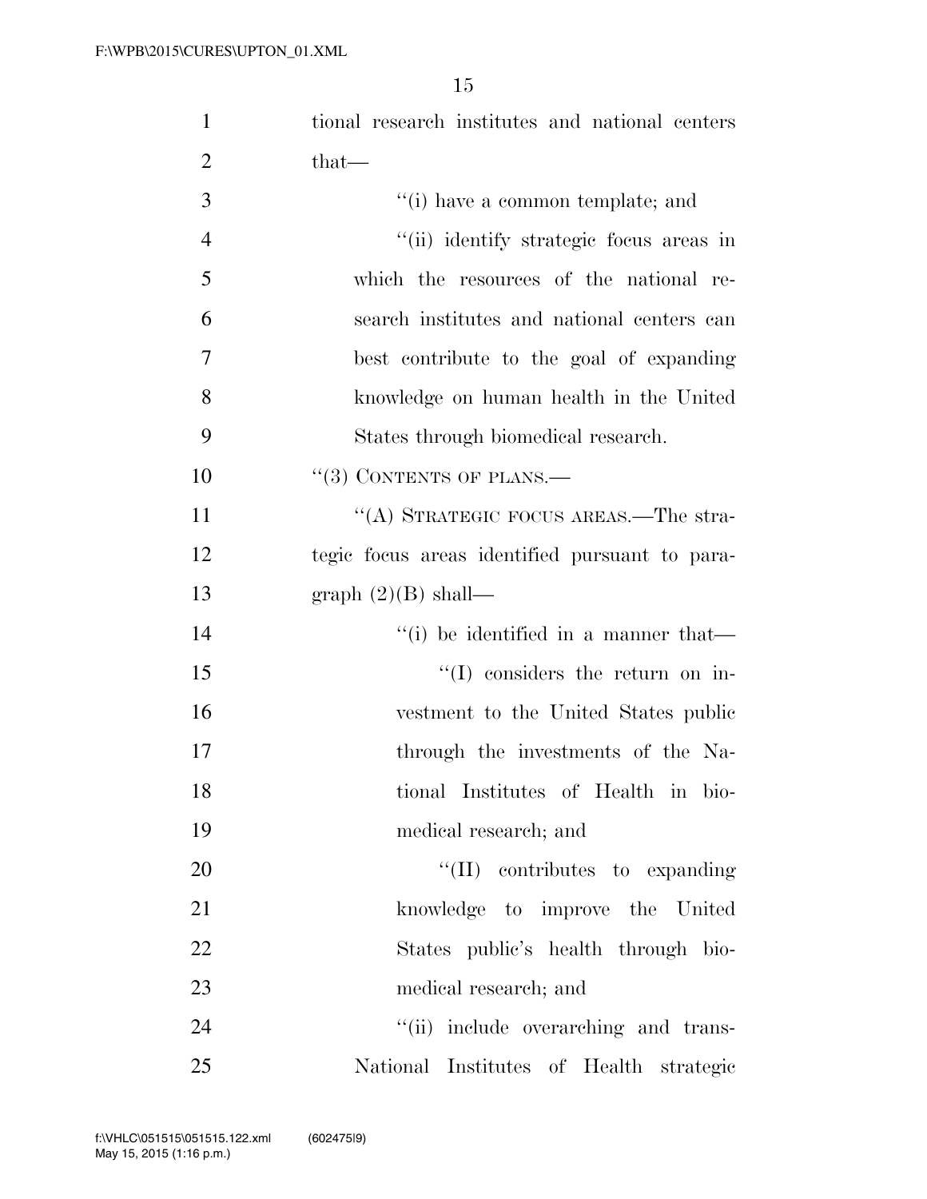tional research institutes and national centers that—

''(i) have a common template; and

''(ii) identify strategic focus areas in which the resources of the national research institutes and national centers can best contribute to the goal of expanding knowledge on human health in the United States through biomedical research.

''(3) CONTENTS OF PLANS.—

''(A) STRATEGIC FOCUS AREAS.—The strategic focus areas identified pursuant to paragraph (2)(B) shall—

''(i) be identified in a manner that—

''(I) considers the return on investment to the United States public through the investments of the National Institutes of Health in biomedical research; and

''(II) contributes to expanding knowledge to improve the United States public's health through biomedical research; and

''(ii) include overarching and trans-National Institutes of Health strategic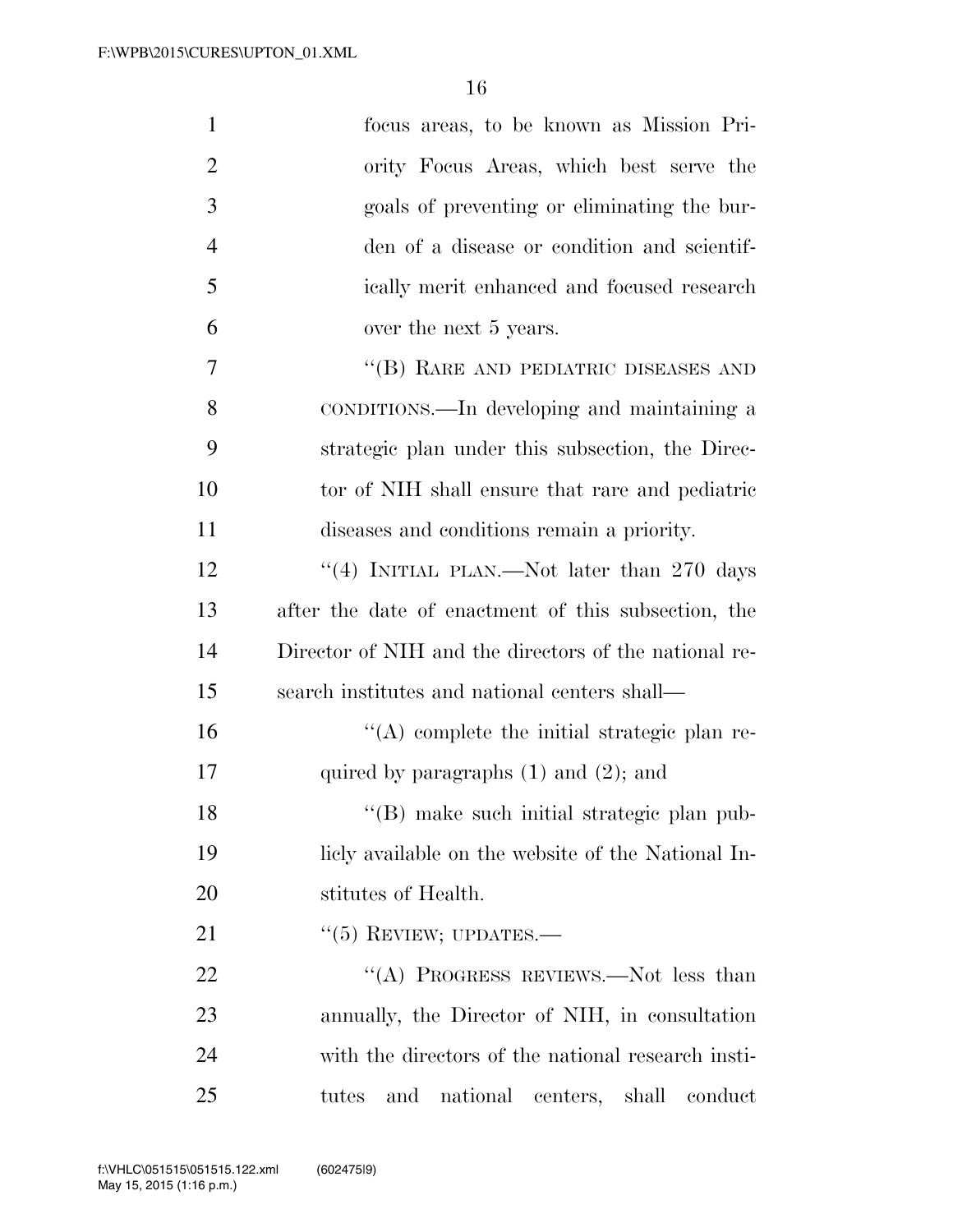focus areas, to be known as Mission Priority Focus Areas, which best serve the goals of preventing or eliminating the burden of a disease or condition and scientifically merit enhanced and focused research over the next 5 years.

"(B) RARE AND PEDIATRIC DISEASES AND CONDITIONS.—In developing and maintaining a strategic plan under this subsection, the Director of NIH shall ensure that rare and pediatric diseases and conditions remain a priority.

"(4) INITIAL PLAN.—Not later than 270 days after the date of enactment of this subsection, the Director of NIH and the directors of the national research institutes and national centers shall—

"(A) complete the initial strategic plan required by paragraphs (1) and (2); and

"(B) make such initial strategic plan publicly available on the website of the National Institutes of Health.

"(5) REVIEW; UPDATES.—

"(A) PROGRESS REVIEWS.—Not less than annually, the Director of NIH, in consultation with the directors of the national research institutes and national centers, shall conduct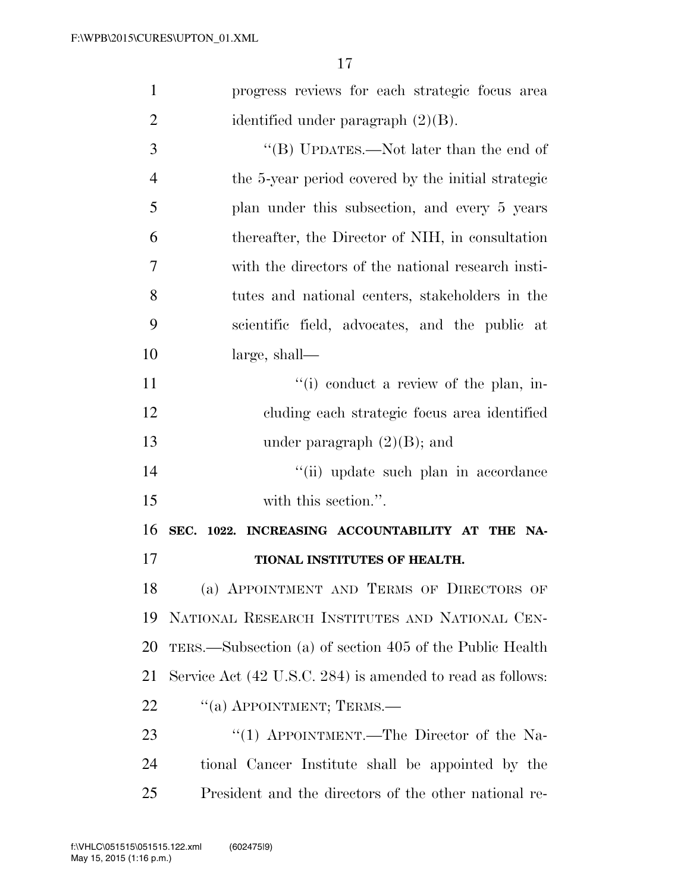progress reviews for each strategic focus area identified under paragraph (2)(B).

"(B) UPDATES.—Not later than the end of the 5-year period covered by the initial strategic plan under this subsection, and every 5 years thereafter, the Director of NIH, in consultation with the directors of the national research institutes and national centers, stakeholders in the scientific field, advocates, and the public at large, shall—

"(i) conduct a review of the plan, including each strategic focus area identified under paragraph (2)(B); and

"(ii) update such plan in accordance with this section.".

**SEC. 1022. INCREASING ACCOUNTABILITY AT THE NATIONAL INSTITUTES OF HEALTH.**

(a) APPOINTMENT AND TERMS OF DIRECTORS OF NATIONAL RESEARCH INSTITUTES AND NATIONAL CENTERS.—Subsection (a) of section 405 of the Public Health Service Act (42 U.S.C. 284) is amended to read as follows:

"(a) APPOINTMENT; TERMS.—

"(1) APPOINTMENT.—The Director of the National Cancer Institute shall be appointed by the President and the directors of the other national re-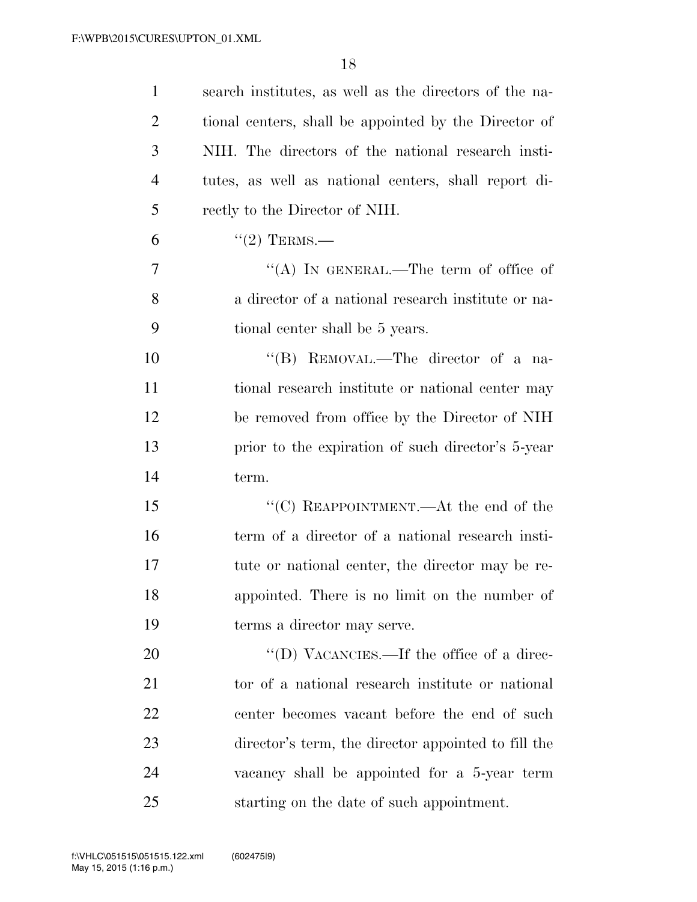search institutes, as well as the directors of the national centers, shall be appointed by the Director of NIH. The directors of the national research institutes, as well as national centers, shall report directly to the Director of NIH.

"(2) TERMS.—

"(A) IN GENERAL.—The term of office of a director of a national research institute or national center shall be 5 years.

"(B) REMOVAL.—The director of a national research institute or national center may be removed from office by the Director of NIH prior to the expiration of such director's 5-year term.

"(C) REAPPOINTMENT.—At the end of the term of a director of a national research institute or national center, the director may be reappointed. There is no limit on the number of terms a director may serve.

"(D) VACANCIES.—If the office of a director of a national research institute or national center becomes vacant before the end of such director's term, the director appointed to fill the vacancy shall be appointed for a 5-year term starting on the date of such appointment.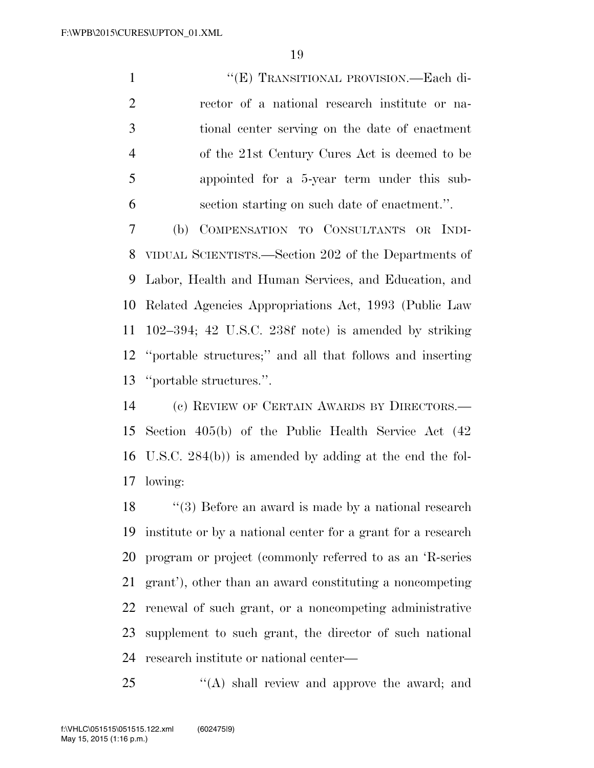"(E) TRANSITIONAL PROVISION.—Each director of a national research institute or national center serving on the date of enactment of the 21st Century Cures Act is deemed to be appointed for a 5-year term under this subsection starting on such date of enactment.".

(b) COMPENSATION TO CONSULTANTS OR INDIVIDUAL SCIENTISTS.—Section 202 of the Departments of Labor, Health and Human Services, and Education, and Related Agencies Appropriations Act, 1993 (Public Law 102–394; 42 U.S.C. 238f note) is amended by striking "portable structures;" and all that follows and inserting "portable structures.".

(c) REVIEW OF CERTAIN AWARDS BY DIRECTORS.—Section 405(b) of the Public Health Service Act (42 U.S.C. 284(b)) is amended by adding at the end the following:

"(3) Before an award is made by a national research institute or by a national center for a grant for a research program or project (commonly referred to as an 'R-series grant'), other than an award constituting a noncompeting renewal of such grant, or a noncompeting administrative supplement to such grant, the director of such national research institute or national center—

"(A) shall review and approve the award; and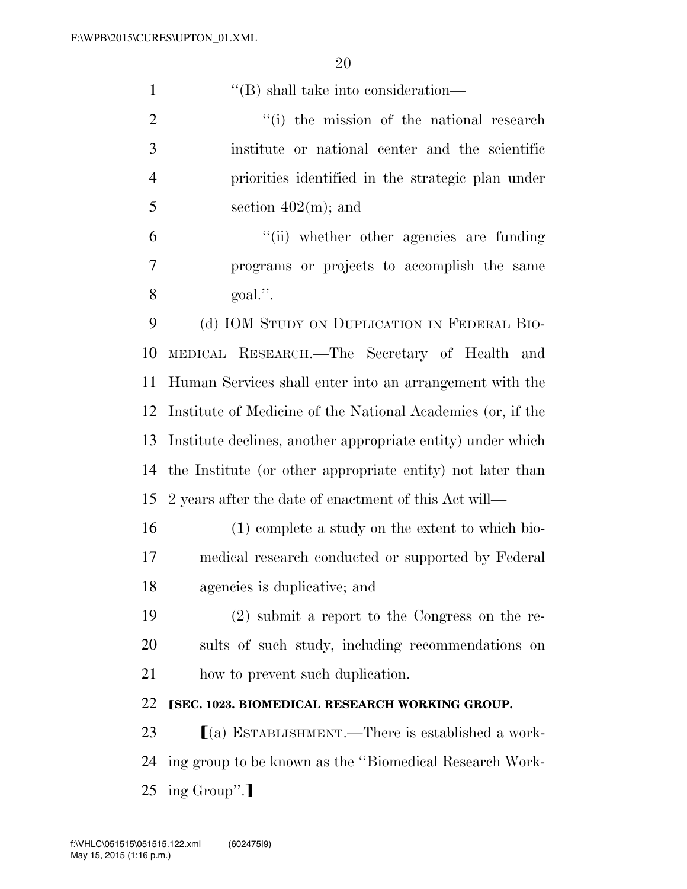''(B) shall take into consideration—

''(i) the mission of the national research institute or national center and the scientific priorities identified in the strategic plan under section 402(m); and

''(ii) whether other agencies are funding programs or projects to accomplish the same goal.''.

(d) IOM STUDY ON DUPLICATION IN FEDERAL BIOMEDICAL RESEARCH.—The Secretary of Health and Human Services shall enter into an arrangement with the Institute of Medicine of the National Academies (or, if the Institute declines, another appropriate entity) under which the Institute (or other appropriate entity) not later than 2 years after the date of enactment of this Act will—

(1) complete a study on the extent to which biomedical research conducted or supported by Federal agencies is duplicative; and

(2) submit a report to the Congress on the results of such study, including recommendations on how to prevent such duplication.

**[SEC. 1023. BIOMEDICAL RESEARCH WORKING GROUP.**

[(a) ESTABLISHMENT.—There is established a working group to be known as the ''Biomedical Research Working Group''.]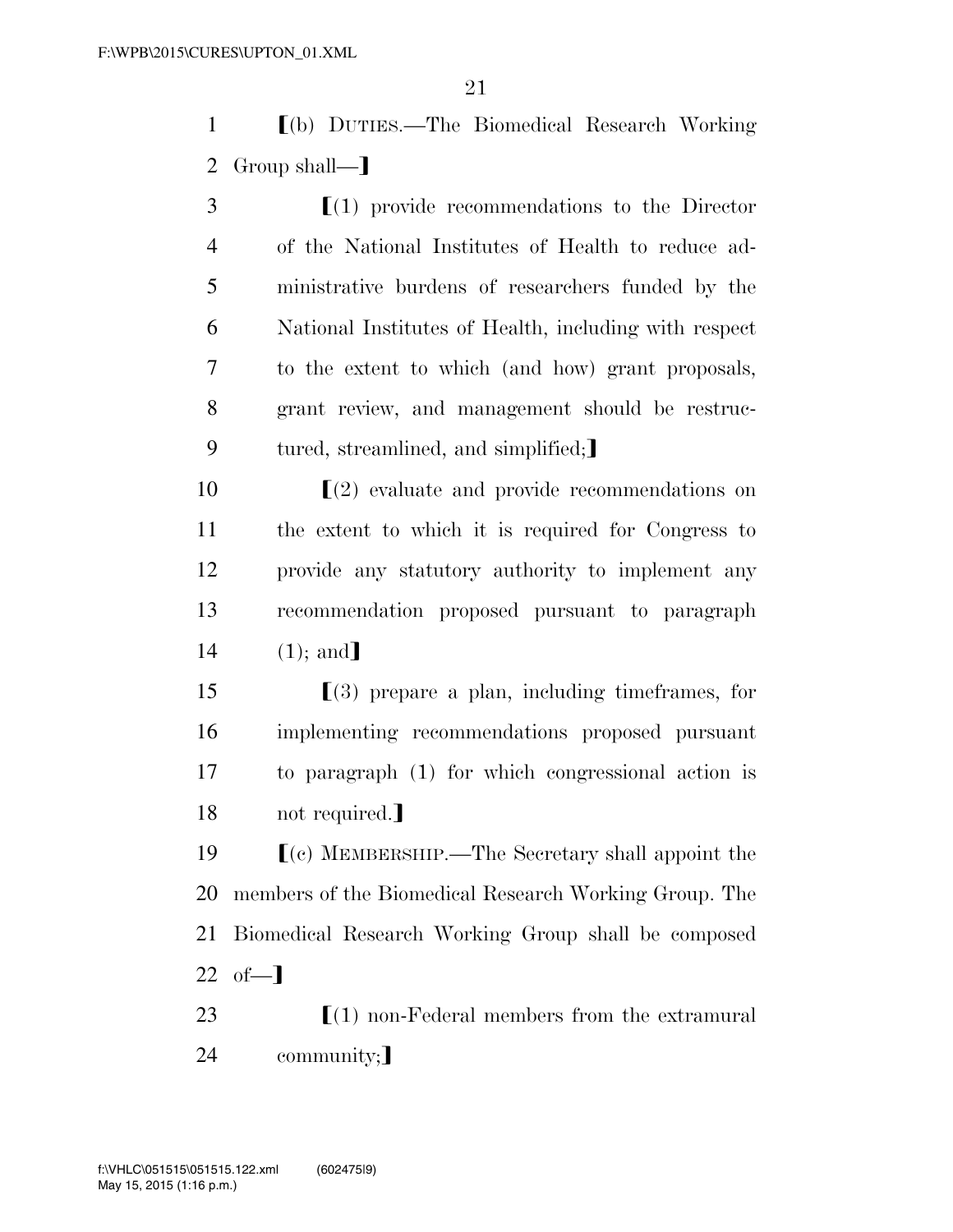⟦(b) DUTIES.—The Biomedical Research Working Group shall—⟧

⟦(1) provide recommendations to the Director of the National Institutes of Health to reduce administrative burdens of researchers funded by the National Institutes of Health, including with respect to the extent to which (and how) grant proposals, grant review, and management should be restructured, streamlined, and simplified;⟧

⟦(2) evaluate and provide recommendations on the extent to which it is required for Congress to provide any statutory authority to implement any recommendation proposed pursuant to paragraph (1); and⟧

⟦(3) prepare a plan, including timeframes, for implementing recommendations proposed pursuant to paragraph (1) for which congressional action is not required.⟧

⟦(c) MEMBERSHIP.—The Secretary shall appoint the members of the Biomedical Research Working Group. The Biomedical Research Working Group shall be composed of—⟧

⟦(1) non-Federal members from the extramural community;⟧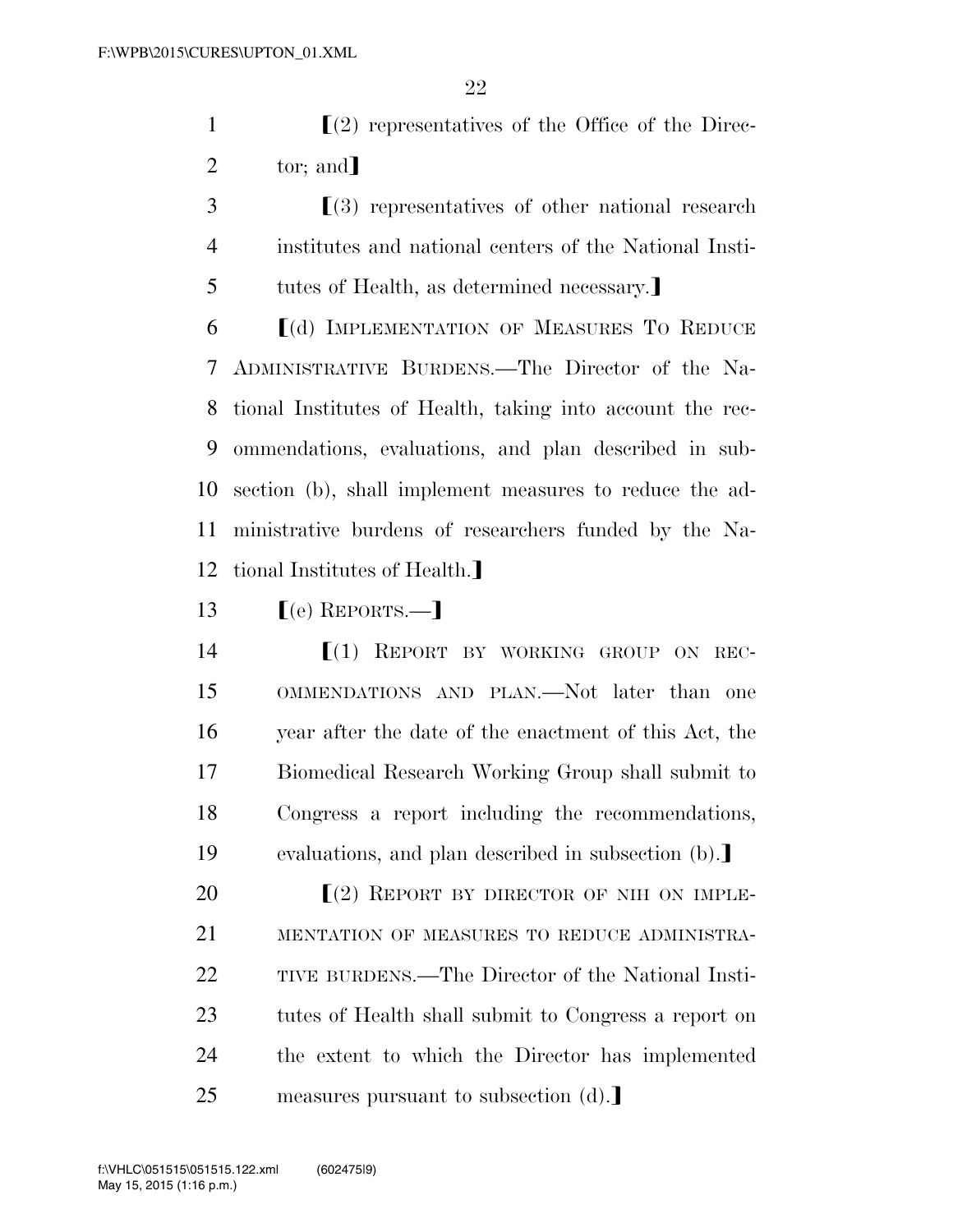⟦(2) representatives of the Office of the Director; and⟧

⟦(3) representatives of other national research institutes and national centers of the National Institutes of Health, as determined necessary.⟧

⟦(d) IMPLEMENTATION OF MEASURES TO REDUCE ADMINISTRATIVE BURDENS.—The Director of the National Institutes of Health, taking into account the recommendations, evaluations, and plan described in subsection (b), shall implement measures to reduce the administrative burdens of researchers funded by the National Institutes of Health.⟧

⟦(e) REPORTS.—⟧

⟦(1) REPORT BY WORKING GROUP ON RECOMMENDATIONS AND PLAN.—Not later than one year after the date of the enactment of this Act, the Biomedical Research Working Group shall submit to Congress a report including the recommendations, evaluations, and plan described in subsection (b).⟧

⟦(2) REPORT BY DIRECTOR OF NIH ON IMPLEMENTATION OF MEASURES TO REDUCE ADMINISTRATIVE BURDENS.—The Director of the National Institutes of Health shall submit to Congress a report on the extent to which the Director has implemented measures pursuant to subsection (d).⟧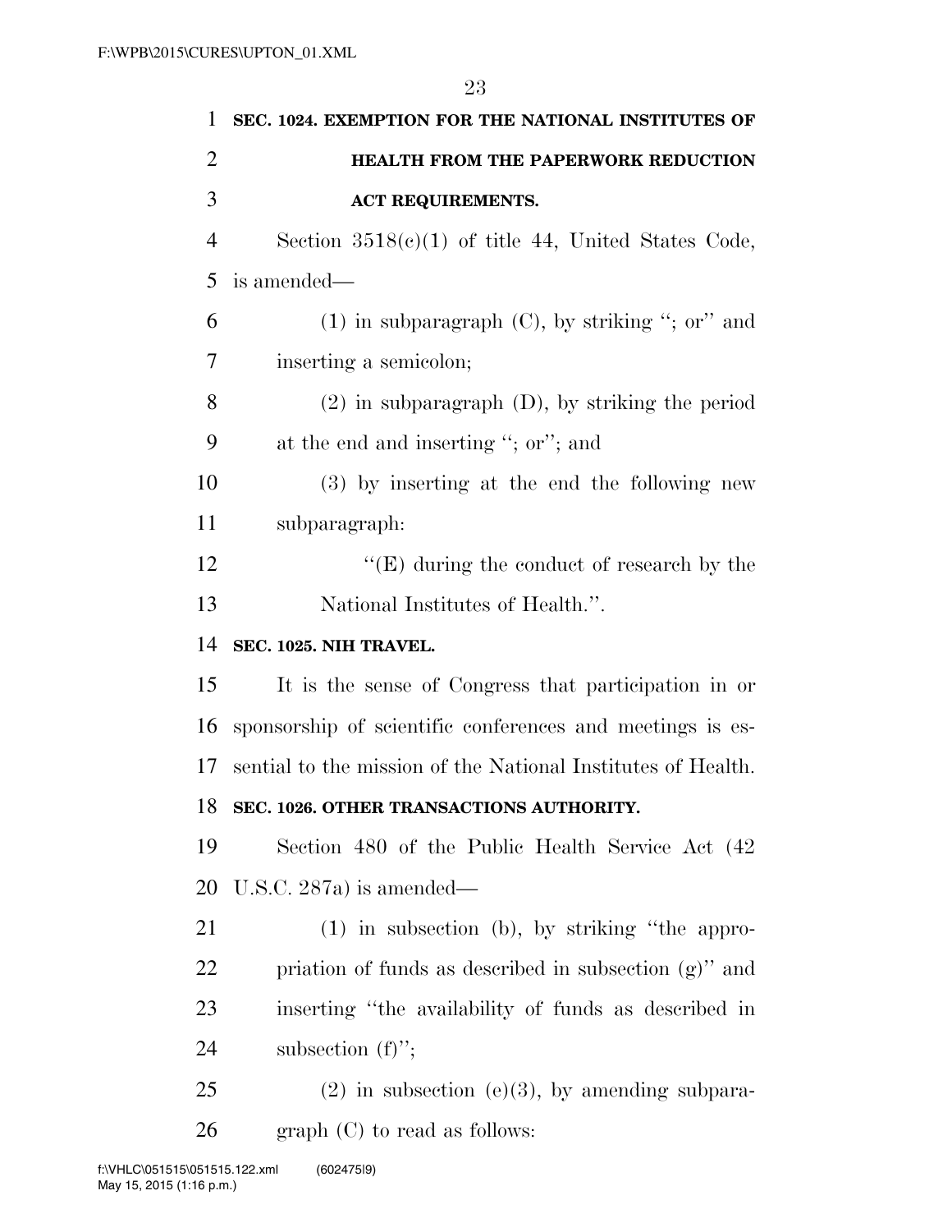**SEC. 1024. EXEMPTION FOR THE NATIONAL INSTITUTES OF HEALTH FROM THE PAPERWORK REDUCTION ACT REQUIREMENTS.**

Section 3518(c)(1) of title 44, United States Code, is amended—

(1) in subparagraph (C), by striking "; or" and inserting a semicolon;

(2) in subparagraph (D), by striking the period at the end and inserting "; or"; and

(3) by inserting at the end the following new subparagraph:

"(E) during the conduct of research by the National Institutes of Health.".

**SEC. 1025. NIH TRAVEL.**

It is the sense of Congress that participation in or sponsorship of scientific conferences and meetings is essential to the mission of the National Institutes of Health.

**SEC. 1026. OTHER TRANSACTIONS AUTHORITY.**

Section 480 of the Public Health Service Act (42 U.S.C. 287a) is amended—

(1) in subsection (b), by striking "the appropriation of funds as described in subsection (g)" and inserting "the availability of funds as described in subsection (f)";

(2) in subsection (e)(3), by amending subparagraph (C) to read as follows: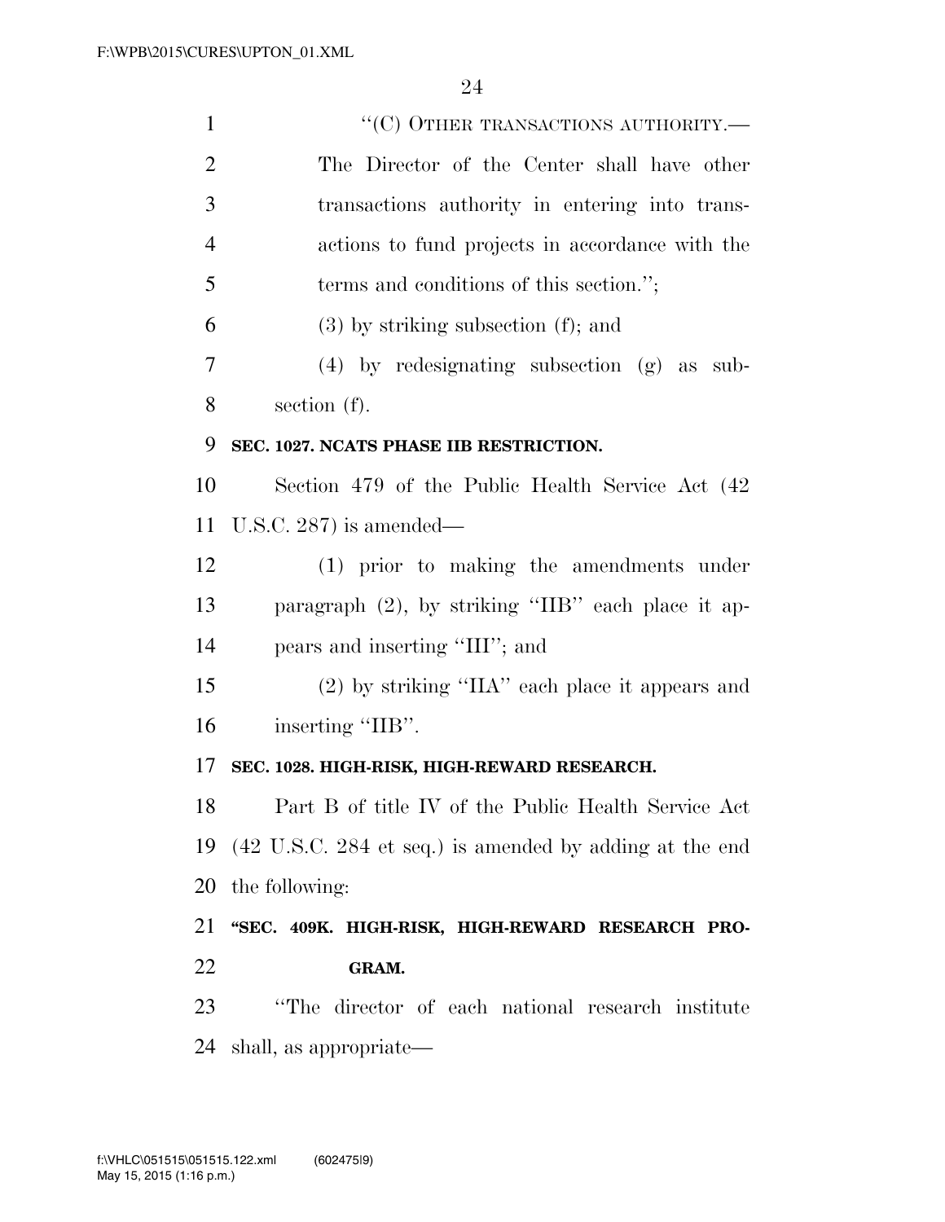"(C) OTHER TRANSACTIONS AUTHORITY.—The Director of the Center shall have other transactions authority in entering into transactions to fund projects in accordance with the terms and conditions of this section.";

(3) by striking subsection (f); and

(4) by redesignating subsection (g) as subsection (f).

**SEC. 1027. NCATS PHASE IIB RESTRICTION.**

Section 479 of the Public Health Service Act (42 U.S.C. 287) is amended—

(1) prior to making the amendments under paragraph (2), by striking "IIB" each place it appears and inserting "III"; and

(2) by striking "IIA" each place it appears and inserting "IIB".

**SEC. 1028. HIGH-RISK, HIGH-REWARD RESEARCH.**

Part B of title IV of the Public Health Service Act (42 U.S.C. 284 et seq.) is amended by adding at the end the following:

**"SEC. 409K. HIGH-RISK, HIGH-REWARD RESEARCH PROGRAM.**

"The director of each national research institute shall, as appropriate—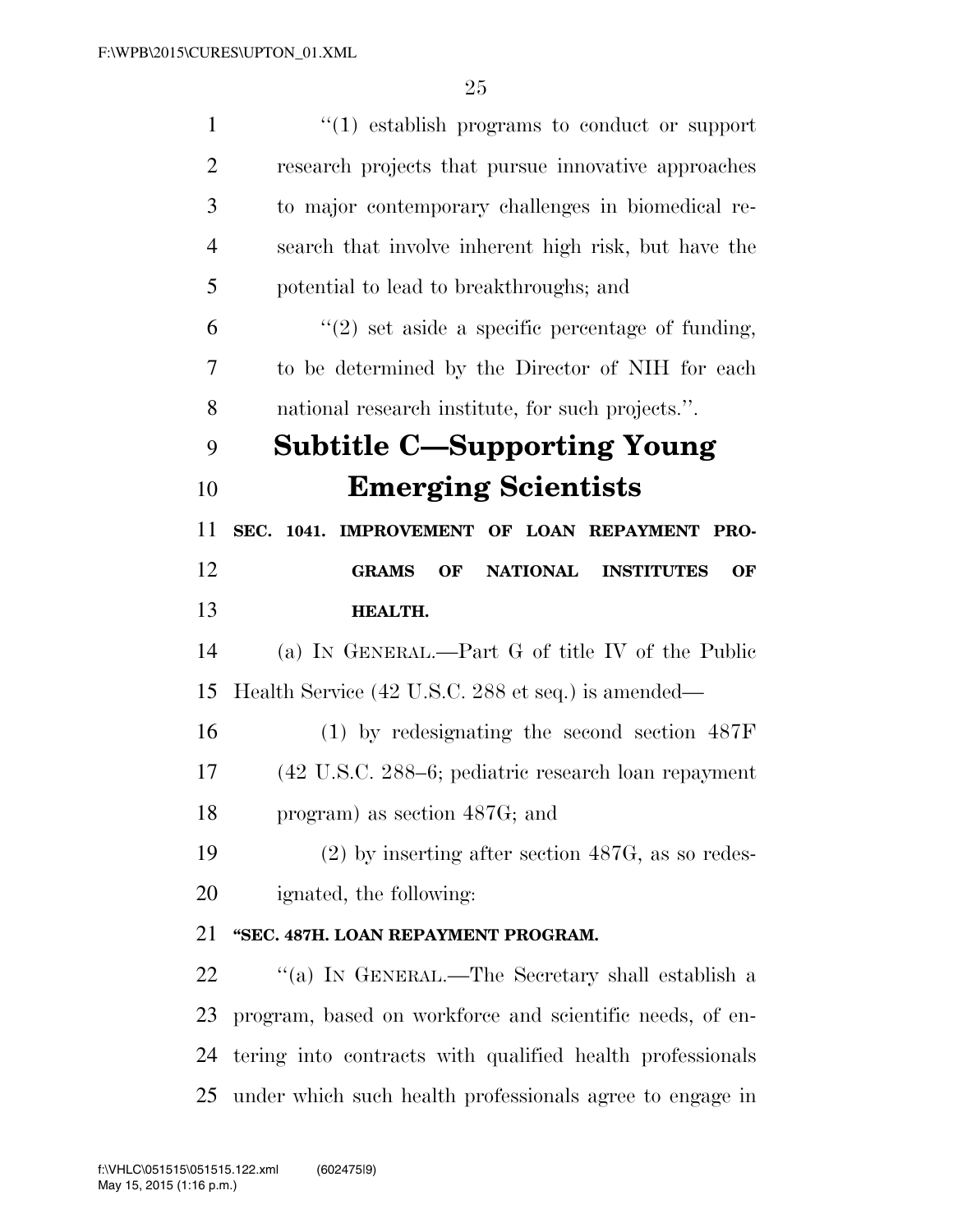"(1) establish programs to conduct or support research projects that pursue innovative approaches to major contemporary challenges in biomedical research that involve inherent high risk, but have the potential to lead to breakthroughs; and

"(2) set aside a specific percentage of funding, to be determined by the Director of NIH for each national research institute, for such projects.".

## Subtitle C—Supporting Young Emerging Scientists

**SEC. 1041. IMPROVEMENT OF LOAN REPAYMENT PROGRAMS OF NATIONAL INSTITUTES OF HEALTH.**

(a) IN GENERAL.—Part G of title IV of the Public Health Service (42 U.S.C. 288 et seq.) is amended—

(1) by redesignating the second section 487F (42 U.S.C. 288–6; pediatric research loan repayment program) as section 487G; and

(2) by inserting after section 487G, as so redesignated, the following:

**"SEC. 487H. LOAN REPAYMENT PROGRAM.**

"(a) IN GENERAL.—The Secretary shall establish a program, based on workforce and scientific needs, of entering into contracts with qualified health professionals under which such health professionals agree to engage in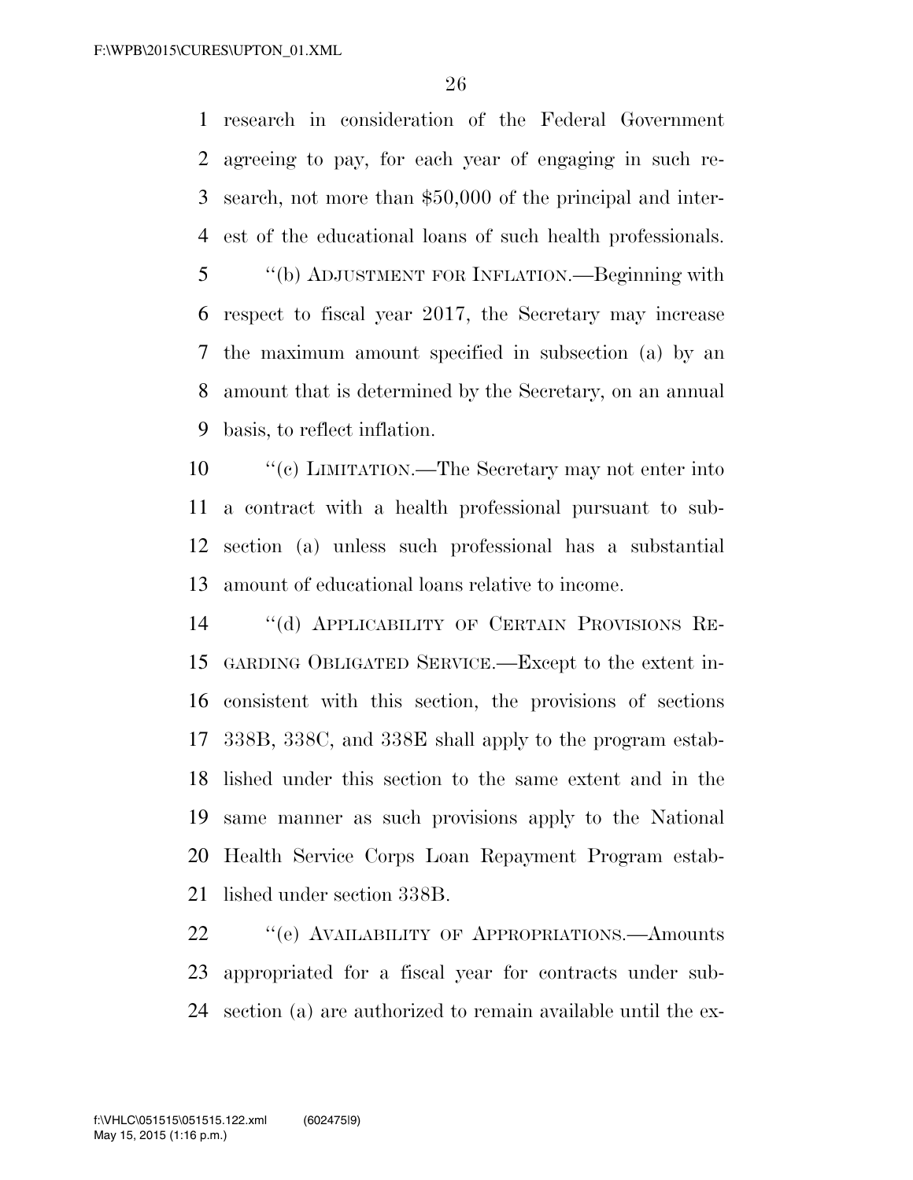research in consideration of the Federal Government agreeing to pay, for each year of engaging in such research, not more than $50,000 of the principal and interest of the educational loans of such health professionals.

"(b) ADJUSTMENT FOR INFLATION.—Beginning with respect to fiscal year 2017, the Secretary may increase the maximum amount specified in subsection (a) by an amount that is determined by the Secretary, on an annual basis, to reflect inflation.

"(c) LIMITATION.—The Secretary may not enter into a contract with a health professional pursuant to subsection (a) unless such professional has a substantial amount of educational loans relative to income.

"(d) APPLICABILITY OF CERTAIN PROVISIONS REGARDING OBLIGATED SERVICE.—Except to the extent inconsistent with this section, the provisions of sections 338B, 338C, and 338E shall apply to the program established under this section to the same extent and in the same manner as such provisions apply to the National Health Service Corps Loan Repayment Program established under section 338B.

"(e) AVAILABILITY OF APPROPRIATIONS.—Amounts appropriated for a fiscal year for contracts under subsection (a) are authorized to remain available until the ex-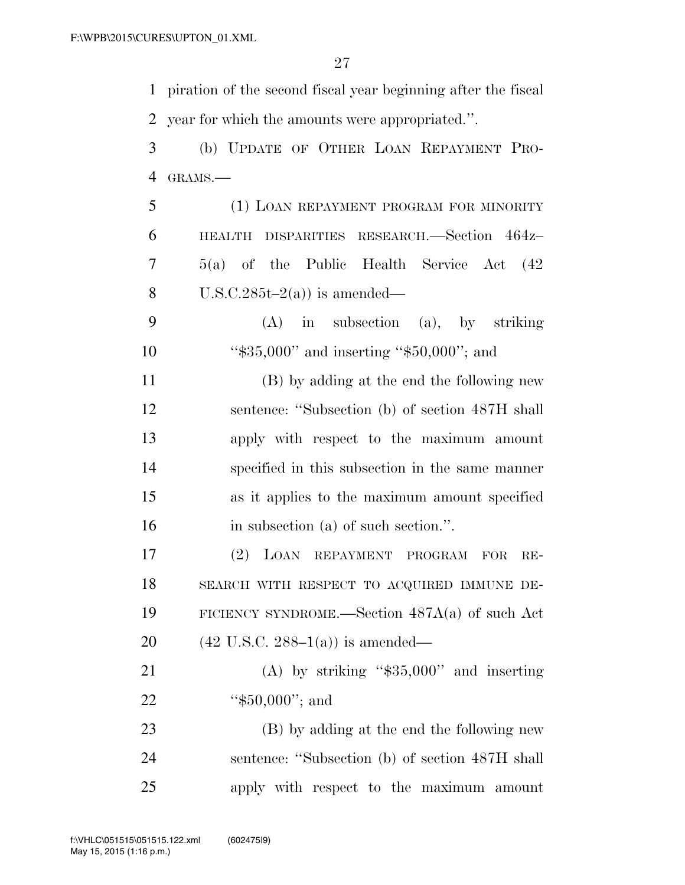piration of the second fiscal year beginning after the fiscal year for which the amounts were appropriated.''.

(b) UPDATE OF OTHER LOAN REPAYMENT PROGRAMS.—

(1) LOAN REPAYMENT PROGRAM FOR MINORITY HEALTH DISPARITIES RESEARCH.—Section 464z–5(a) of the Public Health Service Act (42 U.S.C.285t–2(a)) is amended—

(A) in subsection (a), by striking ''$35,000'' and inserting ''$50,000''; and

(B) by adding at the end the following new sentence: ''Subsection (b) of section 487H shall apply with respect to the maximum amount specified in this subsection in the same manner as it applies to the maximum amount specified in subsection (a) of such section.''.

(2) LOAN REPAYMENT PROGRAM FOR RESEARCH WITH RESPECT TO ACQUIRED IMMUNE DEFICIENCY SYNDROME.—Section 487A(a) of such Act (42 U.S.C. 288–1(a)) is amended—

(A) by striking ''$35,000'' and inserting ''$50,000''; and

(B) by adding at the end the following new sentence: ''Subsection (b) of section 487H shall apply with respect to the maximum amount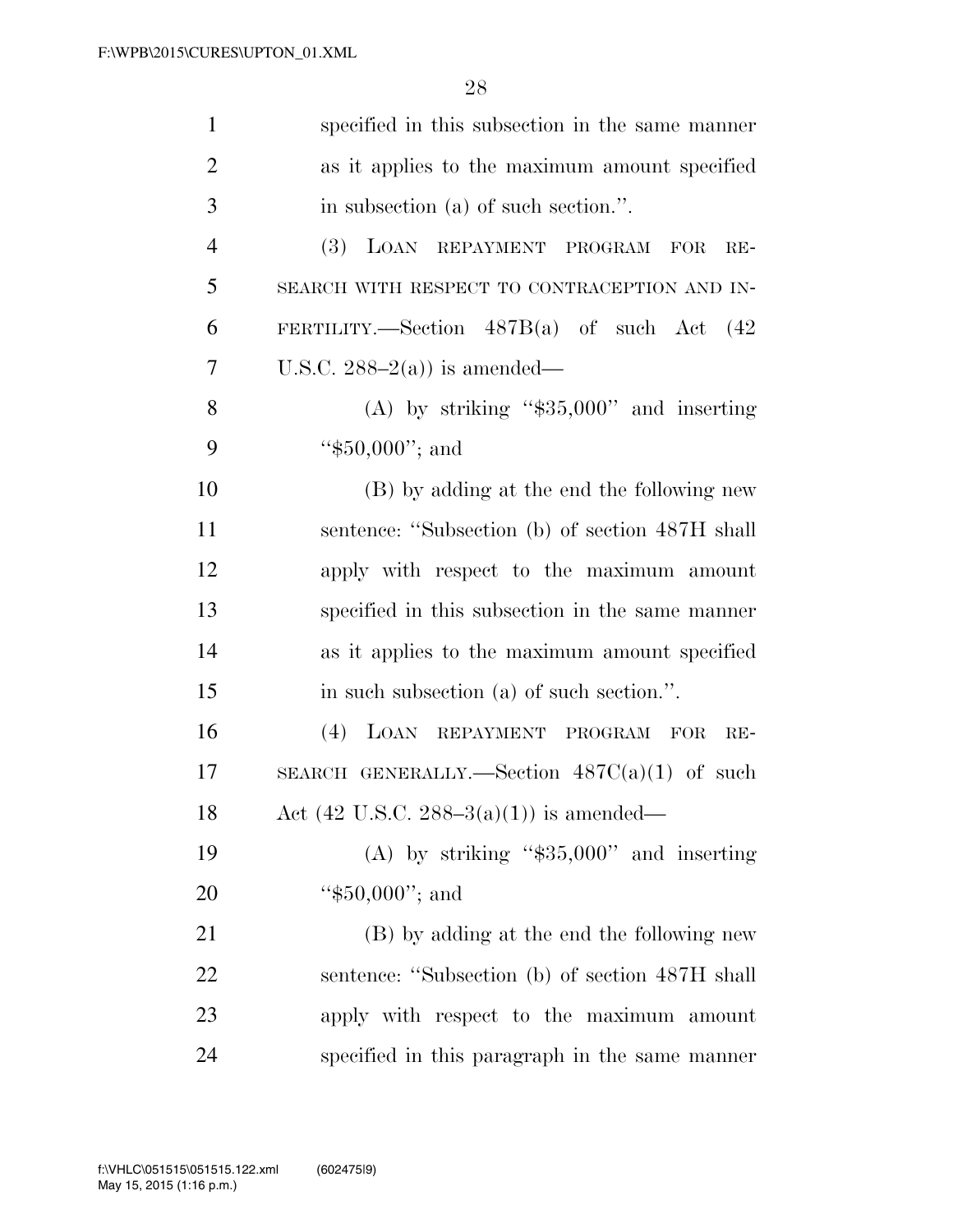specified in this subsection in the same manner as it applies to the maximum amount specified in subsection (a) of such section.''.

(3) LOAN REPAYMENT PROGRAM FOR RESEARCH WITH RESPECT TO CONTRACEPTION AND INFERTILITY.—Section 487B(a) of such Act (42 U.S.C. 288–2(a)) is amended—

(A) by striking ''$35,000'' and inserting ''$50,000''; and

(B) by adding at the end the following new sentence: ''Subsection (b) of section 487H shall apply with respect to the maximum amount specified in this subsection in the same manner as it applies to the maximum amount specified in such subsection (a) of such section.''.

(4) LOAN REPAYMENT PROGRAM FOR RESEARCH GENERALLY.—Section 487C(a)(1) of such Act (42 U.S.C. 288–3(a)(1)) is amended—

(A) by striking ''$35,000'' and inserting ''$50,000''; and

(B) by adding at the end the following new sentence: ''Subsection (b) of section 487H shall apply with respect to the maximum amount specified in this paragraph in the same manner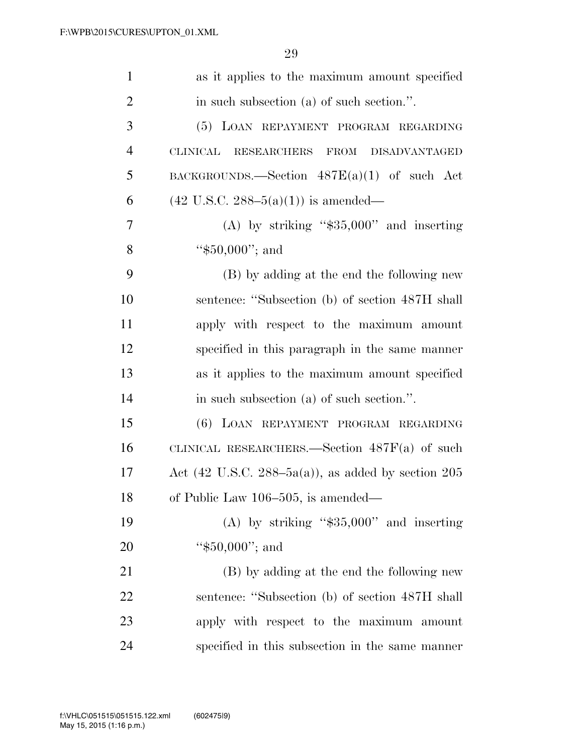as it applies to the maximum amount specified in such subsection (a) of such section.''.

(5) LOAN REPAYMENT PROGRAM REGARDING CLINICAL RESEARCHERS FROM DISADVANTAGED BACKGROUNDS.—Section 487E(a)(1) of such Act (42 U.S.C. 288–5(a)(1)) is amended—

(A) by striking ''$35,000'' and inserting ''$50,000''; and

(B) by adding at the end the following new sentence: ''Subsection (b) of section 487H shall apply with respect to the maximum amount specified in this paragraph in the same manner as it applies to the maximum amount specified in such subsection (a) of such section.''.

(6) LOAN REPAYMENT PROGRAM REGARDING CLINICAL RESEARCHERS.—Section 487F(a) of such Act (42 U.S.C. 288–5a(a)), as added by section 205 of Public Law 106–505, is amended—

(A) by striking ''$35,000'' and inserting ''$50,000''; and

(B) by adding at the end the following new sentence: ''Subsection (b) of section 487H shall apply with respect to the maximum amount specified in this subsection in the same manner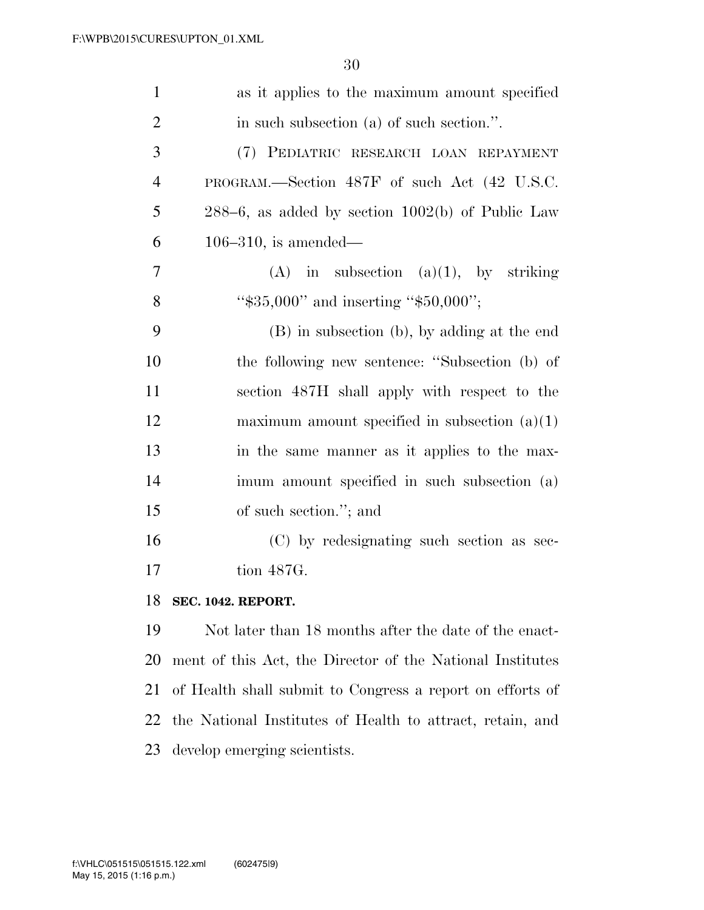as it applies to the maximum amount specified in such subsection (a) of such section.''.

(7) PEDIATRIC RESEARCH LOAN REPAYMENT PROGRAM.—Section 487F of such Act (42 U.S.C. 288–6, as added by section 1002(b) of Public Law 106–310, is amended—

(A) in subsection (a)(1), by striking ''$35,000'' and inserting ''$50,000'';

(B) in subsection (b), by adding at the end the following new sentence: ''Subsection (b) of section 487H shall apply with respect to the maximum amount specified in subsection (a)(1) in the same manner as it applies to the maximum amount specified in such subsection (a) of such section.''; and

(C) by redesignating such section as section 487G.

**SEC. 1042. REPORT.**

Not later than 18 months after the date of the enactment of this Act, the Director of the National Institutes of Health shall submit to Congress a report on efforts of the National Institutes of Health to attract, retain, and develop emerging scientists.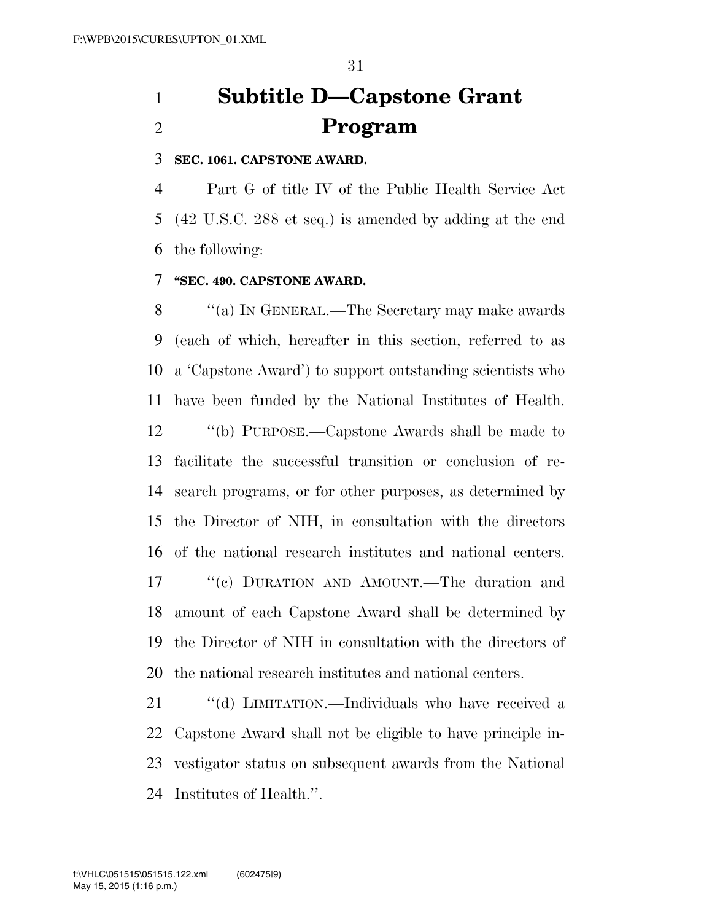# Subtitle D—Capstone Grant Program

**SEC. 1061. CAPSTONE AWARD.**

Part G of title IV of the Public Health Service Act (42 U.S.C. 288 et seq.) is amended by adding at the end the following:

**"SEC. 490. CAPSTONE AWARD.**

"(a) IN GENERAL.—The Secretary may make awards (each of which, hereafter in this section, referred to as a 'Capstone Award') to support outstanding scientists who have been funded by the National Institutes of Health.

"(b) PURPOSE.—Capstone Awards shall be made to facilitate the successful transition or conclusion of research programs, or for other purposes, as determined by the Director of NIH, in consultation with the directors of the national research institutes and national centers.

"(c) DURATION AND AMOUNT.—The duration and amount of each Capstone Award shall be determined by the Director of NIH in consultation with the directors of the national research institutes and national centers.

"(d) LIMITATION.—Individuals who have received a Capstone Award shall not be eligible to have principle investigator status on subsequent awards from the National Institutes of Health.".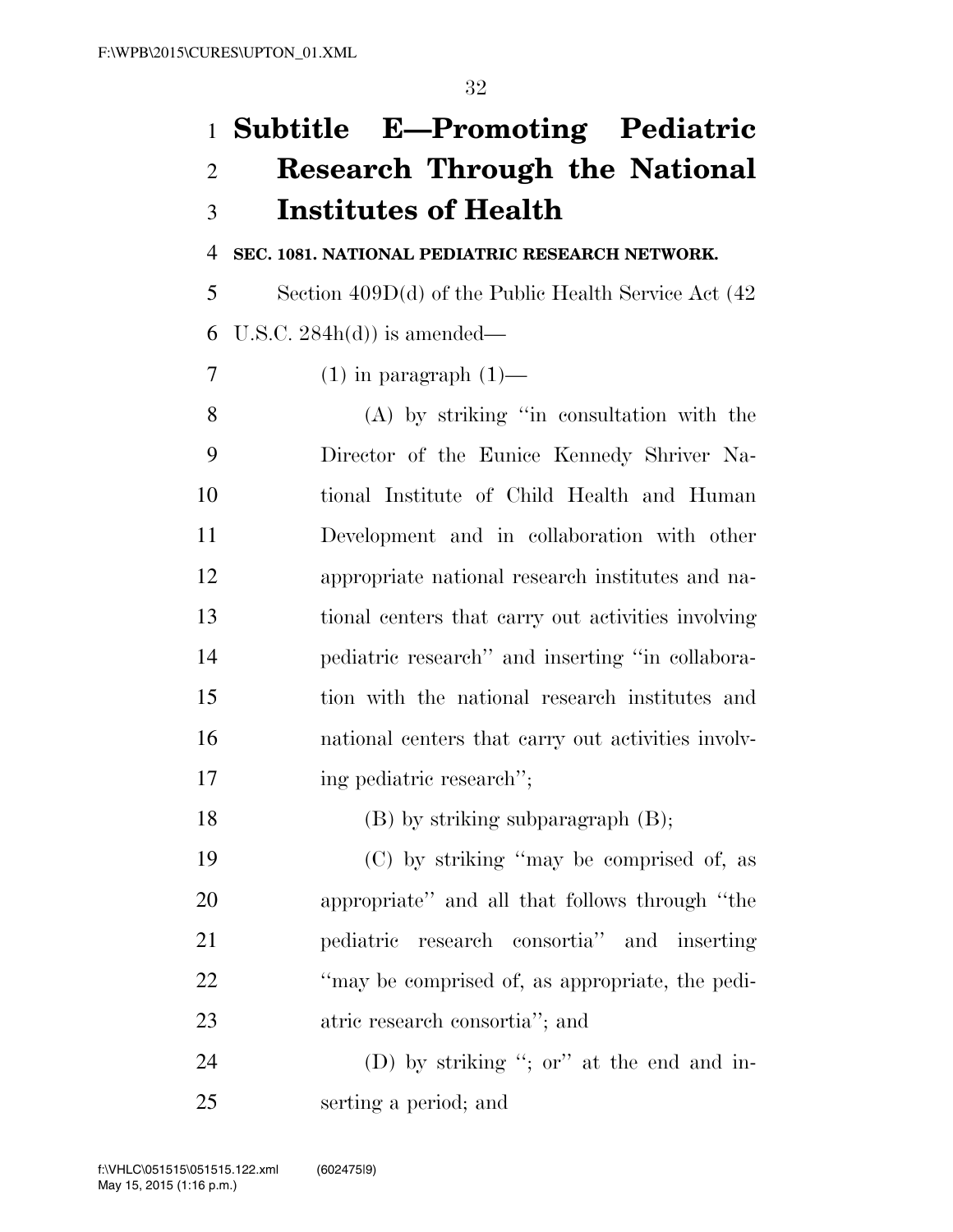# Subtitle E—Promoting Pediatric Research Through the National Institutes of Health

**SEC. 1081. NATIONAL PEDIATRIC RESEARCH NETWORK.**

Section 409D(d) of the Public Health Service Act (42 U.S.C. 284h(d)) is amended—

(1) in paragraph (1)—

(A) by striking "in consultation with the Director of the Eunice Kennedy Shriver National Institute of Child Health and Human Development and in collaboration with other appropriate national research institutes and national centers that carry out activities involving pediatric research" and inserting "in collaboration with the national research institutes and national centers that carry out activities involving pediatric research";

(B) by striking subparagraph (B);

(C) by striking "may be comprised of, as appropriate" and all that follows through "the pediatric research consortia" and inserting "may be comprised of, as appropriate, the pediatric research consortia"; and

(D) by striking "; or" at the end and inserting a period; and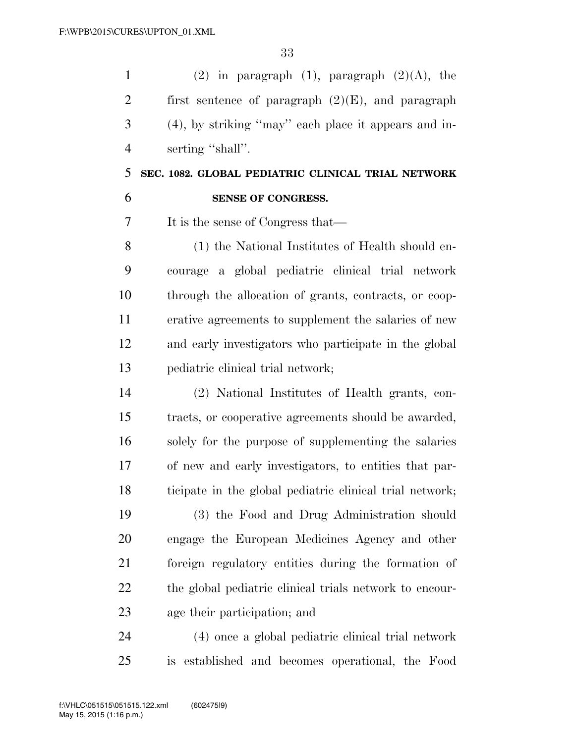(2) in paragraph (1), paragraph (2)(A), the first sentence of paragraph (2)(E), and paragraph (4), by striking "may" each place it appears and inserting "shall".

## SEC. 1082. GLOBAL PEDIATRIC CLINICAL TRIAL NETWORK SENSE OF CONGRESS.

It is the sense of Congress that—

(1) the National Institutes of Health should encourage a global pediatric clinical trial network through the allocation of grants, contracts, or cooperative agreements to supplement the salaries of new and early investigators who participate in the global pediatric clinical trial network;

(2) National Institutes of Health grants, contracts, or cooperative agreements should be awarded, solely for the purpose of supplementing the salaries of new and early investigators, to entities that participate in the global pediatric clinical trial network;

(3) the Food and Drug Administration should engage the European Medicines Agency and other foreign regulatory entities during the formation of the global pediatric clinical trials network to encourage their participation; and

(4) once a global pediatric clinical trial network is established and becomes operational, the Food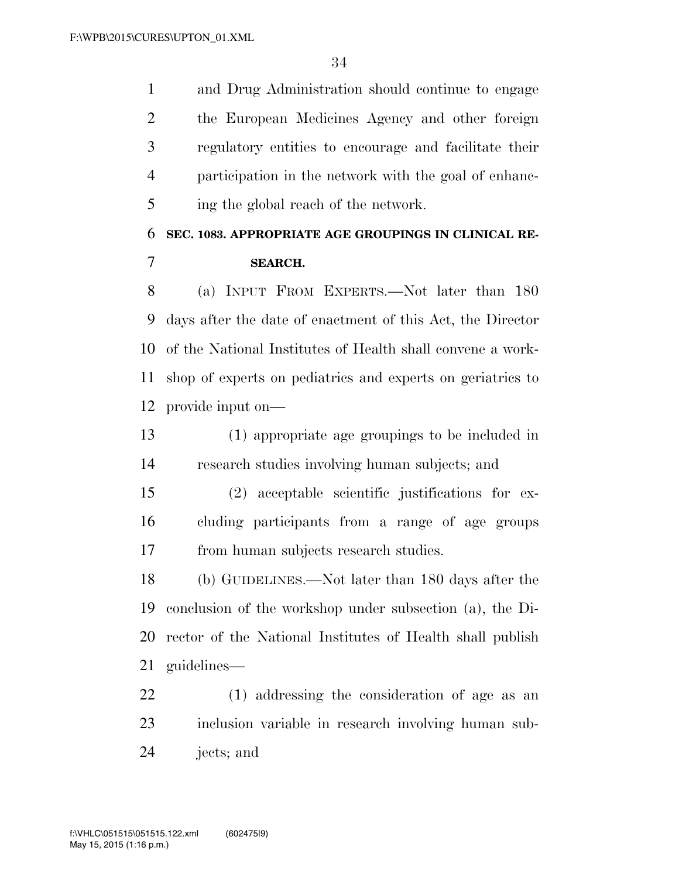and Drug Administration should continue to engage the European Medicines Agency and other foreign regulatory entities to encourage and facilitate their participation in the network with the goal of enhancing the global reach of the network.

**SEC. 1083. APPROPRIATE AGE GROUPINGS IN CLINICAL RESEARCH.**

(a) INPUT FROM EXPERTS.—Not later than 180 days after the date of enactment of this Act, the Director of the National Institutes of Health shall convene a workshop of experts on pediatrics and experts on geriatrics to provide input on—

(1) appropriate age groupings to be included in research studies involving human subjects; and

(2) acceptable scientific justifications for excluding participants from a range of age groups from human subjects research studies.

(b) GUIDELINES.—Not later than 180 days after the conclusion of the workshop under subsection (a), the Director of the National Institutes of Health shall publish guidelines—

(1) addressing the consideration of age as an inclusion variable in research involving human subjects; and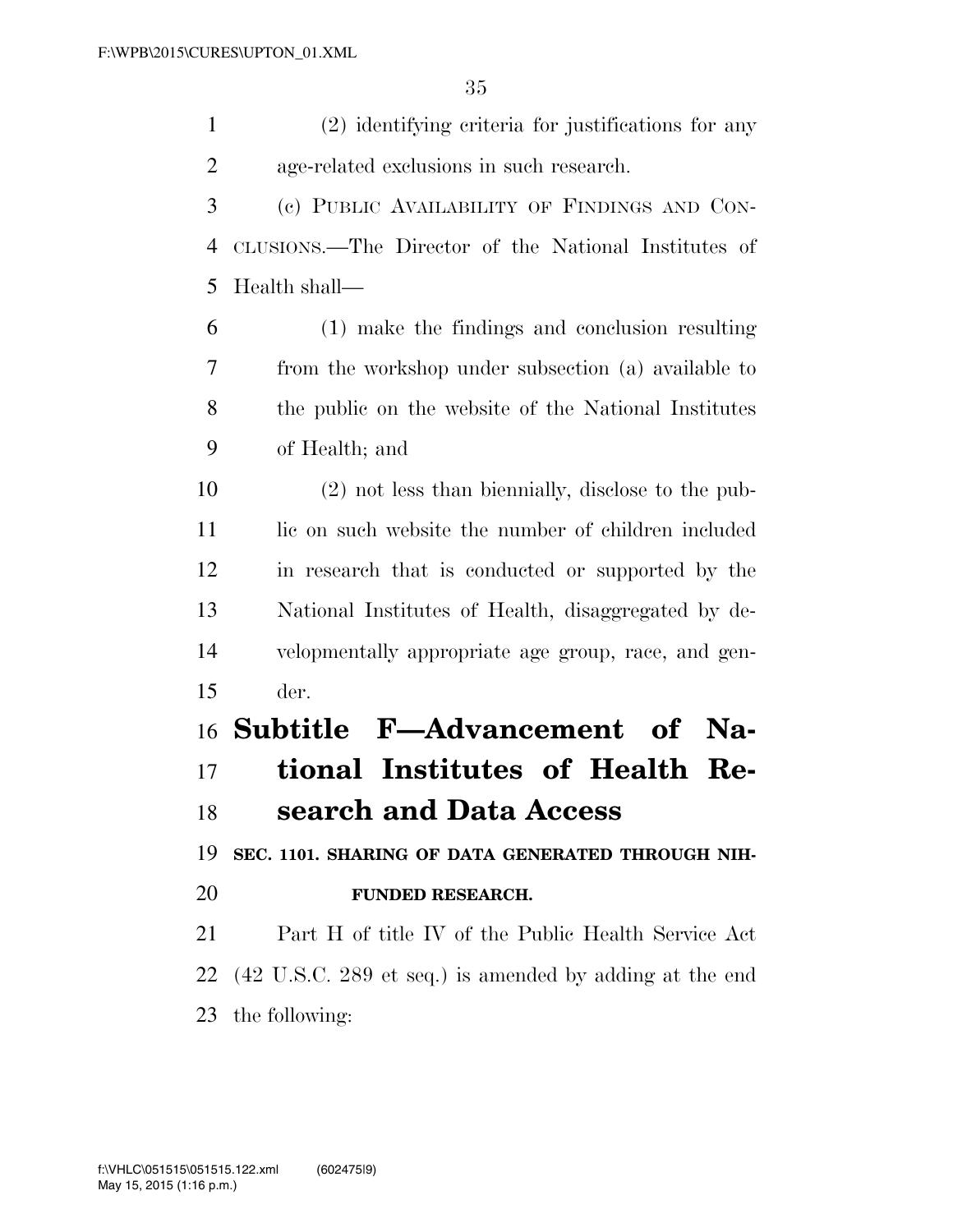(2) identifying criteria for justifications for any age-related exclusions in such research.

(c) PUBLIC AVAILABILITY OF FINDINGS AND CONCLUSIONS.—The Director of the National Institutes of Health shall—

(1) make the findings and conclusion resulting from the workshop under subsection (a) available to the public on the website of the National Institutes of Health; and

(2) not less than biennially, disclose to the public on such website the number of children included in research that is conducted or supported by the National Institutes of Health, disaggregated by developmentally appropriate age group, race, and gender.

## Subtitle F—Advancement of National Institutes of Health Research and Data Access

### SEC. 1101. SHARING OF DATA GENERATED THROUGH NIH-FUNDED RESEARCH.

Part H of title IV of the Public Health Service Act (42 U.S.C. 289 et seq.) is amended by adding at the end the following: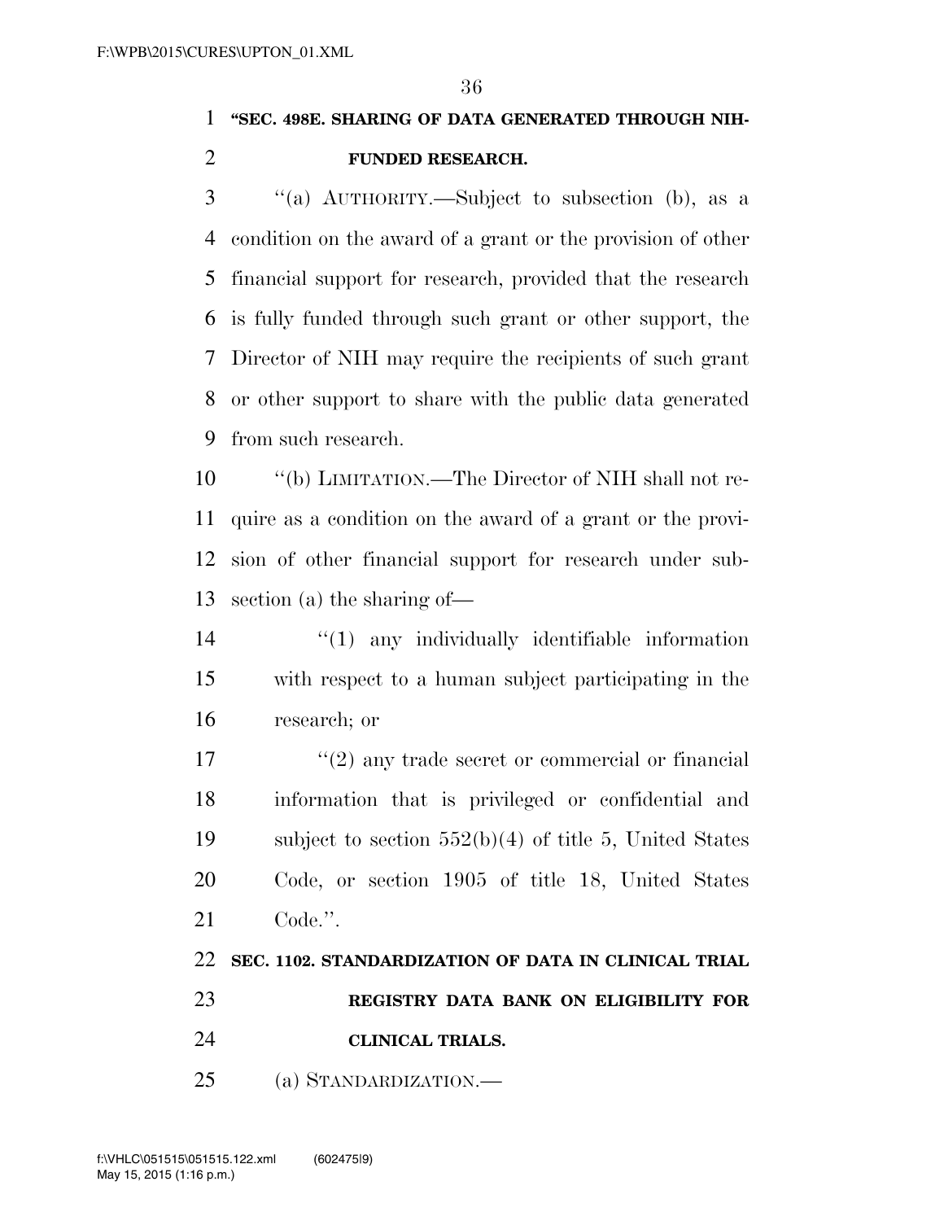**"SEC. 498E. SHARING OF DATA GENERATED THROUGH NIH-FUNDED RESEARCH.**

"(a) AUTHORITY.—Subject to subsection (b), as a condition on the award of a grant or the provision of other financial support for research, provided that the research is fully funded through such grant or other support, the Director of NIH may require the recipients of such grant or other support to share with the public data generated from such research.

"(b) LIMITATION.—The Director of NIH shall not require as a condition on the award of a grant or the provision of other financial support for research under subsection (a) the sharing of—

"(1) any individually identifiable information with respect to a human subject participating in the research; or

"(2) any trade secret or commercial or financial information that is privileged or confidential and subject to section 552(b)(4) of title 5, United States Code, or section 1905 of title 18, United States Code.".

**SEC. 1102. STANDARDIZATION OF DATA IN CLINICAL TRIAL REGISTRY DATA BANK ON ELIGIBILITY FOR CLINICAL TRIALS.**

(a) STANDARDIZATION.—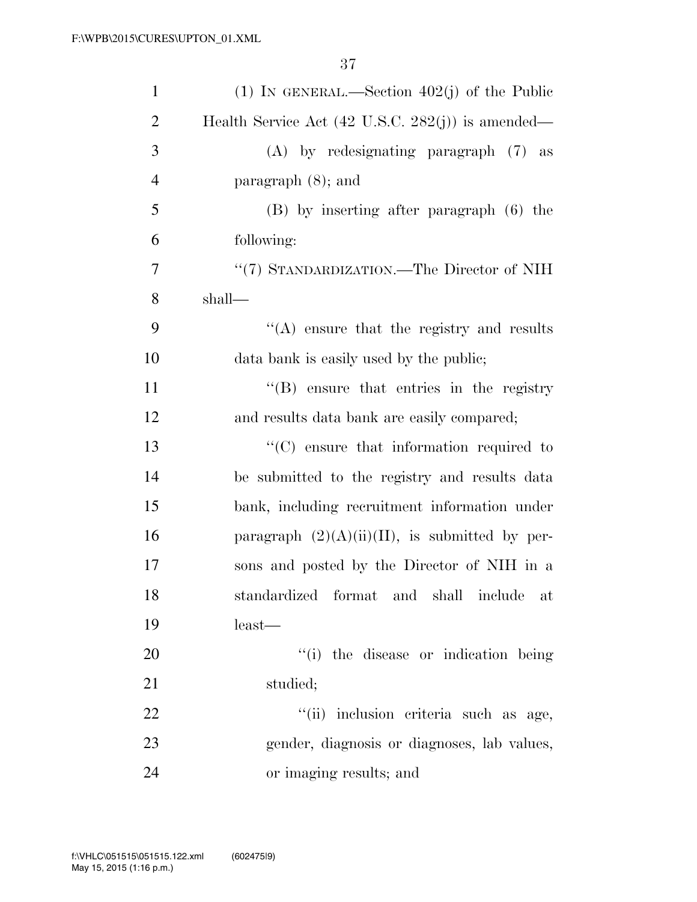(1) IN GENERAL.—Section 402(j) of the Public Health Service Act (42 U.S.C. 282(j)) is amended—

(A) by redesignating paragraph (7) as paragraph (8); and

(B) by inserting after paragraph (6) the following:

"(7) STANDARDIZATION.—The Director of NIH shall—

"(A) ensure that the registry and results data bank is easily used by the public;

"(B) ensure that entries in the registry and results data bank are easily compared;

"(C) ensure that information required to be submitted to the registry and results data bank, including recruitment information under paragraph (2)(A)(ii)(II), is submitted by persons and posted by the Director of NIH in a standardized format and shall include at least—

"(i) the disease or indication being studied;

"(ii) inclusion criteria such as age, gender, diagnosis or diagnoses, lab values, or imaging results; and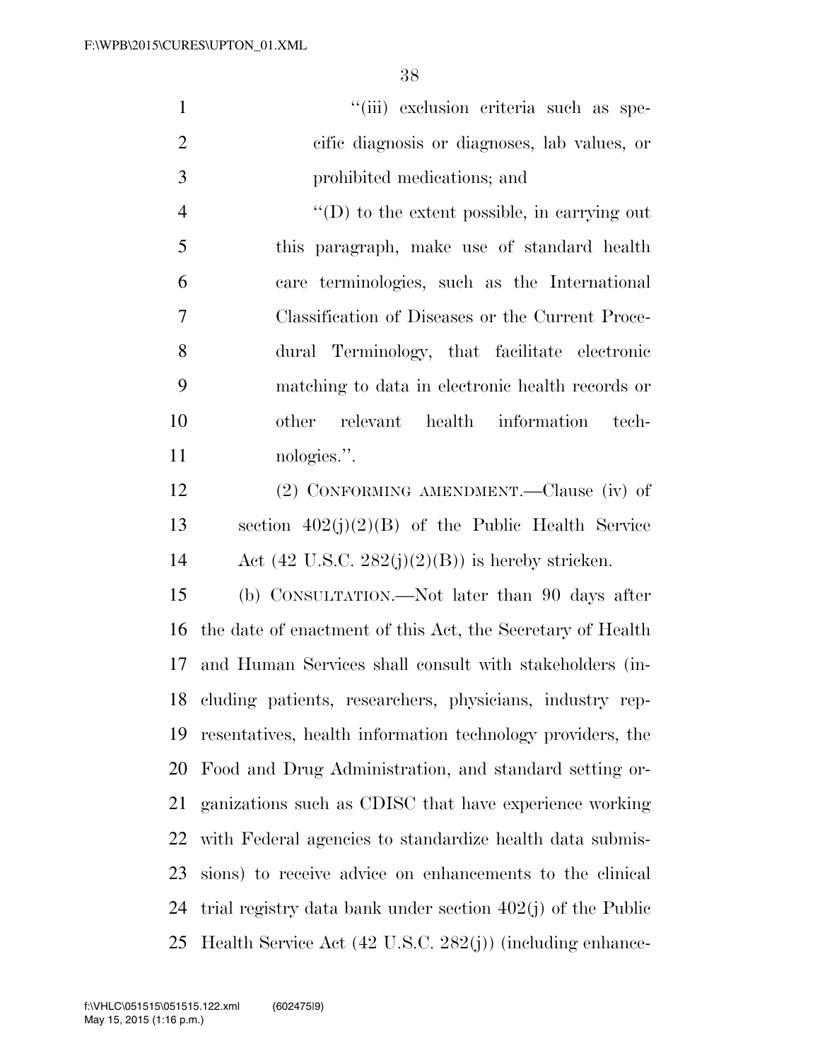"(iii) exclusion criteria such as specific diagnosis or diagnoses, lab values, or prohibited medications; and

"(D) to the extent possible, in carrying out this paragraph, make use of standard health care terminologies, such as the International Classification of Diseases or the Current Procedural Terminology, that facilitate electronic matching to data in electronic health records or other relevant health information technologies.".

(2) CONFORMING AMENDMENT.—Clause (iv) of section 402(j)(2)(B) of the Public Health Service Act (42 U.S.C. 282(j)(2)(B)) is hereby stricken.

(b) CONSULTATION.—Not later than 90 days after the date of enactment of this Act, the Secretary of Health and Human Services shall consult with stakeholders (including patients, researchers, physicians, industry representatives, health information technology providers, the Food and Drug Administration, and standard setting organizations such as CDISC that have experience working with Federal agencies to standardize health data submissions) to receive advice on enhancements to the clinical trial registry data bank under section 402(j) of the Public Health Service Act (42 U.S.C. 282(j)) (including enhance-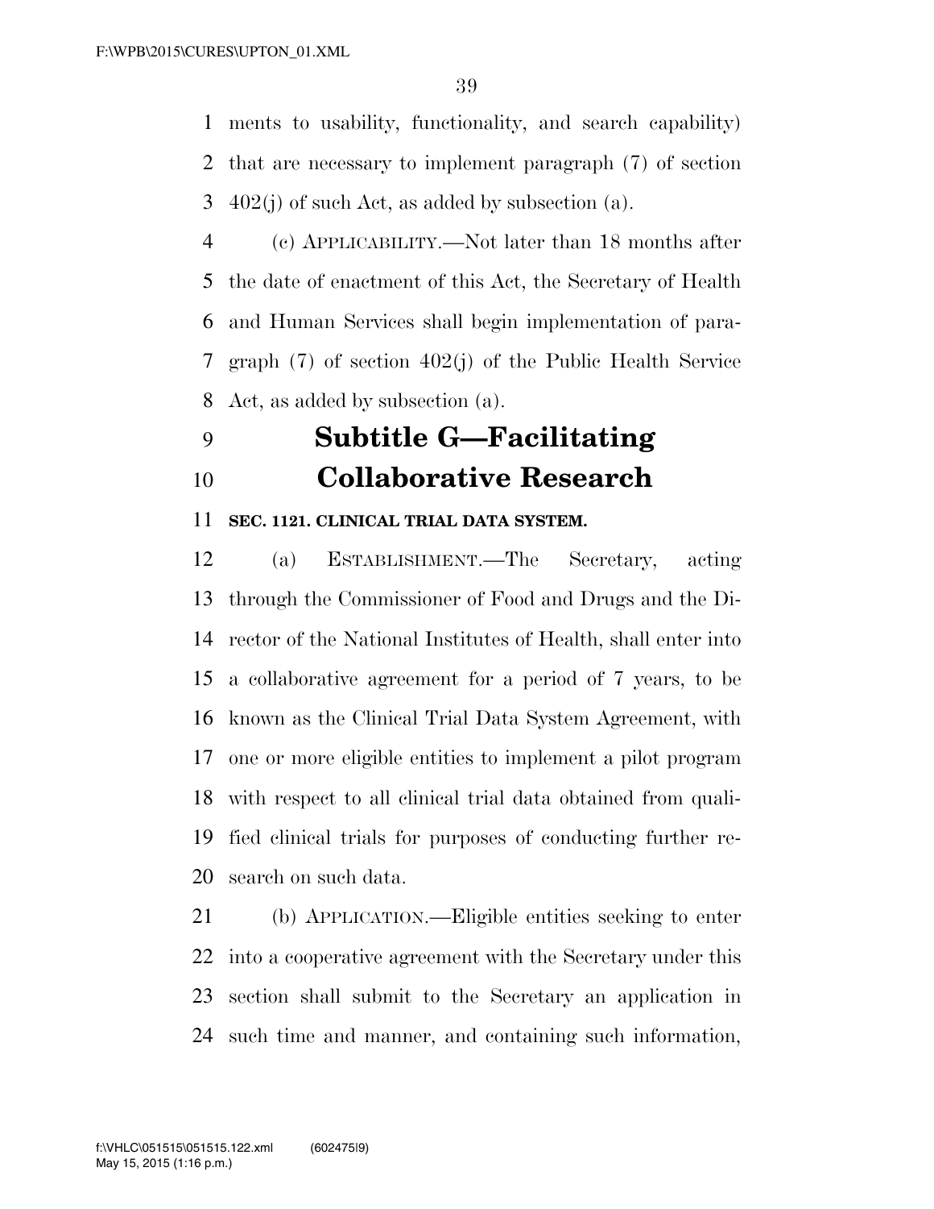ments to usability, functionality, and search capability) that are necessary to implement paragraph (7) of section 402(j) of such Act, as added by subsection (a).

(c) APPLICABILITY.—Not later than 18 months after the date of enactment of this Act, the Secretary of Health and Human Services shall begin implementation of paragraph (7) of section 402(j) of the Public Health Service Act, as added by subsection (a).

## Subtitle G—Facilitating Collaborative Research

### SEC. 1121. CLINICAL TRIAL DATA SYSTEM.

(a) ESTABLISHMENT.—The Secretary, acting through the Commissioner of Food and Drugs and the Director of the National Institutes of Health, shall enter into a collaborative agreement for a period of 7 years, to be known as the Clinical Trial Data System Agreement, with one or more eligible entities to implement a pilot program with respect to all clinical trial data obtained from qualified clinical trials for purposes of conducting further research on such data.

(b) APPLICATION.—Eligible entities seeking to enter into a cooperative agreement with the Secretary under this section shall submit to the Secretary an application in such time and manner, and containing such information,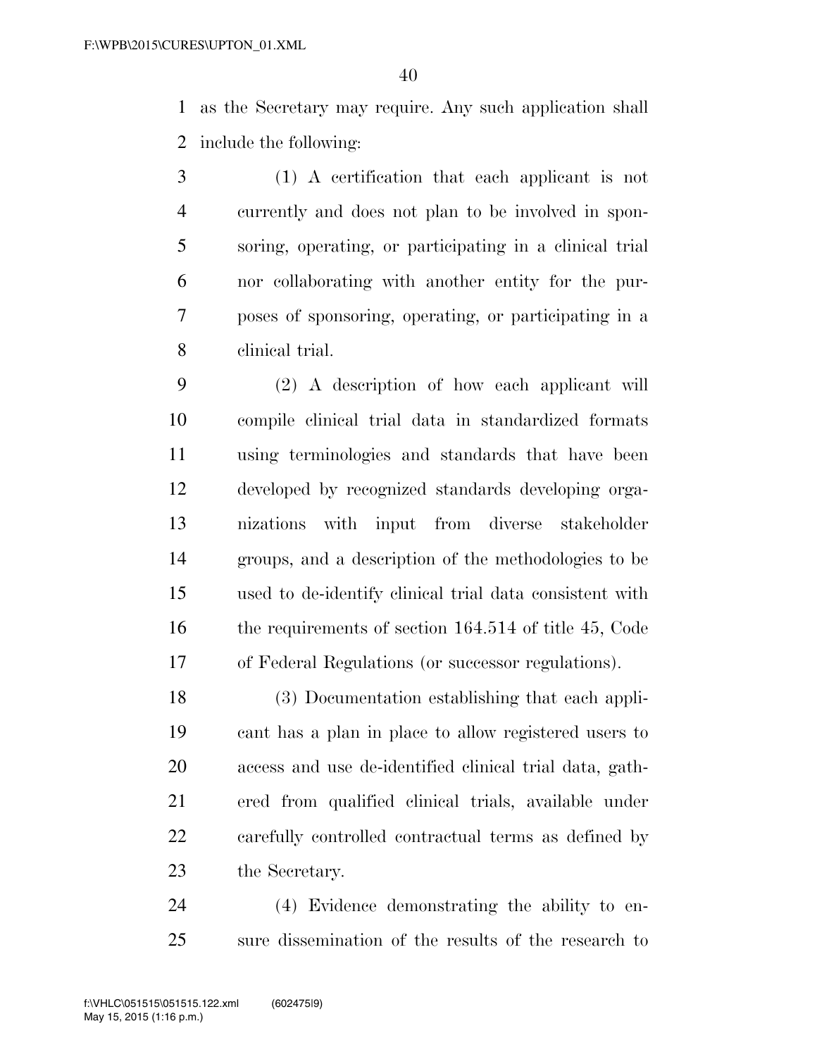as the Secretary may require. Any such application shall include the following:

(1) A certification that each applicant is not currently and does not plan to be involved in sponsoring, operating, or participating in a clinical trial nor collaborating with another entity for the purposes of sponsoring, operating, or participating in a clinical trial.

(2) A description of how each applicant will compile clinical trial data in standardized formats using terminologies and standards that have been developed by recognized standards developing organizations with input from diverse stakeholder groups, and a description of the methodologies to be used to de-identify clinical trial data consistent with the requirements of section 164.514 of title 45, Code of Federal Regulations (or successor regulations).

(3) Documentation establishing that each applicant has a plan in place to allow registered users to access and use de-identified clinical trial data, gathered from qualified clinical trials, available under carefully controlled contractual terms as defined by the Secretary.

(4) Evidence demonstrating the ability to ensure dissemination of the results of the research to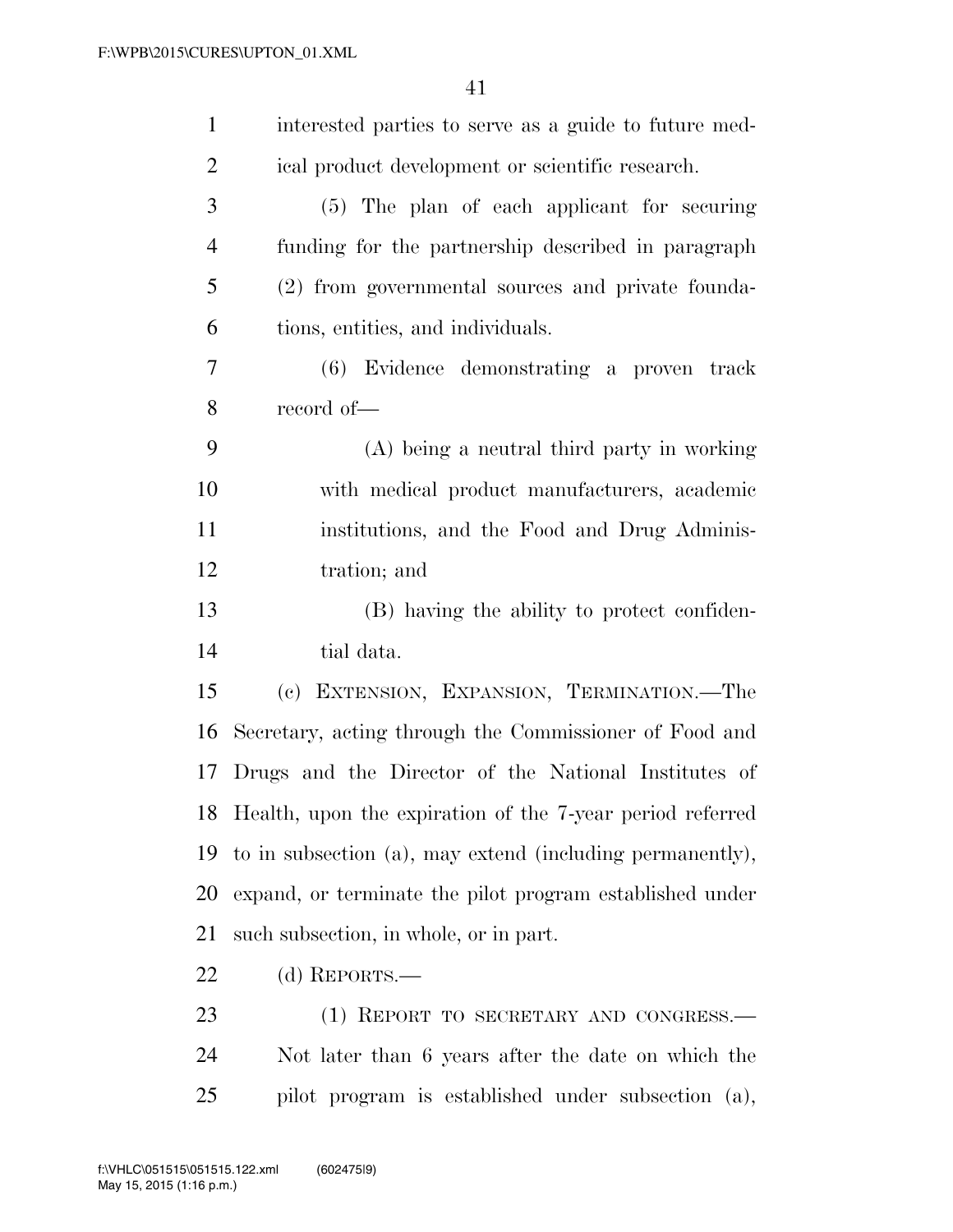interested parties to serve as a guide to future medical product development or scientific research.

(5) The plan of each applicant for securing funding for the partnership described in paragraph (2) from governmental sources and private foundations, entities, and individuals.

(6) Evidence demonstrating a proven track record of—

(A) being a neutral third party in working with medical product manufacturers, academic institutions, and the Food and Drug Administration; and

(B) having the ability to protect confidential data.

(c) EXTENSION, EXPANSION, TERMINATION.—The Secretary, acting through the Commissioner of Food and Drugs and the Director of the National Institutes of Health, upon the expiration of the 7-year period referred to in subsection (a), may extend (including permanently), expand, or terminate the pilot program established under such subsection, in whole, or in part.

(d) REPORTS.—

(1) REPORT TO SECRETARY AND CONGRESS.— Not later than 6 years after the date on which the pilot program is established under subsection (a),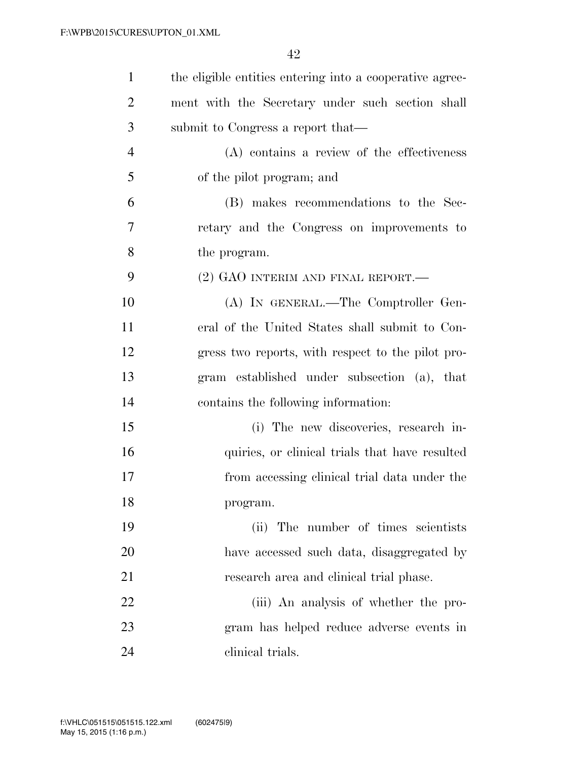the eligible entities entering into a cooperative agreement with the Secretary under such section shall submit to Congress a report that—

(A) contains a review of the effectiveness of the pilot program; and

(B) makes recommendations to the Secretary and the Congress on improvements to the program.

(2) GAO INTERIM AND FINAL REPORT.—

(A) IN GENERAL.—The Comptroller General of the United States shall submit to Congress two reports, with respect to the pilot program established under subsection (a), that contains the following information:

(i) The new discoveries, research inquiries, or clinical trials that have resulted from accessing clinical trial data under the program.

(ii) The number of times scientists have accessed such data, disaggregated by research area and clinical trial phase.

(iii) An analysis of whether the program has helped reduce adverse events in clinical trials.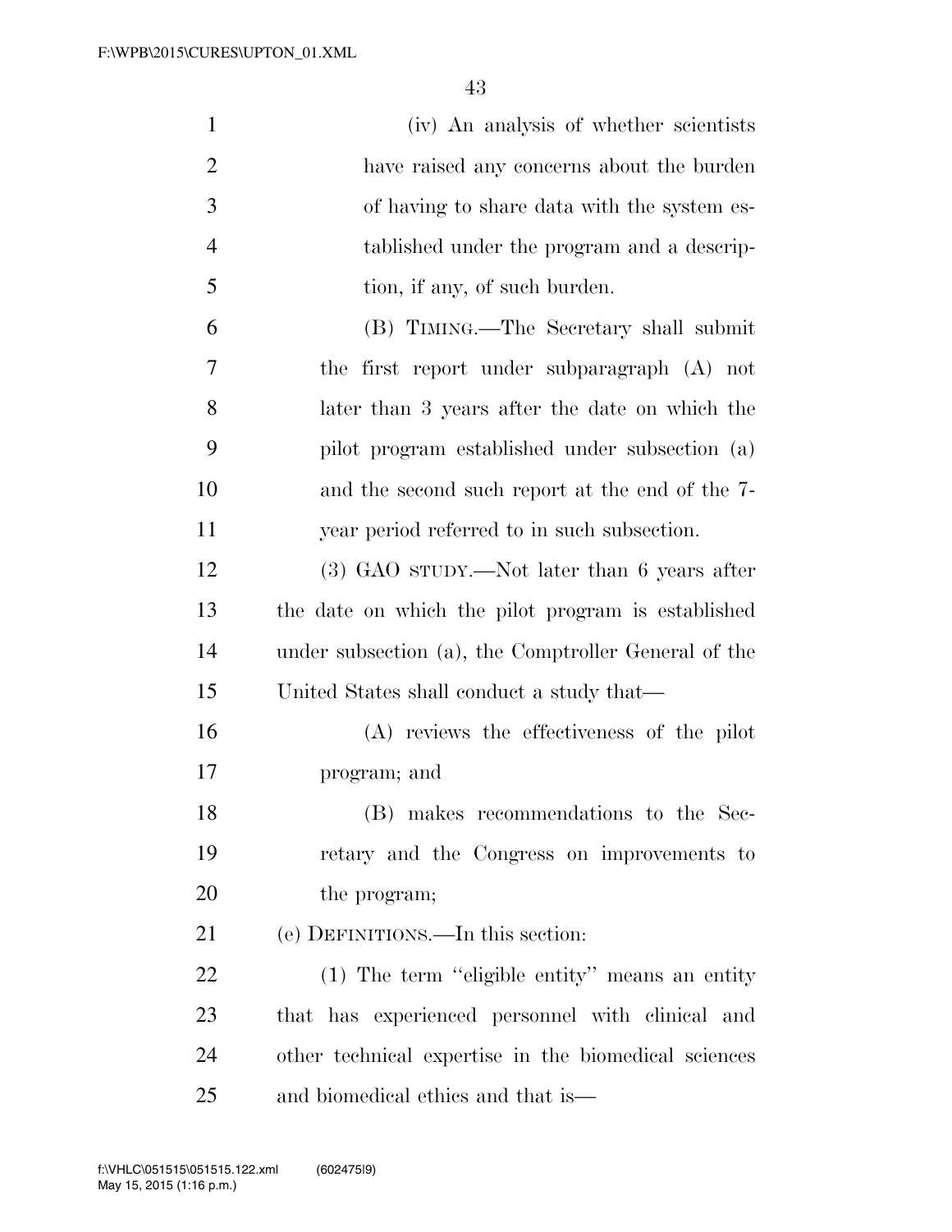(iv) An analysis of whether scientists have raised any concerns about the burden of having to share data with the system established under the program and a description, if any, of such burden.

(B) TIMING.—The Secretary shall submit the first report under subparagraph (A) not later than 3 years after the date on which the pilot program established under subsection (a) and the second such report at the end of the 7-year period referred to in such subsection.

(3) GAO STUDY.—Not later than 6 years after the date on which the pilot program is established under subsection (a), the Comptroller General of the United States shall conduct a study that—

(A) reviews the effectiveness of the pilot program; and

(B) makes recommendations to the Secretary and the Congress on improvements to the program;

(e) DEFINITIONS.—In this section:

(1) The term "eligible entity" means an entity that has experienced personnel with clinical and other technical expertise in the biomedical sciences and biomedical ethics and that is—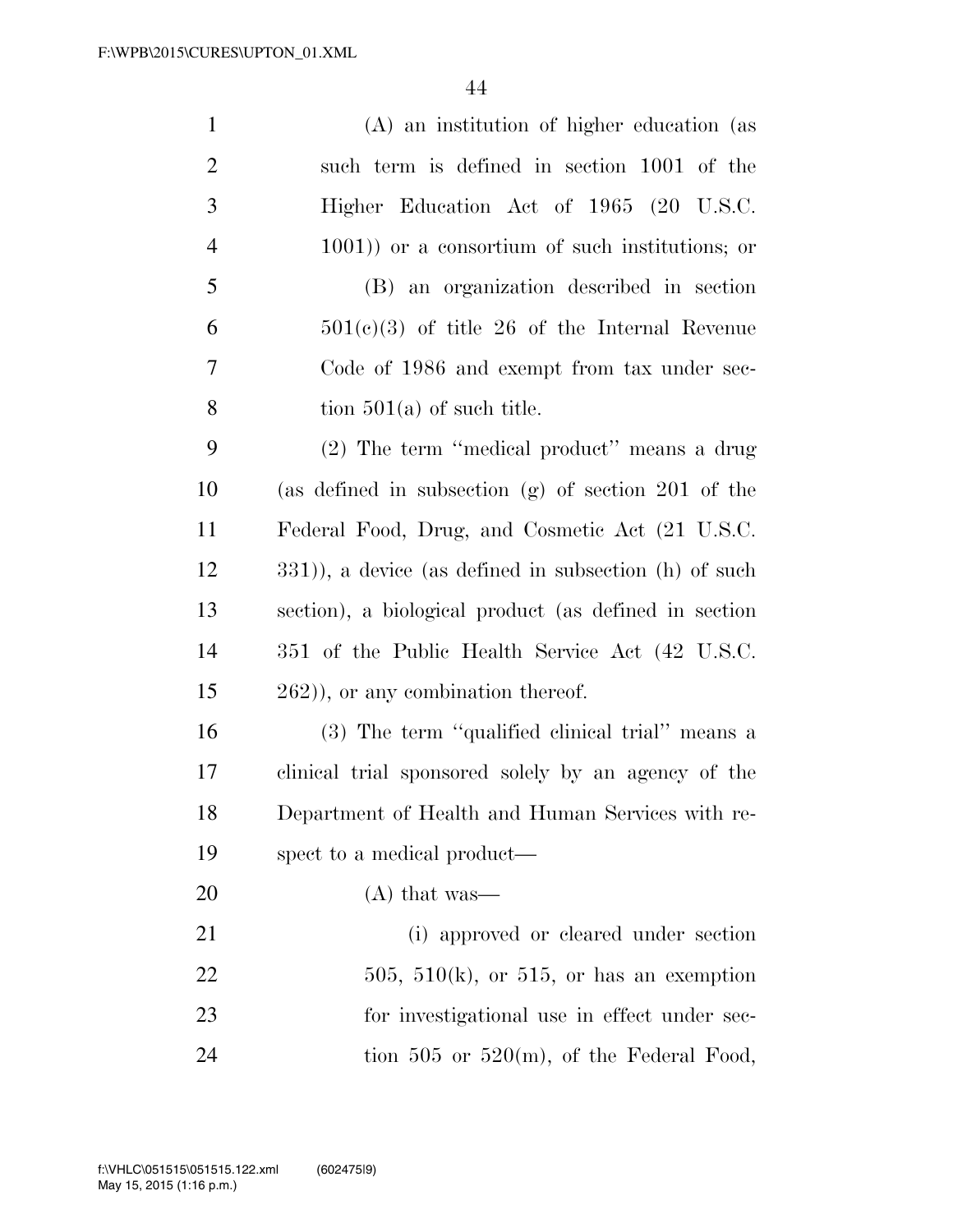(A) an institution of higher education (as such term is defined in section 1001 of the Higher Education Act of 1965 (20 U.S.C. 1001)) or a consortium of such institutions; or

(B) an organization described in section 501(c)(3) of title 26 of the Internal Revenue Code of 1986 and exempt from tax under section 501(a) of such title.

(2) The term "medical product" means a drug (as defined in subsection (g) of section 201 of the Federal Food, Drug, and Cosmetic Act (21 U.S.C. 331)), a device (as defined in subsection (h) of such section), a biological product (as defined in section 351 of the Public Health Service Act (42 U.S.C. 262)), or any combination thereof.

(3) The term "qualified clinical trial" means a clinical trial sponsored solely by an agency of the Department of Health and Human Services with respect to a medical product—

(A) that was—

(i) approved or cleared under section 505, 510(k), or 515, or has an exemption for investigational use in effect under section 505 or 520(m), of the Federal Food,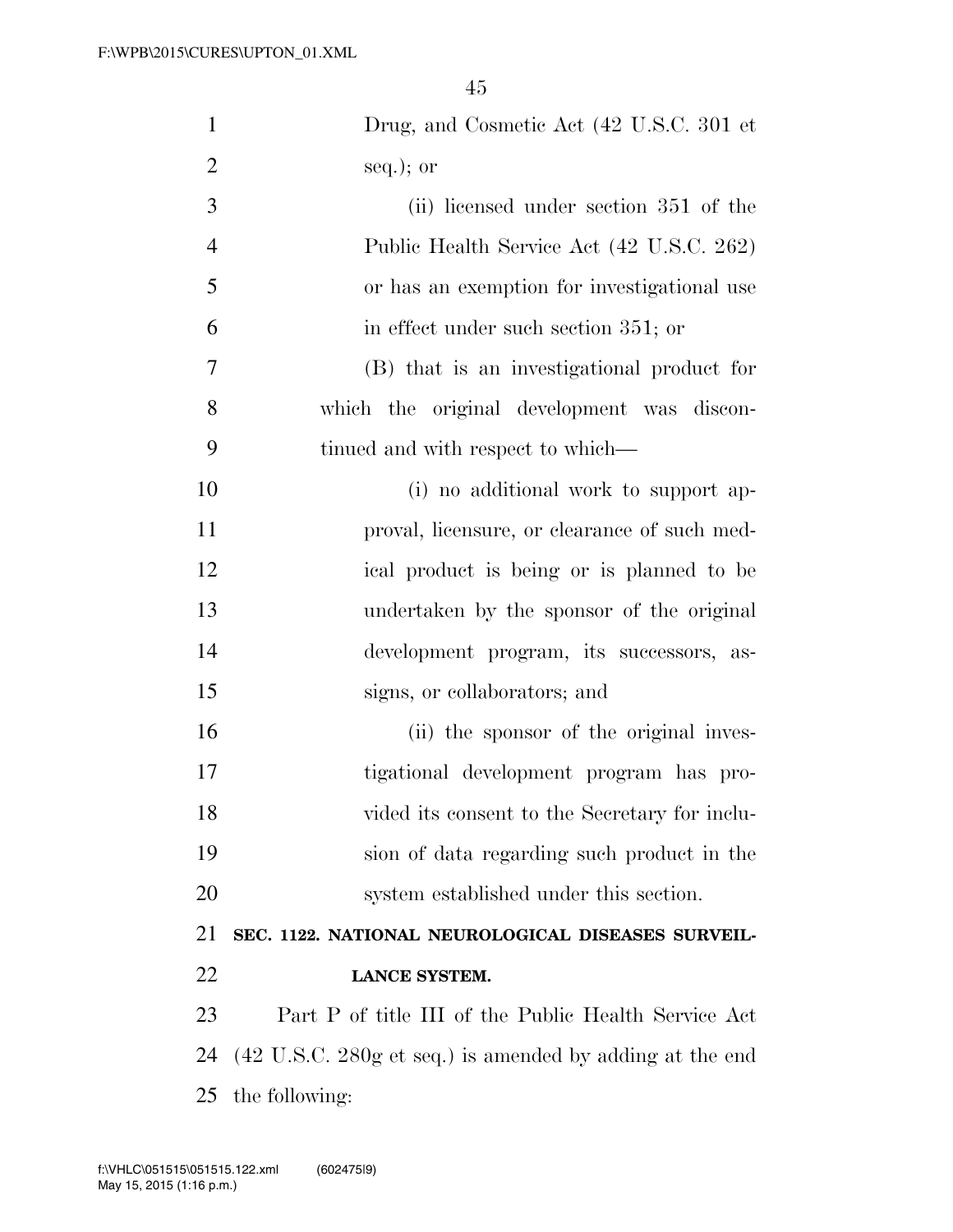Drug, and Cosmetic Act (42 U.S.C. 301 et seq.); or

(ii) licensed under section 351 of the Public Health Service Act (42 U.S.C. 262) or has an exemption for investigational use in effect under such section 351; or

(B) that is an investigational product for which the original development was discontinued and with respect to which—

(i) no additional work to support approval, licensure, or clearance of such medical product is being or is planned to be undertaken by the sponsor of the original development program, its successors, assigns, or collaborators; and

(ii) the sponsor of the original investigational development program has provided its consent to the Secretary for inclusion of data regarding such product in the system established under this section.

**SEC. 1122. NATIONAL NEUROLOGICAL DISEASES SURVEILLANCE SYSTEM.**

Part P of title III of the Public Health Service Act (42 U.S.C. 280g et seq.) is amended by adding at the end the following: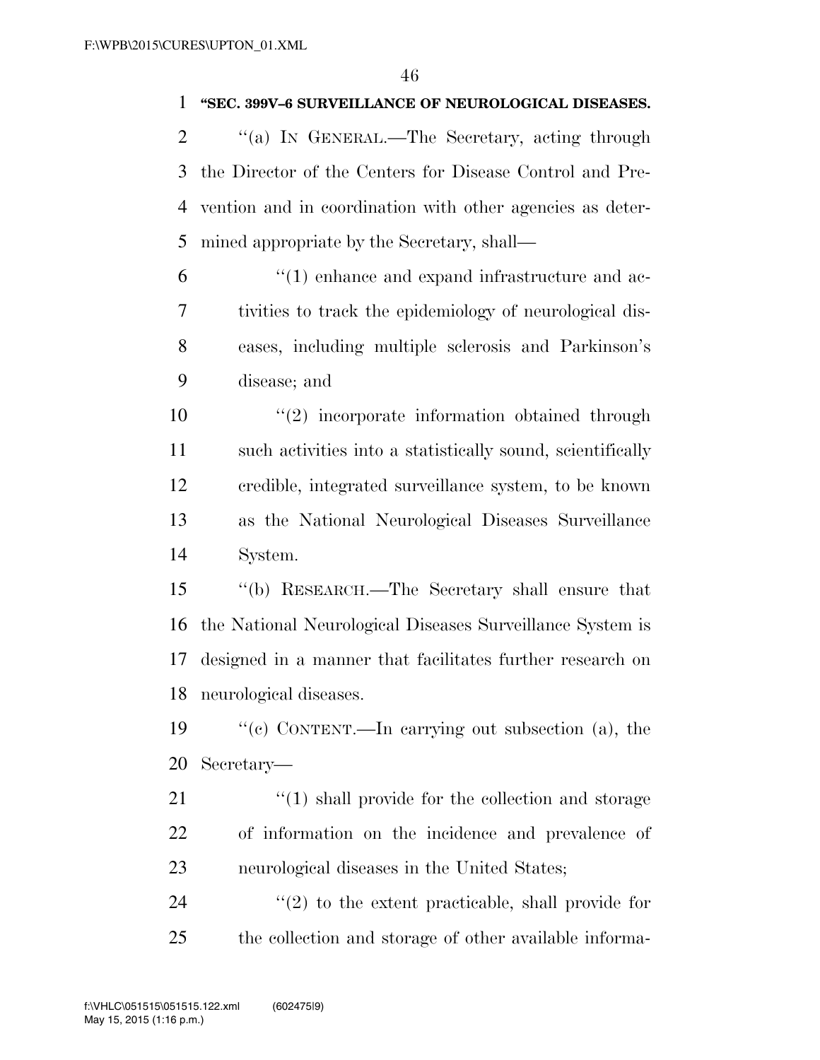**"SEC. 399V–6 SURVEILLANCE OF NEUROLOGICAL DISEASES.**

"(a) IN GENERAL.—The Secretary, acting through the Director of the Centers for Disease Control and Prevention and in coordination with other agencies as determined appropriate by the Secretary, shall—

"(1) enhance and expand infrastructure and activities to track the epidemiology of neurological diseases, including multiple sclerosis and Parkinson's disease; and

"(2) incorporate information obtained through such activities into a statistically sound, scientifically credible, integrated surveillance system, to be known as the National Neurological Diseases Surveillance System.

"(b) RESEARCH.—The Secretary shall ensure that the National Neurological Diseases Surveillance System is designed in a manner that facilitates further research on neurological diseases.

"(c) CONTENT.—In carrying out subsection (a), the Secretary—

"(1) shall provide for the collection and storage of information on the incidence and prevalence of neurological diseases in the United States;

"(2) to the extent practicable, shall provide for the collection and storage of other available informa-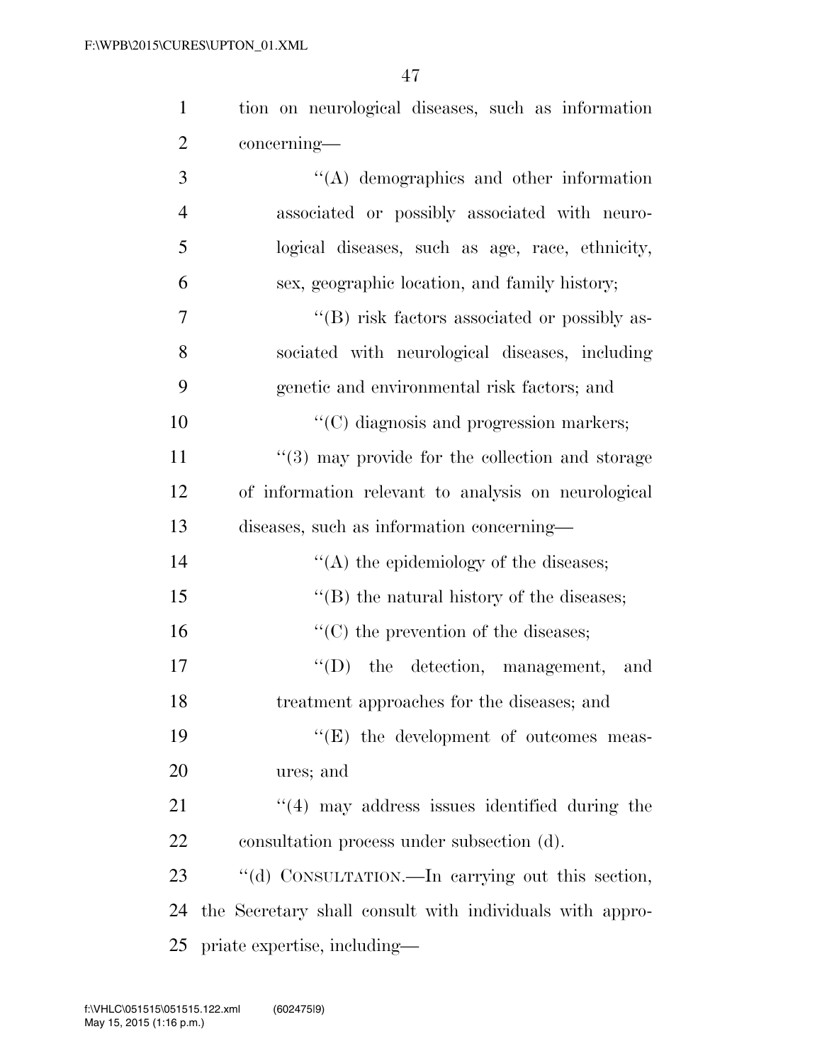tion on neurological diseases, such as information concerning—

''(A) demographics and other information associated or possibly associated with neurological diseases, such as age, race, ethnicity, sex, geographic location, and family history;

''(B) risk factors associated or possibly associated with neurological diseases, including genetic and environmental risk factors; and

''(C) diagnosis and progression markers;

''(3) may provide for the collection and storage of information relevant to analysis on neurological diseases, such as information concerning—

''(A) the epidemiology of the diseases;

''(B) the natural history of the diseases;

''(C) the prevention of the diseases;

''(D) the detection, management, and treatment approaches for the diseases; and

''(E) the development of outcomes measures; and

''(4) may address issues identified during the consultation process under subsection (d).

''(d) CONSULTATION.—In carrying out this section, the Secretary shall consult with individuals with appropriate expertise, including—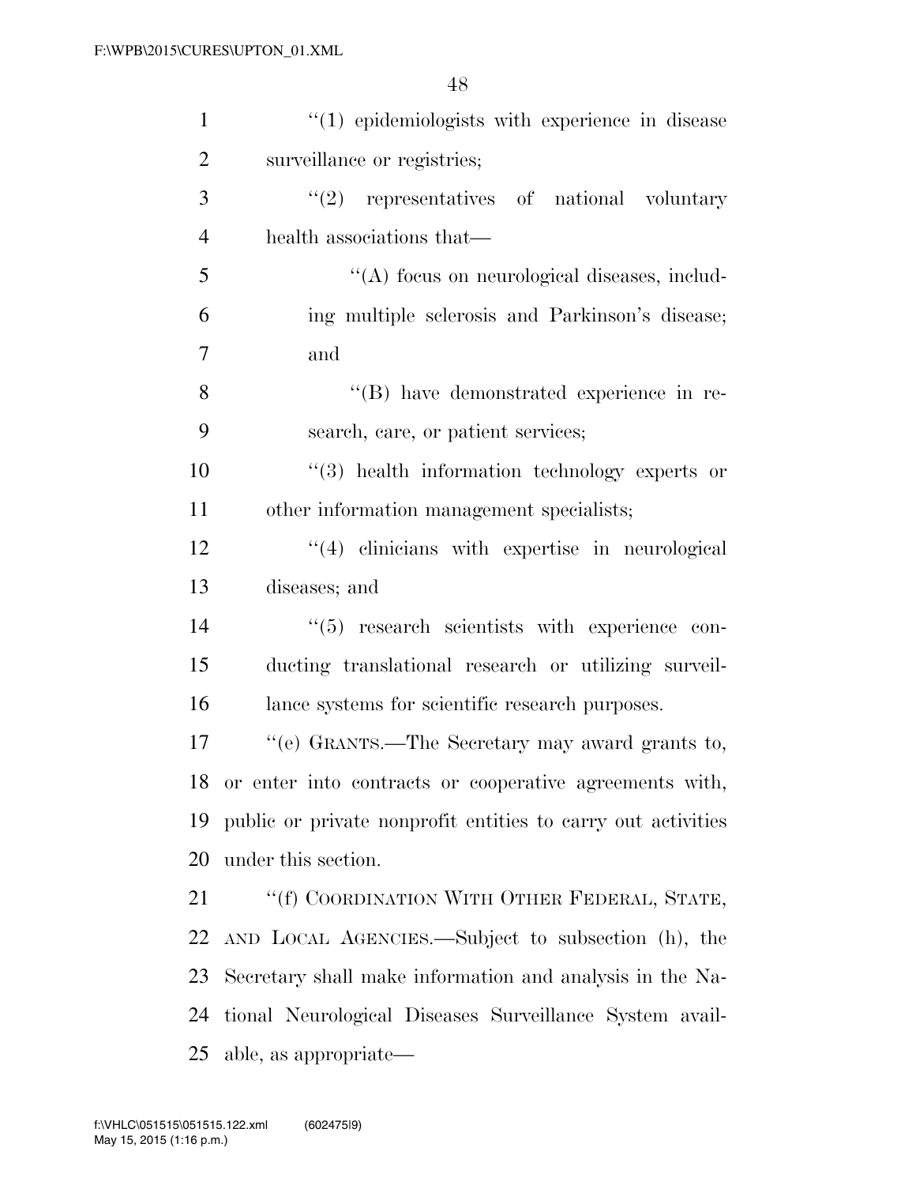''(1) epidemiologists with experience in disease surveillance or registries;

''(2) representatives of national voluntary health associations that—

''(A) focus on neurological diseases, including multiple sclerosis and Parkinson's disease; and

''(B) have demonstrated experience in research, care, or patient services;

''(3) health information technology experts or other information management specialists;

''(4) clinicians with expertise in neurological diseases; and

''(5) research scientists with experience conducting translational research or utilizing surveillance systems for scientific research purposes.

''(e) GRANTS.—The Secretary may award grants to, or enter into contracts or cooperative agreements with, public or private nonprofit entities to carry out activities under this section.

''(f) COORDINATION WITH OTHER FEDERAL, STATE, AND LOCAL AGENCIES.—Subject to subsection (h), the Secretary shall make information and analysis in the National Neurological Diseases Surveillance System available, as appropriate—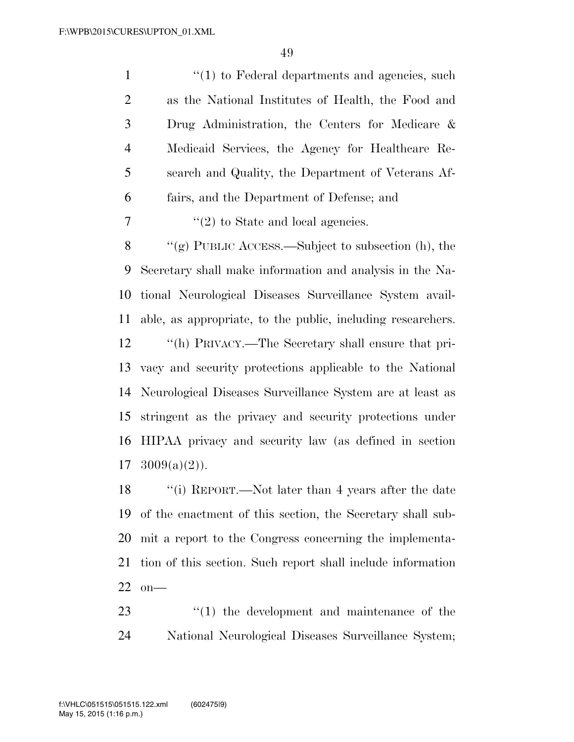"(1) to Federal departments and agencies, such as the National Institutes of Health, the Food and Drug Administration, the Centers for Medicare & Medicaid Services, the Agency for Healthcare Research and Quality, the Department of Veterans Affairs, and the Department of Defense; and

"(2) to State and local agencies.

"(g) PUBLIC ACCESS.—Subject to subsection (h), the Secretary shall make information and analysis in the National Neurological Diseases Surveillance System available, as appropriate, to the public, including researchers.

"(h) PRIVACY.—The Secretary shall ensure that privacy and security protections applicable to the National Neurological Diseases Surveillance System are at least as stringent as the privacy and security protections under HIPAA privacy and security law (as defined in section 3009(a)(2)).

"(i) REPORT.—Not later than 4 years after the date of the enactment of this section, the Secretary shall submit a report to the Congress concerning the implementation of this section. Such report shall include information on—

"(1) the development and maintenance of the National Neurological Diseases Surveillance System;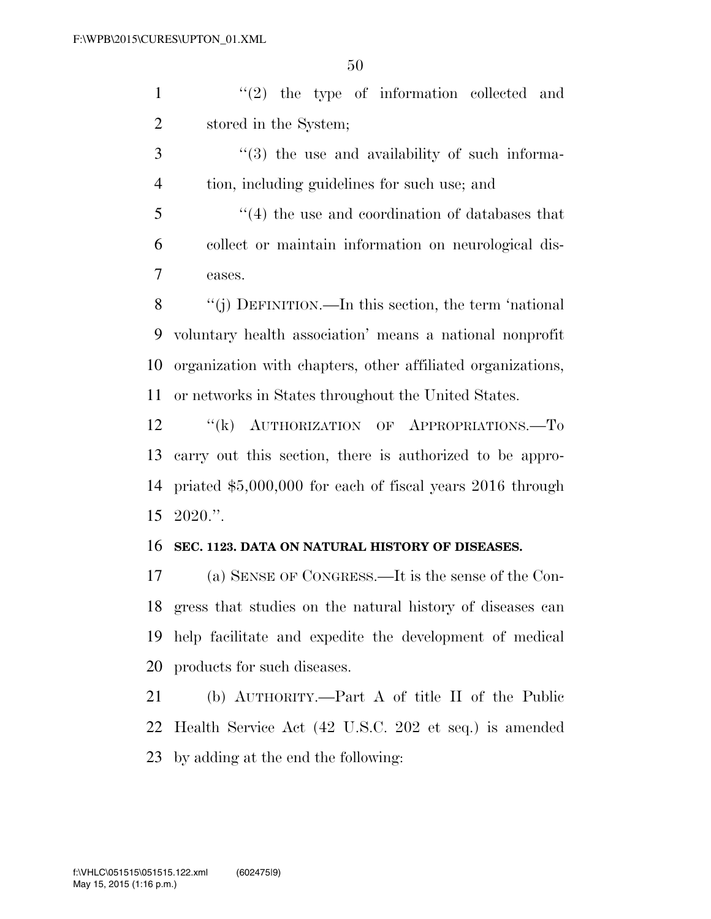''(2) the type of information collected and stored in the System;

''(3) the use and availability of such information, including guidelines for such use; and

''(4) the use and coordination of databases that collect or maintain information on neurological diseases.

''(j) DEFINITION.—In this section, the term 'national voluntary health association' means a national nonprofit organization with chapters, other affiliated organizations, or networks in States throughout the United States.

''(k) AUTHORIZATION OF APPROPRIATIONS.—To carry out this section, there is authorized to be appropriated $5,000,000 for each of fiscal years 2016 through 2020.''.

**SEC. 1123. DATA ON NATURAL HISTORY OF DISEASES.**

(a) SENSE OF CONGRESS.—It is the sense of the Congress that studies on the natural history of diseases can help facilitate and expedite the development of medical products for such diseases.

(b) AUTHORITY.—Part A of title II of the Public Health Service Act (42 U.S.C. 202 et seq.) is amended by adding at the end the following: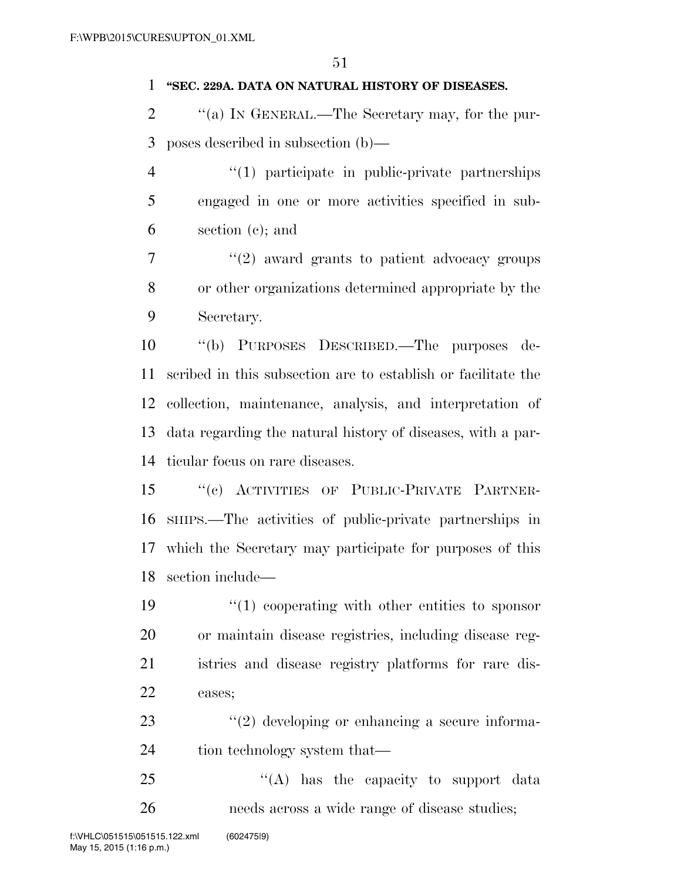**"SEC. 229A. DATA ON NATURAL HISTORY OF DISEASES.**

"(a) IN GENERAL.—The Secretary may, for the purposes described in subsection (b)—

"(1) participate in public-private partnerships engaged in one or more activities specified in subsection (c); and

"(2) award grants to patient advocacy groups or other organizations determined appropriate by the Secretary.

"(b) PURPOSES DESCRIBED.—The purposes described in this subsection are to establish or facilitate the collection, maintenance, analysis, and interpretation of data regarding the natural history of diseases, with a particular focus on rare diseases.

"(c) ACTIVITIES OF PUBLIC-PRIVATE PARTNERSHIPS.—The activities of public-private partnerships in which the Secretary may participate for purposes of this section include—

"(1) cooperating with other entities to sponsor or maintain disease registries, including disease registries and disease registry platforms for rare diseases;

"(2) developing or enhancing a secure information technology system that—

"(A) has the capacity to support data needs across a wide range of disease studies;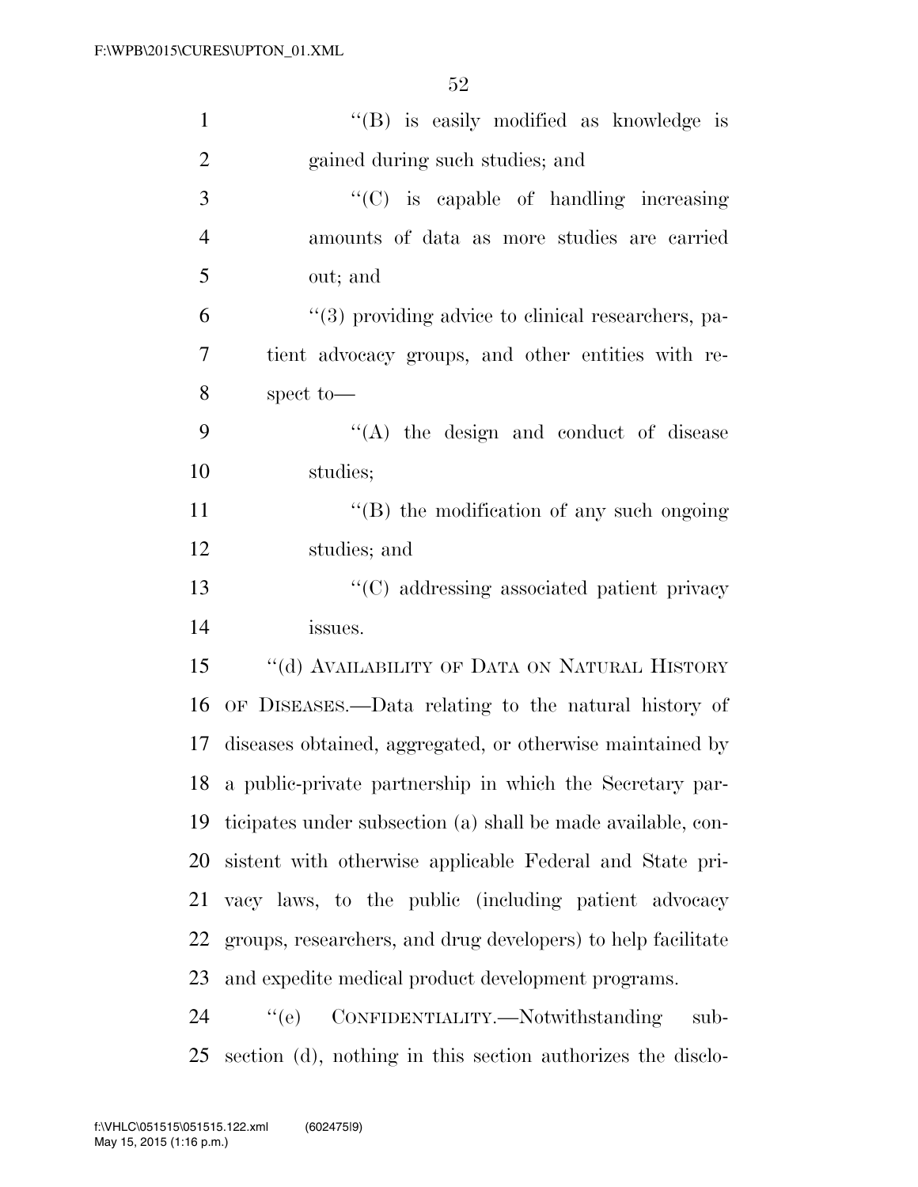"(B) is easily modified as knowledge is gained during such studies; and

"(C) is capable of handling increasing amounts of data as more studies are carried out; and

"(3) providing advice to clinical researchers, patient advocacy groups, and other entities with respect to—

"(A) the design and conduct of disease studies;

"(B) the modification of any such ongoing studies; and

"(C) addressing associated patient privacy issues.

"(d) AVAILABILITY OF DATA ON NATURAL HISTORY OF DISEASES.—Data relating to the natural history of diseases obtained, aggregated, or otherwise maintained by a public-private partnership in which the Secretary participates under subsection (a) shall be made available, consistent with otherwise applicable Federal and State privacy laws, to the public (including patient advocacy groups, researchers, and drug developers) to help facilitate and expedite medical product development programs.

"(e) CONFIDENTIALITY.—Notwithstanding subsection (d), nothing in this section authorizes the disclo-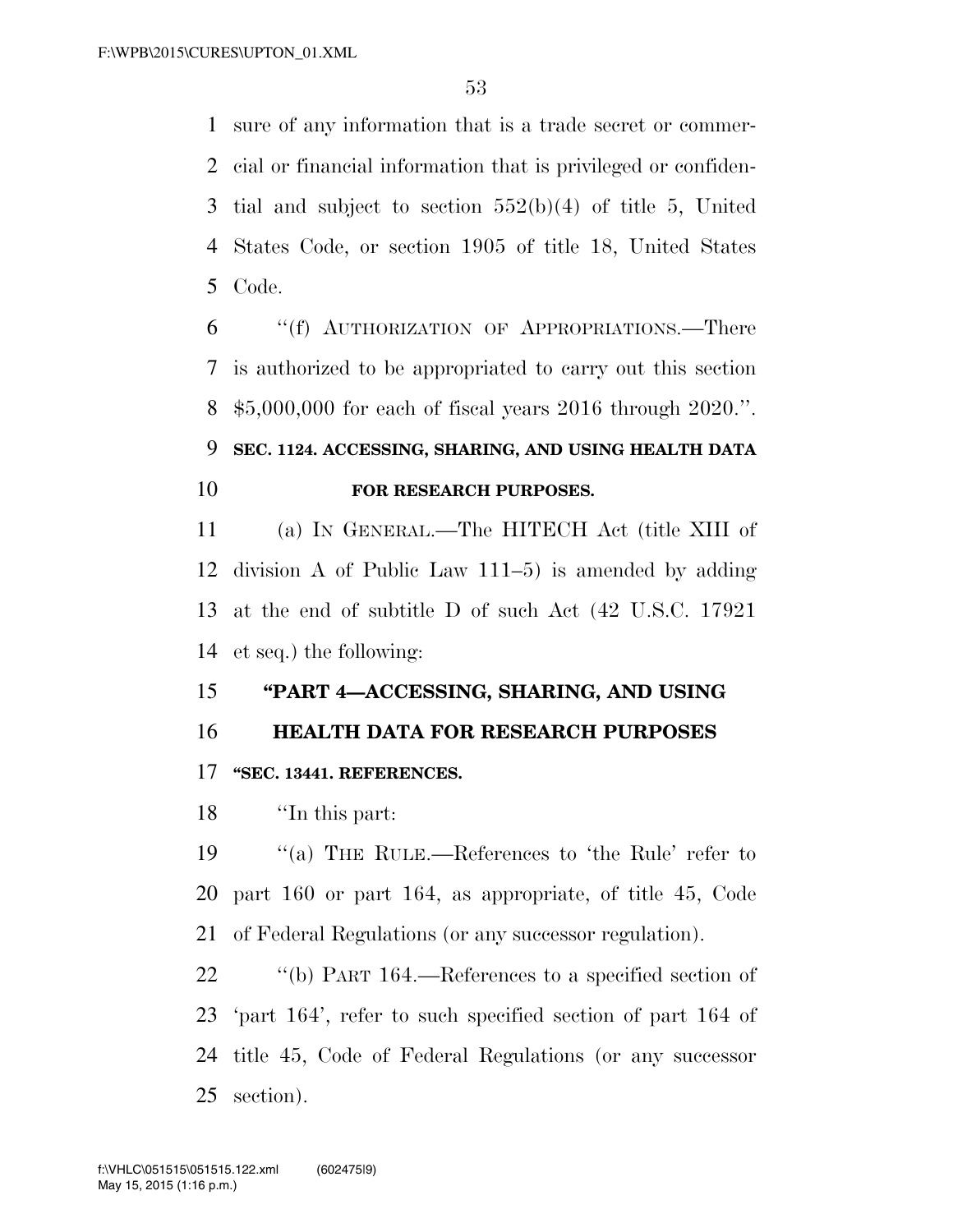sure of any information that is a trade secret or commercial or financial information that is privileged or confidential and subject to section 552(b)(4) of title 5, United States Code, or section 1905 of title 18, United States Code.

"(f) AUTHORIZATION OF APPROPRIATIONS.—There is authorized to be appropriated to carry out this section $5,000,000 for each of fiscal years 2016 through 2020.".

**SEC. 1124. ACCESSING, SHARING, AND USING HEALTH DATA FOR RESEARCH PURPOSES.**

(a) IN GENERAL.—The HITECH Act (title XIII of division A of Public Law 111–5) is amended by adding at the end of subtitle D of such Act (42 U.S.C. 17921 et seq.) the following:

**"PART 4—ACCESSING, SHARING, AND USING HEALTH DATA FOR RESEARCH PURPOSES**

**"SEC. 13441. REFERENCES.**

"In this part:

"(a) THE RULE.—References to 'the Rule' refer to part 160 or part 164, as appropriate, of title 45, Code of Federal Regulations (or any successor regulation).

"(b) PART 164.—References to a specified section of 'part 164', refer to such specified section of part 164 of title 45, Code of Federal Regulations (or any successor section).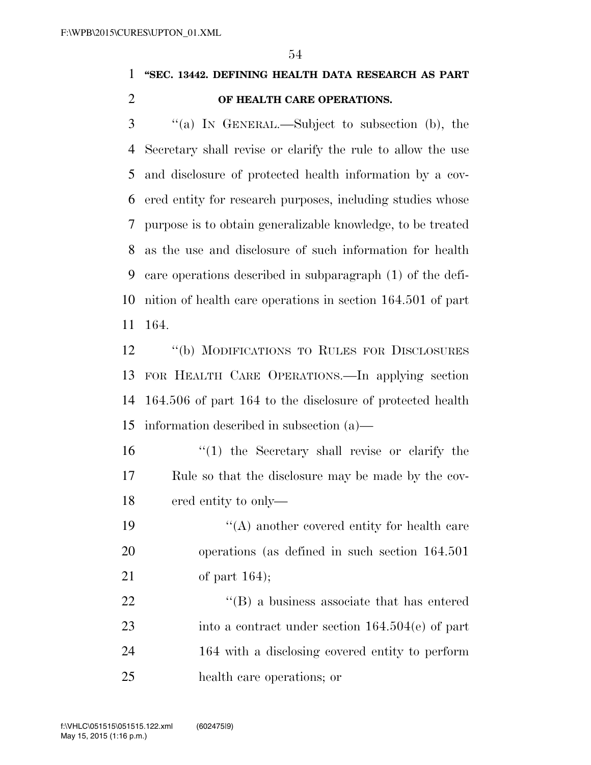**"SEC. 13442. DEFINING HEALTH DATA RESEARCH AS PART OF HEALTH CARE OPERATIONS.**

"(a) IN GENERAL.—Subject to subsection (b), the Secretary shall revise or clarify the rule to allow the use and disclosure of protected health information by a covered entity for research purposes, including studies whose purpose is to obtain generalizable knowledge, to be treated as the use and disclosure of such information for health care operations described in subparagraph (1) of the definition of health care operations in section 164.501 of part 164.

"(b) MODIFICATIONS TO RULES FOR DISCLOSURES FOR HEALTH CARE OPERATIONS.—In applying section 164.506 of part 164 to the disclosure of protected health information described in subsection (a)—

"(1) the Secretary shall revise or clarify the Rule so that the disclosure may be made by the covered entity to only—

"(A) another covered entity for health care operations (as defined in such section 164.501 of part 164);

"(B) a business associate that has entered into a contract under section 164.504(e) of part 164 with a disclosing covered entity to perform health care operations; or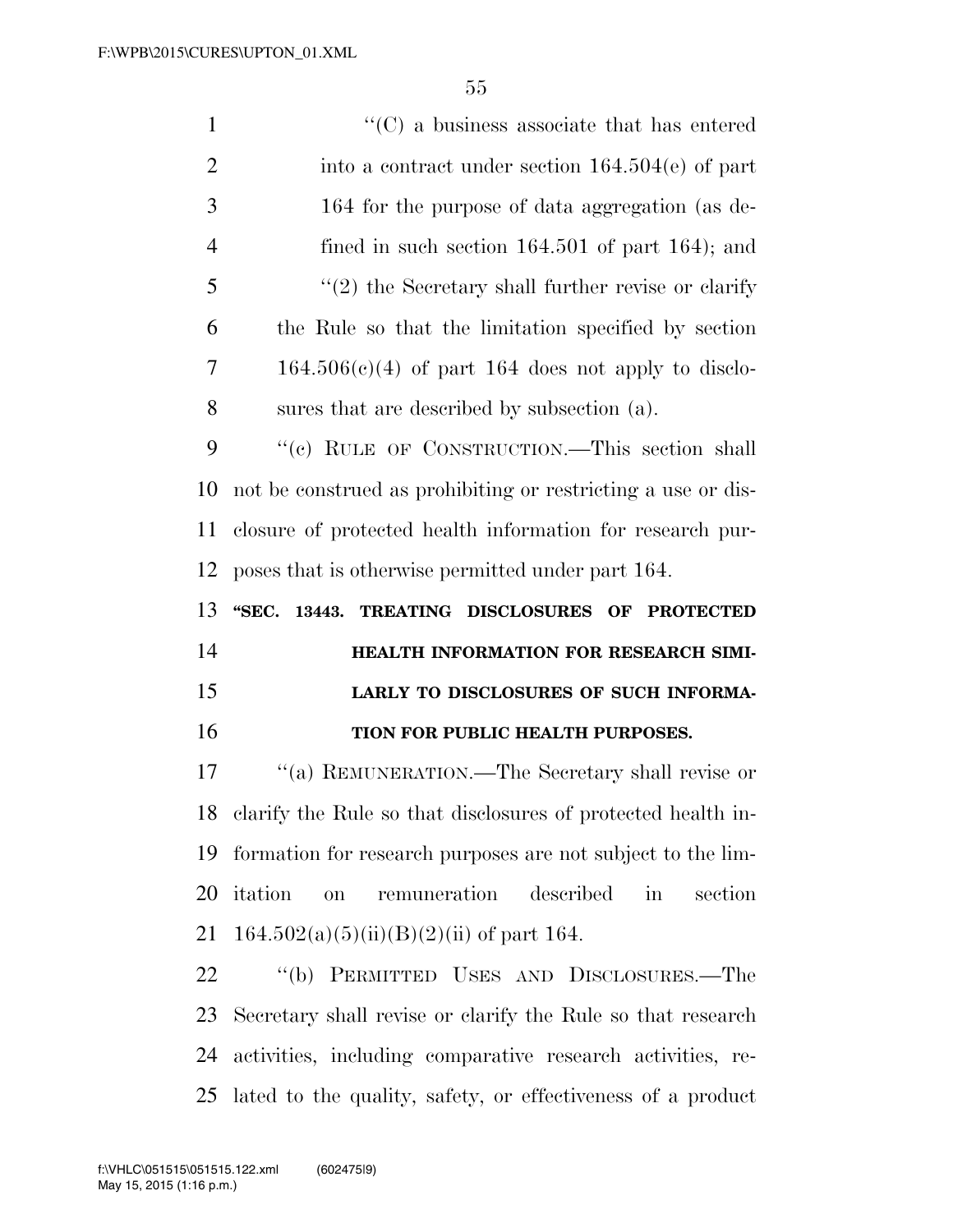"(C) a business associate that has entered into a contract under section 164.504(e) of part 164 for the purpose of data aggregation (as defined in such section 164.501 of part 164); and

"(2) the Secretary shall further revise or clarify the Rule so that the limitation specified by section 164.506(c)(4) of part 164 does not apply to disclosures that are described by subsection (a).

"(c) RULE OF CONSTRUCTION.—This section shall not be construed as prohibiting or restricting a use or disclosure of protected health information for research purposes that is otherwise permitted under part 164.

**"SEC. 13443. TREATING DISCLOSURES OF PROTECTED HEALTH INFORMATION FOR RESEARCH SIMILARLY TO DISCLOSURES OF SUCH INFORMATION FOR PUBLIC HEALTH PURPOSES.**

"(a) REMUNERATION.—The Secretary shall revise or clarify the Rule so that disclosures of protected health information for research purposes are not subject to the limitation on remuneration described in section 164.502(a)(5)(ii)(B)(2)(ii) of part 164.

"(b) PERMITTED USES AND DISCLOSURES.—The Secretary shall revise or clarify the Rule so that research activities, including comparative research activities, related to the quality, safety, or effectiveness of a product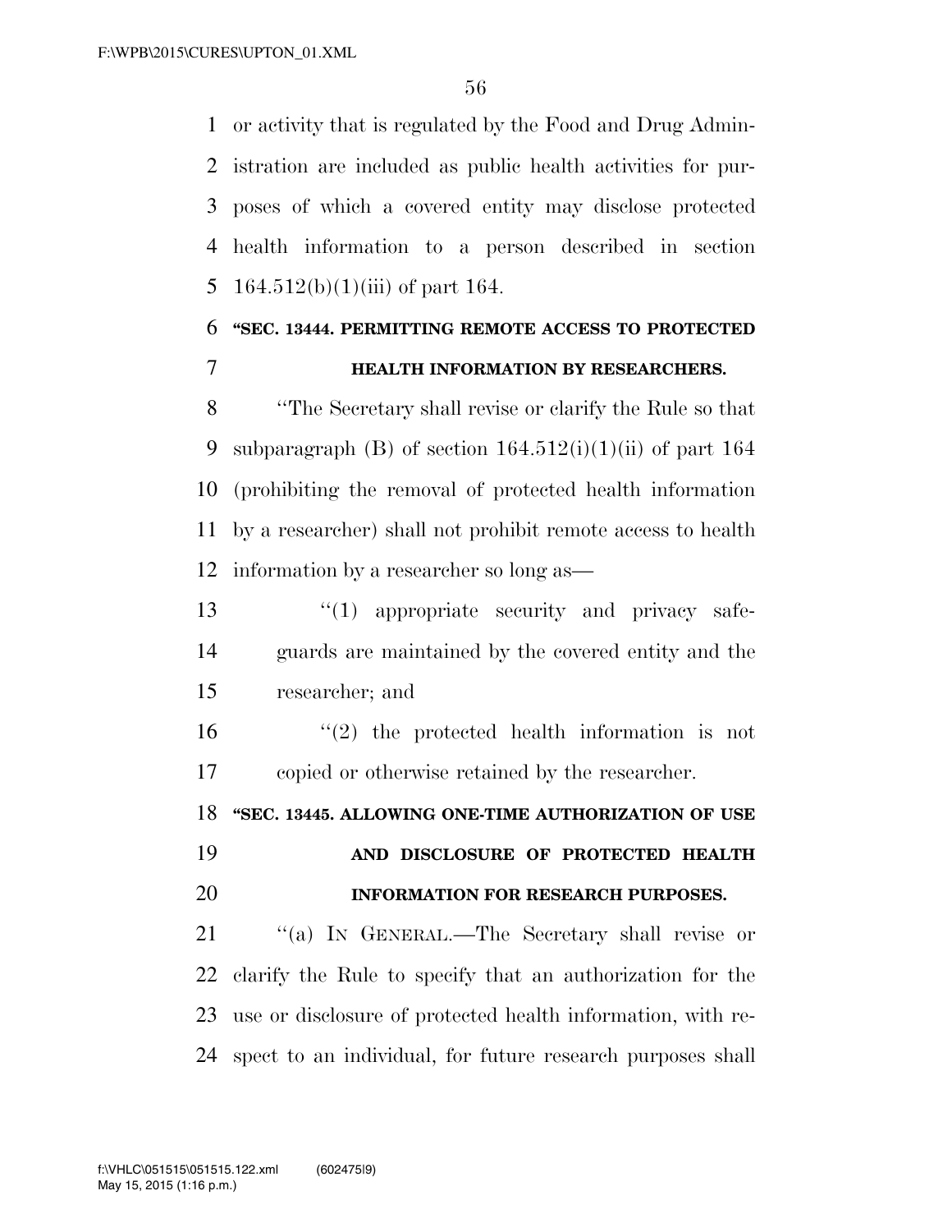or activity that is regulated by the Food and Drug Administration are included as public health activities for purposes of which a covered entity may disclose protected health information to a person described in section 164.512(b)(1)(iii) of part 164.

**"SEC. 13444. PERMITTING REMOTE ACCESS TO PROTECTED HEALTH INFORMATION BY RESEARCHERS.**

"The Secretary shall revise or clarify the Rule so that subparagraph (B) of section 164.512(i)(1)(ii) of part 164 (prohibiting the removal of protected health information by a researcher) shall not prohibit remote access to health information by a researcher so long as—

"(1) appropriate security and privacy safeguards are maintained by the covered entity and the researcher; and

"(2) the protected health information is not copied or otherwise retained by the researcher.

**"SEC. 13445. ALLOWING ONE-TIME AUTHORIZATION OF USE AND DISCLOSURE OF PROTECTED HEALTH INFORMATION FOR RESEARCH PURPOSES.**

"(a) IN GENERAL.—The Secretary shall revise or clarify the Rule to specify that an authorization for the use or disclosure of protected health information, with respect to an individual, for future research purposes shall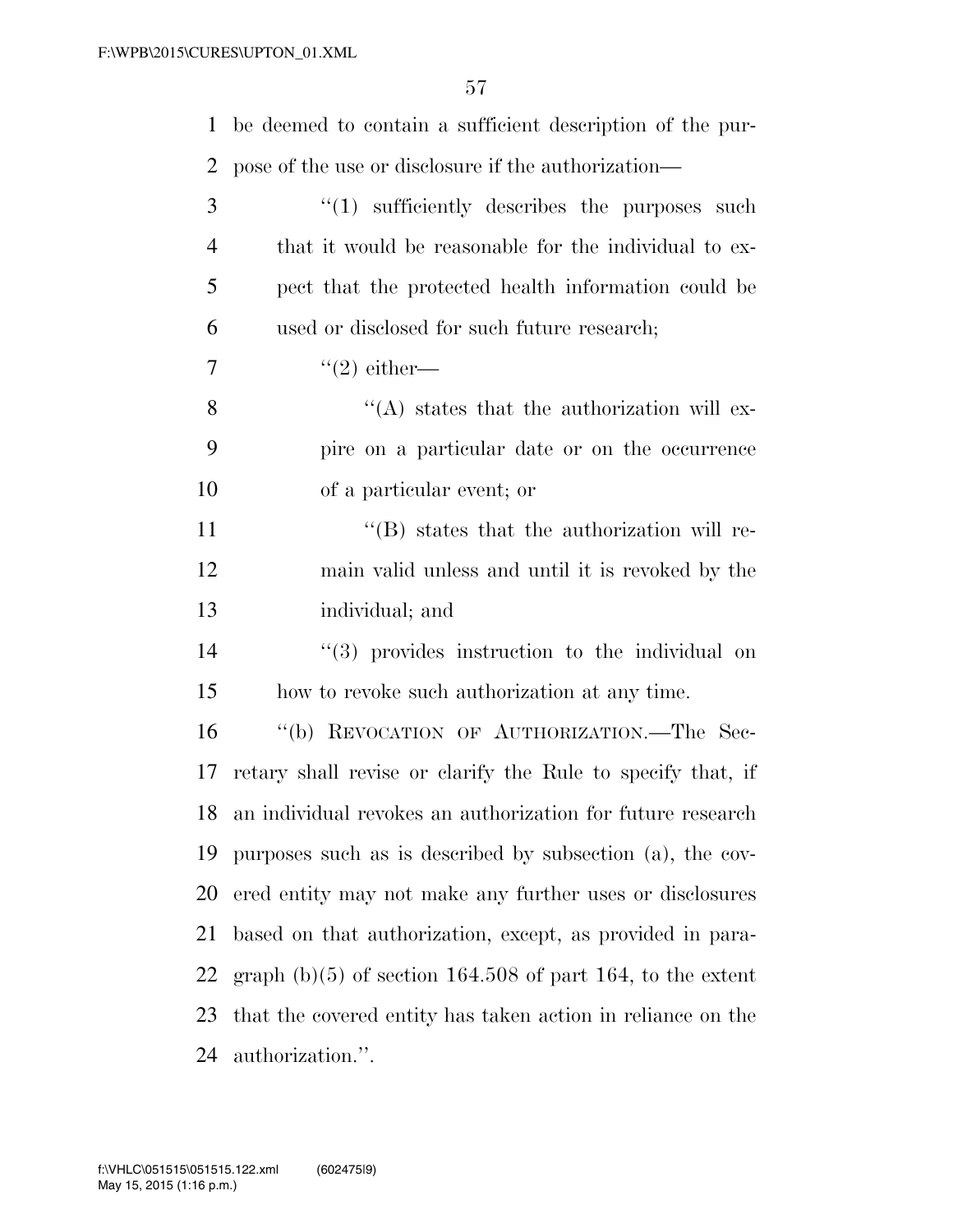be deemed to contain a sufficient description of the purpose of the use or disclosure if the authorization—

"(1) sufficiently describes the purposes such that it would be reasonable for the individual to expect that the protected health information could be used or disclosed for such future research;

"(2) either—

"(A) states that the authorization will expire on a particular date or on the occurrence of a particular event; or

"(B) states that the authorization will remain valid unless and until it is revoked by the individual; and

"(3) provides instruction to the individual on how to revoke such authorization at any time.

"(b) REVOCATION OF AUTHORIZATION.—The Secretary shall revise or clarify the Rule to specify that, if an individual revokes an authorization for future research purposes such as is described by subsection (a), the covered entity may not make any further uses or disclosures based on that authorization, except, as provided in paragraph (b)(5) of section 164.508 of part 164, to the extent that the covered entity has taken action in reliance on the authorization.".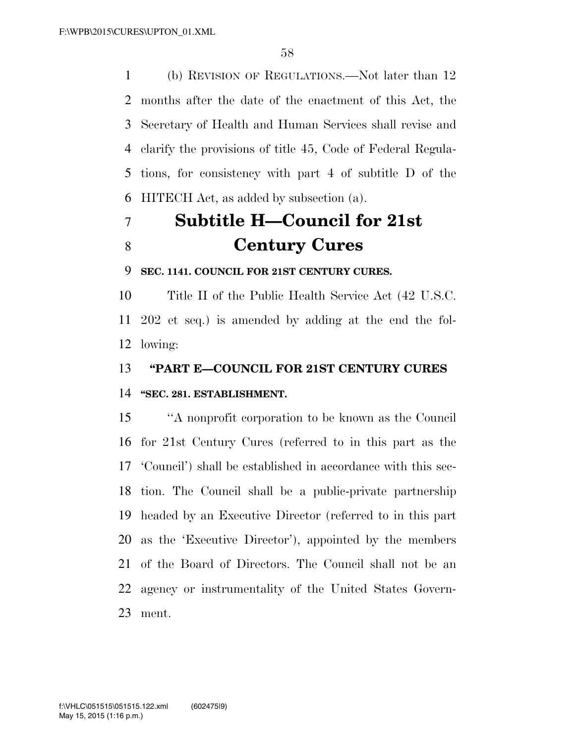(b) REVISION OF REGULATIONS.—Not later than 12 months after the date of the enactment of this Act, the Secretary of Health and Human Services shall revise and clarify the provisions of title 45, Code of Federal Regulations, for consistency with part 4 of subtitle D of the HITECH Act, as added by subsection (a).

# Subtitle H—Council for 21st Century Cures

**SEC. 1141. COUNCIL FOR 21ST CENTURY CURES.**

Title II of the Public Health Service Act (42 U.S.C. 202 et seq.) is amended by adding at the end the following:

**"PART E—COUNCIL FOR 21ST CENTURY CURES**

**"SEC. 281. ESTABLISHMENT.**

"A nonprofit corporation to be known as the Council for 21st Century Cures (referred to in this part as the 'Council') shall be established in accordance with this section. The Council shall be a public-private partnership headed by an Executive Director (referred to in this part as the 'Executive Director'), appointed by the members of the Board of Directors. The Council shall not be an agency or instrumentality of the United States Government.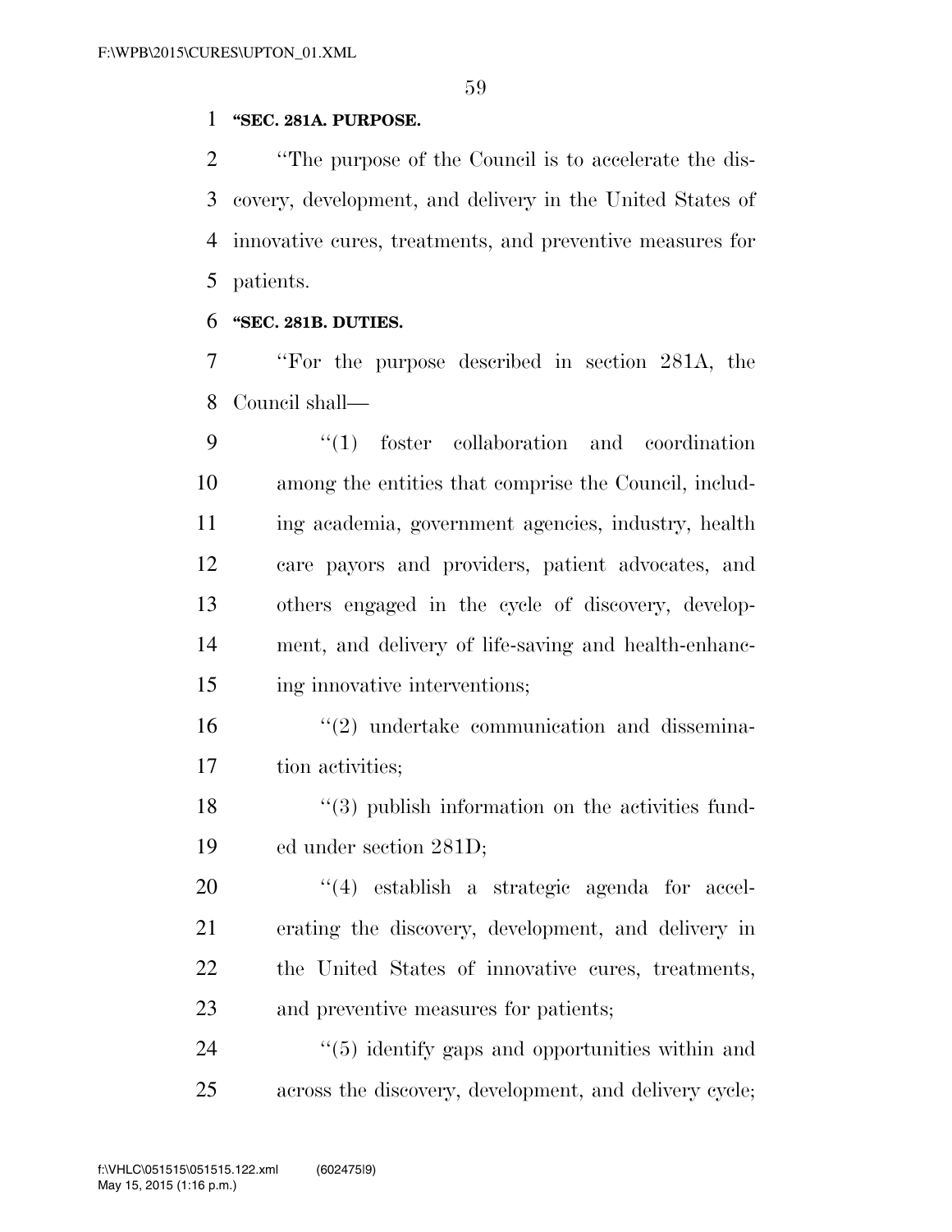**"SEC. 281A. PURPOSE.**

"The purpose of the Council is to accelerate the discovery, development, and delivery in the United States of innovative cures, treatments, and preventive measures for patients.

**"SEC. 281B. DUTIES.**

"For the purpose described in section 281A, the Council shall—

"(1) foster collaboration and coordination among the entities that comprise the Council, including academia, government agencies, industry, health care payors and providers, patient advocates, and others engaged in the cycle of discovery, development, and delivery of life-saving and health-enhancing innovative interventions;

"(2) undertake communication and dissemination activities;

"(3) publish information on the activities funded under section 281D;

"(4) establish a strategic agenda for accelerating the discovery, development, and delivery in the United States of innovative cures, treatments, and preventive measures for patients;

"(5) identify gaps and opportunities within and across the discovery, development, and delivery cycle;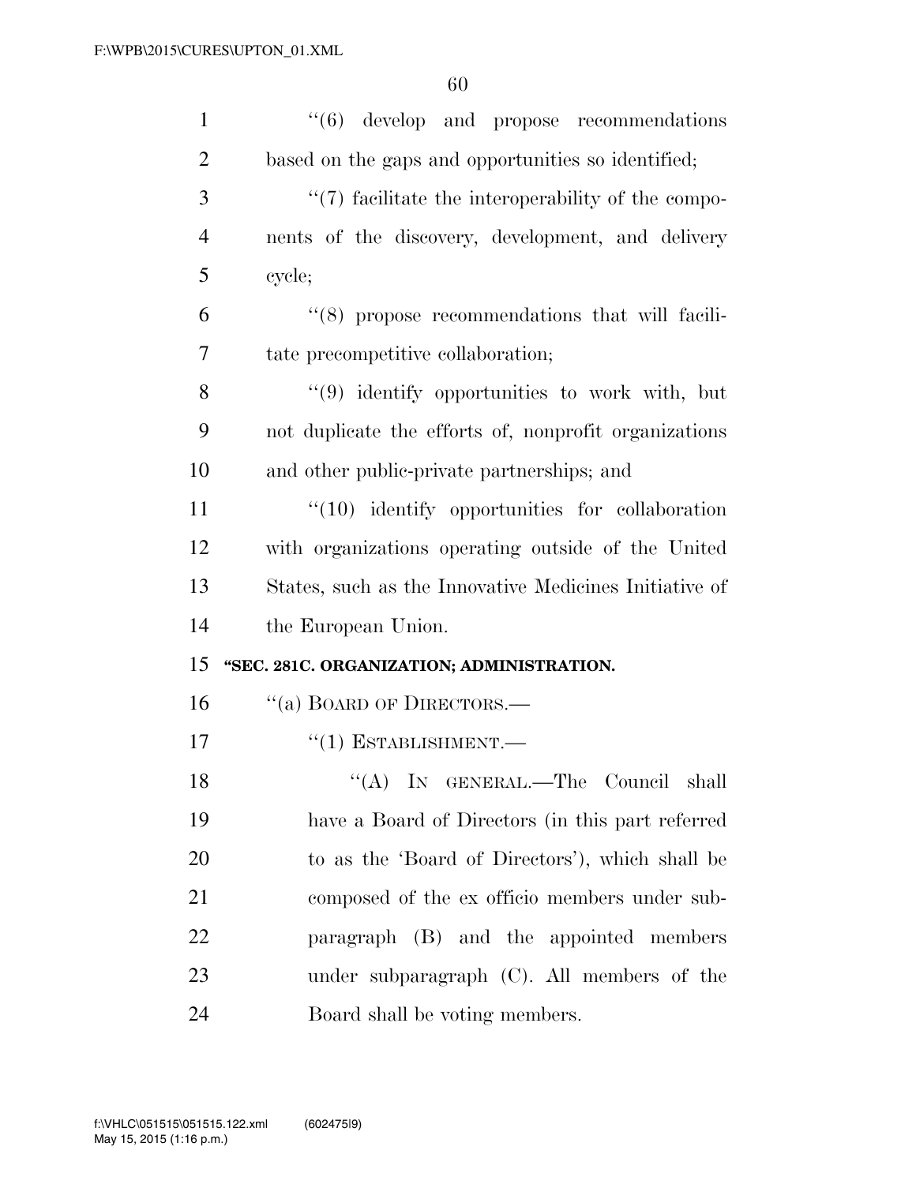''(6) develop and propose recommendations based on the gaps and opportunities so identified;

''(7) facilitate the interoperability of the components of the discovery, development, and delivery cycle;

''(8) propose recommendations that will facilitate precompetitive collaboration;

''(9) identify opportunities to work with, but not duplicate the efforts of, nonprofit organizations and other public-private partnerships; and

''(10) identify opportunities for collaboration with organizations operating outside of the United States, such as the Innovative Medicines Initiative of the European Union.

**''SEC. 281C. ORGANIZATION; ADMINISTRATION.**

''(a) BOARD OF DIRECTORS.—

''(1) ESTABLISHMENT.—

''(A) IN GENERAL.—The Council shall have a Board of Directors (in this part referred to as the 'Board of Directors'), which shall be composed of the ex officio members under subparagraph (B) and the appointed members under subparagraph (C). All members of the Board shall be voting members.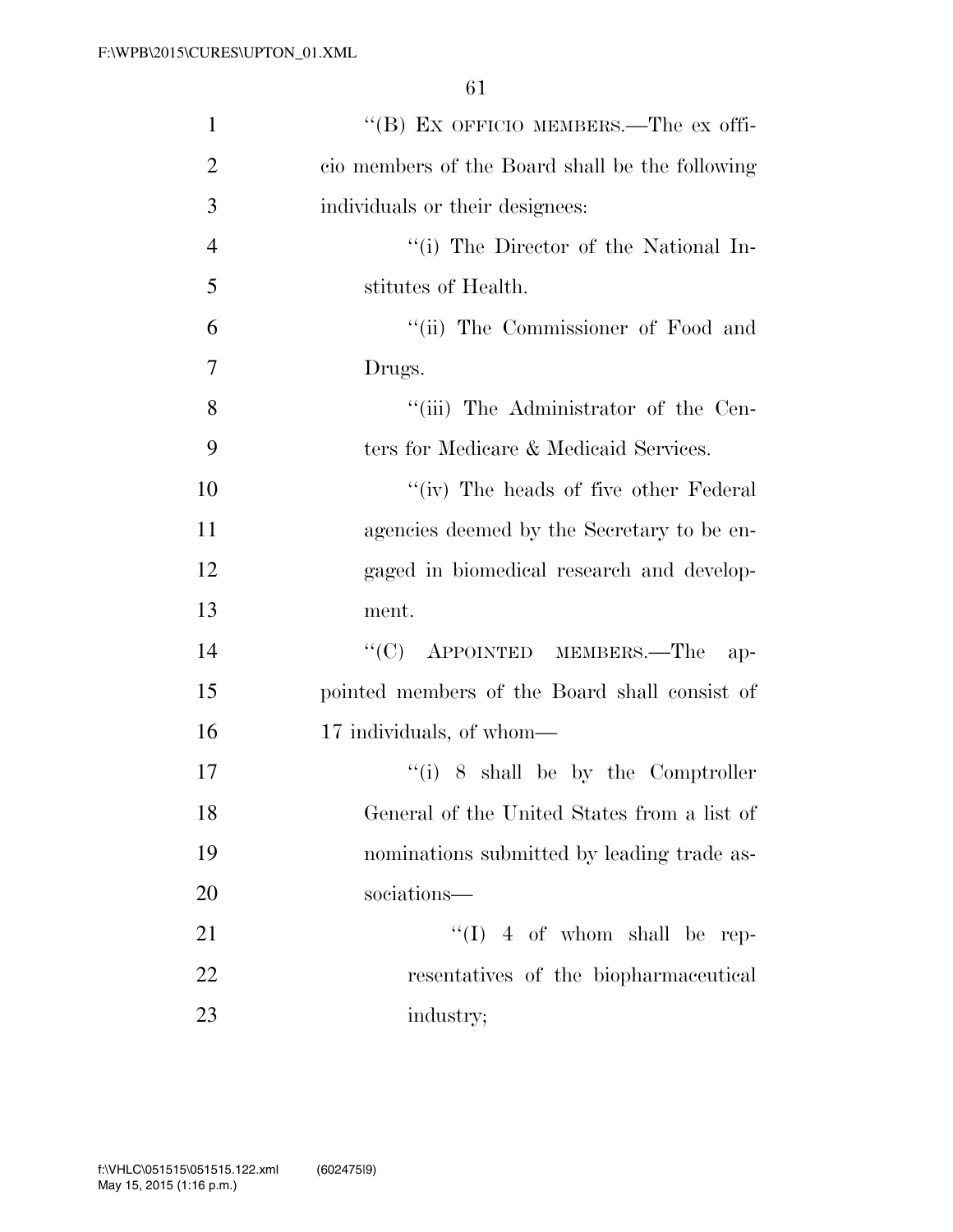''(B) EX OFFICIO MEMBERS.—The ex officio members of the Board shall be the following individuals or their designees:

''(i) The Director of the National Institutes of Health.

''(ii) The Commissioner of Food and Drugs.

''(iii) The Administrator of the Centers for Medicare & Medicaid Services.

''(iv) The heads of five other Federal agencies deemed by the Secretary to be engaged in biomedical research and development.

''(C) APPOINTED MEMBERS.—The appointed members of the Board shall consist of 17 individuals, of whom—

''(i) 8 shall be by the Comptroller General of the United States from a list of nominations submitted by leading trade associations—

''(I) 4 of whom shall be representatives of the biopharmaceutical industry;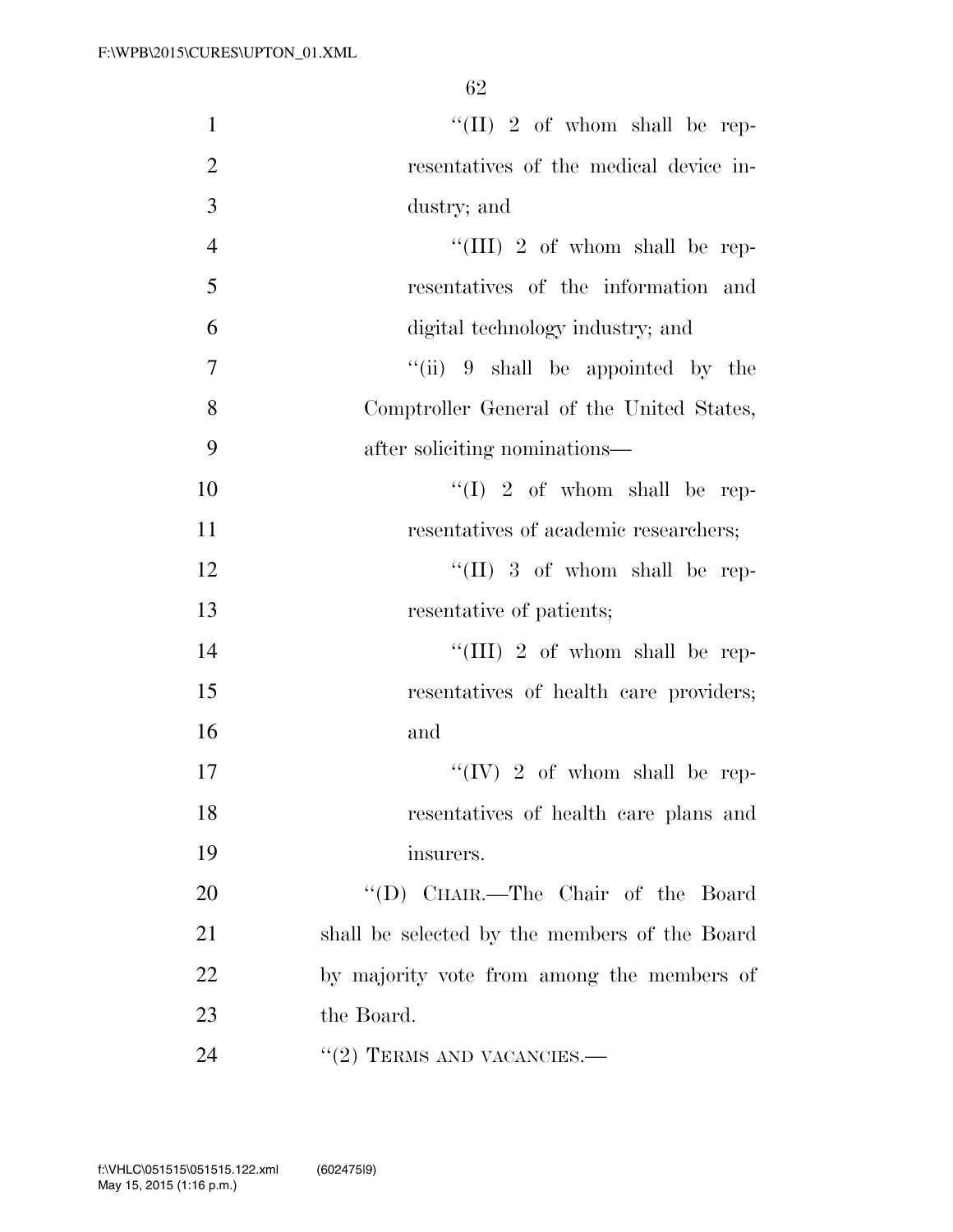''(II) 2 of whom shall be representatives of the medical device industry; and

''(III) 2 of whom shall be representatives of the information and digital technology industry; and

''(ii) 9 shall be appointed by the Comptroller General of the United States, after soliciting nominations—

''(I) 2 of whom shall be representatives of academic researchers;

''(II) 3 of whom shall be representative of patients;

''(III) 2 of whom shall be representatives of health care providers; and

''(IV) 2 of whom shall be representatives of health care plans and insurers.

''(D) CHAIR.—The Chair of the Board shall be selected by the members of the Board by majority vote from among the members of the Board.

''(2) TERMS AND VACANCIES.—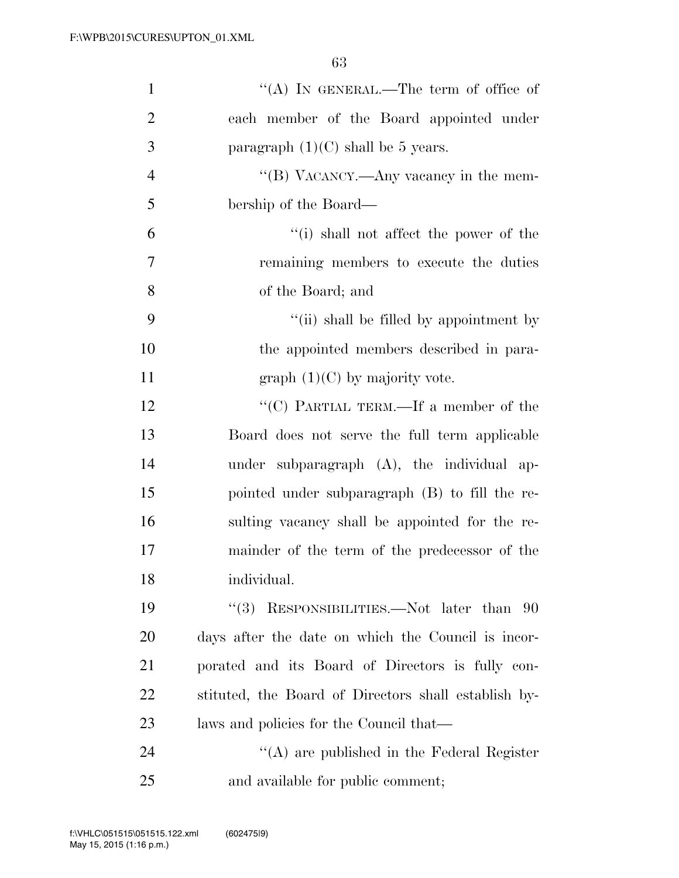''(A) IN GENERAL.—The term of office of each member of the Board appointed under paragraph (1)(C) shall be 5 years.

''(B) VACANCY.—Any vacancy in the membership of the Board—

''(i) shall not affect the power of the remaining members to execute the duties of the Board; and

''(ii) shall be filled by appointment by the appointed members described in paragraph (1)(C) by majority vote.

''(C) PARTIAL TERM.—If a member of the Board does not serve the full term applicable under subparagraph (A), the individual appointed under subparagraph (B) to fill the resulting vacancy shall be appointed for the remainder of the term of the predecessor of the individual.

''(3) RESPONSIBILITIES.—Not later than 90 days after the date on which the Council is incorporated and its Board of Directors is fully constituted, the Board of Directors shall establish bylaws and policies for the Council that—

''(A) are published in the Federal Register and available for public comment;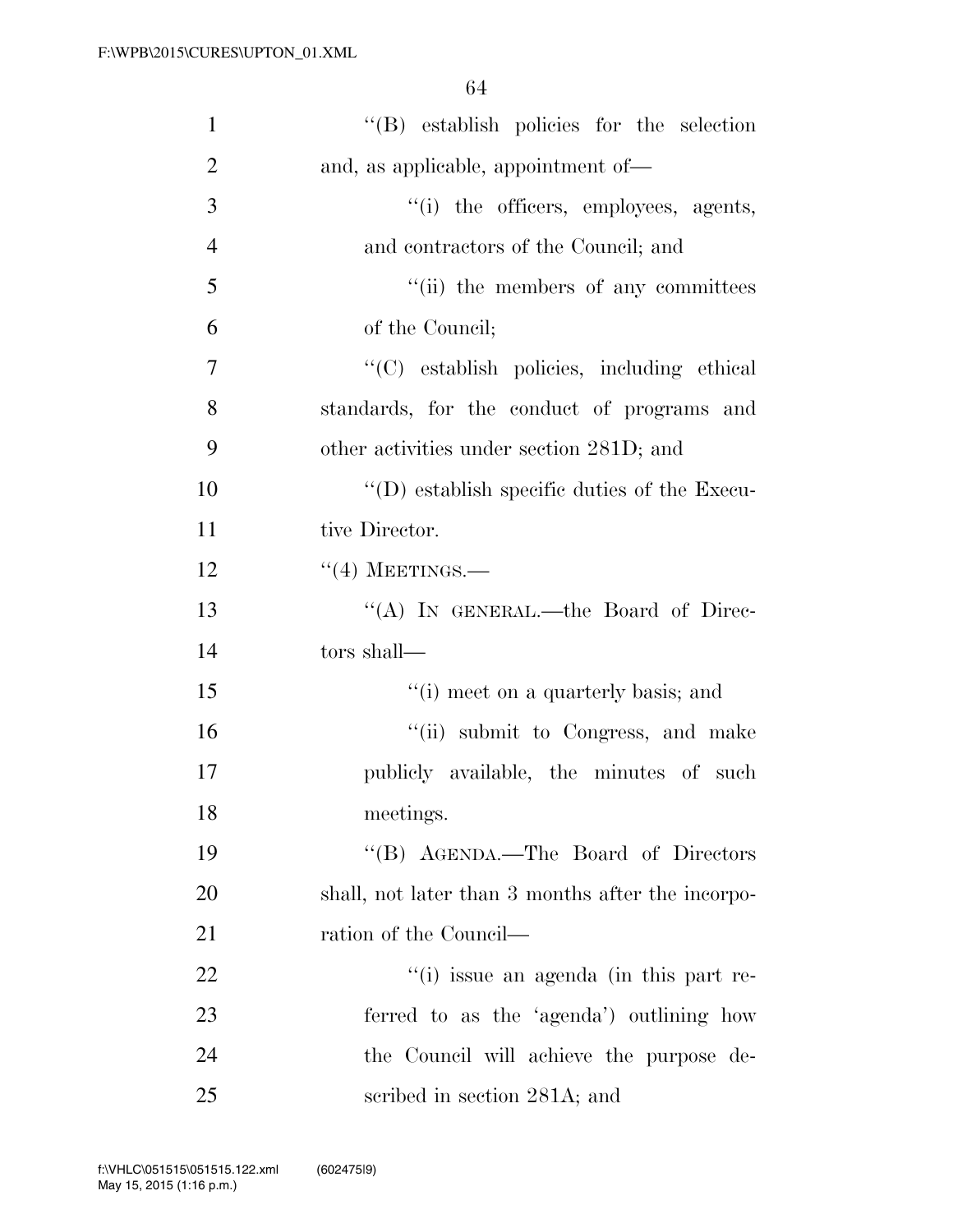''(B) establish policies for the selection and, as applicable, appointment of—

''(i) the officers, employees, agents, and contractors of the Council; and

''(ii) the members of any committees of the Council;

''(C) establish policies, including ethical standards, for the conduct of programs and other activities under section 281D; and

''(D) establish specific duties of the Executive Director.

''(4) MEETINGS.—

''(A) IN GENERAL.—the Board of Directors shall—

''(i) meet on a quarterly basis; and

''(ii) submit to Congress, and make publicly available, the minutes of such meetings.

''(B) AGENDA.—The Board of Directors shall, not later than 3 months after the incorporation of the Council—

''(i) issue an agenda (in this part referred to as the 'agenda') outlining how the Council will achieve the purpose described in section 281A; and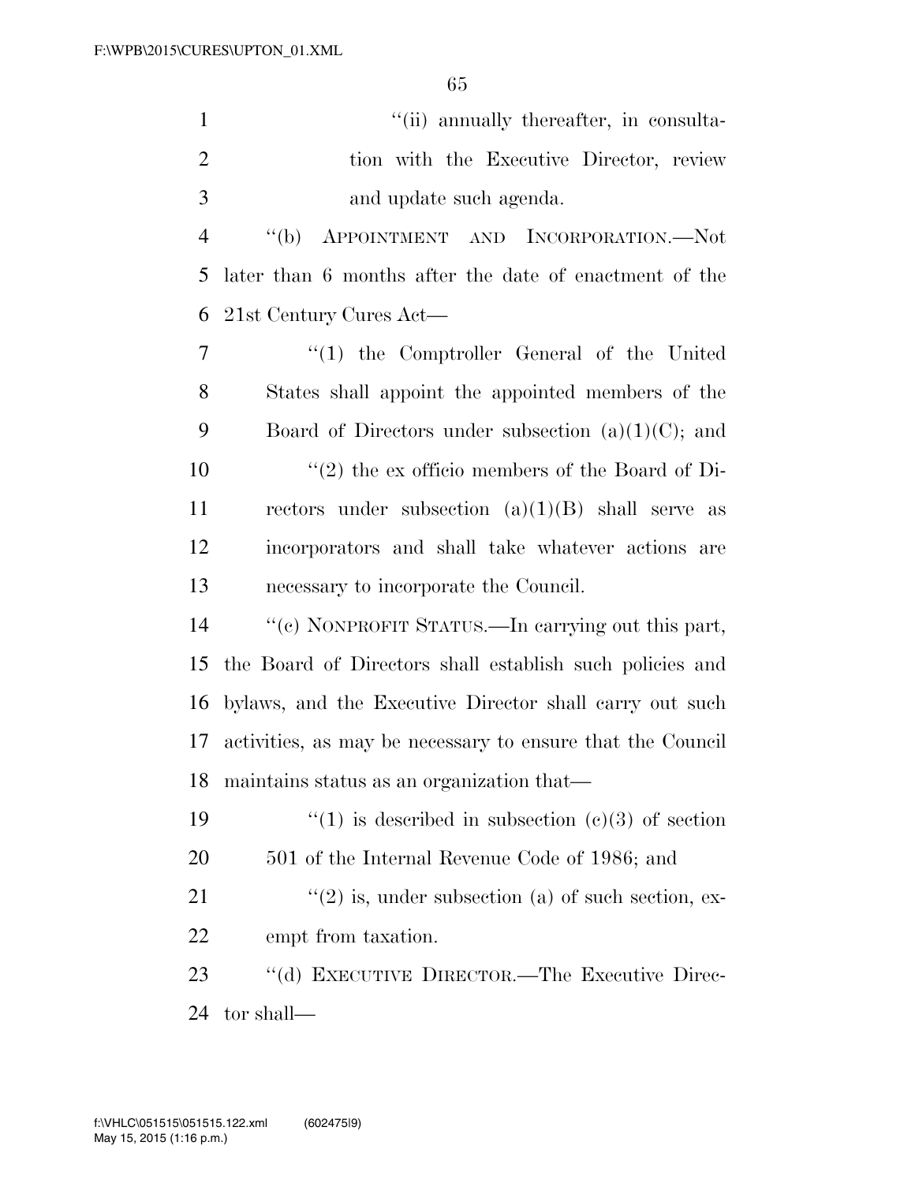"(ii) annually thereafter, in consultation with the Executive Director, review and update such agenda.

"(b) APPOINTMENT AND INCORPORATION.—Not later than 6 months after the date of enactment of the 21st Century Cures Act—

"(1) the Comptroller General of the United States shall appoint the appointed members of the Board of Directors under subsection (a)(1)(C); and

"(2) the ex officio members of the Board of Directors under subsection (a)(1)(B) shall serve as incorporators and shall take whatever actions are necessary to incorporate the Council.

"(c) NONPROFIT STATUS.—In carrying out this part, the Board of Directors shall establish such policies and bylaws, and the Executive Director shall carry out such activities, as may be necessary to ensure that the Council maintains status as an organization that—

"(1) is described in subsection (c)(3) of section 501 of the Internal Revenue Code of 1986; and

"(2) is, under subsection (a) of such section, exempt from taxation.

"(d) EXECUTIVE DIRECTOR.—The Executive Director shall—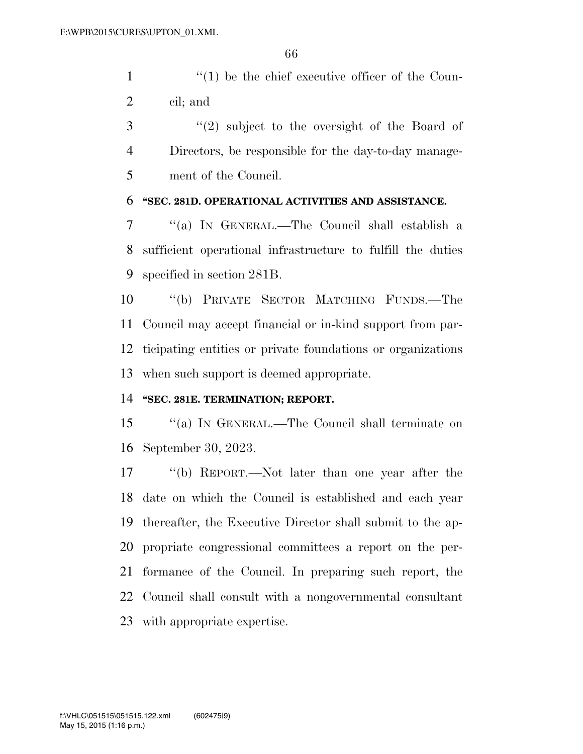"(1) be the chief executive officer of the Council; and

"(2) subject to the oversight of the Board of Directors, be responsible for the day-to-day management of the Council.

**"SEC. 281D. OPERATIONAL ACTIVITIES AND ASSISTANCE.**

"(a) IN GENERAL.—The Council shall establish a sufficient operational infrastructure to fulfill the duties specified in section 281B.

"(b) PRIVATE SECTOR MATCHING FUNDS.—The Council may accept financial or in-kind support from participating entities or private foundations or organizations when such support is deemed appropriate.

**"SEC. 281E. TERMINATION; REPORT.**

"(a) IN GENERAL.—The Council shall terminate on September 30, 2023.

"(b) REPORT.—Not later than one year after the date on which the Council is established and each year thereafter, the Executive Director shall submit to the appropriate congressional committees a report on the performance of the Council. In preparing such report, the Council shall consult with a nongovernmental consultant with appropriate expertise.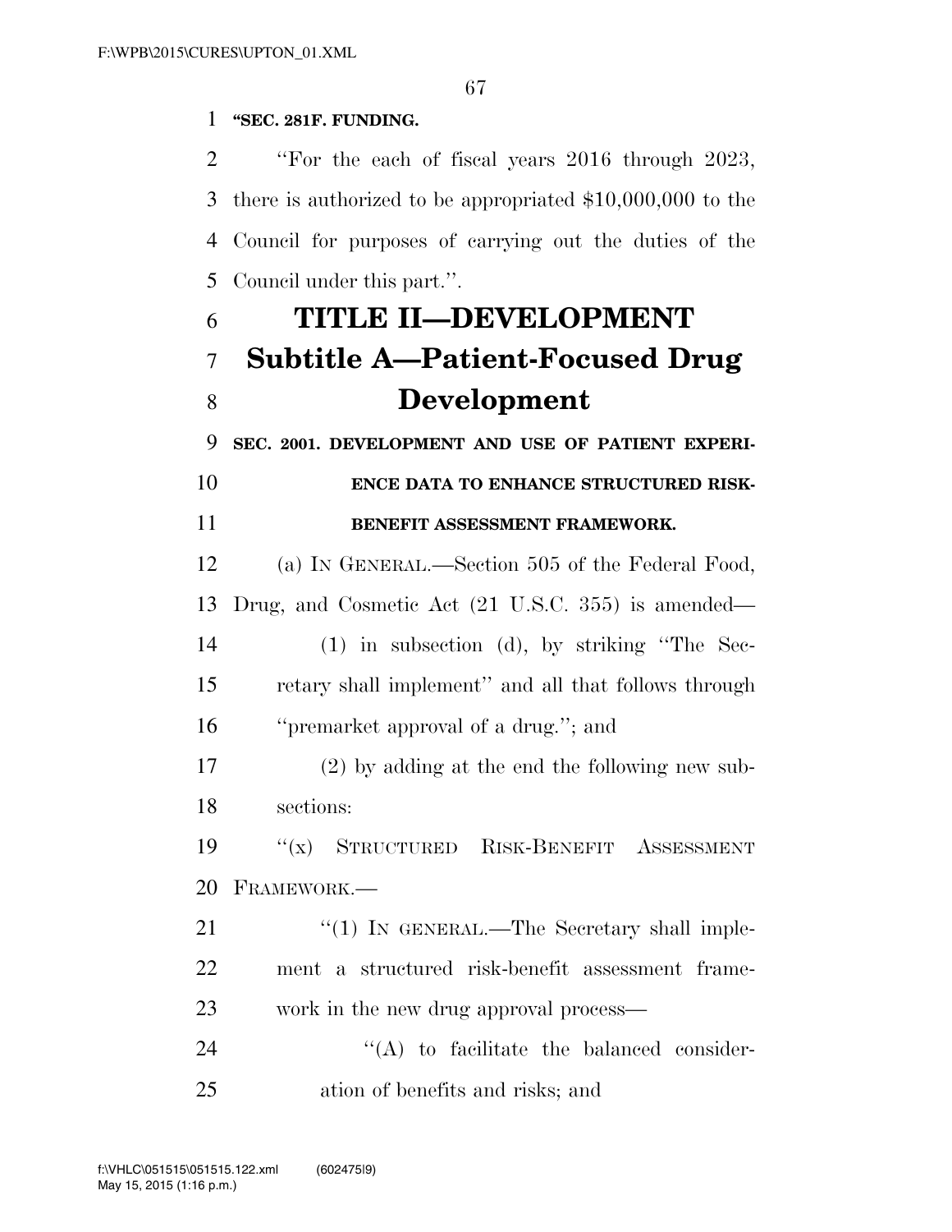**"SEC. 281F. FUNDING.**

"For the each of fiscal years 2016 through 2023, there is authorized to be appropriated $10,000,000 to the Council for purposes of carrying out the duties of the Council under this part.".

# TITLE II—DEVELOPMENT

## Subtitle A—Patient-Focused Drug Development

**SEC. 2001. DEVELOPMENT AND USE OF PATIENT EXPERIENCE DATA TO ENHANCE STRUCTURED RISK-BENEFIT ASSESSMENT FRAMEWORK.**

(a) IN GENERAL.—Section 505 of the Federal Food, Drug, and Cosmetic Act (21 U.S.C. 355) is amended—

(1) in subsection (d), by striking "The Secretary shall implement" and all that follows through "premarket approval of a drug."; and

(2) by adding at the end the following new subsections:

"(x) STRUCTURED RISK-BENEFIT ASSESSMENT FRAMEWORK.—

"(1) IN GENERAL.—The Secretary shall implement a structured risk-benefit assessment framework in the new drug approval process—

"(A) to facilitate the balanced consideration of benefits and risks; and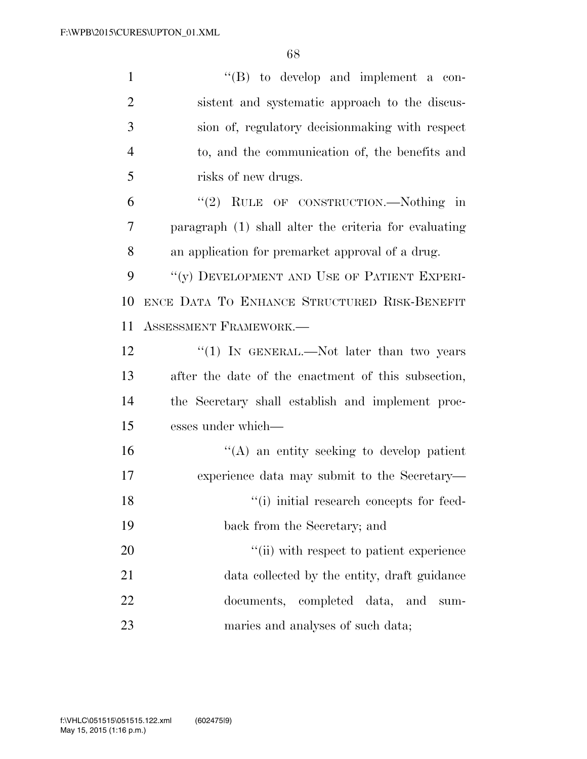''(B) to develop and implement a consistent and systematic approach to the discussion of, regulatory decisionmaking with respect to, and the communication of, the benefits and risks of new drugs.

''(2) RULE OF CONSTRUCTION.—Nothing in paragraph (1) shall alter the criteria for evaluating an application for premarket approval of a drug.

''(y) DEVELOPMENT AND USE OF PATIENT EXPERIENCE DATA TO ENHANCE STRUCTURED RISK-BENEFIT ASSESSMENT FRAMEWORK.—

''(1) IN GENERAL.—Not later than two years after the date of the enactment of this subsection, the Secretary shall establish and implement processes under which—

''(A) an entity seeking to develop patient experience data may submit to the Secretary—

''(i) initial research concepts for feedback from the Secretary; and

''(ii) with respect to patient experience data collected by the entity, draft guidance documents, completed data, and summaries and analyses of such data;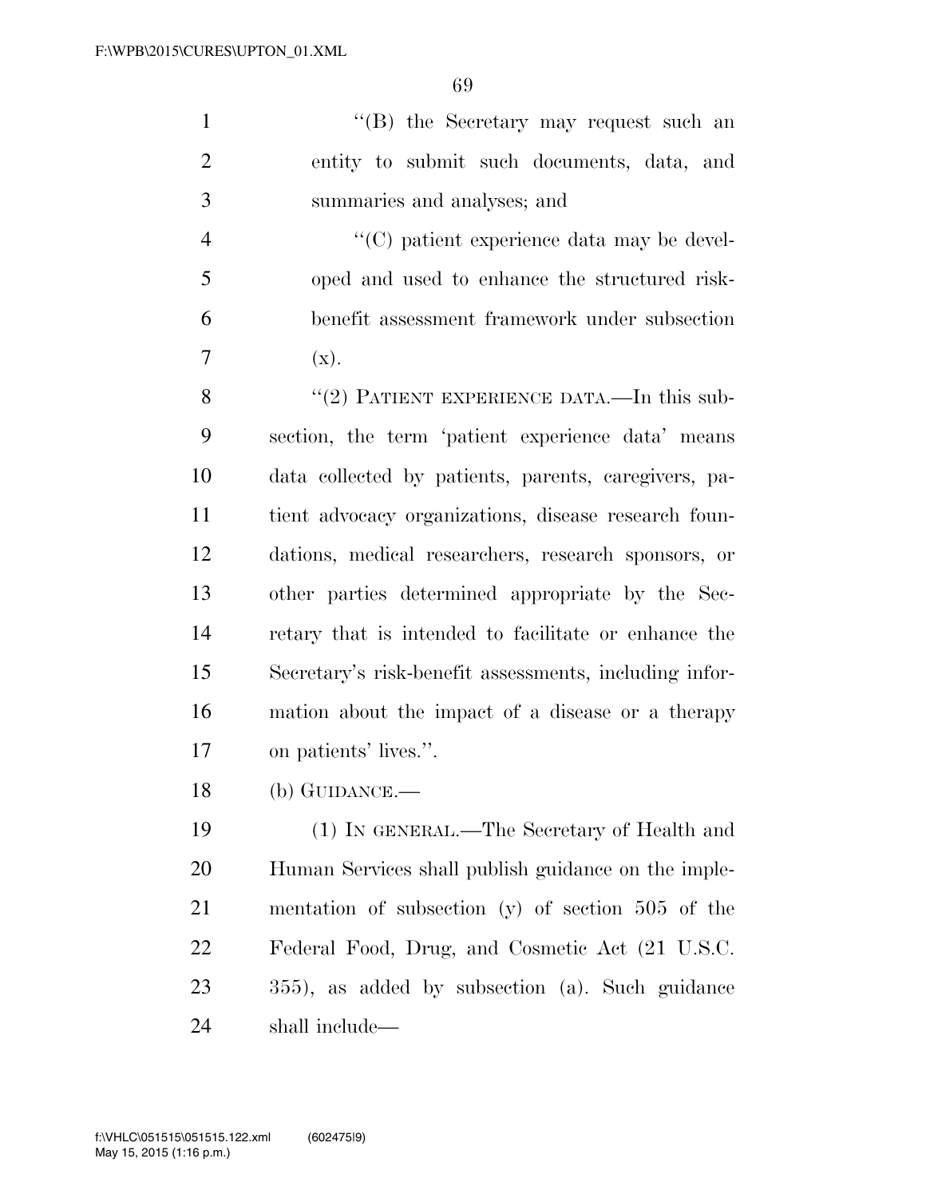"(B) the Secretary may request such an entity to submit such documents, data, and summaries and analyses; and

"(C) patient experience data may be developed and used to enhance the structured risk-benefit assessment framework under subsection (x).

"(2) PATIENT EXPERIENCE DATA.—In this subsection, the term 'patient experience data' means data collected by patients, parents, caregivers, patient advocacy organizations, disease research foundations, medical researchers, research sponsors, or other parties determined appropriate by the Secretary that is intended to facilitate or enhance the Secretary's risk-benefit assessments, including information about the impact of a disease or a therapy on patients' lives.".

(b) GUIDANCE.—

(1) IN GENERAL.—The Secretary of Health and Human Services shall publish guidance on the implementation of subsection (y) of section 505 of the Federal Food, Drug, and Cosmetic Act (21 U.S.C. 355), as added by subsection (a). Such guidance shall include—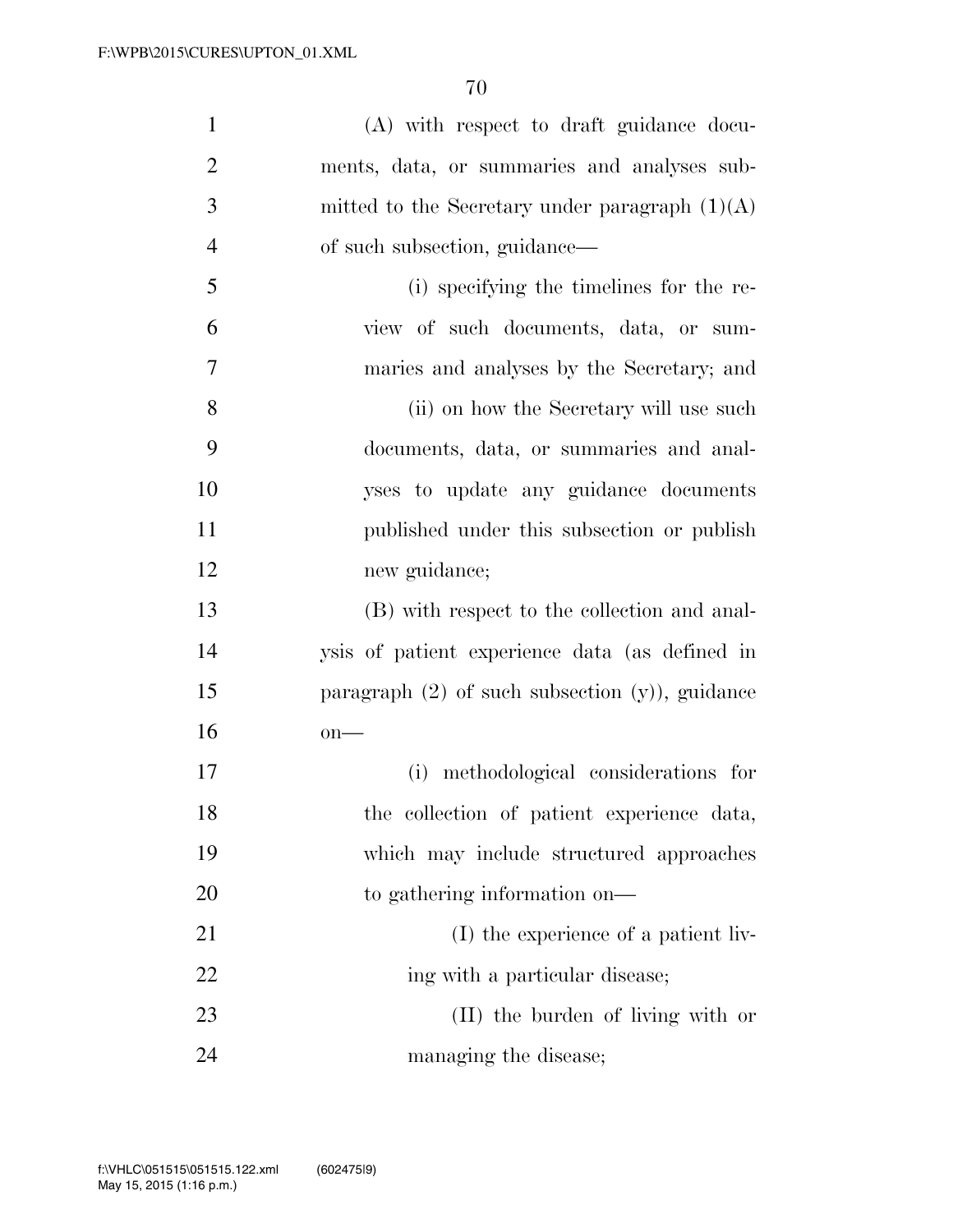(A) with respect to draft guidance documents, data, or summaries and analyses submitted to the Secretary under paragraph (1)(A) of such subsection, guidance—

(i) specifying the timelines for the review of such documents, data, or summaries and analyses by the Secretary; and

(ii) on how the Secretary will use such documents, data, or summaries and analyses to update any guidance documents published under this subsection or publish new guidance;

(B) with respect to the collection and analysis of patient experience data (as defined in paragraph (2) of such subsection (y)), guidance on—

(i) methodological considerations for the collection of patient experience data, which may include structured approaches to gathering information on—

(I) the experience of a patient living with a particular disease;

(II) the burden of living with or managing the disease;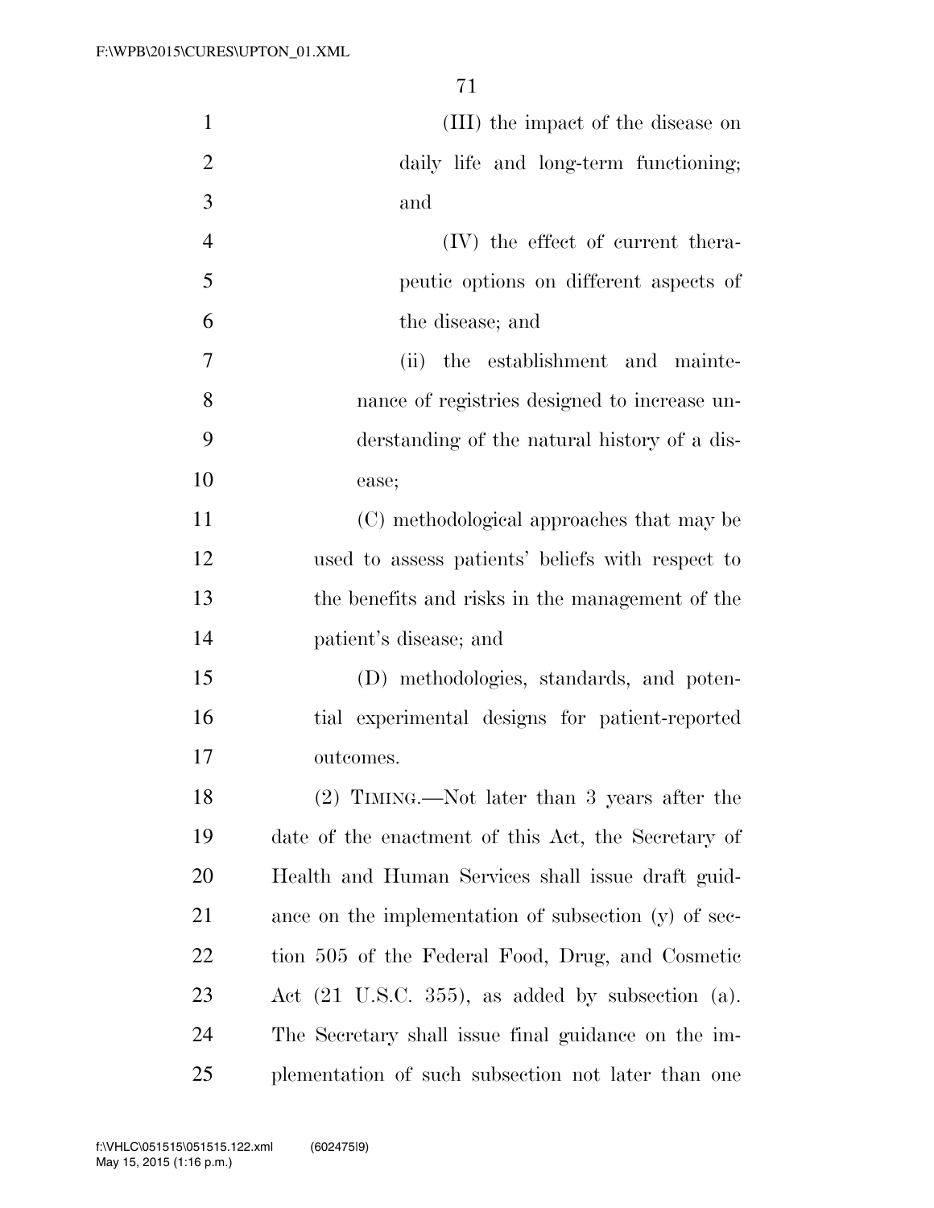(III) the impact of the disease on daily life and long-term functioning; and

(IV) the effect of current therapeutic options on different aspects of the disease; and

(ii) the establishment and maintenance of registries designed to increase understanding of the natural history of a disease;

(C) methodological approaches that may be used to assess patients' beliefs with respect to the benefits and risks in the management of the patient's disease; and

(D) methodologies, standards, and potential experimental designs for patient-reported outcomes.

(2) TIMING.—Not later than 3 years after the date of the enactment of this Act, the Secretary of Health and Human Services shall issue draft guidance on the implementation of subsection (y) of section 505 of the Federal Food, Drug, and Cosmetic Act (21 U.S.C. 355), as added by subsection (a). The Secretary shall issue final guidance on the implementation of such subsection not later than one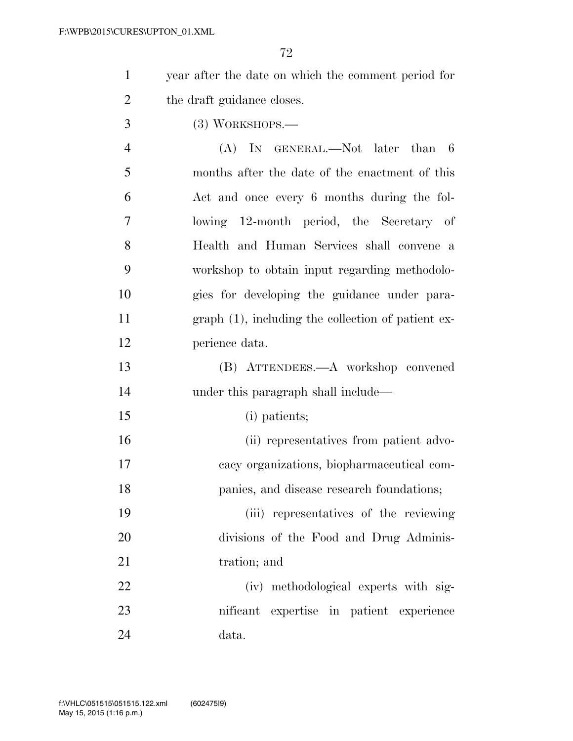year after the date on which the comment period for the draft guidance closes.

(3) WORKSHOPS.—

(A) IN GENERAL.—Not later than 6 months after the date of the enactment of this Act and once every 6 months during the following 12-month period, the Secretary of Health and Human Services shall convene a workshop to obtain input regarding methodologies for developing the guidance under paragraph (1), including the collection of patient experience data.

(B) ATTENDEES.—A workshop convened under this paragraph shall include—

(i) patients;

(ii) representatives from patient advocacy organizations, biopharmaceutical companies, and disease research foundations;

(iii) representatives of the reviewing divisions of the Food and Drug Administration; and

(iv) methodological experts with significant expertise in patient experience data.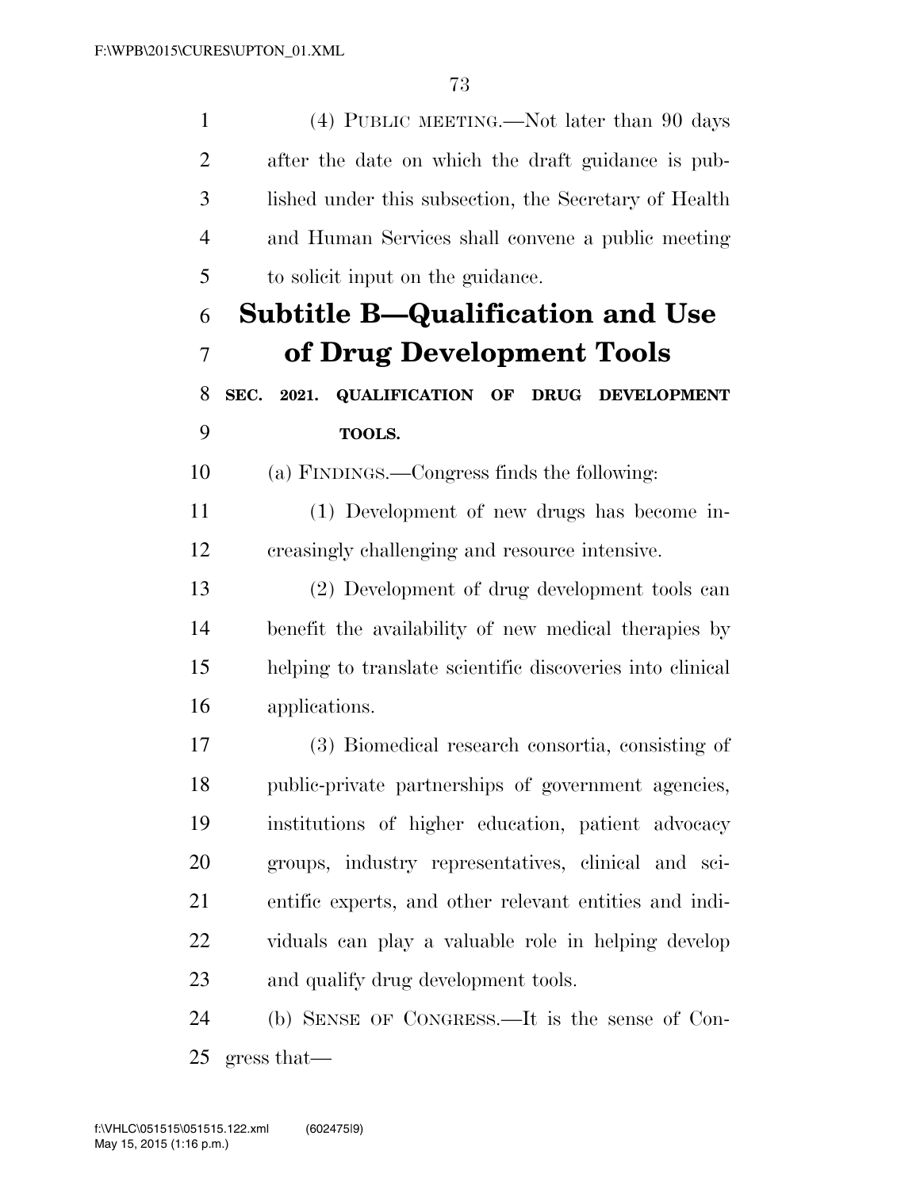(4) PUBLIC MEETING.—Not later than 90 days after the date on which the draft guidance is published under this subsection, the Secretary of Health and Human Services shall convene a public meeting to solicit input on the guidance.

## Subtitle B—Qualification and Use of Drug Development Tools

**SEC. 2021. QUALIFICATION OF DRUG DEVELOPMENT TOOLS.**

(a) FINDINGS.—Congress finds the following:

(1) Development of new drugs has become increasingly challenging and resource intensive.

(2) Development of drug development tools can benefit the availability of new medical therapies by helping to translate scientific discoveries into clinical applications.

(3) Biomedical research consortia, consisting of public-private partnerships of government agencies, institutions of higher education, patient advocacy groups, industry representatives, clinical and scientific experts, and other relevant entities and individuals can play a valuable role in helping develop and qualify drug development tools.

(b) SENSE OF CONGRESS.—It is the sense of Congress that—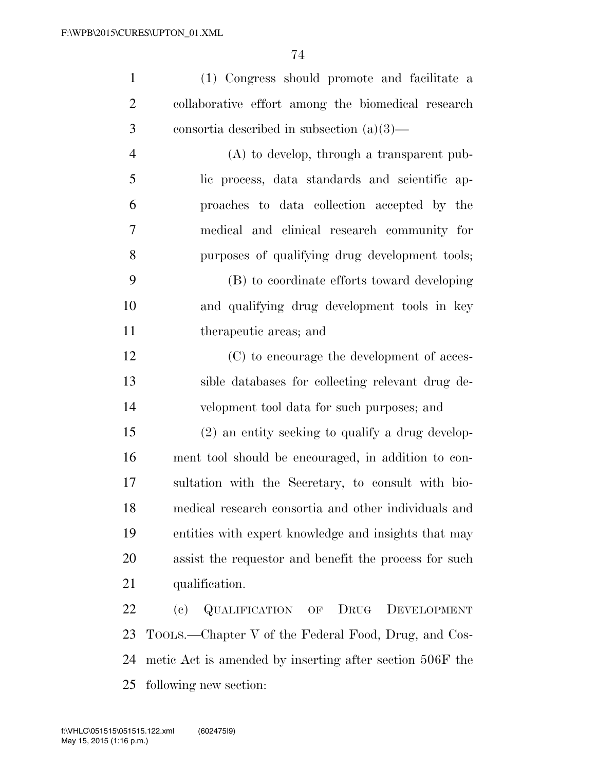(1) Congress should promote and facilitate a collaborative effort among the biomedical research consortia described in subsection (a)(3)—

(A) to develop, through a transparent public process, data standards and scientific approaches to data collection accepted by the medical and clinical research community for purposes of qualifying drug development tools;

(B) to coordinate efforts toward developing and qualifying drug development tools in key therapeutic areas; and

(C) to encourage the development of accessible databases for collecting relevant drug development tool data for such purposes; and

(2) an entity seeking to qualify a drug development tool should be encouraged, in addition to consultation with the Secretary, to consult with biomedical research consortia and other individuals and entities with expert knowledge and insights that may assist the requestor and benefit the process for such qualification.

(c) QUALIFICATION OF DRUG DEVELOPMENT TOOLS.—Chapter V of the Federal Food, Drug, and Cosmetic Act is amended by inserting after section 506F the following new section: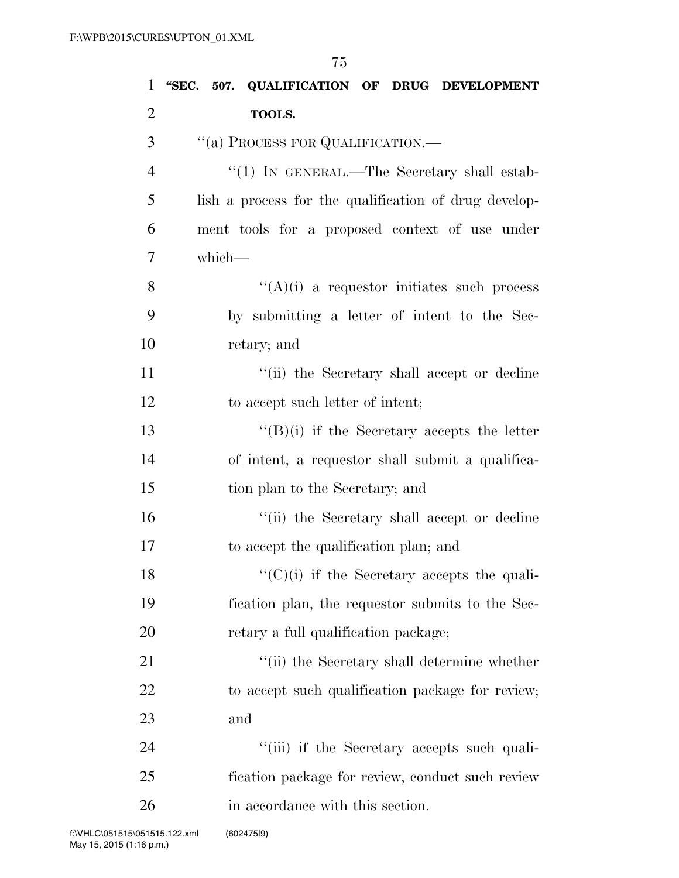"SEC. 507. QUALIFICATION OF DRUG DEVELOPMENT TOOLS.

"(a) PROCESS FOR QUALIFICATION.—

"(1) IN GENERAL.—The Secretary shall establish a process for the qualification of drug development tools for a proposed context of use under which—

"(A)(i) a requestor initiates such process by submitting a letter of intent to the Secretary; and

"(ii) the Secretary shall accept or decline to accept such letter of intent;

"(B)(i) if the Secretary accepts the letter of intent, a requestor shall submit a qualification plan to the Secretary; and

"(ii) the Secretary shall accept or decline to accept the qualification plan; and

"(C)(i) if the Secretary accepts the qualification plan, the requestor submits to the Secretary a full qualification package;

"(ii) the Secretary shall determine whether to accept such qualification package for review; and

"(iii) if the Secretary accepts such qualification package for review, conduct such review in accordance with this section.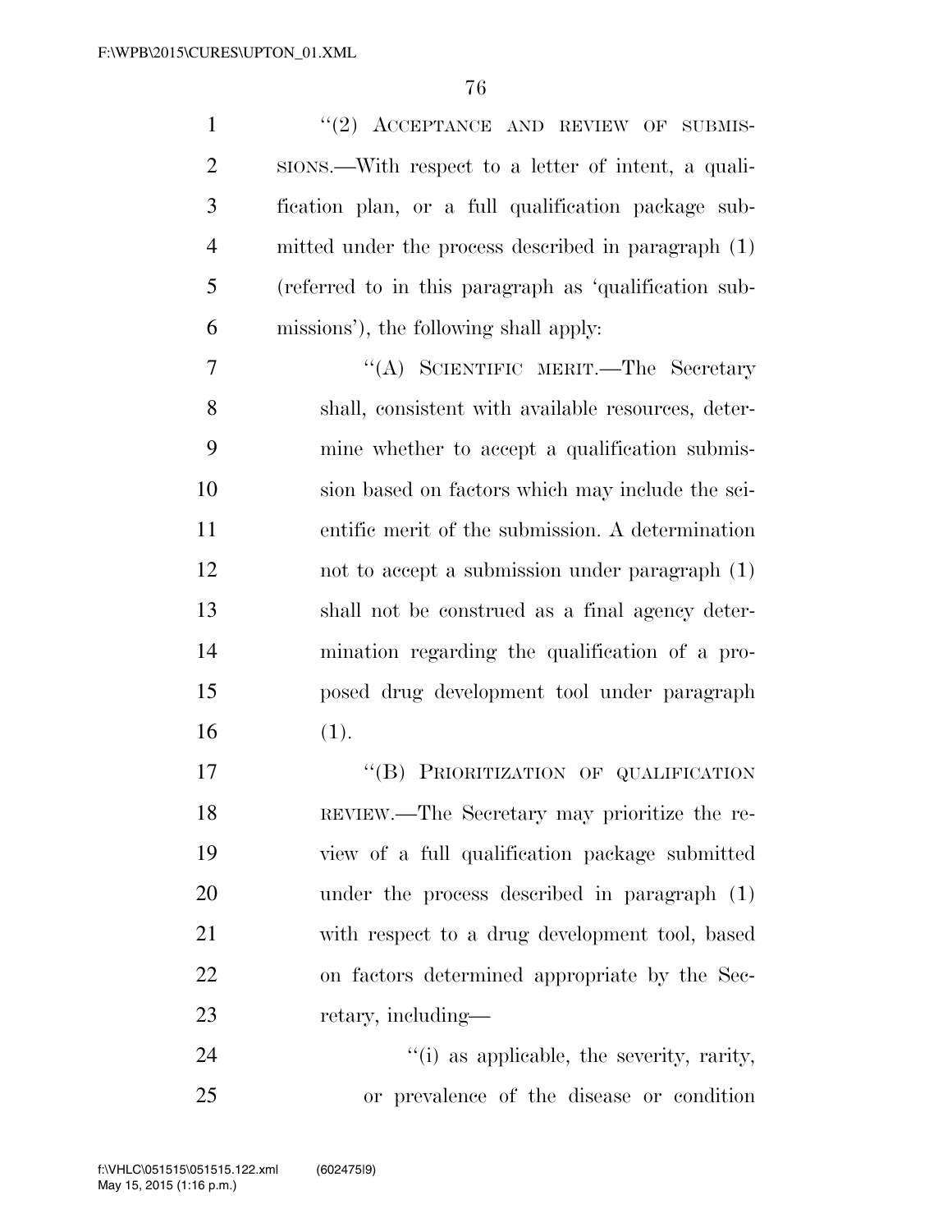"(2) ACCEPTANCE AND REVIEW OF SUBMISSIONS.—With respect to a letter of intent, a qualification plan, or a full qualification package submitted under the process described in paragraph (1) (referred to in this paragraph as 'qualification submissions'), the following shall apply:

"(A) SCIENTIFIC MERIT.—The Secretary shall, consistent with available resources, determine whether to accept a qualification submission based on factors which may include the scientific merit of the submission. A determination not to accept a submission under paragraph (1) shall not be construed as a final agency determination regarding the qualification of a proposed drug development tool under paragraph (1).

"(B) PRIORITIZATION OF QUALIFICATION REVIEW.—The Secretary may prioritize the review of a full qualification package submitted under the process described in paragraph (1) with respect to a drug development tool, based on factors determined appropriate by the Secretary, including—

"(i) as applicable, the severity, rarity, or prevalence of the disease or condition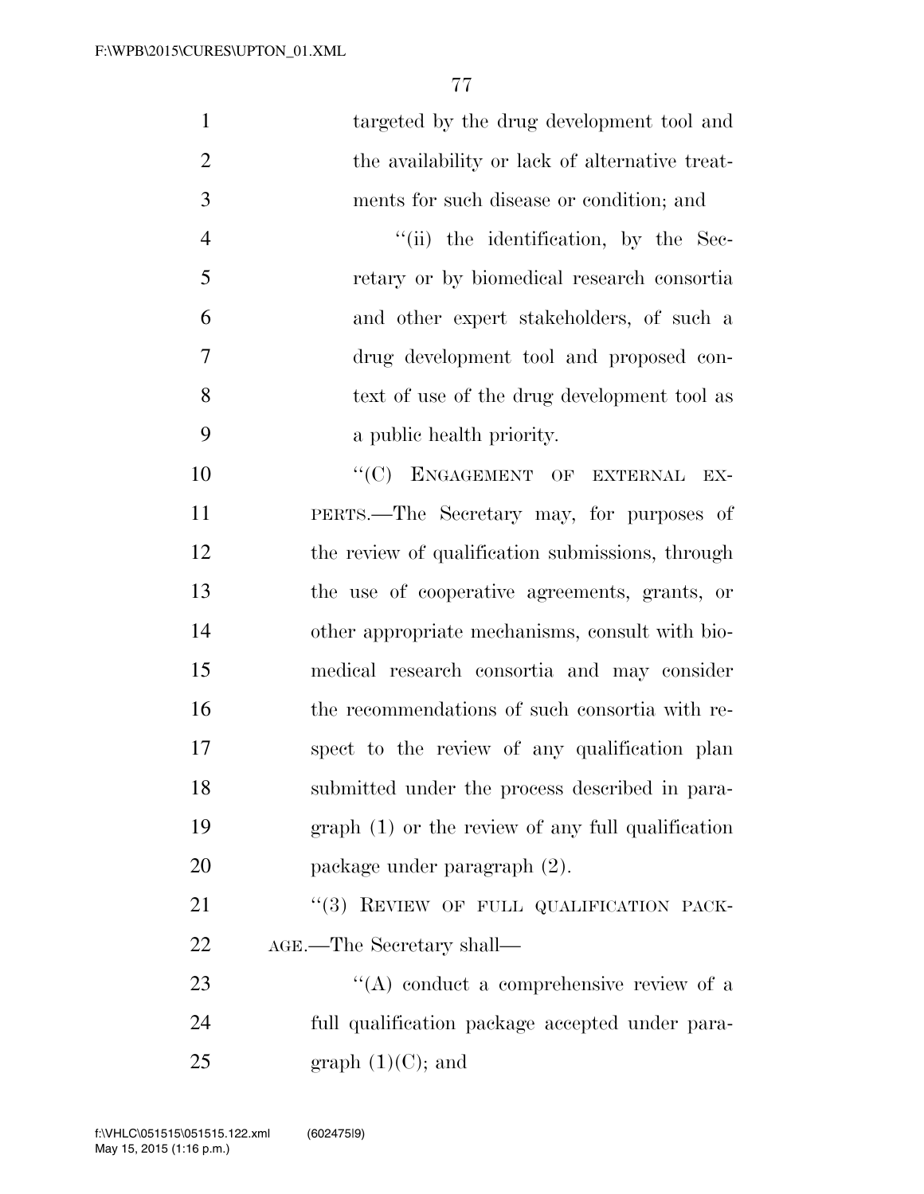targeted by the drug development tool and the availability or lack of alternative treatments for such disease or condition; and

"(ii) the identification, by the Secretary or by biomedical research consortia and other expert stakeholders, of such a drug development tool and proposed context of use of the drug development tool as a public health priority.

"(C) ENGAGEMENT OF EXTERNAL EXPERTS.—The Secretary may, for purposes of the review of qualification submissions, through the use of cooperative agreements, grants, or other appropriate mechanisms, consult with biomedical research consortia and may consider the recommendations of such consortia with respect to the review of any qualification plan submitted under the process described in paragraph (1) or the review of any full qualification package under paragraph (2).

"(3) REVIEW OF FULL QUALIFICATION PACKAGE.—The Secretary shall—

"(A) conduct a comprehensive review of a full qualification package accepted under paragraph (1)(C); and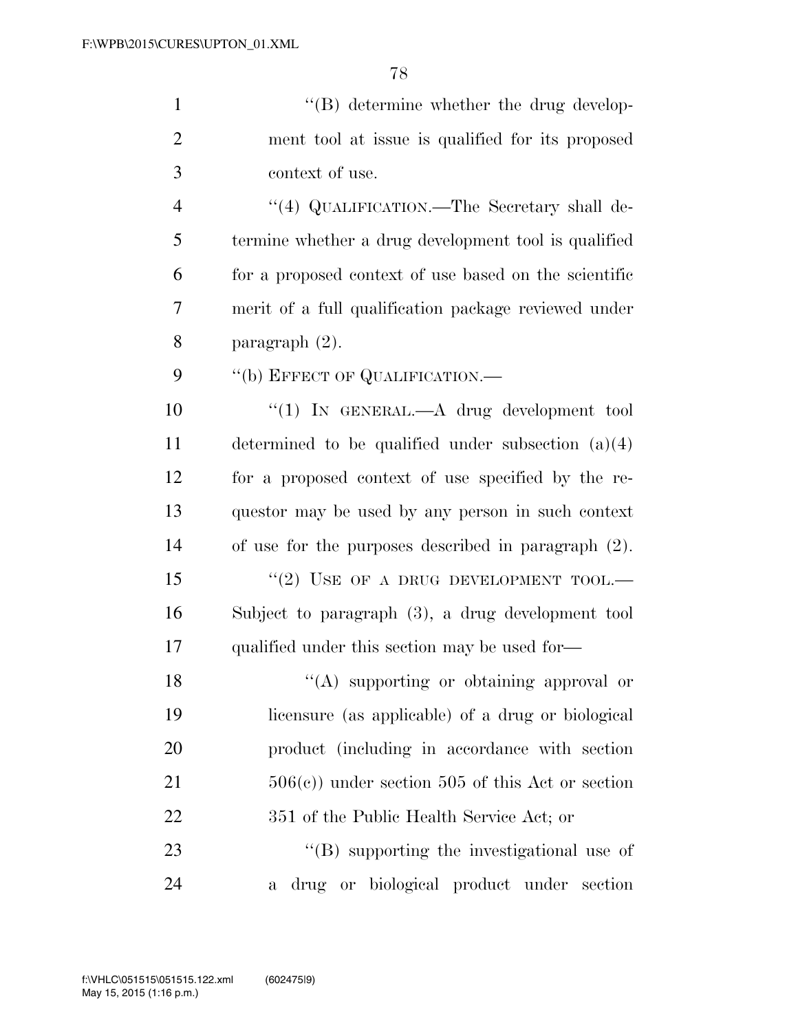''(B) determine whether the drug development tool at issue is qualified for its proposed context of use.

''(4) QUALIFICATION.—The Secretary shall determine whether a drug development tool is qualified for a proposed context of use based on the scientific merit of a full qualification package reviewed under paragraph (2).

''(b) EFFECT OF QUALIFICATION.—

''(1) IN GENERAL.—A drug development tool determined to be qualified under subsection (a)(4) for a proposed context of use specified by the requestor may be used by any person in such context of use for the purposes described in paragraph (2).

''(2) USE OF A DRUG DEVELOPMENT TOOL.—Subject to paragraph (3), a drug development tool qualified under this section may be used for—

''(A) supporting or obtaining approval or licensure (as applicable) of a drug or biological product (including in accordance with section 506(c)) under section 505 of this Act or section 351 of the Public Health Service Act; or

''(B) supporting the investigational use of a drug or biological product under section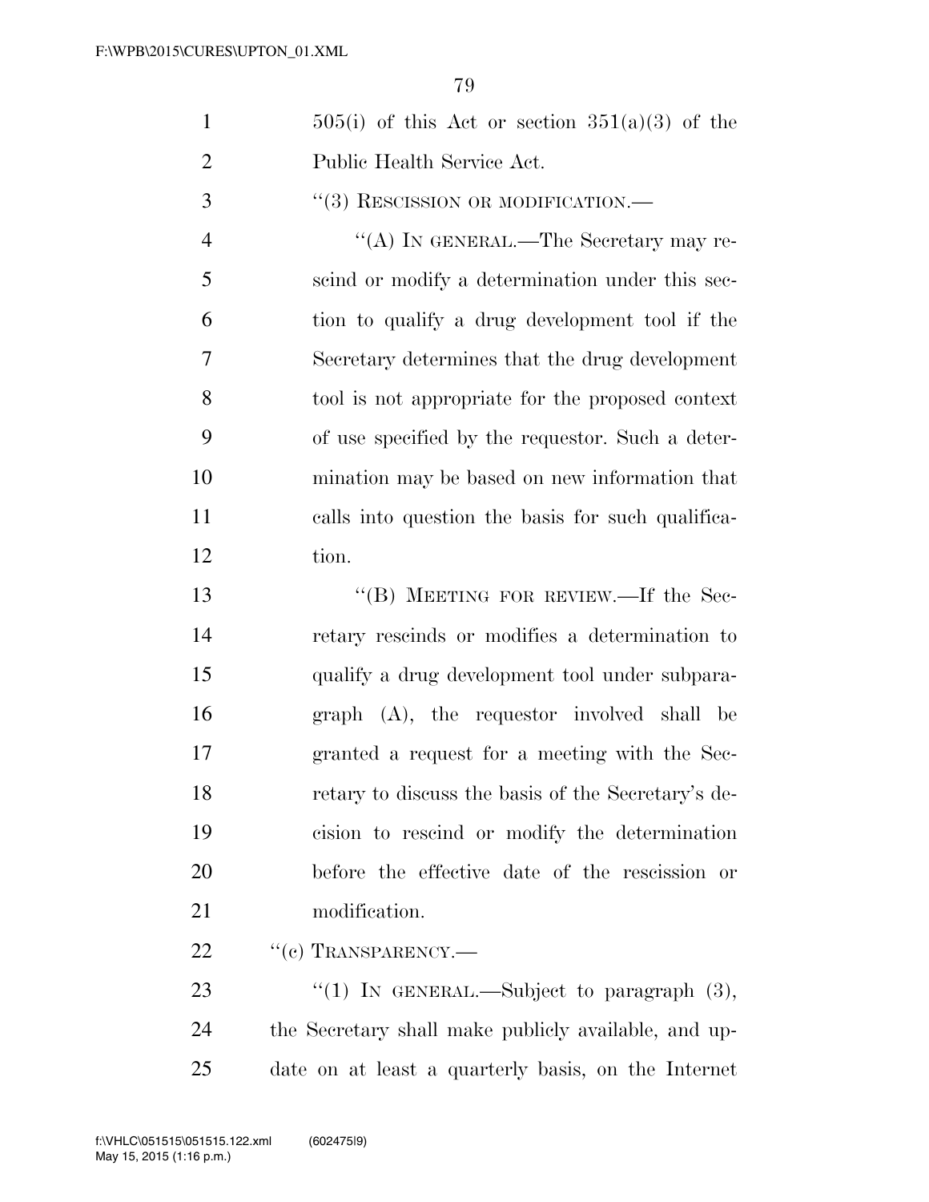505(i) of this Act or section 351(a)(3) of the Public Health Service Act.

"(3) RESCISSION OR MODIFICATION.—

"(A) IN GENERAL.—The Secretary may rescind or modify a determination under this section to qualify a drug development tool if the Secretary determines that the drug development tool is not appropriate for the proposed context of use specified by the requestor. Such a determination may be based on new information that calls into question the basis for such qualification.

"(B) MEETING FOR REVIEW.—If the Secretary rescinds or modifies a determination to qualify a drug development tool under subparagraph (A), the requestor involved shall be granted a request for a meeting with the Secretary to discuss the basis of the Secretary's decision to rescind or modify the determination before the effective date of the rescission or modification.

"(c) TRANSPARENCY.—

"(1) IN GENERAL.—Subject to paragraph (3), the Secretary shall make publicly available, and update on at least a quarterly basis, on the Internet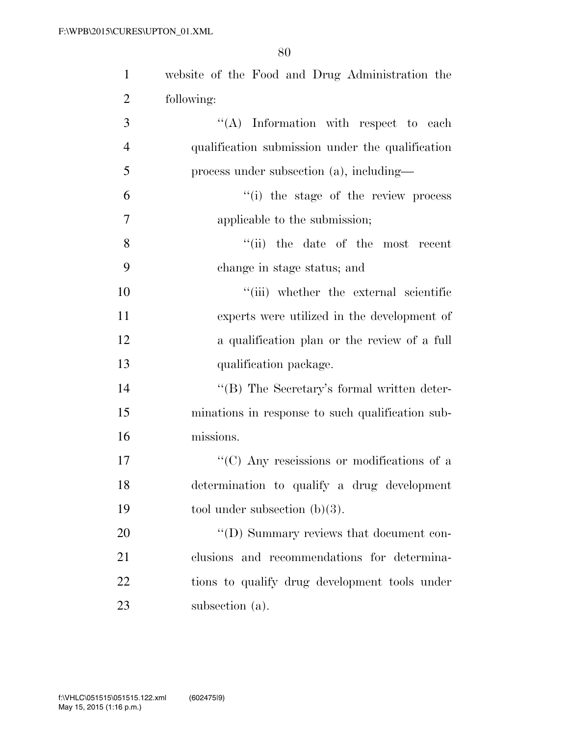website of the Food and Drug Administration the following:

''(A) Information with respect to each qualification submission under the qualification process under subsection (a), including—

''(i) the stage of the review process applicable to the submission;

''(ii) the date of the most recent change in stage status; and

''(iii) whether the external scientific experts were utilized in the development of a qualification plan or the review of a full qualification package.

''(B) The Secretary's formal written determinations in response to such qualification submissions.

''(C) Any rescissions or modifications of a determination to qualify a drug development tool under subsection (b)(3).

''(D) Summary reviews that document conclusions and recommendations for determinations to qualify drug development tools under subsection (a).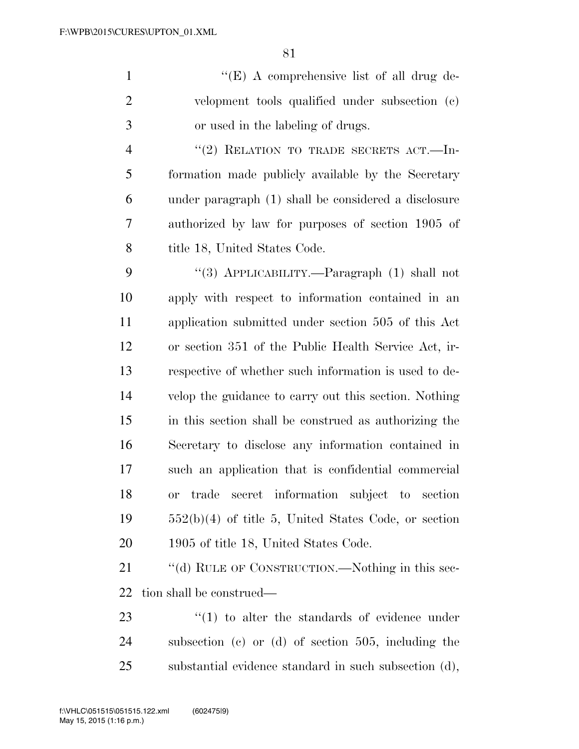''(E) A comprehensive list of all drug development tools qualified under subsection (c) or used in the labeling of drugs.

''(2) RELATION TO TRADE SECRETS ACT.—Information made publicly available by the Secretary under paragraph (1) shall be considered a disclosure authorized by law for purposes of section 1905 of title 18, United States Code.

''(3) APPLICABILITY.—Paragraph (1) shall not apply with respect to information contained in an application submitted under section 505 of this Act or section 351 of the Public Health Service Act, irrespective of whether such information is used to develop the guidance to carry out this section. Nothing in this section shall be construed as authorizing the Secretary to disclose any information contained in such an application that is confidential commercial or trade secret information subject to section 552(b)(4) of title 5, United States Code, or section 1905 of title 18, United States Code.

''(d) RULE OF CONSTRUCTION.—Nothing in this section shall be construed—

''(1) to alter the standards of evidence under subsection (c) or (d) of section 505, including the substantial evidence standard in such subsection (d),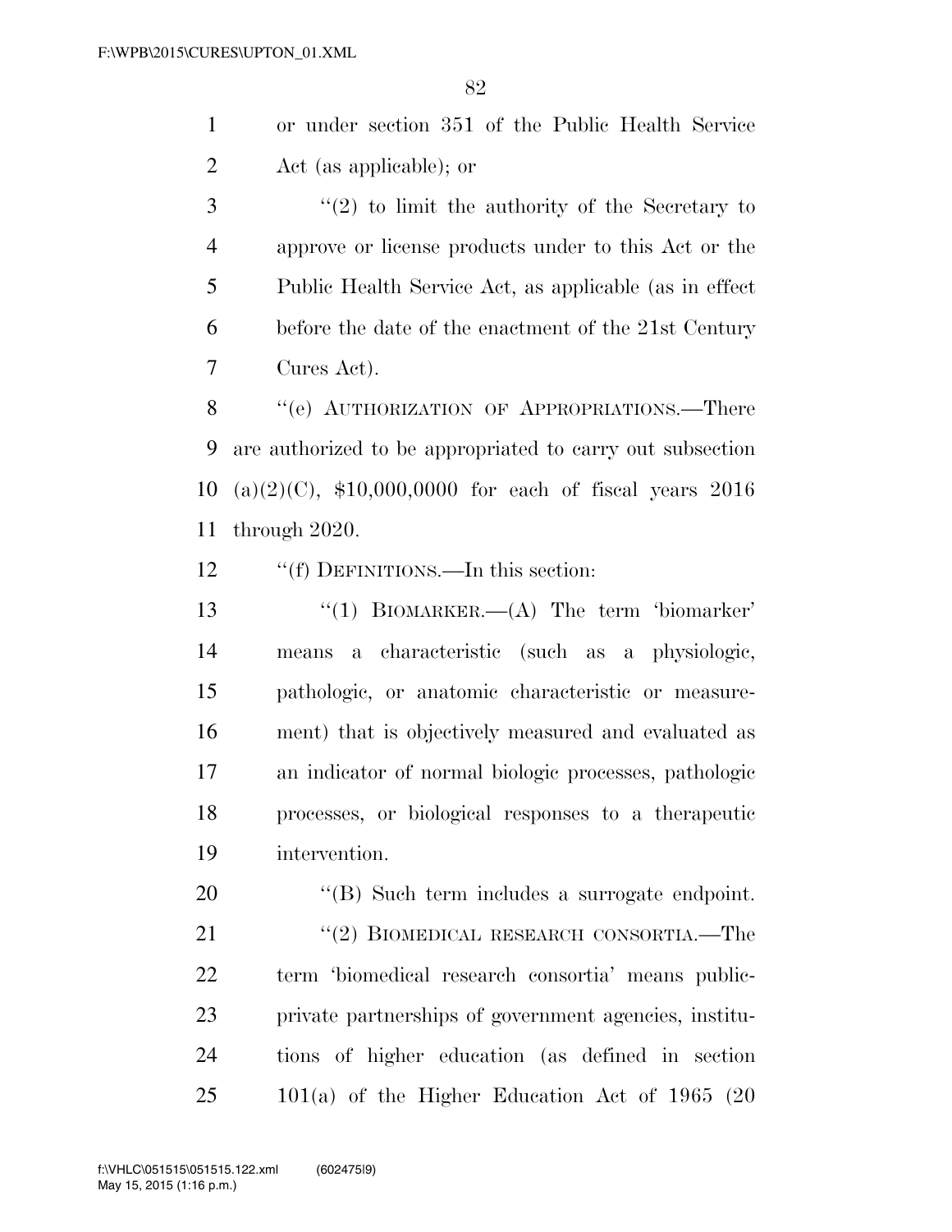or under section 351 of the Public Health Service Act (as applicable); or

"(2) to limit the authority of the Secretary to approve or license products under to this Act or the Public Health Service Act, as applicable (as in effect before the date of the enactment of the 21st Century Cures Act).

"(e) AUTHORIZATION OF APPROPRIATIONS.—There are authorized to be appropriated to carry out subsection (a)(2)(C), $10,000,0000 for each of fiscal years 2016 through 2020.

"(f) DEFINITIONS.—In this section:

"(1) BIOMARKER.—(A) The term 'biomarker' means a characteristic (such as a physiologic, pathologic, or anatomic characteristic or measurement) that is objectively measured and evaluated as an indicator of normal biologic processes, pathologic processes, or biological responses to a therapeutic intervention.

"(B) Such term includes a surrogate endpoint.

"(2) BIOMEDICAL RESEARCH CONSORTIA.—The term 'biomedical research consortia' means public-private partnerships of government agencies, institutions of higher education (as defined in section 101(a) of the Higher Education Act of 1965 (20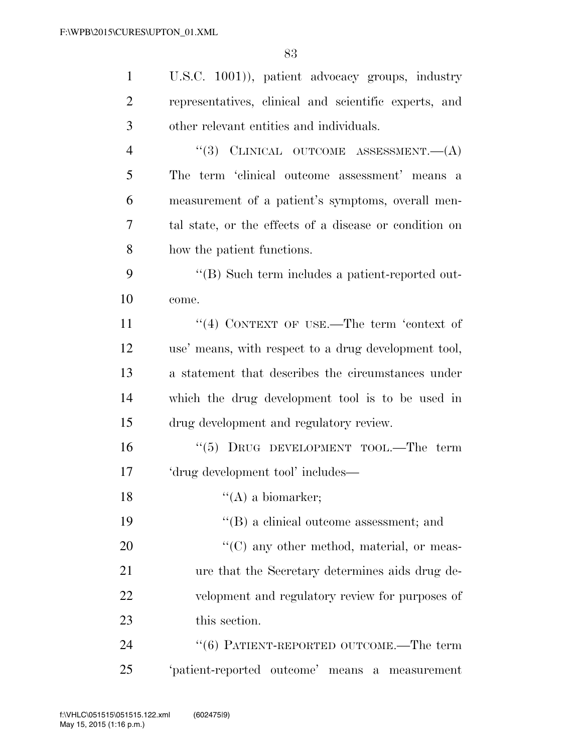U.S.C. 1001)), patient advocacy groups, industry representatives, clinical and scientific experts, and other relevant entities and individuals.

''(3) CLINICAL OUTCOME ASSESSMENT.—(A) The term 'clinical outcome assessment' means a measurement of a patient's symptoms, overall mental state, or the effects of a disease or condition on how the patient functions.

''(B) Such term includes a patient-reported outcome.

''(4) CONTEXT OF USE.—The term 'context of use' means, with respect to a drug development tool, a statement that describes the circumstances under which the drug development tool is to be used in drug development and regulatory review.

''(5) DRUG DEVELOPMENT TOOL.—The term 'drug development tool' includes—

''(A) a biomarker;

''(B) a clinical outcome assessment; and

''(C) any other method, material, or measure that the Secretary determines aids drug development and regulatory review for purposes of this section.

''(6) PATIENT-REPORTED OUTCOME.—The term 'patient-reported outcome' means a measurement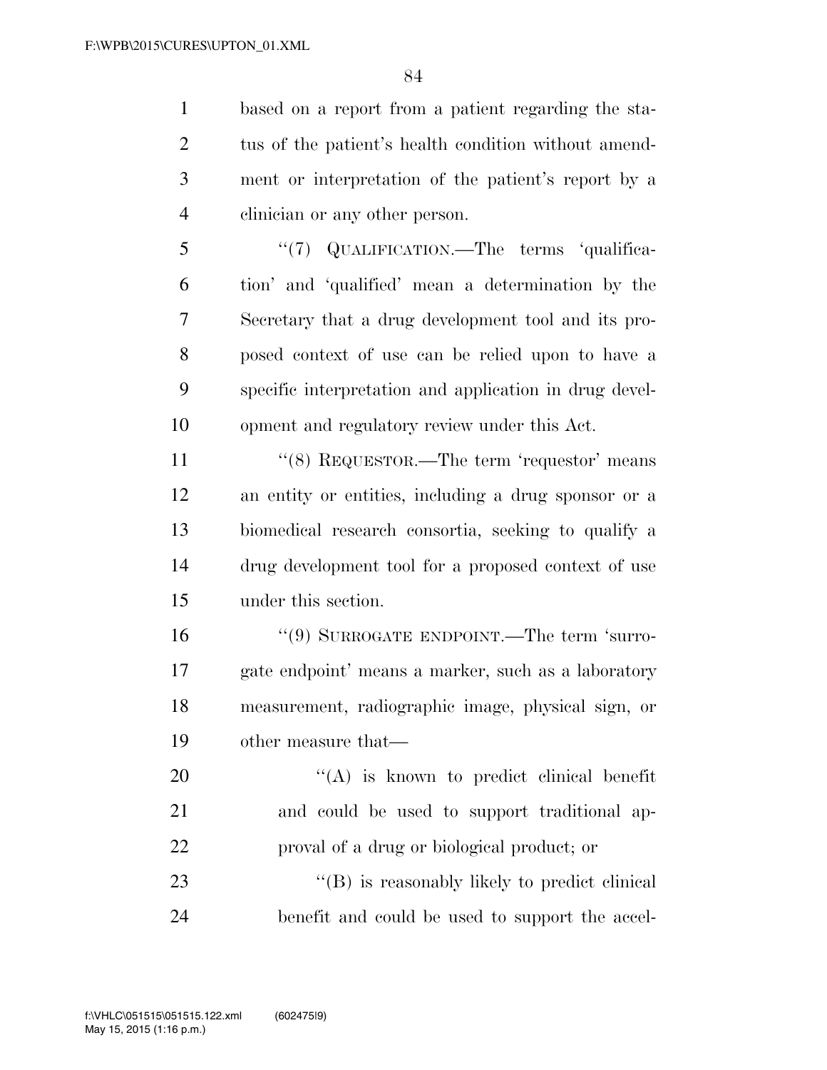based on a report from a patient regarding the status of the patient's health condition without amendment or interpretation of the patient's report by a clinician or any other person.

"(7) QUALIFICATION.—The terms 'qualification' and 'qualified' mean a determination by the Secretary that a drug development tool and its proposed context of use can be relied upon to have a specific interpretation and application in drug development and regulatory review under this Act.

"(8) REQUESTOR.—The term 'requestor' means an entity or entities, including a drug sponsor or a biomedical research consortia, seeking to qualify a drug development tool for a proposed context of use under this section.

"(9) SURROGATE ENDPOINT.—The term 'surrogate endpoint' means a marker, such as a laboratory measurement, radiographic image, physical sign, or other measure that—

"(A) is known to predict clinical benefit and could be used to support traditional approval of a drug or biological product; or

"(B) is reasonably likely to predict clinical benefit and could be used to support the accel-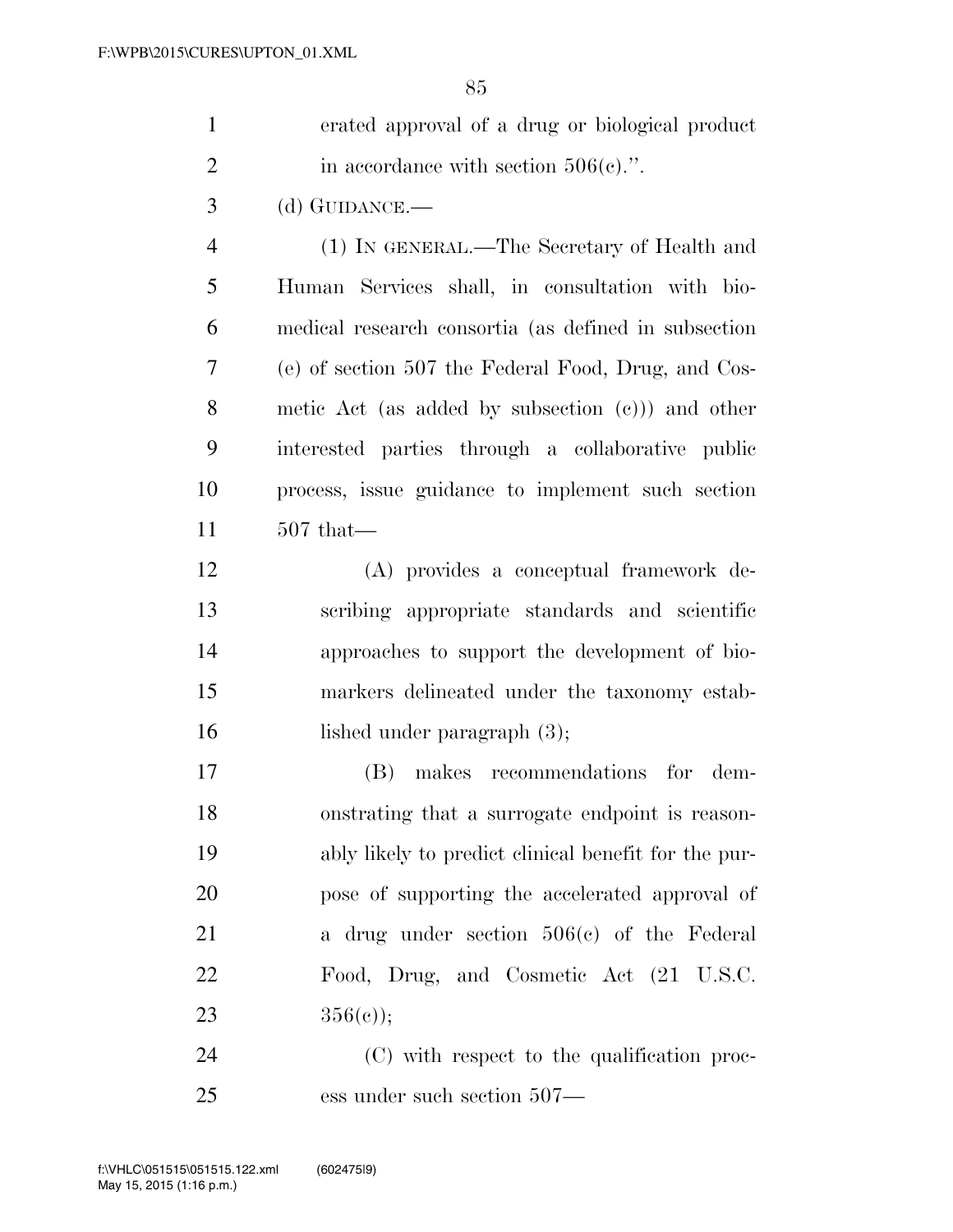erated approval of a drug or biological product in accordance with section 506(c).''.

(d) GUIDANCE.—

(1) IN GENERAL.—The Secretary of Health and Human Services shall, in consultation with biomedical research consortia (as defined in subsection (e) of section 507 the Federal Food, Drug, and Cosmetic Act (as added by subsection (c))) and other interested parties through a collaborative public process, issue guidance to implement such section 507 that—

(A) provides a conceptual framework describing appropriate standards and scientific approaches to support the development of biomarkers delineated under the taxonomy established under paragraph (3);

(B) makes recommendations for demonstrating that a surrogate endpoint is reasonably likely to predict clinical benefit for the purpose of supporting the accelerated approval of a drug under section 506(c) of the Federal Food, Drug, and Cosmetic Act (21 U.S.C. 356(c));

(C) with respect to the qualification process under such section 507—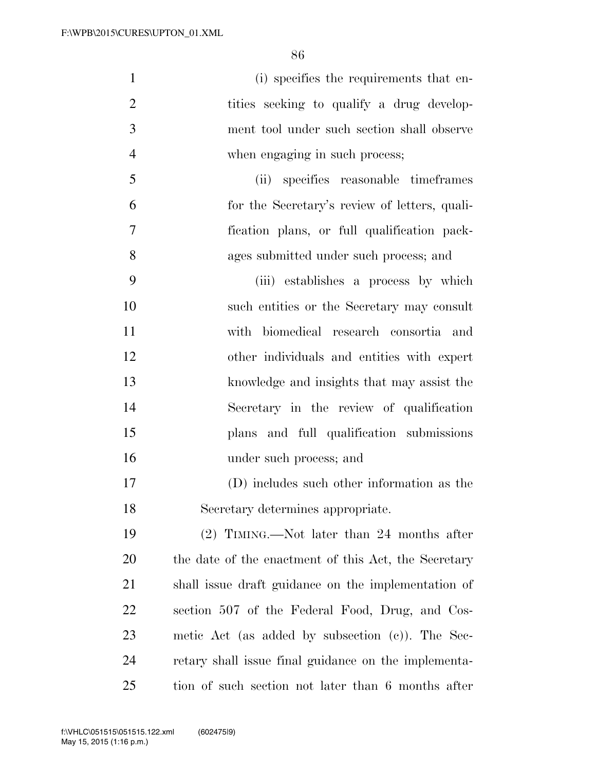(i) specifies the requirements that entities seeking to qualify a drug development tool under such section shall observe when engaging in such process;

(ii) specifies reasonable timeframes for the Secretary's review of letters, qualification plans, or full qualification packages submitted under such process; and

(iii) establishes a process by which such entities or the Secretary may consult with biomedical research consortia and other individuals and entities with expert knowledge and insights that may assist the Secretary in the review of qualification plans and full qualification submissions under such process; and

(D) includes such other information as the Secretary determines appropriate.

(2) TIMING.—Not later than 24 months after the date of the enactment of this Act, the Secretary shall issue draft guidance on the implementation of section 507 of the Federal Food, Drug, and Cosmetic Act (as added by subsection (c)). The Secretary shall issue final guidance on the implementation of such section not later than 6 months after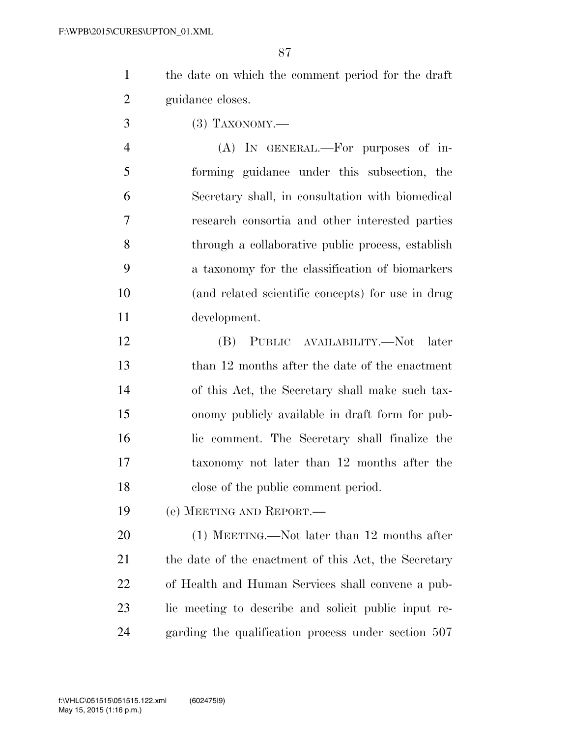the date on which the comment period for the draft guidance closes.

(3) TAXONOMY.—

(A) IN GENERAL.—For purposes of informing guidance under this subsection, the Secretary shall, in consultation with biomedical research consortia and other interested parties through a collaborative public process, establish a taxonomy for the classification of biomarkers (and related scientific concepts) for use in drug development.

(B) PUBLIC AVAILABILITY.—Not later than 12 months after the date of the enactment of this Act, the Secretary shall make such taxonomy publicly available in draft form for public comment. The Secretary shall finalize the taxonomy not later than 12 months after the close of the public comment period.

(e) MEETING AND REPORT.—

(1) MEETING.—Not later than 12 months after the date of the enactment of this Act, the Secretary of Health and Human Services shall convene a public meeting to describe and solicit public input regarding the qualification process under section 507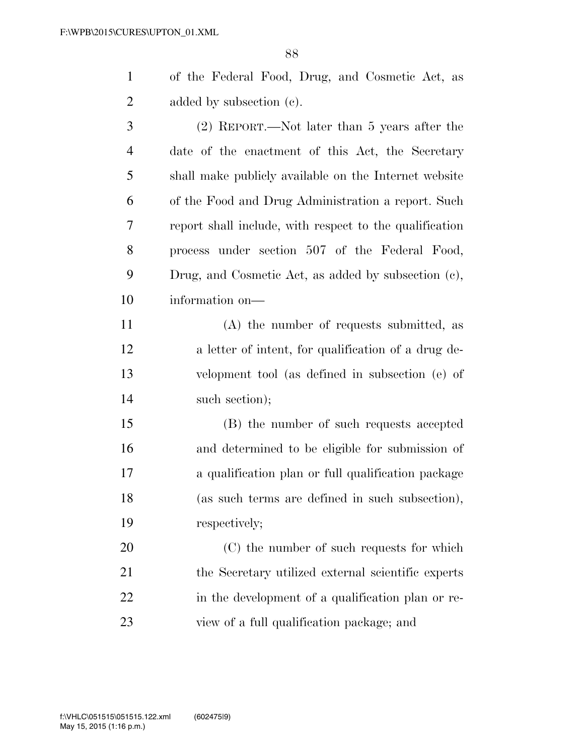of the Federal Food, Drug, and Cosmetic Act, as added by subsection (c).

(2) REPORT.—Not later than 5 years after the date of the enactment of this Act, the Secretary shall make publicly available on the Internet website of the Food and Drug Administration a report. Such report shall include, with respect to the qualification process under section 507 of the Federal Food, Drug, and Cosmetic Act, as added by subsection (c), information on—

(A) the number of requests submitted, as a letter of intent, for qualification of a drug development tool (as defined in subsection (e) of such section);

(B) the number of such requests accepted and determined to be eligible for submission of a qualification plan or full qualification package (as such terms are defined in such subsection), respectively;

(C) the number of such requests for which the Secretary utilized external scientific experts in the development of a qualification plan or review of a full qualification package; and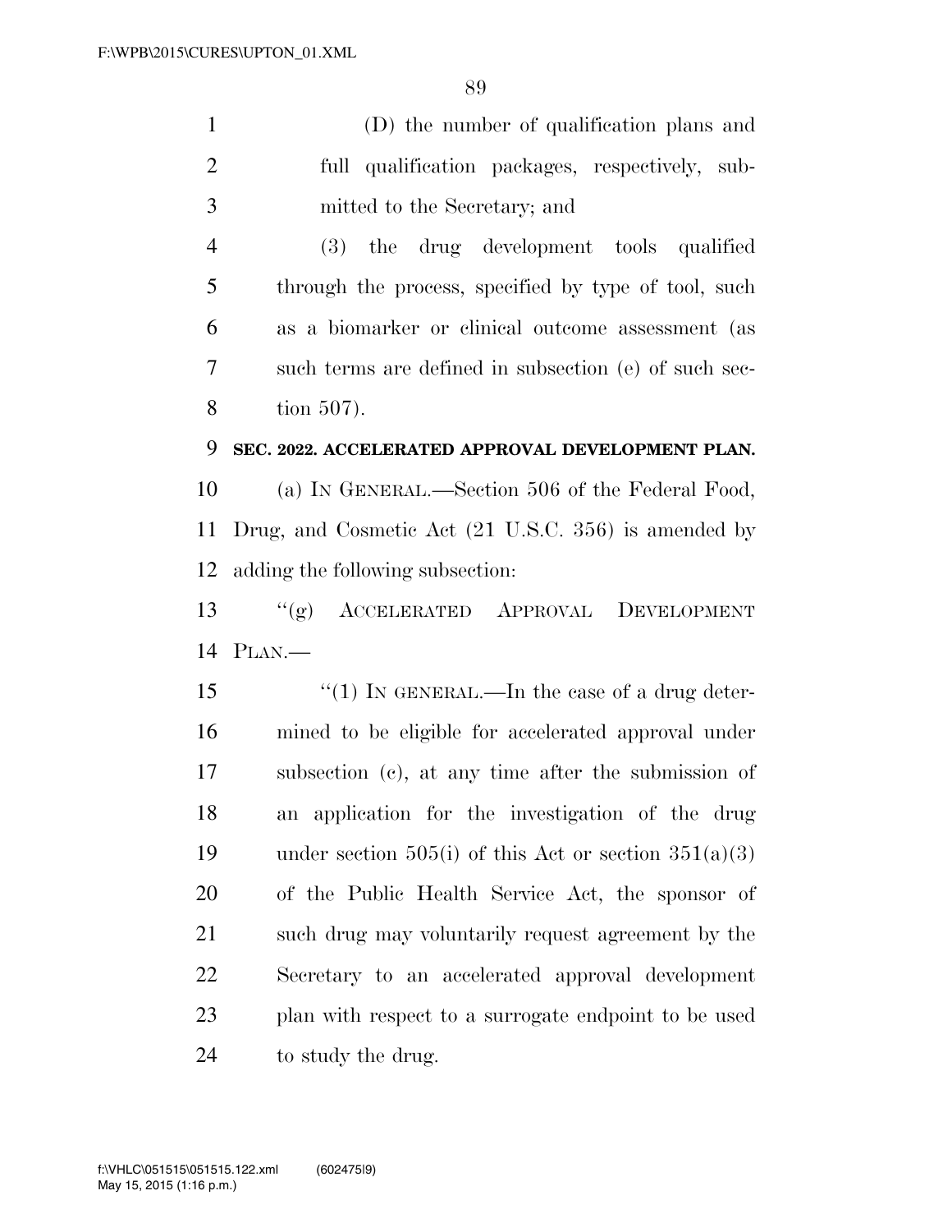(D) the number of qualification plans and full qualification packages, respectively, submitted to the Secretary; and

(3) the drug development tools qualified through the process, specified by type of tool, such as a biomarker or clinical outcome assessment (as such terms are defined in subsection (e) of such section 507).

**SEC. 2022. ACCELERATED APPROVAL DEVELOPMENT PLAN.**

(a) IN GENERAL.—Section 506 of the Federal Food, Drug, and Cosmetic Act (21 U.S.C. 356) is amended by adding the following subsection:

"(g) ACCELERATED APPROVAL DEVELOPMENT PLAN.—

"(1) IN GENERAL.—In the case of a drug determined to be eligible for accelerated approval under subsection (c), at any time after the submission of an application for the investigation of the drug under section 505(i) of this Act or section 351(a)(3) of the Public Health Service Act, the sponsor of such drug may voluntarily request agreement by the Secretary to an accelerated approval development plan with respect to a surrogate endpoint to be used to study the drug.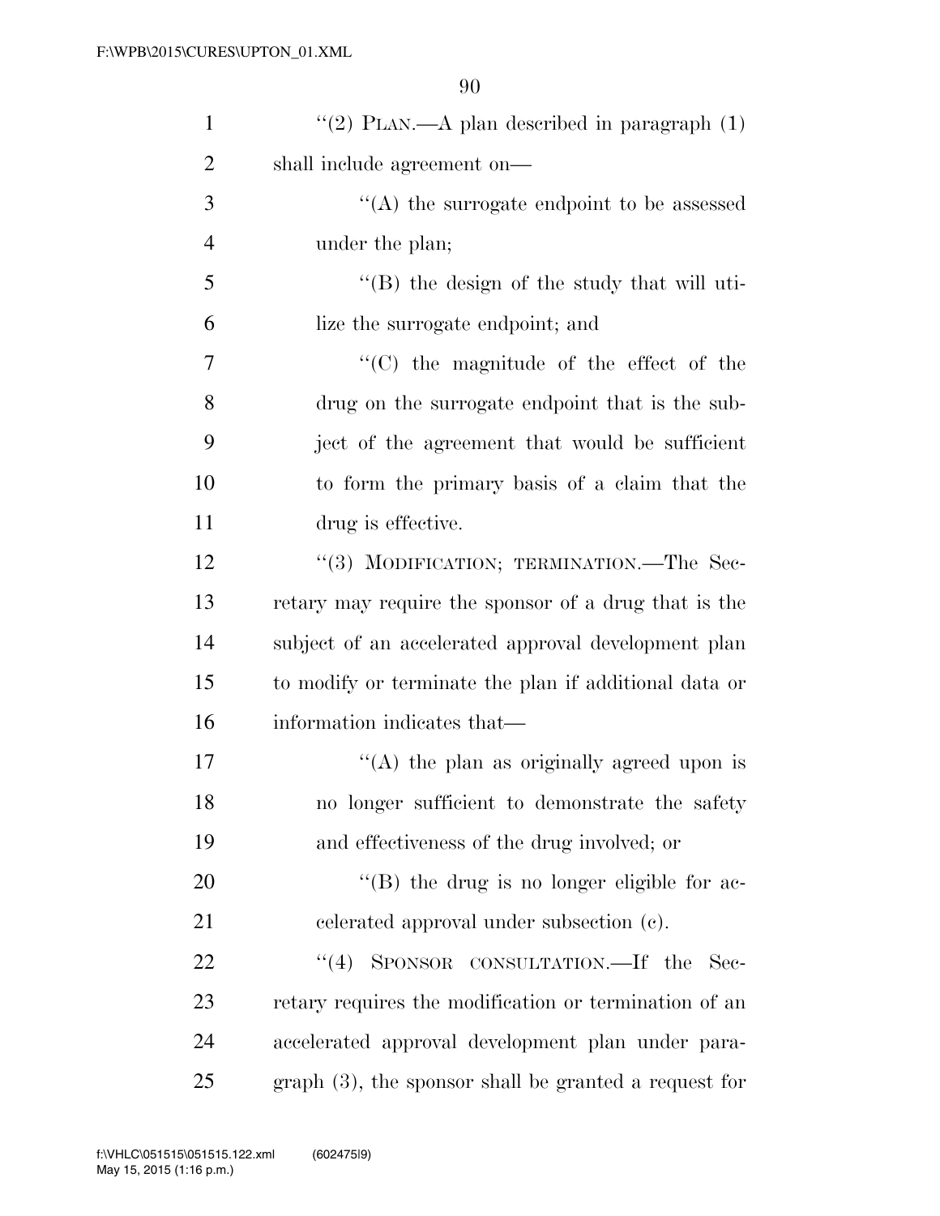''(2) PLAN.—A plan described in paragraph (1) shall include agreement on—

''(A) the surrogate endpoint to be assessed under the plan;

''(B) the design of the study that will utilize the surrogate endpoint; and

''(C) the magnitude of the effect of the drug on the surrogate endpoint that is the subject of the agreement that would be sufficient to form the primary basis of a claim that the drug is effective.

''(3) MODIFICATION; TERMINATION.—The Secretary may require the sponsor of a drug that is the subject of an accelerated approval development plan to modify or terminate the plan if additional data or information indicates that—

''(A) the plan as originally agreed upon is no longer sufficient to demonstrate the safety and effectiveness of the drug involved; or

''(B) the drug is no longer eligible for accelerated approval under subsection (c).

''(4) SPONSOR CONSULTATION.—If the Secretary requires the modification or termination of an accelerated approval development plan under paragraph (3), the sponsor shall be granted a request for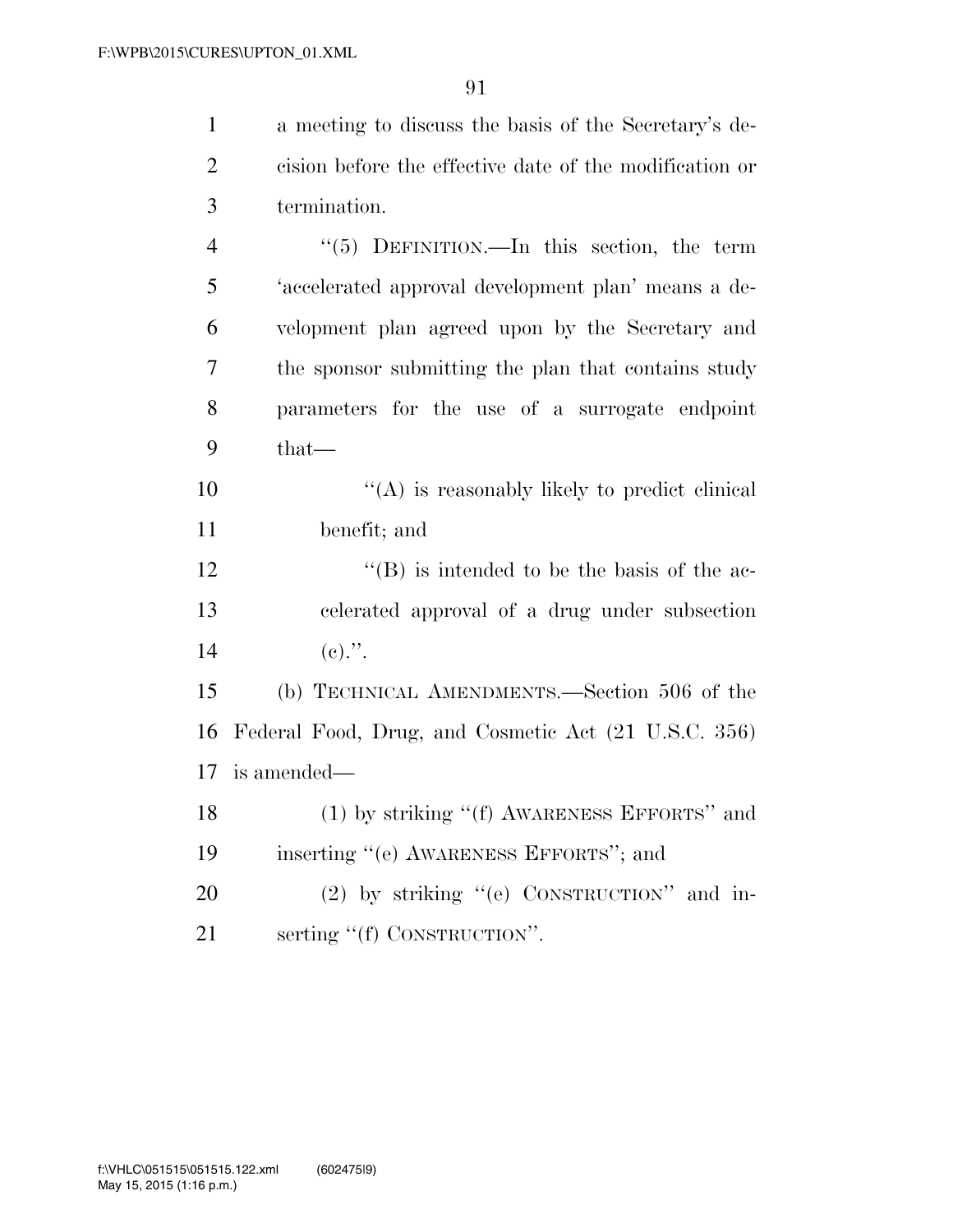a meeting to discuss the basis of the Secretary's decision before the effective date of the modification or termination.

"(5) DEFINITION.—In this section, the term 'accelerated approval development plan' means a development plan agreed upon by the Secretary and the sponsor submitting the plan that contains study parameters for the use of a surrogate endpoint that—

"(A) is reasonably likely to predict clinical benefit; and

"(B) is intended to be the basis of the accelerated approval of a drug under subsection (c).".

(b) TECHNICAL AMENDMENTS.—Section 506 of the Federal Food, Drug, and Cosmetic Act (21 U.S.C. 356) is amended—

(1) by striking "(f) AWARENESS EFFORTS" and inserting "(e) AWARENESS EFFORTS"; and

(2) by striking "(e) CONSTRUCTION" and inserting "(f) CONSTRUCTION".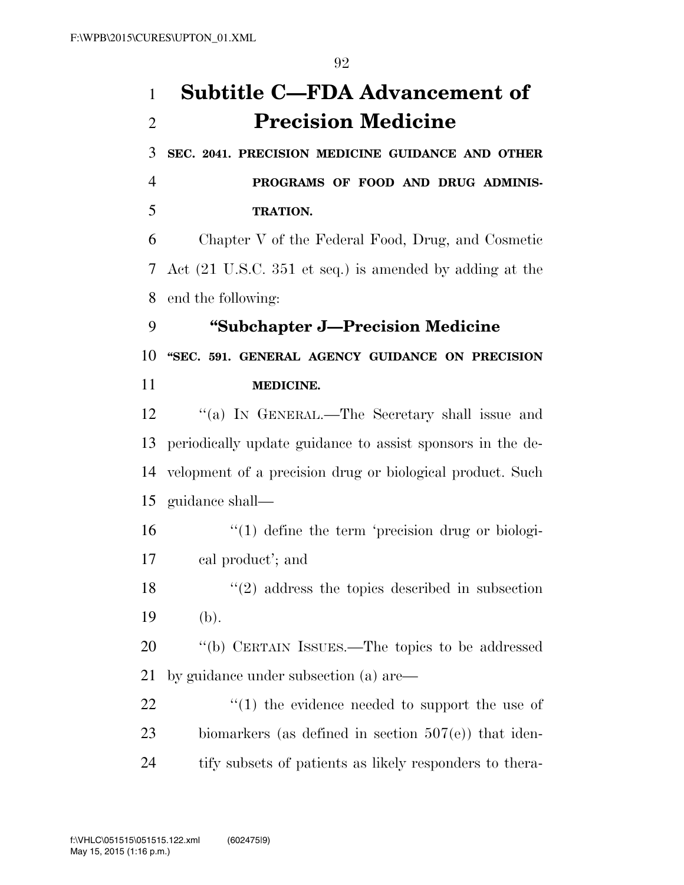# Subtitle C—FDA Advancement of Precision Medicine

## SEC. 2041. PRECISION MEDICINE GUIDANCE AND OTHER PROGRAMS OF FOOD AND DRUG ADMINISTRATION.

Chapter V of the Federal Food, Drug, and Cosmetic Act (21 U.S.C. 351 et seq.) is amended by adding at the end the following:

### "Subchapter J—Precision Medicine

**"SEC. 591. GENERAL AGENCY GUIDANCE ON PRECISION MEDICINE.**

"(a) IN GENERAL.—The Secretary shall issue and periodically update guidance to assist sponsors in the development of a precision drug or biological product. Such guidance shall—

"(1) define the term 'precision drug or biological product'; and

"(2) address the topics described in subsection (b).

"(b) CERTAIN ISSUES.—The topics to be addressed by guidance under subsection (a) are—

"(1) the evidence needed to support the use of biomarkers (as defined in section 507(e)) that identify subsets of patients as likely responders to thera-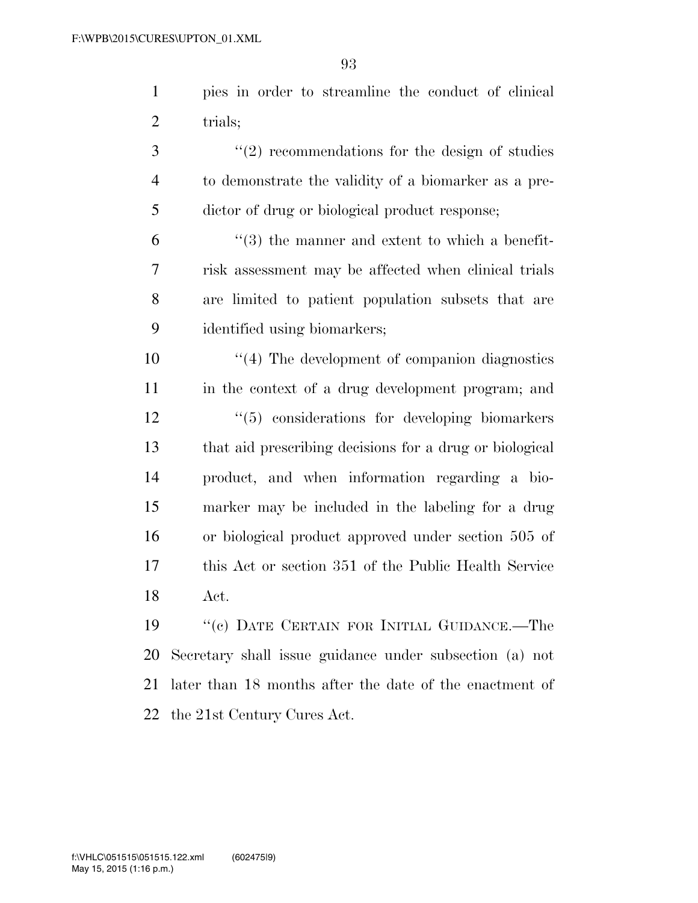pies in order to streamline the conduct of clinical trials;

''(2) recommendations for the design of studies to demonstrate the validity of a biomarker as a predictor of drug or biological product response;

''(3) the manner and extent to which a benefit-risk assessment may be affected when clinical trials are limited to patient population subsets that are identified using biomarkers;

''(4) The development of companion diagnostics in the context of a drug development program; and

''(5) considerations for developing biomarkers that aid prescribing decisions for a drug or biological product, and when information regarding a biomarker may be included in the labeling for a drug or biological product approved under section 505 of this Act or section 351 of the Public Health Service Act.

''(c) DATE CERTAIN FOR INITIAL GUIDANCE.—The Secretary shall issue guidance under subsection (a) not later than 18 months after the date of the enactment of the 21st Century Cures Act.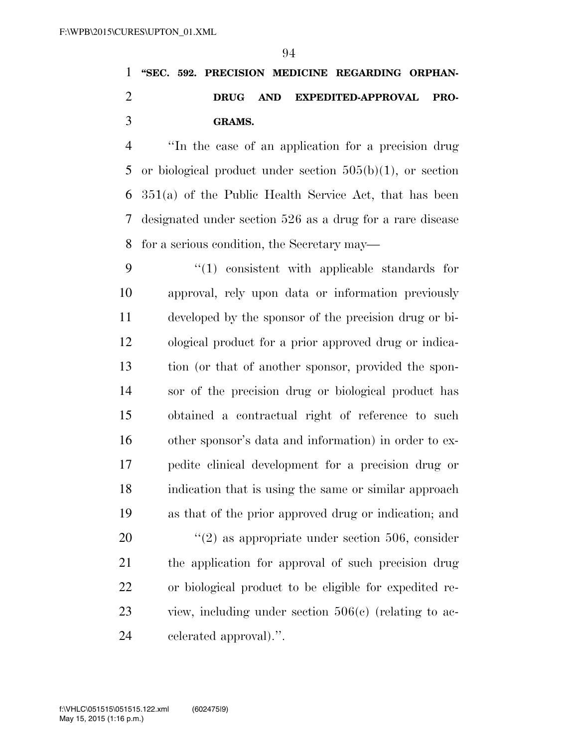**"SEC. 592. PRECISION MEDICINE REGARDING ORPHAN-DRUG AND EXPEDITED-APPROVAL PROGRAMS.**

"In the case of an application for a precision drug or biological product under section 505(b)(1), or section 351(a) of the Public Health Service Act, that has been designated under section 526 as a drug for a rare disease for a serious condition, the Secretary may—

"(1) consistent with applicable standards for approval, rely upon data or information previously developed by the sponsor of the precision drug or biological product for a prior approved drug or indication (or that of another sponsor, provided the sponsor of the precision drug or biological product has obtained a contractual right of reference to such other sponsor's data and information) in order to expedite clinical development for a precision drug or indication that is using the same or similar approach as that of the prior approved drug or indication; and

"(2) as appropriate under section 506, consider the application for approval of such precision drug or biological product to be eligible for expedited review, including under section 506(c) (relating to accelerated approval).".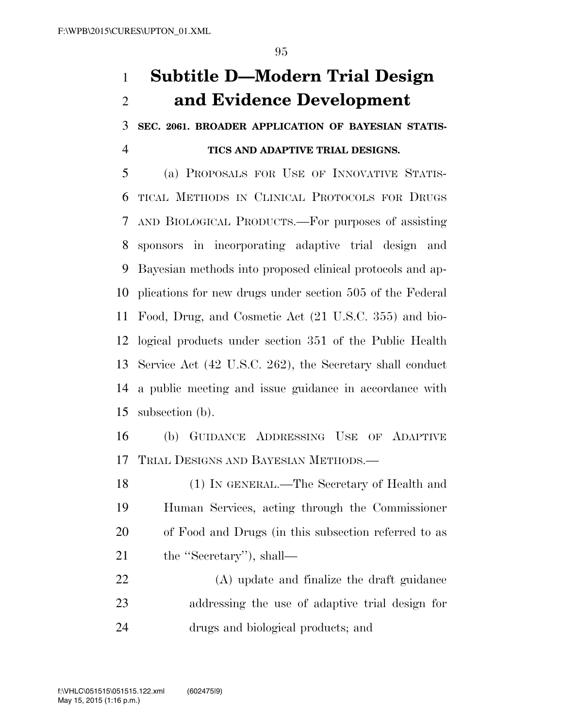# Subtitle D—Modern Trial Design and Evidence Development

**SEC. 2061. BROADER APPLICATION OF BAYESIAN STATISTICS AND ADAPTIVE TRIAL DESIGNS.**

(a) PROPOSALS FOR USE OF INNOVATIVE STATISTICAL METHODS IN CLINICAL PROTOCOLS FOR DRUGS AND BIOLOGICAL PRODUCTS.—For purposes of assisting sponsors in incorporating adaptive trial design and Bayesian methods into proposed clinical protocols and applications for new drugs under section 505 of the Federal Food, Drug, and Cosmetic Act (21 U.S.C. 355) and biological products under section 351 of the Public Health Service Act (42 U.S.C. 262), the Secretary shall conduct a public meeting and issue guidance in accordance with subsection (b).

(b) GUIDANCE ADDRESSING USE OF ADAPTIVE TRIAL DESIGNS AND BAYESIAN METHODS.—

(1) IN GENERAL.—The Secretary of Health and Human Services, acting through the Commissioner of Food and Drugs (in this subsection referred to as the ''Secretary''), shall—

(A) update and finalize the draft guidance addressing the use of adaptive trial design for drugs and biological products; and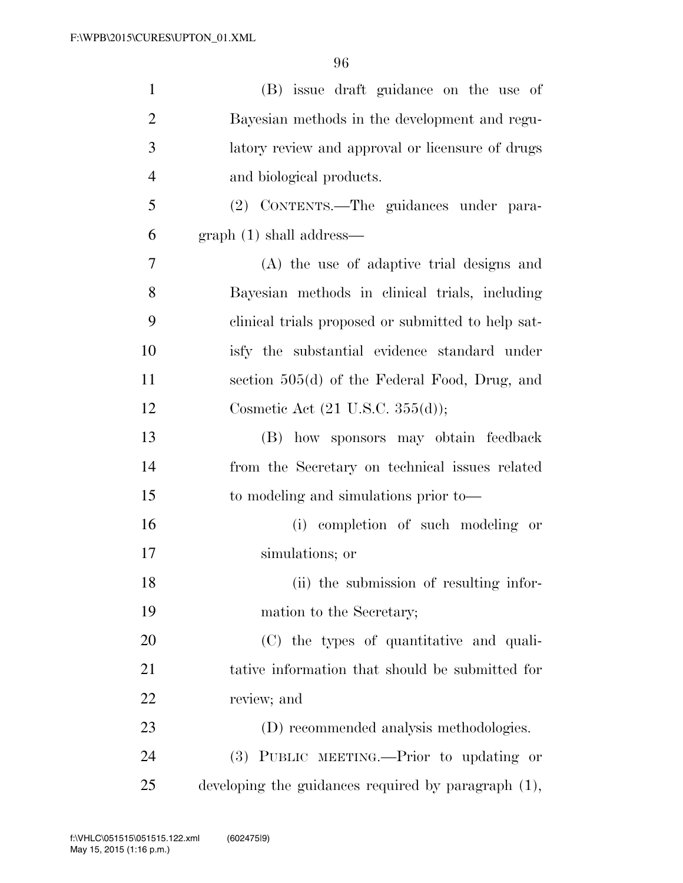(B) issue draft guidance on the use of Bayesian methods in the development and regulatory review and approval or licensure of drugs and biological products.

(2) CONTENTS.—The guidances under paragraph (1) shall address—

(A) the use of adaptive trial designs and Bayesian methods in clinical trials, including clinical trials proposed or submitted to help satisfy the substantial evidence standard under section 505(d) of the Federal Food, Drug, and Cosmetic Act (21 U.S.C. 355(d));

(B) how sponsors may obtain feedback from the Secretary on technical issues related to modeling and simulations prior to—

(i) completion of such modeling or simulations; or

(ii) the submission of resulting information to the Secretary;

(C) the types of quantitative and qualitative information that should be submitted for review; and

(D) recommended analysis methodologies.

(3) PUBLIC MEETING.—Prior to updating or developing the guidances required by paragraph (1),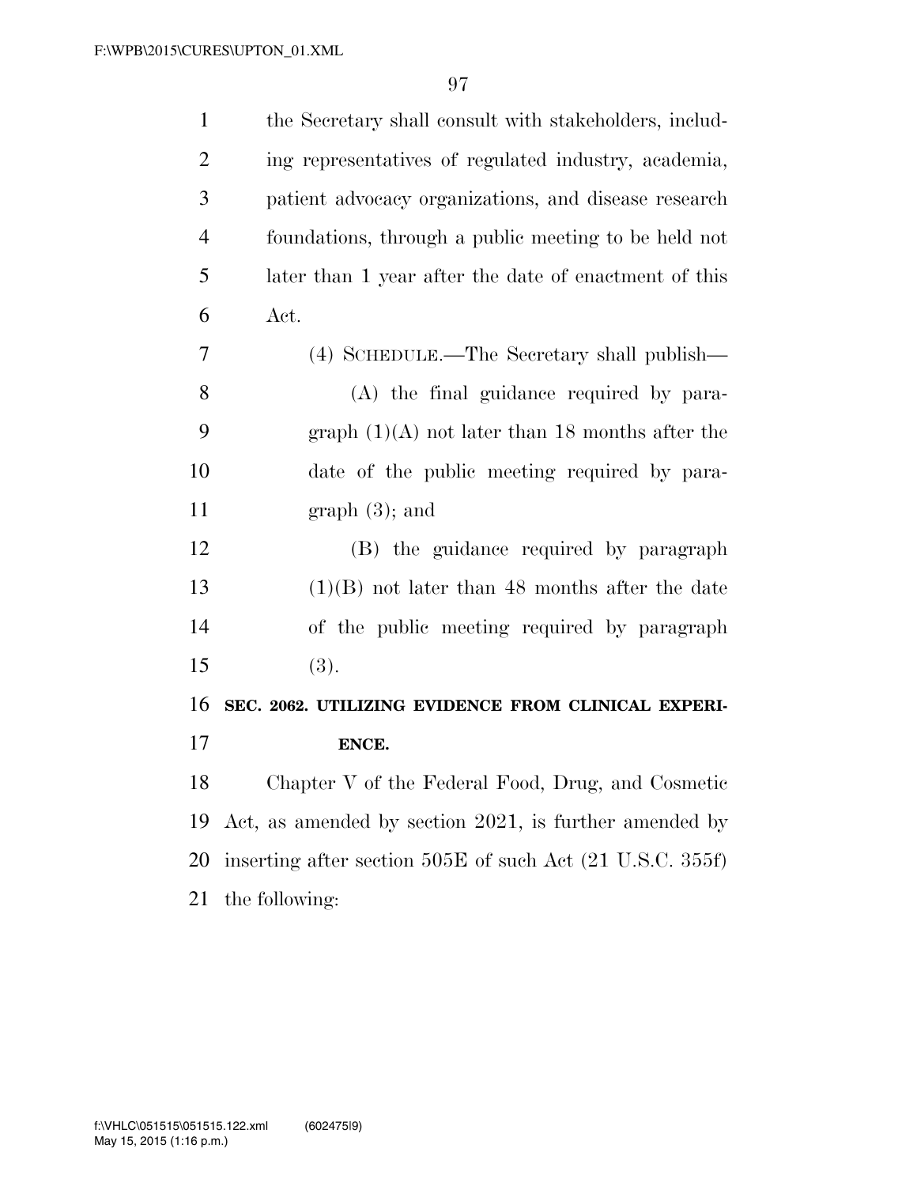the Secretary shall consult with stakeholders, including representatives of regulated industry, academia, patient advocacy organizations, and disease research foundations, through a public meeting to be held not later than 1 year after the date of enactment of this Act.

(4) SCHEDULE.—The Secretary shall publish—

(A) the final guidance required by paragraph (1)(A) not later than 18 months after the date of the public meeting required by paragraph (3); and

(B) the guidance required by paragraph (1)(B) not later than 48 months after the date of the public meeting required by paragraph (3).

**SEC. 2062. UTILIZING EVIDENCE FROM CLINICAL EXPERIENCE.**

Chapter V of the Federal Food, Drug, and Cosmetic Act, as amended by section 2021, is further amended by inserting after section 505E of such Act (21 U.S.C. 355f) the following: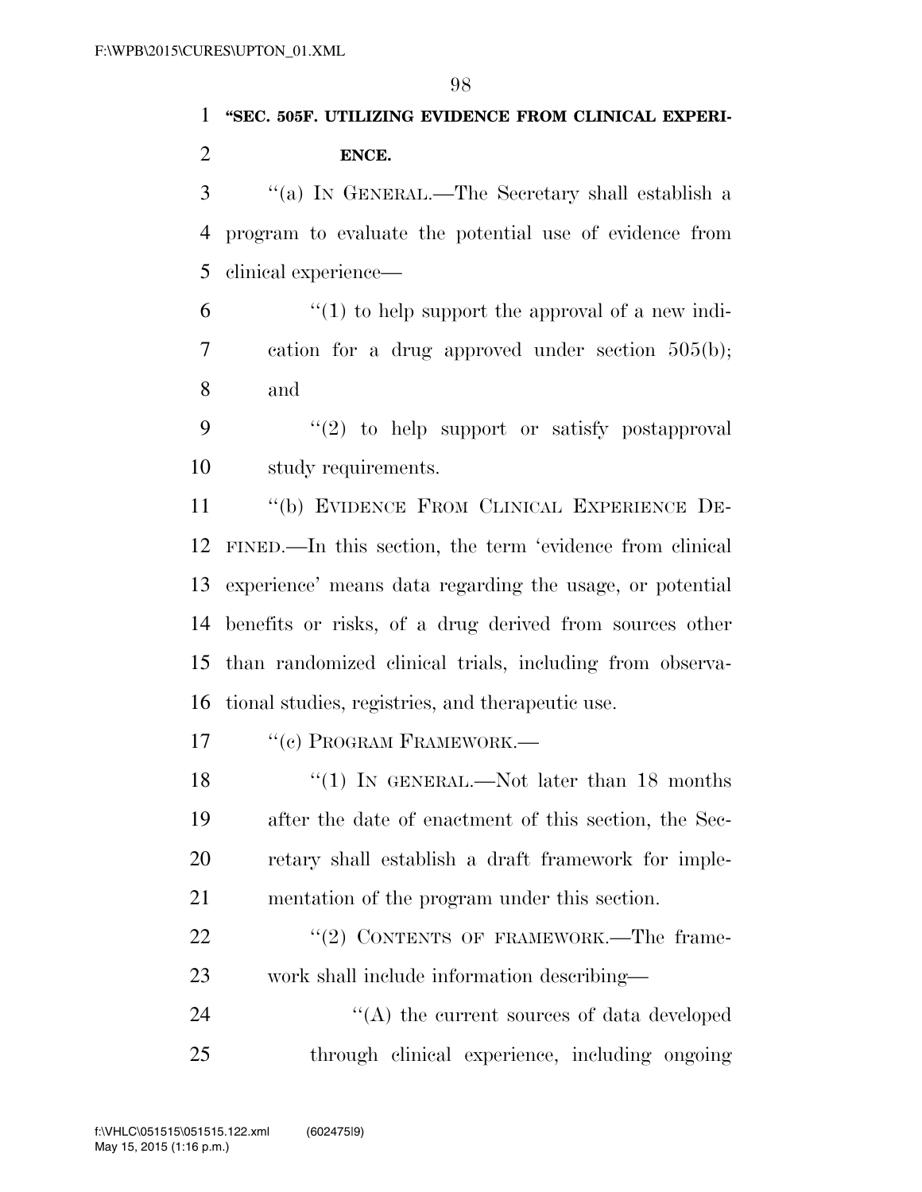**"SEC. 505F. UTILIZING EVIDENCE FROM CLINICAL EXPERIENCE.**

"(a) IN GENERAL.—The Secretary shall establish a program to evaluate the potential use of evidence from clinical experience—

"(1) to help support the approval of a new indication for a drug approved under section 505(b); and

"(2) to help support or satisfy postapproval study requirements.

"(b) EVIDENCE FROM CLINICAL EXPERIENCE DEFINED.—In this section, the term 'evidence from clinical experience' means data regarding the usage, or potential benefits or risks, of a drug derived from sources other than randomized clinical trials, including from observational studies, registries, and therapeutic use.

"(c) PROGRAM FRAMEWORK.—

"(1) IN GENERAL.—Not later than 18 months after the date of enactment of this section, the Secretary shall establish a draft framework for implementation of the program under this section.

"(2) CONTENTS OF FRAMEWORK.—The framework shall include information describing—

"(A) the current sources of data developed through clinical experience, including ongoing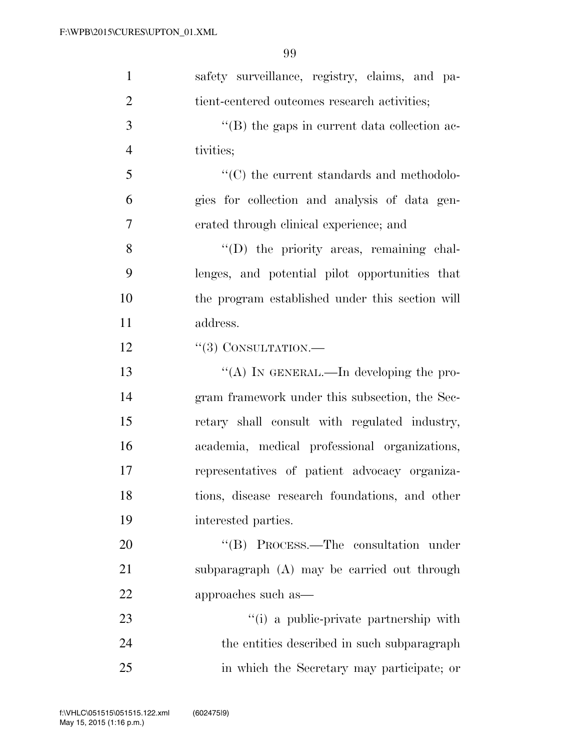safety surveillance, registry, claims, and patient-centered outcomes research activities;

"(B) the gaps in current data collection activities;

"(C) the current standards and methodologies for collection and analysis of data generated through clinical experience; and

"(D) the priority areas, remaining challenges, and potential pilot opportunities that the program established under this section will address.

"(3) CONSULTATION.—

"(A) IN GENERAL.—In developing the program framework under this subsection, the Secretary shall consult with regulated industry, academia, medical professional organizations, representatives of patient advocacy organizations, disease research foundations, and other interested parties.

"(B) PROCESS.—The consultation under subparagraph (A) may be carried out through approaches such as—

"(i) a public-private partnership with the entities described in such subparagraph in which the Secretary may participate; or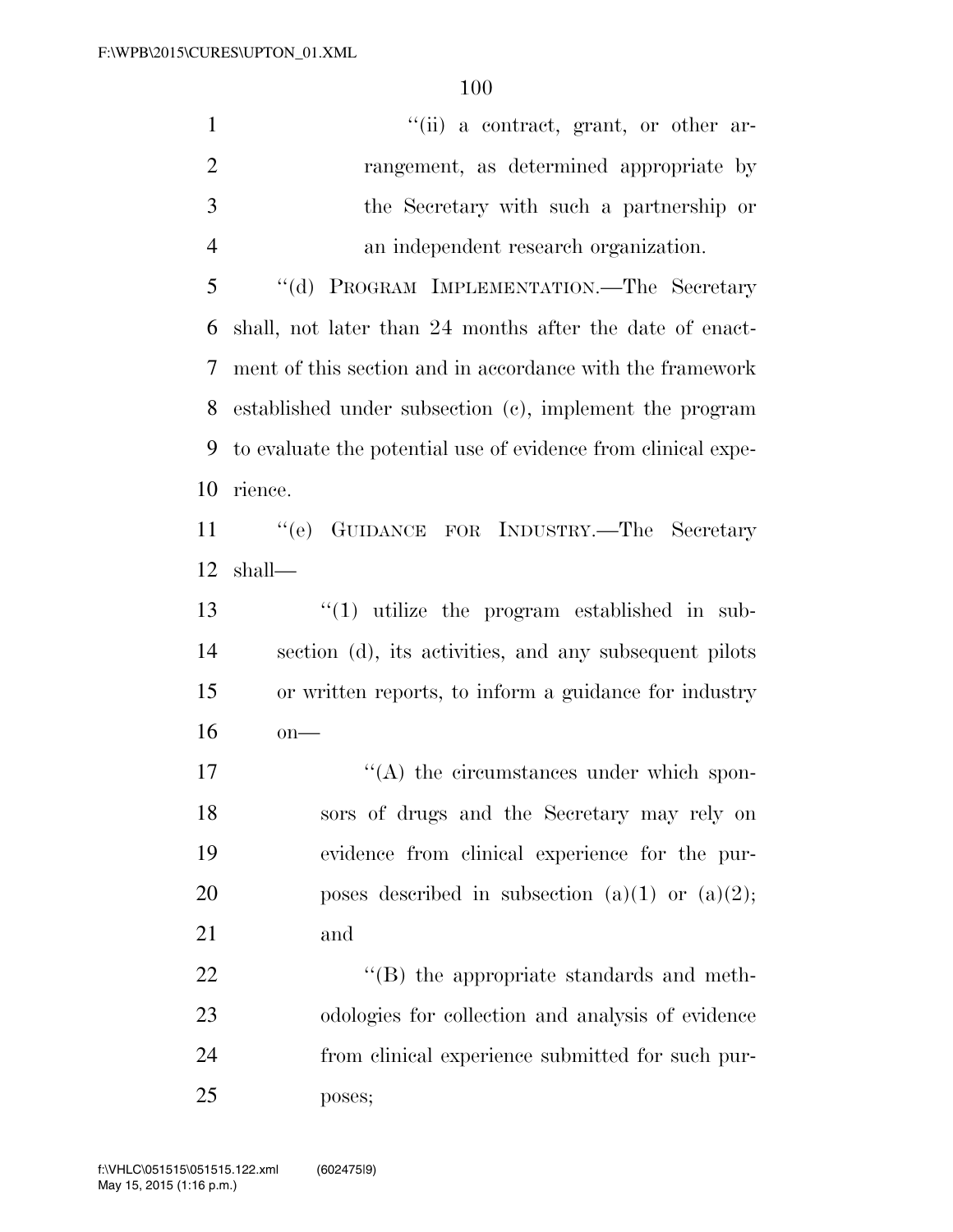''(ii) a contract, grant, or other arrangement, as determined appropriate by the Secretary with such a partnership or an independent research organization.

''(d) PROGRAM IMPLEMENTATION.—The Secretary shall, not later than 24 months after the date of enactment of this section and in accordance with the framework established under subsection (c), implement the program to evaluate the potential use of evidence from clinical experience.

''(e) GUIDANCE FOR INDUSTRY.—The Secretary shall—

''(1) utilize the program established in subsection (d), its activities, and any subsequent pilots or written reports, to inform a guidance for industry on—

''(A) the circumstances under which sponsors of drugs and the Secretary may rely on evidence from clinical experience for the purposes described in subsection (a)(1) or (a)(2); and

''(B) the appropriate standards and methodologies for collection and analysis of evidence from clinical experience submitted for such purposes;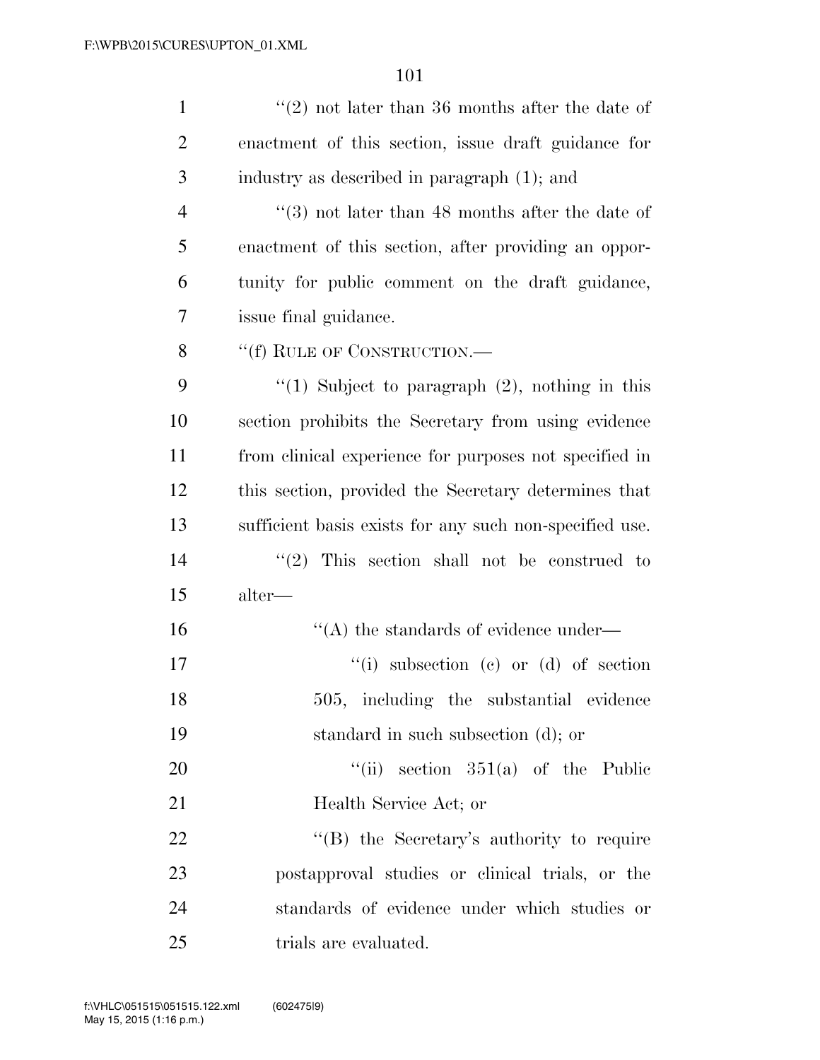"(2) not later than 36 months after the date of enactment of this section, issue draft guidance for industry as described in paragraph (1); and

"(3) not later than 48 months after the date of enactment of this section, after providing an opportunity for public comment on the draft guidance, issue final guidance.

"(f) RULE OF CONSTRUCTION.—

"(1) Subject to paragraph (2), nothing in this section prohibits the Secretary from using evidence from clinical experience for purposes not specified in this section, provided the Secretary determines that sufficient basis exists for any such non-specified use.

"(2) This section shall not be construed to alter—

"(A) the standards of evidence under—

"(i) subsection (c) or (d) of section 505, including the substantial evidence standard in such subsection (d); or

"(ii) section 351(a) of the Public Health Service Act; or

"(B) the Secretary's authority to require postapproval studies or clinical trials, or the standards of evidence under which studies or trials are evaluated.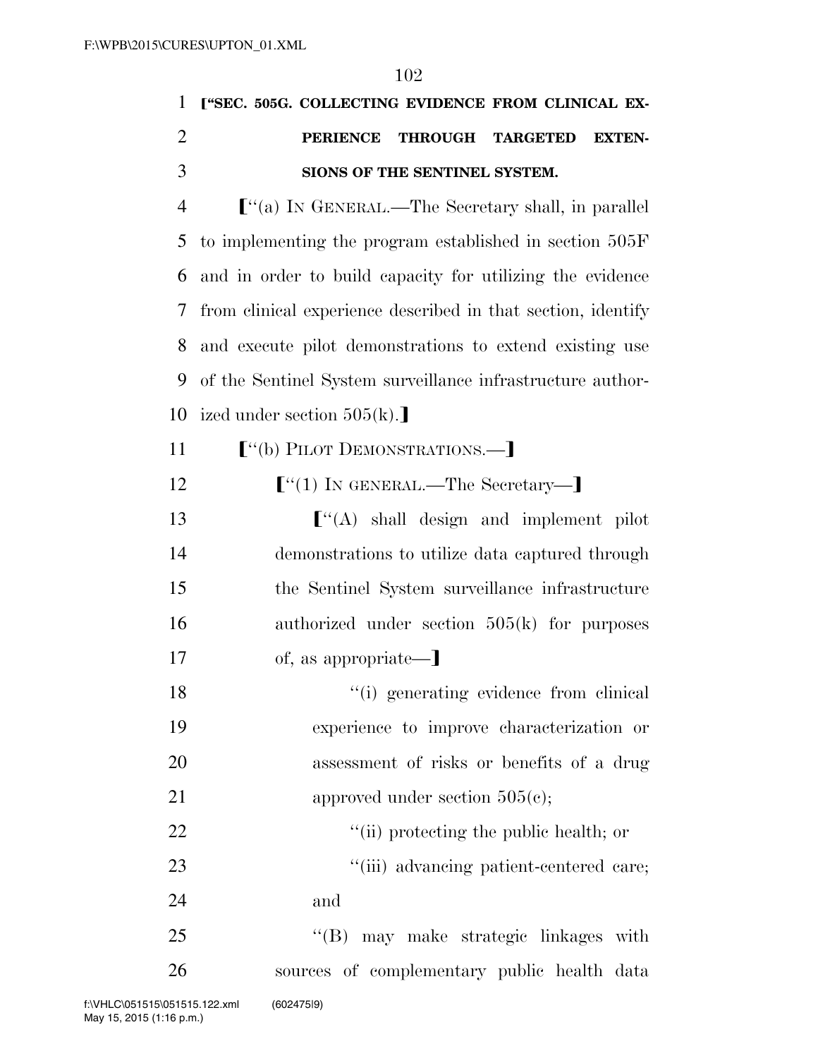**[“SEC. 505G. COLLECTING EVIDENCE FROM CLINICAL EXPERIENCE THROUGH TARGETED EXTENSIONS OF THE SENTINEL SYSTEM.**

[“(a) IN GENERAL.—The Secretary shall, in parallel to implementing the program established in section 505F and in order to build capacity for utilizing the evidence from clinical experience described in that section, identify and execute pilot demonstrations to extend existing use of the Sentinel System surveillance infrastructure authorized under section 505(k).]

[“(b) PILOT DEMONSTRATIONS.—]

[“(1) IN GENERAL.—The Secretary—]

[“(A) shall design and implement pilot demonstrations to utilize data captured through the Sentinel System surveillance infrastructure authorized under section 505(k) for purposes of, as appropriate—]

“(i) generating evidence from clinical experience to improve characterization or assessment of risks or benefits of a drug approved under section 505(c);

“(ii) protecting the public health; or

“(iii) advancing patient-centered care; and

“(B) may make strategic linkages with sources of complementary public health data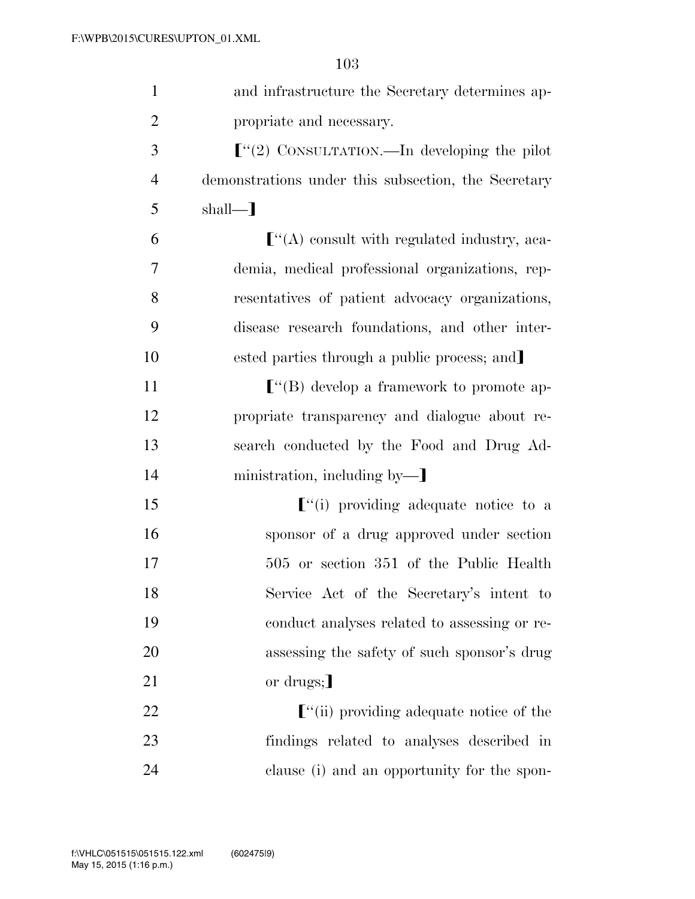and infrastructure the Secretary determines appropriate and necessary.

【"(2) CONSULTATION.—In developing the pilot demonstrations under this subsection, the Secretary shall—】

【"(A) consult with regulated industry, academia, medical professional organizations, representatives of patient advocacy organizations, disease research foundations, and other interested parties through a public process; and】

【"(B) develop a framework to promote appropriate transparency and dialogue about research conducted by the Food and Drug Administration, including by—】

【"(i) providing adequate notice to a sponsor of a drug approved under section 505 or section 351 of the Public Health Service Act of the Secretary's intent to conduct analyses related to assessing or reassessing the safety of such sponsor's drug or drugs;】

【"(ii) providing adequate notice of the findings related to analyses described in clause (i) and an opportunity for the spon-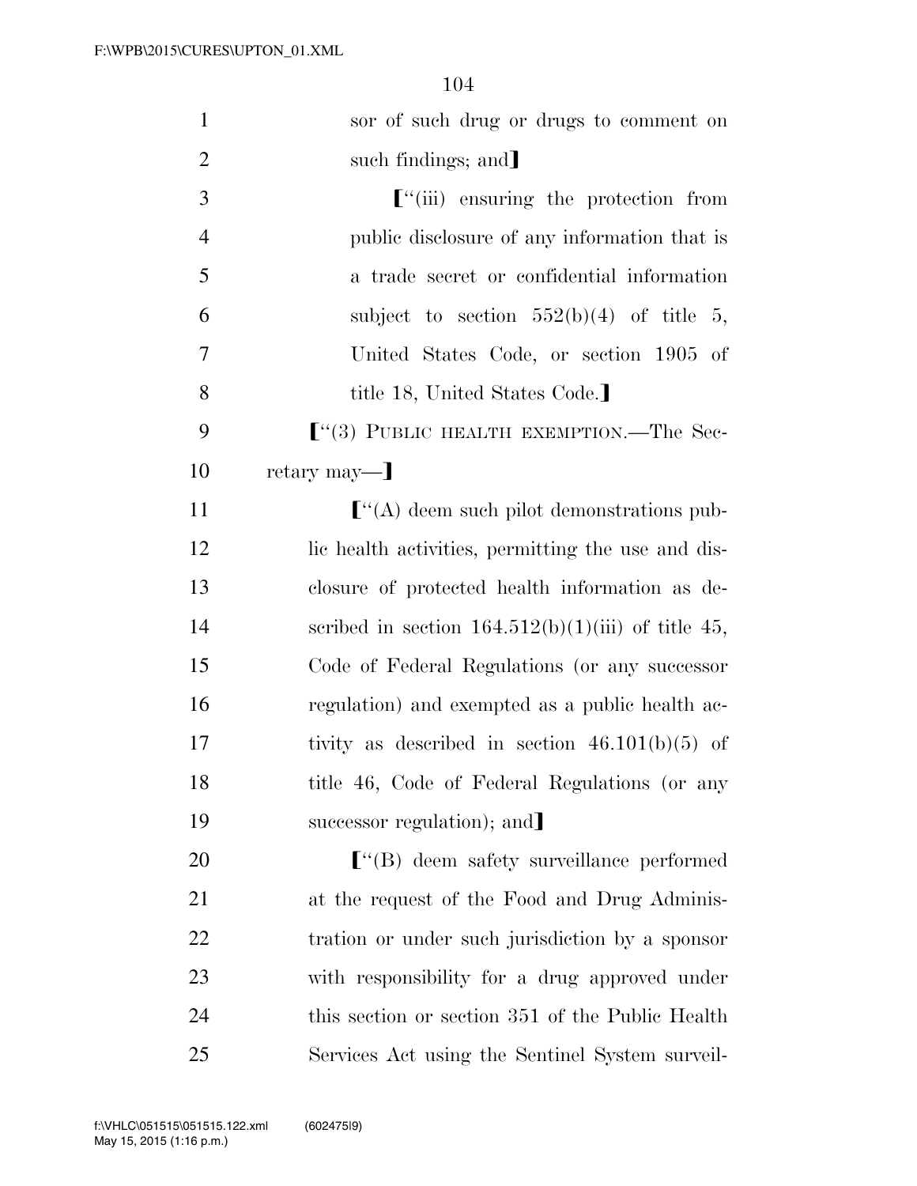sor of such drug or drugs to comment on such findings; and⟧

⟦"(iii) ensuring the protection from public disclosure of any information that is a trade secret or confidential information subject to section 552(b)(4) of title 5, United States Code, or section 1905 of title 18, United States Code.⟧

⟦"(3) PUBLIC HEALTH EXEMPTION.—The Secretary may—⟧

⟦"(A) deem such pilot demonstrations public health activities, permitting the use and disclosure of protected health information as described in section 164.512(b)(1)(iii) of title 45, Code of Federal Regulations (or any successor regulation) and exempted as a public health activity as described in section 46.101(b)(5) of title 46, Code of Federal Regulations (or any successor regulation); and⟧

⟦"(B) deem safety surveillance performed at the request of the Food and Drug Administration or under such jurisdiction by a sponsor with responsibility for a drug approved under this section or section 351 of the Public Health Services Act using the Sentinel System surveil-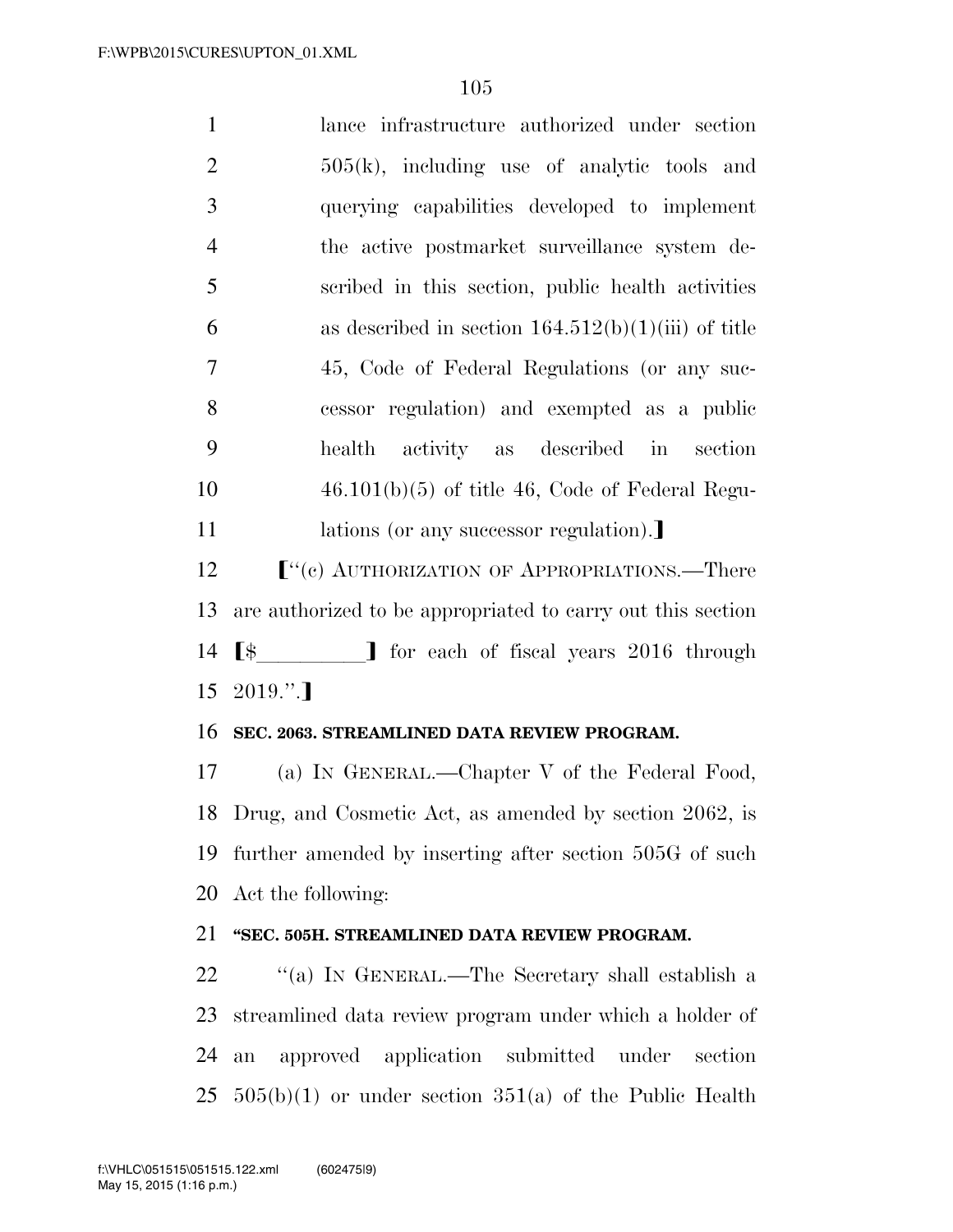lance infrastructure authorized under section 505(k), including use of analytic tools and querying capabilities developed to implement the active postmarket surveillance system described in this section, public health activities as described in section 164.512(b)(1)(iii) of title 45, Code of Federal Regulations (or any successor regulation) and exempted as a public health activity as described in section 46.101(b)(5) of title 46, Code of Federal Regulations (or any successor regulation).】

【''(c) AUTHORIZATION OF APPROPRIATIONS.—There are authorized to be appropriated to carry out this section 【$__________】 for each of fiscal years 2016 through 2019.''.】

**SEC. 2063. STREAMLINED DATA REVIEW PROGRAM.**

(a) IN GENERAL.—Chapter V of the Federal Food, Drug, and Cosmetic Act, as amended by section 2062, is further amended by inserting after section 505G of such Act the following:

**''SEC. 505H. STREAMLINED DATA REVIEW PROGRAM.**

''(a) IN GENERAL.—The Secretary shall establish a streamlined data review program under which a holder of an approved application submitted under section 505(b)(1) or under section 351(a) of the Public Health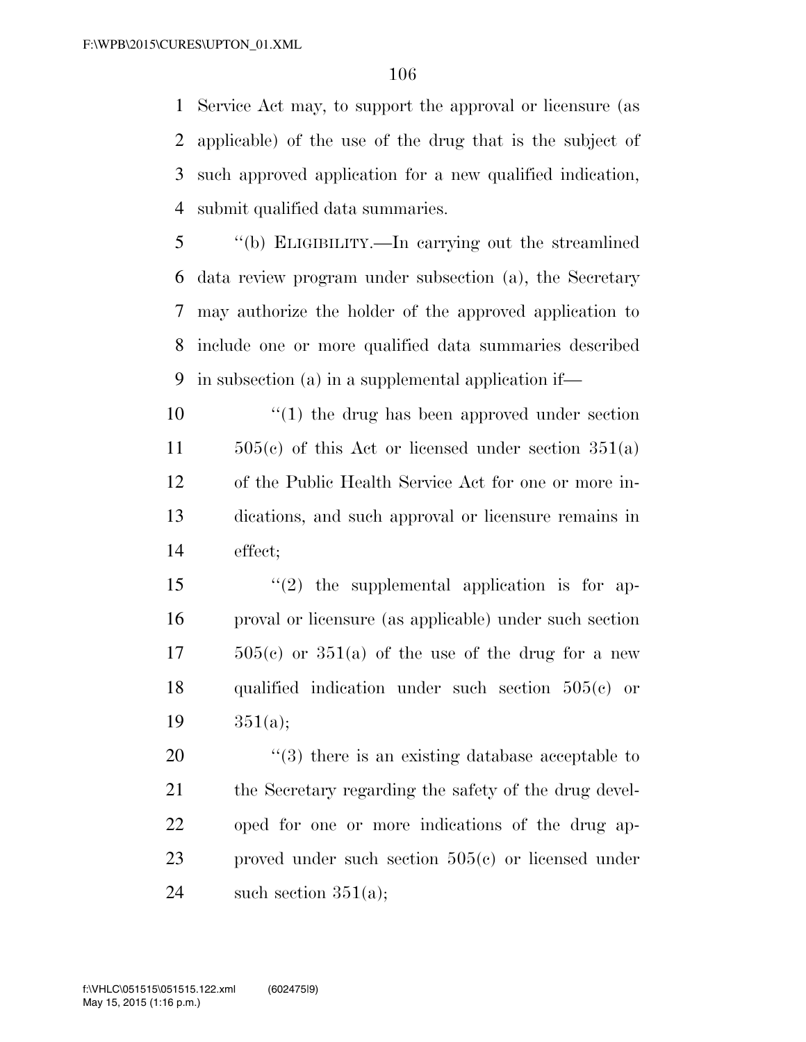Service Act may, to support the approval or licensure (as applicable) of the use of the drug that is the subject of such approved application for a new qualified indication, submit qualified data summaries.

''(b) ELIGIBILITY.—In carrying out the streamlined data review program under subsection (a), the Secretary may authorize the holder of the approved application to include one or more qualified data summaries described in subsection (a) in a supplemental application if—

''(1) the drug has been approved under section 505(c) of this Act or licensed under section 351(a) of the Public Health Service Act for one or more indications, and such approval or licensure remains in effect;

''(2) the supplemental application is for approval or licensure (as applicable) under such section 505(c) or 351(a) of the use of the drug for a new qualified indication under such section 505(c) or 351(a);

''(3) there is an existing database acceptable to the Secretary regarding the safety of the drug developed for one or more indications of the drug approved under such section 505(c) or licensed under such section 351(a);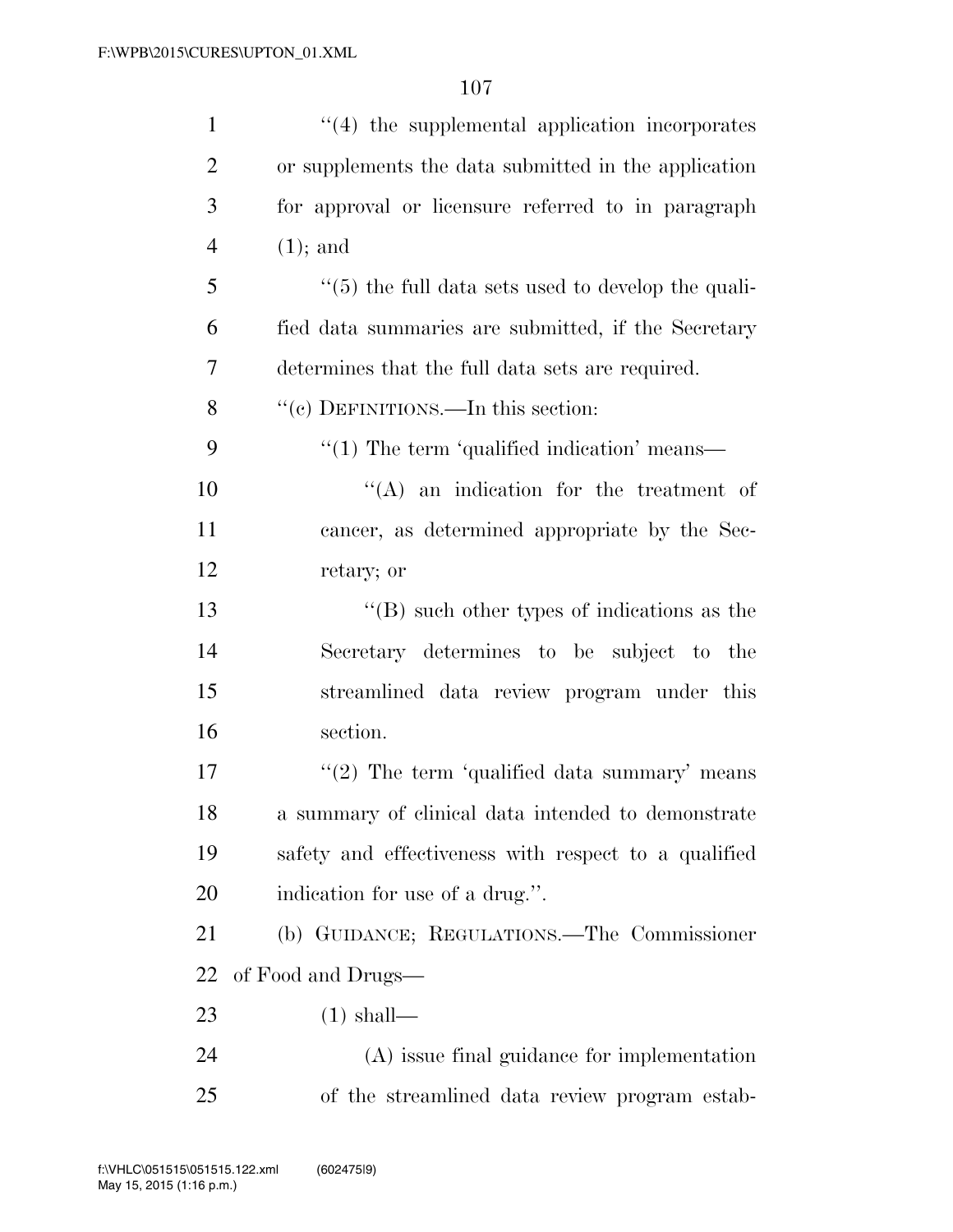"(4) the supplemental application incorporates or supplements the data submitted in the application for approval or licensure referred to in paragraph (1); and

"(5) the full data sets used to develop the qualified data summaries are submitted, if the Secretary determines that the full data sets are required.

"(c) DEFINITIONS.—In this section:

"(1) The term 'qualified indication' means—

"(A) an indication for the treatment of cancer, as determined appropriate by the Secretary; or

"(B) such other types of indications as the Secretary determines to be subject to the streamlined data review program under this section.

"(2) The term 'qualified data summary' means a summary of clinical data intended to demonstrate safety and effectiveness with respect to a qualified indication for use of a drug.".

(b) GUIDANCE; REGULATIONS.—The Commissioner of Food and Drugs—

(1) shall—

(A) issue final guidance for implementation of the streamlined data review program estab-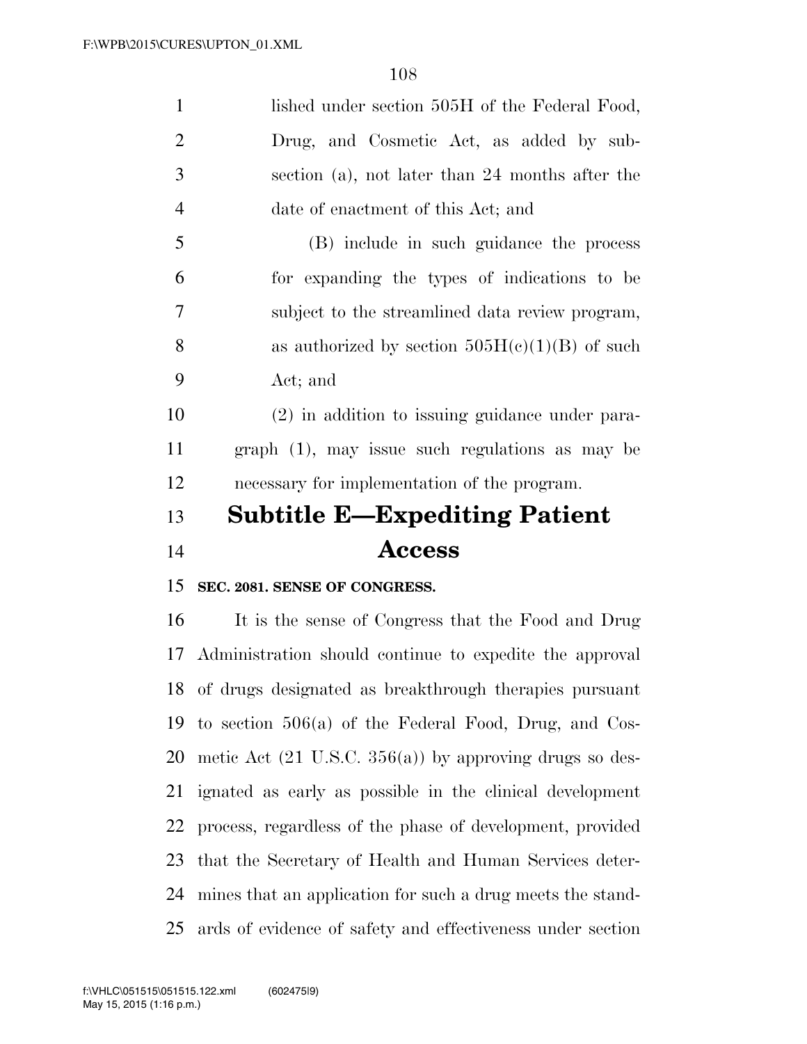lished under section 505H of the Federal Food, Drug, and Cosmetic Act, as added by subsection (a), not later than 24 months after the date of enactment of this Act; and

(B) include in such guidance the process for expanding the types of indications to be subject to the streamlined data review program, as authorized by section 505H(c)(1)(B) of such Act; and

(2) in addition to issuing guidance under paragraph (1), may issue such regulations as may be necessary for implementation of the program.

## Subtitle E—Expediting Patient Access

**SEC. 2081. SENSE OF CONGRESS.**

It is the sense of Congress that the Food and Drug Administration should continue to expedite the approval of drugs designated as breakthrough therapies pursuant to section 506(a) of the Federal Food, Drug, and Cosmetic Act (21 U.S.C. 356(a)) by approving drugs so designated as early as possible in the clinical development process, regardless of the phase of development, provided that the Secretary of Health and Human Services determines that an application for such a drug meets the standards of evidence of safety and effectiveness under section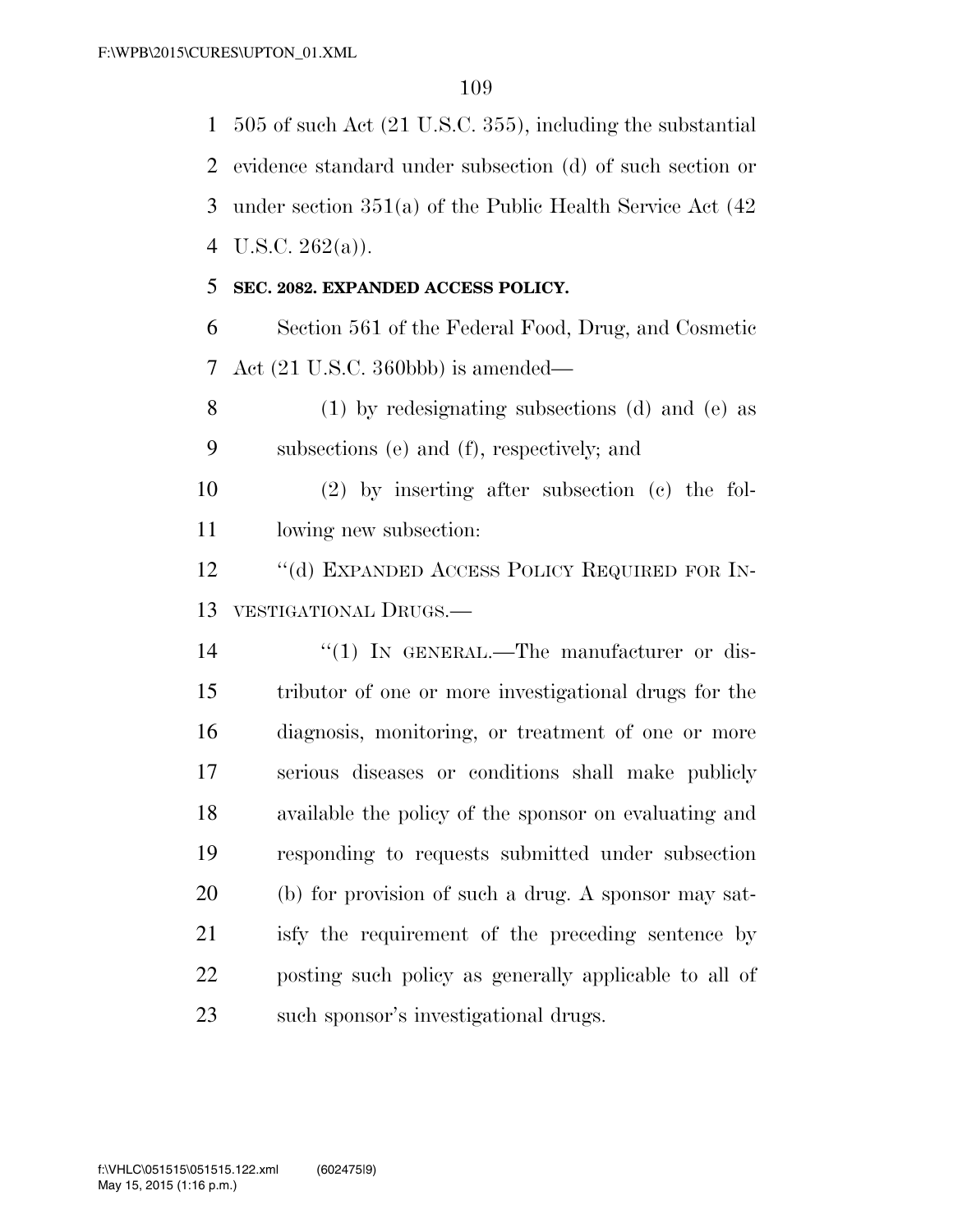505 of such Act (21 U.S.C. 355), including the substantial evidence standard under subsection (d) of such section or under section 351(a) of the Public Health Service Act (42 U.S.C. 262(a)).

**SEC. 2082. EXPANDED ACCESS POLICY.**

Section 561 of the Federal Food, Drug, and Cosmetic Act (21 U.S.C. 360bbb) is amended—

(1) by redesignating subsections (d) and (e) as subsections (e) and (f), respectively; and

(2) by inserting after subsection (c) the following new subsection:

''(d) EXPANDED ACCESS POLICY REQUIRED FOR INVESTIGATIONAL DRUGS.—

''(1) IN GENERAL.—The manufacturer or distributor of one or more investigational drugs for the diagnosis, monitoring, or treatment of one or more serious diseases or conditions shall make publicly available the policy of the sponsor on evaluating and responding to requests submitted under subsection (b) for provision of such a drug. A sponsor may satisfy the requirement of the preceding sentence by posting such policy as generally applicable to all of such sponsor's investigational drugs.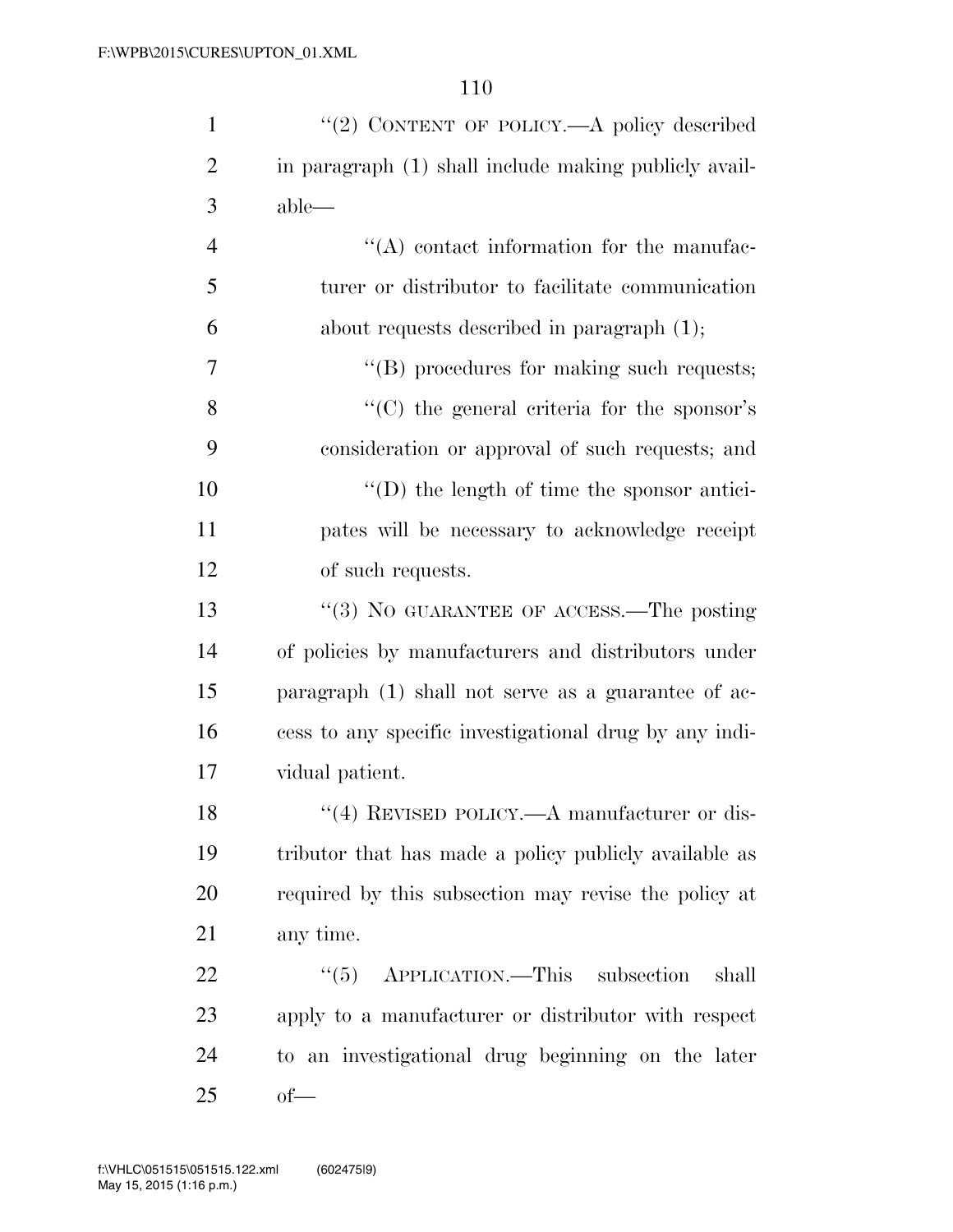''(2) CONTENT OF POLICY.—A policy described in paragraph (1) shall include making publicly available—

''(A) contact information for the manufacturer or distributor to facilitate communication about requests described in paragraph (1);

''(B) procedures for making such requests;

''(C) the general criteria for the sponsor's consideration or approval of such requests; and

''(D) the length of time the sponsor anticipates will be necessary to acknowledge receipt of such requests.

''(3) NO GUARANTEE OF ACCESS.—The posting of policies by manufacturers and distributors under paragraph (1) shall not serve as a guarantee of access to any specific investigational drug by any individual patient.

''(4) REVISED POLICY.—A manufacturer or distributor that has made a policy publicly available as required by this subsection may revise the policy at any time.

''(5) APPLICATION.—This subsection shall apply to a manufacturer or distributor with respect to an investigational drug beginning on the later of—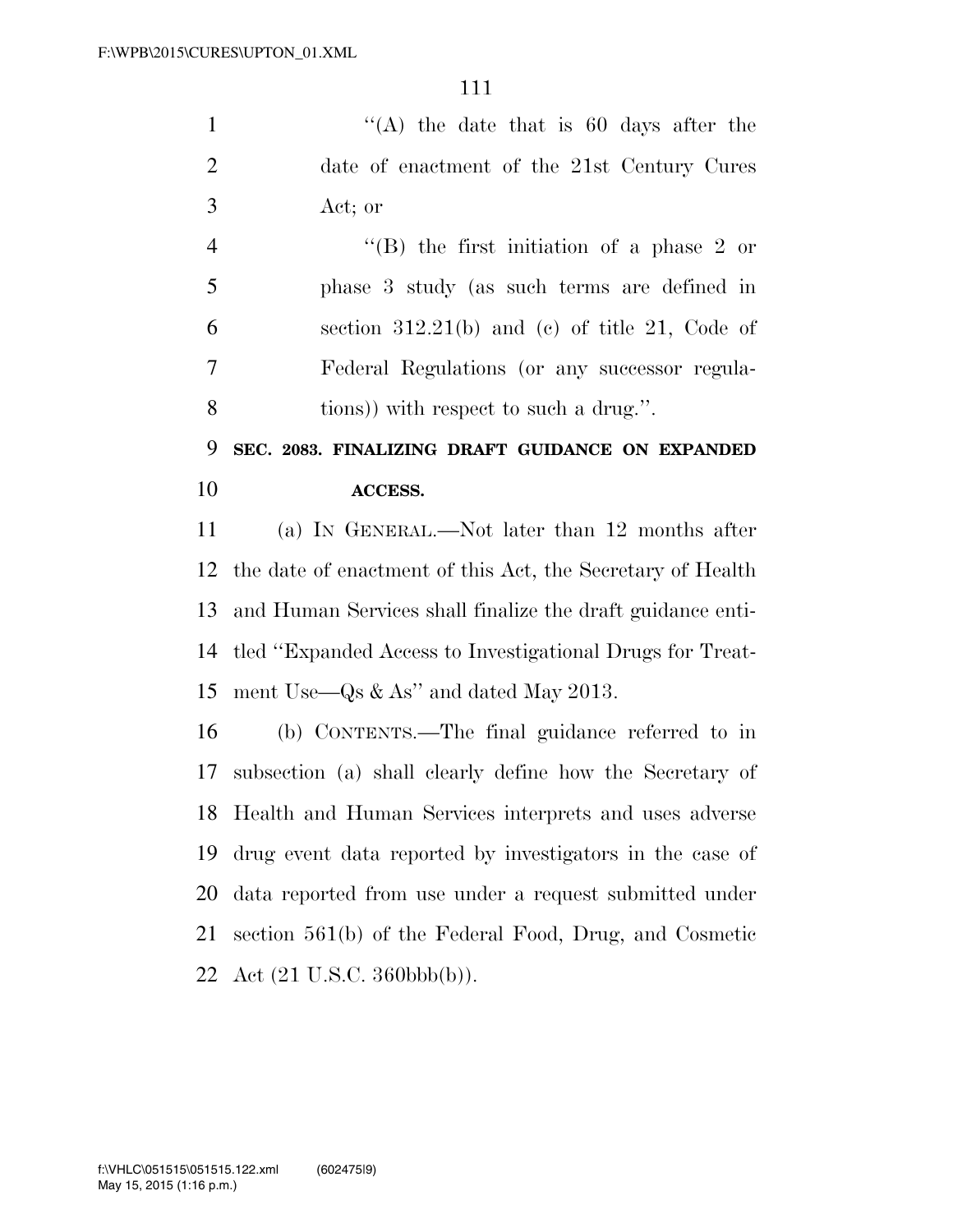''(A) the date that is 60 days after the date of enactment of the 21st Century Cures Act; or

''(B) the first initiation of a phase 2 or phase 3 study (as such terms are defined in section 312.21(b) and (c) of title 21, Code of Federal Regulations (or any successor regulations)) with respect to such a drug.''.

**SEC. 2083. FINALIZING DRAFT GUIDANCE ON EXPANDED ACCESS.**

(a) IN GENERAL.—Not later than 12 months after the date of enactment of this Act, the Secretary of Health and Human Services shall finalize the draft guidance entitled ''Expanded Access to Investigational Drugs for Treatment Use—Qs & As'' and dated May 2013.

(b) CONTENTS.—The final guidance referred to in subsection (a) shall clearly define how the Secretary of Health and Human Services interprets and uses adverse drug event data reported by investigators in the case of data reported from use under a request submitted under section 561(b) of the Federal Food, Drug, and Cosmetic Act (21 U.S.C. 360bbb(b)).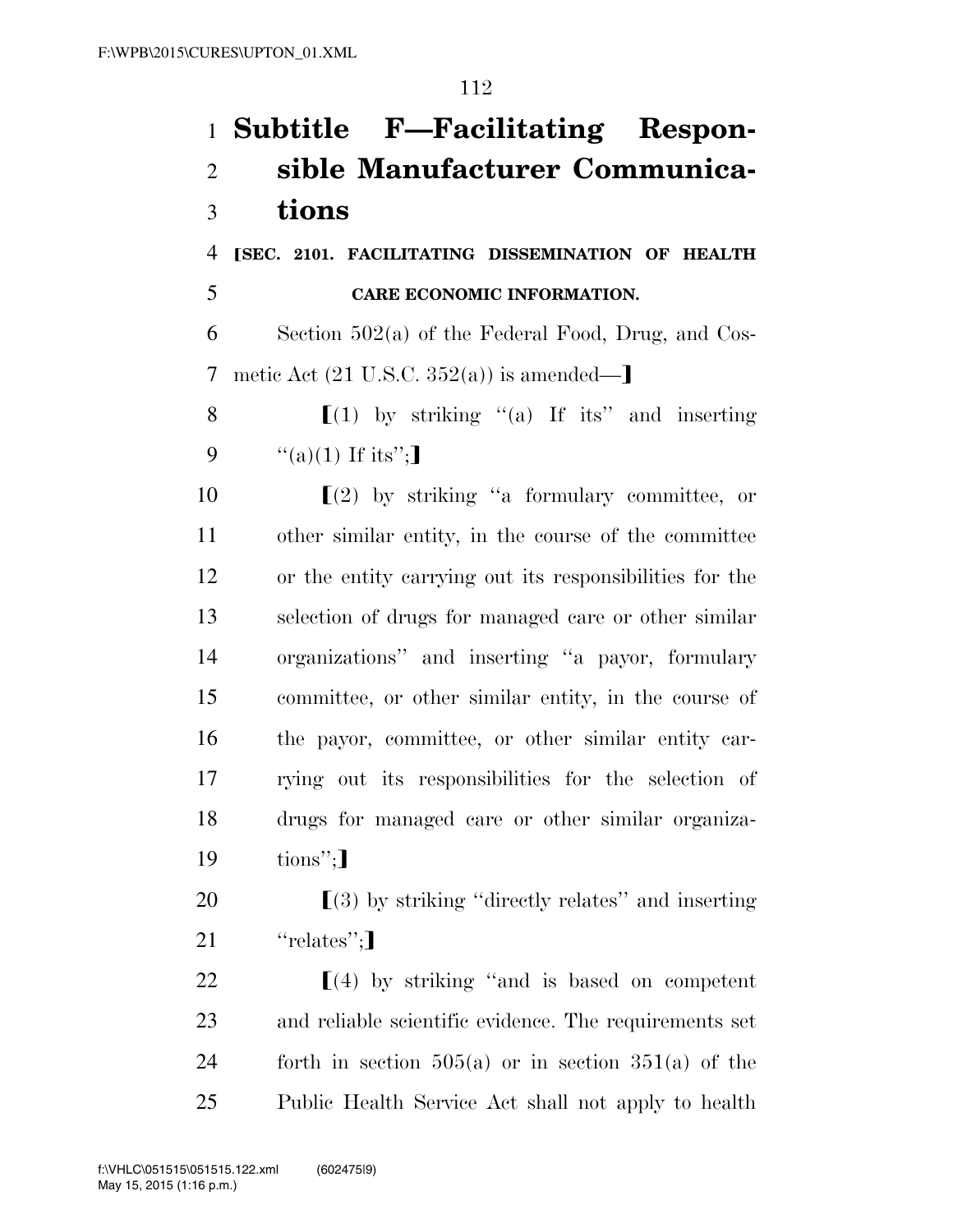# Subtitle F—Facilitating Responsible Manufacturer Communications

**⟦SEC. 2101. FACILITATING DISSEMINATION OF HEALTH CARE ECONOMIC INFORMATION.**

Section 502(a) of the Federal Food, Drug, and Cosmetic Act (21 U.S.C. 352(a)) is amended—⟧

⟦(1) by striking "(a) If its" and inserting "(a)(1) If its";⟧

⟦(2) by striking "a formulary committee, or other similar entity, in the course of the committee or the entity carrying out its responsibilities for the selection of drugs for managed care or other similar organizations" and inserting "a payor, formulary committee, or other similar entity, in the course of the payor, committee, or other similar entity carrying out its responsibilities for the selection of drugs for managed care or other similar organizations";⟧

⟦(3) by striking "directly relates" and inserting "relates";⟧

⟦(4) by striking "and is based on competent and reliable scientific evidence. The requirements set forth in section 505(a) or in section 351(a) of the Public Health Service Act shall not apply to health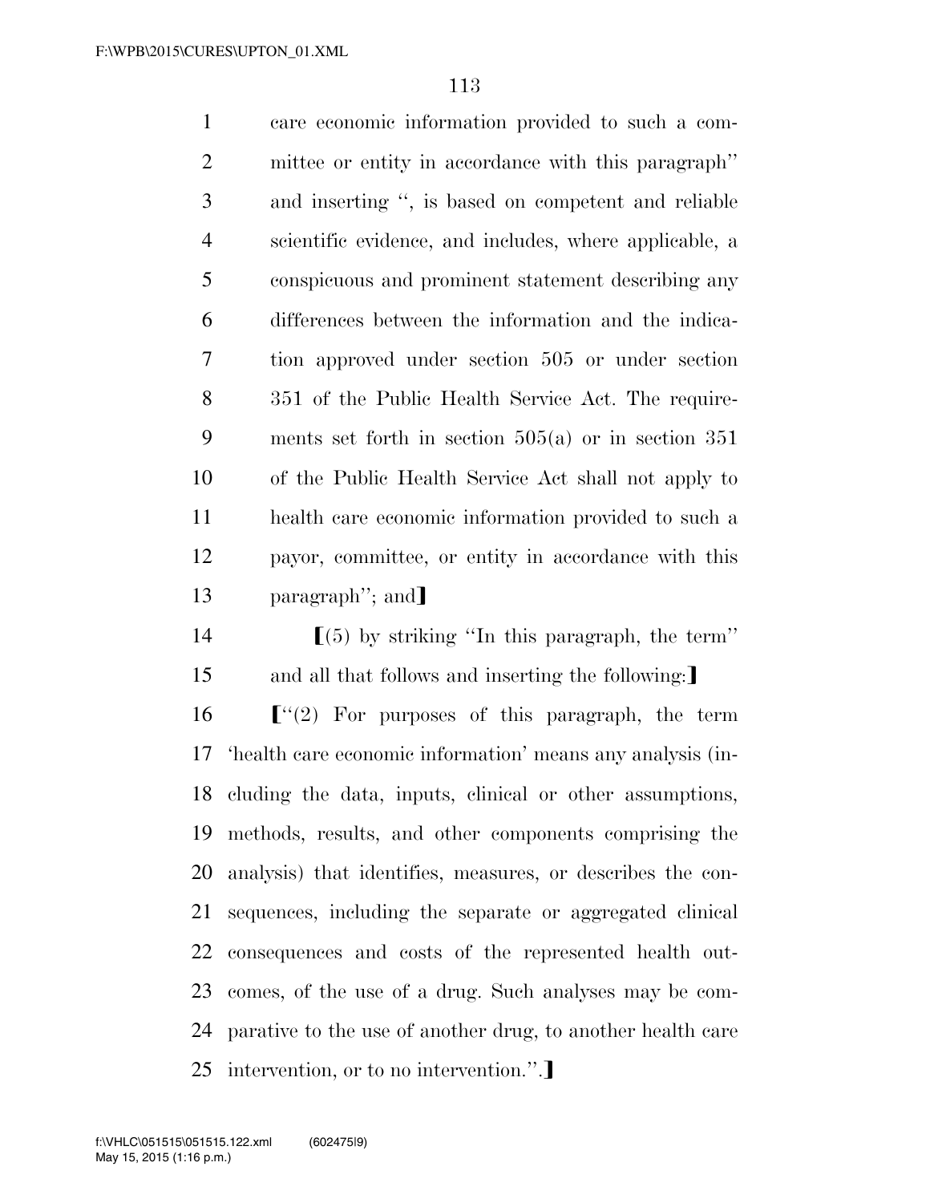care economic information provided to such a committee or entity in accordance with this paragraph'' and inserting '', is based on competent and reliable scientific evidence, and includes, where applicable, a conspicuous and prominent statement describing any differences between the information and the indication approved under section 505 or under section 351 of the Public Health Service Act. The requirements set forth in section 505(a) or in section 351 of the Public Health Service Act shall not apply to health care economic information provided to such a payor, committee, or entity in accordance with this paragraph''; and】

【(5) by striking ''In this paragraph, the term'' and all that follows and inserting the following:】

【''(2) For purposes of this paragraph, the term 'health care economic information' means any analysis (including the data, inputs, clinical or other assumptions, methods, results, and other components comprising the analysis) that identifies, measures, or describes the consequences, including the separate or aggregated clinical consequences and costs of the represented health outcomes, of the use of a drug. Such analyses may be comparative to the use of another drug, to another health care intervention, or to no intervention.''.】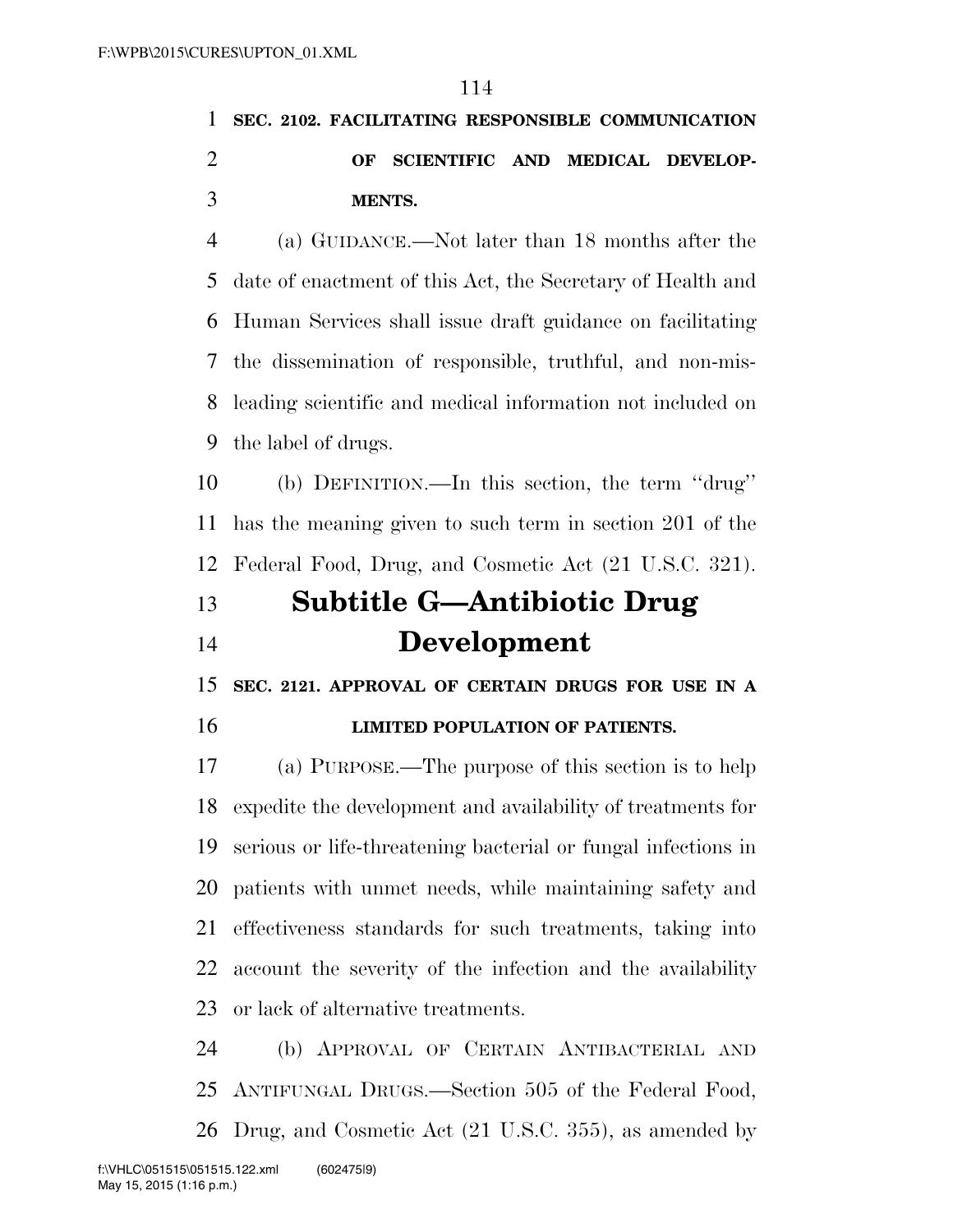**SEC. 2102. FACILITATING RESPONSIBLE COMMUNICATION OF SCIENTIFIC AND MEDICAL DEVELOPMENTS.**

(a) GUIDANCE.—Not later than 18 months after the date of enactment of this Act, the Secretary of Health and Human Services shall issue draft guidance on facilitating the dissemination of responsible, truthful, and non-misleading scientific and medical information not included on the label of drugs.

(b) DEFINITION.—In this section, the term ''drug'' has the meaning given to such term in section 201 of the Federal Food, Drug, and Cosmetic Act (21 U.S.C. 321).

## Subtitle G—Antibiotic Drug Development

**SEC. 2121. APPROVAL OF CERTAIN DRUGS FOR USE IN A LIMITED POPULATION OF PATIENTS.**

(a) PURPOSE.—The purpose of this section is to help expedite the development and availability of treatments for serious or life-threatening bacterial or fungal infections in patients with unmet needs, while maintaining safety and effectiveness standards for such treatments, taking into account the severity of the infection and the availability or lack of alternative treatments.

(b) APPROVAL OF CERTAIN ANTIBACTERIAL AND ANTIFUNGAL DRUGS.—Section 505 of the Federal Food, Drug, and Cosmetic Act (21 U.S.C. 355), as amended by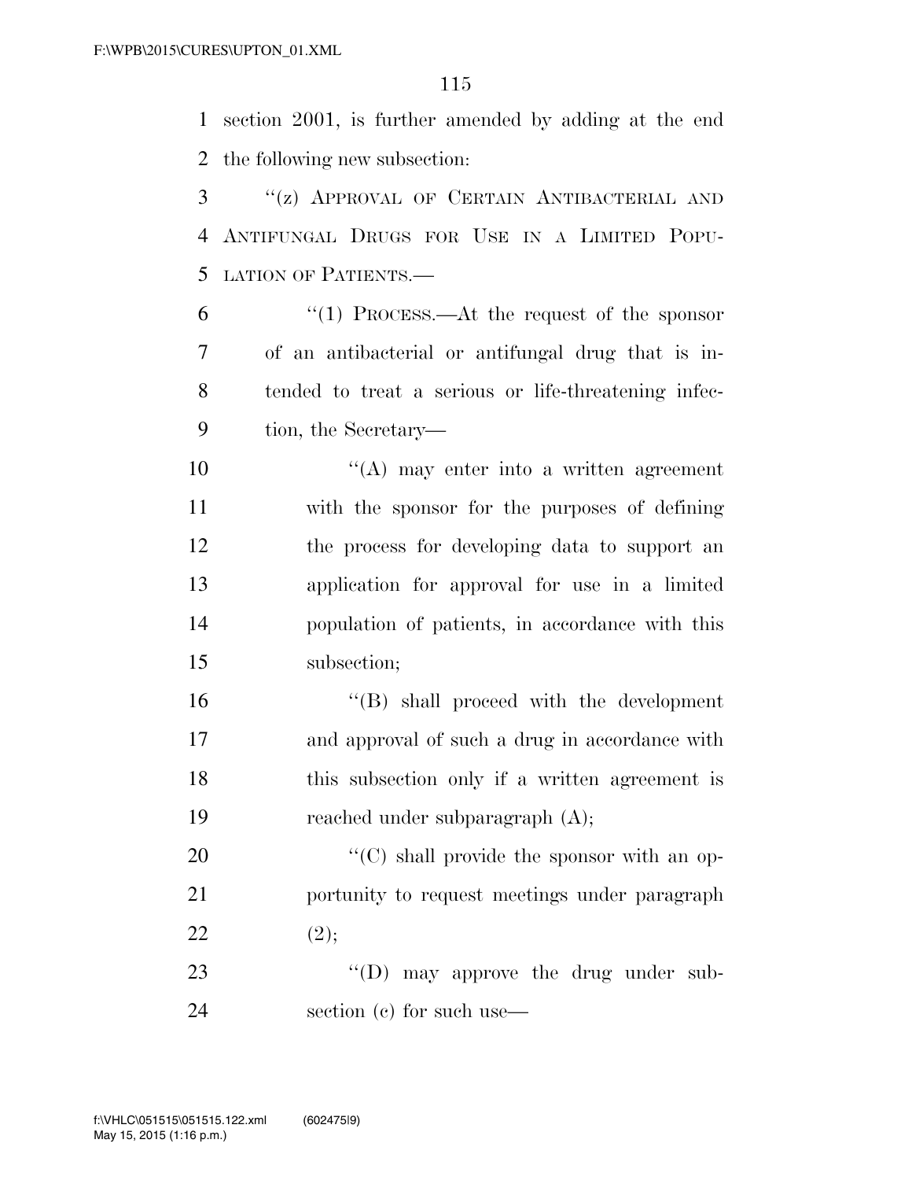section 2001, is further amended by adding at the end the following new subsection:

"(z) APPROVAL OF CERTAIN ANTIBACTERIAL AND ANTIFUNGAL DRUGS FOR USE IN A LIMITED POPULATION OF PATIENTS.—

"(1) PROCESS.—At the request of the sponsor of an antibacterial or antifungal drug that is intended to treat a serious or life-threatening infection, the Secretary—

"(A) may enter into a written agreement with the sponsor for the purposes of defining the process for developing data to support an application for approval for use in a limited population of patients, in accordance with this subsection;

"(B) shall proceed with the development and approval of such a drug in accordance with this subsection only if a written agreement is reached under subparagraph (A);

"(C) shall provide the sponsor with an opportunity to request meetings under paragraph (2);

"(D) may approve the drug under subsection (c) for such use—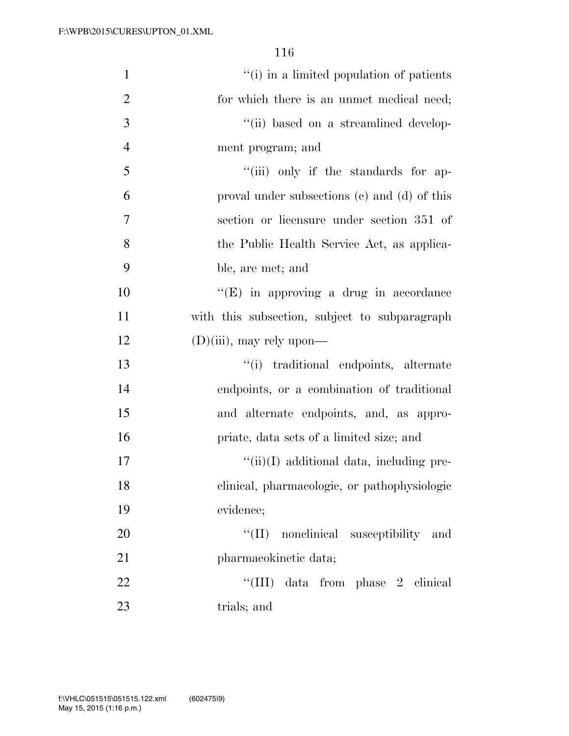''(i) in a limited population of patients for which there is an unmet medical need;

''(ii) based on a streamlined development program; and

''(iii) only if the standards for approval under subsections (c) and (d) of this section or licensure under section 351 of the Public Health Service Act, as applicable, are met; and

''(E) in approving a drug in accordance with this subsection, subject to subparagraph (D)(iii), may rely upon—

''(i) traditional endpoints, alternate endpoints, or a combination of traditional and alternate endpoints, and, as appropriate, data sets of a limited size; and

''(ii)(I) additional data, including preclinical, pharmacologic, or pathophysiologic evidence;

''(II) nonclinical susceptibility and pharmacokinetic data;

''(III) data from phase 2 clinical trials; and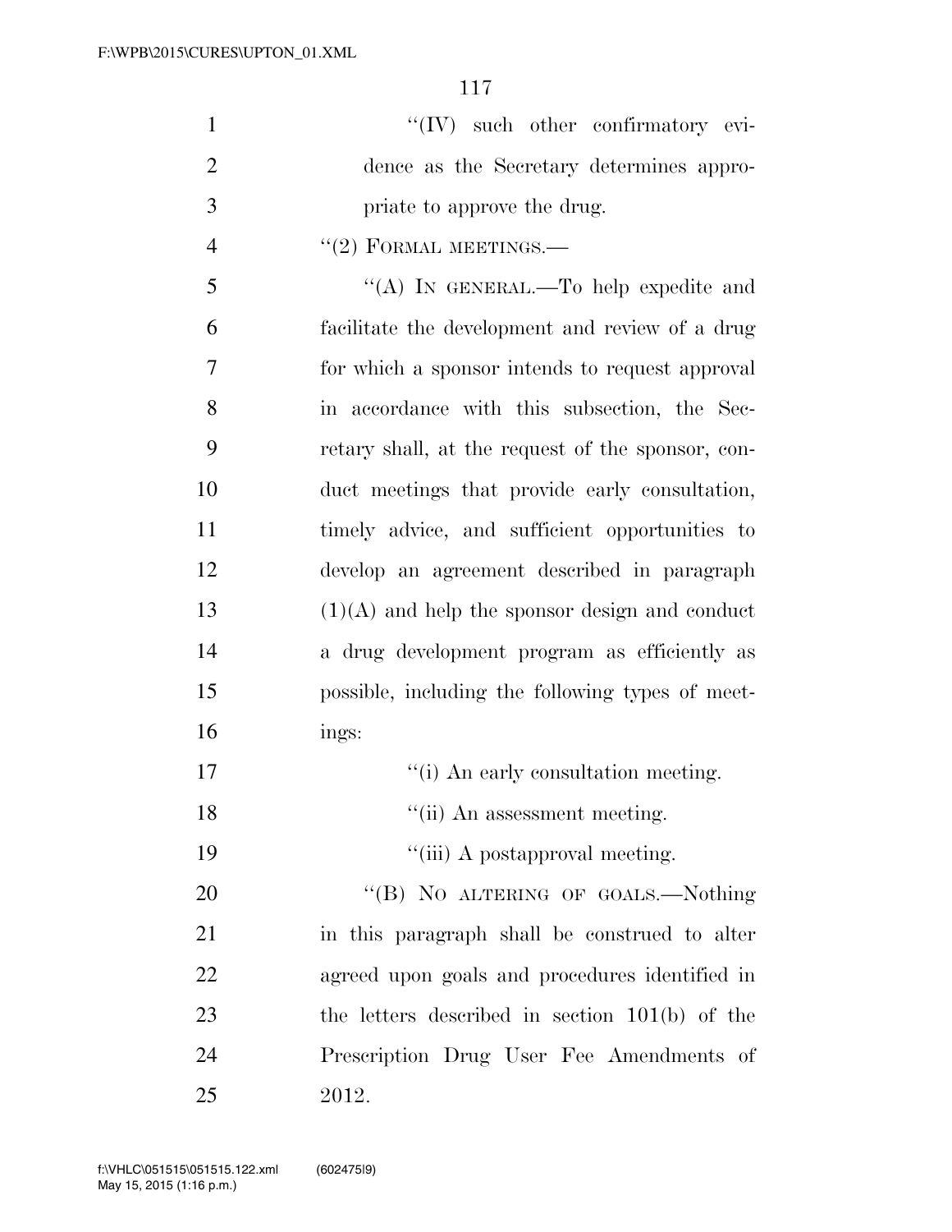''(IV) such other confirmatory evidence as the Secretary determines appropriate to approve the drug.

''(2) FORMAL MEETINGS.—

''(A) IN GENERAL.—To help expedite and facilitate the development and review of a drug for which a sponsor intends to request approval in accordance with this subsection, the Secretary shall, at the request of the sponsor, conduct meetings that provide early consultation, timely advice, and sufficient opportunities to develop an agreement described in paragraph (1)(A) and help the sponsor design and conduct a drug development program as efficiently as possible, including the following types of meetings:

''(i) An early consultation meeting.

''(ii) An assessment meeting.

''(iii) A postapproval meeting.

''(B) NO ALTERING OF GOALS.—Nothing in this paragraph shall be construed to alter agreed upon goals and procedures identified in the letters described in section 101(b) of the Prescription Drug User Fee Amendments of 2012.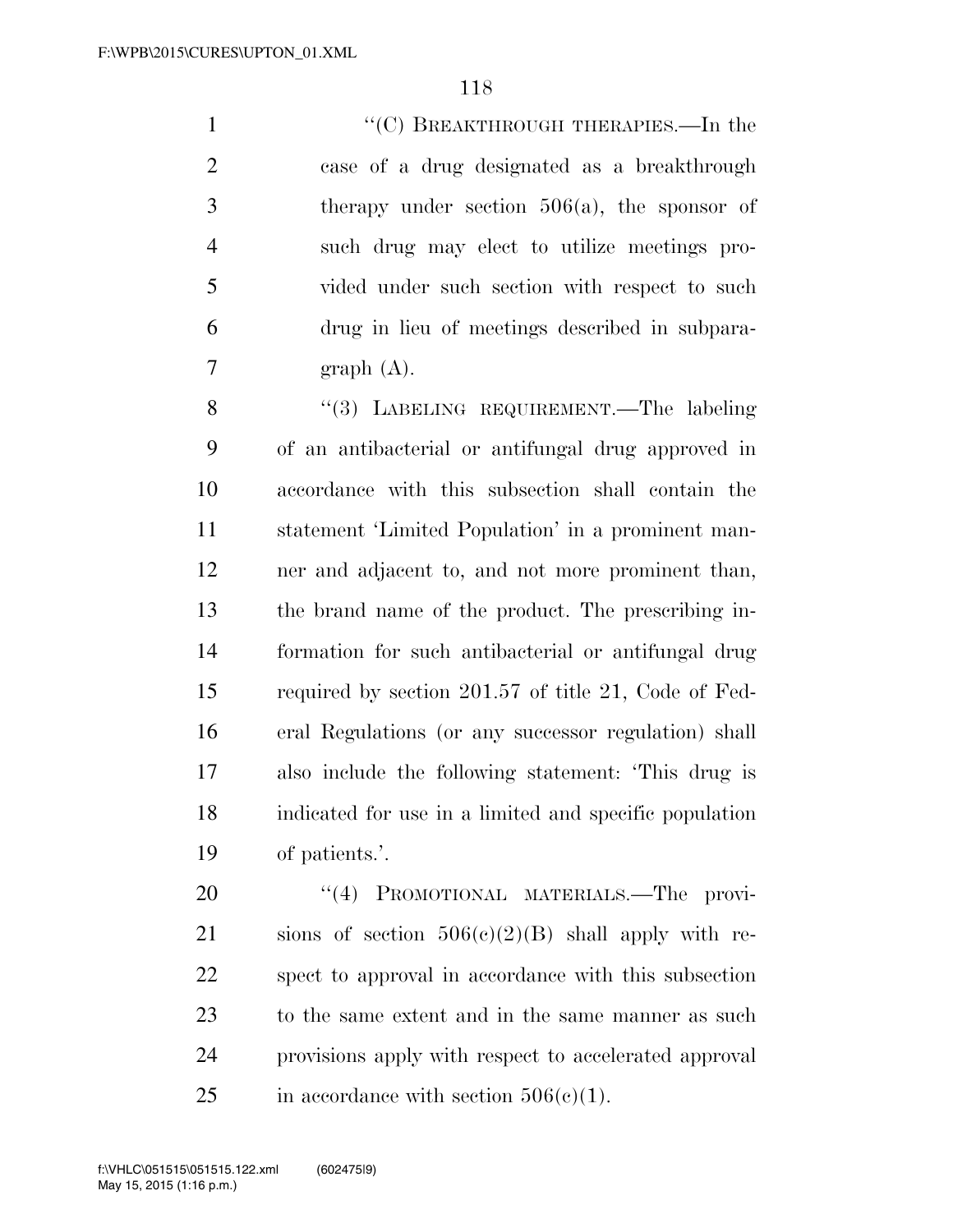"(C) BREAKTHROUGH THERAPIES.—In the case of a drug designated as a breakthrough therapy under section 506(a), the sponsor of such drug may elect to utilize meetings provided under such section with respect to such drug in lieu of meetings described in subparagraph (A).

"(3) LABELING REQUIREMENT.—The labeling of an antibacterial or antifungal drug approved in accordance with this subsection shall contain the statement 'Limited Population' in a prominent manner and adjacent to, and not more prominent than, the brand name of the product. The prescribing information for such antibacterial or antifungal drug required by section 201.57 of title 21, Code of Federal Regulations (or any successor regulation) shall also include the following statement: 'This drug is indicated for use in a limited and specific population of patients.'.

"(4) PROMOTIONAL MATERIALS.—The provisions of section 506(c)(2)(B) shall apply with respect to approval in accordance with this subsection to the same extent and in the same manner as such provisions apply with respect to accelerated approval in accordance with section 506(c)(1).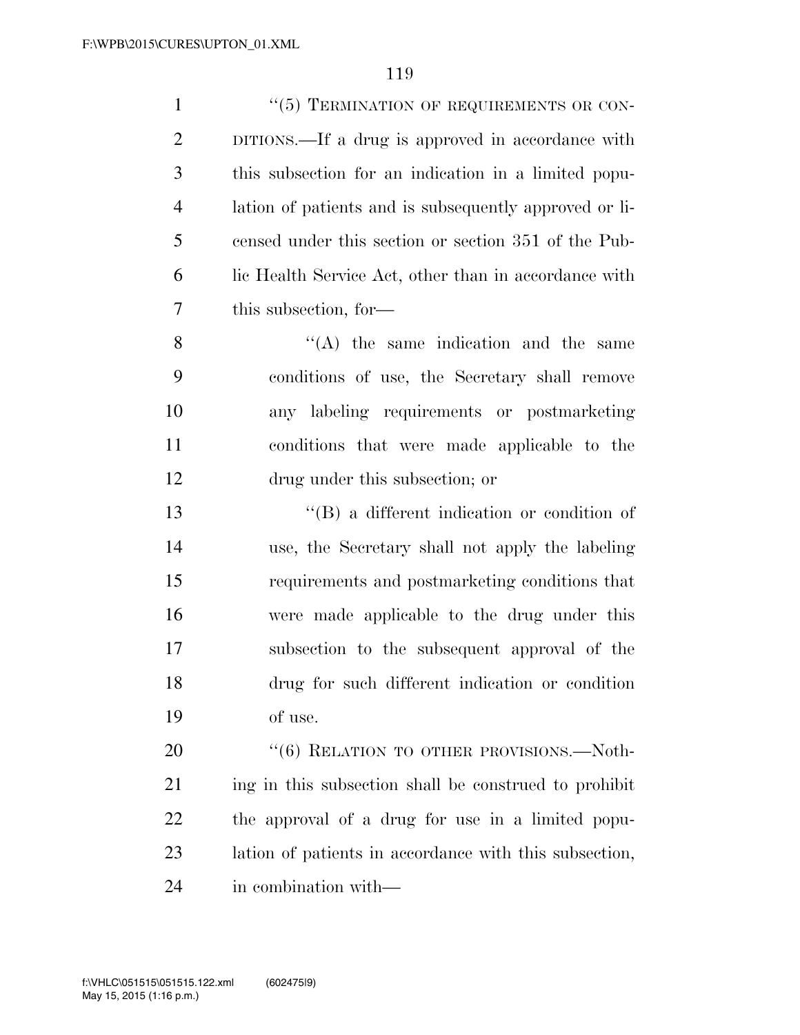''(5) TERMINATION OF REQUIREMENTS OR CONDITIONS.—If a drug is approved in accordance with this subsection for an indication in a limited population of patients and is subsequently approved or licensed under this section or section 351 of the Public Health Service Act, other than in accordance with this subsection, for—

''(A) the same indication and the same conditions of use, the Secretary shall remove any labeling requirements or postmarketing conditions that were made applicable to the drug under this subsection; or

''(B) a different indication or condition of use, the Secretary shall not apply the labeling requirements and postmarketing conditions that were made applicable to the drug under this subsection to the subsequent approval of the drug for such different indication or condition of use.

''(6) RELATION TO OTHER PROVISIONS.—Nothing in this subsection shall be construed to prohibit the approval of a drug for use in a limited population of patients in accordance with this subsection, in combination with—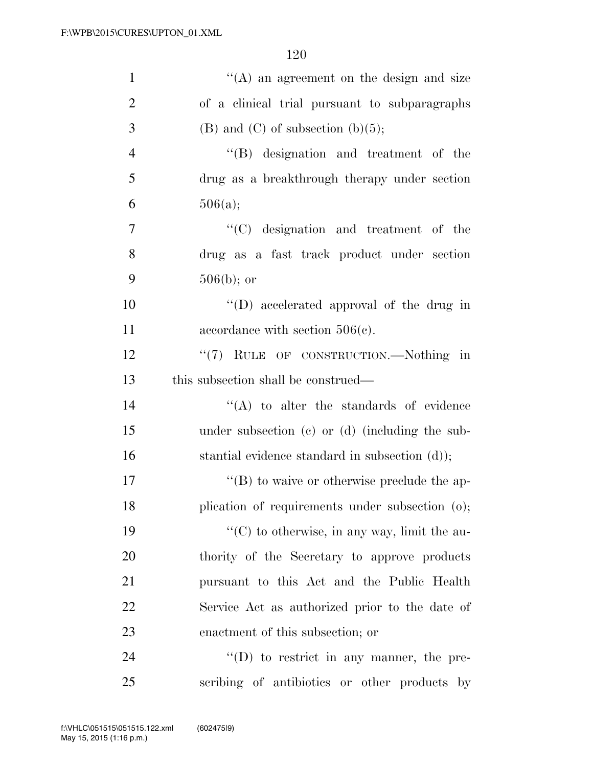''(A) an agreement on the design and size of a clinical trial pursuant to subparagraphs (B) and (C) of subsection (b)(5);

''(B) designation and treatment of the drug as a breakthrough therapy under section 506(a);

''(C) designation and treatment of the drug as a fast track product under section 506(b); or

''(D) accelerated approval of the drug in accordance with section 506(c).

''(7) RULE OF CONSTRUCTION.—Nothing in this subsection shall be construed—

''(A) to alter the standards of evidence under subsection (c) or (d) (including the substantial evidence standard in subsection (d));

''(B) to waive or otherwise preclude the application of requirements under subsection (o);

''(C) to otherwise, in any way, limit the authority of the Secretary to approve products pursuant to this Act and the Public Health Service Act as authorized prior to the date of enactment of this subsection; or

''(D) to restrict in any manner, the prescribing of antibiotics or other products by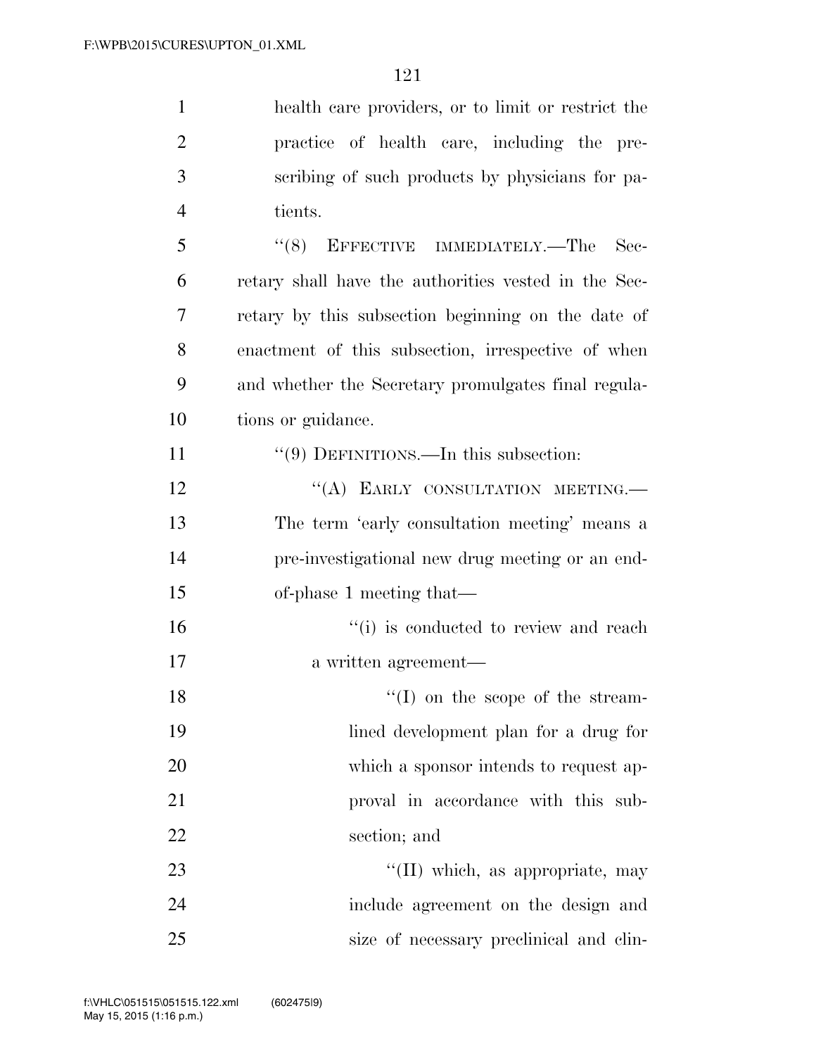health care providers, or to limit or restrict the practice of health care, including the prescribing of such products by physicians for patients.

"(8) EFFECTIVE IMMEDIATELY.—The Secretary shall have the authorities vested in the Secretary by this subsection beginning on the date of enactment of this subsection, irrespective of when and whether the Secretary promulgates final regulations or guidance.

"(9) DEFINITIONS.—In this subsection:

"(A) EARLY CONSULTATION MEETING.—The term 'early consultation meeting' means a pre-investigational new drug meeting or an end-of-phase 1 meeting that—

"(i) is conducted to review and reach a written agreement—

"(I) on the scope of the streamlined development plan for a drug for which a sponsor intends to request approval in accordance with this subsection; and

"(II) which, as appropriate, may include agreement on the design and size of necessary preclinical and clin-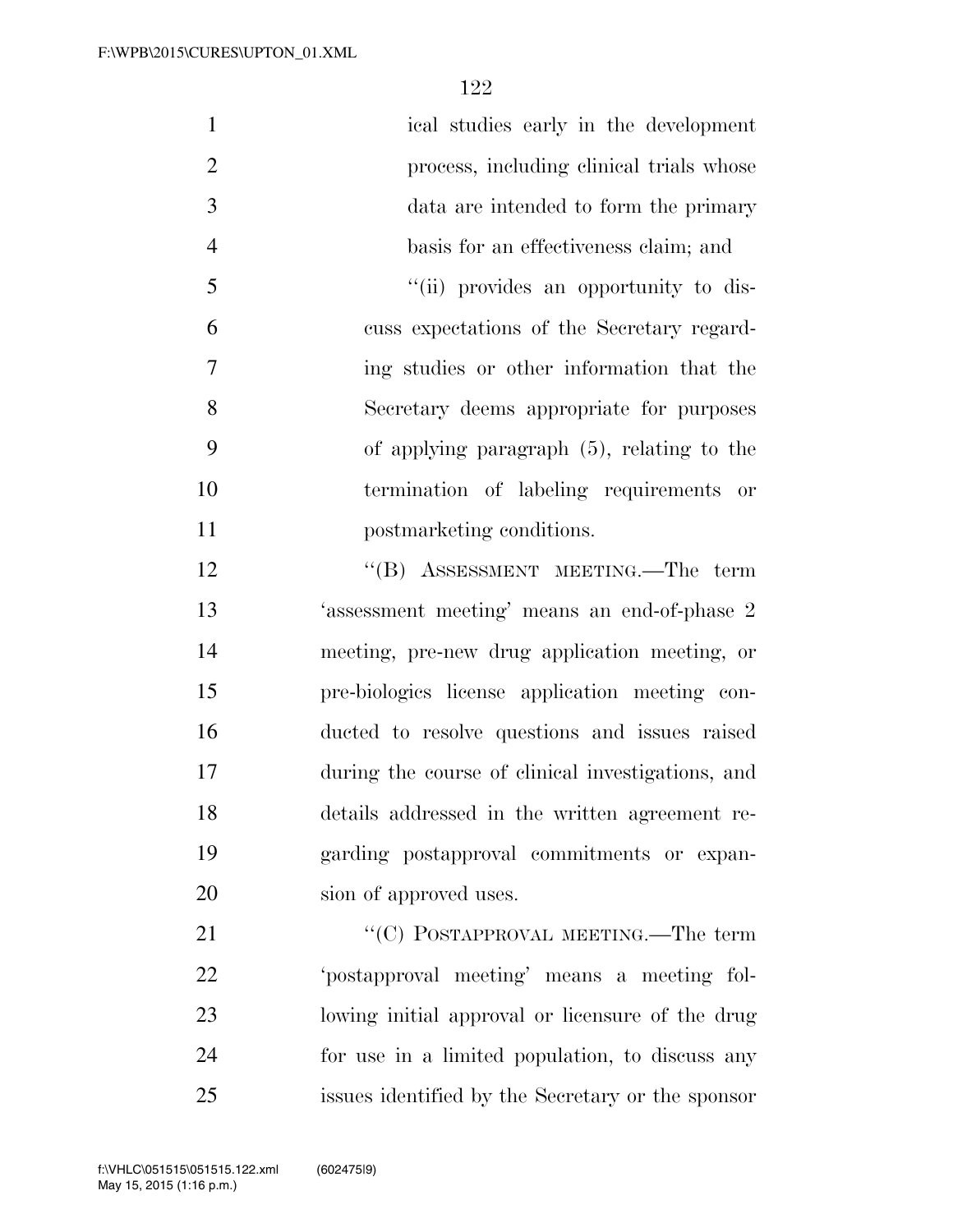ical studies early in the development process, including clinical trials whose data are intended to form the primary basis for an effectiveness claim; and

''(ii) provides an opportunity to discuss expectations of the Secretary regarding studies or other information that the Secretary deems appropriate for purposes of applying paragraph (5), relating to the termination of labeling requirements or postmarketing conditions.

''(B) ASSESSMENT MEETING.—The term 'assessment meeting' means an end-of-phase 2 meeting, pre-new drug application meeting, or pre-biologics license application meeting conducted to resolve questions and issues raised during the course of clinical investigations, and details addressed in the written agreement regarding postapproval commitments or expansion of approved uses.

''(C) POSTAPPROVAL MEETING.—The term 'postapproval meeting' means a meeting following initial approval or licensure of the drug for use in a limited population, to discuss any issues identified by the Secretary or the sponsor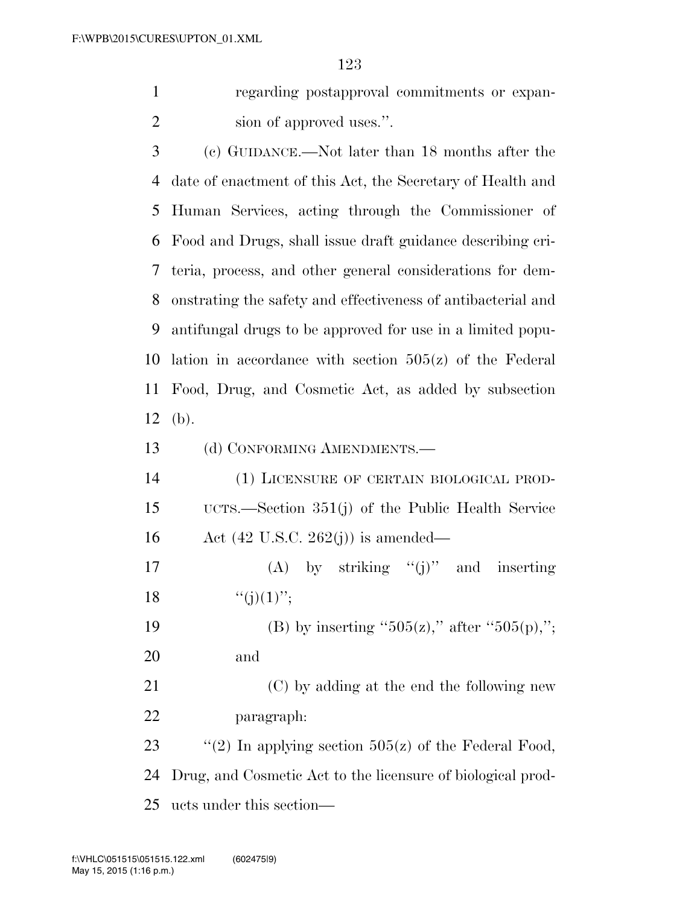regarding postapproval commitments or expansion of approved uses.''.

(c) GUIDANCE.—Not later than 18 months after the date of enactment of this Act, the Secretary of Health and Human Services, acting through the Commissioner of Food and Drugs, shall issue draft guidance describing criteria, process, and other general considerations for demonstrating the safety and effectiveness of antibacterial and antifungal drugs to be approved for use in a limited population in accordance with section 505(z) of the Federal Food, Drug, and Cosmetic Act, as added by subsection (b).

(d) CONFORMING AMENDMENTS.—

(1) LICENSURE OF CERTAIN BIOLOGICAL PRODUCTS.—Section 351(j) of the Public Health Service Act (42 U.S.C. 262(j)) is amended—

(A) by striking ''(j)'' and inserting ''(j)(1)'';

(B) by inserting ''505(z),'' after ''505(p),''; and

(C) by adding at the end the following new paragraph:

''(2) In applying section 505(z) of the Federal Food, Drug, and Cosmetic Act to the licensure of biological products under this section—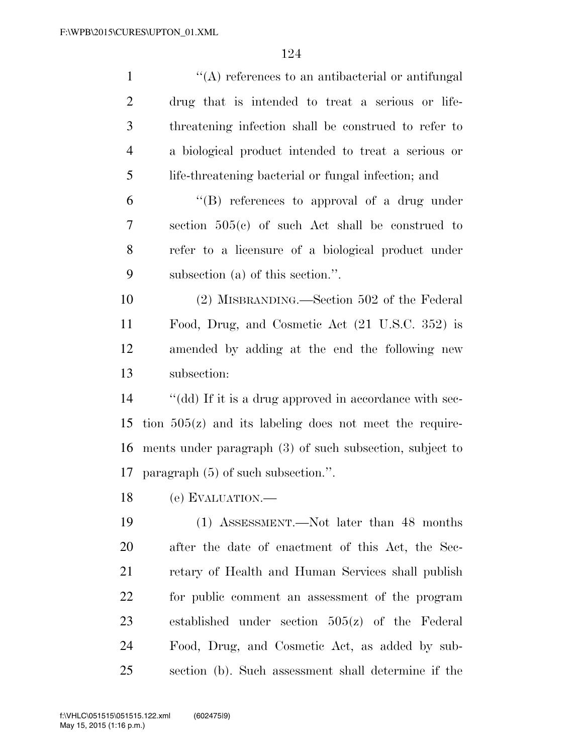"(A) references to an antibacterial or antifungal drug that is intended to treat a serious or life-threatening infection shall be construed to refer to a biological product intended to treat a serious or life-threatening bacterial or fungal infection; and

"(B) references to approval of a drug under section 505(c) of such Act shall be construed to refer to a licensure of a biological product under subsection (a) of this section.".

(2) MISBRANDING.—Section 502 of the Federal Food, Drug, and Cosmetic Act (21 U.S.C. 352) is amended by adding at the end the following new subsection:

"(dd) If it is a drug approved in accordance with section 505(z) and its labeling does not meet the requirements under paragraph (3) of such subsection, subject to paragraph (5) of such subsection.".

(e) EVALUATION.—

(1) ASSESSMENT.—Not later than 48 months after the date of enactment of this Act, the Secretary of Health and Human Services shall publish for public comment an assessment of the program established under section 505(z) of the Federal Food, Drug, and Cosmetic Act, as added by subsection (b). Such assessment shall determine if the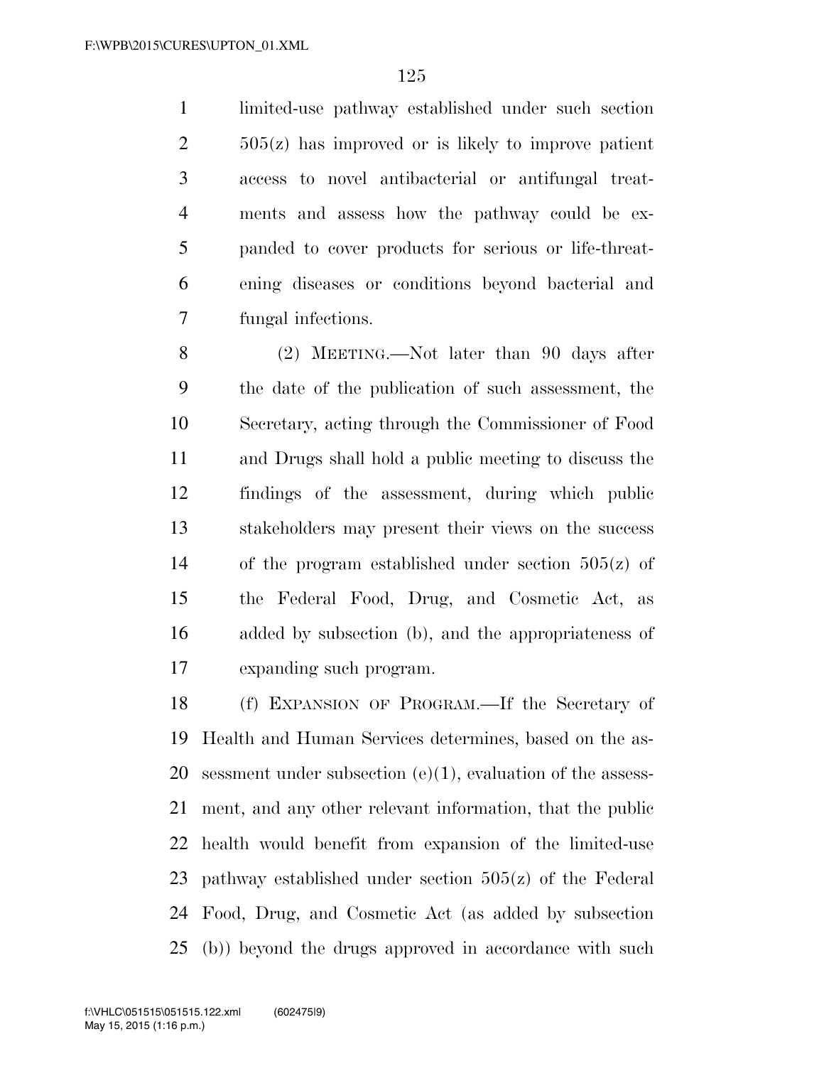limited-use pathway established under such section 505(z) has improved or is likely to improve patient access to novel antibacterial or antifungal treatments and assess how the pathway could be expanded to cover products for serious or life-threatening diseases or conditions beyond bacterial and fungal infections.

(2) MEETING.—Not later than 90 days after the date of the publication of such assessment, the Secretary, acting through the Commissioner of Food and Drugs shall hold a public meeting to discuss the findings of the assessment, during which public stakeholders may present their views on the success of the program established under section 505(z) of the Federal Food, Drug, and Cosmetic Act, as added by subsection (b), and the appropriateness of expanding such program.

(f) EXPANSION OF PROGRAM.—If the Secretary of Health and Human Services determines, based on the assessment under subsection (e)(1), evaluation of the assessment, and any other relevant information, that the public health would benefit from expansion of the limited-use pathway established under section 505(z) of the Federal Food, Drug, and Cosmetic Act (as added by subsection (b)) beyond the drugs approved in accordance with such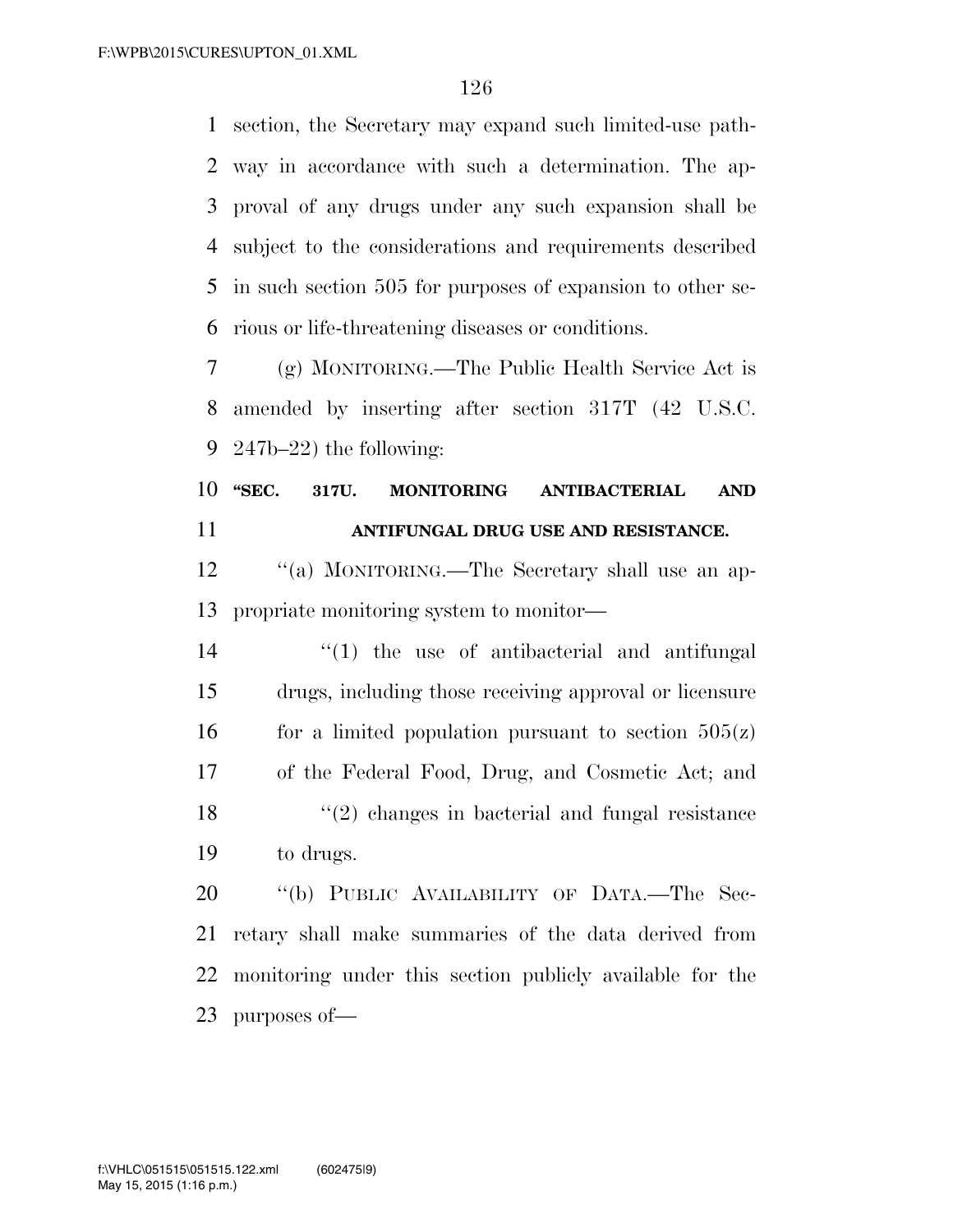section, the Secretary may expand such limited-use pathway in accordance with such a determination. The approval of any drugs under any such expansion shall be subject to the considerations and requirements described in such section 505 for purposes of expansion to other serious or life-threatening diseases or conditions.

(g) MONITORING.—The Public Health Service Act is amended by inserting after section 317T (42 U.S.C. 247b–22) the following:

**"SEC. 317U. MONITORING ANTIBACTERIAL AND ANTIFUNGAL DRUG USE AND RESISTANCE.**

"(a) MONITORING.—The Secretary shall use an appropriate monitoring system to monitor—

"(1) the use of antibacterial and antifungal drugs, including those receiving approval or licensure for a limited population pursuant to section 505(z) of the Federal Food, Drug, and Cosmetic Act; and

"(2) changes in bacterial and fungal resistance to drugs.

"(b) PUBLIC AVAILABILITY OF DATA.—The Secretary shall make summaries of the data derived from monitoring under this section publicly available for the purposes of—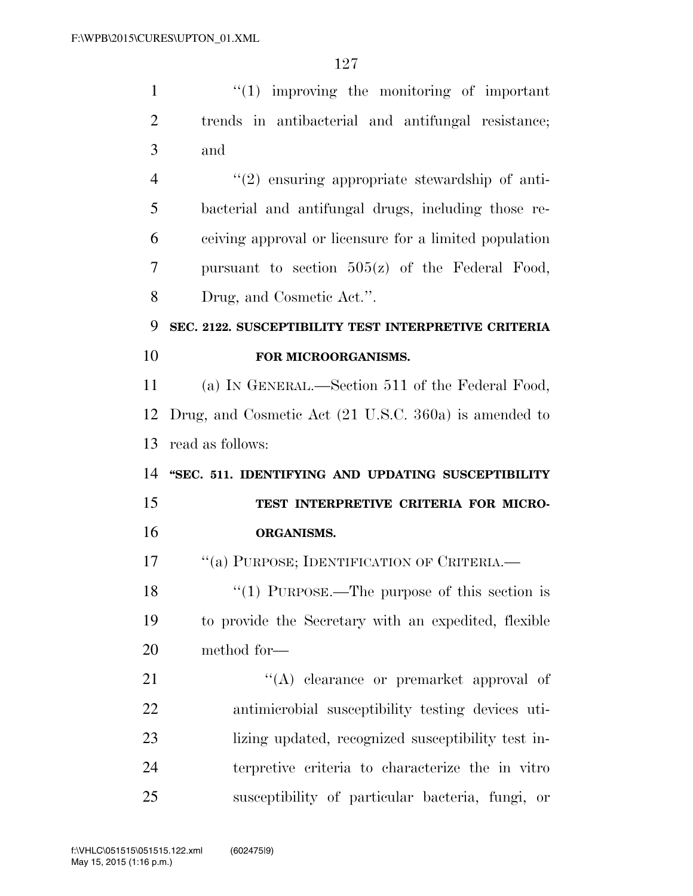"(1) improving the monitoring of important trends in antibacterial and antifungal resistance; and

"(2) ensuring appropriate stewardship of antibacterial and antifungal drugs, including those receiving approval or licensure for a limited population pursuant to section 505(z) of the Federal Food, Drug, and Cosmetic Act.".

**SEC. 2122. SUSCEPTIBILITY TEST INTERPRETIVE CRITERIA FOR MICROORGANISMS.**

(a) IN GENERAL.—Section 511 of the Federal Food, Drug, and Cosmetic Act (21 U.S.C. 360a) is amended to read as follows:

**"SEC. 511. IDENTIFYING AND UPDATING SUSCEPTIBILITY TEST INTERPRETIVE CRITERIA FOR MICROORGANISMS.**

"(a) PURPOSE; IDENTIFICATION OF CRITERIA.—

"(1) PURPOSE.—The purpose of this section is to provide the Secretary with an expedited, flexible method for—

"(A) clearance or premarket approval of antimicrobial susceptibility testing devices utilizing updated, recognized susceptibility test interpretive criteria to characterize the in vitro susceptibility of particular bacteria, fungi, or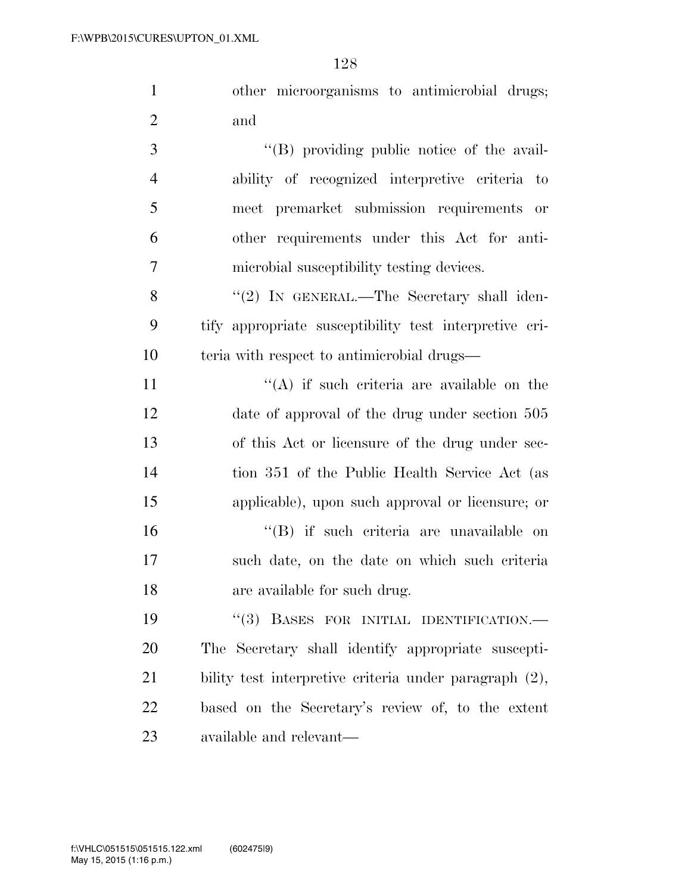other microorganisms to antimicrobial drugs; and

"(B) providing public notice of the availability of recognized interpretive criteria to meet premarket submission requirements or other requirements under this Act for antimicrobial susceptibility testing devices.

"(2) IN GENERAL.—The Secretary shall identify appropriate susceptibility test interpretive criteria with respect to antimicrobial drugs—

"(A) if such criteria are available on the date of approval of the drug under section 505 of this Act or licensure of the drug under section 351 of the Public Health Service Act (as applicable), upon such approval or licensure; or

"(B) if such criteria are unavailable on such date, on the date on which such criteria are available for such drug.

"(3) BASES FOR INITIAL IDENTIFICATION.—The Secretary shall identify appropriate susceptibility test interpretive criteria under paragraph (2), based on the Secretary's review of, to the extent available and relevant—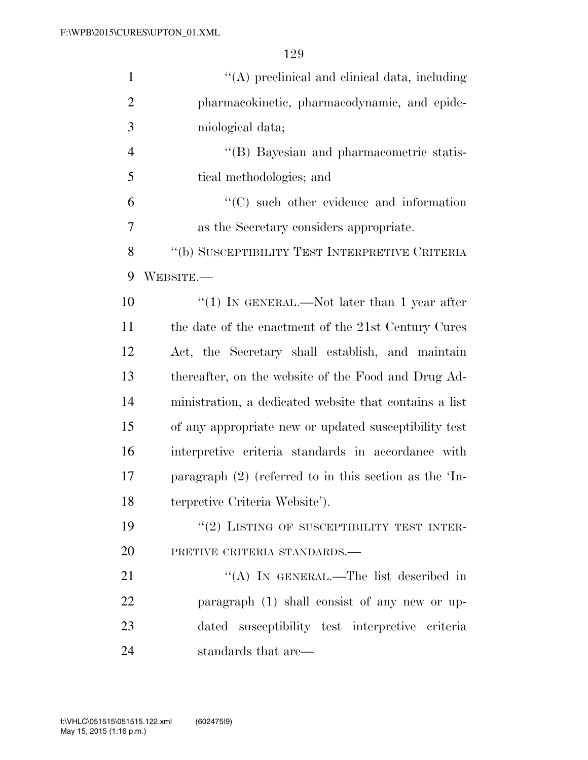''(A) preclinical and clinical data, including pharmacokinetic, pharmacodynamic, and epidemiological data;

''(B) Bayesian and pharmacometric statistical methodologies; and

''(C) such other evidence and information as the Secretary considers appropriate.

''(b) SUSCEPTIBILITY TEST INTERPRETIVE CRITERIA WEBSITE.—

''(1) IN GENERAL.—Not later than 1 year after the date of the enactment of the 21st Century Cures Act, the Secretary shall establish, and maintain thereafter, on the website of the Food and Drug Administration, a dedicated website that contains a list of any appropriate new or updated susceptibility test interpretive criteria standards in accordance with paragraph (2) (referred to in this section as the 'Interpretive Criteria Website').

''(2) LISTING OF SUSCEPTIBILITY TEST INTERPRETIVE CRITERIA STANDARDS.—

''(A) IN GENERAL.—The list described in paragraph (1) shall consist of any new or updated susceptibility test interpretive criteria standards that are—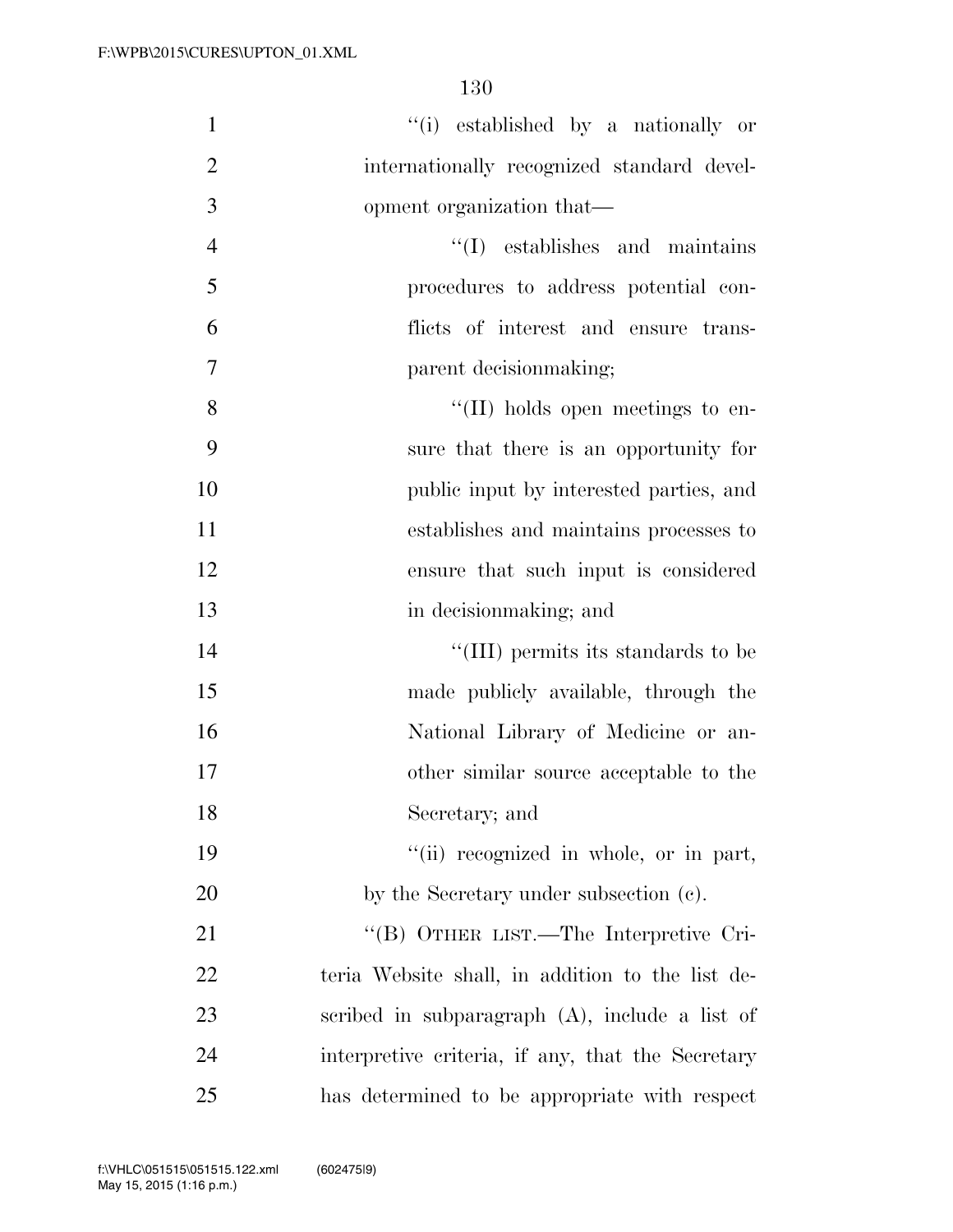"(i) established by a nationally or internationally recognized standard development organization that—

"(I) establishes and maintains procedures to address potential conflicts of interest and ensure transparent decisionmaking;

"(II) holds open meetings to ensure that there is an opportunity for public input by interested parties, and establishes and maintains processes to ensure that such input is considered in decisionmaking; and

"(III) permits its standards to be made publicly available, through the National Library of Medicine or another similar source acceptable to the Secretary; and

"(ii) recognized in whole, or in part, by the Secretary under subsection (c).

"(B) OTHER LIST.—The Interpretive Criteria Website shall, in addition to the list described in subparagraph (A), include a list of interpretive criteria, if any, that the Secretary has determined to be appropriate with respect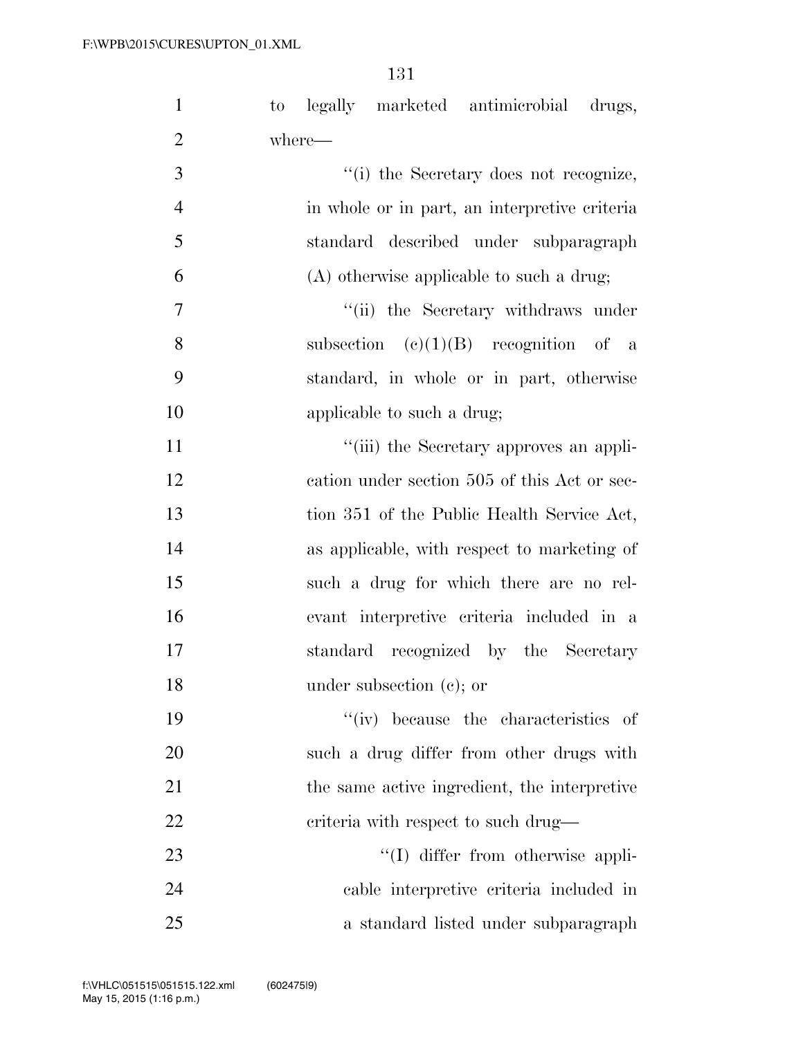to legally marketed antimicrobial drugs, where—

''(i) the Secretary does not recognize, in whole or in part, an interpretive criteria standard described under subparagraph (A) otherwise applicable to such a drug;

''(ii) the Secretary withdraws under subsection (c)(1)(B) recognition of a standard, in whole or in part, otherwise applicable to such a drug;

''(iii) the Secretary approves an application under section 505 of this Act or section 351 of the Public Health Service Act, as applicable, with respect to marketing of such a drug for which there are no relevant interpretive criteria included in a standard recognized by the Secretary under subsection (c); or

''(iv) because the characteristics of such a drug differ from other drugs with the same active ingredient, the interpretive criteria with respect to such drug—

''(I) differ from otherwise applicable interpretive criteria included in a standard listed under subparagraph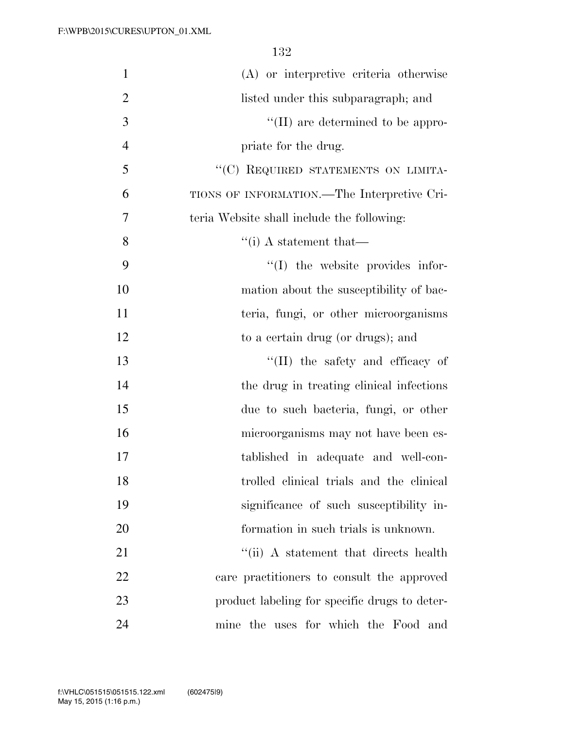(A) or interpretive criteria otherwise listed under this subparagraph; and

''(II) are determined to be appropriate for the drug.

''(C) REQUIRED STATEMENTS ON LIMITATIONS OF INFORMATION.—The Interpretive Criteria Website shall include the following:

''(i) A statement that—

''(I) the website provides information about the susceptibility of bacteria, fungi, or other microorganisms to a certain drug (or drugs); and

''(II) the safety and efficacy of the drug in treating clinical infections due to such bacteria, fungi, or other microorganisms may not have been established in adequate and well-controlled clinical trials and the clinical significance of such susceptibility information in such trials is unknown.

''(ii) A statement that directs health care practitioners to consult the approved product labeling for specific drugs to determine the uses for which the Food and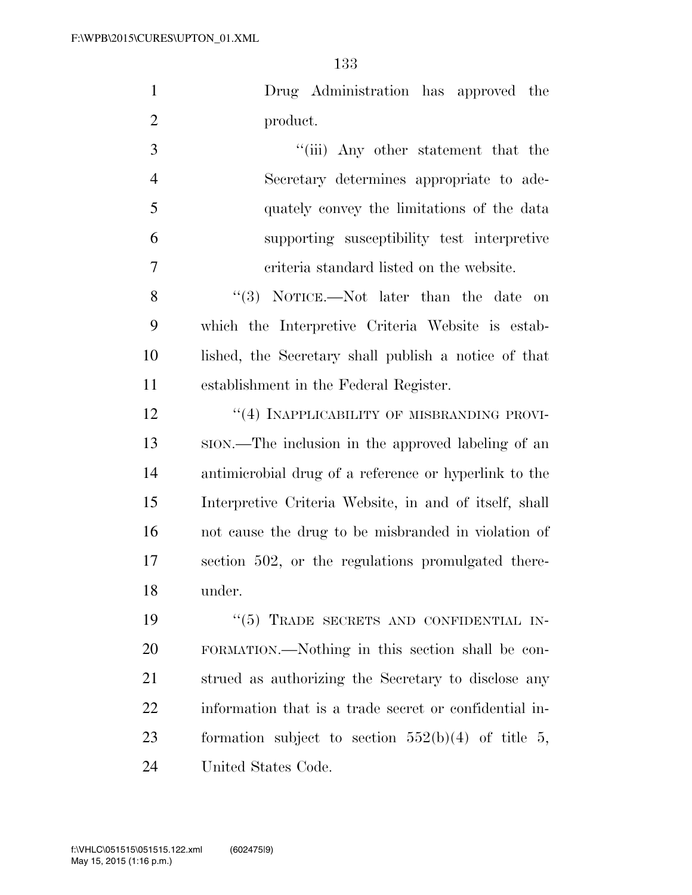Drug Administration has approved the product.

''(iii) Any other statement that the Secretary determines appropriate to adequately convey the limitations of the data supporting susceptibility test interpretive criteria standard listed on the website.

''(3) NOTICE.—Not later than the date on which the Interpretive Criteria Website is established, the Secretary shall publish a notice of that establishment in the Federal Register.

''(4) INAPPLICABILITY OF MISBRANDING PROVISION.—The inclusion in the approved labeling of an antimicrobial drug of a reference or hyperlink to the Interpretive Criteria Website, in and of itself, shall not cause the drug to be misbranded in violation of section 502, or the regulations promulgated thereunder.

''(5) TRADE SECRETS AND CONFIDENTIAL INFORMATION.—Nothing in this section shall be construed as authorizing the Secretary to disclose any information that is a trade secret or confidential information subject to section 552(b)(4) of title 5, United States Code.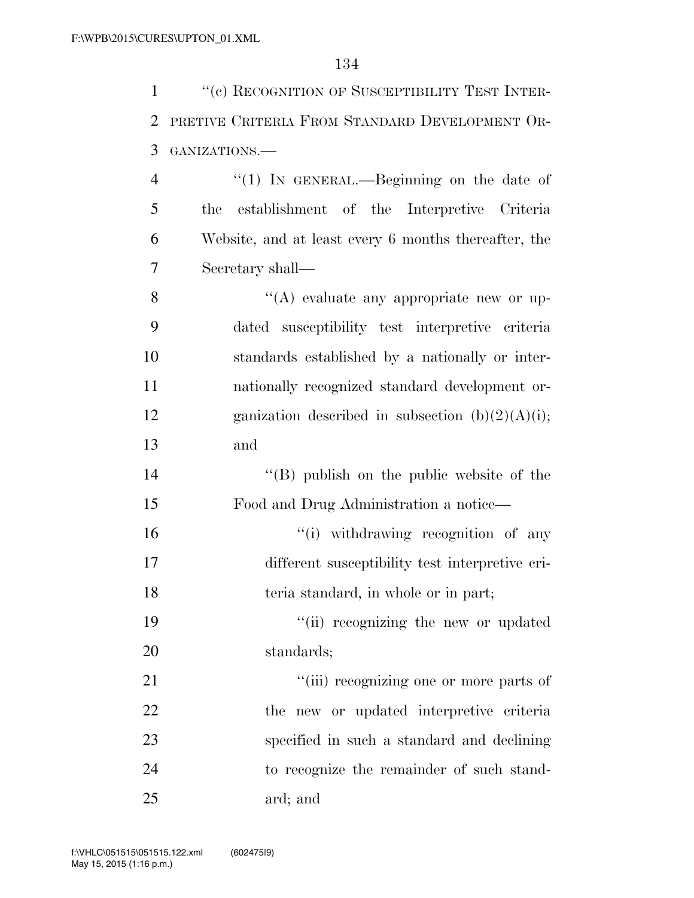"(c) RECOGNITION OF SUSCEPTIBILITY TEST INTERPRETIVE CRITERIA FROM STANDARD DEVELOPMENT ORGANIZATIONS.—

"(1) IN GENERAL.—Beginning on the date of the establishment of the Interpretive Criteria Website, and at least every 6 months thereafter, the Secretary shall—

"(A) evaluate any appropriate new or updated susceptibility test interpretive criteria standards established by a nationally or internationally recognized standard development organization described in subsection (b)(2)(A)(i); and

"(B) publish on the public website of the Food and Drug Administration a notice—

"(i) withdrawing recognition of any different susceptibility test interpretive criteria standard, in whole or in part;

"(ii) recognizing the new or updated standards;

"(iii) recognizing one or more parts of the new or updated interpretive criteria specified in such a standard and declining to recognize the remainder of such standard; and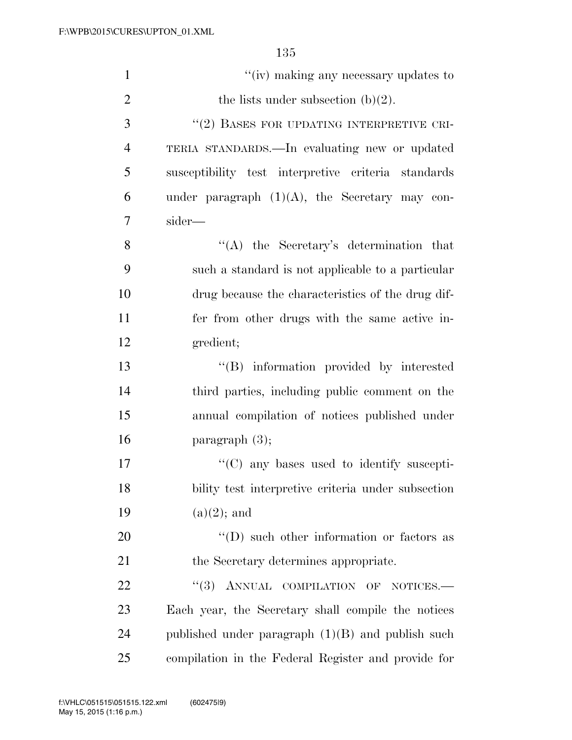"(iv) making any necessary updates to the lists under subsection (b)(2).

"(2) BASES FOR UPDATING INTERPRETIVE CRITERIA STANDARDS.—In evaluating new or updated susceptibility test interpretive criteria standards under paragraph (1)(A), the Secretary may consider—

"(A) the Secretary's determination that such a standard is not applicable to a particular drug because the characteristics of the drug differ from other drugs with the same active ingredient;

"(B) information provided by interested third parties, including public comment on the annual compilation of notices published under paragraph (3);

"(C) any bases used to identify susceptibility test interpretive criteria under subsection (a)(2); and

"(D) such other information or factors as the Secretary determines appropriate.

"(3) ANNUAL COMPILATION OF NOTICES.—Each year, the Secretary shall compile the notices published under paragraph (1)(B) and publish such compilation in the Federal Register and provide for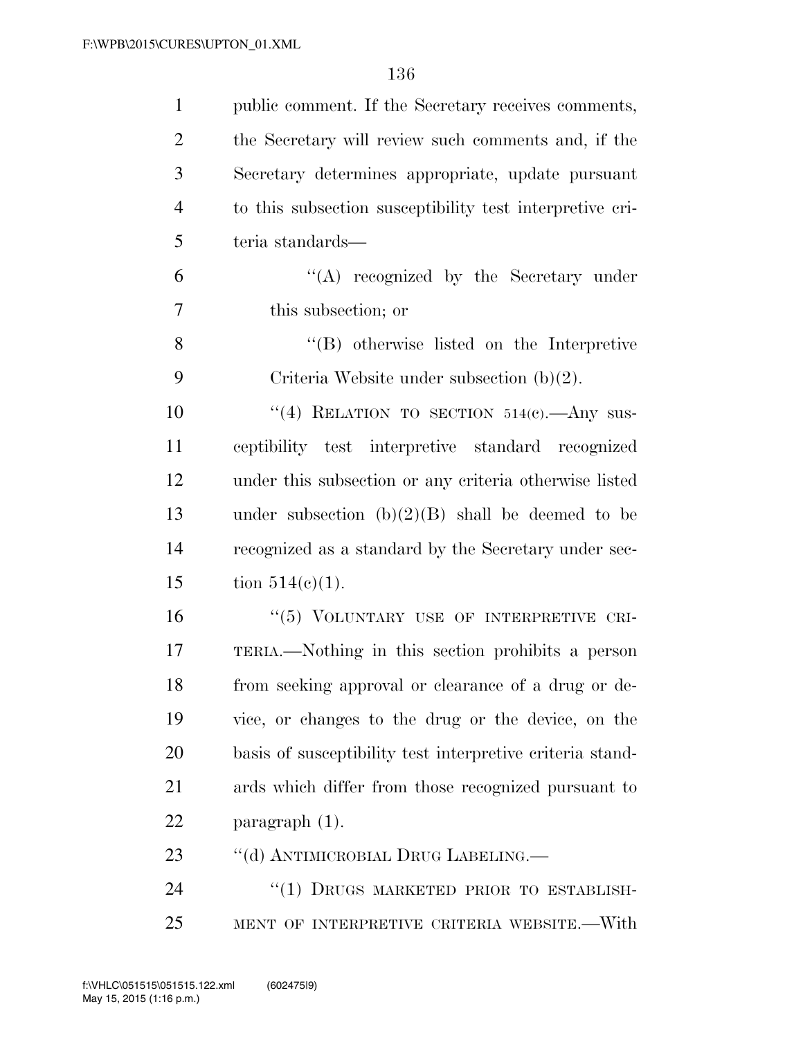public comment. If the Secretary receives comments, the Secretary will review such comments and, if the Secretary determines appropriate, update pursuant to this subsection susceptibility test interpretive criteria standards—

> ''(A) recognized by the Secretary under this subsection; or
>
> ''(B) otherwise listed on the Interpretive Criteria Website under subsection (b)(2).

''(4) RELATION TO SECTION 514(c).—Any susceptibility test interpretive standard recognized under this subsection or any criteria otherwise listed under subsection (b)(2)(B) shall be deemed to be recognized as a standard by the Secretary under section 514(c)(1).

''(5) VOLUNTARY USE OF INTERPRETIVE CRITERIA.—Nothing in this section prohibits a person from seeking approval or clearance of a drug or device, or changes to the drug or the device, on the basis of susceptibility test interpretive criteria standards which differ from those recognized pursuant to paragraph (1).

''(d) ANTIMICROBIAL DRUG LABELING.—

''(1) DRUGS MARKETED PRIOR TO ESTABLISHMENT OF INTERPRETIVE CRITERIA WEBSITE.—With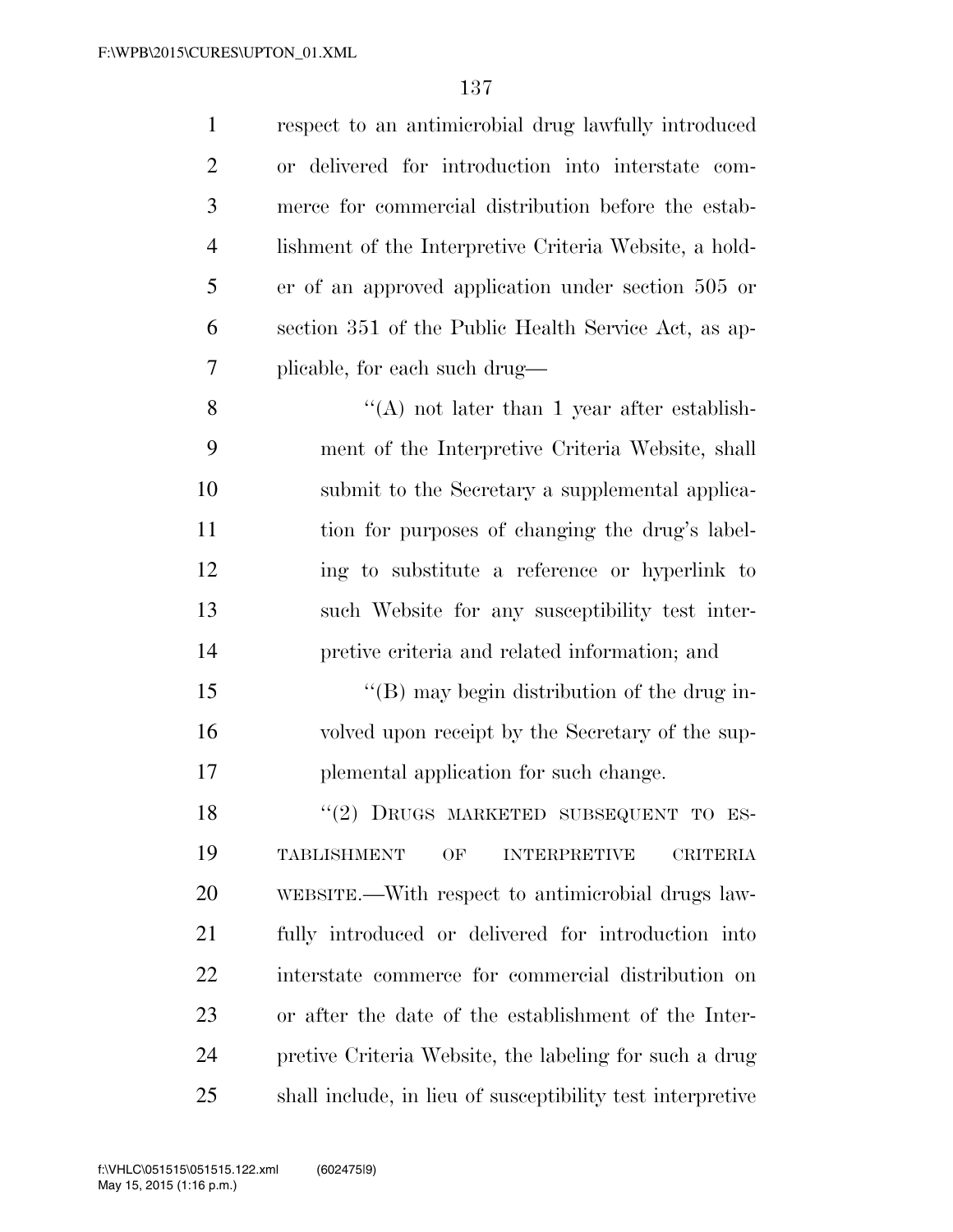respect to an antimicrobial drug lawfully introduced or delivered for introduction into interstate commerce for commercial distribution before the establishment of the Interpretive Criteria Website, a holder of an approved application under section 505 or section 351 of the Public Health Service Act, as applicable, for each such drug—

"(A) not later than 1 year after establishment of the Interpretive Criteria Website, shall submit to the Secretary a supplemental application for purposes of changing the drug's labeling to substitute a reference or hyperlink to such Website for any susceptibility test interpretive criteria and related information; and

"(B) may begin distribution of the drug involved upon receipt by the Secretary of the supplemental application for such change.

"(2) DRUGS MARKETED SUBSEQUENT TO ESTABLISHMENT OF INTERPRETIVE CRITERIA WEBSITE.—With respect to antimicrobial drugs lawfully introduced or delivered for introduction into interstate commerce for commercial distribution on or after the date of the establishment of the Interpretive Criteria Website, the labeling for such a drug shall include, in lieu of susceptibility test interpretive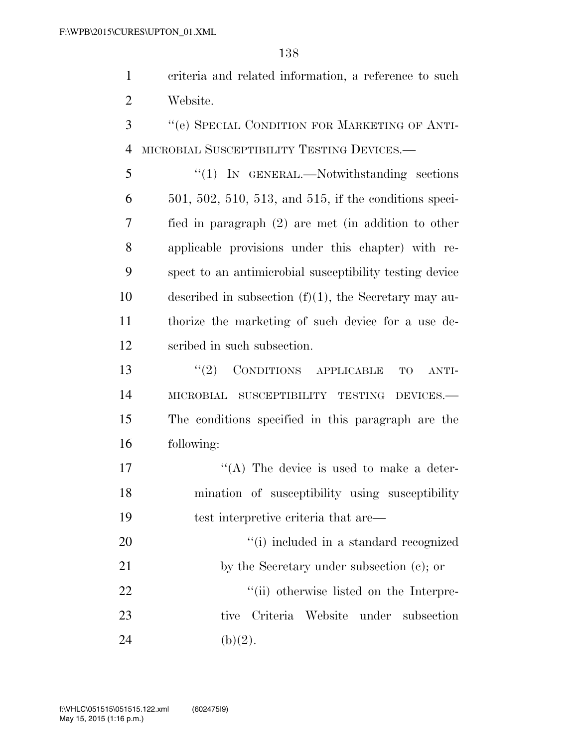criteria and related information, a reference to such Website.

"(e) SPECIAL CONDITION FOR MARKETING OF ANTIMICROBIAL SUSCEPTIBILITY TESTING DEVICES.—

"(1) IN GENERAL.—Notwithstanding sections 501, 502, 510, 513, and 515, if the conditions specified in paragraph (2) are met (in addition to other applicable provisions under this chapter) with respect to an antimicrobial susceptibility testing device described in subsection (f)(1), the Secretary may authorize the marketing of such device for a use described in such subsection.

"(2) CONDITIONS APPLICABLE TO ANTIMICROBIAL SUSCEPTIBILITY TESTING DEVICES.—The conditions specified in this paragraph are the following:

"(A) The device is used to make a determination of susceptibility using susceptibility test interpretive criteria that are—

"(i) included in a standard recognized by the Secretary under subsection (c); or

"(ii) otherwise listed on the Interpretive Criteria Website under subsection (b)(2).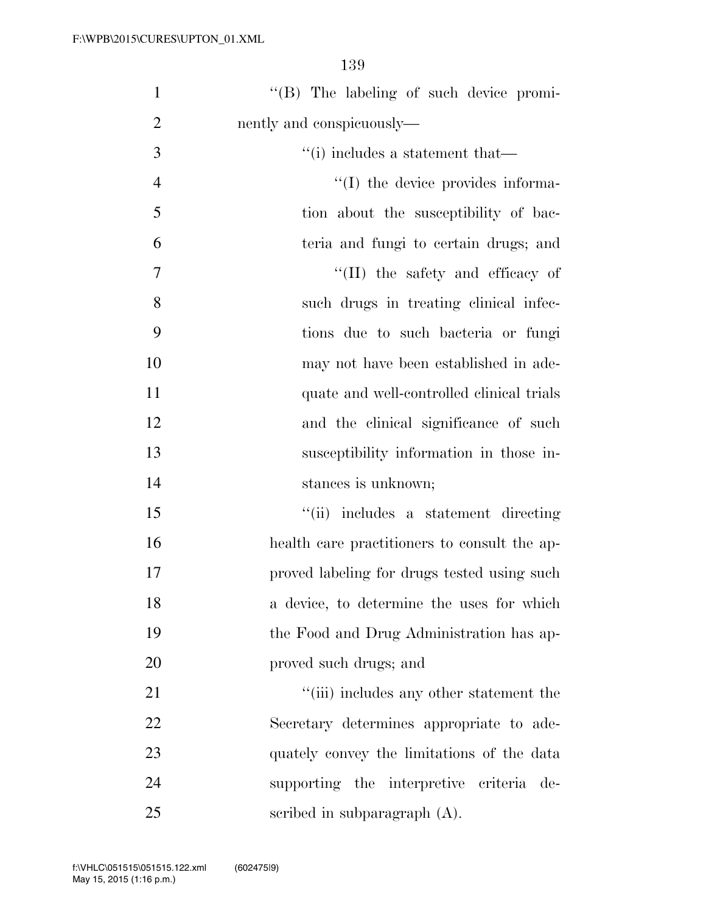''(B) The labeling of such device prominently and conspicuously—

''(i) includes a statement that—

''(I) the device provides information about the susceptibility of bacteria and fungi to certain drugs; and

''(II) the safety and efficacy of such drugs in treating clinical infections due to such bacteria or fungi may not have been established in adequate and well-controlled clinical trials and the clinical significance of such susceptibility information in those instances is unknown;

''(ii) includes a statement directing health care practitioners to consult the approved labeling for drugs tested using such a device, to determine the uses for which the Food and Drug Administration has approved such drugs; and

''(iii) includes any other statement the Secretary determines appropriate to adequately convey the limitations of the data supporting the interpretive criteria described in subparagraph (A).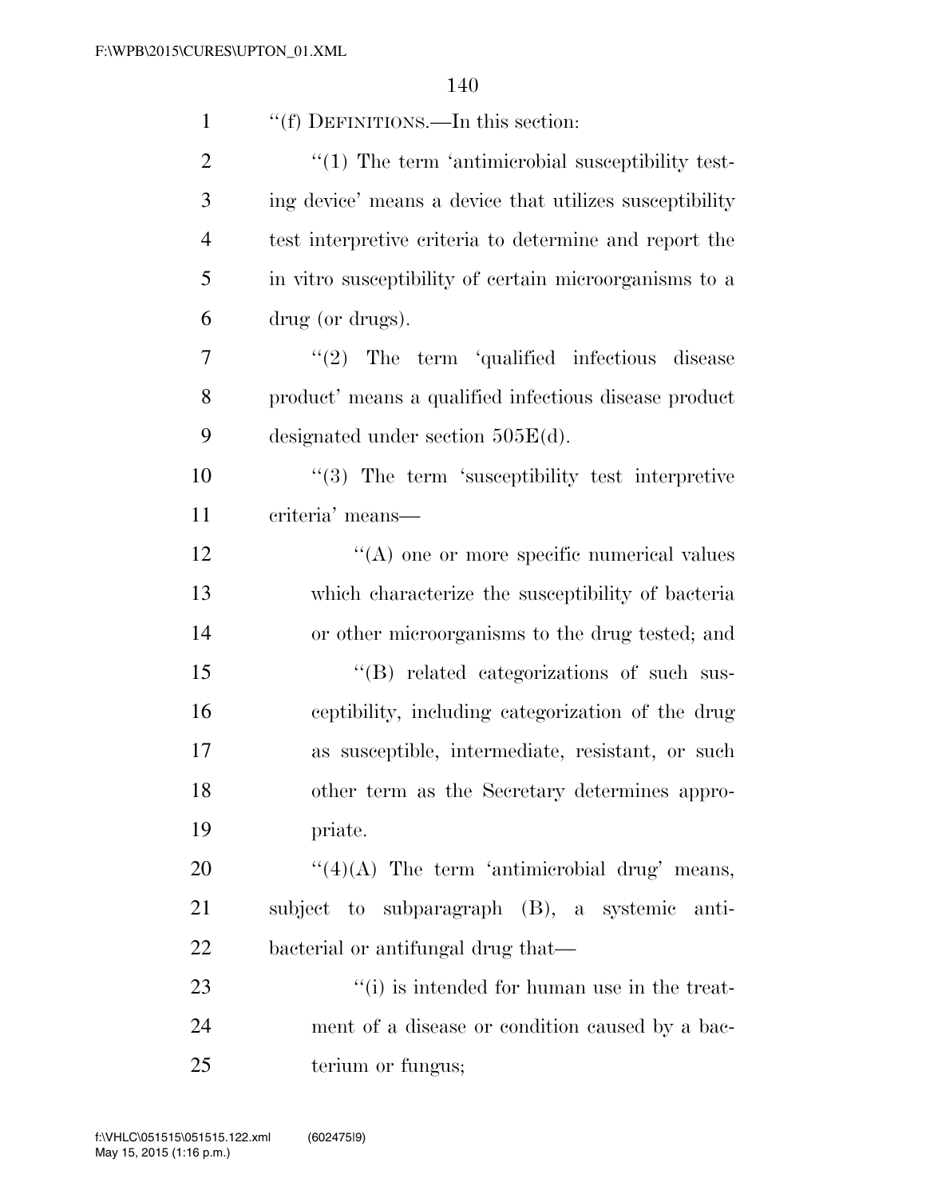''(f) DEFINITIONS.—In this section:

''(1) The term 'antimicrobial susceptibility testing device' means a device that utilizes susceptibility test interpretive criteria to determine and report the in vitro susceptibility of certain microorganisms to a drug (or drugs).

''(2) The term 'qualified infectious disease product' means a qualified infectious disease product designated under section 505E(d).

''(3) The term 'susceptibility test interpretive criteria' means—

''(A) one or more specific numerical values which characterize the susceptibility of bacteria or other microorganisms to the drug tested; and

''(B) related categorizations of such susceptibility, including categorization of the drug as susceptible, intermediate, resistant, or such other term as the Secretary determines appropriate.

''(4)(A) The term 'antimicrobial drug' means, subject to subparagraph (B), a systemic antibacterial or antifungal drug that—

''(i) is intended for human use in the treatment of a disease or condition caused by a bacterium or fungus;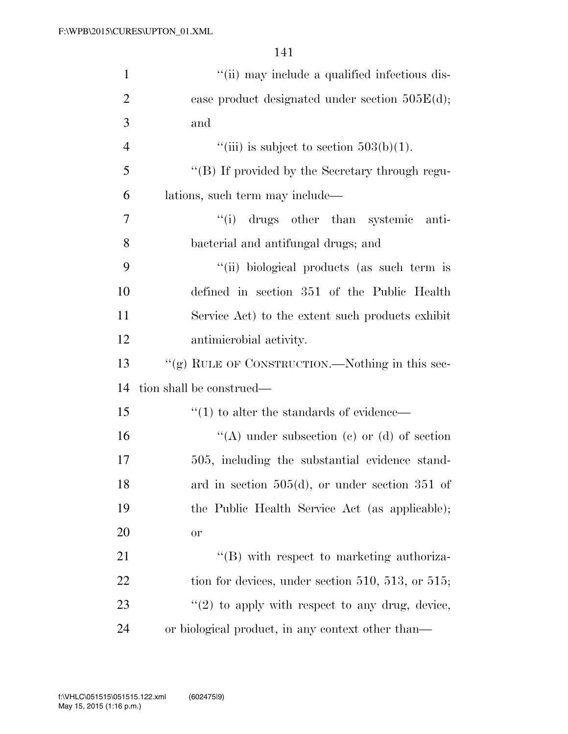''(ii) may include a qualified infectious disease product designated under section 505E(d); and

''(iii) is subject to section 503(b)(1).

''(B) If provided by the Secretary through regulations, such term may include—

''(i) drugs other than systemic antibacterial and antifungal drugs; and

''(ii) biological products (as such term is defined in section 351 of the Public Health Service Act) to the extent such products exhibit antimicrobial activity.

''(g) RULE OF CONSTRUCTION.—Nothing in this section shall be construed—

''(1) to alter the standards of evidence—

''(A) under subsection (c) or (d) of section 505, including the substantial evidence standard in section 505(d), or under section 351 of the Public Health Service Act (as applicable); or

''(B) with respect to marketing authorization for devices, under section 510, 513, or 515;

''(2) to apply with respect to any drug, device, or biological product, in any context other than—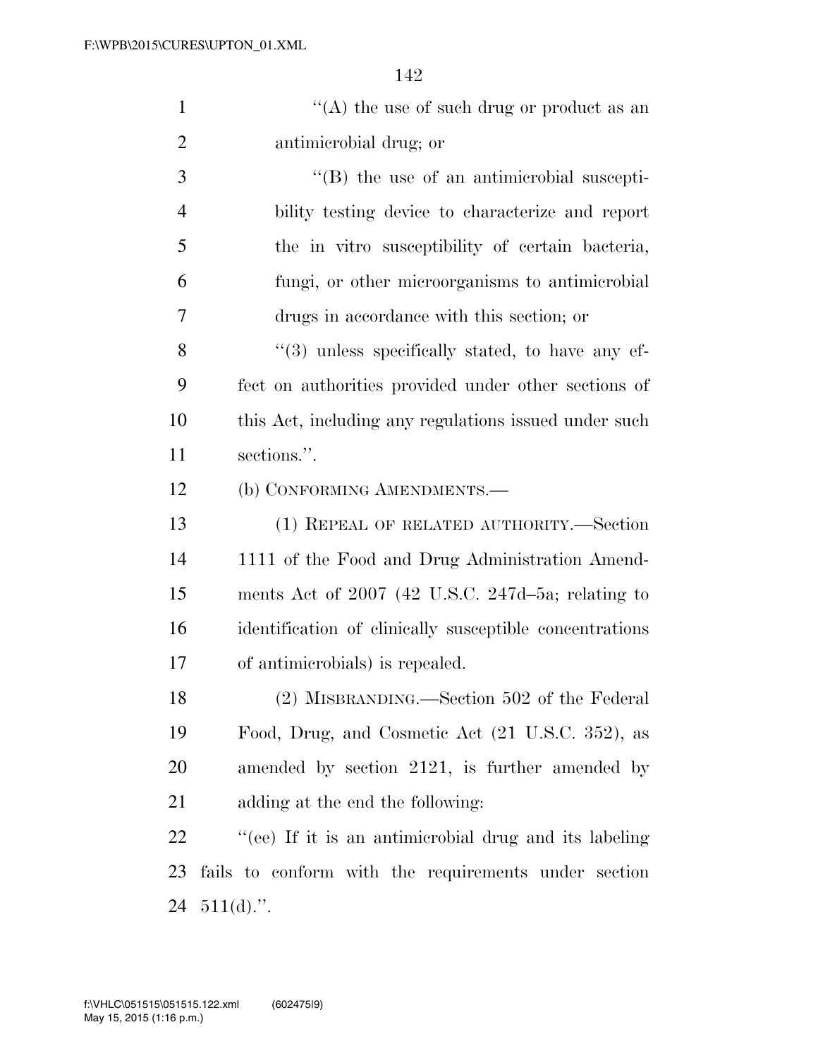''(A) the use of such drug or product as an antimicrobial drug; or

''(B) the use of an antimicrobial susceptibility testing device to characterize and report the in vitro susceptibility of certain bacteria, fungi, or other microorganisms to antimicrobial drugs in accordance with this section; or

''(3) unless specifically stated, to have any effect on authorities provided under other sections of this Act, including any regulations issued under such sections.''.

(b) CONFORMING AMENDMENTS.—

(1) REPEAL OF RELATED AUTHORITY.—Section 1111 of the Food and Drug Administration Amendments Act of 2007 (42 U.S.C. 247d–5a; relating to identification of clinically susceptible concentrations of antimicrobials) is repealed.

(2) MISBRANDING.—Section 502 of the Federal Food, Drug, and Cosmetic Act (21 U.S.C. 352), as amended by section 2121, is further amended by adding at the end the following:

''(ee) If it is an antimicrobial drug and its labeling fails to conform with the requirements under section 511(d).''.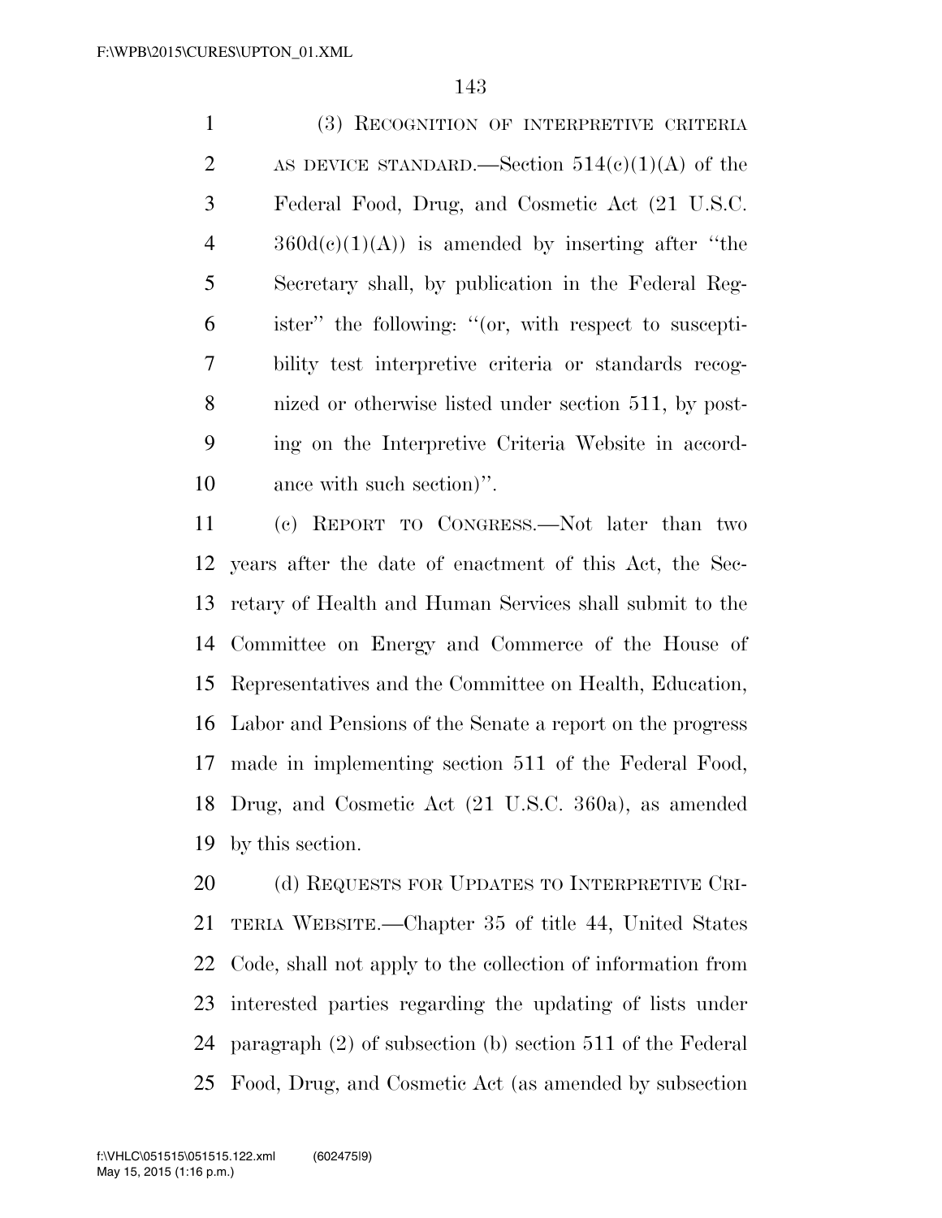(3) RECOGNITION OF INTERPRETIVE CRITERIA AS DEVICE STANDARD.—Section 514(c)(1)(A) of the Federal Food, Drug, and Cosmetic Act (21 U.S.C. 360d(c)(1)(A)) is amended by inserting after "the Secretary shall, by publication in the Federal Register" the following: "(or, with respect to susceptibility test interpretive criteria or standards recognized or otherwise listed under section 511, by posting on the Interpretive Criteria Website in accordance with such section)".

(c) REPORT TO CONGRESS.—Not later than two years after the date of enactment of this Act, the Secretary of Health and Human Services shall submit to the Committee on Energy and Commerce of the House of Representatives and the Committee on Health, Education, Labor and Pensions of the Senate a report on the progress made in implementing section 511 of the Federal Food, Drug, and Cosmetic Act (21 U.S.C. 360a), as amended by this section.

(d) REQUESTS FOR UPDATES TO INTERPRETIVE CRITERIA WEBSITE.—Chapter 35 of title 44, United States Code, shall not apply to the collection of information from interested parties regarding the updating of lists under paragraph (2) of subsection (b) section 511 of the Federal Food, Drug, and Cosmetic Act (as amended by subsection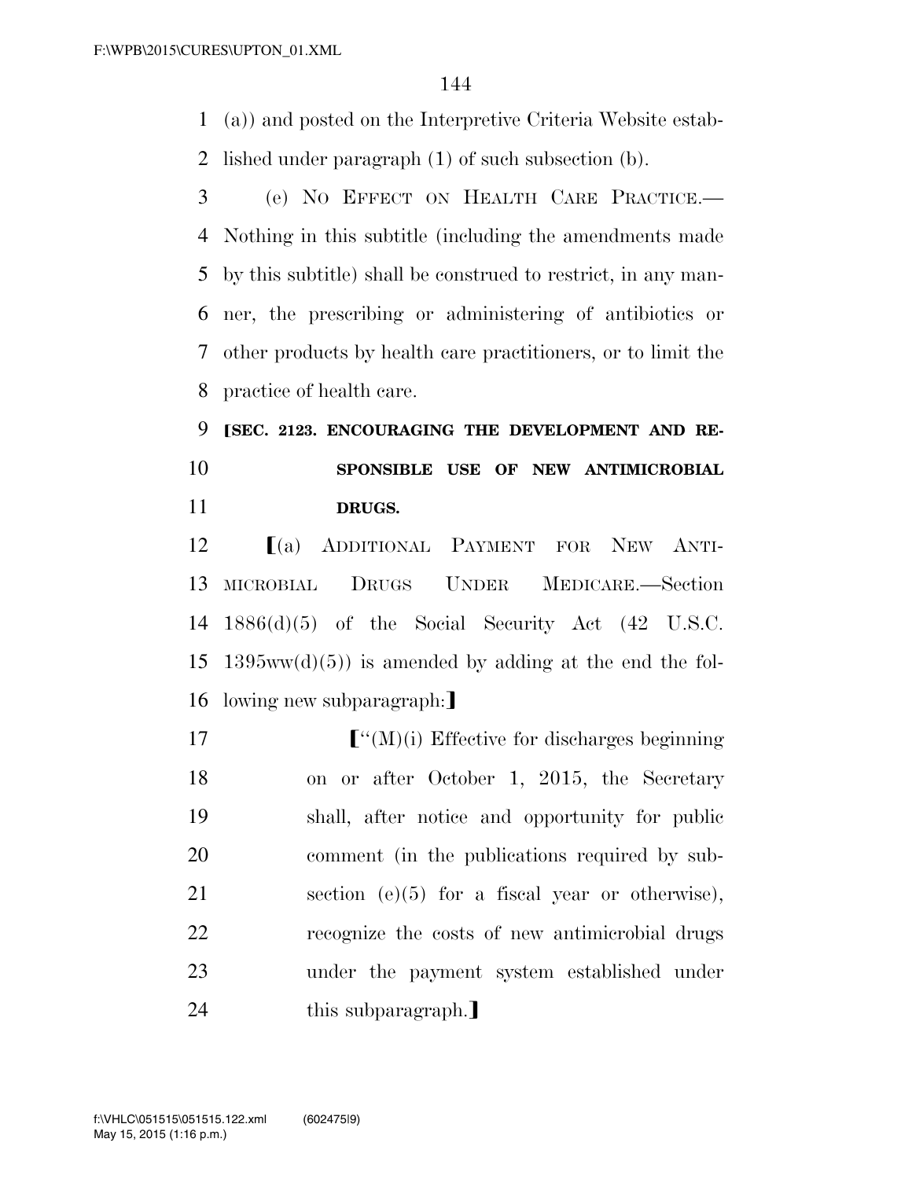(a)) and posted on the Interpretive Criteria Website established under paragraph (1) of such subsection (b).

(e) NO EFFECT ON HEALTH CARE PRACTICE.—Nothing in this subtitle (including the amendments made by this subtitle) shall be construed to restrict, in any manner, the prescribing or administering of antibiotics or other products by health care practitioners, or to limit the practice of health care.

**[SEC. 2123. ENCOURAGING THE DEVELOPMENT AND RESPONSIBLE USE OF NEW ANTIMICROBIAL DRUGS.**

[(a) ADDITIONAL PAYMENT FOR NEW ANTIMICROBIAL DRUGS UNDER MEDICARE.—Section 1886(d)(5) of the Social Security Act (42 U.S.C. 1395ww(d)(5)) is amended by adding at the end the following new subparagraph:]

["(M)(i) Effective for discharges beginning on or after October 1, 2015, the Secretary shall, after notice and opportunity for public comment (in the publications required by subsection (e)(5) for a fiscal year or otherwise), recognize the costs of new antimicrobial drugs under the payment system established under this subparagraph.]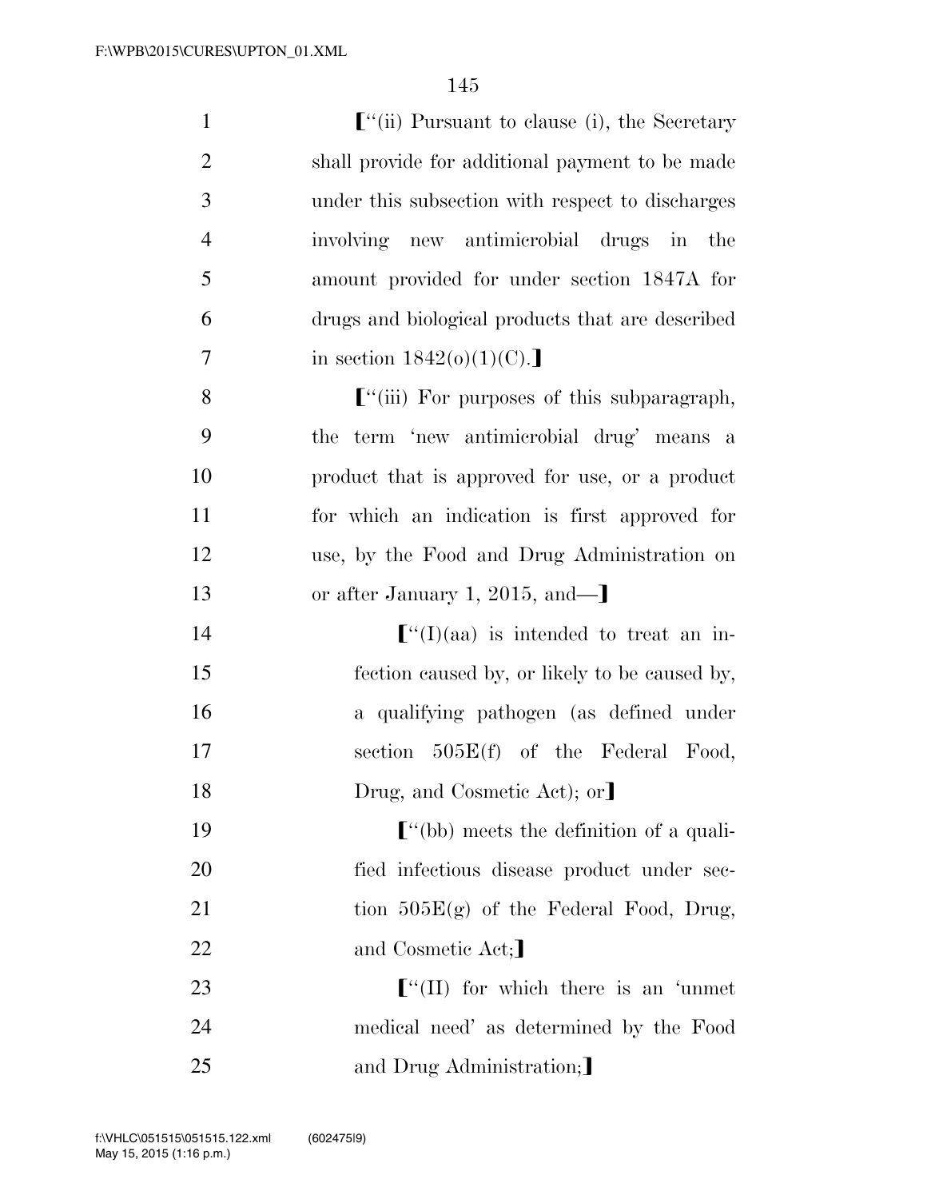【"(ii) Pursuant to clause (i), the Secretary shall provide for additional payment to be made under this subsection with respect to discharges involving new antimicrobial drugs in the amount provided for under section 1847A for drugs and biological products that are described in section 1842(o)(1)(C).】

【"(iii) For purposes of this subparagraph, the term 'new antimicrobial drug' means a product that is approved for use, or a product for which an indication is first approved for use, by the Food and Drug Administration on or after January 1, 2015, and—】

【"(I)(aa) is intended to treat an infection caused by, or likely to be caused by, a qualifying pathogen (as defined under section 505E(f) of the Federal Food, Drug, and Cosmetic Act); or】

【"(bb) meets the definition of a qualified infectious disease product under section 505E(g) of the Federal Food, Drug, and Cosmetic Act;】

【"(II) for which there is an 'unmet medical need' as determined by the Food and Drug Administration;】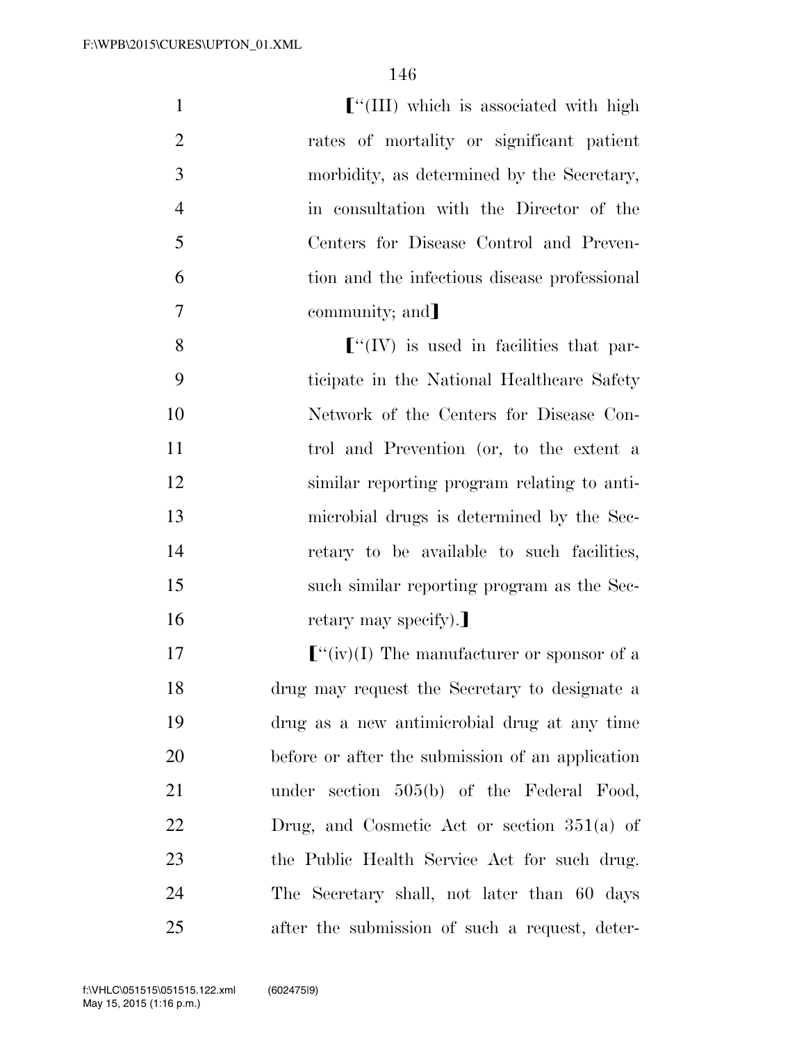【"(III) which is associated with high rates of mortality or significant patient morbidity, as determined by the Secretary, in consultation with the Director of the Centers for Disease Control and Prevention and the infectious disease professional community; and】

【"(IV) is used in facilities that participate in the National Healthcare Safety Network of the Centers for Disease Control and Prevention (or, to the extent a similar reporting program relating to antimicrobial drugs is determined by the Secretary to be available to such facilities, such similar reporting program as the Secretary may specify).】

【"(iv)(I) The manufacturer or sponsor of a drug may request the Secretary to designate a drug as a new antimicrobial drug at any time before or after the submission of an application under section 505(b) of the Federal Food, Drug, and Cosmetic Act or section 351(a) of the Public Health Service Act for such drug. The Secretary shall, not later than 60 days after the submission of such a request, deter-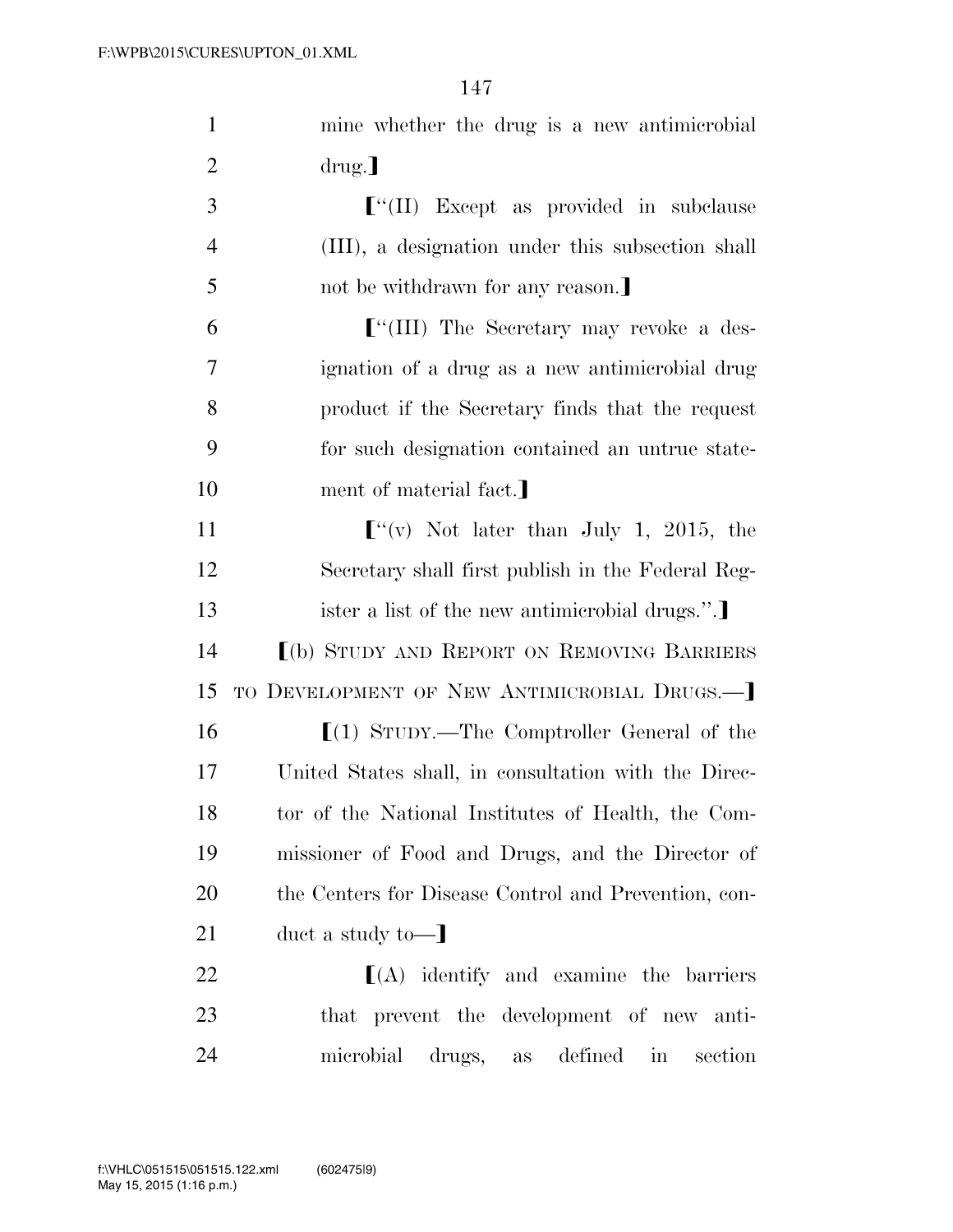mine whether the drug is a new antimicrobial drug.]

["(II) Except as provided in subclause (III), a designation under this subsection shall not be withdrawn for any reason.]

["(III) The Secretary may revoke a designation of a drug as a new antimicrobial drug product if the Secretary finds that the request for such designation contained an untrue statement of material fact.]

["(v) Not later than July 1, 2015, the Secretary shall first publish in the Federal Register a list of the new antimicrobial drugs.".]

[(b) STUDY AND REPORT ON REMOVING BARRIERS TO DEVELOPMENT OF NEW ANTIMICROBIAL DRUGS.—]

[(1) STUDY.—The Comptroller General of the United States shall, in consultation with the Director of the National Institutes of Health, the Commissioner of Food and Drugs, and the Director of the Centers for Disease Control and Prevention, conduct a study to—]

[(A) identify and examine the barriers that prevent the development of new antimicrobial drugs, as defined in section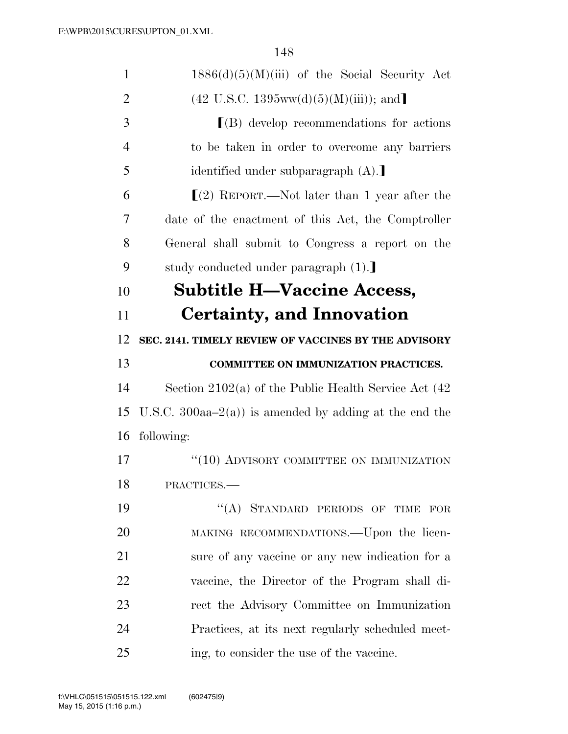1886(d)(5)(M)(iii) of the Social Security Act (42 U.S.C. 1395ww(d)(5)(M)(iii)); and]

[(B) develop recommendations for actions to be taken in order to overcome any barriers identified under subparagraph (A).]

[(2) REPORT.—Not later than 1 year after the date of the enactment of this Act, the Comptroller General shall submit to Congress a report on the study conducted under paragraph (1).]

# Subtitle H—Vaccine Access, Certainty, and Innovation

**SEC. 2141. TIMELY REVIEW OF VACCINES BY THE ADVISORY COMMITTEE ON IMMUNIZATION PRACTICES.**

Section 2102(a) of the Public Health Service Act (42 U.S.C. 300aa–2(a)) is amended by adding at the end the following:

"(10) ADVISORY COMMITTEE ON IMMUNIZATION PRACTICES.—

"(A) STANDARD PERIODS OF TIME FOR MAKING RECOMMENDATIONS.—Upon the licensure of any vaccine or any new indication for a vaccine, the Director of the Program shall direct the Advisory Committee on Immunization Practices, at its next regularly scheduled meeting, to consider the use of the vaccine.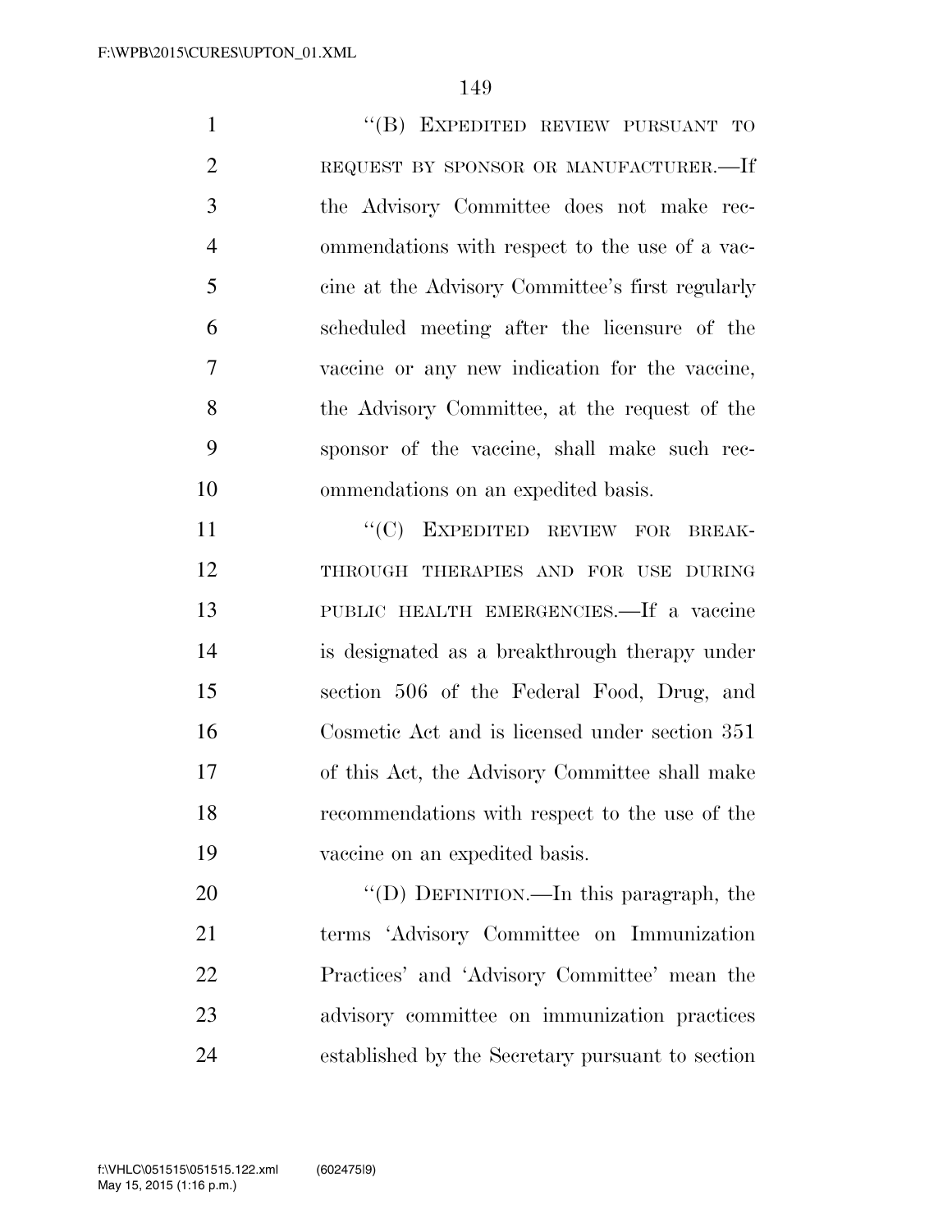"(B) EXPEDITED REVIEW PURSUANT TO REQUEST BY SPONSOR OR MANUFACTURER.—If the Advisory Committee does not make recommendations with respect to the use of a vaccine at the Advisory Committee's first regularly scheduled meeting after the licensure of the vaccine or any new indication for the vaccine, the Advisory Committee, at the request of the sponsor of the vaccine, shall make such recommendations on an expedited basis.

"(C) EXPEDITED REVIEW FOR BREAKTHROUGH THERAPIES AND FOR USE DURING PUBLIC HEALTH EMERGENCIES.—If a vaccine is designated as a breakthrough therapy under section 506 of the Federal Food, Drug, and Cosmetic Act and is licensed under section 351 of this Act, the Advisory Committee shall make recommendations with respect to the use of the vaccine on an expedited basis.

"(D) DEFINITION.—In this paragraph, the terms 'Advisory Committee on Immunization Practices' and 'Advisory Committee' mean the advisory committee on immunization practices established by the Secretary pursuant to section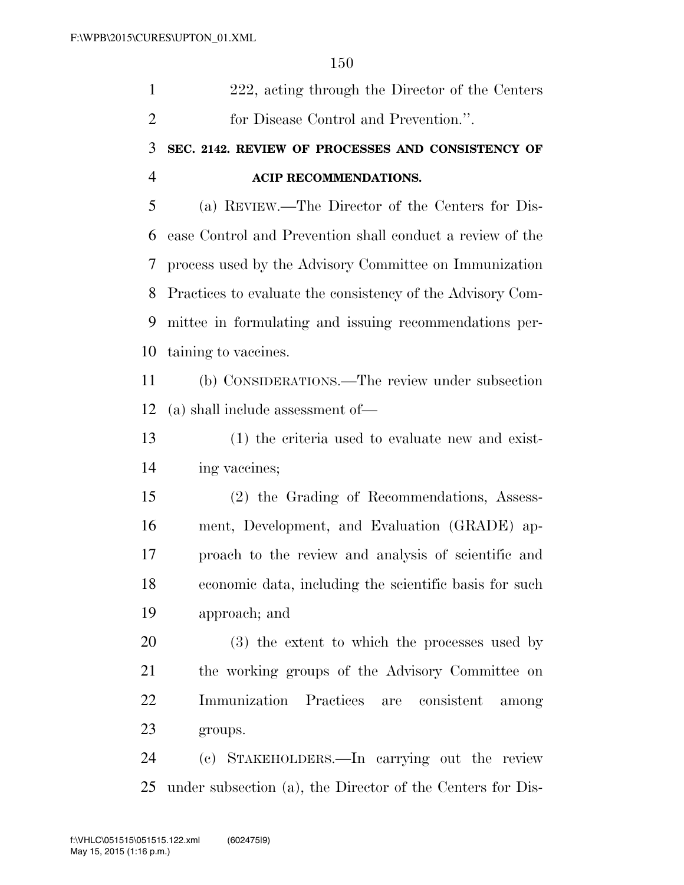222, acting through the Director of the Centers for Disease Control and Prevention.''.

**SEC. 2142. REVIEW OF PROCESSES AND CONSISTENCY OF ACIP RECOMMENDATIONS.**

(a) REVIEW.—The Director of the Centers for Disease Control and Prevention shall conduct a review of the process used by the Advisory Committee on Immunization Practices to evaluate the consistency of the Advisory Committee in formulating and issuing recommendations pertaining to vaccines.

(b) CONSIDERATIONS.—The review under subsection (a) shall include assessment of—

(1) the criteria used to evaluate new and existing vaccines;

(2) the Grading of Recommendations, Assessment, Development, and Evaluation (GRADE) approach to the review and analysis of scientific and economic data, including the scientific basis for such approach; and

(3) the extent to which the processes used by the working groups of the Advisory Committee on Immunization Practices are consistent among groups.

(c) STAKEHOLDERS.—In carrying out the review under subsection (a), the Director of the Centers for Dis-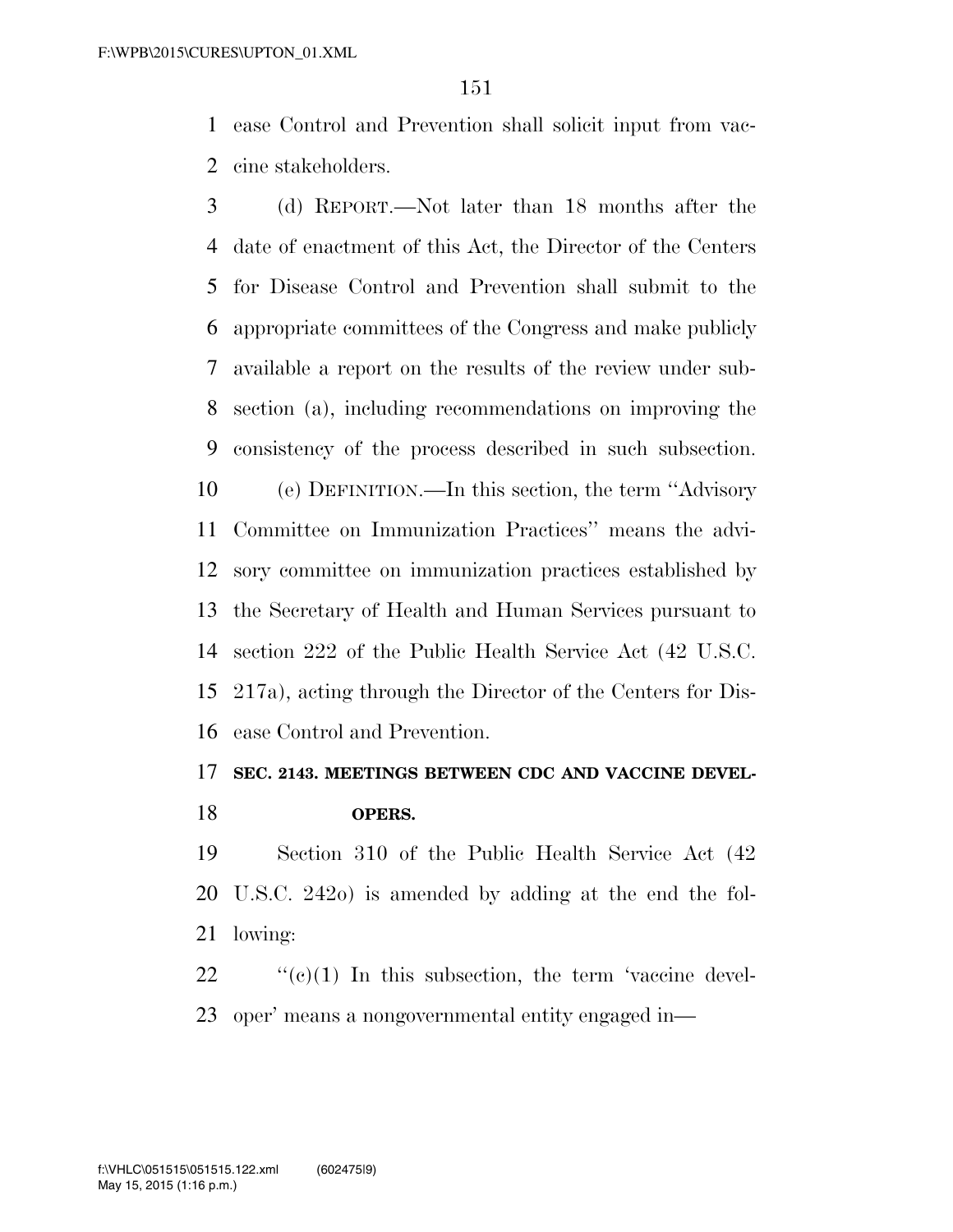ease Control and Prevention shall solicit input from vaccine stakeholders.

(d) REPORT.—Not later than 18 months after the date of enactment of this Act, the Director of the Centers for Disease Control and Prevention shall submit to the appropriate committees of the Congress and make publicly available a report on the results of the review under subsection (a), including recommendations on improving the consistency of the process described in such subsection.

(e) DEFINITION.—In this section, the term ''Advisory Committee on Immunization Practices'' means the advisory committee on immunization practices established by the Secretary of Health and Human Services pursuant to section 222 of the Public Health Service Act (42 U.S.C. 217a), acting through the Director of the Centers for Disease Control and Prevention.

### SEC. 2143. MEETINGS BETWEEN CDC AND VACCINE DEVELOPERS.

Section 310 of the Public Health Service Act (42 U.S.C. 242o) is amended by adding at the end the following:

''(c)(1) In this subsection, the term 'vaccine developer' means a nongovernmental entity engaged in—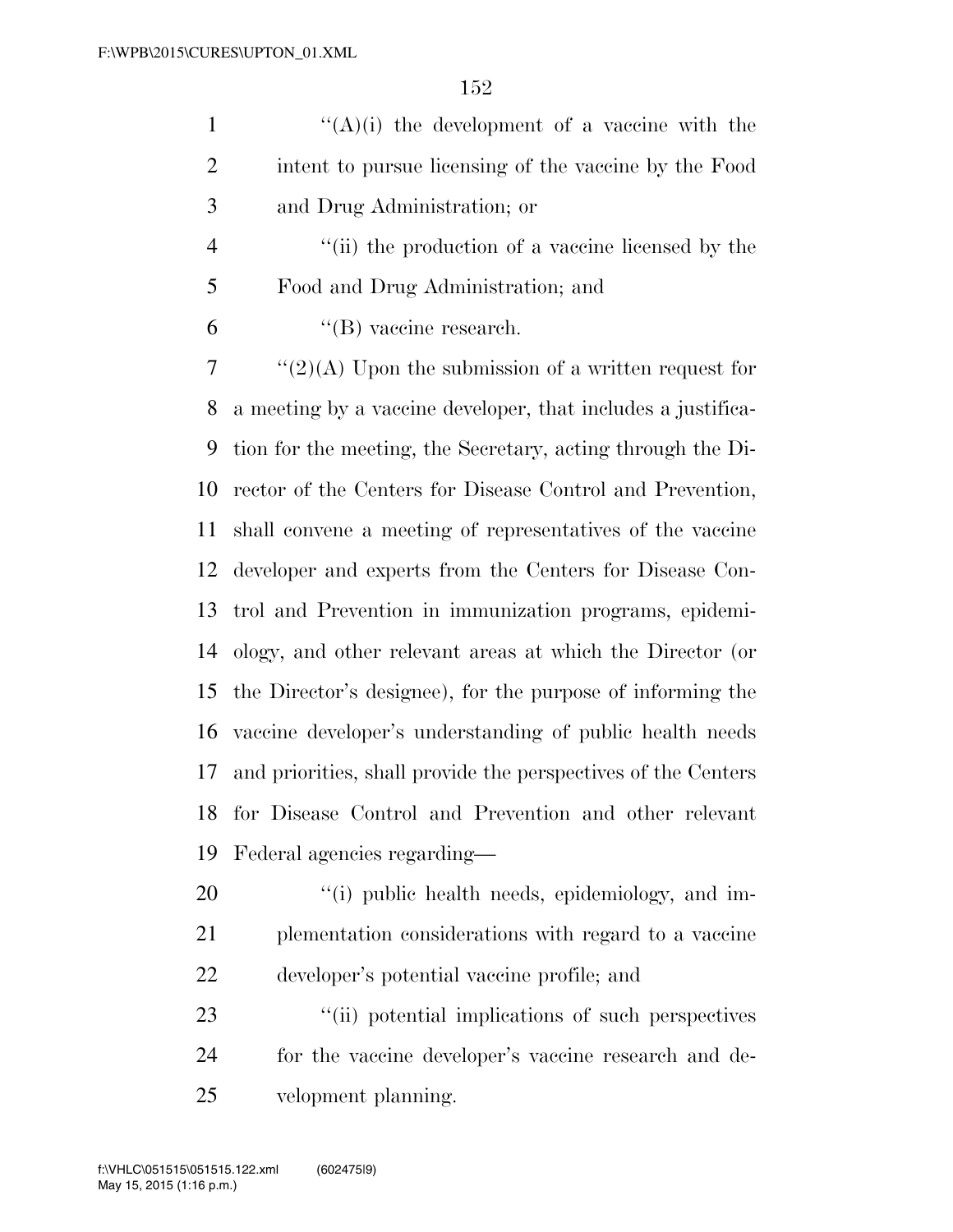''(A)(i) the development of a vaccine with the intent to pursue licensing of the vaccine by the Food and Drug Administration; or

''(ii) the production of a vaccine licensed by the Food and Drug Administration; and

''(B) vaccine research.

''(2)(A) Upon the submission of a written request for a meeting by a vaccine developer, that includes a justification for the meeting, the Secretary, acting through the Director of the Centers for Disease Control and Prevention, shall convene a meeting of representatives of the vaccine developer and experts from the Centers for Disease Control and Prevention in immunization programs, epidemiology, and other relevant areas at which the Director (or the Director's designee), for the purpose of informing the vaccine developer's understanding of public health needs and priorities, shall provide the perspectives of the Centers for Disease Control and Prevention and other relevant Federal agencies regarding—

''(i) public health needs, epidemiology, and implementation considerations with regard to a vaccine developer's potential vaccine profile; and

''(ii) potential implications of such perspectives for the vaccine developer's vaccine research and development planning.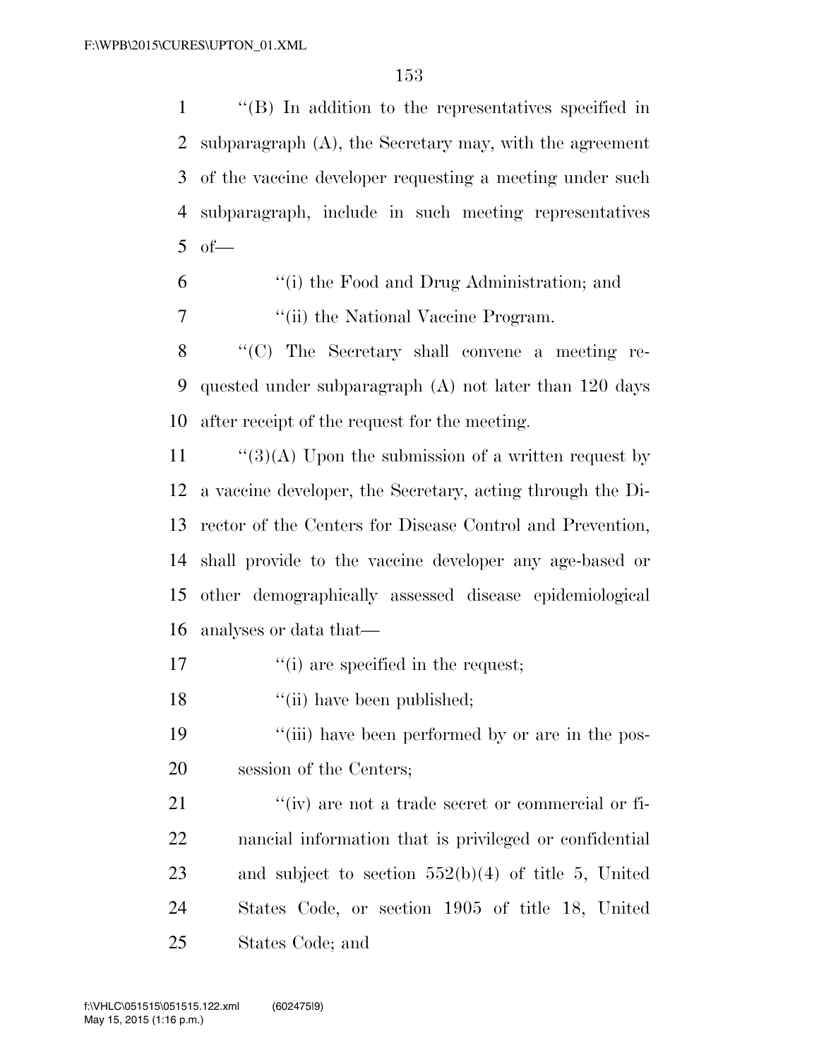"(B) In addition to the representatives specified in subparagraph (A), the Secretary may, with the agreement of the vaccine developer requesting a meeting under such subparagraph, include in such meeting representatives of—

"(i) the Food and Drug Administration; and

"(ii) the National Vaccine Program.

"(C) The Secretary shall convene a meeting requested under subparagraph (A) not later than 120 days after receipt of the request for the meeting.

"(3)(A) Upon the submission of a written request by a vaccine developer, the Secretary, acting through the Director of the Centers for Disease Control and Prevention, shall provide to the vaccine developer any age-based or other demographically assessed disease epidemiological analyses or data that—

"(i) are specified in the request;

"(ii) have been published;

"(iii) have been performed by or are in the possession of the Centers;

"(iv) are not a trade secret or commercial or financial information that is privileged or confidential and subject to section 552(b)(4) of title 5, United States Code, or section 1905 of title 18, United States Code; and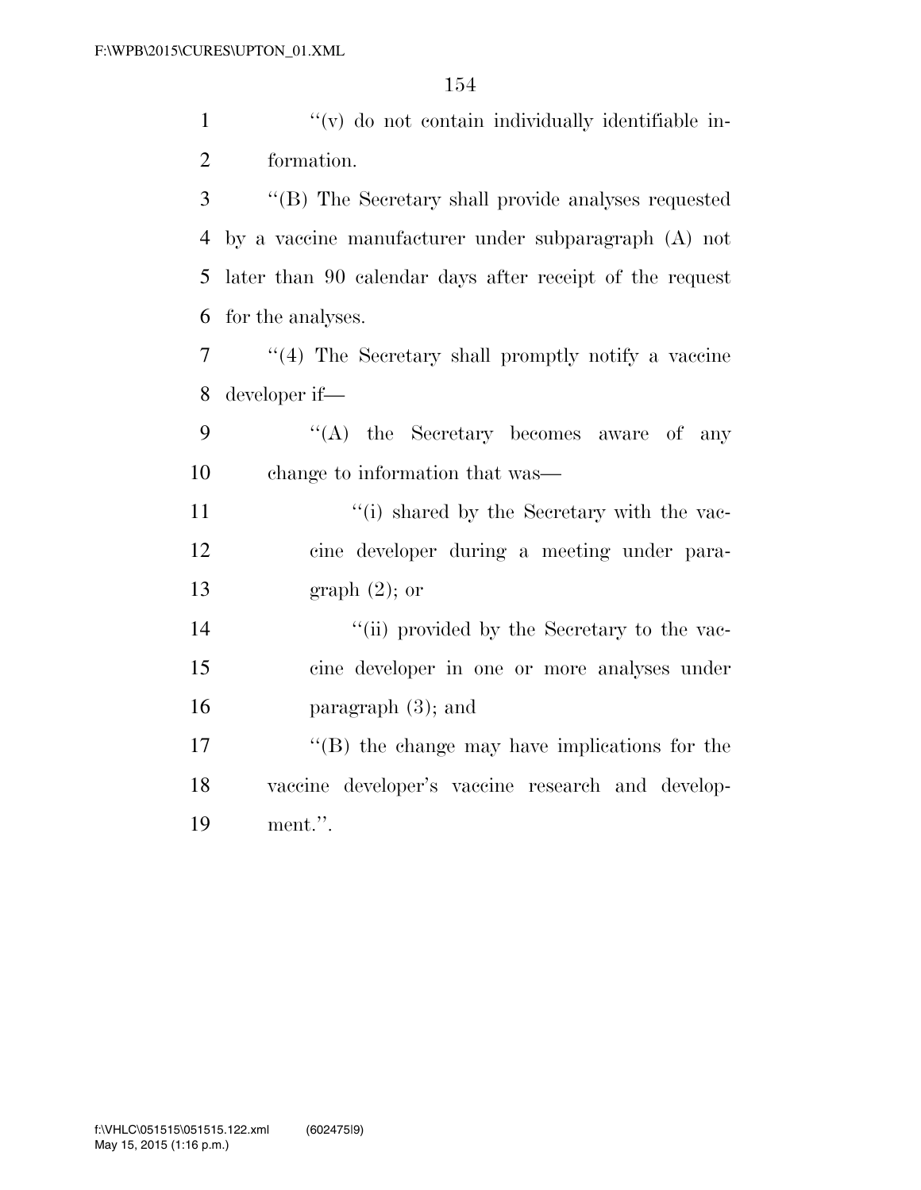''(v) do not contain individually identifiable information.

''(B) The Secretary shall provide analyses requested by a vaccine manufacturer under subparagraph (A) not later than 90 calendar days after receipt of the request for the analyses.

''(4) The Secretary shall promptly notify a vaccine developer if—

''(A) the Secretary becomes aware of any change to information that was—

''(i) shared by the Secretary with the vaccine developer during a meeting under paragraph (2); or

''(ii) provided by the Secretary to the vaccine developer in one or more analyses under paragraph (3); and

''(B) the change may have implications for the vaccine developer's vaccine research and development.''.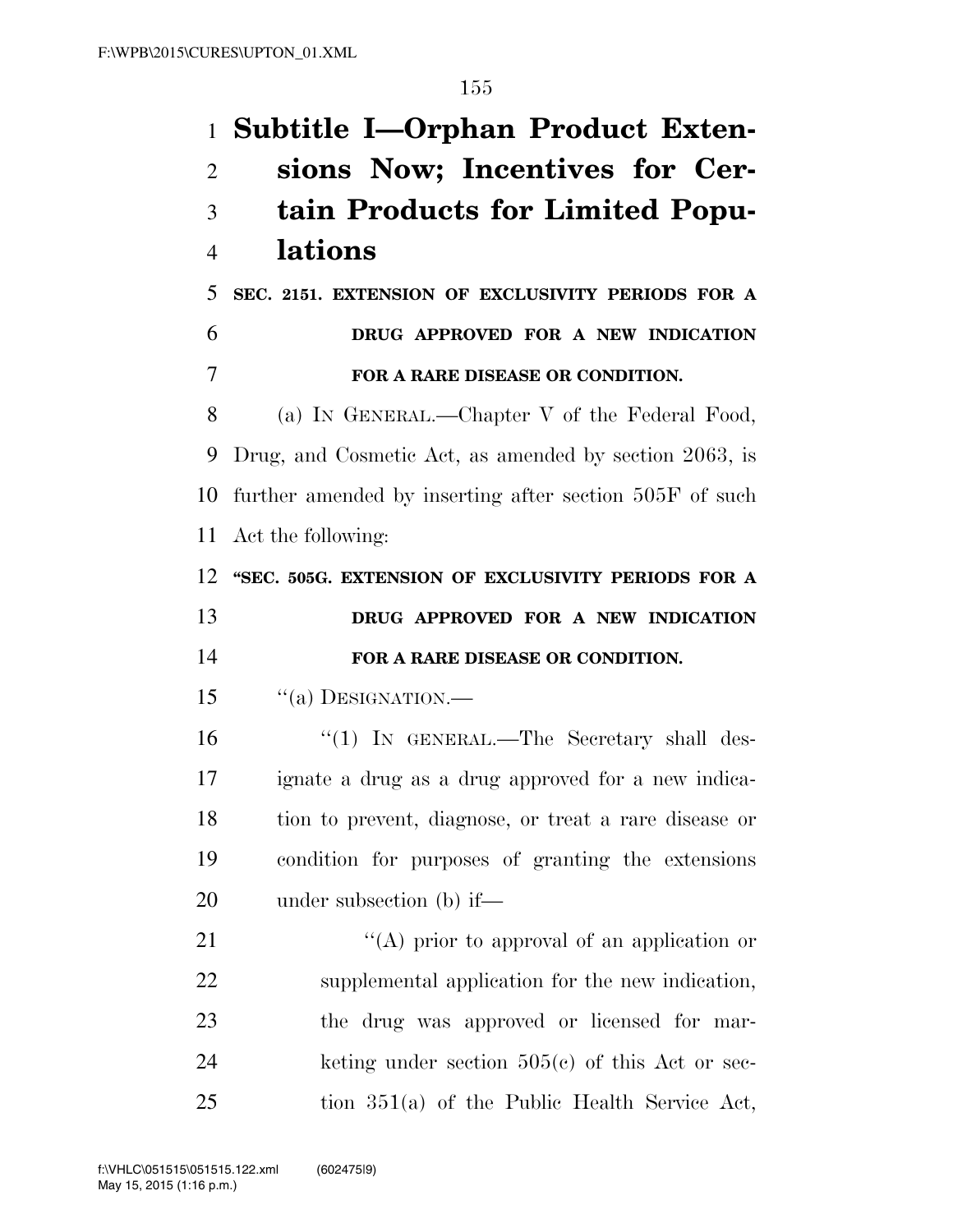# Subtitle I—Orphan Product Extensions Now; Incentives for Certain Products for Limited Populations

**SEC. 2151. EXTENSION OF EXCLUSIVITY PERIODS FOR A DRUG APPROVED FOR A NEW INDICATION FOR A RARE DISEASE OR CONDITION.**

(a) IN GENERAL.—Chapter V of the Federal Food, Drug, and Cosmetic Act, as amended by section 2063, is further amended by inserting after section 505F of such Act the following:

**"SEC. 505G. EXTENSION OF EXCLUSIVITY PERIODS FOR A DRUG APPROVED FOR A NEW INDICATION FOR A RARE DISEASE OR CONDITION.**

"(a) DESIGNATION.—

"(1) IN GENERAL.—The Secretary shall designate a drug as a drug approved for a new indication to prevent, diagnose, or treat a rare disease or condition for purposes of granting the extensions under subsection (b) if—

"(A) prior to approval of an application or supplemental application for the new indication, the drug was approved or licensed for marketing under section 505(c) of this Act or section 351(a) of the Public Health Service Act,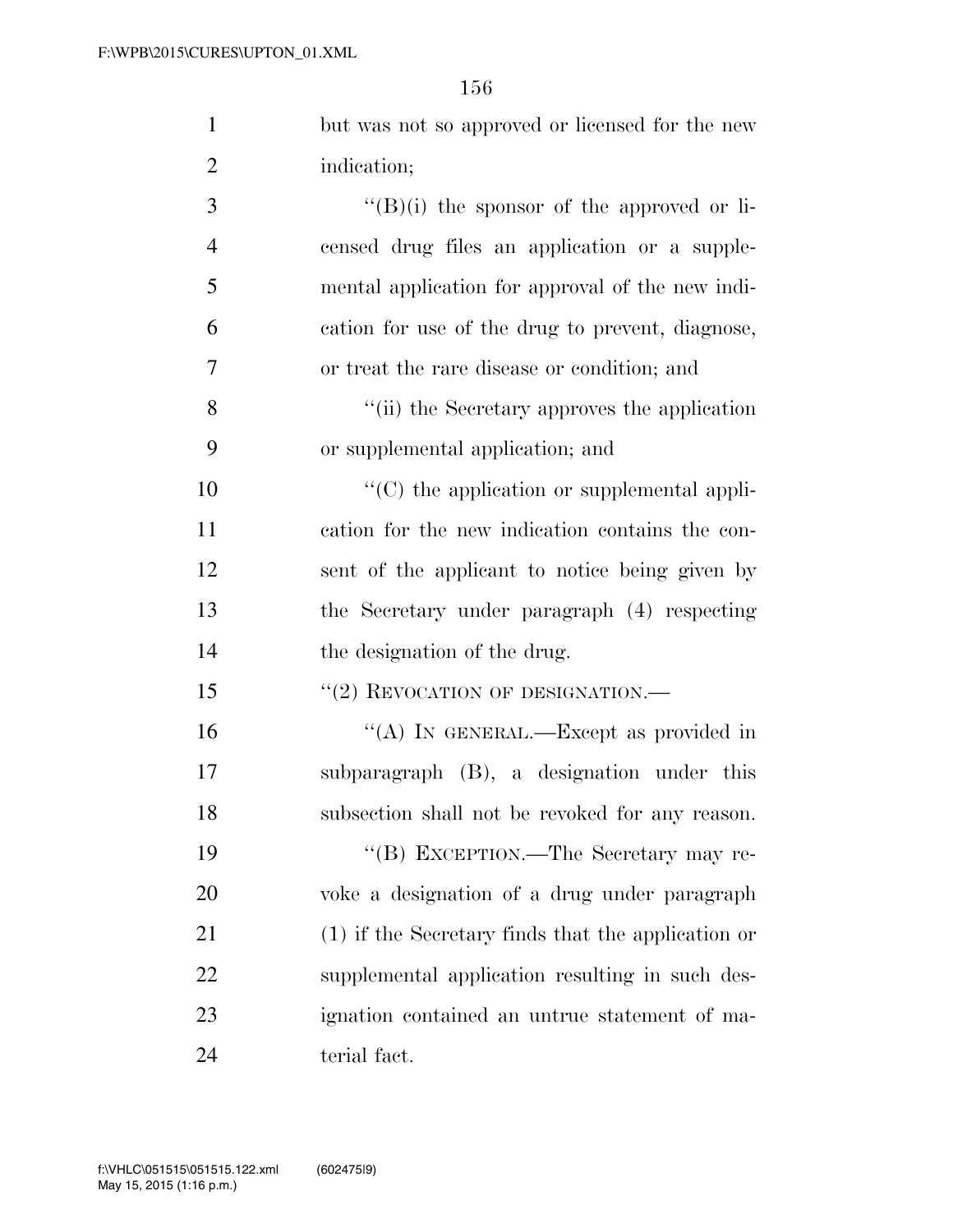but was not so approved or licensed for the new indication;

"(B)(i) the sponsor of the approved or licensed drug files an application or a supplemental application for approval of the new indication for use of the drug to prevent, diagnose, or treat the rare disease or condition; and

"(ii) the Secretary approves the application or supplemental application; and

"(C) the application or supplemental application for the new indication contains the consent of the applicant to notice being given by the Secretary under paragraph (4) respecting the designation of the drug.

"(2) REVOCATION OF DESIGNATION.—

"(A) IN GENERAL.—Except as provided in subparagraph (B), a designation under this subsection shall not be revoked for any reason.

"(B) EXCEPTION.—The Secretary may revoke a designation of a drug under paragraph (1) if the Secretary finds that the application or supplemental application resulting in such designation contained an untrue statement of material fact.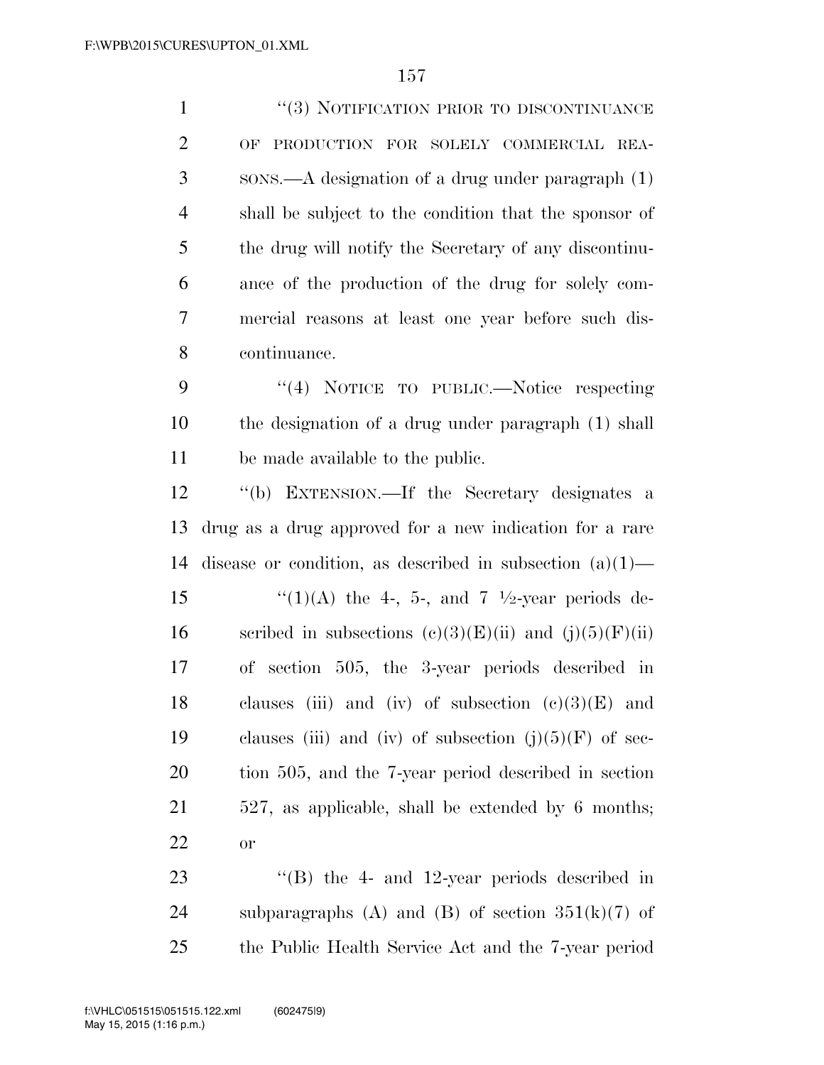"(3) NOTIFICATION PRIOR TO DISCONTINUANCE OF PRODUCTION FOR SOLELY COMMERCIAL REASONS.—A designation of a drug under paragraph (1) shall be subject to the condition that the sponsor of the drug will notify the Secretary of any discontinuance of the production of the drug for solely commercial reasons at least one year before such discontinuance.

"(4) NOTICE TO PUBLIC.—Notice respecting the designation of a drug under paragraph (1) shall be made available to the public.

"(b) EXTENSION.—If the Secretary designates a drug as a drug approved for a new indication for a rare disease or condition, as described in subsection (a)(1)—

"(1)(A) the 4-, 5-, and 7 ½-year periods described in subsections (c)(3)(E)(ii) and (j)(5)(F)(ii) of section 505, the 3-year periods described in clauses (iii) and (iv) of subsection (c)(3)(E) and clauses (iii) and (iv) of subsection (j)(5)(F) of section 505, and the 7-year period described in section 527, as applicable, shall be extended by 6 months; or

"(B) the 4- and 12-year periods described in subparagraphs (A) and (B) of section 351(k)(7) of the Public Health Service Act and the 7-year period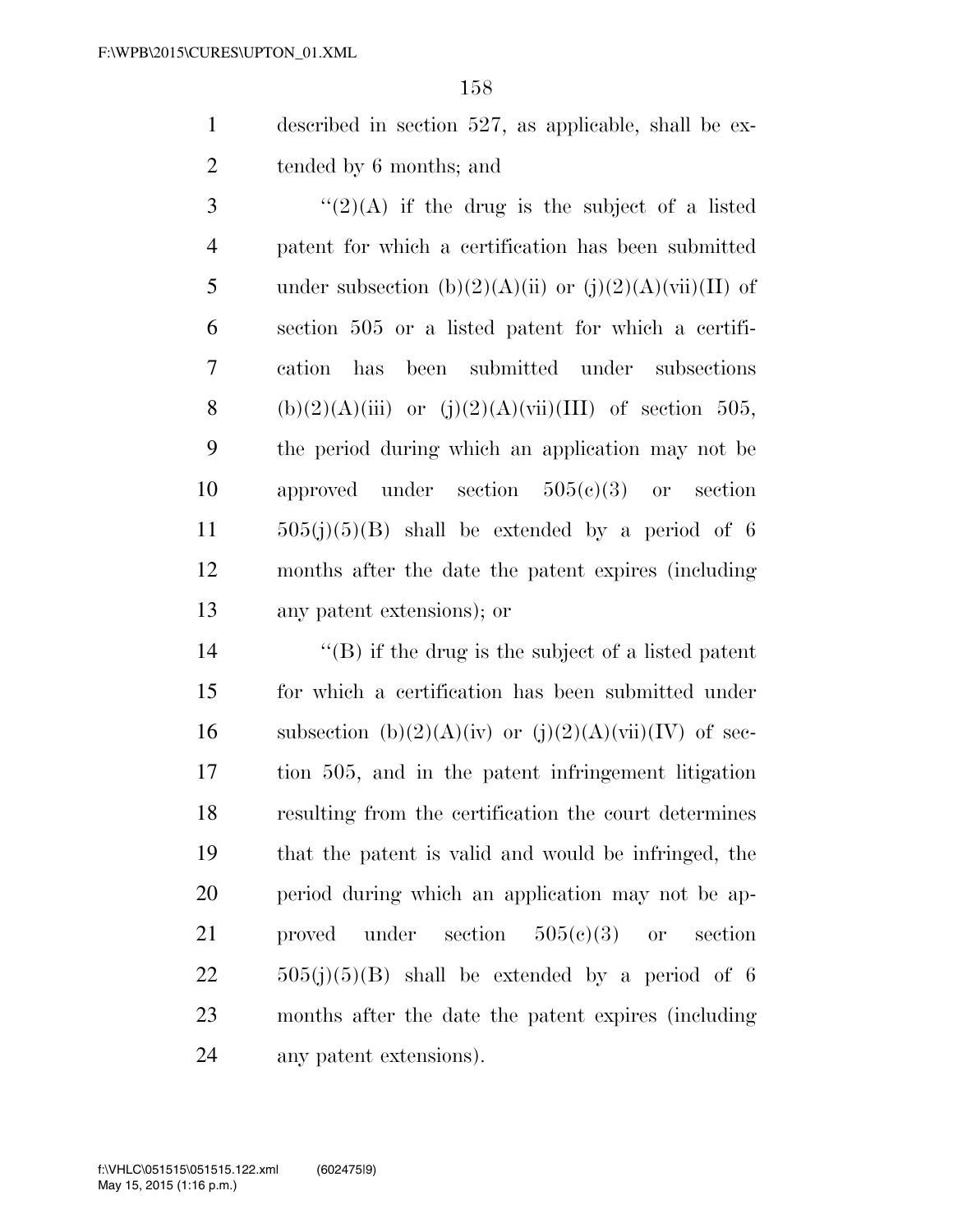described in section 527, as applicable, shall be extended by 6 months; and

''(2)(A) if the drug is the subject of a listed patent for which a certification has been submitted under subsection (b)(2)(A)(ii) or (j)(2)(A)(vii)(II) of section 505 or a listed patent for which a certification has been submitted under subsections (b)(2)(A)(iii) or (j)(2)(A)(vii)(III) of section 505, the period during which an application may not be approved under section 505(c)(3) or section 505(j)(5)(B) shall be extended by a period of 6 months after the date the patent expires (including any patent extensions); or

''(B) if the drug is the subject of a listed patent for which a certification has been submitted under subsection (b)(2)(A)(iv) or (j)(2)(A)(vii)(IV) of section 505, and in the patent infringement litigation resulting from the certification the court determines that the patent is valid and would be infringed, the period during which an application may not be approved under section 505(c)(3) or section 505(j)(5)(B) shall be extended by a period of 6 months after the date the patent expires (including any patent extensions).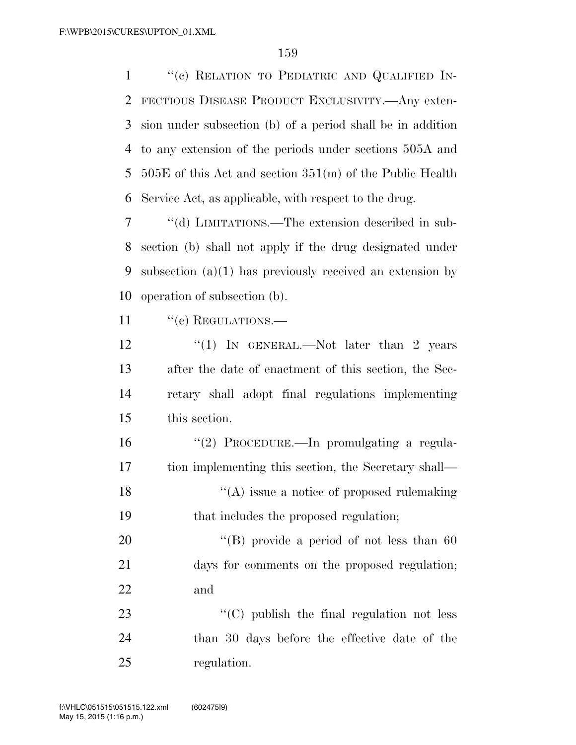''(c) RELATION TO PEDIATRIC AND QUALIFIED INFECTIOUS DISEASE PRODUCT EXCLUSIVITY.—Any extension under subsection (b) of a period shall be in addition to any extension of the periods under sections 505A and 505E of this Act and section 351(m) of the Public Health Service Act, as applicable, with respect to the drug.

''(d) LIMITATIONS.—The extension described in subsection (b) shall not apply if the drug designated under subsection (a)(1) has previously received an extension by operation of subsection (b).

''(e) REGULATIONS.—

''(1) IN GENERAL.—Not later than 2 years after the date of enactment of this section, the Secretary shall adopt final regulations implementing this section.

''(2) PROCEDURE.—In promulgating a regulation implementing this section, the Secretary shall—

''(A) issue a notice of proposed rulemaking that includes the proposed regulation;

''(B) provide a period of not less than 60 days for comments on the proposed regulation; and

''(C) publish the final regulation not less than 30 days before the effective date of the regulation.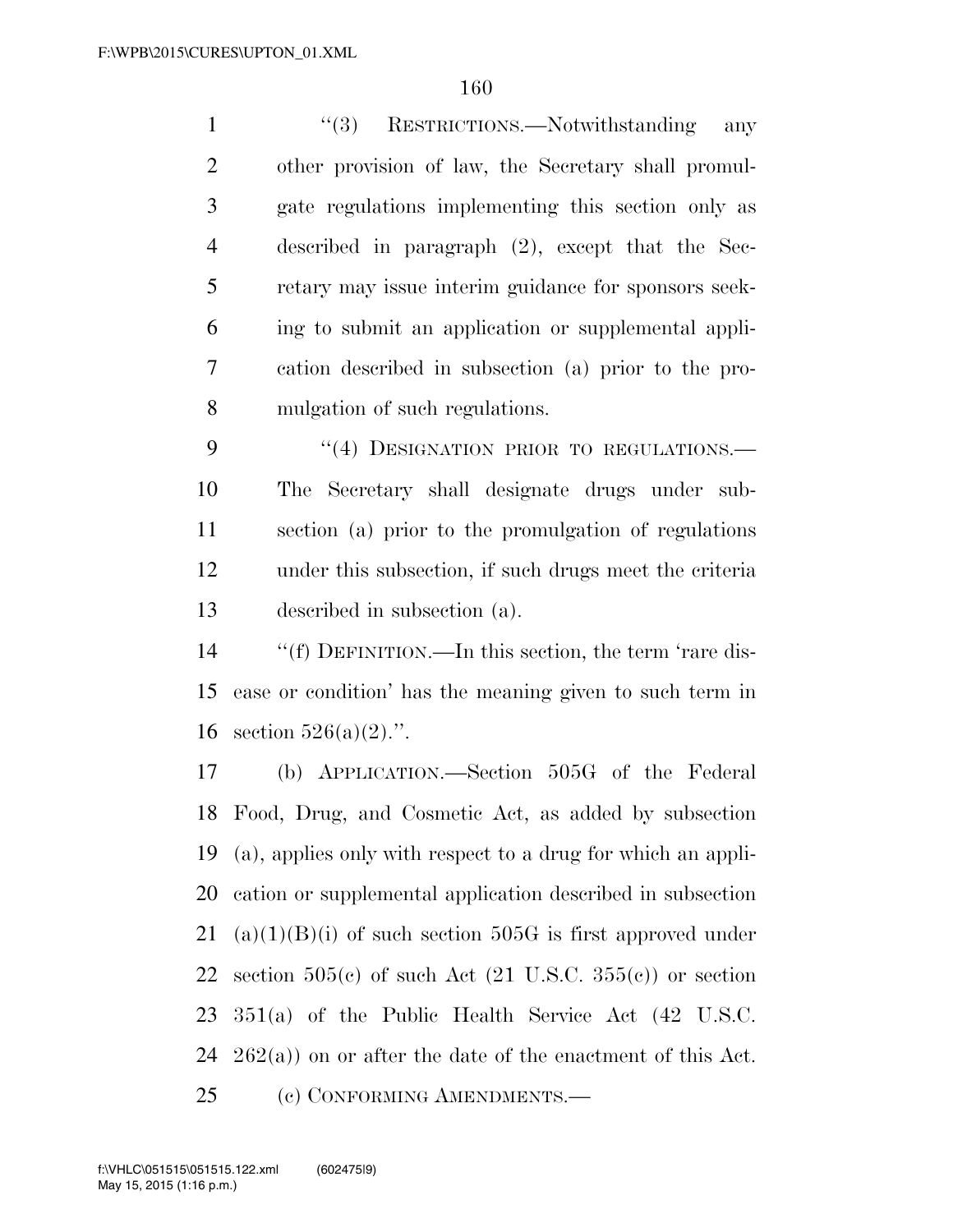"(3) RESTRICTIONS.—Notwithstanding any other provision of law, the Secretary shall promulgate regulations implementing this section only as described in paragraph (2), except that the Secretary may issue interim guidance for sponsors seeking to submit an application or supplemental application described in subsection (a) prior to the promulgation of such regulations.

"(4) DESIGNATION PRIOR TO REGULATIONS.—The Secretary shall designate drugs under subsection (a) prior to the promulgation of regulations under this subsection, if such drugs meet the criteria described in subsection (a).

"(f) DEFINITION.—In this section, the term 'rare disease or condition' has the meaning given to such term in section 526(a)(2).".

(b) APPLICATION.—Section 505G of the Federal Food, Drug, and Cosmetic Act, as added by subsection (a), applies only with respect to a drug for which an application or supplemental application described in subsection (a)(1)(B)(i) of such section 505G is first approved under section 505(c) of such Act (21 U.S.C. 355(c)) or section 351(a) of the Public Health Service Act (42 U.S.C. 262(a)) on or after the date of the enactment of this Act.

(c) CONFORMING AMENDMENTS.—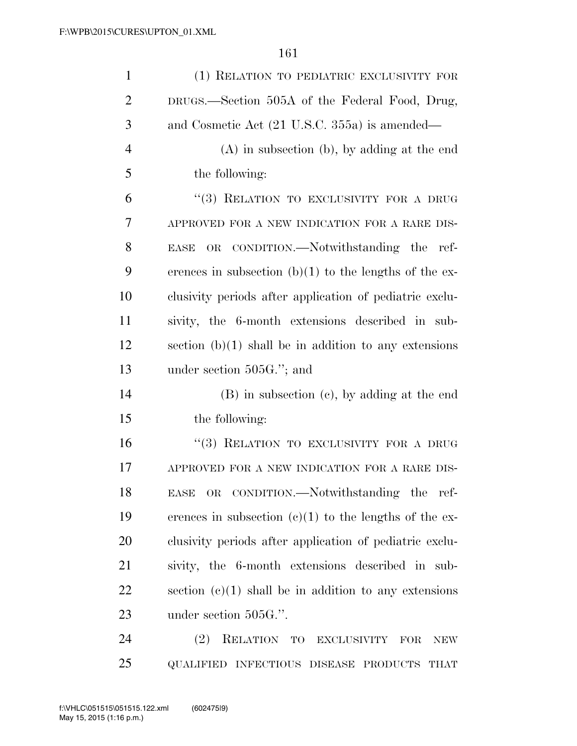(1) RELATION TO PEDIATRIC EXCLUSIVITY FOR DRUGS.—Section 505A of the Federal Food, Drug, and Cosmetic Act (21 U.S.C. 355a) is amended—

(A) in subsection (b), by adding at the end the following:

"(3) RELATION TO EXCLUSIVITY FOR A DRUG APPROVED FOR A NEW INDICATION FOR A RARE DISEASE OR CONDITION.—Notwithstanding the references in subsection (b)(1) to the lengths of the exclusivity periods after application of pediatric exclusivity, the 6-month extensions described in subsection (b)(1) shall be in addition to any extensions under section 505G."; and

(B) in subsection (c), by adding at the end the following:

"(3) RELATION TO EXCLUSIVITY FOR A DRUG APPROVED FOR A NEW INDICATION FOR A RARE DISEASE OR CONDITION.—Notwithstanding the references in subsection (c)(1) to the lengths of the exclusivity periods after application of pediatric exclusivity, the 6-month extensions described in subsection (c)(1) shall be in addition to any extensions under section 505G.".

(2) RELATION TO EXCLUSIVITY FOR NEW QUALIFIED INFECTIOUS DISEASE PRODUCTS THAT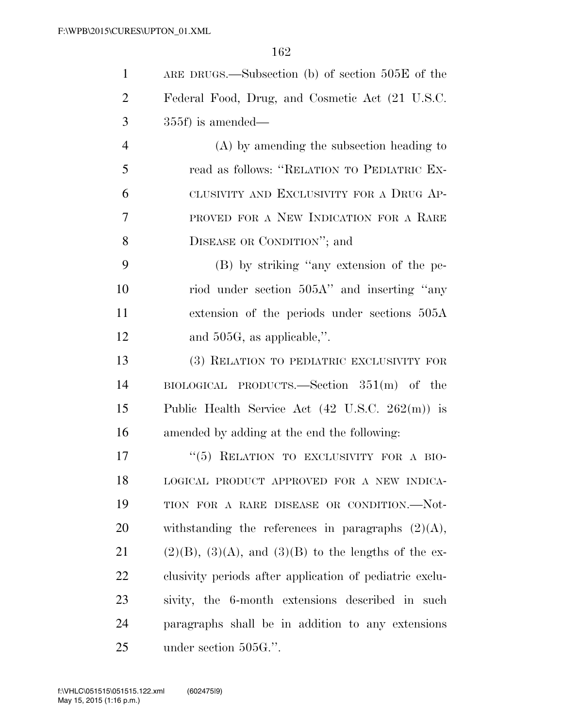ARE DRUGS.—Subsection (b) of section 505E of the Federal Food, Drug, and Cosmetic Act (21 U.S.C. 355f) is amended—

(A) by amending the subsection heading to read as follows: "RELATION TO PEDIATRIC EXCLUSIVITY AND EXCLUSIVITY FOR A DRUG APPROVED FOR A NEW INDICATION FOR A RARE DISEASE OR CONDITION"; and

(B) by striking "any extension of the period under section 505A" and inserting "any extension of the periods under sections 505A and 505G, as applicable,".

(3) RELATION TO PEDIATRIC EXCLUSIVITY FOR BIOLOGICAL PRODUCTS.—Section 351(m) of the Public Health Service Act (42 U.S.C. 262(m)) is amended by adding at the end the following:

"(5) RELATION TO EXCLUSIVITY FOR A BIOLOGICAL PRODUCT APPROVED FOR A NEW INDICATION FOR A RARE DISEASE OR CONDITION.—Notwithstanding the references in paragraphs (2)(A), (2)(B), (3)(A), and (3)(B) to the lengths of the exclusivity periods after application of pediatric exclusivity, the 6-month extensions described in such paragraphs shall be in addition to any extensions under section 505G.".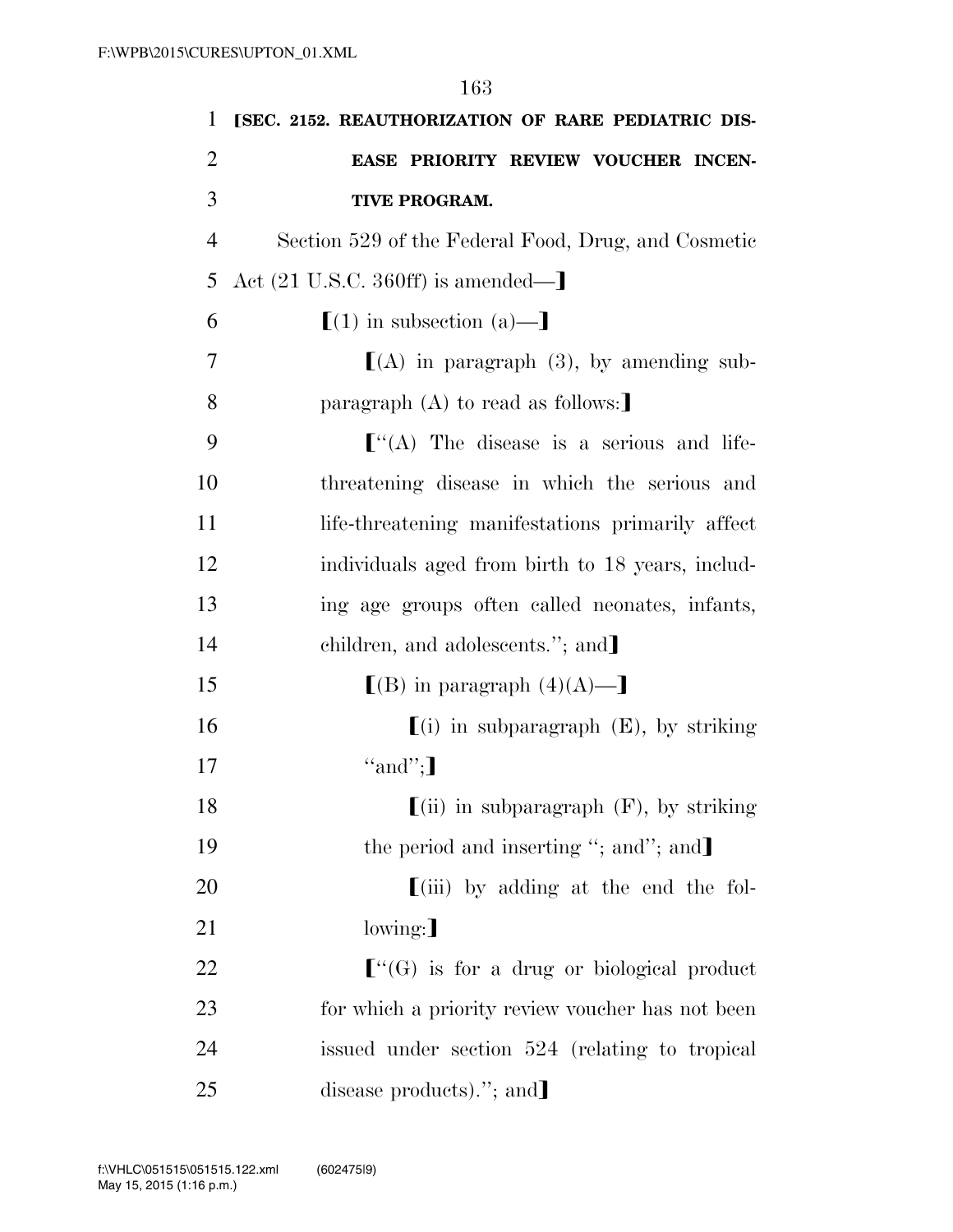**⟦SEC. 2152. REAUTHORIZATION OF RARE PEDIATRIC DISEASE PRIORITY REVIEW VOUCHER INCENTIVE PROGRAM.**

Section 529 of the Federal Food, Drug, and Cosmetic Act (21 U.S.C. 360ff) is amended—⟧

⟦(1) in subsection (a)—⟧

⟦(A) in paragraph (3), by amending subparagraph (A) to read as follows:⟧

⟦"(A) The disease is a serious and life-threatening disease in which the serious and life-threatening manifestations primarily affect individuals aged from birth to 18 years, including age groups often called neonates, infants, children, and adolescents."; and⟧

⟦(B) in paragraph (4)(A)—⟧

⟦(i) in subparagraph (E), by striking "and";⟧

⟦(ii) in subparagraph (F), by striking the period and inserting "; and"; and⟧

⟦(iii) by adding at the end the following:⟧

⟦"(G) is for a drug or biological product for which a priority review voucher has not been issued under section 524 (relating to tropical disease products)."; and⟧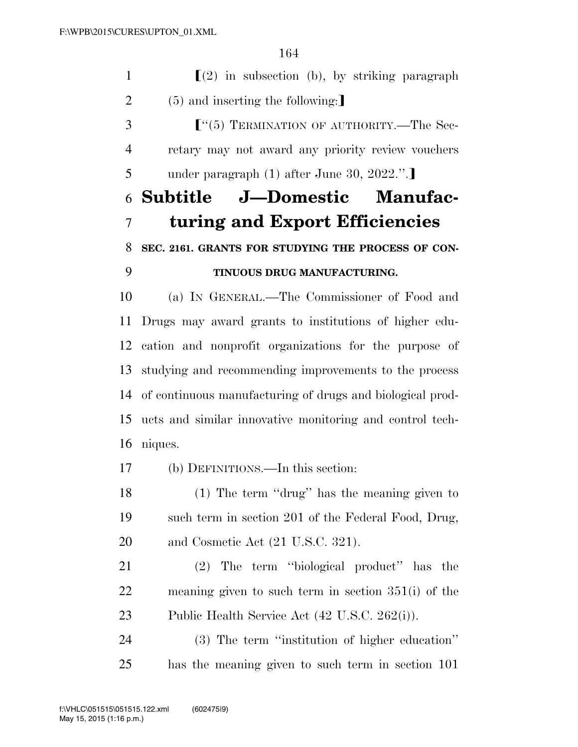【(2) in subsection (b), by striking paragraph (5) and inserting the following:】

【"(5) TERMINATION OF AUTHORITY.—The Secretary may not award any priority review vouchers under paragraph (1) after June 30, 2022.".】

## Subtitle J—Domestic Manufacturing and Export Efficiencies

### SEC. 2161. GRANTS FOR STUDYING THE PROCESS OF CONTINUOUS DRUG MANUFACTURING.

(a) IN GENERAL.—The Commissioner of Food and Drugs may award grants to institutions of higher education and nonprofit organizations for the purpose of studying and recommending improvements to the process of continuous manufacturing of drugs and biological products and similar innovative monitoring and control techniques.

(b) DEFINITIONS.—In this section:

(1) The term "drug" has the meaning given to such term in section 201 of the Federal Food, Drug, and Cosmetic Act (21 U.S.C. 321).

(2) The term "biological product" has the meaning given to such term in section 351(i) of the Public Health Service Act (42 U.S.C. 262(i)).

(3) The term "institution of higher education" has the meaning given to such term in section 101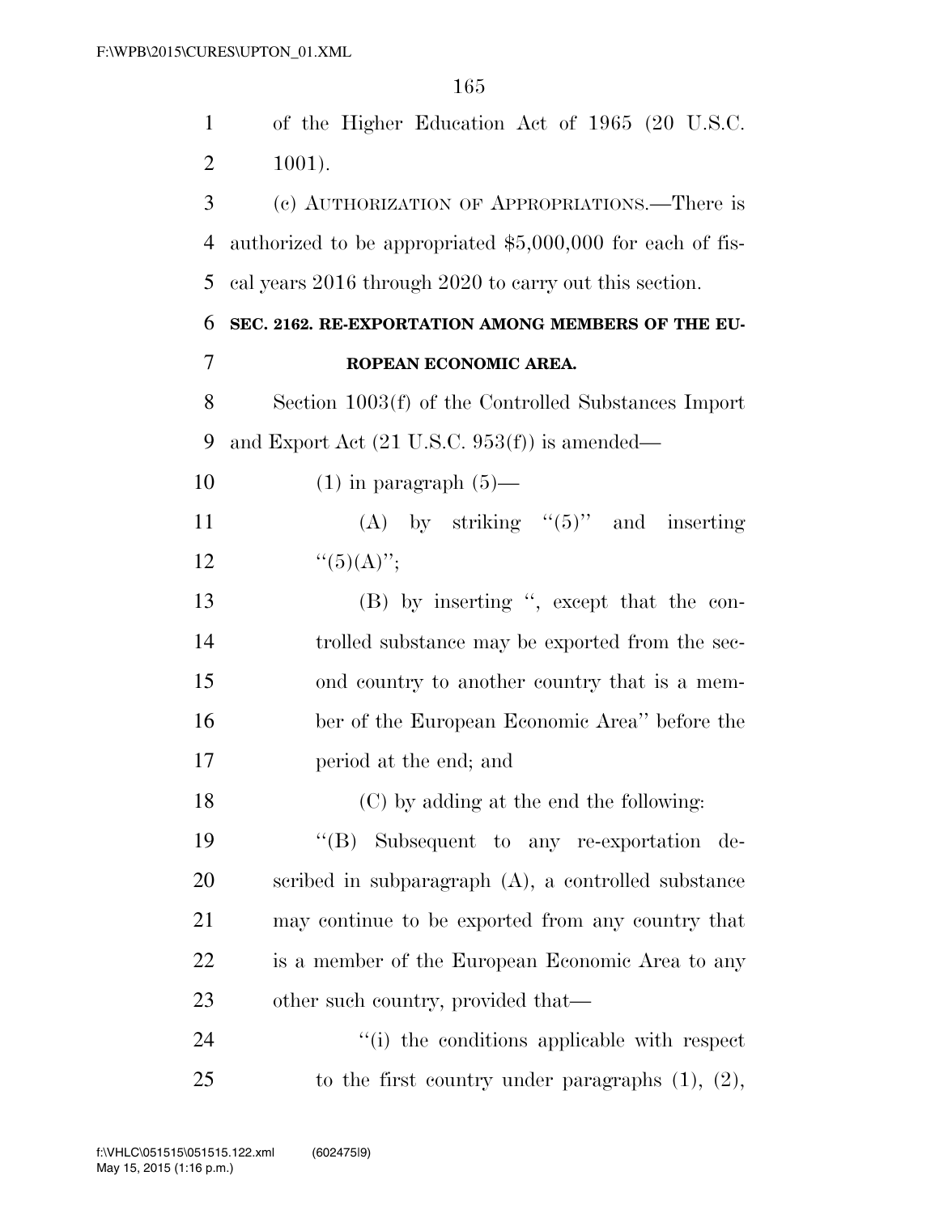of the Higher Education Act of 1965 (20 U.S.C. 1001).

(c) AUTHORIZATION OF APPROPRIATIONS.—There is authorized to be appropriated $5,000,000 for each of fiscal years 2016 through 2020 to carry out this section.

**SEC. 2162. RE-EXPORTATION AMONG MEMBERS OF THE EUROPEAN ECONOMIC AREA.**

Section 1003(f) of the Controlled Substances Import and Export Act (21 U.S.C. 953(f)) is amended—

(1) in paragraph (5)—

(A) by striking "(5)" and inserting "(5)(A)";

(B) by inserting ", except that the controlled substance may be exported from the second country to another country that is a member of the European Economic Area" before the period at the end; and

(C) by adding at the end the following:

"(B) Subsequent to any re-exportation described in subparagraph (A), a controlled substance may continue to be exported from any country that is a member of the European Economic Area to any other such country, provided that—

"(i) the conditions applicable with respect to the first country under paragraphs (1), (2),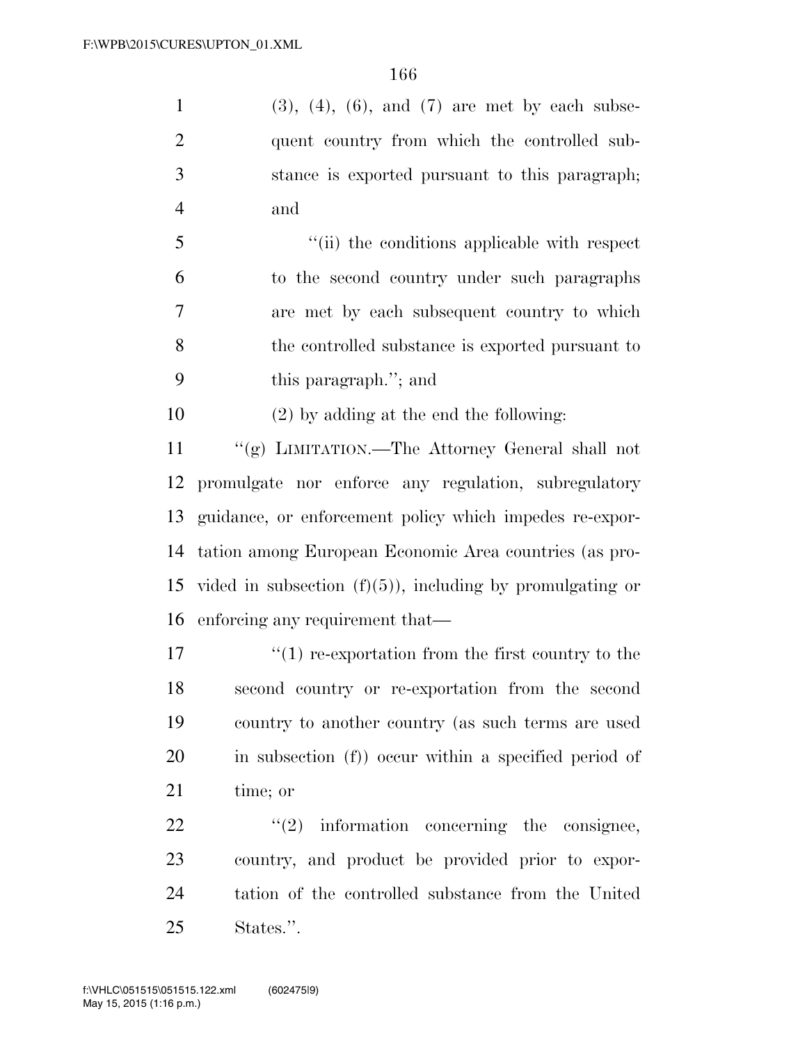(3), (4), (6), and (7) are met by each subsequent country from which the controlled substance is exported pursuant to this paragraph; and

"(ii) the conditions applicable with respect to the second country under such paragraphs are met by each subsequent country to which the controlled substance is exported pursuant to this paragraph."; and

(2) by adding at the end the following:

"(g) LIMITATION.—The Attorney General shall not promulgate nor enforce any regulation, subregulatory guidance, or enforcement policy which impedes re-exportation among European Economic Area countries (as provided in subsection (f)(5)), including by promulgating or enforcing any requirement that—

"(1) re-exportation from the first country to the second country or re-exportation from the second country to another country (as such terms are used in subsection (f)) occur within a specified period of time; or

"(2) information concerning the consignee, country, and product be provided prior to exportation of the controlled substance from the United States.".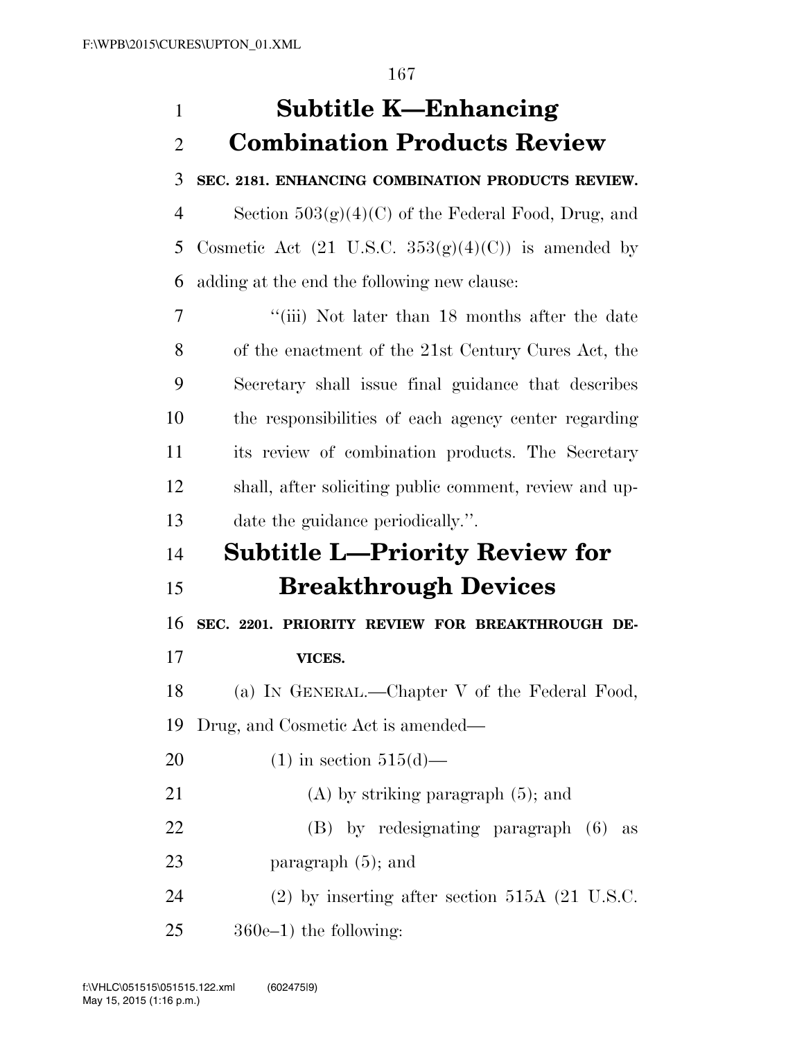# Subtitle K—Enhancing Combination Products Review

**SEC. 2181. ENHANCING COMBINATION PRODUCTS REVIEW.**

Section 503(g)(4)(C) of the Federal Food, Drug, and Cosmetic Act (21 U.S.C. 353(g)(4)(C)) is amended by adding at the end the following new clause:

"(iii) Not later than 18 months after the date of the enactment of the 21st Century Cures Act, the Secretary shall issue final guidance that describes the responsibilities of each agency center regarding its review of combination products. The Secretary shall, after soliciting public comment, review and update the guidance periodically.".

# Subtitle L—Priority Review for Breakthrough Devices

**SEC. 2201. PRIORITY REVIEW FOR BREAKTHROUGH DEVICES.**

(a) IN GENERAL.—Chapter V of the Federal Food, Drug, and Cosmetic Act is amended—

(1) in section 515(d)—

(A) by striking paragraph (5); and

(B) by redesignating paragraph (6) as paragraph (5); and

(2) by inserting after section 515A (21 U.S.C. 360e–1) the following: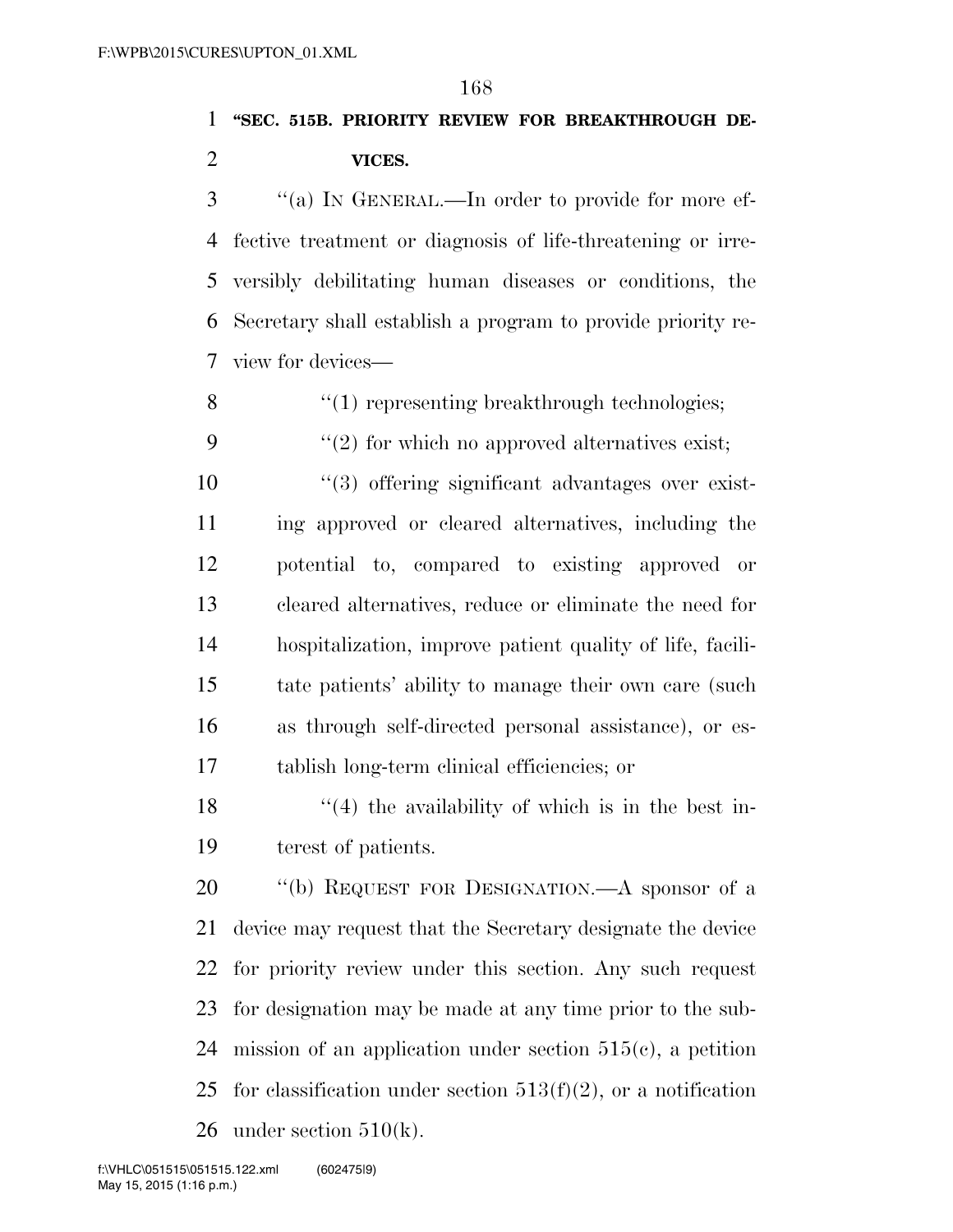**"SEC. 515B. PRIORITY REVIEW FOR BREAKTHROUGH DEVICES.**

"(a) IN GENERAL.—In order to provide for more effective treatment or diagnosis of life-threatening or irreversibly debilitating human diseases or conditions, the Secretary shall establish a program to provide priority review for devices—

"(1) representing breakthrough technologies;

"(2) for which no approved alternatives exist;

"(3) offering significant advantages over existing approved or cleared alternatives, including the potential to, compared to existing approved or cleared alternatives, reduce or eliminate the need for hospitalization, improve patient quality of life, facilitate patients' ability to manage their own care (such as through self-directed personal assistance), or establish long-term clinical efficiencies; or

"(4) the availability of which is in the best interest of patients.

"(b) REQUEST FOR DESIGNATION.—A sponsor of a device may request that the Secretary designate the device for priority review under this section. Any such request for designation may be made at any time prior to the submission of an application under section 515(c), a petition for classification under section 513(f)(2), or a notification under section 510(k).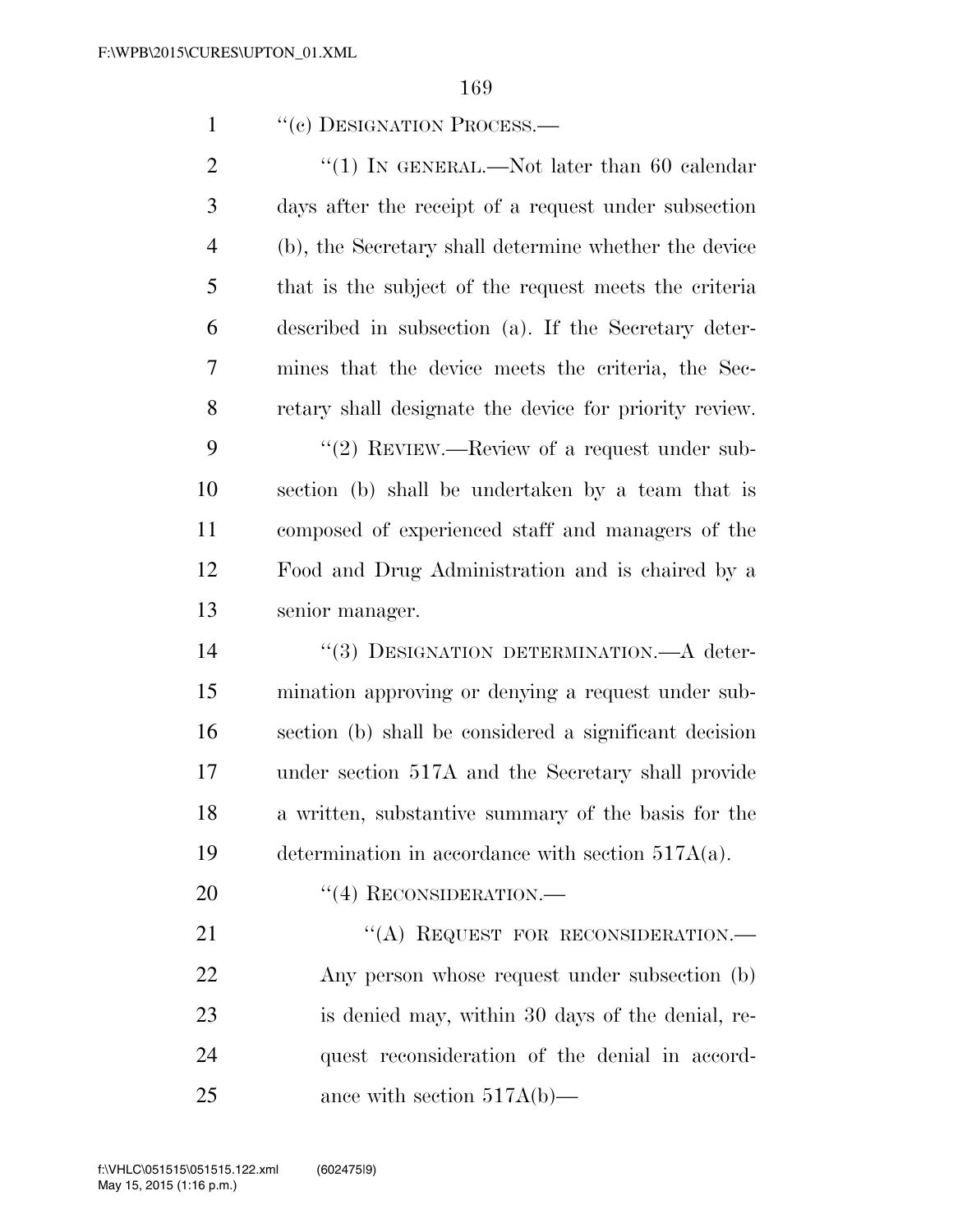''(c) DESIGNATION PROCESS.—

''(1) IN GENERAL.—Not later than 60 calendar days after the receipt of a request under subsection (b), the Secretary shall determine whether the device that is the subject of the request meets the criteria described in subsection (a). If the Secretary determines that the device meets the criteria, the Secretary shall designate the device for priority review.

''(2) REVIEW.—Review of a request under subsection (b) shall be undertaken by a team that is composed of experienced staff and managers of the Food and Drug Administration and is chaired by a senior manager.

''(3) DESIGNATION DETERMINATION.—A determination approving or denying a request under subsection (b) shall be considered a significant decision under section 517A and the Secretary shall provide a written, substantive summary of the basis for the determination in accordance with section 517A(a).

''(4) RECONSIDERATION.—

''(A) REQUEST FOR RECONSIDERATION.— Any person whose request under subsection (b) is denied may, within 30 days of the denial, request reconsideration of the denial in accordance with section 517A(b)—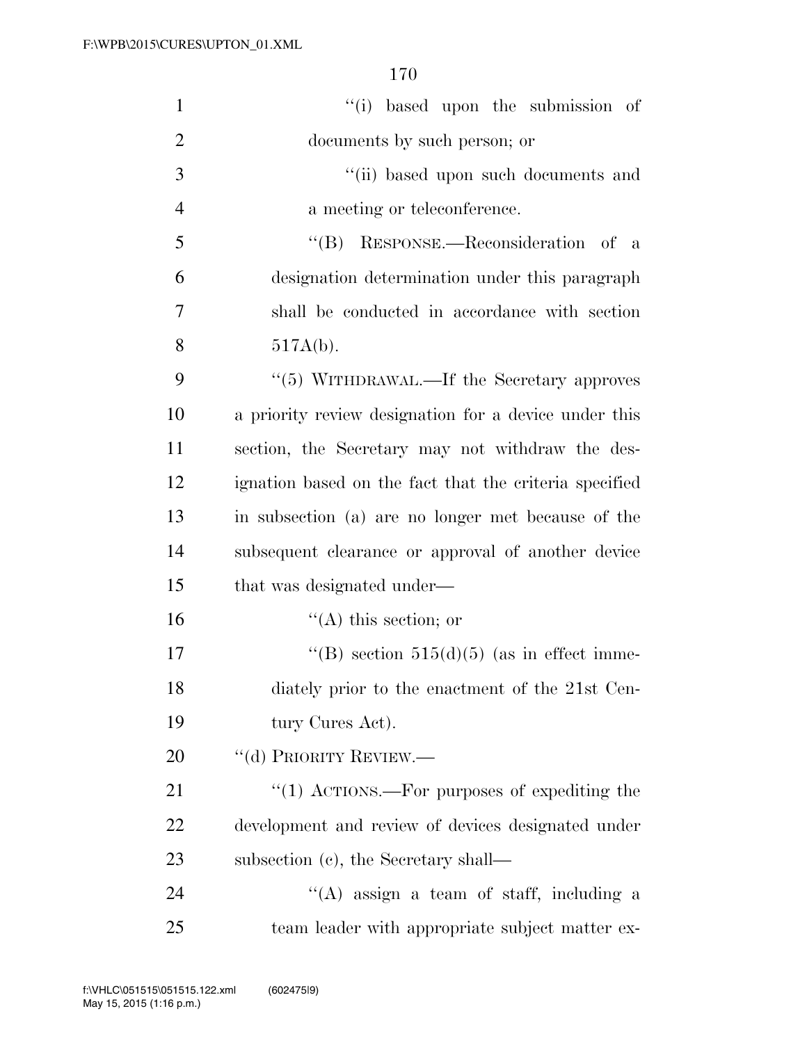"(i) based upon the submission of documents by such person; or

"(ii) based upon such documents and a meeting or teleconference.

"(B) RESPONSE.—Reconsideration of a designation determination under this paragraph shall be conducted in accordance with section 517A(b).

"(5) WITHDRAWAL.—If the Secretary approves a priority review designation for a device under this section, the Secretary may not withdraw the designation based on the fact that the criteria specified in subsection (a) are no longer met because of the subsequent clearance or approval of another device that was designated under—

"(A) this section; or

"(B) section 515(d)(5) (as in effect immediately prior to the enactment of the 21st Century Cures Act).

"(d) PRIORITY REVIEW.—

"(1) ACTIONS.—For purposes of expediting the development and review of devices designated under subsection (c), the Secretary shall—

"(A) assign a team of staff, including a team leader with appropriate subject matter ex-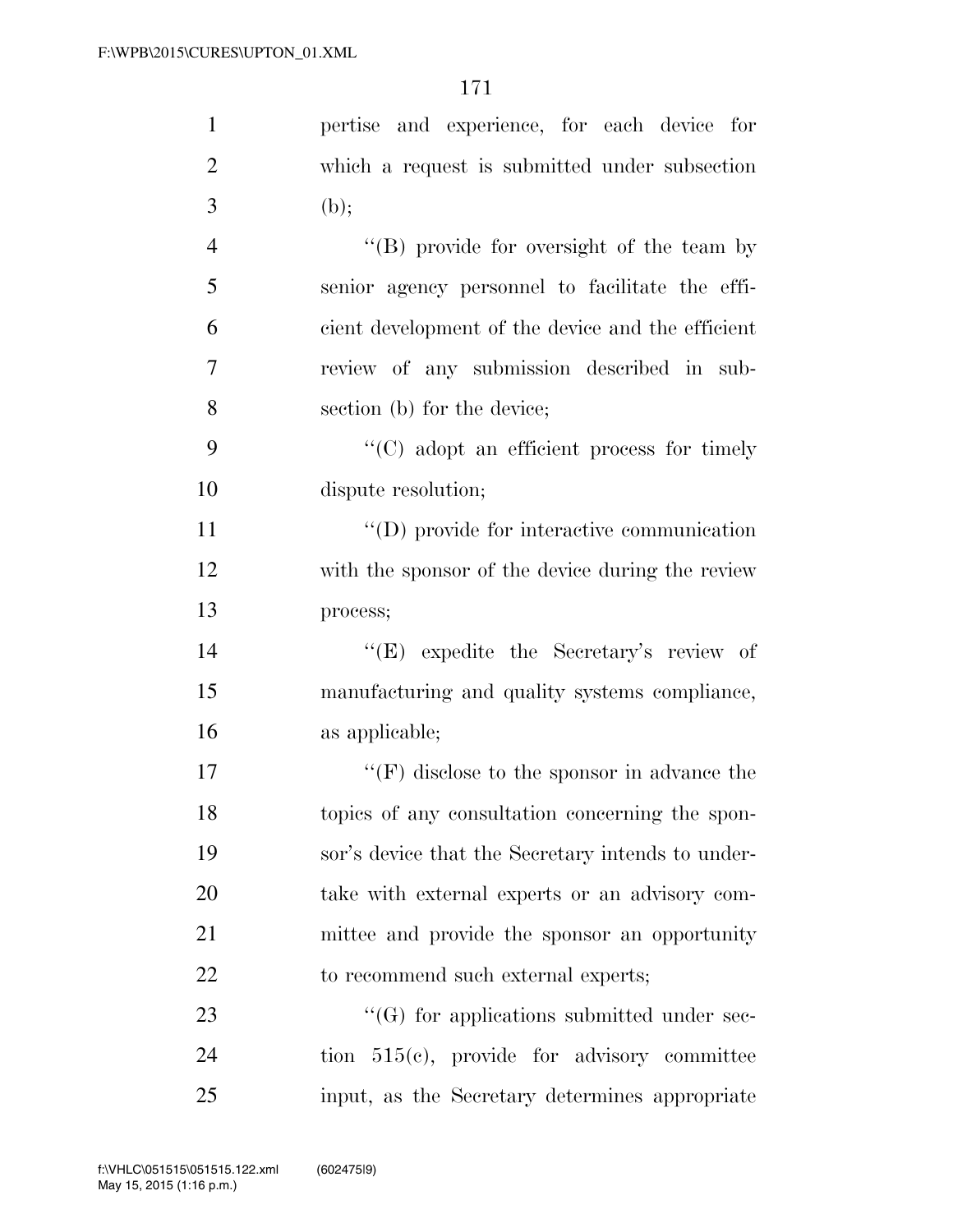pertise and experience, for each device for which a request is submitted under subsection (b);

''(B) provide for oversight of the team by senior agency personnel to facilitate the efficient development of the device and the efficient review of any submission described in subsection (b) for the device;

''(C) adopt an efficient process for timely dispute resolution;

''(D) provide for interactive communication with the sponsor of the device during the review process;

''(E) expedite the Secretary's review of manufacturing and quality systems compliance, as applicable;

''(F) disclose to the sponsor in advance the topics of any consultation concerning the sponsor's device that the Secretary intends to undertake with external experts or an advisory committee and provide the sponsor an opportunity to recommend such external experts;

''(G) for applications submitted under section 515(c), provide for advisory committee input, as the Secretary determines appropriate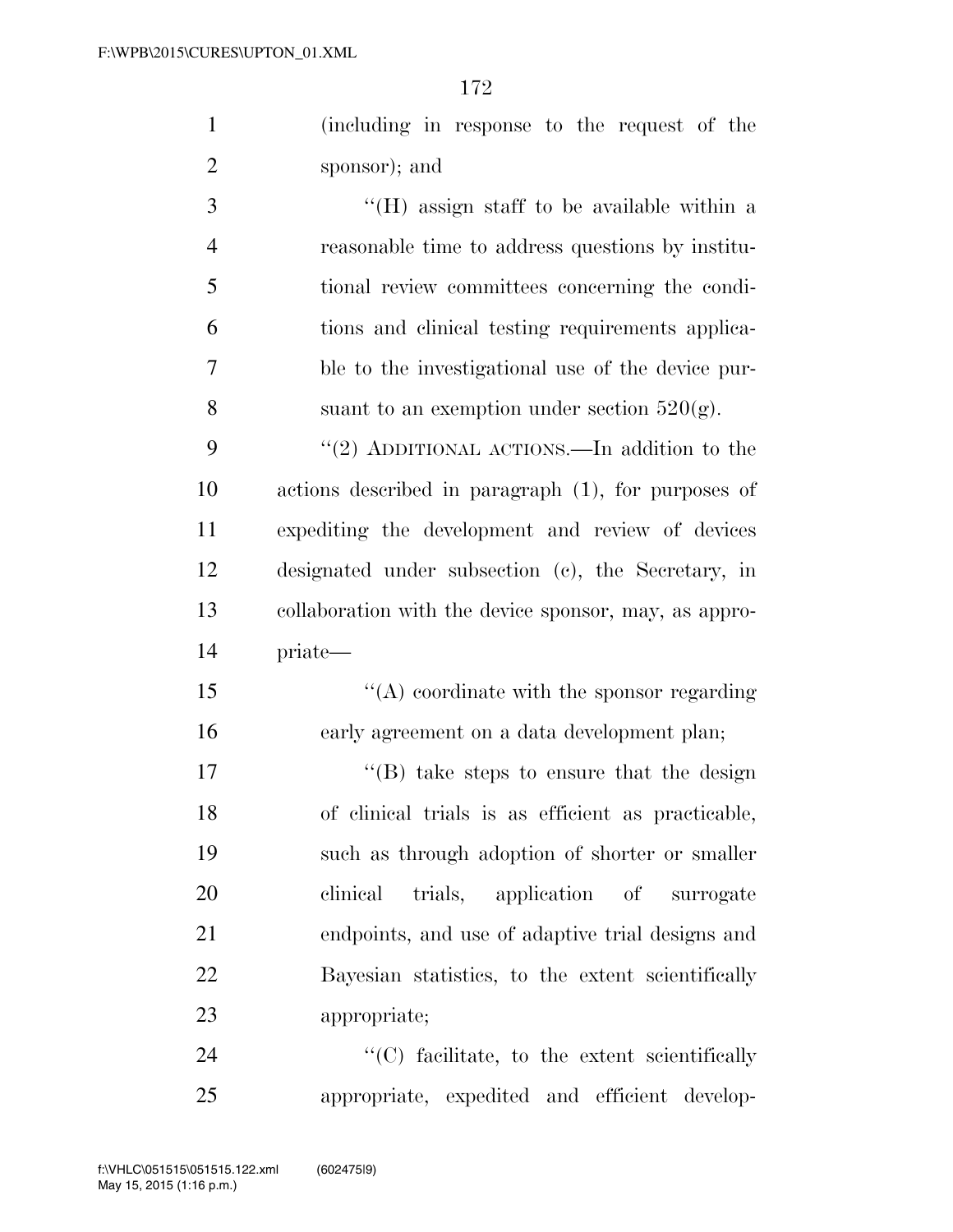(including in response to the request of the sponsor); and

''(H) assign staff to be available within a reasonable time to address questions by institutional review committees concerning the conditions and clinical testing requirements applicable to the investigational use of the device pursuant to an exemption under section 520(g).

''(2) ADDITIONAL ACTIONS.—In addition to the actions described in paragraph (1), for purposes of expediting the development and review of devices designated under subsection (c), the Secretary, in collaboration with the device sponsor, may, as appropriate—

''(A) coordinate with the sponsor regarding early agreement on a data development plan;

''(B) take steps to ensure that the design of clinical trials is as efficient as practicable, such as through adoption of shorter or smaller clinical trials, application of surrogate endpoints, and use of adaptive trial designs and Bayesian statistics, to the extent scientifically appropriate;

''(C) facilitate, to the extent scientifically appropriate, expedited and efficient develop-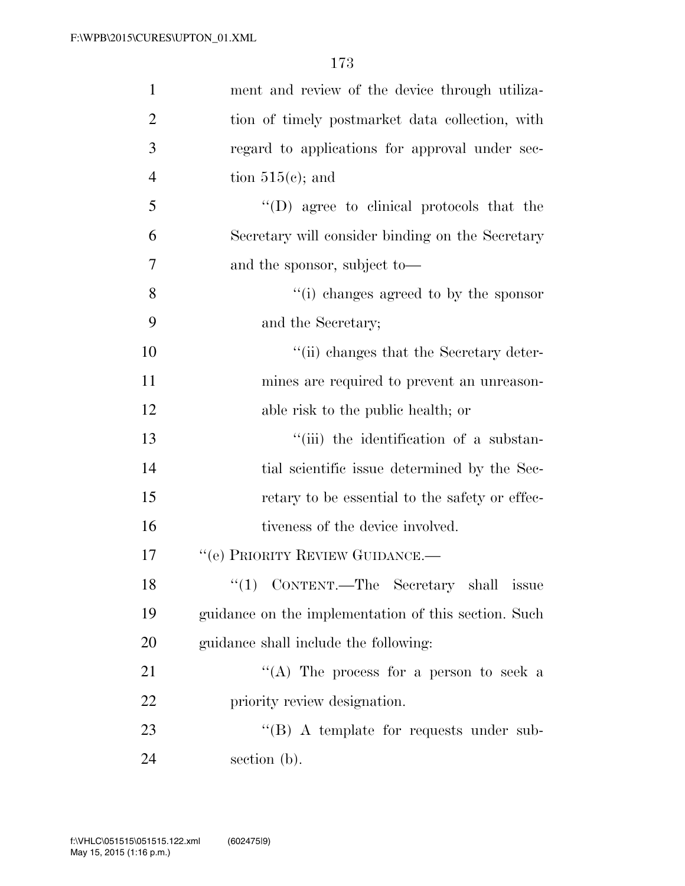ment and review of the device through utilization of timely postmarket data collection, with regard to applications for approval under section 515(c); and

''(D) agree to clinical protocols that the Secretary will consider binding on the Secretary and the sponsor, subject to—

''(i) changes agreed to by the sponsor and the Secretary;

''(ii) changes that the Secretary determines are required to prevent an unreasonable risk to the public health; or

''(iii) the identification of a substantial scientific issue determined by the Secretary to be essential to the safety or effectiveness of the device involved.

''(e) PRIORITY REVIEW GUIDANCE.—

''(1) CONTENT.—The Secretary shall issue guidance on the implementation of this section. Such guidance shall include the following:

''(A) The process for a person to seek a priority review designation.

''(B) A template for requests under subsection (b).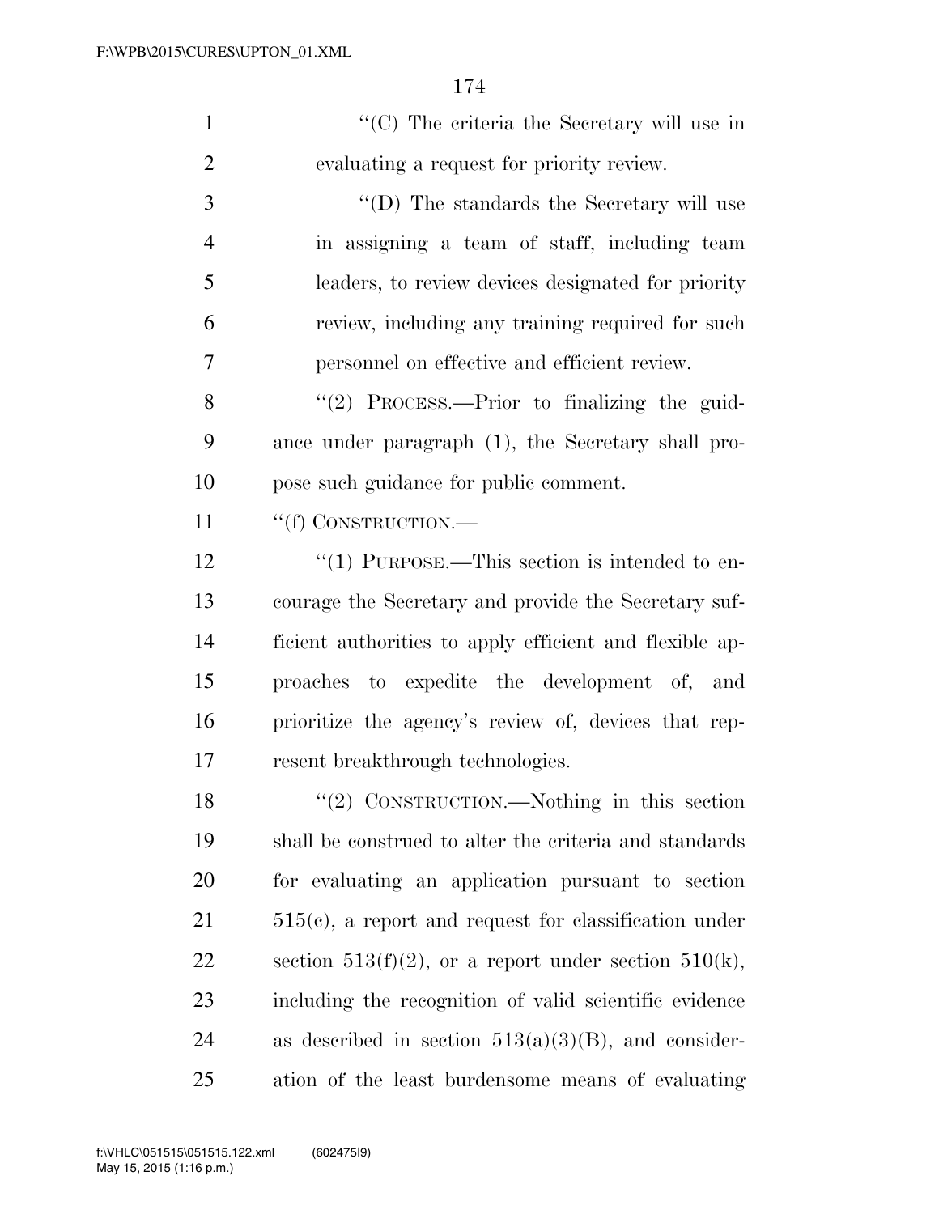"(C) The criteria the Secretary will use in evaluating a request for priority review.

"(D) The standards the Secretary will use in assigning a team of staff, including team leaders, to review devices designated for priority review, including any training required for such personnel on effective and efficient review.

"(2) PROCESS.—Prior to finalizing the guidance under paragraph (1), the Secretary shall propose such guidance for public comment.

"(f) CONSTRUCTION.—

"(1) PURPOSE.—This section is intended to encourage the Secretary and provide the Secretary sufficient authorities to apply efficient and flexible approaches to expedite the development of, and prioritize the agency's review of, devices that represent breakthrough technologies.

"(2) CONSTRUCTION.—Nothing in this section shall be construed to alter the criteria and standards for evaluating an application pursuant to section 515(c), a report and request for classification under section 513(f)(2), or a report under section 510(k), including the recognition of valid scientific evidence as described in section 513(a)(3)(B), and consideration of the least burdensome means of evaluating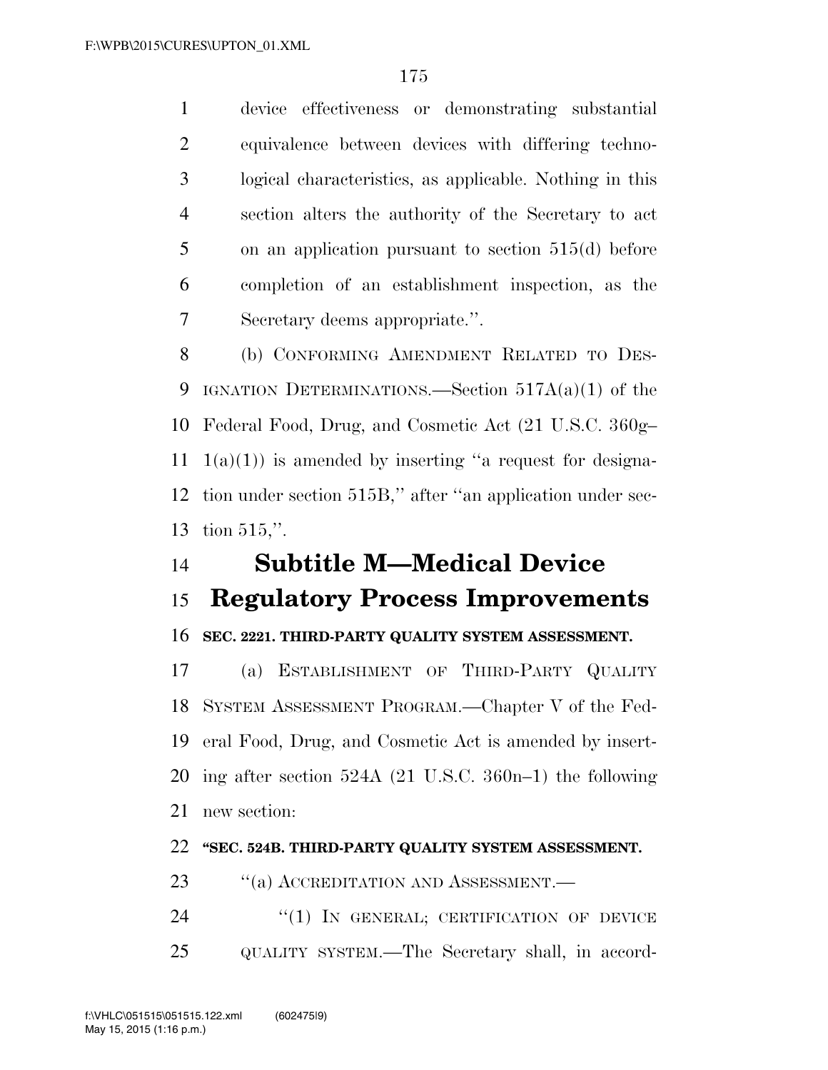device effectiveness or demonstrating substantial equivalence between devices with differing technological characteristics, as applicable. Nothing in this section alters the authority of the Secretary to act on an application pursuant to section 515(d) before completion of an establishment inspection, as the Secretary deems appropriate.''.

(b) CONFORMING AMENDMENT RELATED TO DESIGNATION DETERMINATIONS.—Section 517A(a)(1) of the Federal Food, Drug, and Cosmetic Act (21 U.S.C. 360g–1(a)(1)) is amended by inserting ''a request for designation under section 515B,'' after ''an application under section 515,''.

## Subtitle M—Medical Device Regulatory Process Improvements

**SEC. 2221. THIRD-PARTY QUALITY SYSTEM ASSESSMENT.**

(a) ESTABLISHMENT OF THIRD-PARTY QUALITY SYSTEM ASSESSMENT PROGRAM.—Chapter V of the Federal Food, Drug, and Cosmetic Act is amended by inserting after section 524A (21 U.S.C. 360n–1) the following new section:

**''SEC. 524B. THIRD-PARTY QUALITY SYSTEM ASSESSMENT.**

''(a) ACCREDITATION AND ASSESSMENT.—

''(1) IN GENERAL; CERTIFICATION OF DEVICE QUALITY SYSTEM.—The Secretary shall, in accord-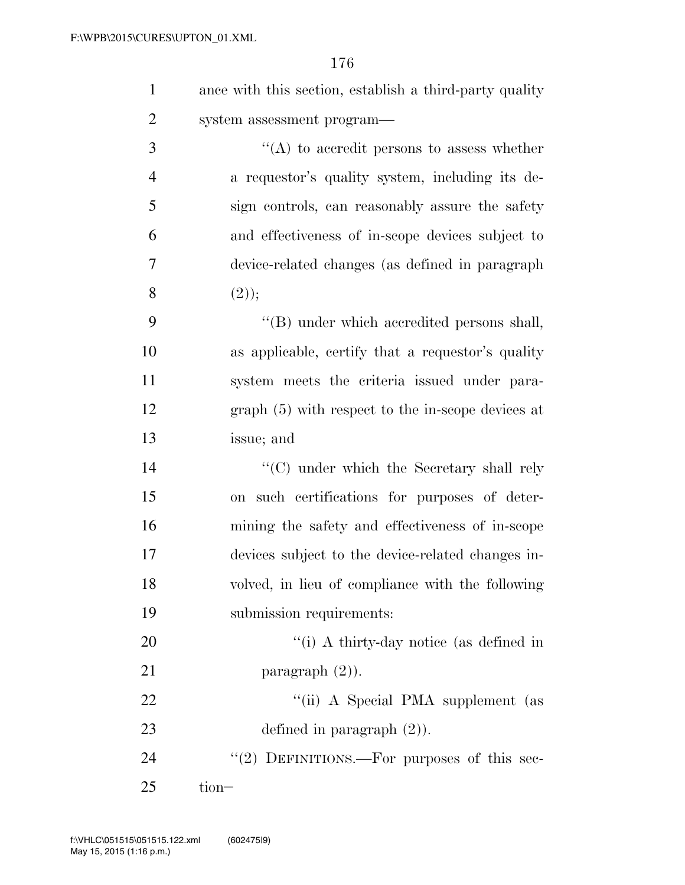ance with this section, establish a third-party quality system assessment program—

''(A) to accredit persons to assess whether a requestor's quality system, including its design controls, can reasonably assure the safety and effectiveness of in-scope devices subject to device-related changes (as defined in paragraph (2));

''(B) under which accredited persons shall, as applicable, certify that a requestor's quality system meets the criteria issued under paragraph (5) with respect to the in-scope devices at issue; and

''(C) under which the Secretary shall rely on such certifications for purposes of determining the safety and effectiveness of in-scope devices subject to the device-related changes involved, in lieu of compliance with the following submission requirements:

''(i) A thirty-day notice (as defined in paragraph (2)).

''(ii) A Special PMA supplement (as defined in paragraph (2)).

''(2) DEFINITIONS.—For purposes of this section–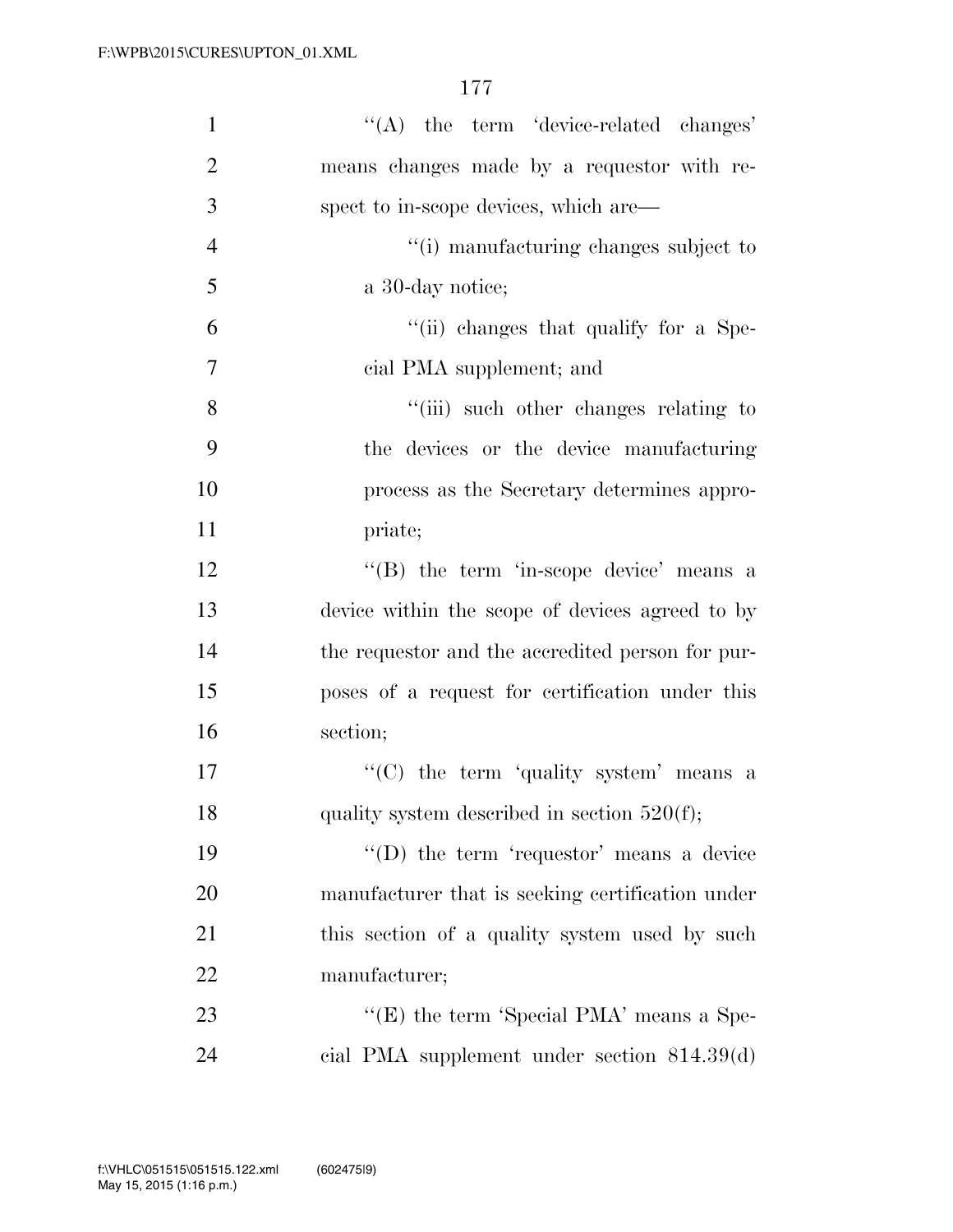''(A) the term 'device-related changes' means changes made by a requestor with respect to in-scope devices, which are—

''(i) manufacturing changes subject to a 30-day notice;

''(ii) changes that qualify for a Special PMA supplement; and

''(iii) such other changes relating to the devices or the device manufacturing process as the Secretary determines appropriate;

''(B) the term 'in-scope device' means a device within the scope of devices agreed to by the requestor and the accredited person for purposes of a request for certification under this section;

''(C) the term 'quality system' means a quality system described in section 520(f);

''(D) the term 'requestor' means a device manufacturer that is seeking certification under this section of a quality system used by such manufacturer;

''(E) the term 'Special PMA' means a Special PMA supplement under section 814.39(d)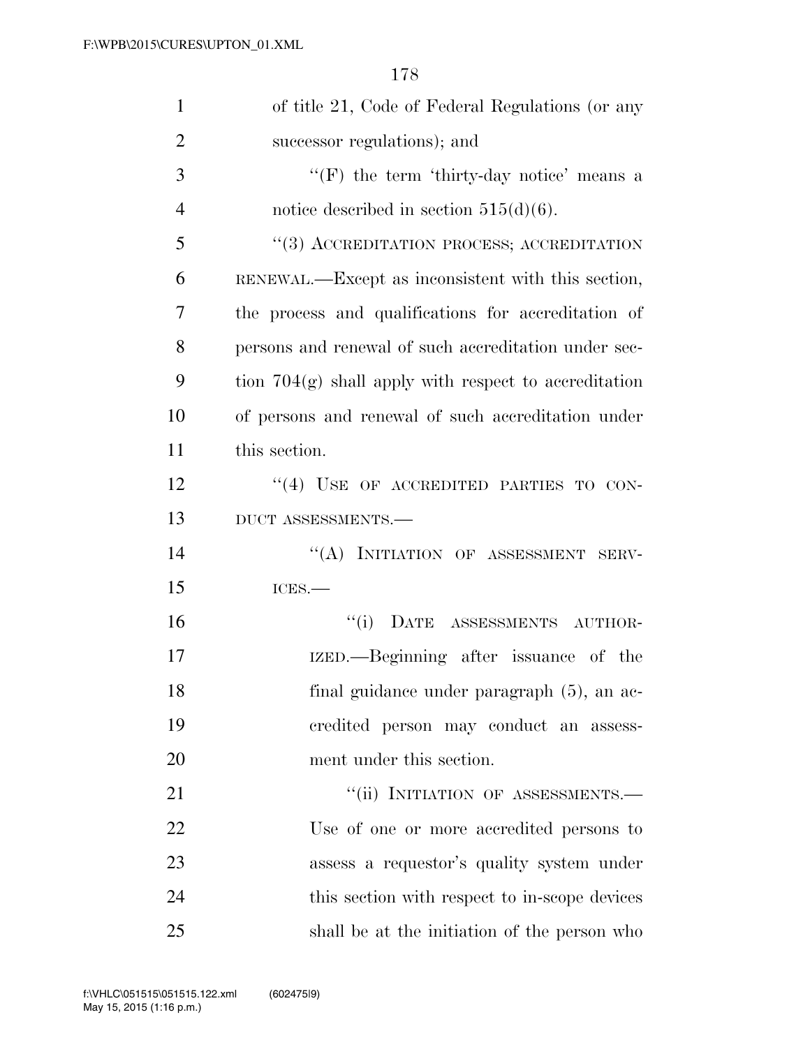of title 21, Code of Federal Regulations (or any successor regulations); and

"(F) the term 'thirty-day notice' means a notice described in section 515(d)(6).

"(3) ACCREDITATION PROCESS; ACCREDITATION RENEWAL.—Except as inconsistent with this section, the process and qualifications for accreditation of persons and renewal of such accreditation under section 704(g) shall apply with respect to accreditation of persons and renewal of such accreditation under this section.

"(4) USE OF ACCREDITED PARTIES TO CONDUCT ASSESSMENTS.—

"(A) INITIATION OF ASSESSMENT SERVICES.—

"(i) DATE ASSESSMENTS AUTHORIZED.—Beginning after issuance of the final guidance under paragraph (5), an accredited person may conduct an assessment under this section.

"(ii) INITIATION OF ASSESSMENTS.—Use of one or more accredited persons to assess a requestor's quality system under this section with respect to in-scope devices shall be at the initiation of the person who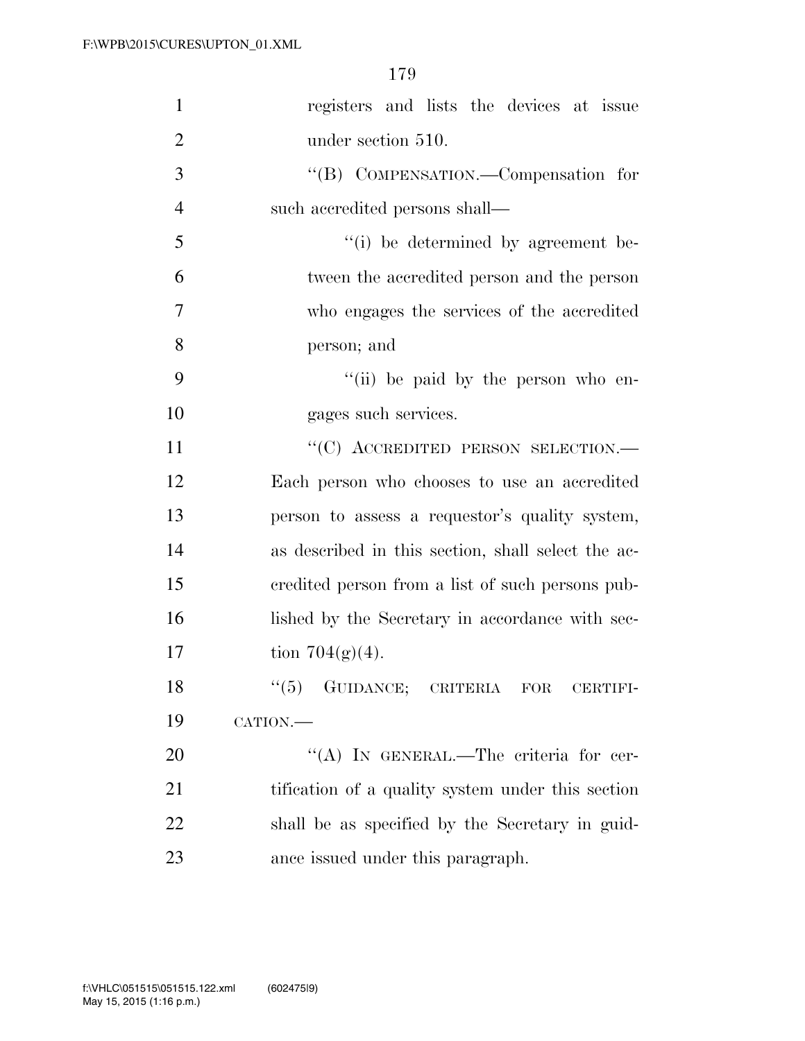registers and lists the devices at issue under section 510.

''(B) COMPENSATION.—Compensation for such accredited persons shall—

''(i) be determined by agreement between the accredited person and the person who engages the services of the accredited person; and

''(ii) be paid by the person who engages such services.

''(C) ACCREDITED PERSON SELECTION.—Each person who chooses to use an accredited person to assess a requestor's quality system, as described in this section, shall select the accredited person from a list of such persons published by the Secretary in accordance with section 704(g)(4).

''(5) GUIDANCE; CRITERIA FOR CERTIFICATION.—

''(A) IN GENERAL.—The criteria for certification of a quality system under this section shall be as specified by the Secretary in guidance issued under this paragraph.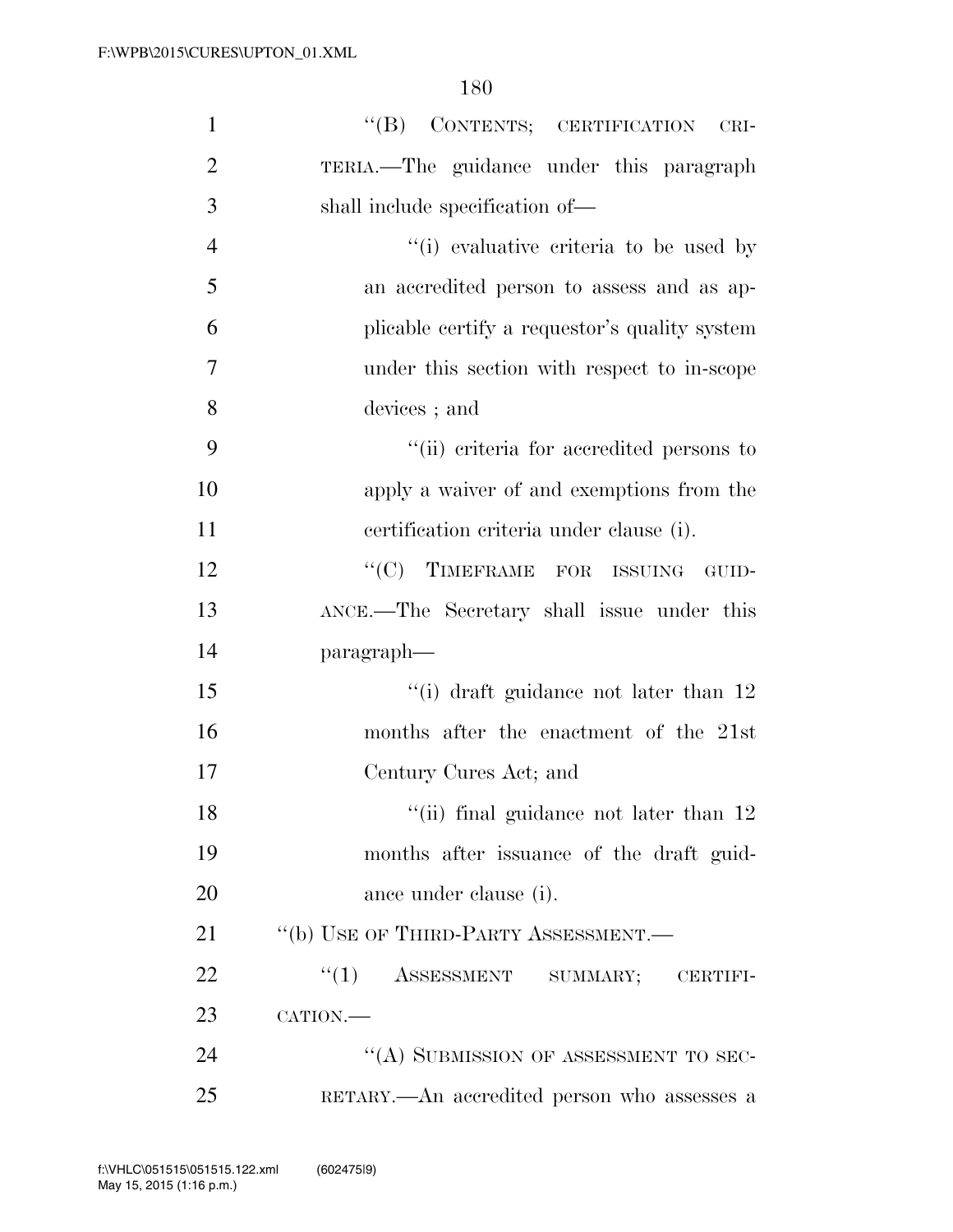"(B) CONTENTS; CERTIFICATION CRITERIA.—The guidance under this paragraph shall include specification of—

"(i) evaluative criteria to be used by an accredited person to assess and as applicable certify a requestor's quality system under this section with respect to in-scope devices ; and

"(ii) criteria for accredited persons to apply a waiver of and exemptions from the certification criteria under clause (i).

"(C) TIMEFRAME FOR ISSUING GUIDANCE.—The Secretary shall issue under this paragraph—

"(i) draft guidance not later than 12 months after the enactment of the 21st Century Cures Act; and

"(ii) final guidance not later than 12 months after issuance of the draft guidance under clause (i).

"(b) USE OF THIRD-PARTY ASSESSMENT.—

"(1) ASSESSMENT SUMMARY; CERTIFICATION.—

"(A) SUBMISSION OF ASSESSMENT TO SECRETARY.—An accredited person who assesses a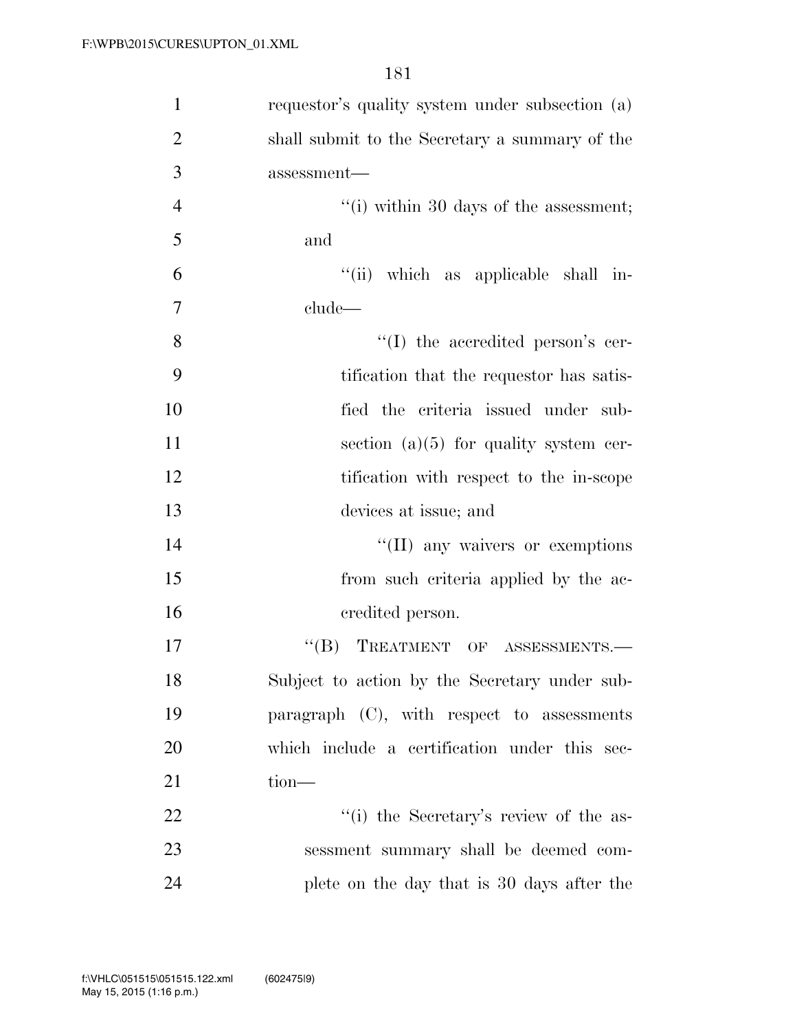requestor's quality system under subsection (a) shall submit to the Secretary a summary of the assessment—

"(i) within 30 days of the assessment; and

"(ii) which as applicable shall include—

"(I) the accredited person's certification that the requestor has satisfied the criteria issued under subsection (a)(5) for quality system certification with respect to the in-scope devices at issue; and

"(II) any waivers or exemptions from such criteria applied by the accredited person.

"(B) TREATMENT OF ASSESSMENTS.—Subject to action by the Secretary under subparagraph (C), with respect to assessments which include a certification under this section—

"(i) the Secretary's review of the assessment summary shall be deemed complete on the day that is 30 days after the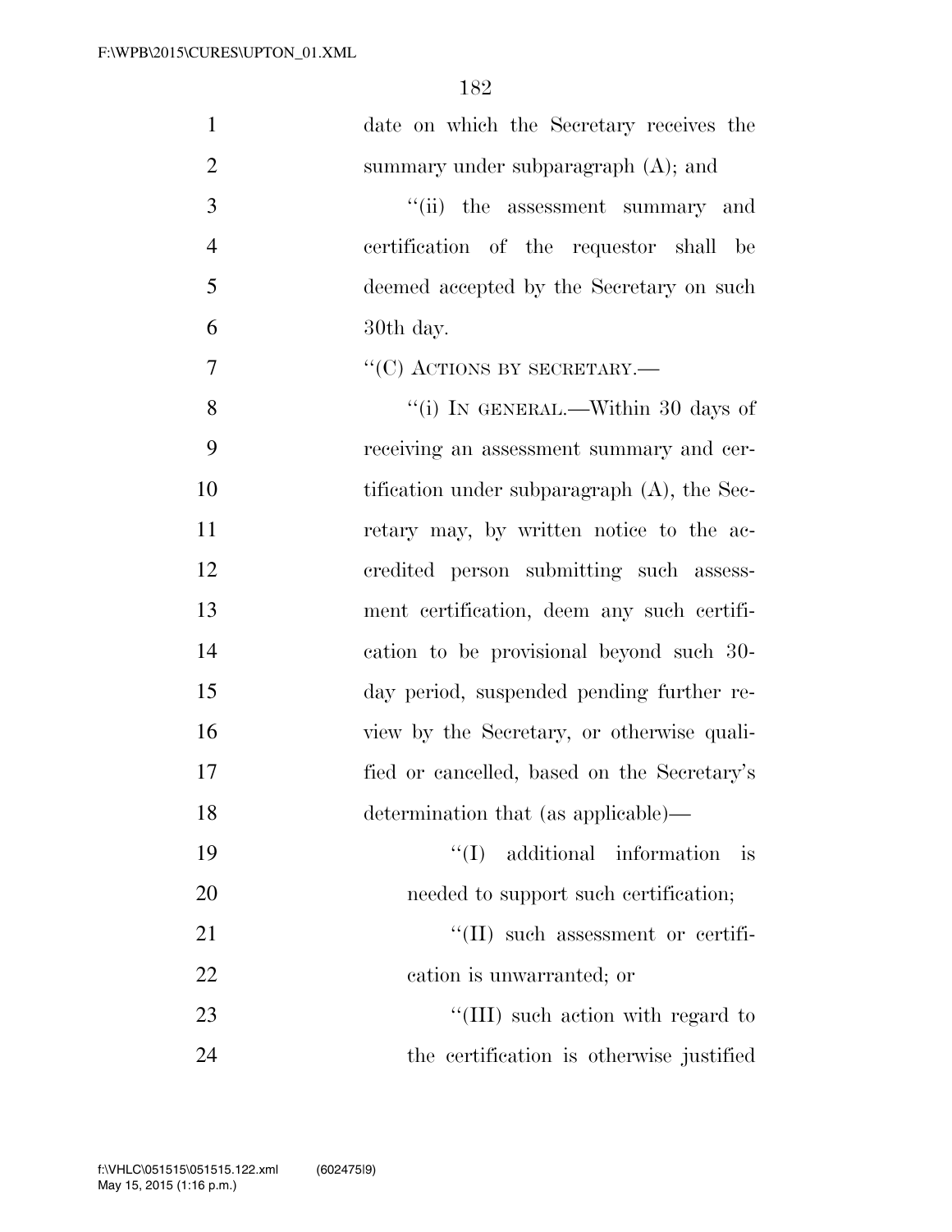date on which the Secretary receives the summary under subparagraph (A); and

''(ii) the assessment summary and certification of the requestor shall be deemed accepted by the Secretary on such 30th day.

''(C) ACTIONS BY SECRETARY.—

''(i) IN GENERAL.—Within 30 days of receiving an assessment summary and certification under subparagraph (A), the Secretary may, by written notice to the accredited person submitting such assessment certification, deem any such certification to be provisional beyond such 30-day period, suspended pending further review by the Secretary, or otherwise qualified or cancelled, based on the Secretary's determination that (as applicable)—

''(I) additional information is needed to support such certification;

''(II) such assessment or certification is unwarranted; or

''(III) such action with regard to the certification is otherwise justified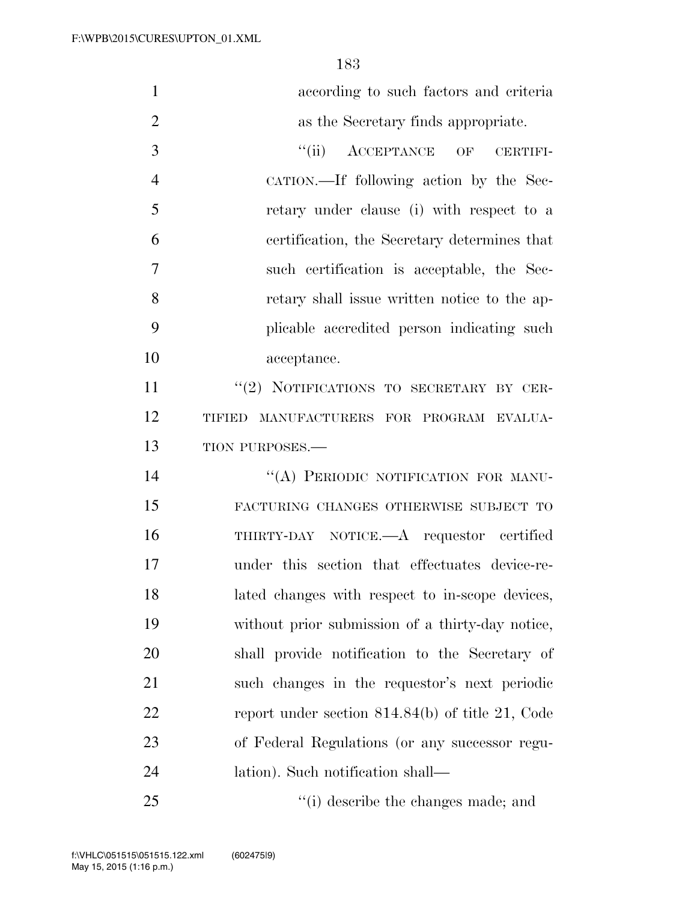according to such factors and criteria as the Secretary finds appropriate.

''(ii) ACCEPTANCE OF CERTIFICATION.—If following action by the Secretary under clause (i) with respect to a certification, the Secretary determines that such certification is acceptable, the Secretary shall issue written notice to the applicable accredited person indicating such acceptance.

''(2) NOTIFICATIONS TO SECRETARY BY CERTIFIED MANUFACTURERS FOR PROGRAM EVALUATION PURPOSES.—

''(A) PERIODIC NOTIFICATION FOR MANUFACTURING CHANGES OTHERWISE SUBJECT TO THIRTY-DAY NOTICE.—A requestor certified under this section that effectuates device-related changes with respect to in-scope devices, without prior submission of a thirty-day notice, shall provide notification to the Secretary of such changes in the requestor's next periodic report under section 814.84(b) of title 21, Code of Federal Regulations (or any successor regulation). Such notification shall—

''(i) describe the changes made; and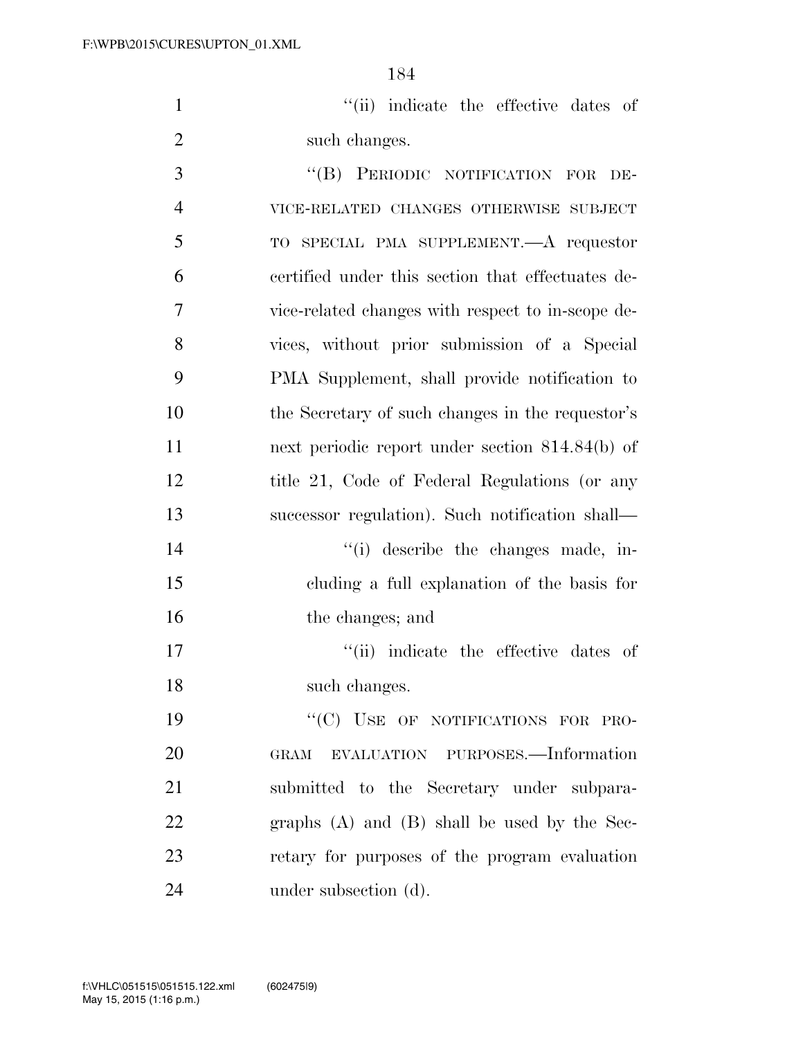''(ii) indicate the effective dates of such changes.

''(B) PERIODIC NOTIFICATION FOR DEVICE-RELATED CHANGES OTHERWISE SUBJECT TO SPECIAL PMA SUPPLEMENT.—A requestor certified under this section that effectuates device-related changes with respect to in-scope devices, without prior submission of a Special PMA Supplement, shall provide notification to the Secretary of such changes in the requestor's next periodic report under section 814.84(b) of title 21, Code of Federal Regulations (or any successor regulation). Such notification shall—

''(i) describe the changes made, including a full explanation of the basis for the changes; and

''(ii) indicate the effective dates of such changes.

''(C) USE OF NOTIFICATIONS FOR PROGRAM EVALUATION PURPOSES.—Information submitted to the Secretary under subparagraphs (A) and (B) shall be used by the Secretary for purposes of the program evaluation under subsection (d).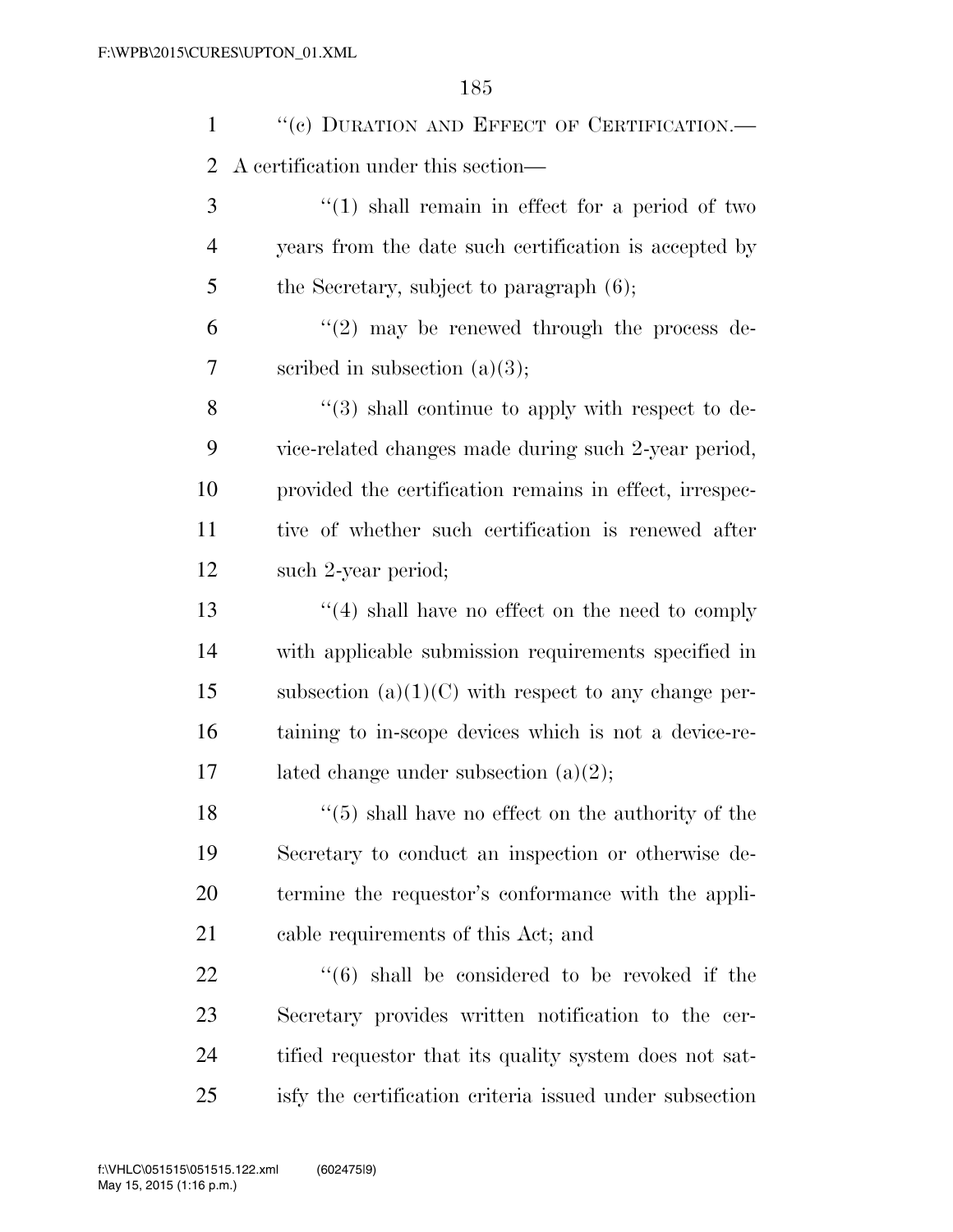"(c) DURATION AND EFFECT OF CERTIFICATION.—A certification under this section—

"(1) shall remain in effect for a period of two years from the date such certification is accepted by the Secretary, subject to paragraph (6);

"(2) may be renewed through the process described in subsection (a)(3);

"(3) shall continue to apply with respect to device-related changes made during such 2-year period, provided the certification remains in effect, irrespective of whether such certification is renewed after such 2-year period;

"(4) shall have no effect on the need to comply with applicable submission requirements specified in subsection (a)(1)(C) with respect to any change pertaining to in-scope devices which is not a device-related change under subsection (a)(2);

"(5) shall have no effect on the authority of the Secretary to conduct an inspection or otherwise determine the requestor's conformance with the applicable requirements of this Act; and

"(6) shall be considered to be revoked if the Secretary provides written notification to the certified requestor that its quality system does not satisfy the certification criteria issued under subsection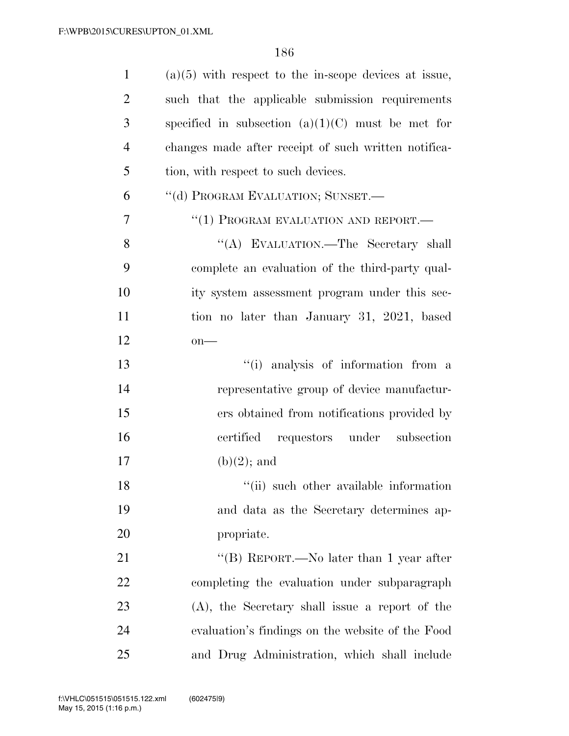(a)(5) with respect to the in-scope devices at issue, such that the applicable submission requirements specified in subsection (a)(1)(C) must be met for changes made after receipt of such written notification, with respect to such devices.

"(d) PROGRAM EVALUATION; SUNSET.—

"(1) PROGRAM EVALUATION AND REPORT.—

"(A) EVALUATION.—The Secretary shall complete an evaluation of the third-party quality system assessment program under this section no later than January 31, 2021, based on—

"(i) analysis of information from a representative group of device manufacturers obtained from notifications provided by certified requestors under subsection (b)(2); and

"(ii) such other available information and data as the Secretary determines appropriate.

"(B) REPORT.—No later than 1 year after completing the evaluation under subparagraph (A), the Secretary shall issue a report of the evaluation's findings on the website of the Food and Drug Administration, which shall include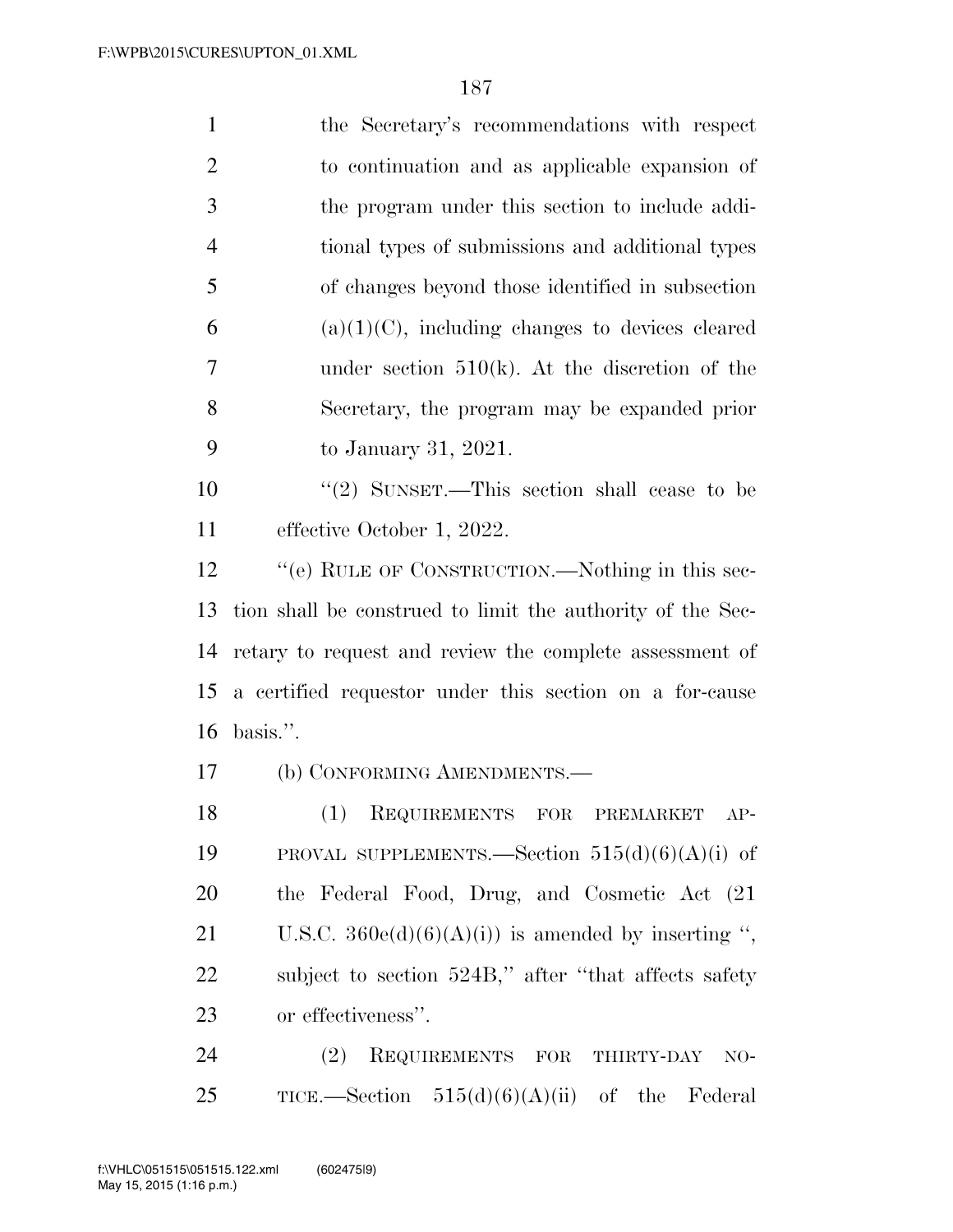the Secretary's recommendations with respect to continuation and as applicable expansion of the program under this section to include additional types of submissions and additional types of changes beyond those identified in subsection (a)(1)(C), including changes to devices cleared under section 510(k). At the discretion of the Secretary, the program may be expanded prior to January 31, 2021.

"(2) SUNSET.—This section shall cease to be effective October 1, 2022.

"(e) RULE OF CONSTRUCTION.—Nothing in this section shall be construed to limit the authority of the Secretary to request and review the complete assessment of a certified requestor under this section on a for-cause basis.".

(b) CONFORMING AMENDMENTS.—

(1) REQUIREMENTS FOR PREMARKET APPROVAL SUPPLEMENTS.—Section 515(d)(6)(A)(i) of the Federal Food, Drug, and Cosmetic Act (21 U.S.C. 360e(d)(6)(A)(i)) is amended by inserting ", subject to section 524B," after "that affects safety or effectiveness".

(2) REQUIREMENTS FOR THIRTY-DAY NOTICE.—Section 515(d)(6)(A)(ii) of the Federal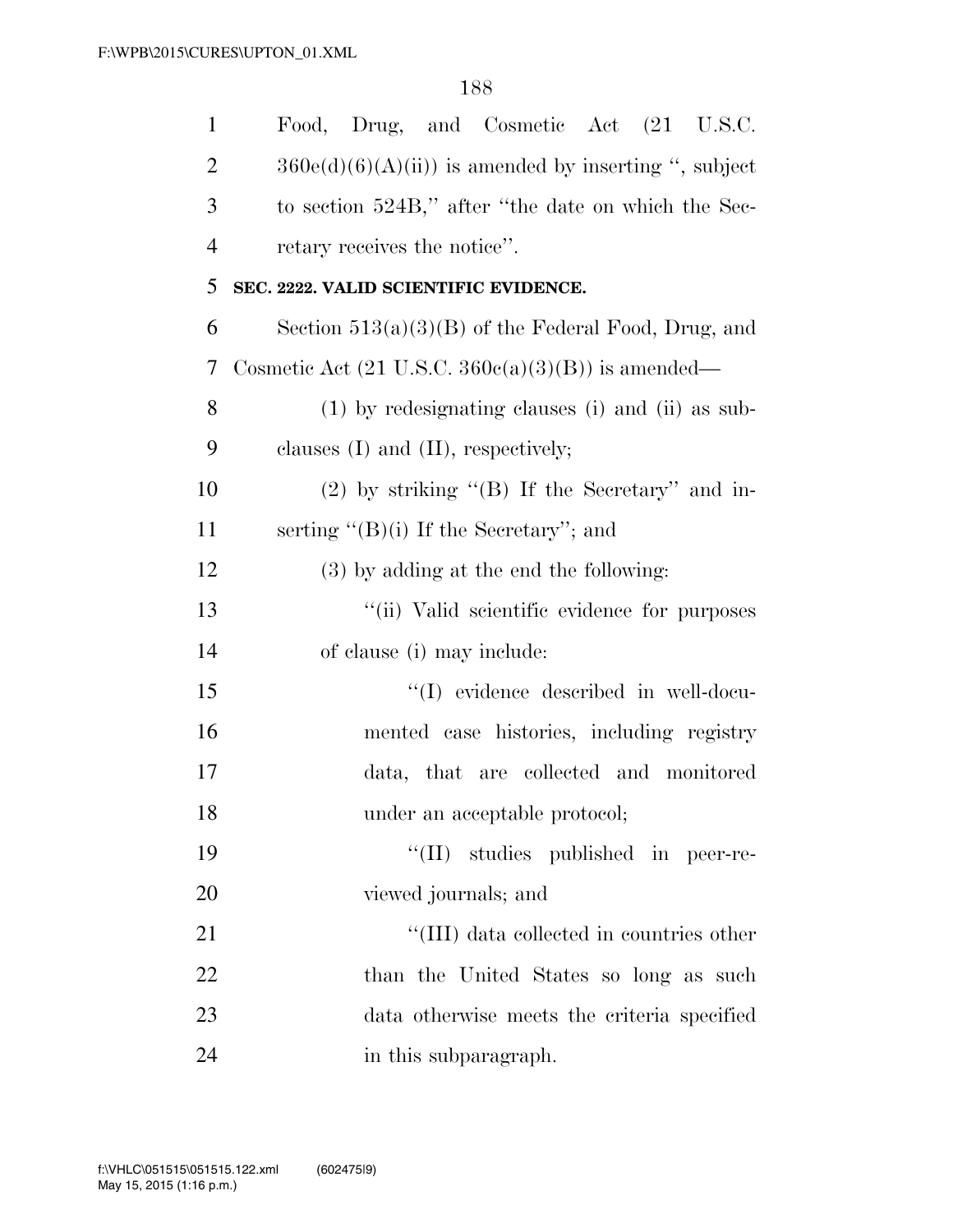Food, Drug, and Cosmetic Act (21 U.S.C. 360e(d)(6)(A)(ii)) is amended by inserting ", subject to section 524B," after "the date on which the Secretary receives the notice".

**SEC. 2222. VALID SCIENTIFIC EVIDENCE.**

Section 513(a)(3)(B) of the Federal Food, Drug, and Cosmetic Act (21 U.S.C. 360c(a)(3)(B)) is amended—

(1) by redesignating clauses (i) and (ii) as subclauses (I) and (II), respectively;

(2) by striking "(B) If the Secretary" and inserting "(B)(i) If the Secretary"; and

(3) by adding at the end the following:

"(ii) Valid scientific evidence for purposes of clause (i) may include:

"(I) evidence described in well-documented case histories, including registry data, that are collected and monitored under an acceptable protocol;

"(II) studies published in peer-reviewed journals; and

"(III) data collected in countries other than the United States so long as such data otherwise meets the criteria specified in this subparagraph.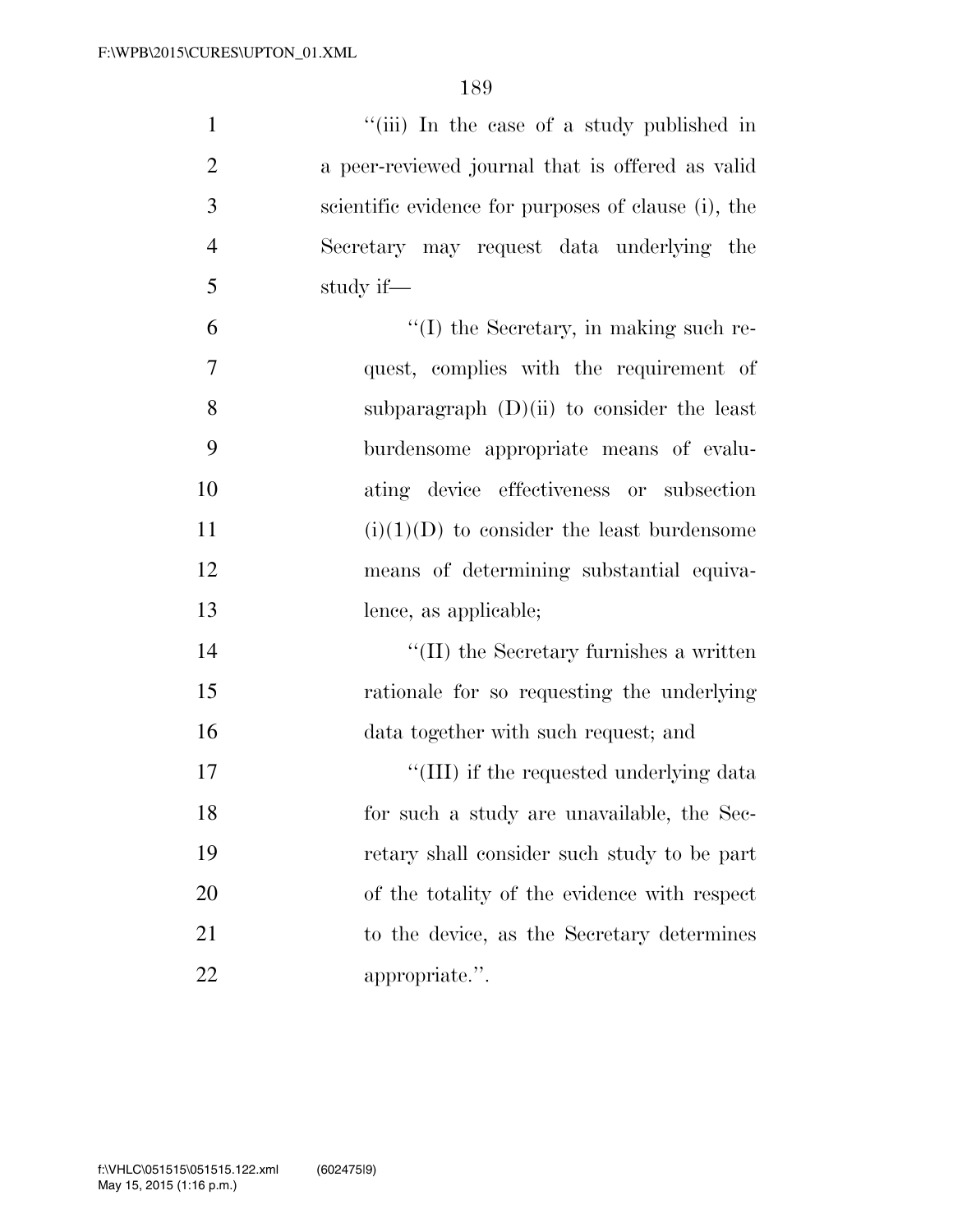"(iii) In the case of a study published in a peer-reviewed journal that is offered as valid scientific evidence for purposes of clause (i), the Secretary may request data underlying the study if—

"(I) the Secretary, in making such request, complies with the requirement of subparagraph (D)(ii) to consider the least burdensome appropriate means of evaluating device effectiveness or subsection (i)(1)(D) to consider the least burdensome means of determining substantial equivalence, as applicable;

"(II) the Secretary furnishes a written rationale for so requesting the underlying data together with such request; and

"(III) if the requested underlying data for such a study are unavailable, the Secretary shall consider such study to be part of the totality of the evidence with respect to the device, as the Secretary determines appropriate.".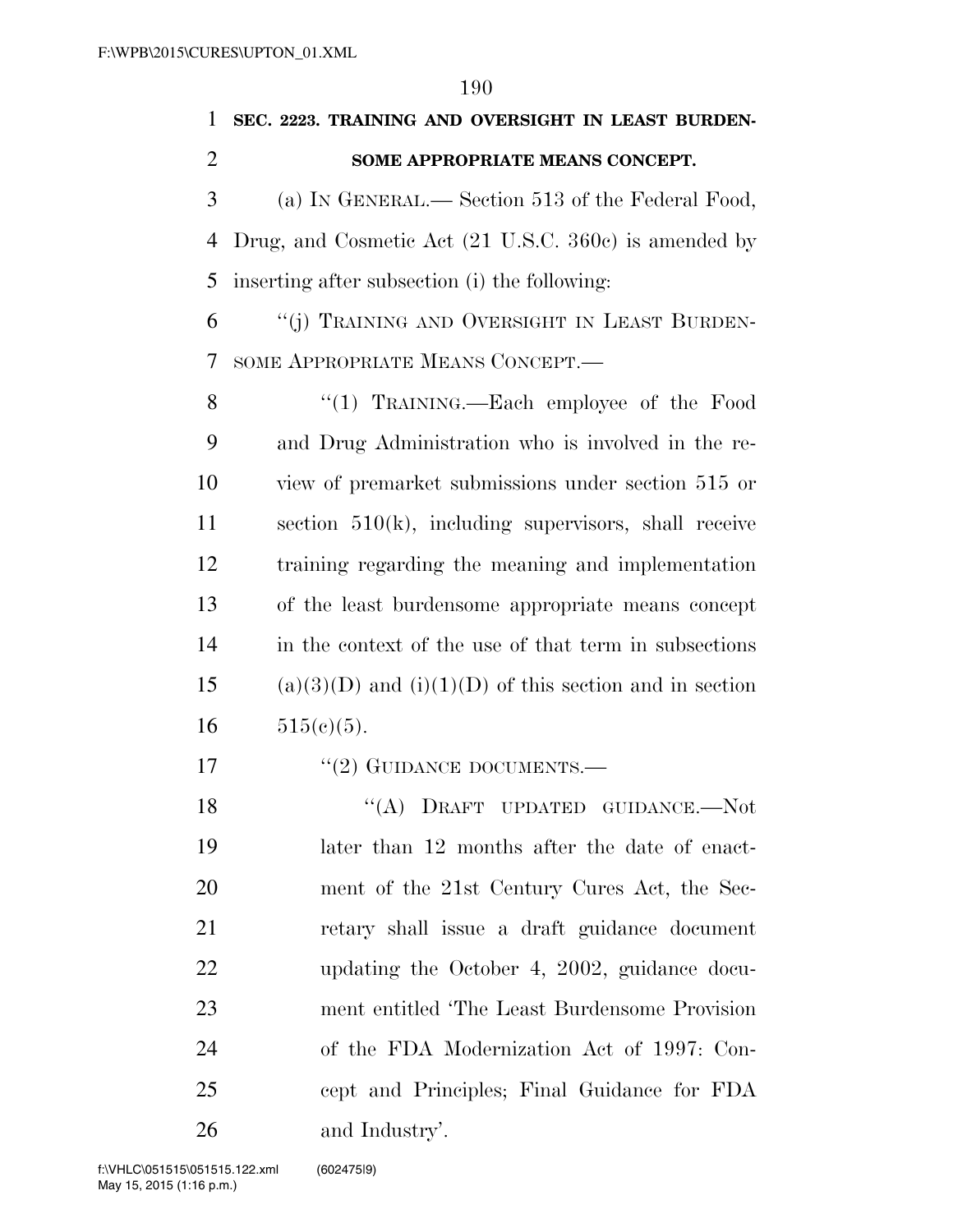**SEC. 2223. TRAINING AND OVERSIGHT IN LEAST BURDENSOME APPROPRIATE MEANS CONCEPT.**

(a) IN GENERAL.— Section 513 of the Federal Food, Drug, and Cosmetic Act (21 U.S.C. 360c) is amended by inserting after subsection (i) the following:

"(j) TRAINING AND OVERSIGHT IN LEAST BURDENSOME APPROPRIATE MEANS CONCEPT.—

"(1) TRAINING.—Each employee of the Food and Drug Administration who is involved in the review of premarket submissions under section 515 or section 510(k), including supervisors, shall receive training regarding the meaning and implementation of the least burdensome appropriate means concept in the context of the use of that term in subsections (a)(3)(D) and (i)(1)(D) of this section and in section 515(c)(5).

"(2) GUIDANCE DOCUMENTS.—

"(A) DRAFT UPDATED GUIDANCE.—Not later than 12 months after the date of enactment of the 21st Century Cures Act, the Secretary shall issue a draft guidance document updating the October 4, 2002, guidance document entitled 'The Least Burdensome Provision of the FDA Modernization Act of 1997: Concept and Principles; Final Guidance for FDA and Industry'.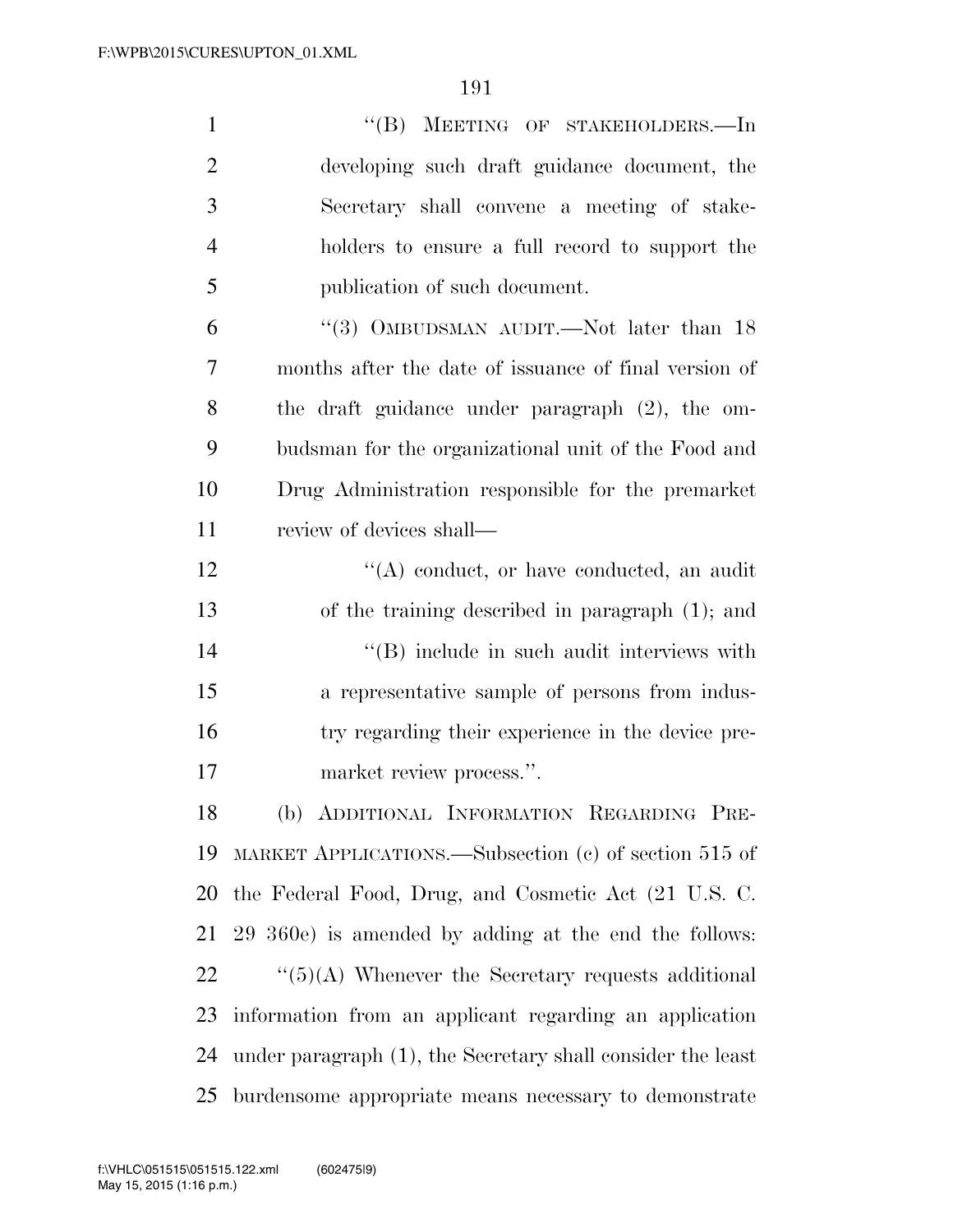"(B) MEETING OF STAKEHOLDERS.—In developing such draft guidance document, the Secretary shall convene a meeting of stakeholders to ensure a full record to support the publication of such document.

"(3) OMBUDSMAN AUDIT.—Not later than 18 months after the date of issuance of final version of the draft guidance under paragraph (2), the ombudsman for the organizational unit of the Food and Drug Administration responsible for the premarket review of devices shall—

"(A) conduct, or have conducted, an audit of the training described in paragraph (1); and

"(B) include in such audit interviews with a representative sample of persons from industry regarding their experience in the device premarket review process.".

(b) ADDITIONAL INFORMATION REGARDING PREMARKET APPLICATIONS.—Subsection (c) of section 515 of the Federal Food, Drug, and Cosmetic Act (21 U.S. C. 29 360e) is amended by adding at the end the follows:

"(5)(A) Whenever the Secretary requests additional information from an applicant regarding an application under paragraph (1), the Secretary shall consider the least burdensome appropriate means necessary to demonstrate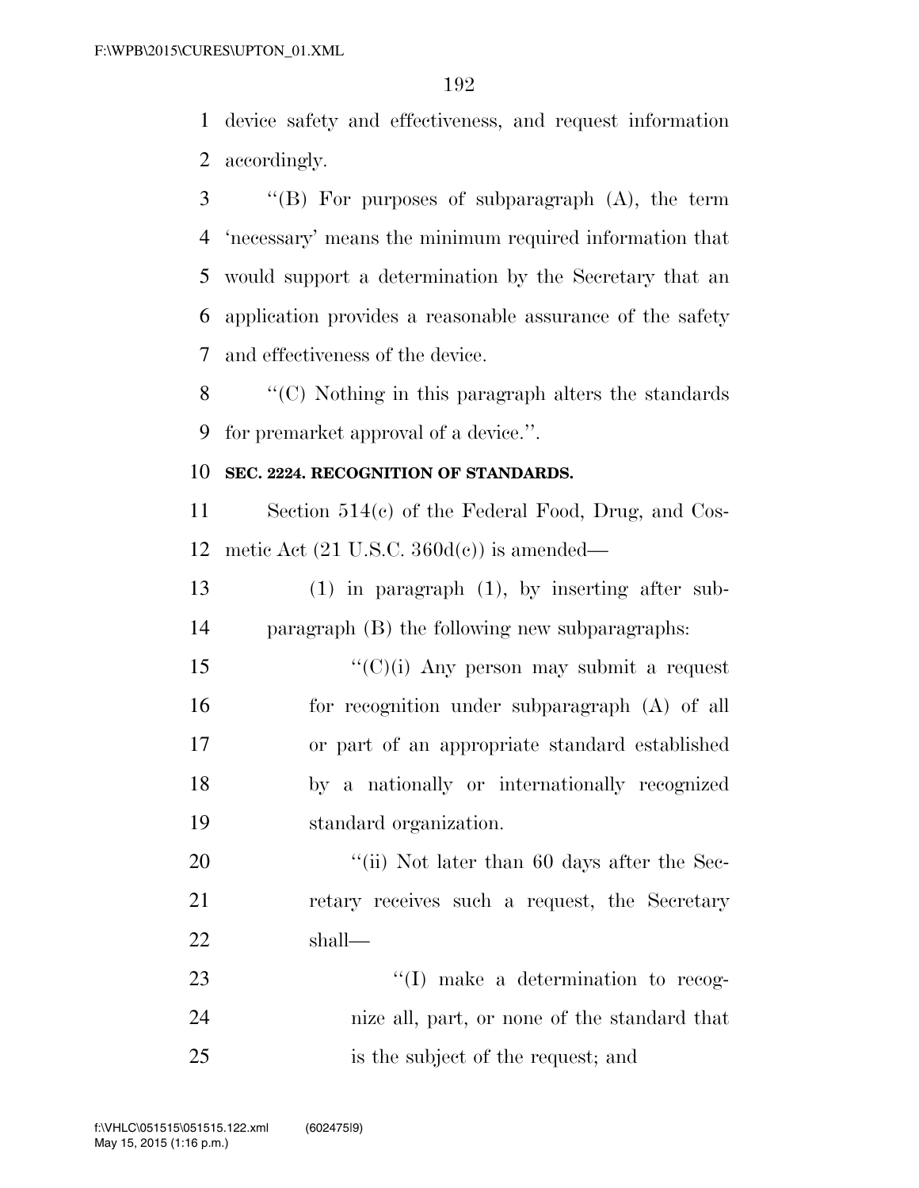device safety and effectiveness, and request information accordingly.

"(B) For purposes of subparagraph (A), the term 'necessary' means the minimum required information that would support a determination by the Secretary that an application provides a reasonable assurance of the safety and effectiveness of the device.

"(C) Nothing in this paragraph alters the standards for premarket approval of a device.".

**SEC. 2224. RECOGNITION OF STANDARDS.**

Section 514(c) of the Federal Food, Drug, and Cosmetic Act (21 U.S.C. 360d(c)) is amended—

(1) in paragraph (1), by inserting after subparagraph (B) the following new subparagraphs:

"(C)(i) Any person may submit a request for recognition under subparagraph (A) of all or part of an appropriate standard established by a nationally or internationally recognized standard organization.

"(ii) Not later than 60 days after the Secretary receives such a request, the Secretary shall—

"(I) make a determination to recognize all, part, or none of the standard that is the subject of the request; and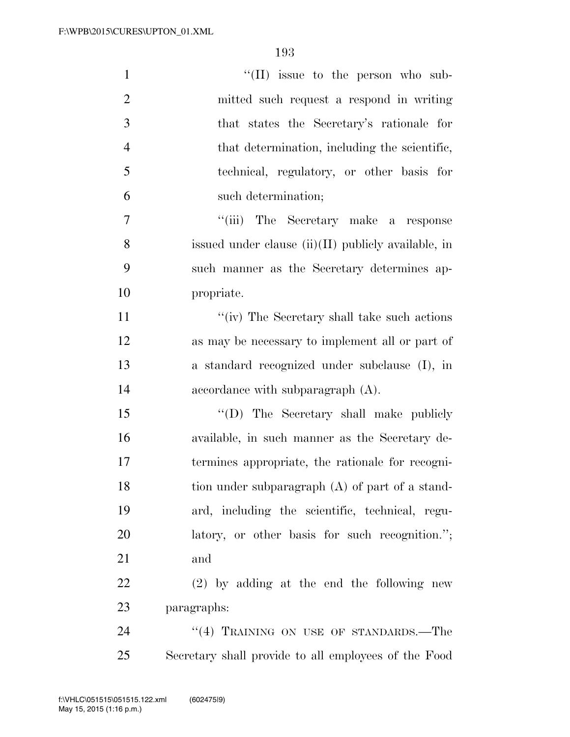''(II) issue to the person who submitted such request a respond in writing that states the Secretary's rationale for that determination, including the scientific, technical, regulatory, or other basis for such determination;

''(iii) The Secretary make a response issued under clause (ii)(II) publicly available, in such manner as the Secretary determines appropriate.

''(iv) The Secretary shall take such actions as may be necessary to implement all or part of a standard recognized under subclause (I), in accordance with subparagraph (A).

''(D) The Secretary shall make publicly available, in such manner as the Secretary determines appropriate, the rationale for recognition under subparagraph (A) of part of a standard, including the scientific, technical, regulatory, or other basis for such recognition.''; and

(2) by adding at the end the following new paragraphs:

''(4) TRAINING ON USE OF STANDARDS.—The Secretary shall provide to all employees of the Food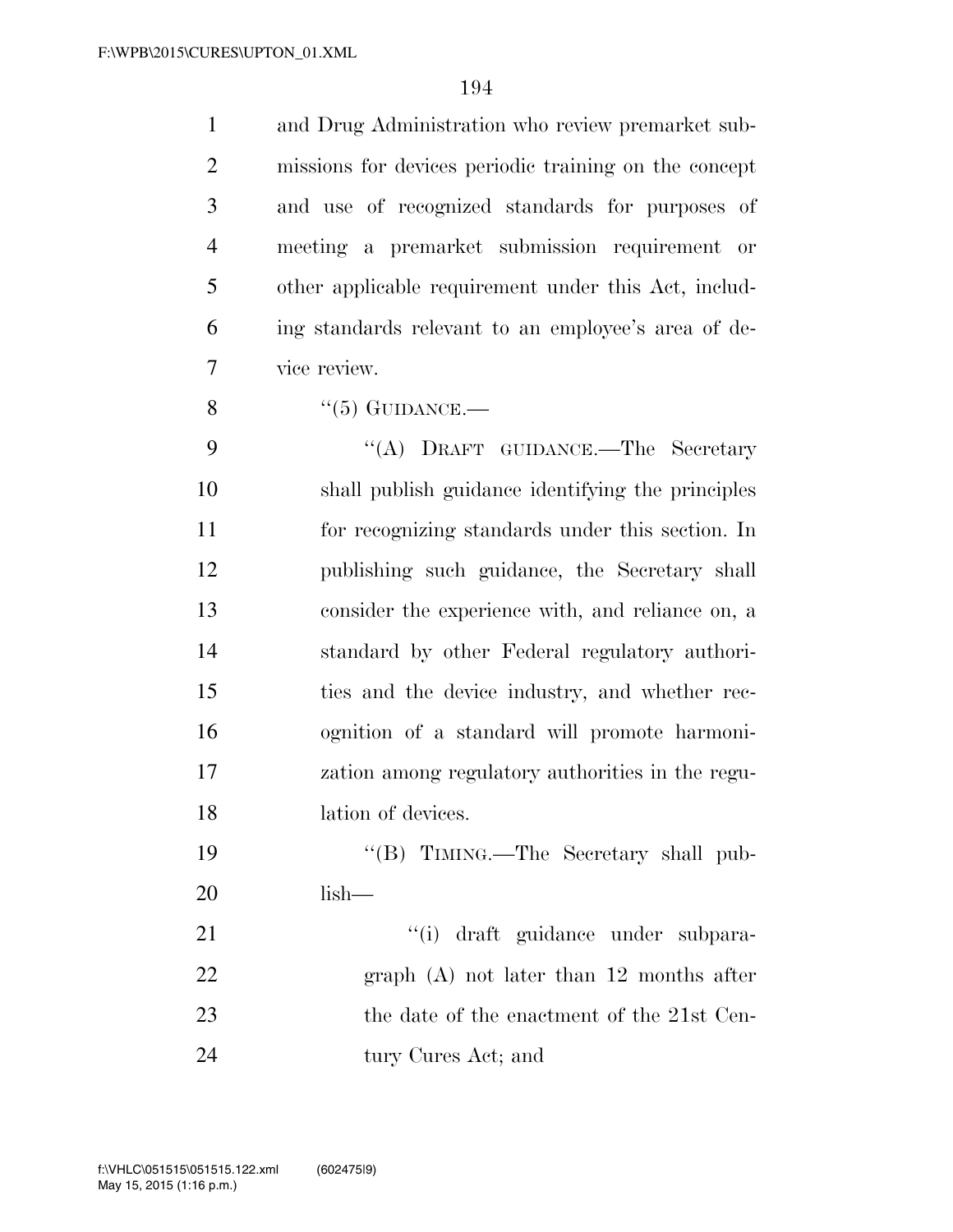and Drug Administration who review premarket submissions for devices periodic training on the concept and use of recognized standards for purposes of meeting a premarket submission requirement or other applicable requirement under this Act, including standards relevant to an employee's area of device review.

"(5) GUIDANCE.—

"(A) DRAFT GUIDANCE.—The Secretary shall publish guidance identifying the principles for recognizing standards under this section. In publishing such guidance, the Secretary shall consider the experience with, and reliance on, a standard by other Federal regulatory authorities and the device industry, and whether recognition of a standard will promote harmonization among regulatory authorities in the regulation of devices.

"(B) TIMING.—The Secretary shall publish—

"(i) draft guidance under subparagraph (A) not later than 12 months after the date of the enactment of the 21st Century Cures Act; and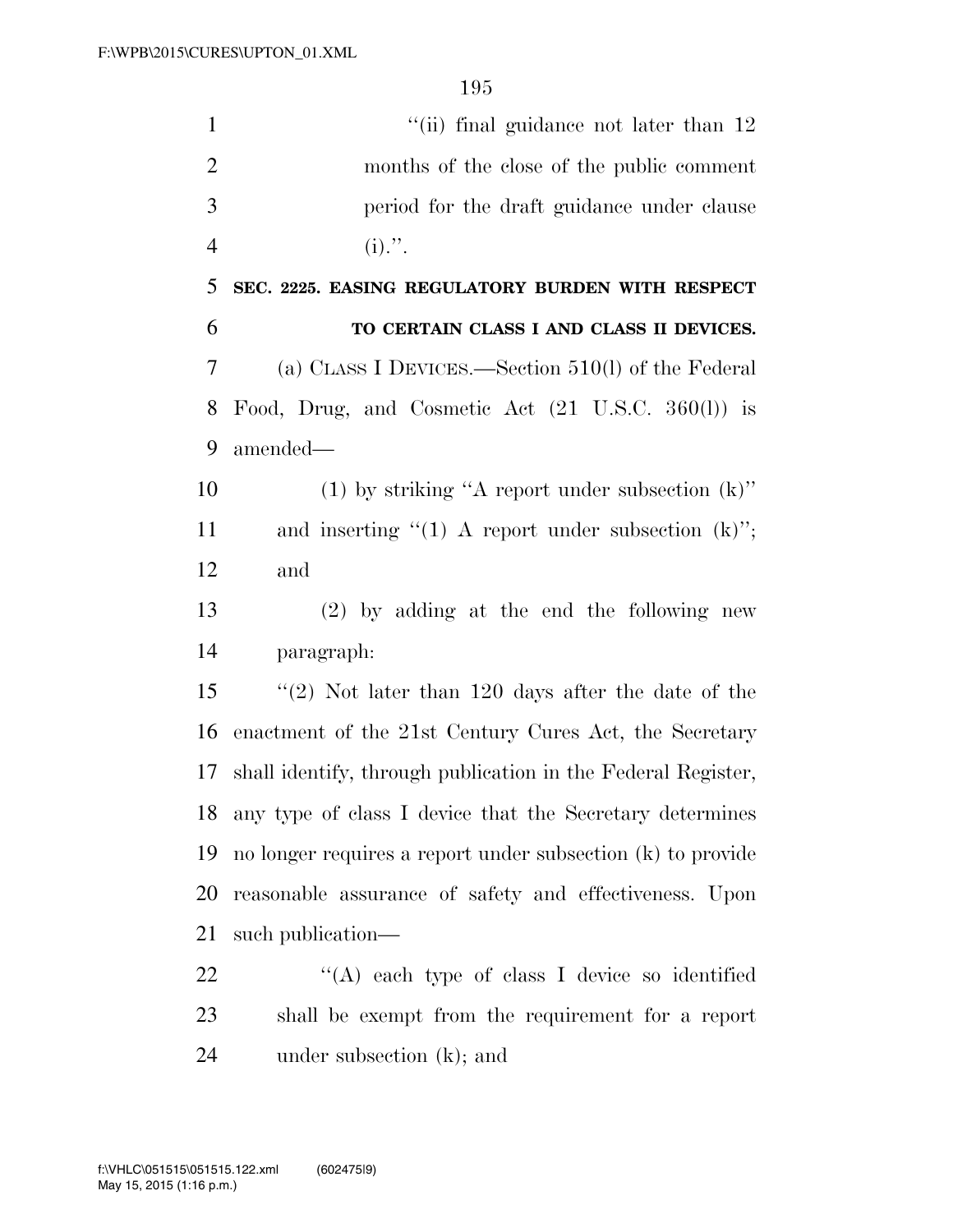''(ii) final guidance not later than 12 months of the close of the public comment period for the draft guidance under clause (i).''.

**SEC. 2225. EASING REGULATORY BURDEN WITH RESPECT TO CERTAIN CLASS I AND CLASS II DEVICES.**

(a) CLASS I DEVICES.—Section 510(l) of the Federal Food, Drug, and Cosmetic Act (21 U.S.C. 360(l)) is amended—

(1) by striking ''A report under subsection (k)'' and inserting ''(1) A report under subsection (k)''; and

(2) by adding at the end the following new paragraph:

''(2) Not later than 120 days after the date of the enactment of the 21st Century Cures Act, the Secretary shall identify, through publication in the Federal Register, any type of class I device that the Secretary determines no longer requires a report under subsection (k) to provide reasonable assurance of safety and effectiveness. Upon such publication—

''(A) each type of class I device so identified shall be exempt from the requirement for a report under subsection (k); and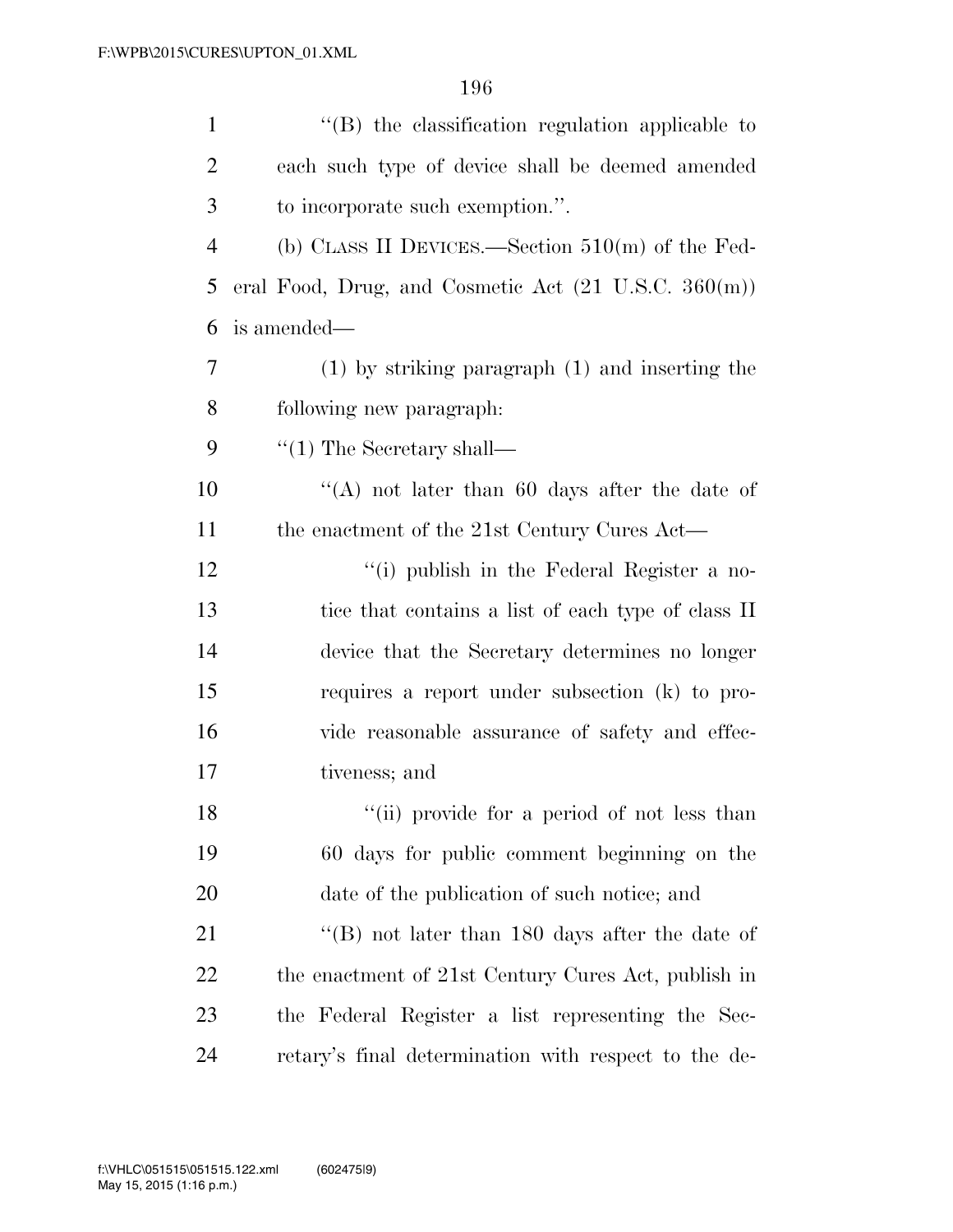''(B) the classification regulation applicable to each such type of device shall be deemed amended to incorporate such exemption.''.

(b) CLASS II DEVICES.—Section 510(m) of the Federal Food, Drug, and Cosmetic Act (21 U.S.C. 360(m)) is amended—

(1) by striking paragraph (1) and inserting the following new paragraph:

''(1) The Secretary shall—

''(A) not later than 60 days after the date of the enactment of the 21st Century Cures Act—

''(i) publish in the Federal Register a notice that contains a list of each type of class II device that the Secretary determines no longer requires a report under subsection (k) to provide reasonable assurance of safety and effectiveness; and

''(ii) provide for a period of not less than 60 days for public comment beginning on the date of the publication of such notice; and

''(B) not later than 180 days after the date of the enactment of 21st Century Cures Act, publish in the Federal Register a list representing the Secretary's final determination with respect to the de-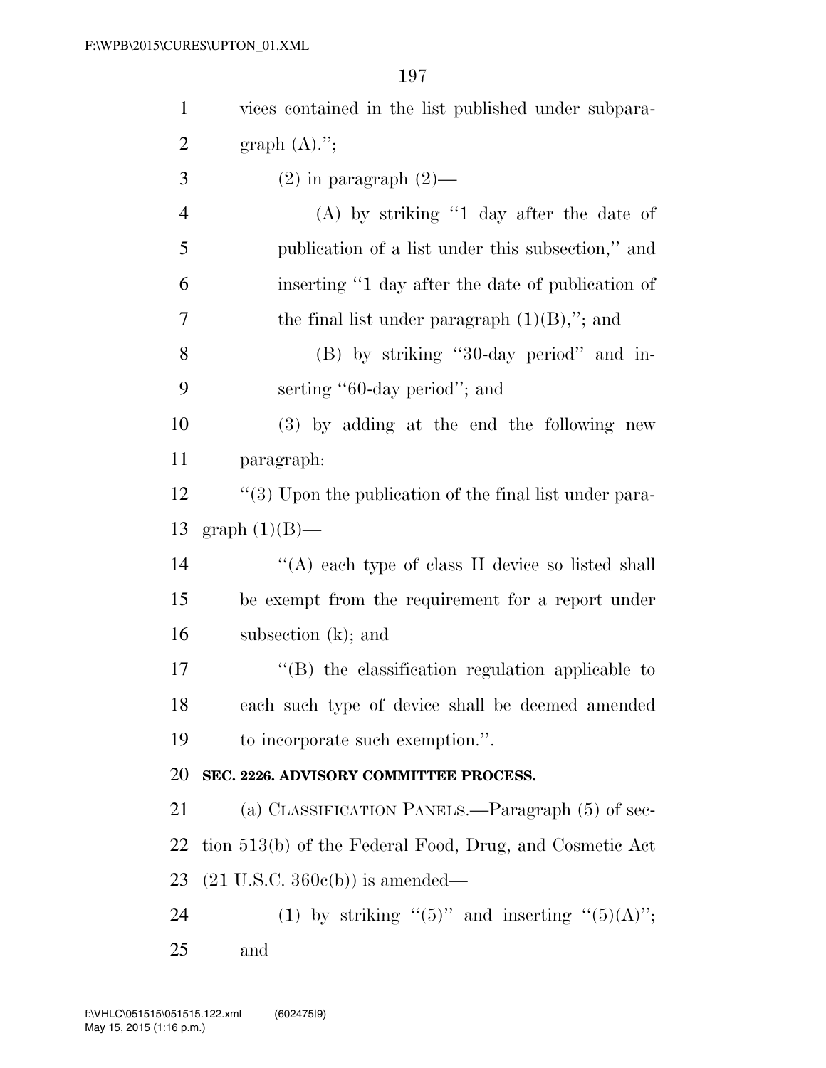vices contained in the list published under subparagraph (A).'';

(2) in paragraph (2)—

(A) by striking ''1 day after the date of publication of a list under this subsection,'' and inserting ''1 day after the date of publication of the final list under paragraph (1)(B),''; and

(B) by striking ''30-day period'' and inserting ''60-day period''; and

(3) by adding at the end the following new paragraph:

''(3) Upon the publication of the final list under paragraph (1)(B)—

''(A) each type of class II device so listed shall be exempt from the requirement for a report under subsection (k); and

''(B) the classification regulation applicable to each such type of device shall be deemed amended to incorporate such exemption.''.

**SEC. 2226. ADVISORY COMMITTEE PROCESS.**

(a) CLASSIFICATION PANELS.—Paragraph (5) of section 513(b) of the Federal Food, Drug, and Cosmetic Act (21 U.S.C. 360c(b)) is amended—

(1) by striking ''(5)'' and inserting ''(5)(A)''; and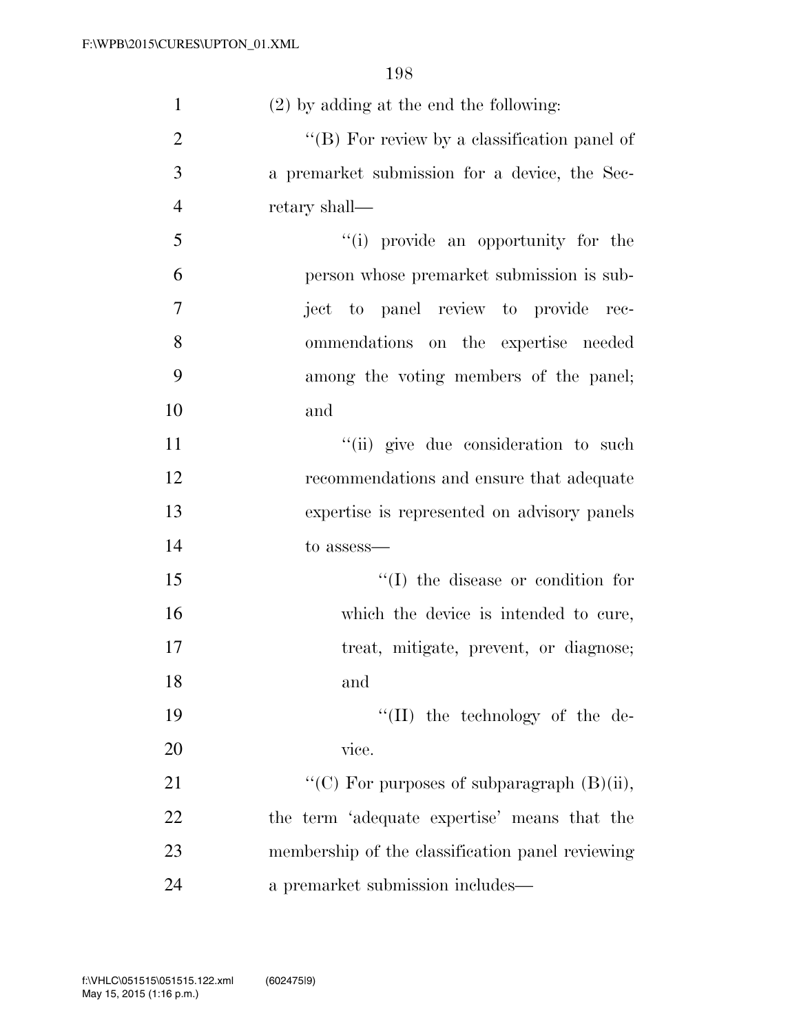(2) by adding at the end the following:

''(B) For review by a classification panel of a premarket submission for a device, the Secretary shall—

''(i) provide an opportunity for the person whose premarket submission is subject to panel review to provide recommendations on the expertise needed among the voting members of the panel; and

''(ii) give due consideration to such recommendations and ensure that adequate expertise is represented on advisory panels to assess—

''(I) the disease or condition for which the device is intended to cure, treat, mitigate, prevent, or diagnose; and

''(II) the technology of the device.

''(C) For purposes of subparagraph (B)(ii), the term 'adequate expertise' means that the membership of the classification panel reviewing a premarket submission includes—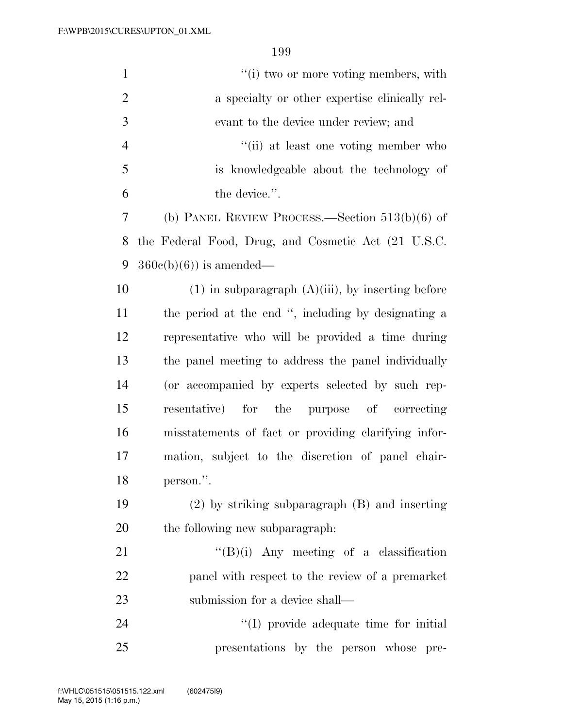"(i) two or more voting members, with a specialty or other expertise clinically relevant to the device under review; and

"(ii) at least one voting member who is knowledgeable about the technology of the device.".

(b) PANEL REVIEW PROCESS.—Section 513(b)(6) of the Federal Food, Drug, and Cosmetic Act (21 U.S.C. 360c(b)(6)) is amended—

(1) in subparagraph (A)(iii), by inserting before the period at the end ", including by designating a representative who will be provided a time during the panel meeting to address the panel individually (or accompanied by experts selected by such representative) for the purpose of correcting misstatements of fact or providing clarifying information, subject to the discretion of panel chairperson.".

(2) by striking subparagraph (B) and inserting the following new subparagraph:

"(B)(i) Any meeting of a classification panel with respect to the review of a premarket submission for a device shall—

"(I) provide adequate time for initial presentations by the person whose pre-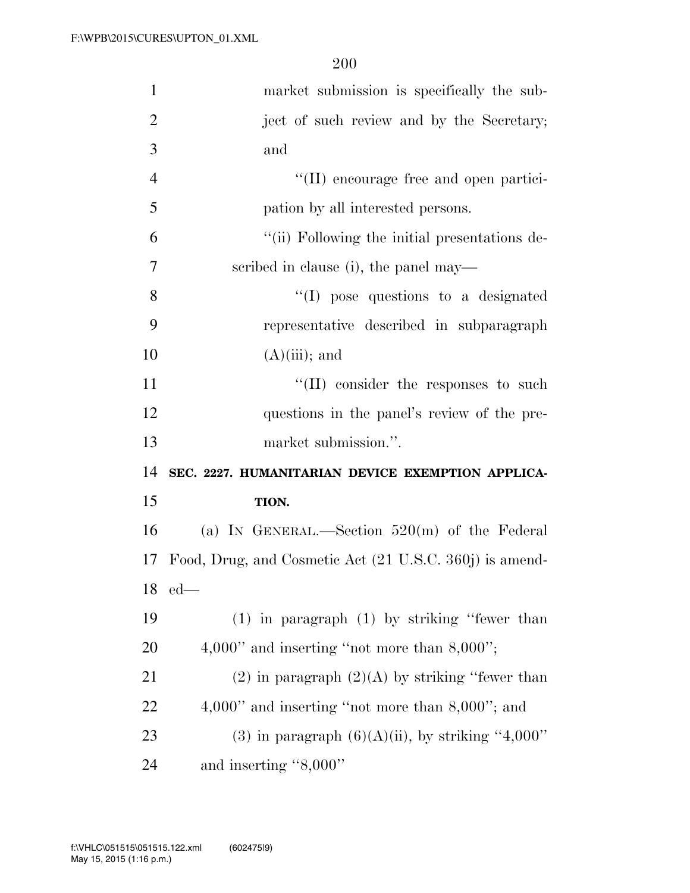market submission is specifically the subject of such review and by the Secretary; and

''(II) encourage free and open participation by all interested persons.

''(ii) Following the initial presentations described in clause (i), the panel may—

''(I) pose questions to a designated representative described in subparagraph (A)(iii); and

''(II) consider the responses to such questions in the panel's review of the premarket submission.''.

**SEC. 2227. HUMANITARIAN DEVICE EXEMPTION APPLICATION.**

(a) IN GENERAL.—Section 520(m) of the Federal Food, Drug, and Cosmetic Act (21 U.S.C. 360j) is amended—

(1) in paragraph (1) by striking ''fewer than 4,000'' and inserting ''not more than 8,000'';

(2) in paragraph (2)(A) by striking ''fewer than 4,000'' and inserting ''not more than 8,000''; and

(3) in paragraph (6)(A)(ii), by striking ''4,000'' and inserting ''8,000''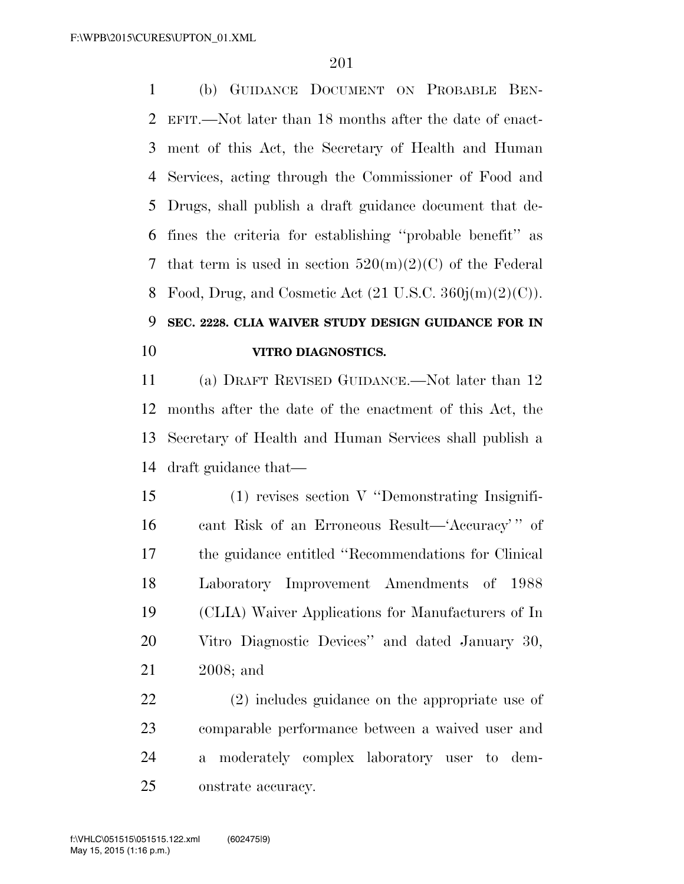(b) GUIDANCE DOCUMENT ON PROBABLE BENEFIT.—Not later than 18 months after the date of enactment of this Act, the Secretary of Health and Human Services, acting through the Commissioner of Food and Drugs, shall publish a draft guidance document that defines the criteria for establishing ''probable benefit'' as that term is used in section 520(m)(2)(C) of the Federal Food, Drug, and Cosmetic Act (21 U.S.C. 360j(m)(2)(C)).

**SEC. 2228. CLIA WAIVER STUDY DESIGN GUIDANCE FOR IN VITRO DIAGNOSTICS.**

(a) DRAFT REVISED GUIDANCE.—Not later than 12 months after the date of the enactment of this Act, the Secretary of Health and Human Services shall publish a draft guidance that—

(1) revises section V ''Demonstrating Insignificant Risk of an Erroneous Result—'Accuracy' '' of the guidance entitled ''Recommendations for Clinical Laboratory Improvement Amendments of 1988 (CLIA) Waiver Applications for Manufacturers of In Vitro Diagnostic Devices'' and dated January 30, 2008; and

(2) includes guidance on the appropriate use of comparable performance between a waived user and a moderately complex laboratory user to demonstrate accuracy.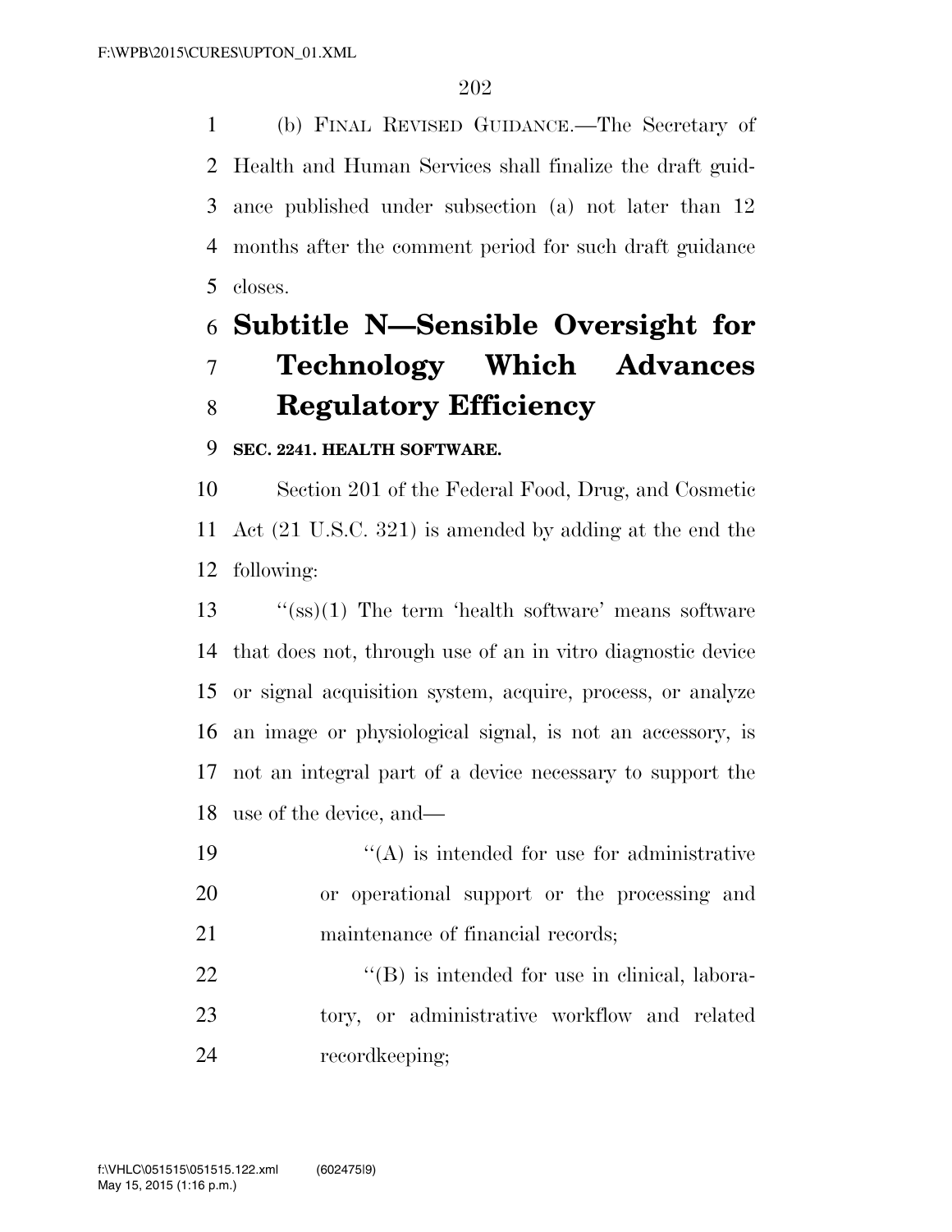(b) FINAL REVISED GUIDANCE.—The Secretary of Health and Human Services shall finalize the draft guidance published under subsection (a) not later than 12 months after the comment period for such draft guidance closes.

## Subtitle N—Sensible Oversight for Technology Which Advances Regulatory Efficiency

**SEC. 2241. HEALTH SOFTWARE.**

Section 201 of the Federal Food, Drug, and Cosmetic Act (21 U.S.C. 321) is amended by adding at the end the following:

"(ss)(1) The term 'health software' means software that does not, through use of an in vitro diagnostic device or signal acquisition system, acquire, process, or analyze an image or physiological signal, is not an accessory, is not an integral part of a device necessary to support the use of the device, and—

"(A) is intended for use for administrative or operational support or the processing and maintenance of financial records;

"(B) is intended for use in clinical, laboratory, or administrative workflow and related recordkeeping;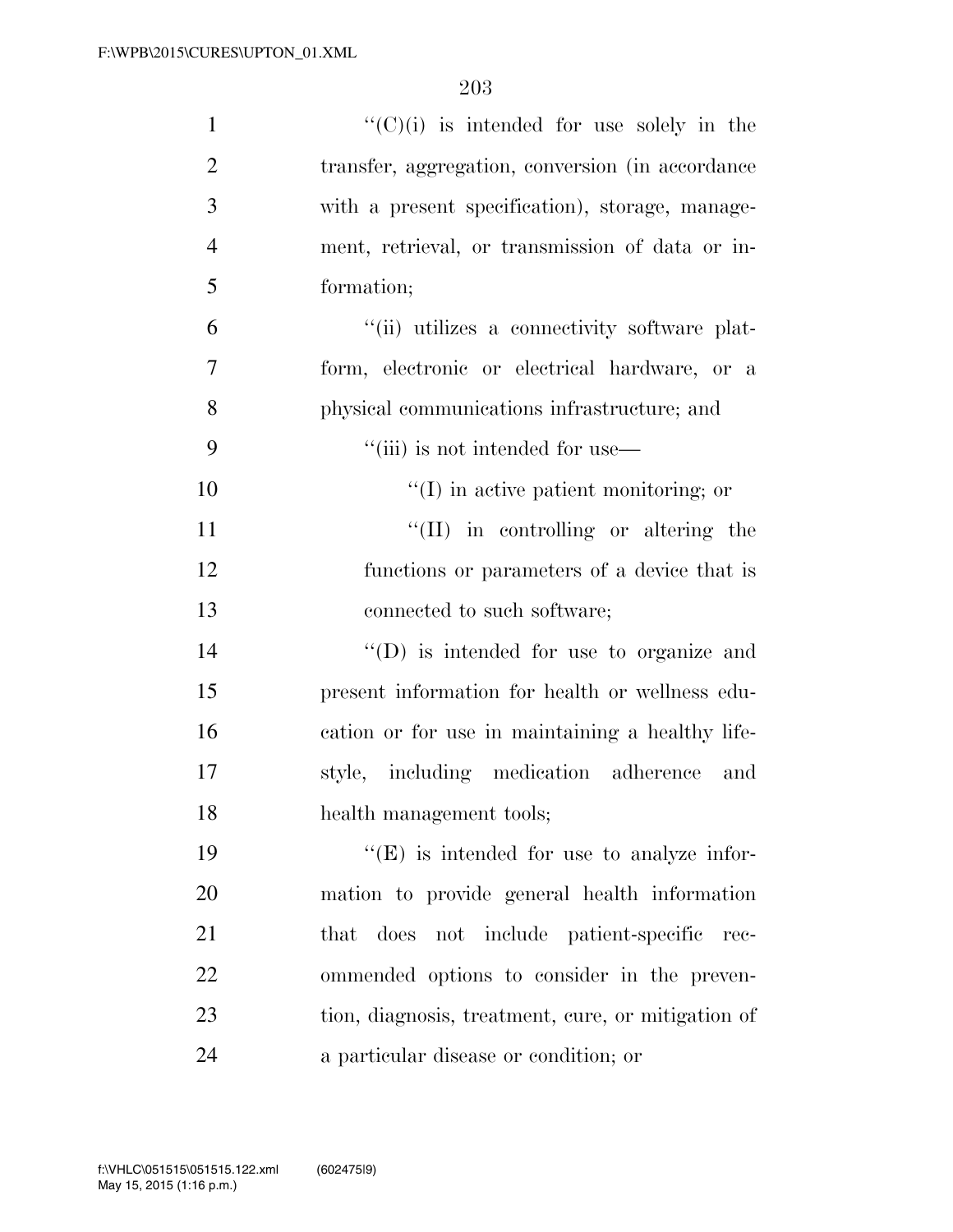''(C)(i) is intended for use solely in the transfer, aggregation, conversion (in accordance with a present specification), storage, management, retrieval, or transmission of data or information;

''(ii) utilizes a connectivity software platform, electronic or electrical hardware, or a physical communications infrastructure; and

''(iii) is not intended for use—

''(I) in active patient monitoring; or

''(II) in controlling or altering the functions or parameters of a device that is connected to such software;

''(D) is intended for use to organize and present information for health or wellness education or for use in maintaining a healthy lifestyle, including medication adherence and health management tools;

''(E) is intended for use to analyze information to provide general health information that does not include patient-specific recommended options to consider in the prevention, diagnosis, treatment, cure, or mitigation of a particular disease or condition; or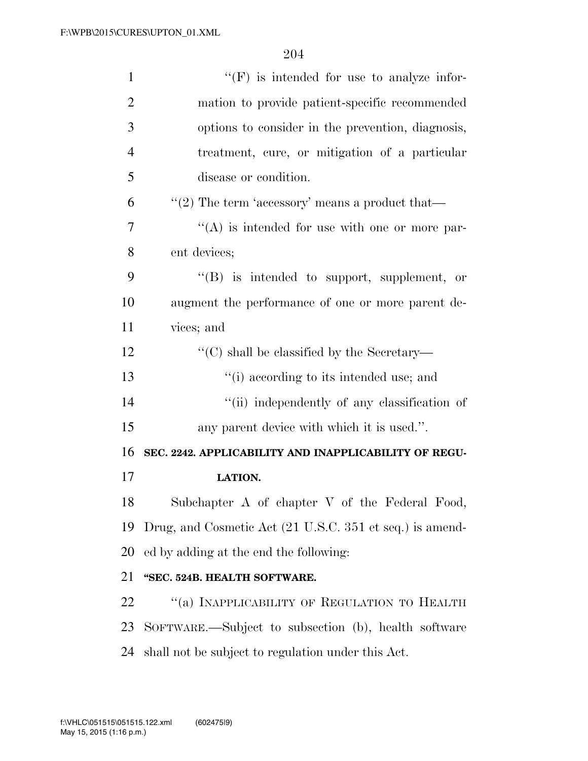"(F) is intended for use to analyze information to provide patient-specific recommended options to consider in the prevention, diagnosis, treatment, cure, or mitigation of a particular disease or condition.

"(2) The term 'accessory' means a product that—

"(A) is intended for use with one or more parent devices;

"(B) is intended to support, supplement, or augment the performance of one or more parent devices; and

"(C) shall be classified by the Secretary—

"(i) according to its intended use; and

"(ii) independently of any classification of any parent device with which it is used.".

**SEC. 2242. APPLICABILITY AND INAPPLICABILITY OF REGULATION.**

Subchapter A of chapter V of the Federal Food, Drug, and Cosmetic Act (21 U.S.C. 351 et seq.) is amended by adding at the end the following:

**"SEC. 524B. HEALTH SOFTWARE.**

"(a) INAPPLICABILITY OF REGULATION TO HEALTH SOFTWARE.—Subject to subsection (b), health software shall not be subject to regulation under this Act.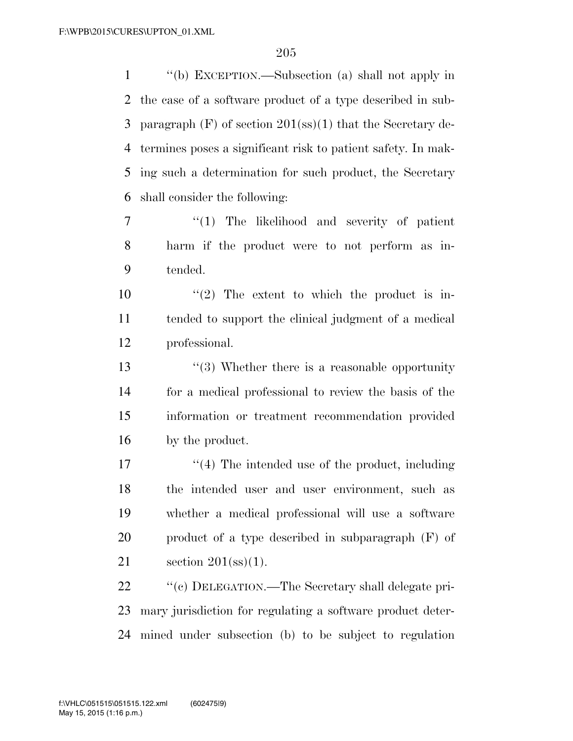"(b) EXCEPTION.—Subsection (a) shall not apply in the case of a software product of a type described in subparagraph (F) of section 201(ss)(1) that the Secretary determines poses a significant risk to patient safety. In making such a determination for such product, the Secretary shall consider the following:

"(1) The likelihood and severity of patient harm if the product were to not perform as intended.

"(2) The extent to which the product is intended to support the clinical judgment of a medical professional.

"(3) Whether there is a reasonable opportunity for a medical professional to review the basis of the information or treatment recommendation provided by the product.

"(4) The intended use of the product, including the intended user and user environment, such as whether a medical professional will use a software product of a type described in subparagraph (F) of section 201(ss)(1).

"(c) DELEGATION.—The Secretary shall delegate primary jurisdiction for regulating a software product determined under subsection (b) to be subject to regulation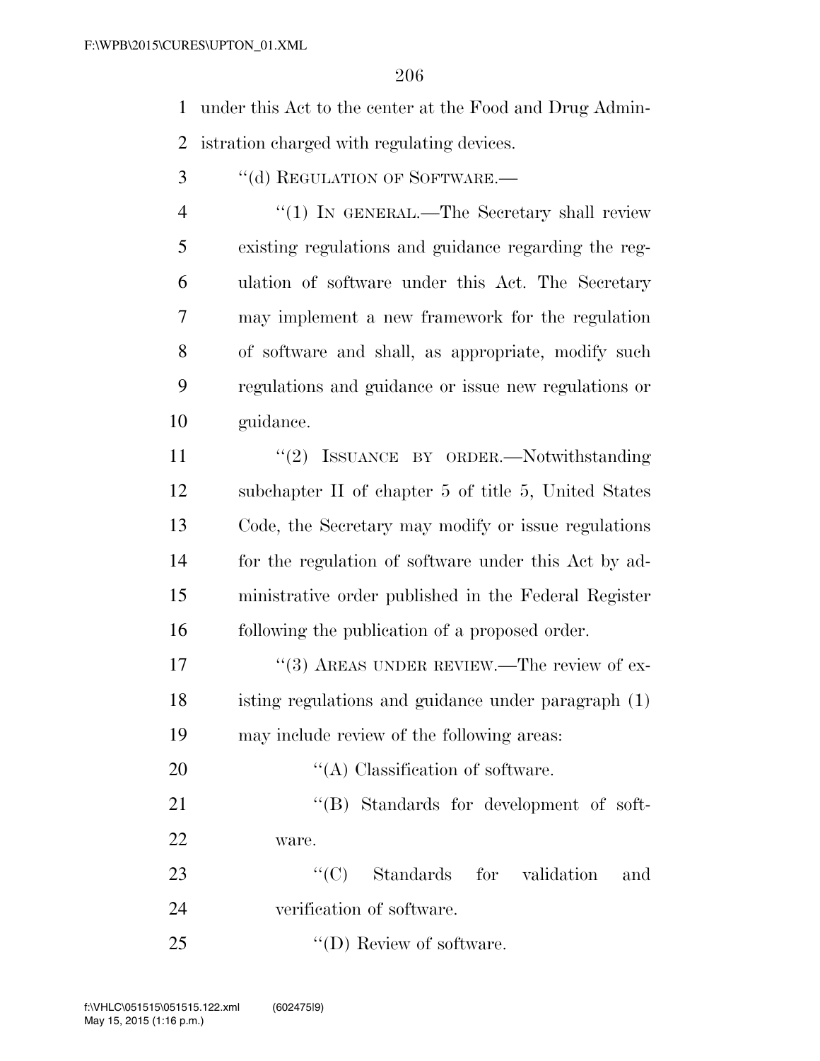under this Act to the center at the Food and Drug Administration charged with regulating devices.

"(d) REGULATION OF SOFTWARE.—

"(1) IN GENERAL.—The Secretary shall review existing regulations and guidance regarding the regulation of software under this Act. The Secretary may implement a new framework for the regulation of software and shall, as appropriate, modify such regulations and guidance or issue new regulations or guidance.

"(2) ISSUANCE BY ORDER.—Notwithstanding subchapter II of chapter 5 of title 5, United States Code, the Secretary may modify or issue regulations for the regulation of software under this Act by administrative order published in the Federal Register following the publication of a proposed order.

"(3) AREAS UNDER REVIEW.—The review of existing regulations and guidance under paragraph (1) may include review of the following areas:

"(A) Classification of software.

"(B) Standards for development of software.

"(C) Standards for validation and verification of software.

"(D) Review of software.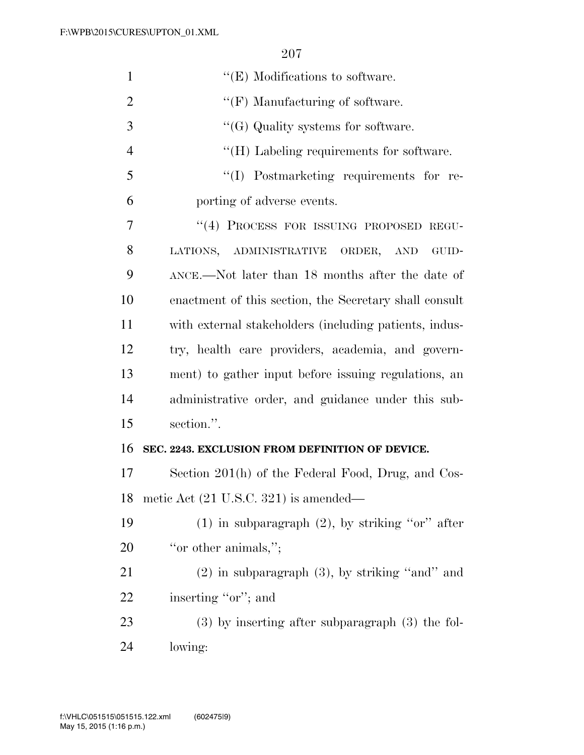''(E) Modifications to software.

''(F) Manufacturing of software.

''(G) Quality systems for software.

''(H) Labeling requirements for software.

''(I) Postmarketing requirements for reporting of adverse events.

''(4) PROCESS FOR ISSUING PROPOSED REGULATIONS, ADMINISTRATIVE ORDER, AND GUIDANCE.—Not later than 18 months after the date of enactment of this section, the Secretary shall consult with external stakeholders (including patients, industry, health care providers, academia, and government) to gather input before issuing regulations, an administrative order, and guidance under this subsection.''.

**SEC. 2243. EXCLUSION FROM DEFINITION OF DEVICE.**

Section 201(h) of the Federal Food, Drug, and Cosmetic Act (21 U.S.C. 321) is amended—

(1) in subparagraph (2), by striking ''or'' after ''or other animals,'';

(2) in subparagraph (3), by striking ''and'' and inserting ''or''; and

(3) by inserting after subparagraph (3) the following: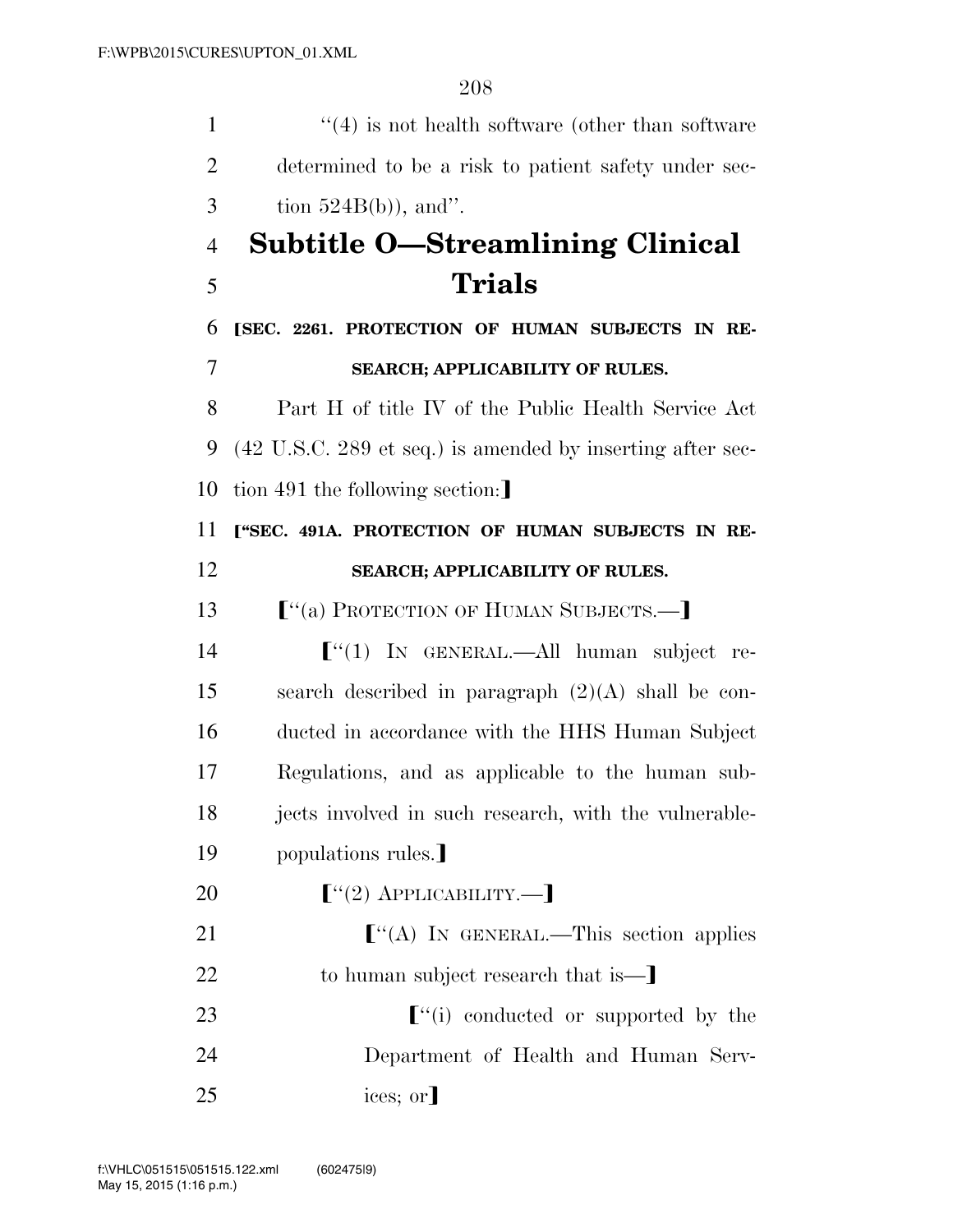"(4) is not health software (other than software determined to be a risk to patient safety under section 524B(b)), and".

## Subtitle O—Streamlining Clinical Trials

**⟦SEC. 2261. PROTECTION OF HUMAN SUBJECTS IN RESEARCH; APPLICABILITY OF RULES.**

Part H of title IV of the Public Health Service Act (42 U.S.C. 289 et seq.) is amended by inserting after section 491 the following section:⟧

**⟦"SEC. 491A. PROTECTION OF HUMAN SUBJECTS IN RESEARCH; APPLICABILITY OF RULES.**

⟦"(a) PROTECTION OF HUMAN SUBJECTS.—⟧

⟦"(1) IN GENERAL.—All human subject research described in paragraph (2)(A) shall be conducted in accordance with the HHS Human Subject Regulations, and as applicable to the human subjects involved in such research, with the vulnerable-populations rules.⟧

⟦"(2) APPLICABILITY.—⟧

⟦"(A) IN GENERAL.—This section applies to human subject research that is—⟧

⟦"(i) conducted or supported by the Department of Health and Human Services; or⟧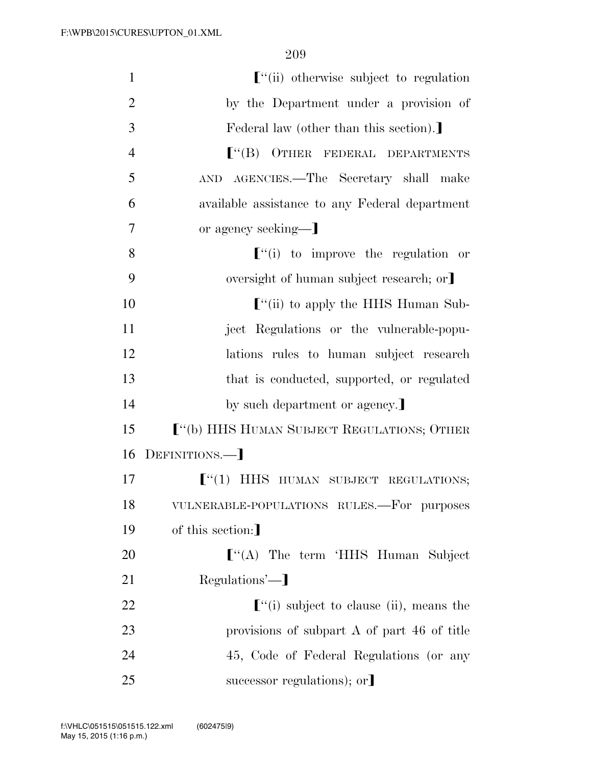[‘‘(ii) otherwise subject to regulation by the Department under a provision of Federal law (other than this section).]

[‘‘(B) OTHER FEDERAL DEPARTMENTS AND AGENCIES.—The Secretary shall make available assistance to any Federal department or agency seeking—]

[‘‘(i) to improve the regulation or oversight of human subject research; or]

[‘‘(ii) to apply the HHS Human Subject Regulations or the vulnerable-populations rules to human subject research that is conducted, supported, or regulated by such department or agency.]

[‘‘(b) HHS HUMAN SUBJECT REGULATIONS; OTHER DEFINITIONS.—]

[‘‘(1) HHS HUMAN SUBJECT REGULATIONS; VULNERABLE-POPULATIONS RULES.—For purposes of this section:]

[‘‘(A) The term ‘HHS Human Subject Regulations’—]

[‘‘(i) subject to clause (ii), means the provisions of subpart A of part 46 of title 45, Code of Federal Regulations (or any successor regulations); or]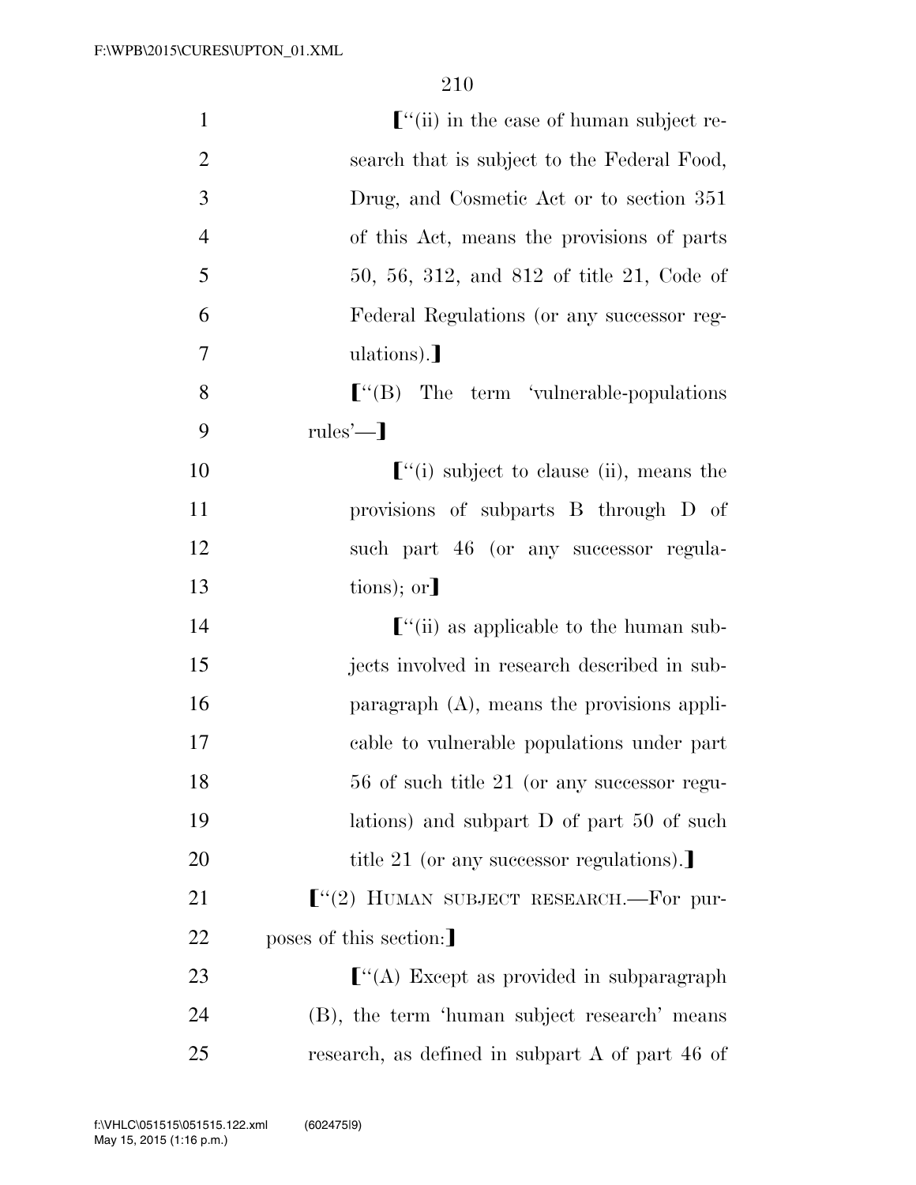⟦"(ii) in the case of human subject research that is subject to the Federal Food, Drug, and Cosmetic Act or to section 351 of this Act, means the provisions of parts 50, 56, 312, and 812 of title 21, Code of Federal Regulations (or any successor regulations).⟧

⟦"(B) The term 'vulnerable-populations rules'—⟧

⟦"(i) subject to clause (ii), means the provisions of subparts B through D of such part 46 (or any successor regulations); or⟧

⟦"(ii) as applicable to the human subjects involved in research described in subparagraph (A), means the provisions applicable to vulnerable populations under part 56 of such title 21 (or any successor regulations) and subpart D of part 50 of such title 21 (or any successor regulations).⟧

⟦"(2) HUMAN SUBJECT RESEARCH.—For purposes of this section:⟧

⟦"(A) Except as provided in subparagraph (B), the term 'human subject research' means research, as defined in subpart A of part 46 of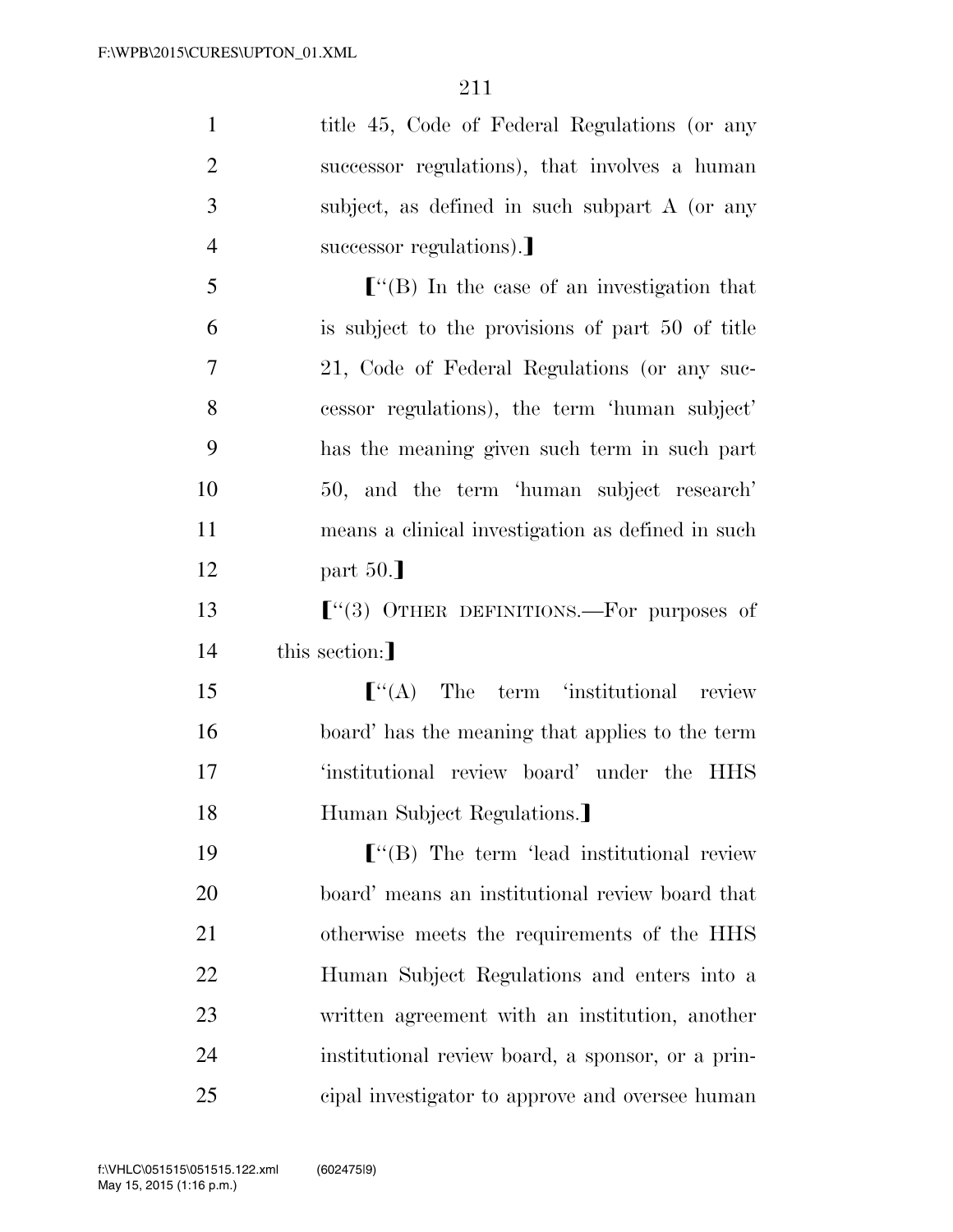title 45, Code of Federal Regulations (or any successor regulations), that involves a human subject, as defined in such subpart A (or any successor regulations).】

【''(B) In the case of an investigation that is subject to the provisions of part 50 of title 21, Code of Federal Regulations (or any successor regulations), the term 'human subject' has the meaning given such term in such part 50, and the term 'human subject research' means a clinical investigation as defined in such part 50.】

【''(3) OTHER DEFINITIONS.—For purposes of this section:】

【''(A) The term 'institutional review board' has the meaning that applies to the term 'institutional review board' under the HHS Human Subject Regulations.】

【''(B) The term 'lead institutional review board' means an institutional review board that otherwise meets the requirements of the HHS Human Subject Regulations and enters into a written agreement with an institution, another institutional review board, a sponsor, or a principal investigator to approve and oversee human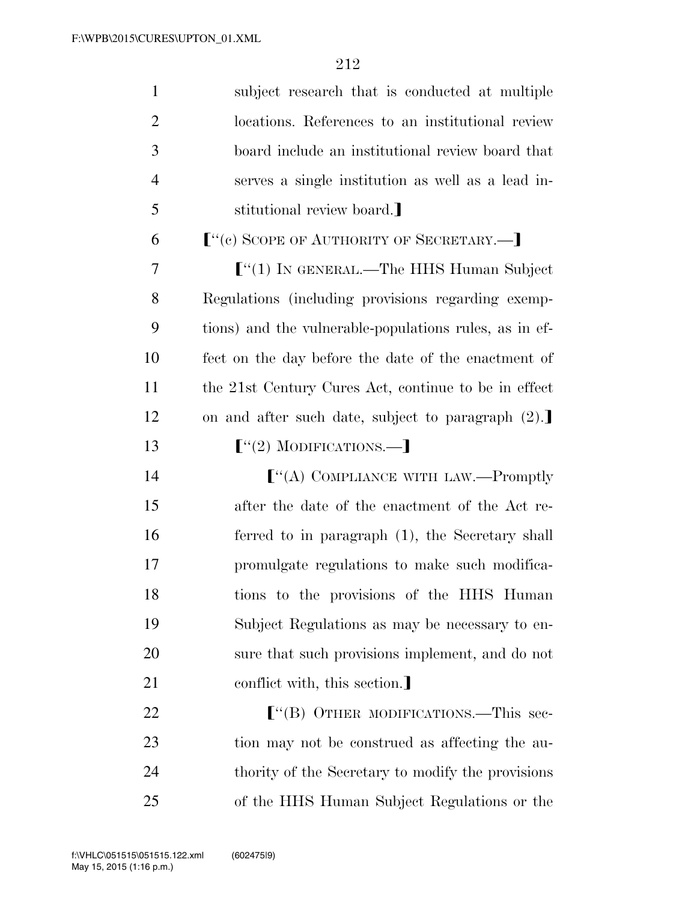subject research that is conducted at multiple locations. References to an institutional review board include an institutional review board that serves a single institution as well as a lead institutional review board.】

【"(c) SCOPE OF AUTHORITY OF SECRETARY.—】

【"(1) IN GENERAL.—The HHS Human Subject Regulations (including provisions regarding exemptions) and the vulnerable-populations rules, as in effect on the day before the date of the enactment of the 21st Century Cures Act, continue to be in effect on and after such date, subject to paragraph (2).】

【"(2) MODIFICATIONS.—】

【"(A) COMPLIANCE WITH LAW.—Promptly after the date of the enactment of the Act referred to in paragraph (1), the Secretary shall promulgate regulations to make such modifications to the provisions of the HHS Human Subject Regulations as may be necessary to ensure that such provisions implement, and do not conflict with, this section.】

【"(B) OTHER MODIFICATIONS.—This section may not be construed as affecting the authority of the Secretary to modify the provisions of the HHS Human Subject Regulations or the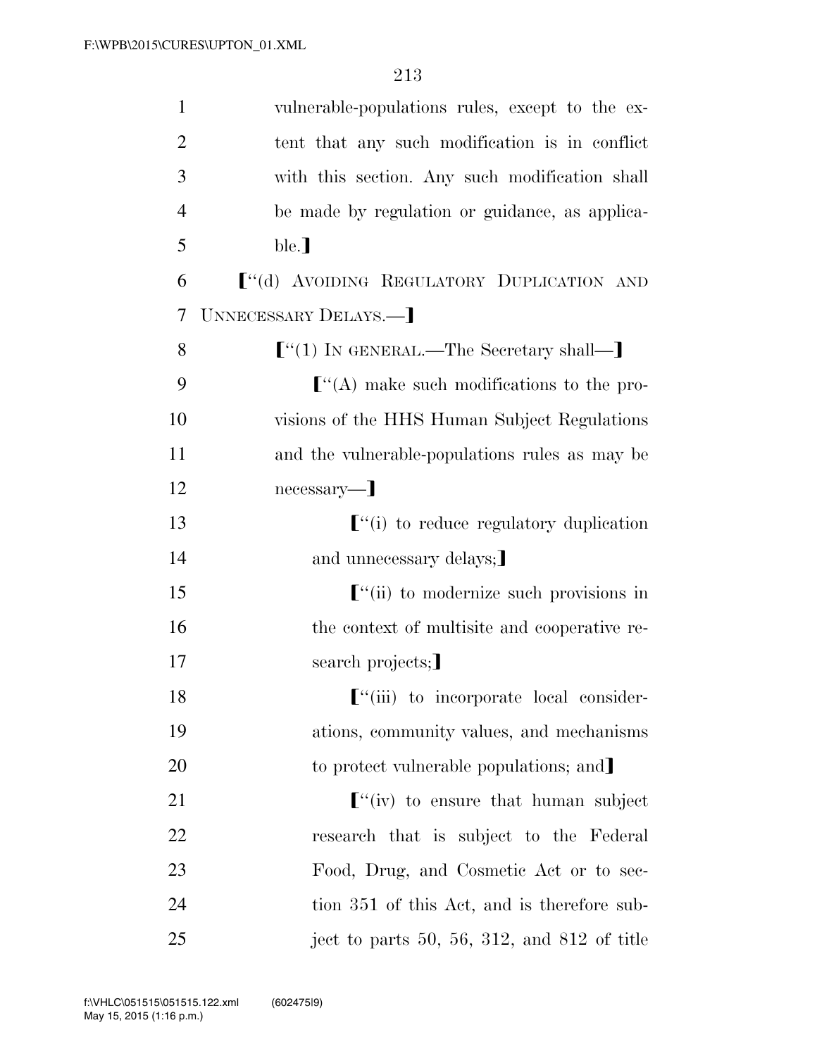vulnerable-populations rules, except to the extent that any such modification is in conflict with this section. Any such modification shall be made by regulation or guidance, as applicable.]

[''(d) AVOIDING REGULATORY DUPLICATION AND UNNECESSARY DELAYS.—]

[''(1) IN GENERAL.—The Secretary shall—]

[''(A) make such modifications to the provisions of the HHS Human Subject Regulations and the vulnerable-populations rules as may be necessary—]

[''(i) to reduce regulatory duplication and unnecessary delays;]

[''(ii) to modernize such provisions in the context of multisite and cooperative research projects;]

[''(iii) to incorporate local considerations, community values, and mechanisms to protect vulnerable populations; and]

[''(iv) to ensure that human subject research that is subject to the Federal Food, Drug, and Cosmetic Act or to section 351 of this Act, and is therefore subject to parts 50, 56, 312, and 812 of title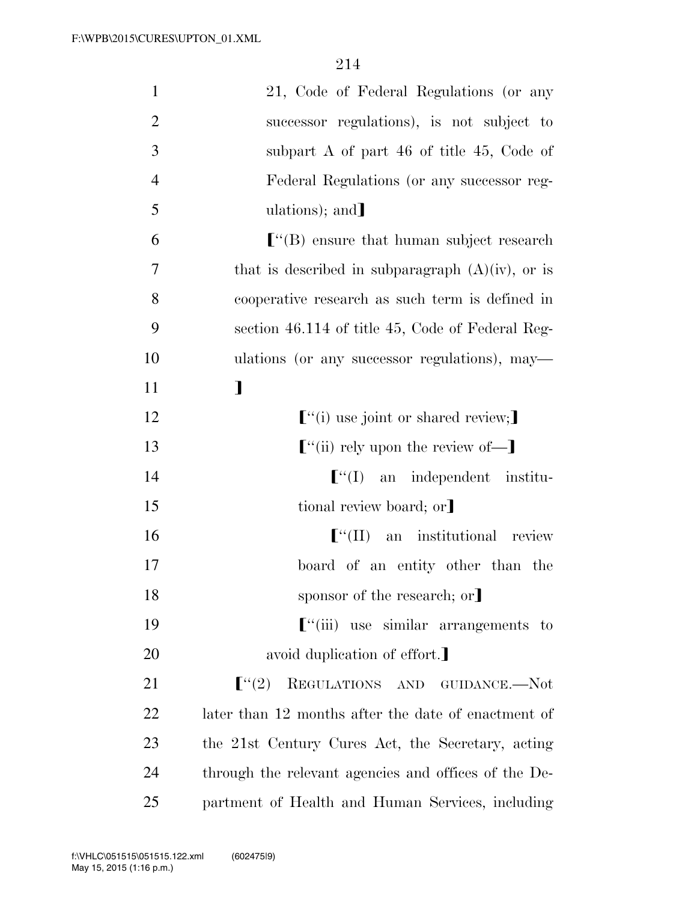21, Code of Federal Regulations (or any successor regulations), is not subject to subpart A of part 46 of title 45, Code of Federal Regulations (or any successor regulations); and]

["(B) ensure that human subject research that is described in subparagraph (A)(iv), or is cooperative research as such term is defined in section 46.114 of title 45, Code of Federal Regulations (or any successor regulations), may—
]

["(i) use joint or shared review;]

["(ii) rely upon the review of—]

["(I) an independent institutional review board; or]

["(II) an institutional review board of an entity other than the sponsor of the research; or]

["(iii) use similar arrangements to avoid duplication of effort.]

["(2) REGULATIONS AND GUIDANCE.—Not later than 12 months after the date of enactment of the 21st Century Cures Act, the Secretary, acting through the relevant agencies and offices of the Department of Health and Human Services, including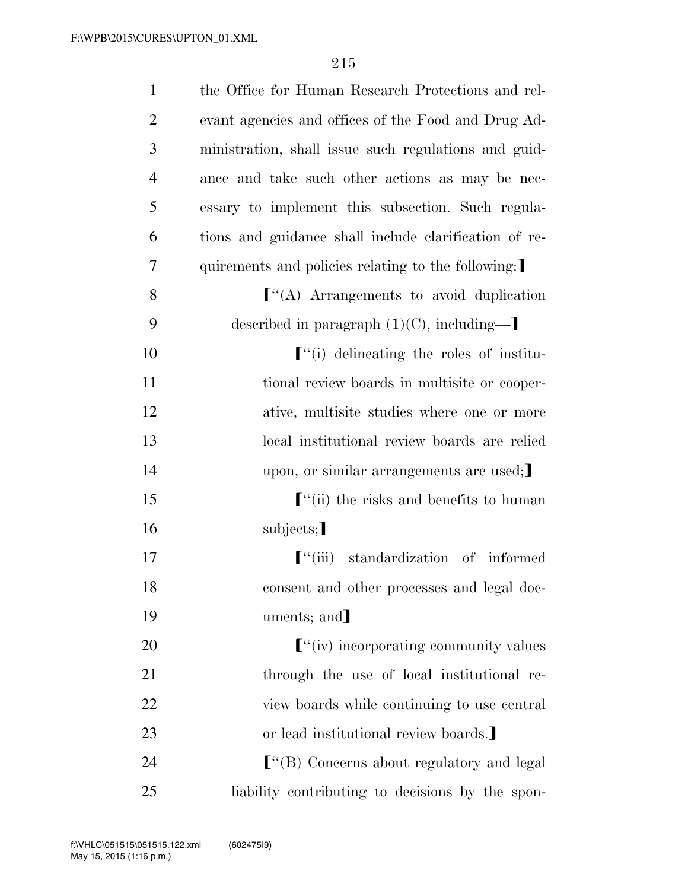the Office for Human Research Protections and relevant agencies and offices of the Food and Drug Administration, shall issue such regulations and guidance and take such other actions as may be necessary to implement this subsection. Such regulations and guidance shall include clarification of requirements and policies relating to the following:⟧

⟦"(A) Arrangements to avoid duplication described in paragraph (1)(C), including—⟧

⟦"(i) delineating the roles of institutional review boards in multisite or cooperative, multisite studies where one or more local institutional review boards are relied upon, or similar arrangements are used;⟧

⟦"(ii) the risks and benefits to human subjects;⟧

⟦"(iii) standardization of informed consent and other processes and legal documents; and⟧

⟦"(iv) incorporating community values through the use of local institutional review boards while continuing to use central or lead institutional review boards.⟧

⟦"(B) Concerns about regulatory and legal liability contributing to decisions by the spon-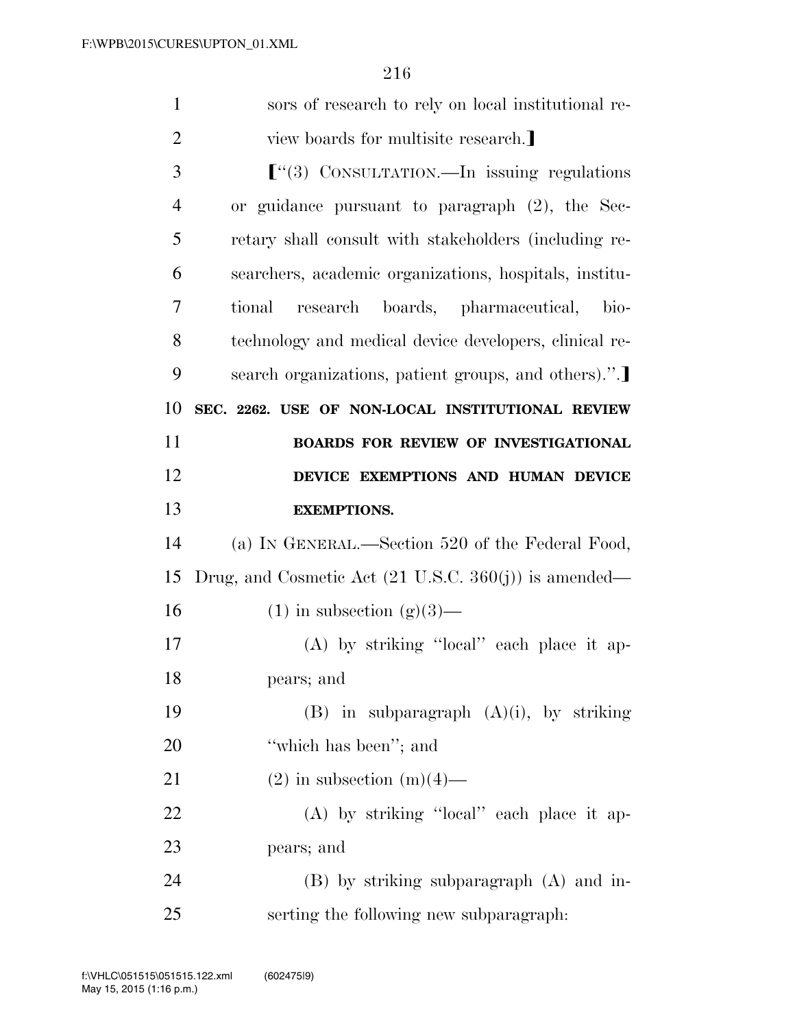sors of research to rely on local institutional review boards for multisite research.]

["(3) CONSULTATION.—In issuing regulations or guidance pursuant to paragraph (2), the Secretary shall consult with stakeholders (including researchers, academic organizations, hospitals, institutional research boards, pharmaceutical, biotechnology and medical device developers, clinical research organizations, patient groups, and others).".]

**SEC. 2262. USE OF NON-LOCAL INSTITUTIONAL REVIEW BOARDS FOR REVIEW OF INVESTIGATIONAL DEVICE EXEMPTIONS AND HUMAN DEVICE EXEMPTIONS.**

(a) IN GENERAL.—Section 520 of the Federal Food, Drug, and Cosmetic Act (21 U.S.C. 360(j)) is amended—

(1) in subsection (g)(3)—

(A) by striking "local" each place it appears; and

(B) in subparagraph (A)(i), by striking "which has been"; and

(2) in subsection (m)(4)—

(A) by striking "local" each place it appears; and

(B) by striking subparagraph (A) and inserting the following new subparagraph: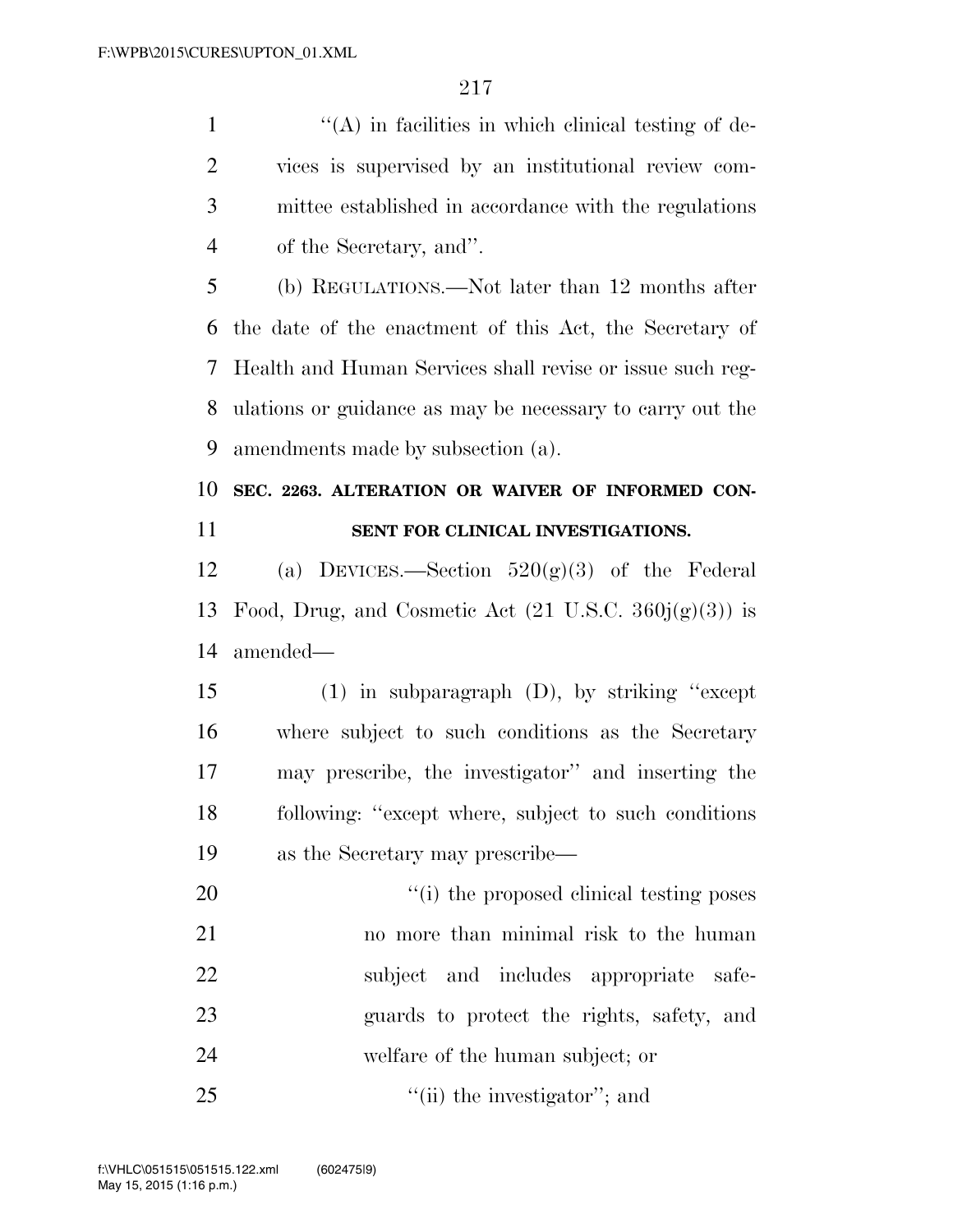"(A) in facilities in which clinical testing of devices is supervised by an institutional review committee established in accordance with the regulations of the Secretary, and".

(b) REGULATIONS.—Not later than 12 months after the date of the enactment of this Act, the Secretary of Health and Human Services shall revise or issue such regulations or guidance as may be necessary to carry out the amendments made by subsection (a).

**SEC. 2263. ALTERATION OR WAIVER OF INFORMED CONSENT FOR CLINICAL INVESTIGATIONS.**

(a) DEVICES.—Section 520(g)(3) of the Federal Food, Drug, and Cosmetic Act (21 U.S.C. 360j(g)(3)) is amended—

(1) in subparagraph (D), by striking "except where subject to such conditions as the Secretary may prescribe, the investigator" and inserting the following: "except where, subject to such conditions as the Secretary may prescribe—

"(i) the proposed clinical testing poses no more than minimal risk to the human subject and includes appropriate safeguards to protect the rights, safety, and welfare of the human subject; or

"(ii) the investigator"; and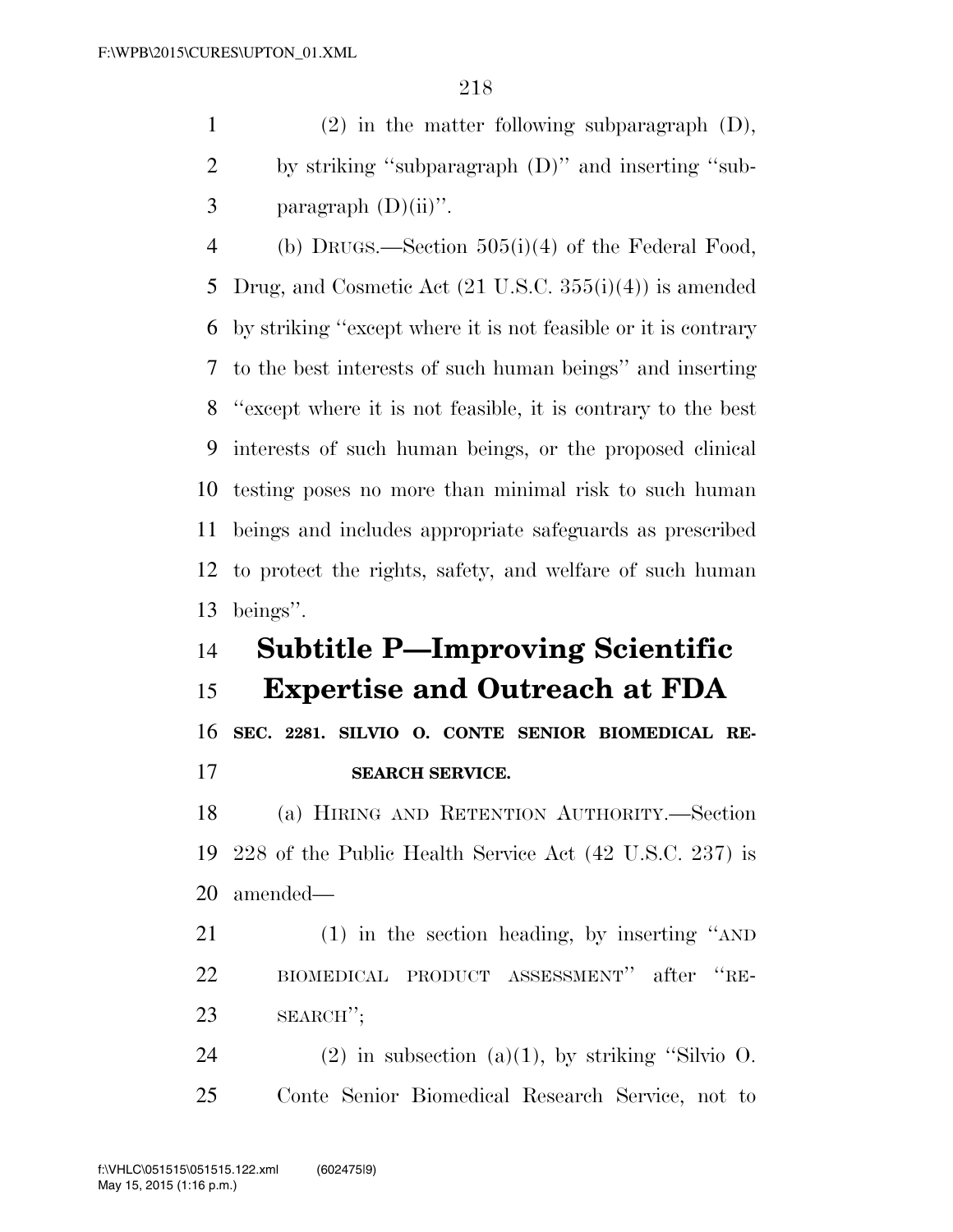(2) in the matter following subparagraph (D), by striking "subparagraph (D)" and inserting "subparagraph (D)(ii)".

(b) DRUGS.—Section 505(i)(4) of the Federal Food, Drug, and Cosmetic Act (21 U.S.C. 355(i)(4)) is amended by striking "except where it is not feasible or it is contrary to the best interests of such human beings" and inserting "except where it is not feasible, it is contrary to the best interests of such human beings, or the proposed clinical testing poses no more than minimal risk to such human beings and includes appropriate safeguards as prescribed to protect the rights, safety, and welfare of such human beings".

## Subtitle P—Improving Scientific Expertise and Outreach at FDA

### SEC. 2281. SILVIO O. CONTE SENIOR BIOMEDICAL RESEARCH SERVICE.

(a) HIRING AND RETENTION AUTHORITY.—Section 228 of the Public Health Service Act (42 U.S.C. 237) is amended—

(1) in the section heading, by inserting "AND BIOMEDICAL PRODUCT ASSESSMENT" after "RESEARCH";

(2) in subsection (a)(1), by striking "Silvio O. Conte Senior Biomedical Research Service, not to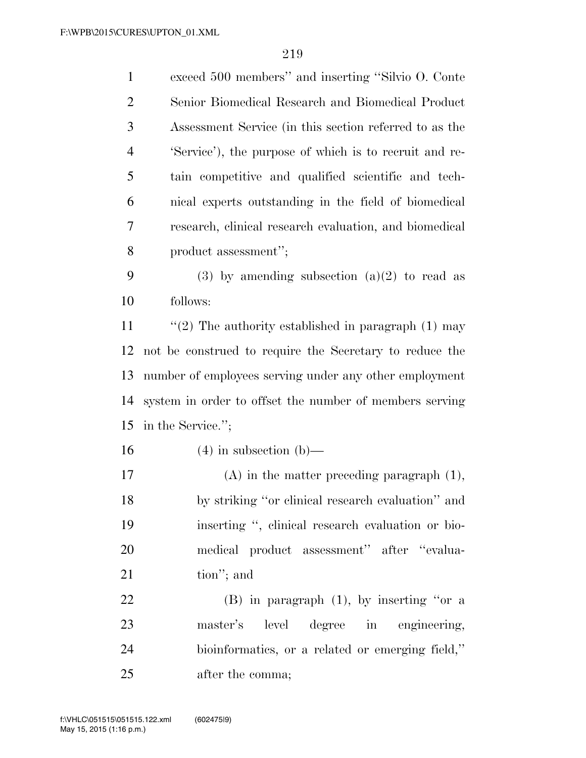exceed 500 members'' and inserting ''Silvio O. Conte Senior Biomedical Research and Biomedical Product Assessment Service (in this section referred to as the 'Service'), the purpose of which is to recruit and retain competitive and qualified scientific and technical experts outstanding in the field of biomedical research, clinical research evaluation, and biomedical product assessment'';

(3) by amending subsection (a)(2) to read as follows:

''(2) The authority established in paragraph (1) may not be construed to require the Secretary to reduce the number of employees serving under any other employment system in order to offset the number of members serving in the Service.'';

(4) in subsection (b)—

(A) in the matter preceding paragraph (1), by striking ''or clinical research evaluation'' and inserting '', clinical research evaluation or biomedical product assessment'' after ''evaluation''; and

(B) in paragraph (1), by inserting ''or a master's level degree in engineering, bioinformatics, or a related or emerging field,'' after the comma;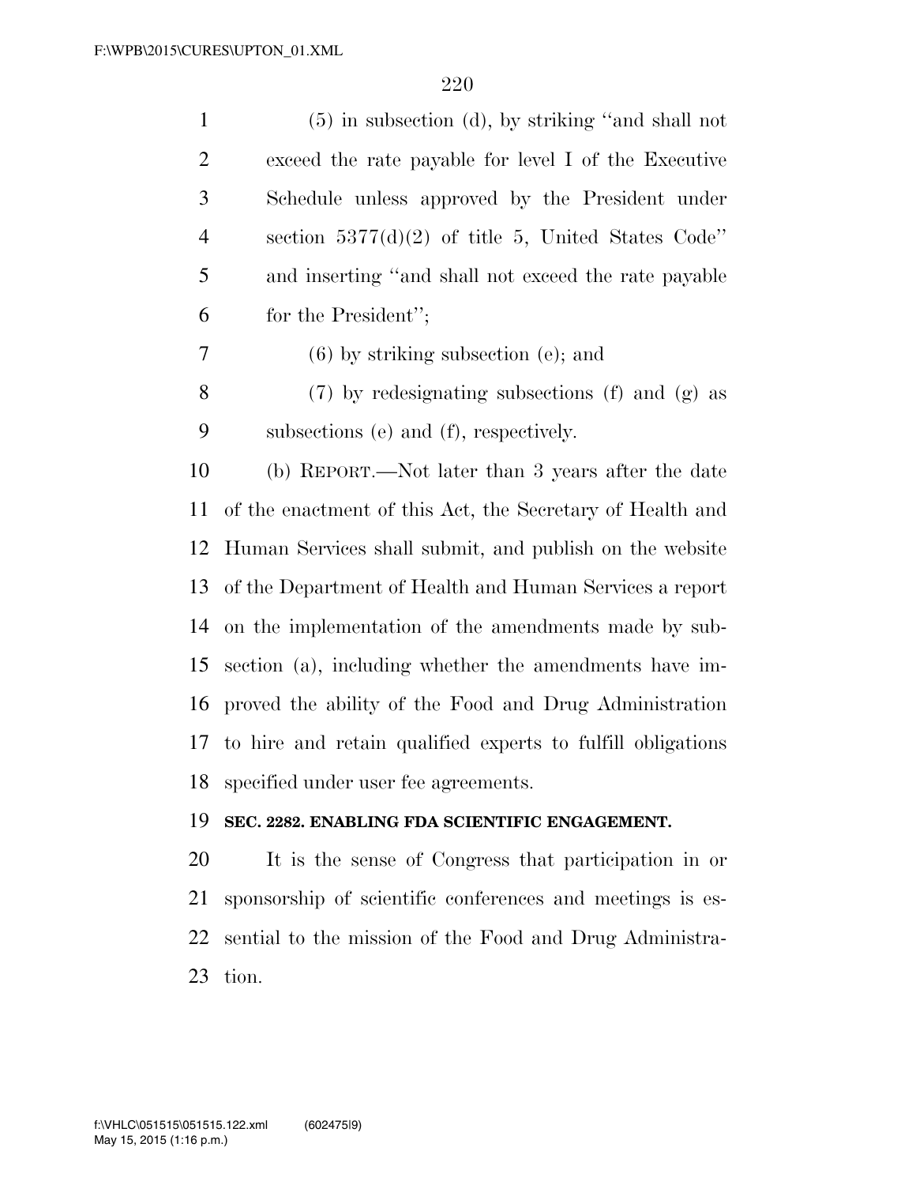(5) in subsection (d), by striking ''and shall not exceed the rate payable for level I of the Executive Schedule unless approved by the President under section 5377(d)(2) of title 5, United States Code'' and inserting ''and shall not exceed the rate payable for the President'';

(6) by striking subsection (e); and

(7) by redesignating subsections (f) and (g) as subsections (e) and (f), respectively.

(b) REPORT.—Not later than 3 years after the date of the enactment of this Act, the Secretary of Health and Human Services shall submit, and publish on the website of the Department of Health and Human Services a report on the implementation of the amendments made by subsection (a), including whether the amendments have improved the ability of the Food and Drug Administration to hire and retain qualified experts to fulfill obligations specified under user fee agreements.

**SEC. 2282. ENABLING FDA SCIENTIFIC ENGAGEMENT.**

It is the sense of Congress that participation in or sponsorship of scientific conferences and meetings is essential to the mission of the Food and Drug Administration.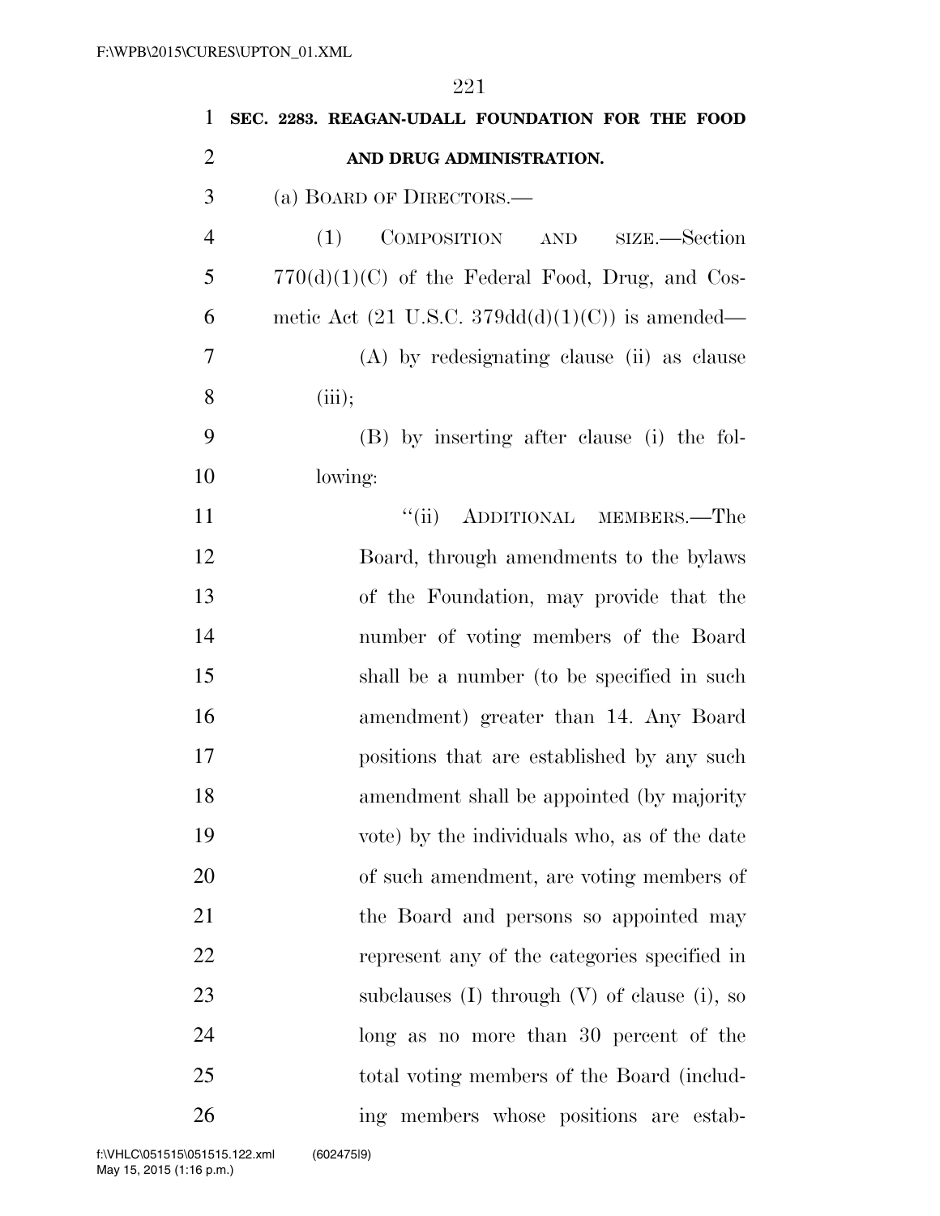**SEC. 2283. REAGAN-UDALL FOUNDATION FOR THE FOOD AND DRUG ADMINISTRATION.**

(a) BOARD OF DIRECTORS.—

(1) COMPOSITION AND SIZE.—Section 770(d)(1)(C) of the Federal Food, Drug, and Cosmetic Act (21 U.S.C. 379dd(d)(1)(C)) is amended—

(A) by redesignating clause (ii) as clause (iii);

(B) by inserting after clause (i) the following:

"(ii) ADDITIONAL MEMBERS.—The Board, through amendments to the bylaws of the Foundation, may provide that the number of voting members of the Board shall be a number (to be specified in such amendment) greater than 14. Any Board positions that are established by any such amendment shall be appointed (by majority vote) by the individuals who, as of the date of such amendment, are voting members of the Board and persons so appointed may represent any of the categories specified in subclauses (I) through (V) of clause (i), so long as no more than 30 percent of the total voting members of the Board (including members whose positions are estab-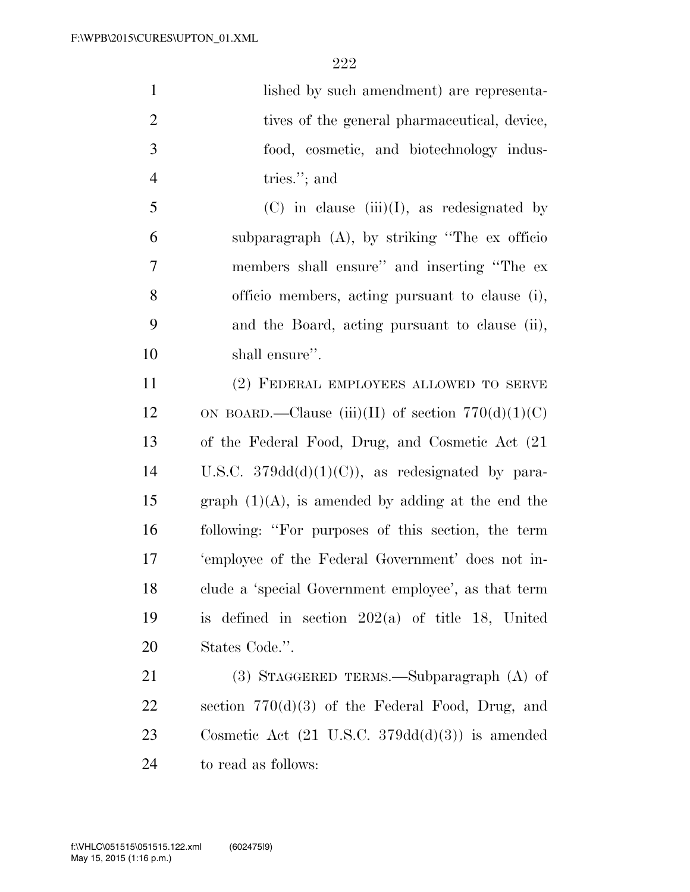lished by such amendment) are representatives of the general pharmaceutical, device, food, cosmetic, and biotechnology industries.''; and

(C) in clause (iii)(I), as redesignated by subparagraph (A), by striking ''The ex officio members shall ensure'' and inserting ''The ex officio members, acting pursuant to clause (i), and the Board, acting pursuant to clause (ii), shall ensure''.

(2) FEDERAL EMPLOYEES ALLOWED TO SERVE ON BOARD.—Clause (iii)(II) of section 770(d)(1)(C) of the Federal Food, Drug, and Cosmetic Act (21 U.S.C. 379dd(d)(1)(C)), as redesignated by paragraph (1)(A), is amended by adding at the end the following: ''For purposes of this section, the term 'employee of the Federal Government' does not include a 'special Government employee', as that term is defined in section 202(a) of title 18, United States Code.''.

(3) STAGGERED TERMS.—Subparagraph (A) of section 770(d)(3) of the Federal Food, Drug, and Cosmetic Act (21 U.S.C. 379dd(d)(3)) is amended to read as follows: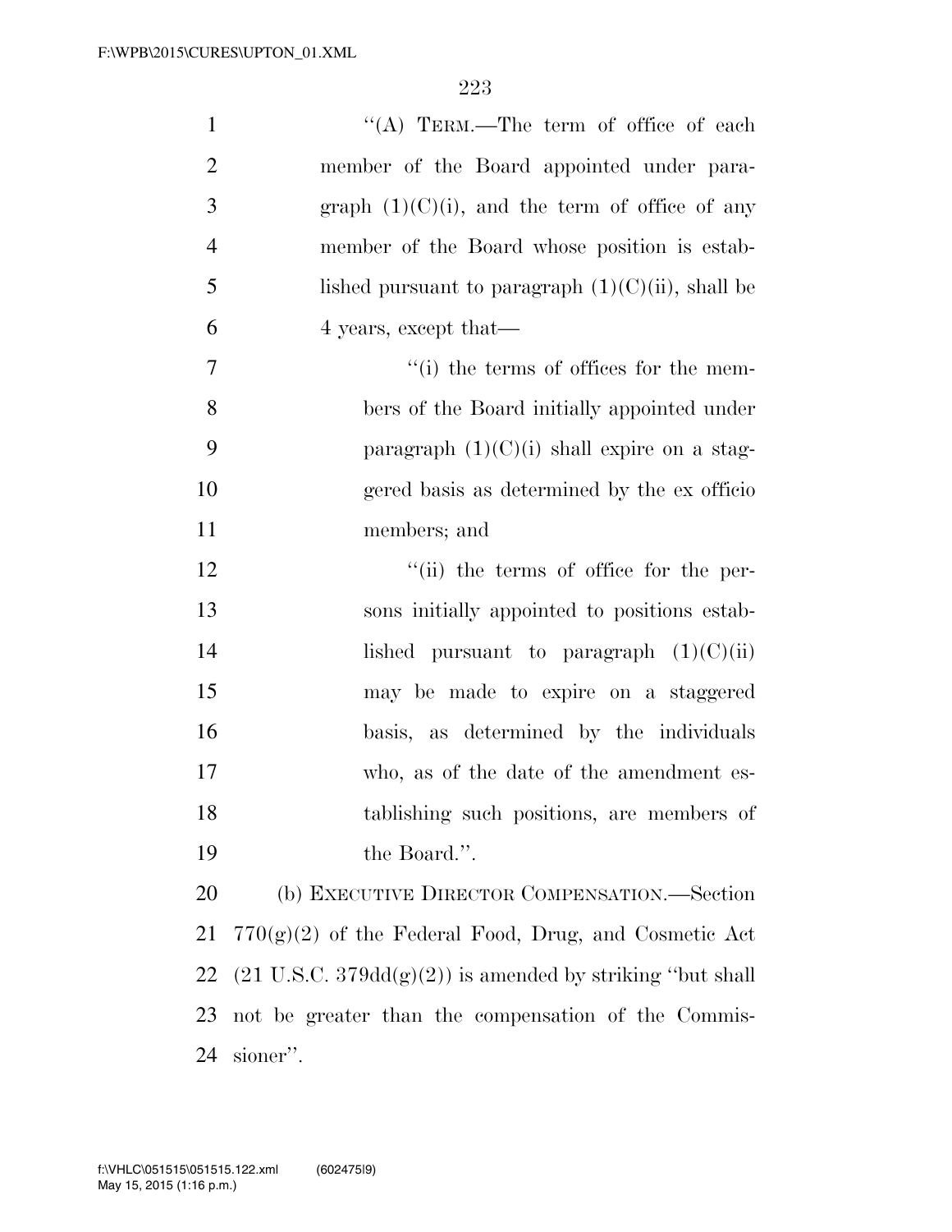''(A) TERM.—The term of office of each member of the Board appointed under paragraph (1)(C)(i), and the term of office of any member of the Board whose position is established pursuant to paragraph (1)(C)(ii), shall be 4 years, except that—

''(i) the terms of offices for the members of the Board initially appointed under paragraph (1)(C)(i) shall expire on a staggered basis as determined by the ex officio members; and

''(ii) the terms of office for the persons initially appointed to positions established pursuant to paragraph (1)(C)(ii) may be made to expire on a staggered basis, as determined by the individuals who, as of the date of the amendment establishing such positions, are members of the Board.''.

(b) EXECUTIVE DIRECTOR COMPENSATION.—Section 770(g)(2) of the Federal Food, Drug, and Cosmetic Act (21 U.S.C. 379dd(g)(2)) is amended by striking ''but shall not be greater than the compensation of the Commissioner''.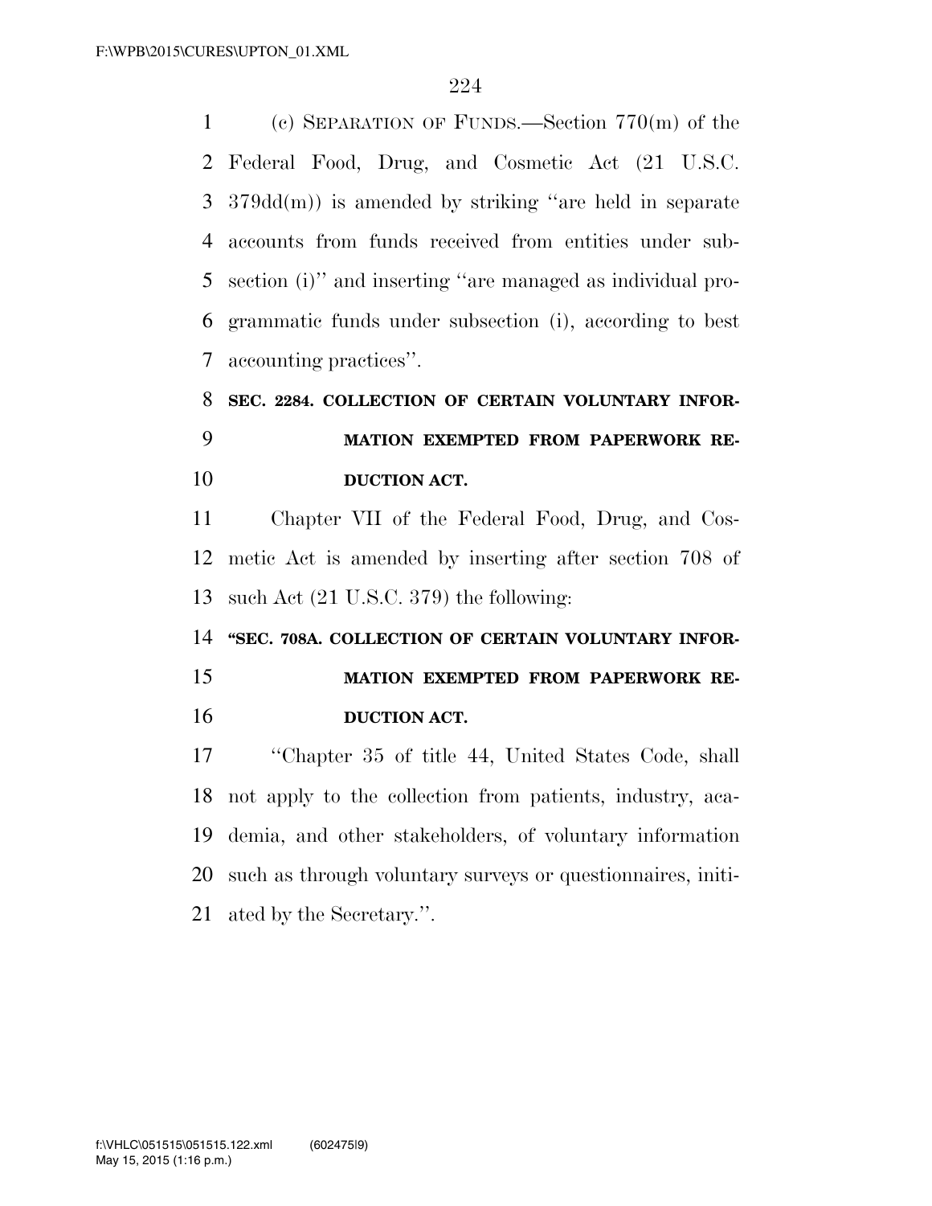(c) SEPARATION OF FUNDS.—Section 770(m) of the Federal Food, Drug, and Cosmetic Act (21 U.S.C. 379dd(m)) is amended by striking ''are held in separate accounts from funds received from entities under subsection (i)'' and inserting ''are managed as individual programmatic funds under subsection (i), according to best accounting practices''.

**SEC. 2284. COLLECTION OF CERTAIN VOLUNTARY INFORMATION EXEMPTED FROM PAPERWORK REDUCTION ACT.**

Chapter VII of the Federal Food, Drug, and Cosmetic Act is amended by inserting after section 708 of such Act (21 U.S.C. 379) the following:

**''SEC. 708A. COLLECTION OF CERTAIN VOLUNTARY INFORMATION EXEMPTED FROM PAPERWORK REDUCTION ACT.**

''Chapter 35 of title 44, United States Code, shall not apply to the collection from patients, industry, academia, and other stakeholders, of voluntary information such as through voluntary surveys or questionnaires, initiated by the Secretary.''.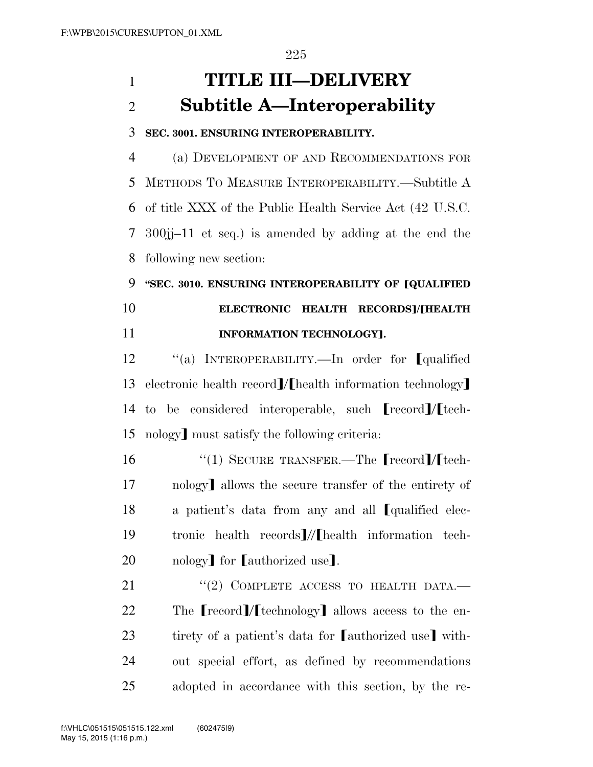# TITLE III—DELIVERY

## Subtitle A—Interoperability

**SEC. 3001. ENSURING INTEROPERABILITY.**

(a) DEVELOPMENT OF AND RECOMMENDATIONS FOR METHODS TO MEASURE INTEROPERABILITY.—Subtitle A of title XXX of the Public Health Service Act (42 U.S.C. 300jj–11 et seq.) is amended by adding at the end the following new section:

**"SEC. 3010. ENSURING INTEROPERABILITY OF ⟦QUALIFIED ELECTRONIC HEALTH RECORDS⟧/⟦HEALTH INFORMATION TECHNOLOGY⟧.**

"(a) INTEROPERABILITY.—In order for ⟦qualified electronic health record⟧/⟦health information technology⟧ to be considered interoperable, such ⟦record⟧/⟦technology⟧ must satisfy the following criteria:

"(1) SECURE TRANSFER.—The ⟦record⟧/⟦technology⟧ allows the secure transfer of the entirety of a patient's data from any and all ⟦qualified electronic health records⟧//⟦health information technology⟧ for ⟦authorized use⟧.

"(2) COMPLETE ACCESS TO HEALTH DATA.—The ⟦record⟧/⟦technology⟧ allows access to the entirety of a patient's data for ⟦authorized use⟧ without special effort, as defined by recommendations adopted in accordance with this section, by the re-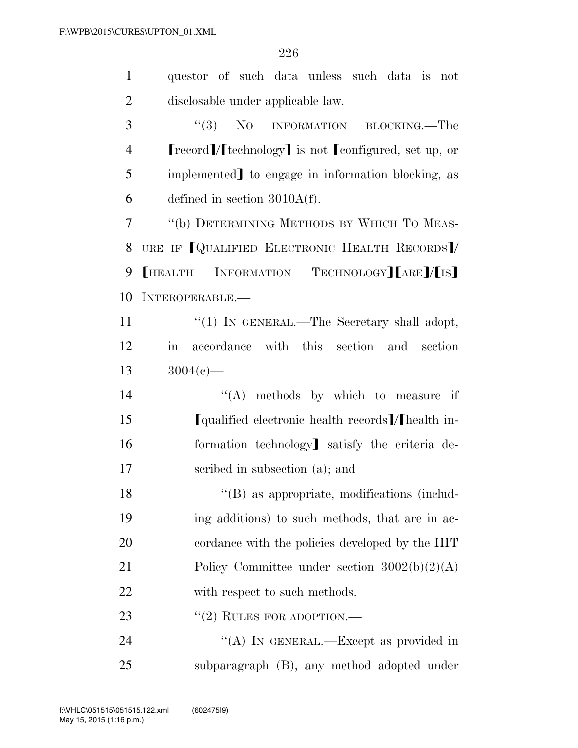questor of such data unless such data is not disclosable under applicable law.

“(3) NO INFORMATION BLOCKING.—The ⟦record⟧/⟦technology⟧ is not ⟦configured, set up, or implemented⟧ to engage in information blocking, as defined in section 3010A(f).

“(b) DETERMINING METHODS BY WHICH TO MEASURE IF ⟦QUALIFIED ELECTRONIC HEALTH RECORDS⟧/⟦HEALTH INFORMATION TECHNOLOGY⟧⟦ARE⟧/⟦IS⟧ INTEROPERABLE.—

“(1) IN GENERAL.—The Secretary shall adopt, in accordance with this section and section 3004(c)—

“(A) methods by which to measure if ⟦qualified electronic health records⟧/⟦health information technology⟧ satisfy the criteria described in subsection (a); and

“(B) as appropriate, modifications (including additions) to such methods, that are in accordance with the policies developed by the HIT Policy Committee under section 3002(b)(2)(A) with respect to such methods.

“(2) RULES FOR ADOPTION.—

“(A) IN GENERAL.—Except as provided in subparagraph (B), any method adopted under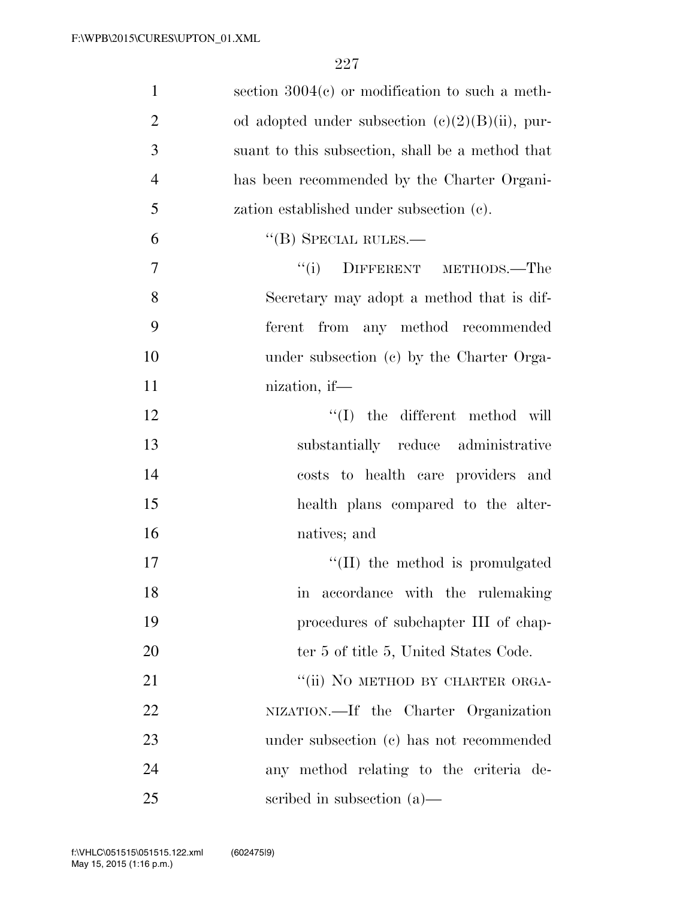section 3004(c) or modification to such a method adopted under subsection (c)(2)(B)(ii), pursuant to this subsection, shall be a method that has been recommended by the Charter Organization established under subsection (c).

"(B) SPECIAL RULES.—

"(i) DIFFERENT METHODS.—The Secretary may adopt a method that is different from any method recommended under subsection (c) by the Charter Organization, if—

"(I) the different method will substantially reduce administrative costs to health care providers and health plans compared to the alternatives; and

"(II) the method is promulgated in accordance with the rulemaking procedures of subchapter III of chapter 5 of title 5, United States Code.

"(ii) NO METHOD BY CHARTER ORGANIZATION.—If the Charter Organization under subsection (c) has not recommended any method relating to the criteria described in subsection (a)—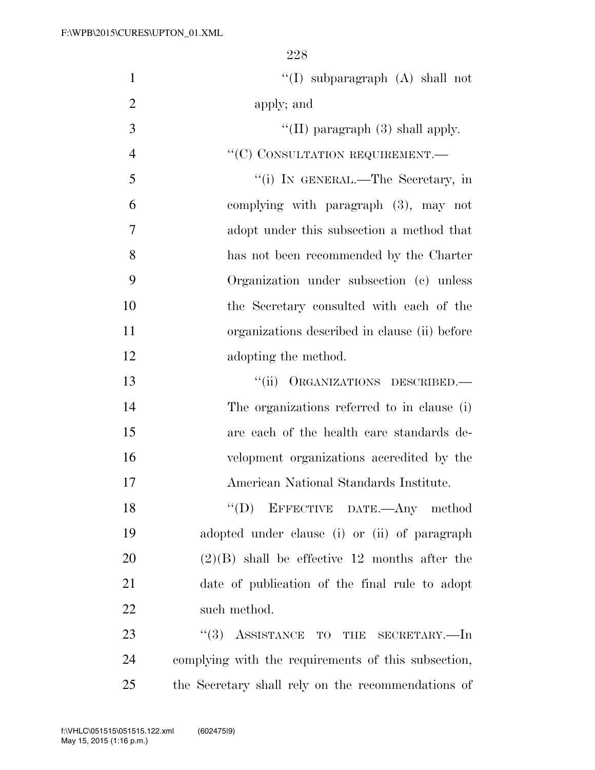"(I) subparagraph (A) shall not apply; and

"(II) paragraph (3) shall apply.

"(C) CONSULTATION REQUIREMENT.—

"(i) IN GENERAL.—The Secretary, in complying with paragraph (3), may not adopt under this subsection a method that has not been recommended by the Charter Organization under subsection (c) unless the Secretary consulted with each of the organizations described in clause (ii) before adopting the method.

"(ii) ORGANIZATIONS DESCRIBED.— The organizations referred to in clause (i) are each of the health care standards development organizations accredited by the American National Standards Institute.

"(D) EFFECTIVE DATE.—Any method adopted under clause (i) or (ii) of paragraph (2)(B) shall be effective 12 months after the date of publication of the final rule to adopt such method.

"(3) ASSISTANCE TO THE SECRETARY.—In complying with the requirements of this subsection, the Secretary shall rely on the recommendations of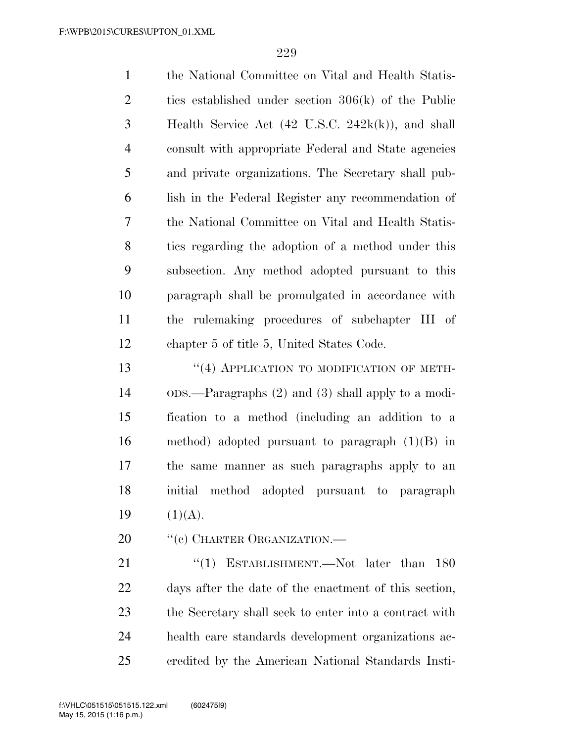the National Committee on Vital and Health Statistics established under section 306(k) of the Public Health Service Act (42 U.S.C. 242k(k)), and shall consult with appropriate Federal and State agencies and private organizations. The Secretary shall publish in the Federal Register any recommendation of the National Committee on Vital and Health Statistics regarding the adoption of a method under this subsection. Any method adopted pursuant to this paragraph shall be promulgated in accordance with the rulemaking procedures of subchapter III of chapter 5 of title 5, United States Code.

"(4) APPLICATION TO MODIFICATION OF METHODS.—Paragraphs (2) and (3) shall apply to a modification to a method (including an addition to a method) adopted pursuant to paragraph (1)(B) in the same manner as such paragraphs apply to an initial method adopted pursuant to paragraph (1)(A).

"(c) CHARTER ORGANIZATION.—

"(1) ESTABLISHMENT.—Not later than 180 days after the date of the enactment of this section, the Secretary shall seek to enter into a contract with health care standards development organizations accredited by the American National Standards Insti-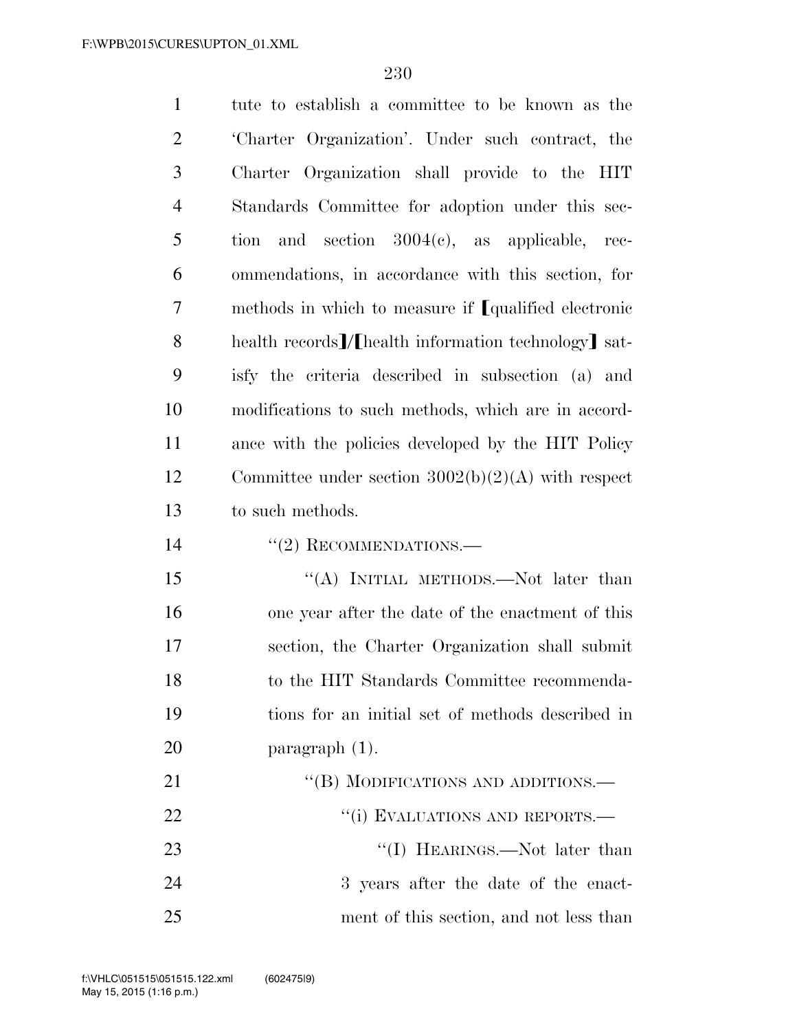tute to establish a committee to be known as the 'Charter Organization'. Under such contract, the Charter Organization shall provide to the HIT Standards Committee for adoption under this section and section 3004(c), as applicable, recommendations, in accordance with this section, for methods in which to measure if ⟦qualified electronic health records⟧/⟦health information technology⟧ satisfy the criteria described in subsection (a) and modifications to such methods, which are in accordance with the policies developed by the HIT Policy Committee under section 3002(b)(2)(A) with respect to such methods.

"(2) RECOMMENDATIONS.—

"(A) INITIAL METHODS.—Not later than one year after the date of the enactment of this section, the Charter Organization shall submit to the HIT Standards Committee recommendations for an initial set of methods described in paragraph (1).

"(B) MODIFICATIONS AND ADDITIONS.—

"(i) EVALUATIONS AND REPORTS.—

"(I) HEARINGS.—Not later than 3 years after the date of the enactment of this section, and not less than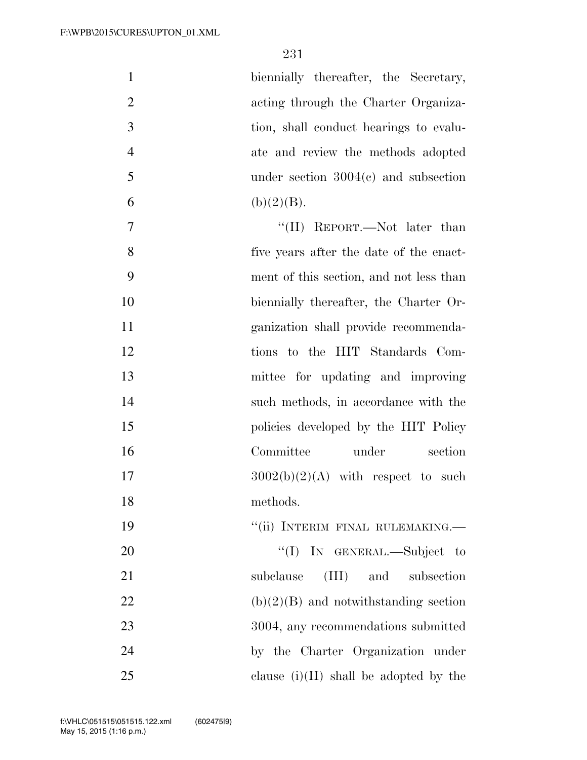biennially thereafter, the Secretary, acting through the Charter Organization, shall conduct hearings to evaluate and review the methods adopted under section 3004(c) and subsection (b)(2)(B).

"(II) REPORT.—Not later than five years after the date of the enactment of this section, and not less than biennially thereafter, the Charter Organization shall provide recommendations to the HIT Standards Committee for updating and improving such methods, in accordance with the policies developed by the HIT Policy Committee under section 3002(b)(2)(A) with respect to such methods.

"(ii) INTERIM FINAL RULEMAKING.—

"(I) IN GENERAL.—Subject to subclause (III) and subsection (b)(2)(B) and notwithstanding section 3004, any recommendations submitted by the Charter Organization under clause (i)(II) shall be adopted by the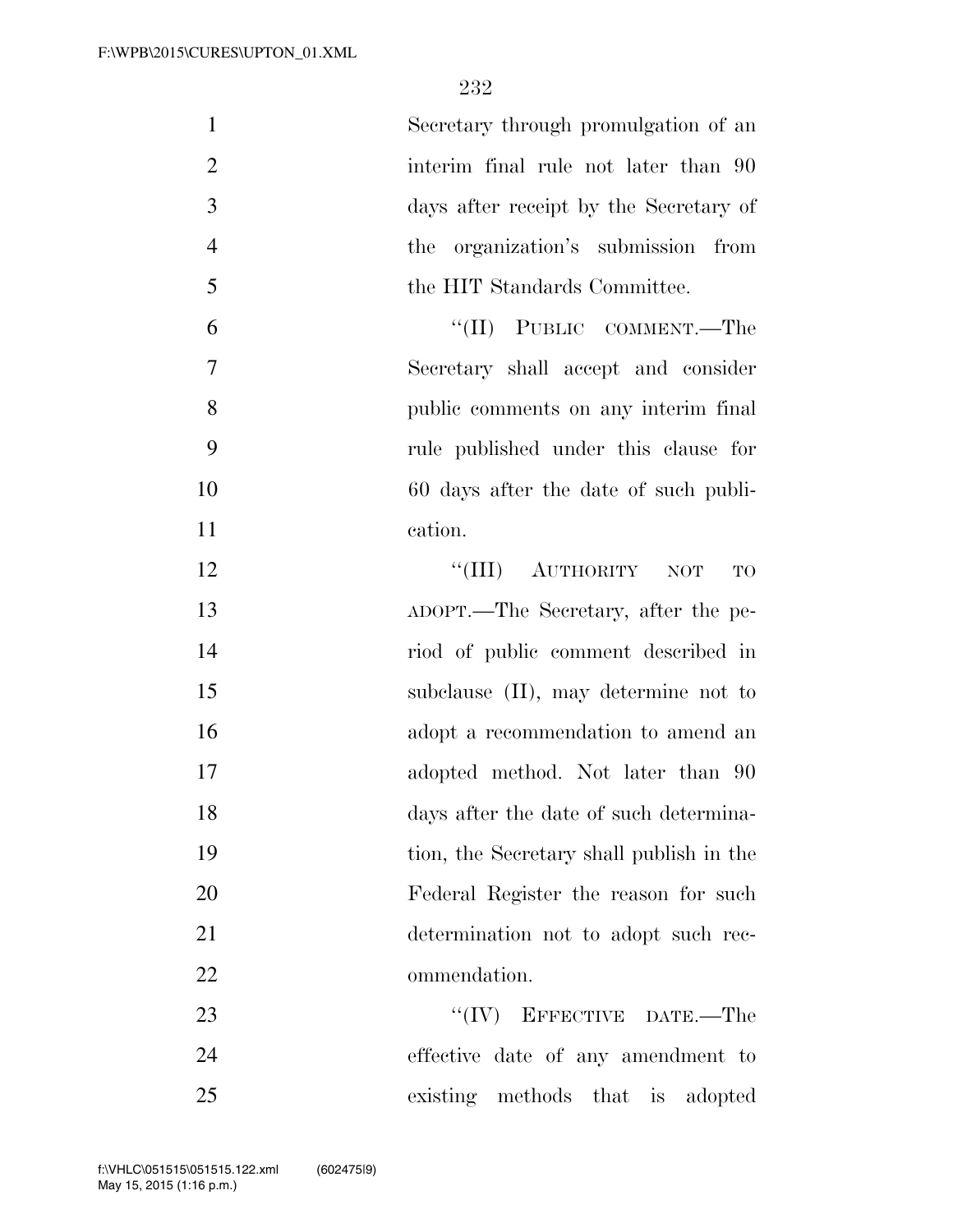Secretary through promulgation of an interim final rule not later than 90 days after receipt by the Secretary of the organization's submission from the HIT Standards Committee.

"(II) PUBLIC COMMENT.—The Secretary shall accept and consider public comments on any interim final rule published under this clause for 60 days after the date of such publication.

"(III) AUTHORITY NOT TO ADOPT.—The Secretary, after the period of public comment described in subclause (II), may determine not to adopt a recommendation to amend an adopted method. Not later than 90 days after the date of such determination, the Secretary shall publish in the Federal Register the reason for such determination not to adopt such recommendation.

"(IV) EFFECTIVE DATE.—The effective date of any amendment to existing methods that is adopted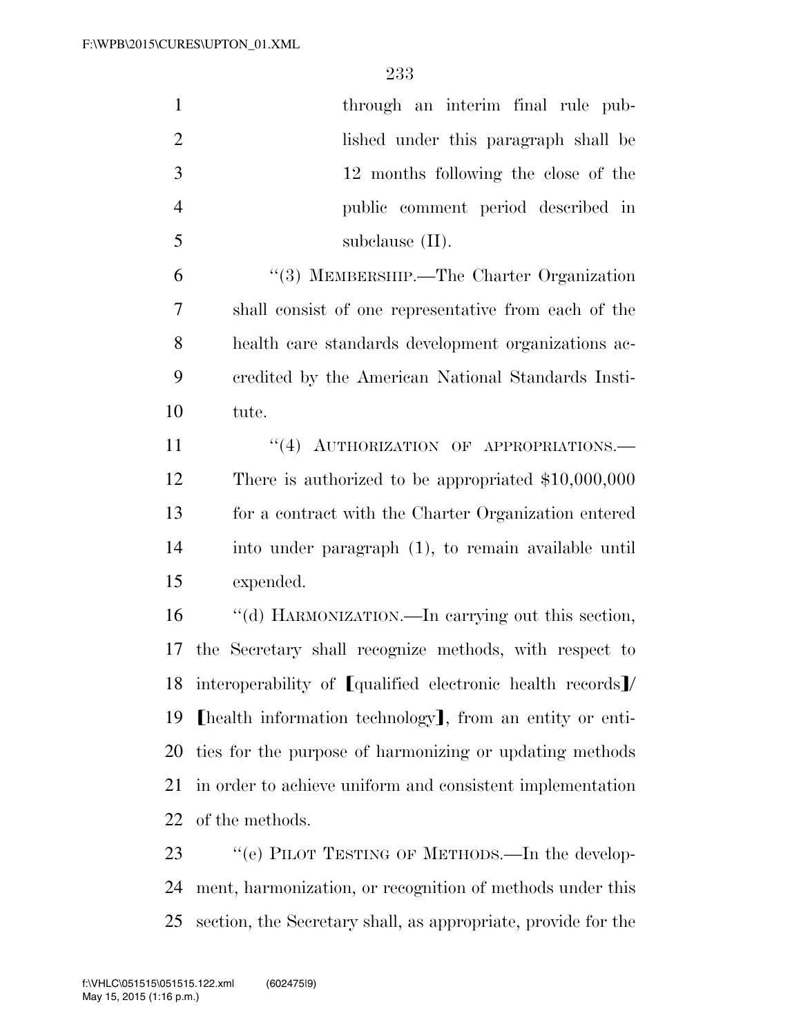through an interim final rule published under this paragraph shall be 12 months following the close of the public comment period described in subclause (II).

"(3) MEMBERSHIP.—The Charter Organization shall consist of one representative from each of the health care standards development organizations accredited by the American National Standards Institute.

"(4) AUTHORIZATION OF APPROPRIATIONS.— There is authorized to be appropriated $10,000,000 for a contract with the Charter Organization entered into under paragraph (1), to remain available until expended.

"(d) HARMONIZATION.—In carrying out this section, the Secretary shall recognize methods, with respect to interoperability of ⟦qualified electronic health records⟧/⟦health information technology⟧, from an entity or entities for the purpose of harmonizing or updating methods in order to achieve uniform and consistent implementation of the methods.

"(e) PILOT TESTING OF METHODS.—In the development, harmonization, or recognition of methods under this section, the Secretary shall, as appropriate, provide for the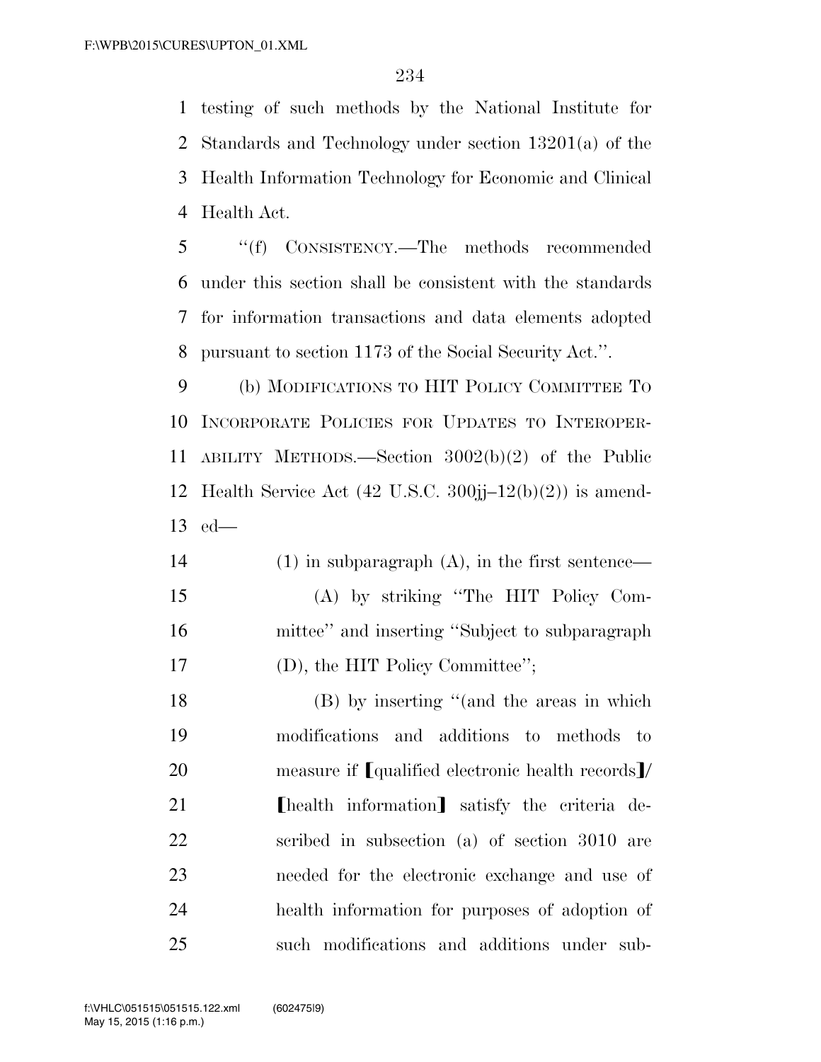testing of such methods by the National Institute for Standards and Technology under section 13201(a) of the Health Information Technology for Economic and Clinical Health Act.

"(f) CONSISTENCY.—The methods recommended under this section shall be consistent with the standards for information transactions and data elements adopted pursuant to section 1173 of the Social Security Act.".

(b) MODIFICATIONS TO HIT POLICY COMMITTEE TO INCORPORATE POLICIES FOR UPDATES TO INTEROPERABILITY METHODS.—Section 3002(b)(2) of the Public Health Service Act (42 U.S.C. 300jj–12(b)(2)) is amended—

(1) in subparagraph (A), in the first sentence—

(A) by striking "The HIT Policy Committee" and inserting "Subject to subparagraph (D), the HIT Policy Committee";

(B) by inserting "(and the areas in which modifications and additions to methods to measure if [qualified electronic health records]/[health information] satisfy the criteria described in subsection (a) of section 3010 are needed for the electronic exchange and use of health information for purposes of adoption of such modifications and additions under sub-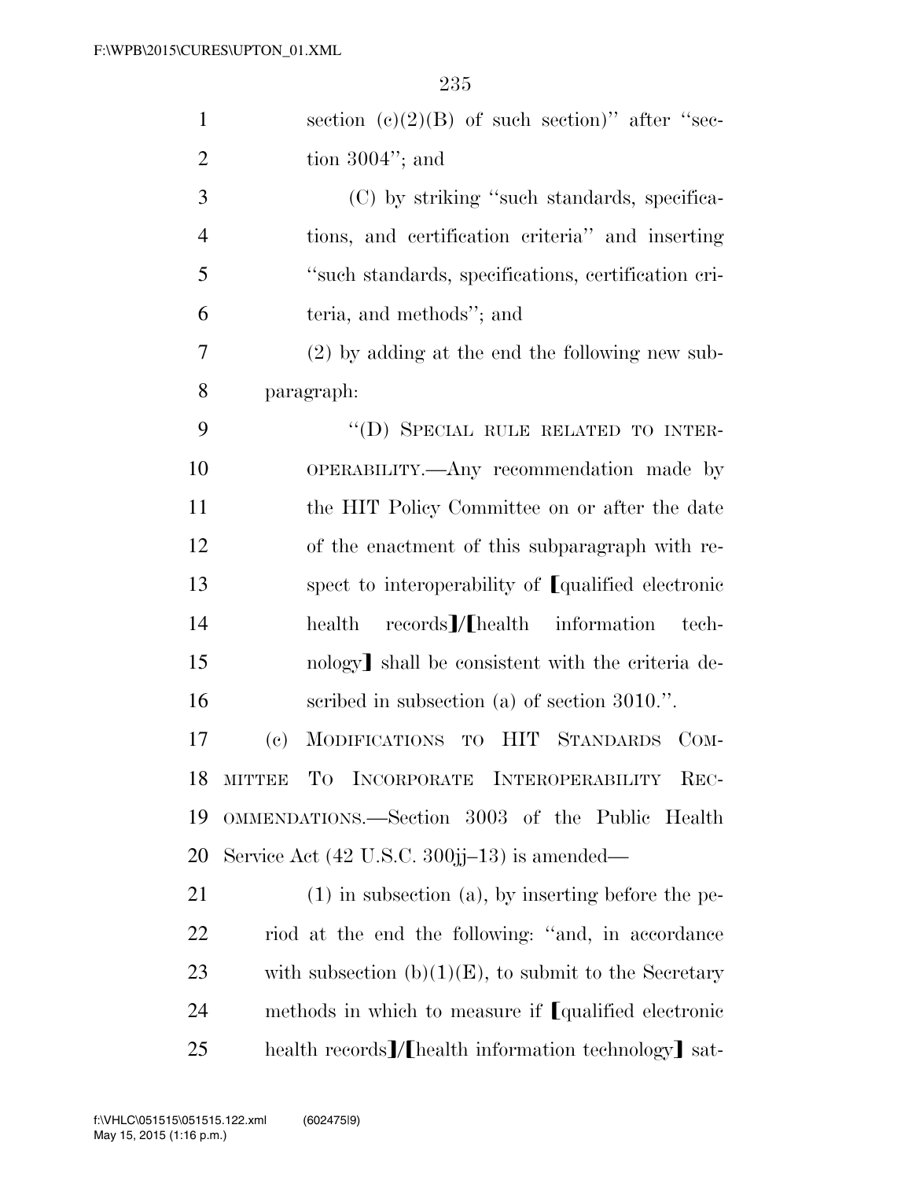section (c)(2)(B) of such section)'' after ''section 3004''; and

(C) by striking ''such standards, specifications, and certification criteria'' and inserting ''such standards, specifications, certification criteria, and methods''; and

(2) by adding at the end the following new subparagraph:

''(D) SPECIAL RULE RELATED TO INTEROPERABILITY.—Any recommendation made by the HIT Policy Committee on or after the date of the enactment of this subparagraph with respect to interoperability of ⟦qualified electronic health records⟧/⟦health information technology⟧ shall be consistent with the criteria described in subsection (a) of section 3010.''.

(c) MODIFICATIONS TO HIT STANDARDS COMMITTEE TO INCORPORATE INTEROPERABILITY RECOMMENDATIONS.—Section 3003 of the Public Health Service Act (42 U.S.C. 300jj–13) is amended—

(1) in subsection (a), by inserting before the period at the end the following: ''and, in accordance with subsection (b)(1)(E), to submit to the Secretary methods in which to measure if ⟦qualified electronic health records⟧/⟦health information technology⟧ sat-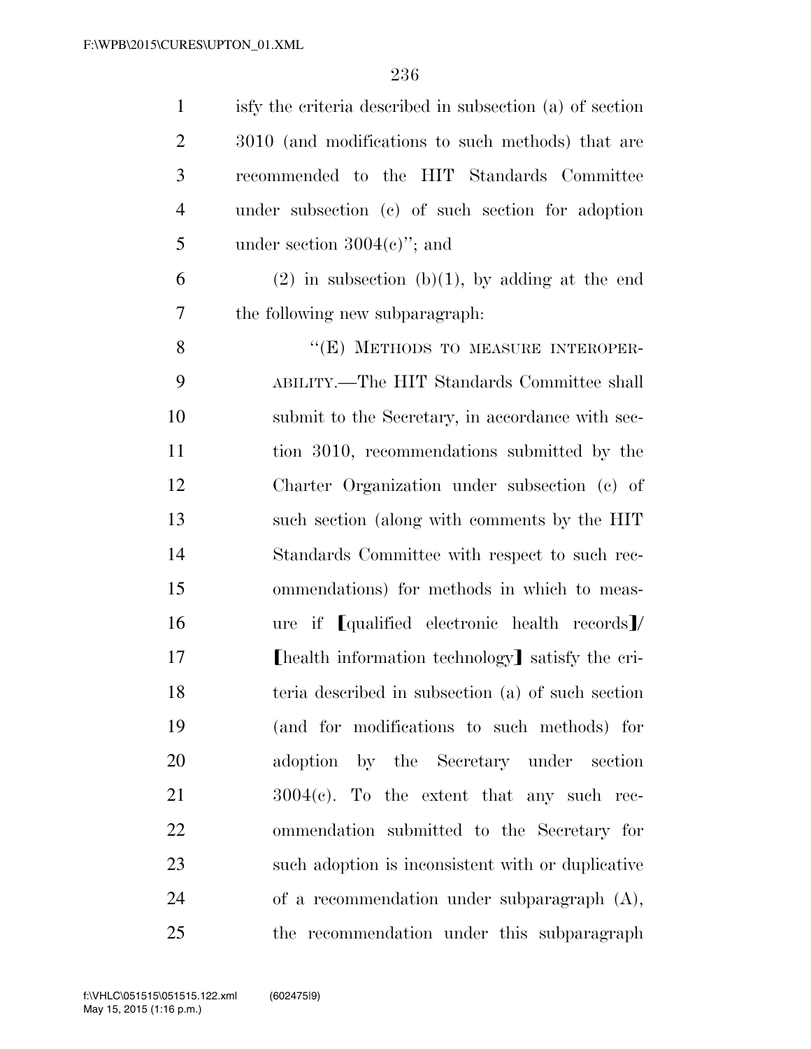isfy the criteria described in subsection (a) of section 3010 (and modifications to such methods) that are recommended to the HIT Standards Committee under subsection (c) of such section for adoption under section 3004(c)''; and

(2) in subsection (b)(1), by adding at the end the following new subparagraph:

"(E) METHODS TO MEASURE INTEROPERABILITY.—The HIT Standards Committee shall submit to the Secretary, in accordance with section 3010, recommendations submitted by the Charter Organization under subsection (c) of such section (along with comments by the HIT Standards Committee with respect to such recommendations) for methods in which to measure if [qualified electronic health records]/[health information technology] satisfy the criteria described in subsection (a) of such section (and for modifications to such methods) for adoption by the Secretary under section 3004(c). To the extent that any such recommendation submitted to the Secretary for such adoption is inconsistent with or duplicative of a recommendation under subparagraph (A), the recommendation under this subparagraph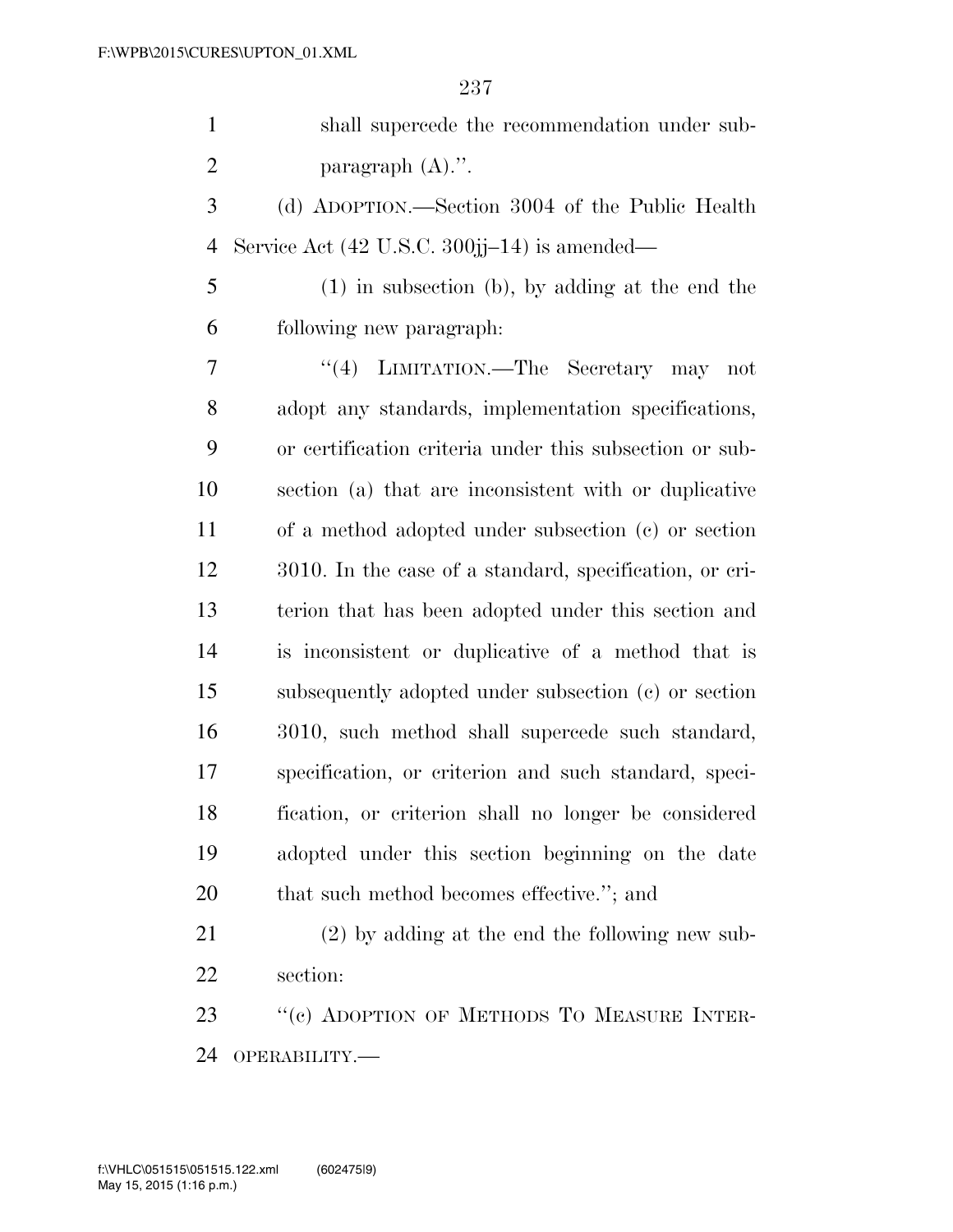shall supercede the recommendation under subparagraph (A).''.

(d) ADOPTION.—Section 3004 of the Public Health Service Act (42 U.S.C. 300jj–14) is amended—

(1) in subsection (b), by adding at the end the following new paragraph:

''(4) LIMITATION.—The Secretary may not adopt any standards, implementation specifications, or certification criteria under this subsection or subsection (a) that are inconsistent with or duplicative of a method adopted under subsection (c) or section 3010. In the case of a standard, specification, or criterion that has been adopted under this section and is inconsistent or duplicative of a method that is subsequently adopted under subsection (c) or section 3010, such method shall supercede such standard, specification, or criterion and such standard, specification, or criterion shall no longer be considered adopted under this section beginning on the date that such method becomes effective.''; and

(2) by adding at the end the following new subsection:

''(c) ADOPTION OF METHODS TO MEASURE INTEROPERABILITY.—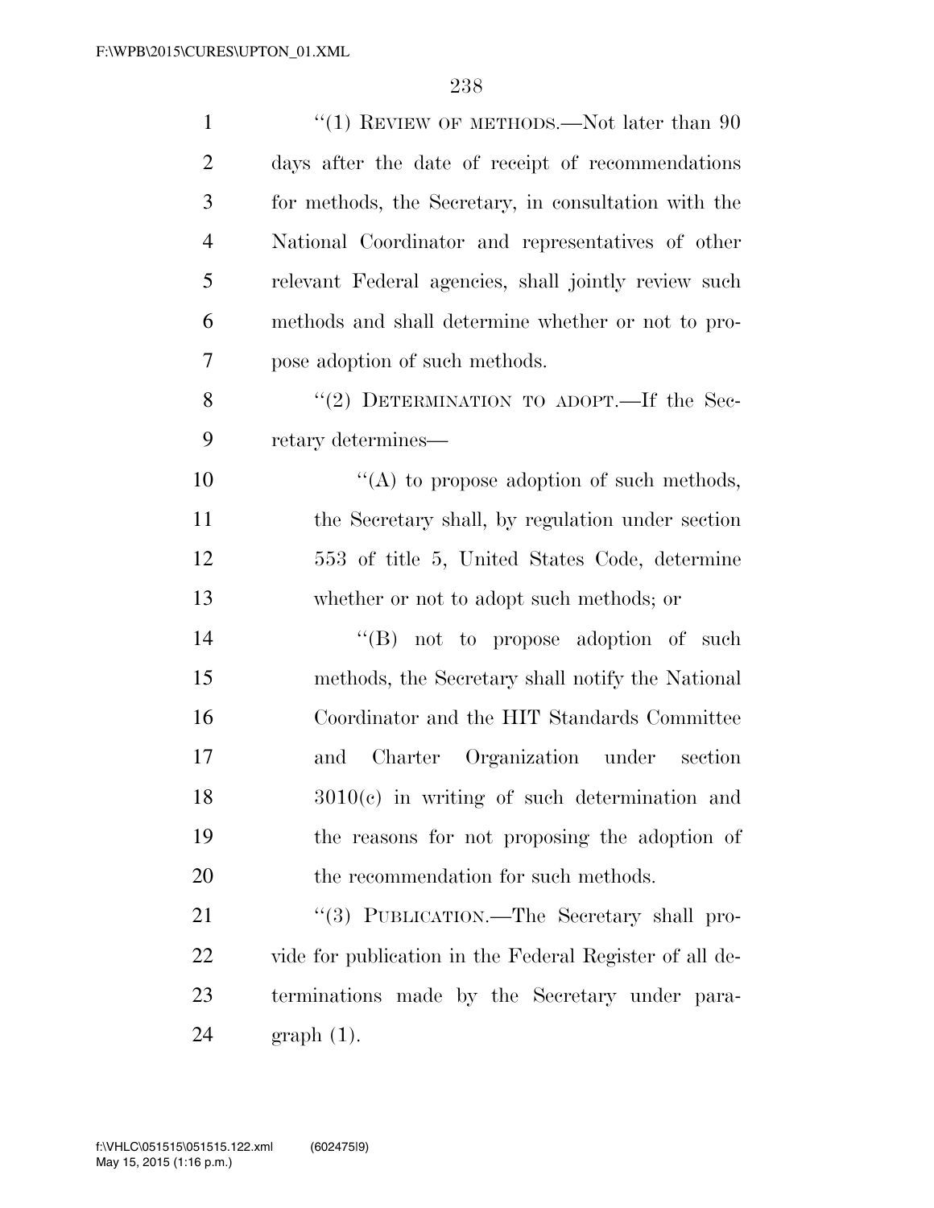''(1) REVIEW OF METHODS.—Not later than 90 days after the date of receipt of recommendations for methods, the Secretary, in consultation with the National Coordinator and representatives of other relevant Federal agencies, shall jointly review such methods and shall determine whether or not to propose adoption of such methods.

''(2) DETERMINATION TO ADOPT.—If the Secretary determines—

''(A) to propose adoption of such methods, the Secretary shall, by regulation under section 553 of title 5, United States Code, determine whether or not to adopt such methods; or

''(B) not to propose adoption of such methods, the Secretary shall notify the National Coordinator and the HIT Standards Committee and Charter Organization under section 3010(c) in writing of such determination and the reasons for not proposing the adoption of the recommendation for such methods.

''(3) PUBLICATION.—The Secretary shall provide for publication in the Federal Register of all determinations made by the Secretary under paragraph (1).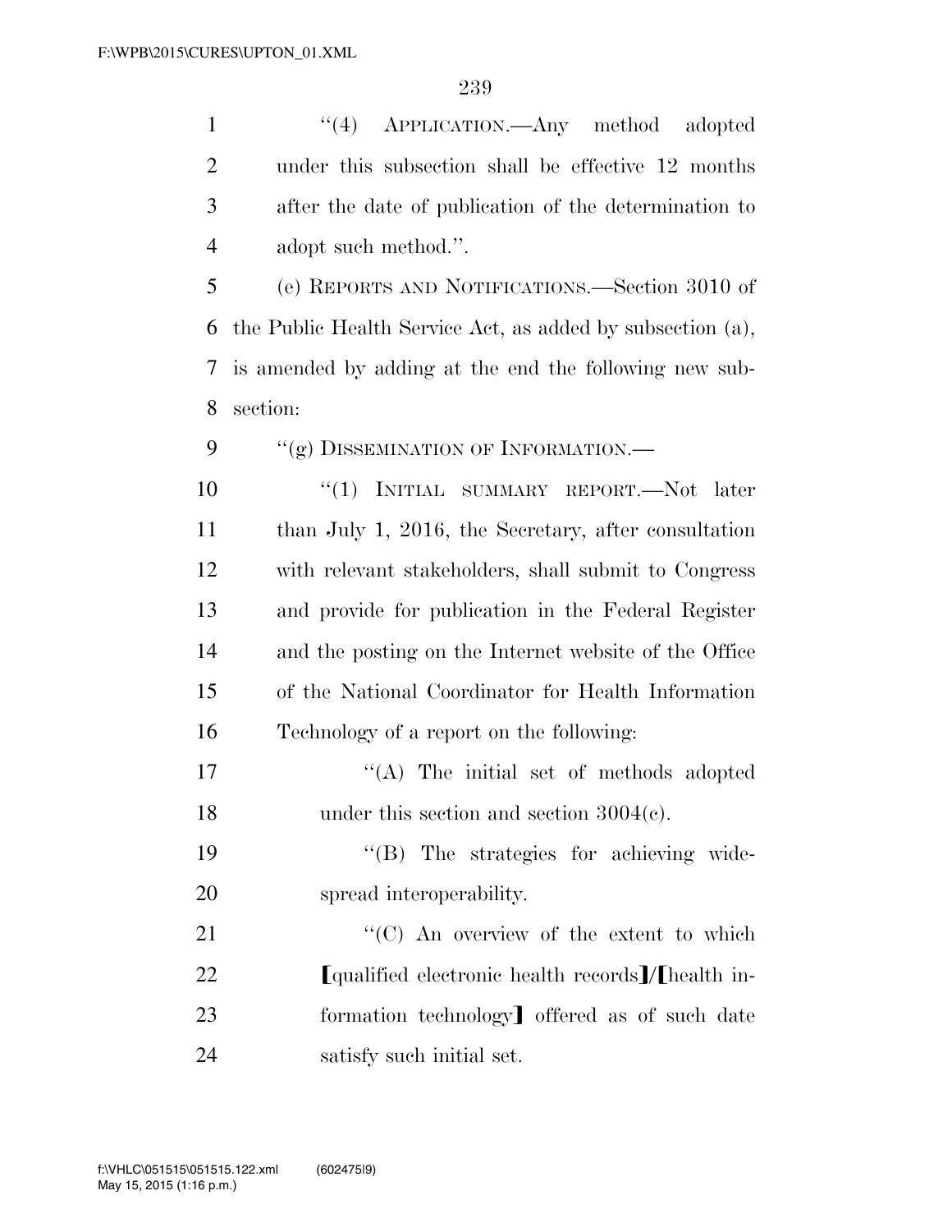"(4) APPLICATION.—Any method adopted under this subsection shall be effective 12 months after the date of publication of the determination to adopt such method.".

(e) REPORTS AND NOTIFICATIONS.—Section 3010 of the Public Health Service Act, as added by subsection (a), is amended by adding at the end the following new subsection:

"(g) DISSEMINATION OF INFORMATION.—

"(1) INITIAL SUMMARY REPORT.—Not later than July 1, 2016, the Secretary, after consultation with relevant stakeholders, shall submit to Congress and provide for publication in the Federal Register and the posting on the Internet website of the Office of the National Coordinator for Health Information Technology of a report on the following:

"(A) The initial set of methods adopted under this section and section 3004(c).

"(B) The strategies for achieving widespread interoperability.

"(C) An overview of the extent to which [qualified electronic health records]/[health information technology] offered as of such date satisfy such initial set.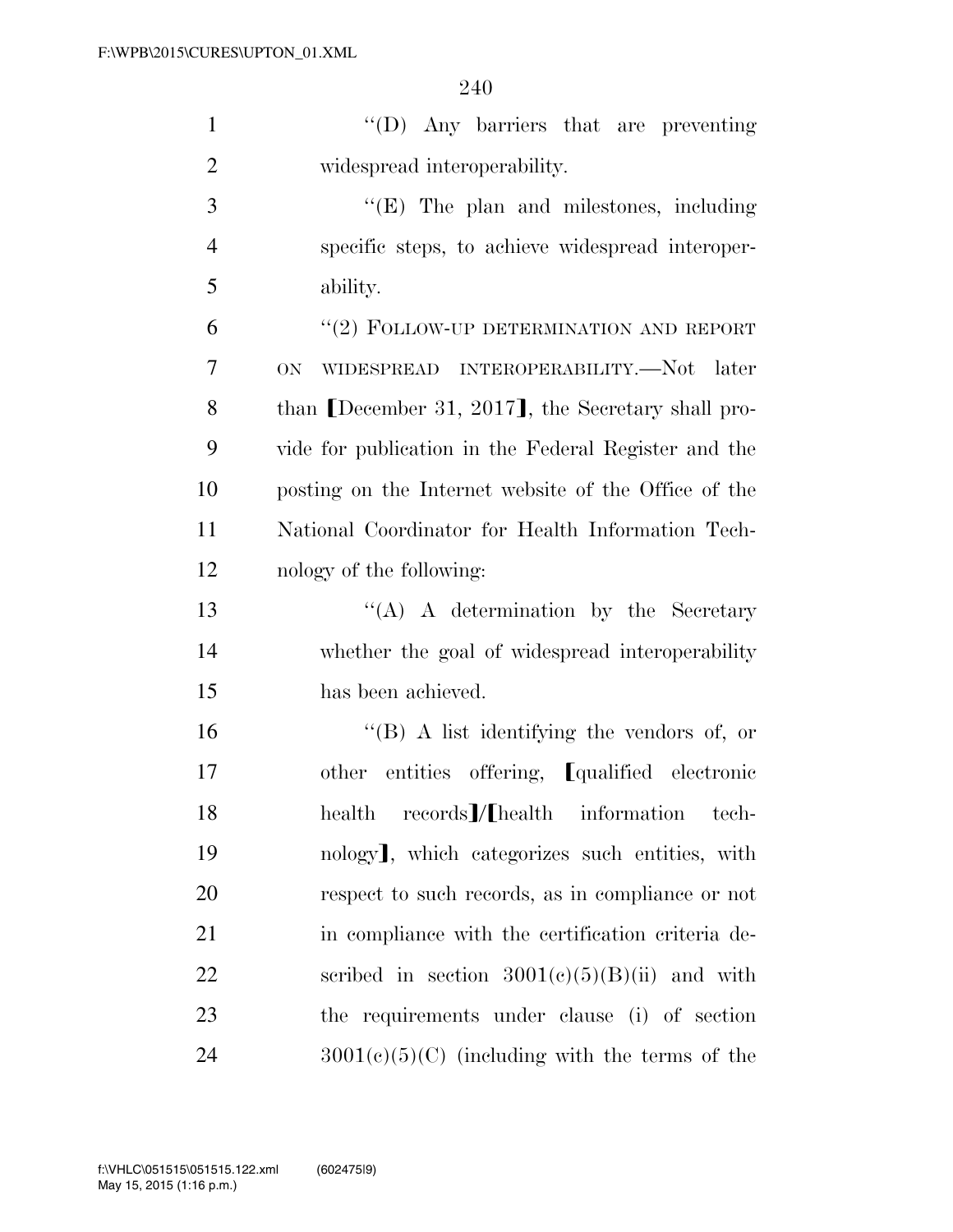''(D) Any barriers that are preventing widespread interoperability.

''(E) The plan and milestones, including specific steps, to achieve widespread interoperability.

''(2) FOLLOW-UP DETERMINATION AND REPORT ON WIDESPREAD INTEROPERABILITY.—Not later than ⟦December 31, 2017⟧, the Secretary shall provide for publication in the Federal Register and the posting on the Internet website of the Office of the National Coordinator for Health Information Technology of the following:

''(A) A determination by the Secretary whether the goal of widespread interoperability has been achieved.

''(B) A list identifying the vendors of, or other entities offering, ⟦qualified electronic health records⟧/⟦health information technology⟧, which categorizes such entities, with respect to such records, as in compliance or not in compliance with the certification criteria described in section 3001(c)(5)(B)(ii) and with the requirements under clause (i) of section 3001(c)(5)(C) (including with the terms of the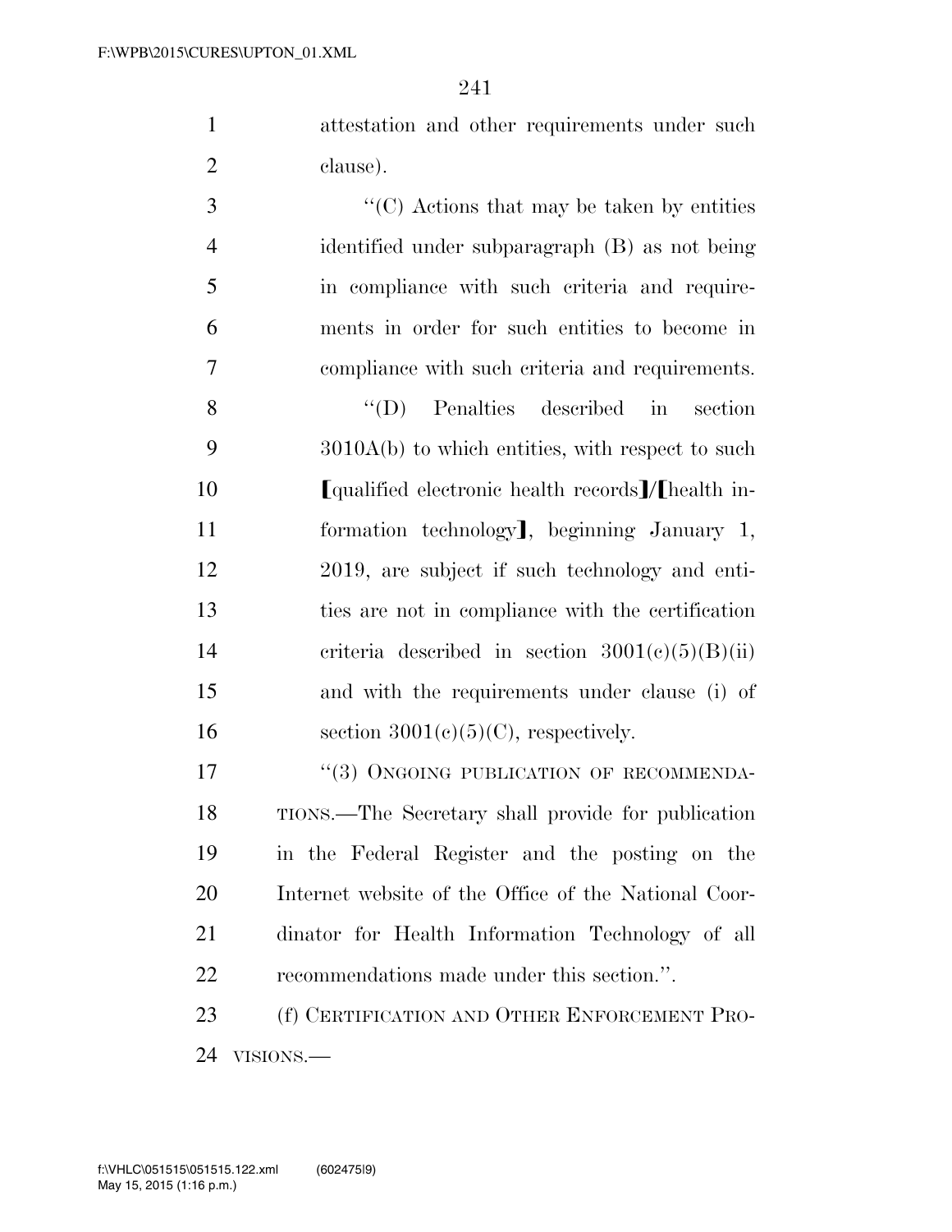attestation and other requirements under such clause).

"(C) Actions that may be taken by entities identified under subparagraph (B) as not being in compliance with such criteria and requirements in order for such entities to become in compliance with such criteria and requirements.

"(D) Penalties described in section 3010A(b) to which entities, with respect to such [qualified electronic health records]/[health information technology], beginning January 1, 2019, are subject if such technology and entities are not in compliance with the certification criteria described in section 3001(c)(5)(B)(ii) and with the requirements under clause (i) of section 3001(c)(5)(C), respectively.

"(3) ONGOING PUBLICATION OF RECOMMENDATIONS.—The Secretary shall provide for publication in the Federal Register and the posting on the Internet website of the Office of the National Coordinator for Health Information Technology of all recommendations made under this section.".

(f) CERTIFICATION AND OTHER ENFORCEMENT PROVISIONS.—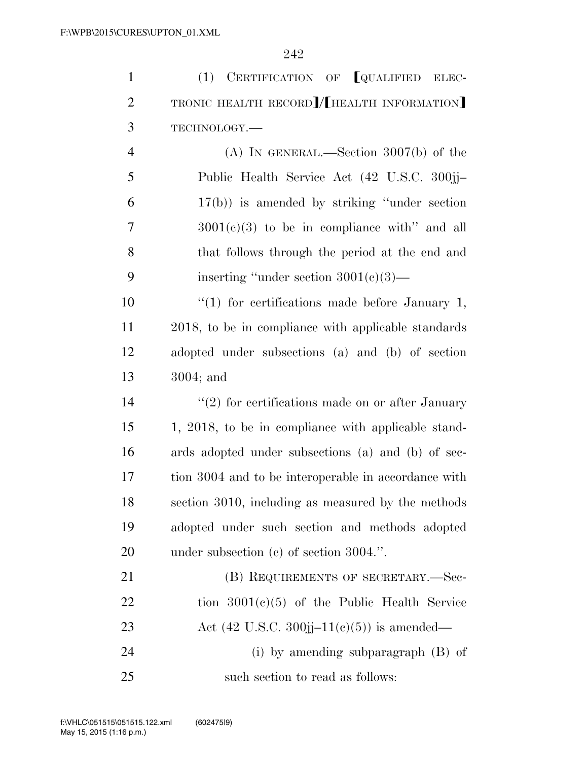(1) CERTIFICATION OF [QUALIFIED ELECTRONIC HEALTH RECORD]/[HEALTH INFORMATION] TECHNOLOGY.—

(A) IN GENERAL.—Section 3007(b) of the Public Health Service Act (42 U.S.C. 300jj–17(b)) is amended by striking ''under section 3001(c)(3) to be in compliance with'' and all that follows through the period at the end and inserting ''under section 3001(c)(3)—

''(1) for certifications made before January 1, 2018, to be in compliance with applicable standards adopted under subsections (a) and (b) of section 3004; and

''(2) for certifications made on or after January 1, 2018, to be in compliance with applicable standards adopted under subsections (a) and (b) of section 3004 and to be interoperable in accordance with section 3010, including as measured by the methods adopted under such section and methods adopted under subsection (c) of section 3004.''.

(B) REQUIREMENTS OF SECRETARY.—Section 3001(c)(5) of the Public Health Service Act (42 U.S.C. 300jj–11(c)(5)) is amended—

(i) by amending subparagraph (B) of such section to read as follows: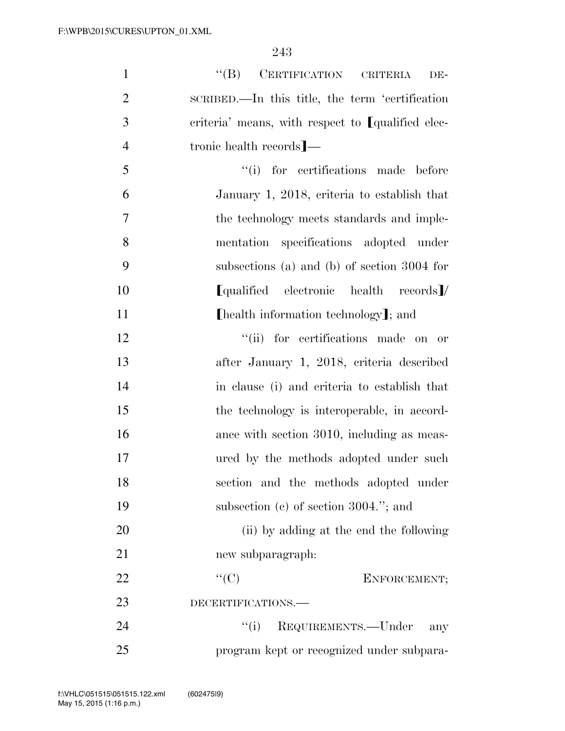"(B) CERTIFICATION CRITERIA DESCRIBED.—In this title, the term 'certification criteria' means, with respect to ⟦qualified electronic health records⟧—

"(i) for certifications made before January 1, 2018, criteria to establish that the technology meets standards and implementation specifications adopted under subsections (a) and (b) of section 3004 for ⟦qualified electronic health records⟧/⟦health information technology⟧; and

"(ii) for certifications made on or after January 1, 2018, criteria described in clause (i) and criteria to establish that the technology is interoperable, in accordance with section 3010, including as measured by the methods adopted under such section and the methods adopted under subsection (c) of section 3004."; and

(ii) by adding at the end the following new subparagraph:

"(C) ENFORCEMENT; DECERTIFICATIONS.—

"(i) REQUIREMENTS.—Under any program kept or recognized under subpara-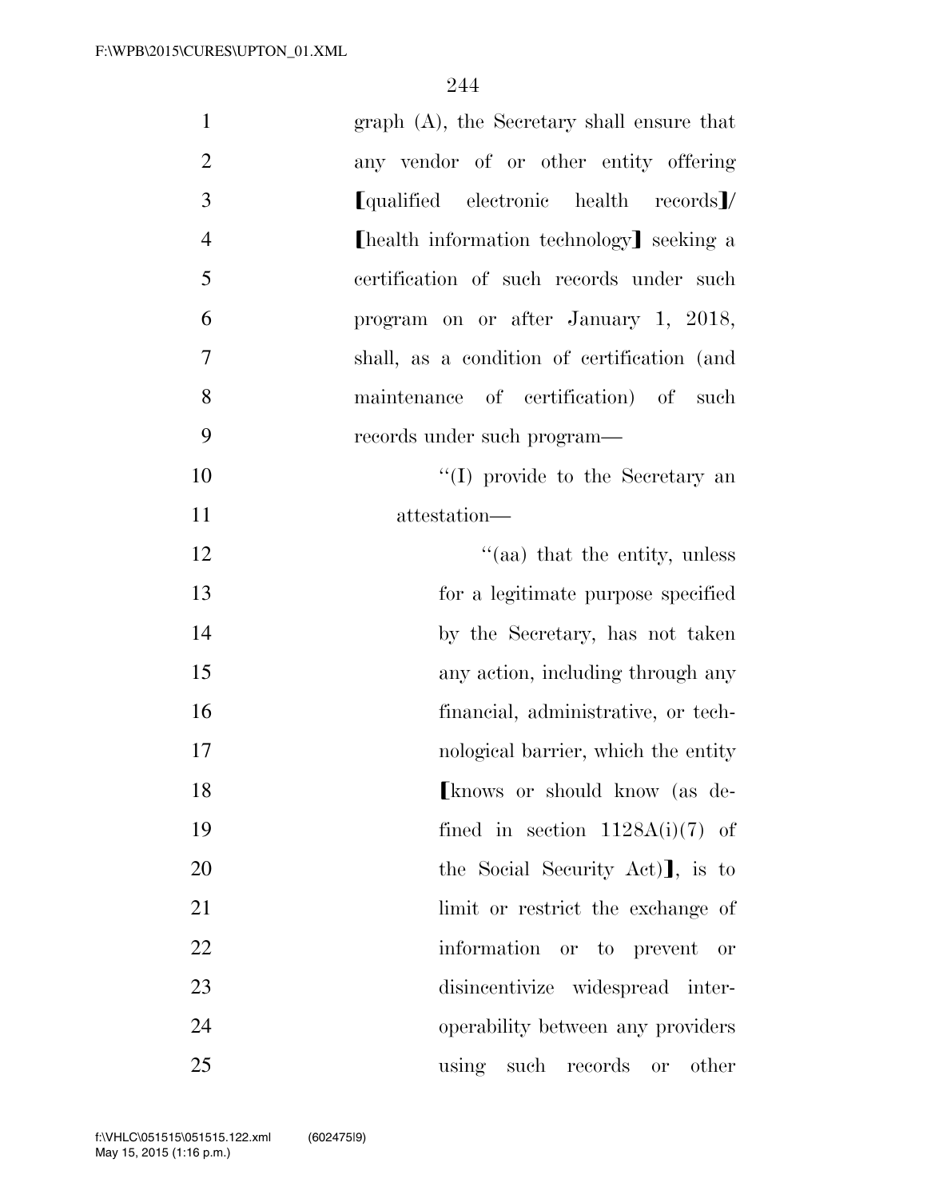graph (A), the Secretary shall ensure that any vendor of or other entity offering [qualified electronic health records]/ [health information technology] seeking a certification of such records under such program on or after January 1, 2018, shall, as a condition of certification (and maintenance of certification) of such records under such program—

"(I) provide to the Secretary an attestation—

"(aa) that the entity, unless for a legitimate purpose specified by the Secretary, has not taken any action, including through any financial, administrative, or technological barrier, which the entity [knows or should know (as defined in section 1128A(i)(7) of the Social Security Act)], is to limit or restrict the exchange of information or to prevent or disincentivize widespread interoperability between any providers using such records or other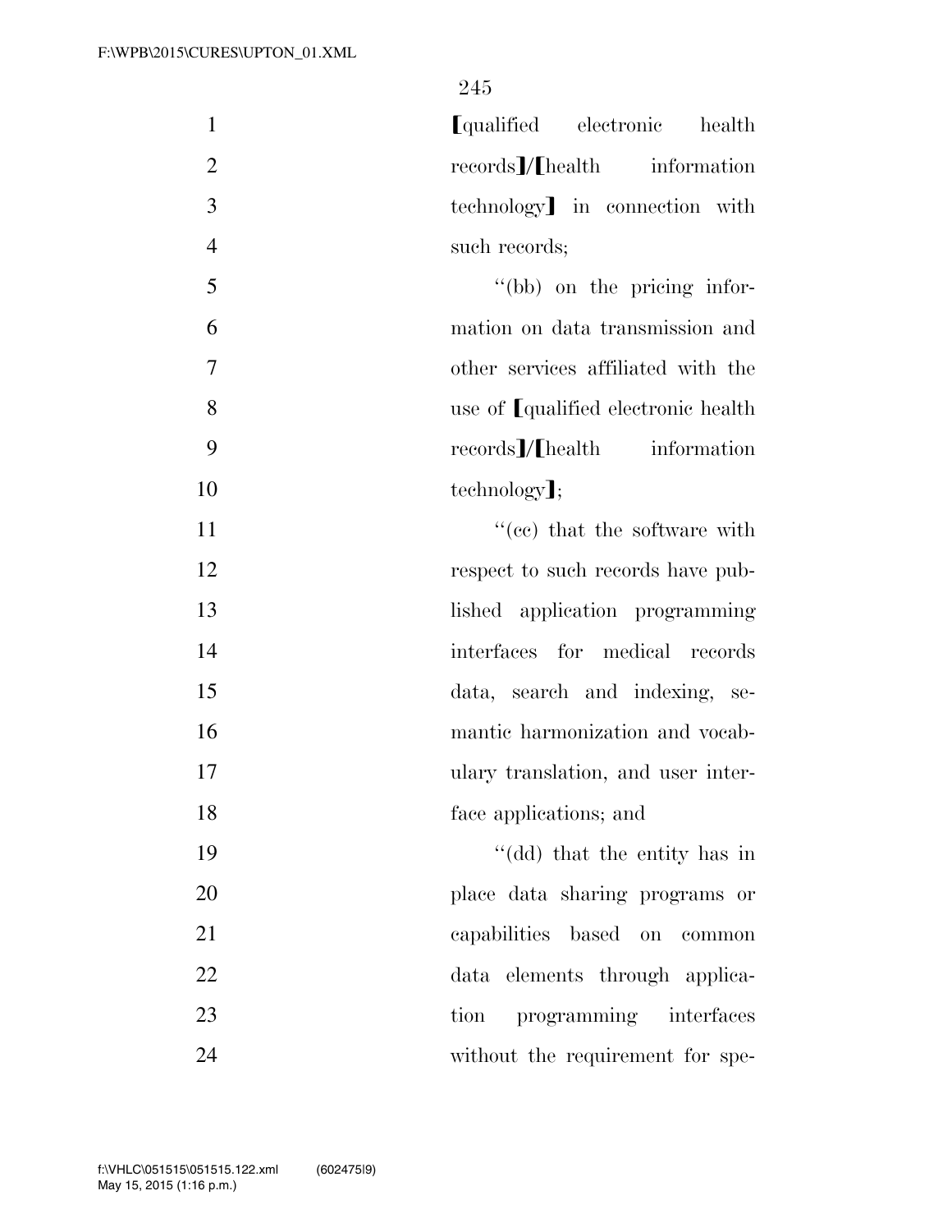[qualified electronic health records]/[health information technology] in connection with such records;

"(bb) on the pricing information on data transmission and other services affiliated with the use of [qualified electronic health records]/[health information technology];

"(cc) that the software with respect to such records have published application programming interfaces for medical records data, search and indexing, semantic harmonization and vocabulary translation, and user interface applications; and

"(dd) that the entity has in place data sharing programs or capabilities based on common data elements through application programming interfaces without the requirement for spe-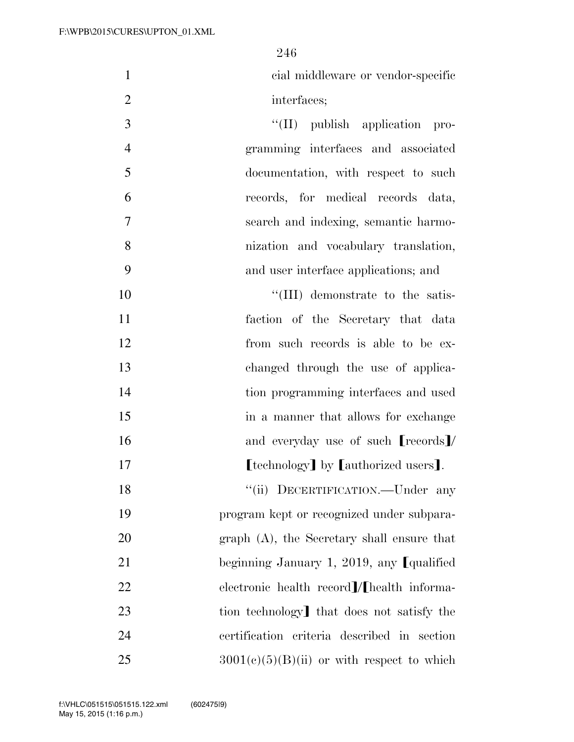cial middleware or vendor-specific interfaces;

''(II) publish application programming interfaces and associated documentation, with respect to such records, for medical records data, search and indexing, semantic harmonization and vocabulary translation, and user interface applications; and

''(III) demonstrate to the satisfaction of the Secretary that data from such records is able to be exchanged through the use of application programming interfaces and used in a manner that allows for exchange and everyday use of such ⟦records⟧/⟦technology⟧ by ⟦authorized users⟧.

''(ii) DECERTIFICATION.—Under any program kept or recognized under subparagraph (A), the Secretary shall ensure that beginning January 1, 2019, any ⟦qualified electronic health record⟧/⟦health information technology⟧ that does not satisfy the certification criteria described in section 3001(c)(5)(B)(ii) or with respect to which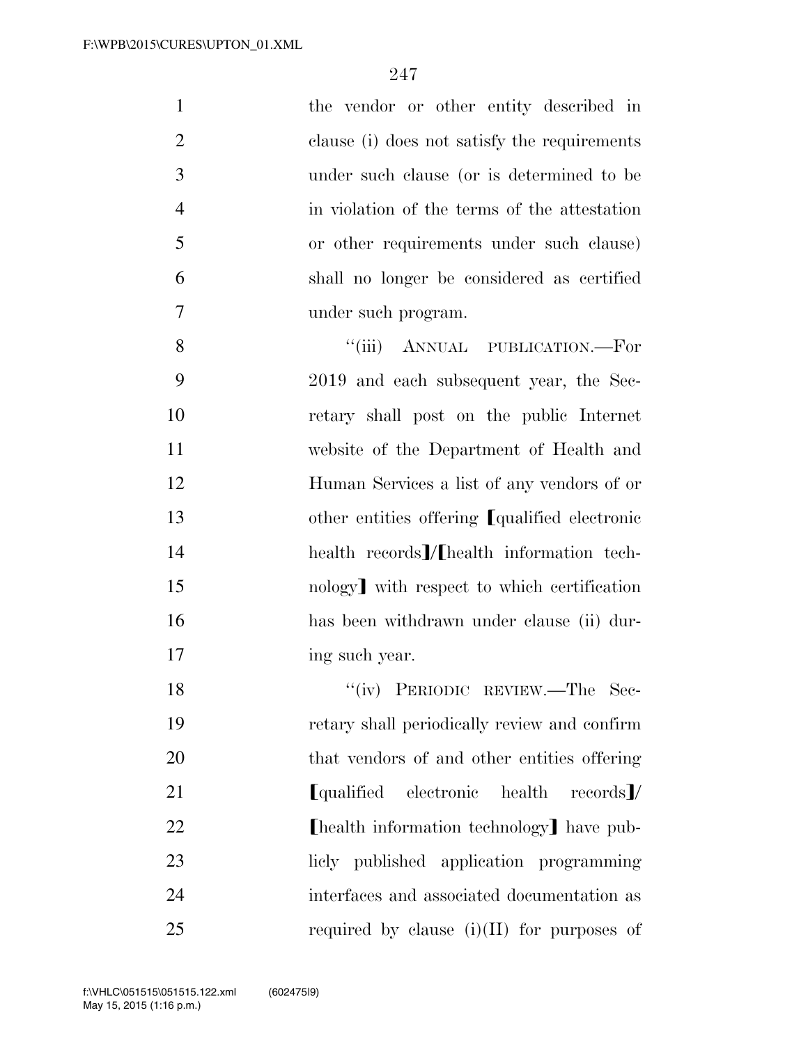the vendor or other entity described in clause (i) does not satisfy the requirements under such clause (or is determined to be in violation of the terms of the attestation or other requirements under such clause) shall no longer be considered as certified under such program.

"(iii) ANNUAL PUBLICATION.—For 2019 and each subsequent year, the Secretary shall post on the public Internet website of the Department of Health and Human Services a list of any vendors of or other entities offering [qualified electronic health records]/[health information technology] with respect to which certification has been withdrawn under clause (ii) during such year.

"(iv) PERIODIC REVIEW.—The Secretary shall periodically review and confirm that vendors of and other entities offering [qualified electronic health records]/[health information technology] have publicly published application programming interfaces and associated documentation as required by clause (i)(II) for purposes of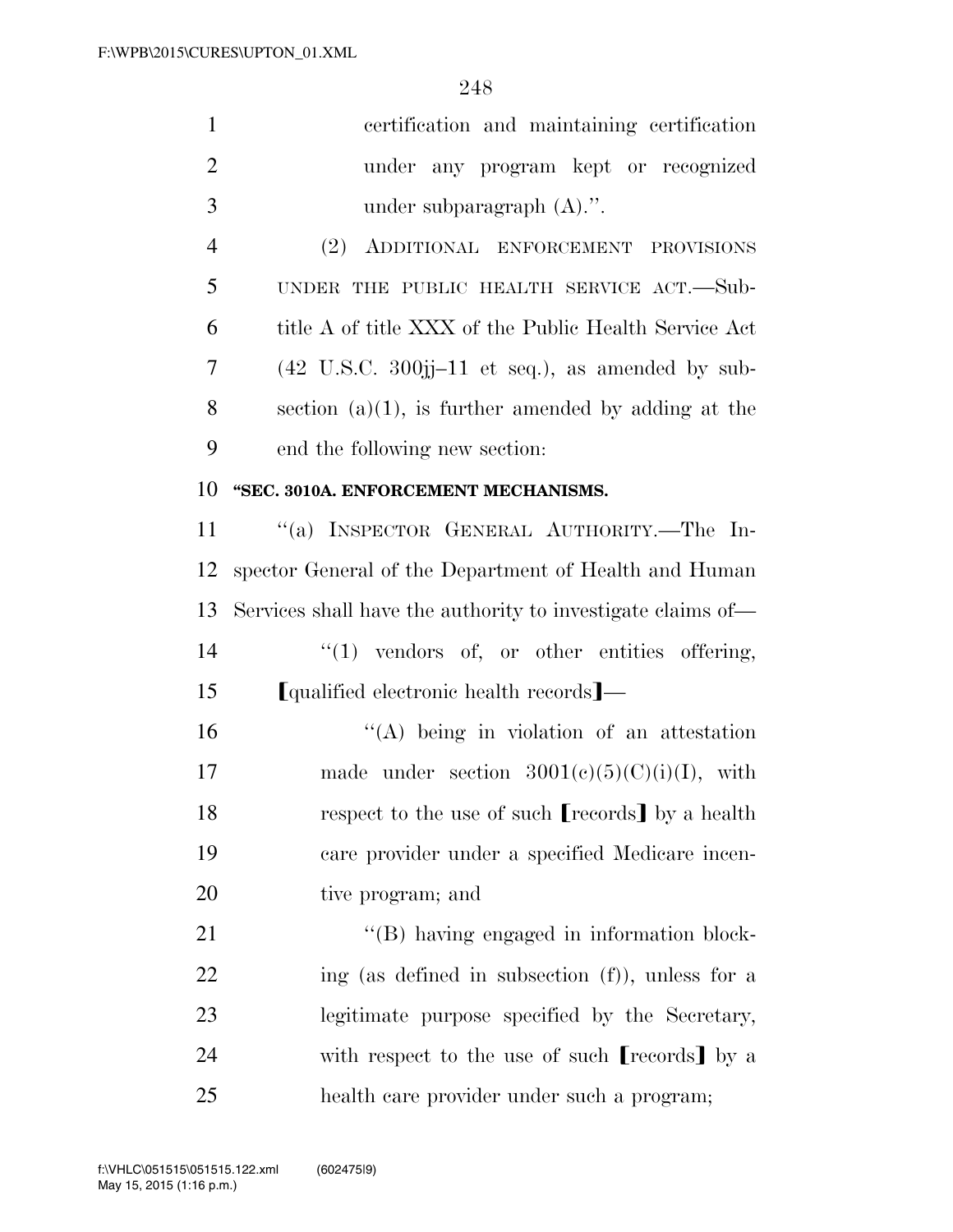certification and maintaining certification under any program kept or recognized under subparagraph (A).''.

(2) ADDITIONAL ENFORCEMENT PROVISIONS UNDER THE PUBLIC HEALTH SERVICE ACT.—Subtitle A of title XXX of the Public Health Service Act (42 U.S.C. 300jj–11 et seq.), as amended by subsection (a)(1), is further amended by adding at the end the following new section:

**''SEC. 3010A. ENFORCEMENT MECHANISMS.**

''(a) INSPECTOR GENERAL AUTHORITY.—The Inspector General of the Department of Health and Human Services shall have the authority to investigate claims of—

''(1) vendors of, or other entities offering, ⟦qualified electronic health records⟧—

''(A) being in violation of an attestation made under section 3001(c)(5)(C)(i)(I), with respect to the use of such ⟦records⟧ by a health care provider under a specified Medicare incentive program; and

''(B) having engaged in information blocking (as defined in subsection (f)), unless for a legitimate purpose specified by the Secretary, with respect to the use of such ⟦records⟧ by a health care provider under such a program;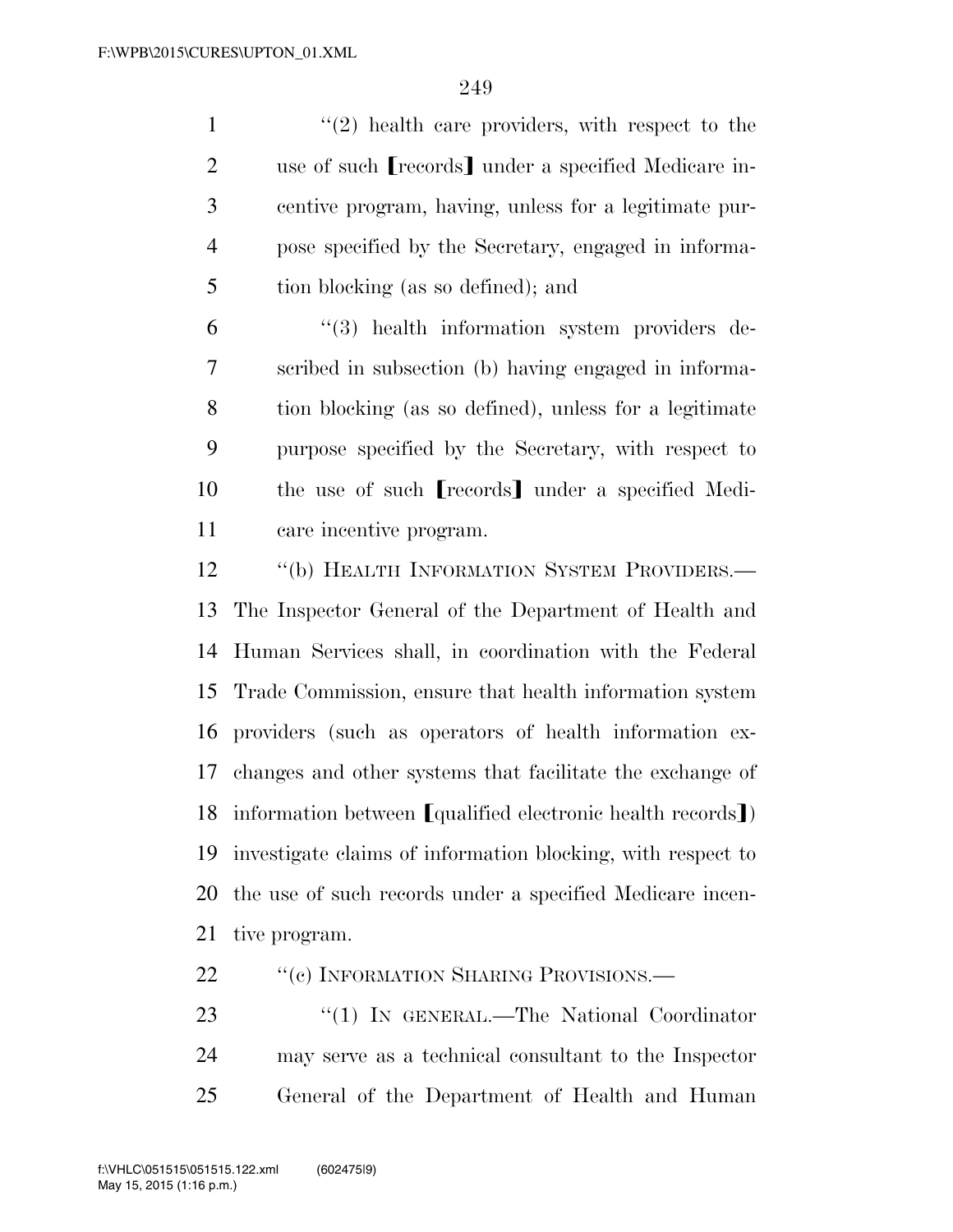"(2) health care providers, with respect to the use of such ⟦records⟧ under a specified Medicare incentive program, having, unless for a legitimate purpose specified by the Secretary, engaged in information blocking (as so defined); and

"(3) health information system providers described in subsection (b) having engaged in information blocking (as so defined), unless for a legitimate purpose specified by the Secretary, with respect to the use of such ⟦records⟧ under a specified Medicare incentive program.

"(b) HEALTH INFORMATION SYSTEM PROVIDERS.—The Inspector General of the Department of Health and Human Services shall, in coordination with the Federal Trade Commission, ensure that health information system providers (such as operators of health information exchanges and other systems that facilitate the exchange of information between ⟦qualified electronic health records⟧) investigate claims of information blocking, with respect to the use of such records under a specified Medicare incentive program.

"(c) INFORMATION SHARING PROVISIONS.—

"(1) IN GENERAL.—The National Coordinator may serve as a technical consultant to the Inspector General of the Department of Health and Human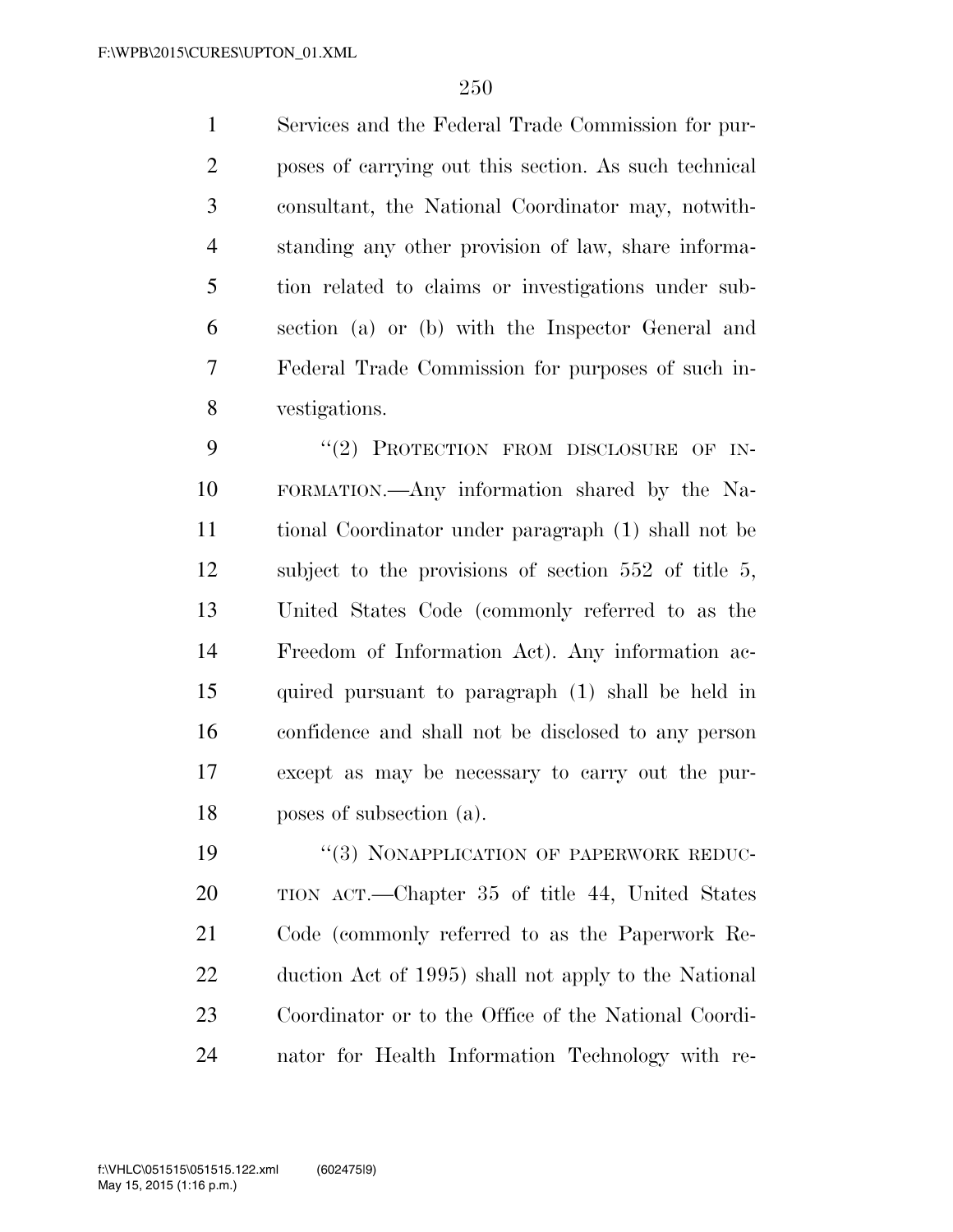Services and the Federal Trade Commission for purposes of carrying out this section. As such technical consultant, the National Coordinator may, notwithstanding any other provision of law, share information related to claims or investigations under subsection (a) or (b) with the Inspector General and Federal Trade Commission for purposes of such investigations.

"(2) PROTECTION FROM DISCLOSURE OF INFORMATION.—Any information shared by the National Coordinator under paragraph (1) shall not be subject to the provisions of section 552 of title 5, United States Code (commonly referred to as the Freedom of Information Act). Any information acquired pursuant to paragraph (1) shall be held in confidence and shall not be disclosed to any person except as may be necessary to carry out the purposes of subsection (a).

"(3) NONAPPLICATION OF PAPERWORK REDUCTION ACT.—Chapter 35 of title 44, United States Code (commonly referred to as the Paperwork Reduction Act of 1995) shall not apply to the National Coordinator or to the Office of the National Coordinator for Health Information Technology with re-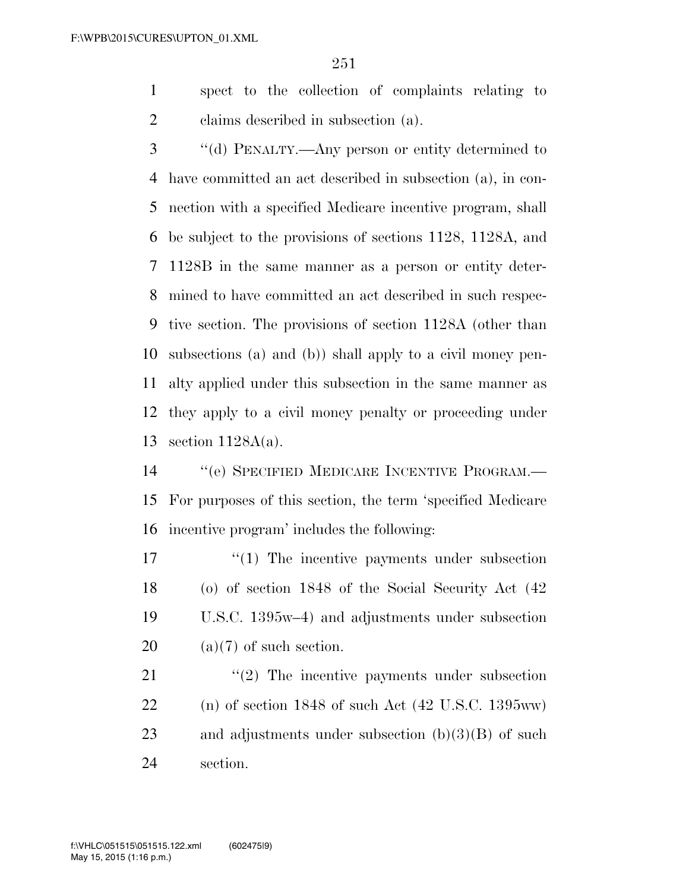spect to the collection of complaints relating to claims described in subsection (a).

"(d) PENALTY.—Any person or entity determined to have committed an act described in subsection (a), in connection with a specified Medicare incentive program, shall be subject to the provisions of sections 1128, 1128A, and 1128B in the same manner as a person or entity determined to have committed an act described in such respective section. The provisions of section 1128A (other than subsections (a) and (b)) shall apply to a civil money penalty applied under this subsection in the same manner as they apply to a civil money penalty or proceeding under section 1128A(a).

"(e) SPECIFIED MEDICARE INCENTIVE PROGRAM.—For purposes of this section, the term 'specified Medicare incentive program' includes the following:

"(1) The incentive payments under subsection (o) of section 1848 of the Social Security Act (42 U.S.C. 1395w–4) and adjustments under subsection (a)(7) of such section.

"(2) The incentive payments under subsection (n) of section 1848 of such Act (42 U.S.C. 1395ww) and adjustments under subsection (b)(3)(B) of such section.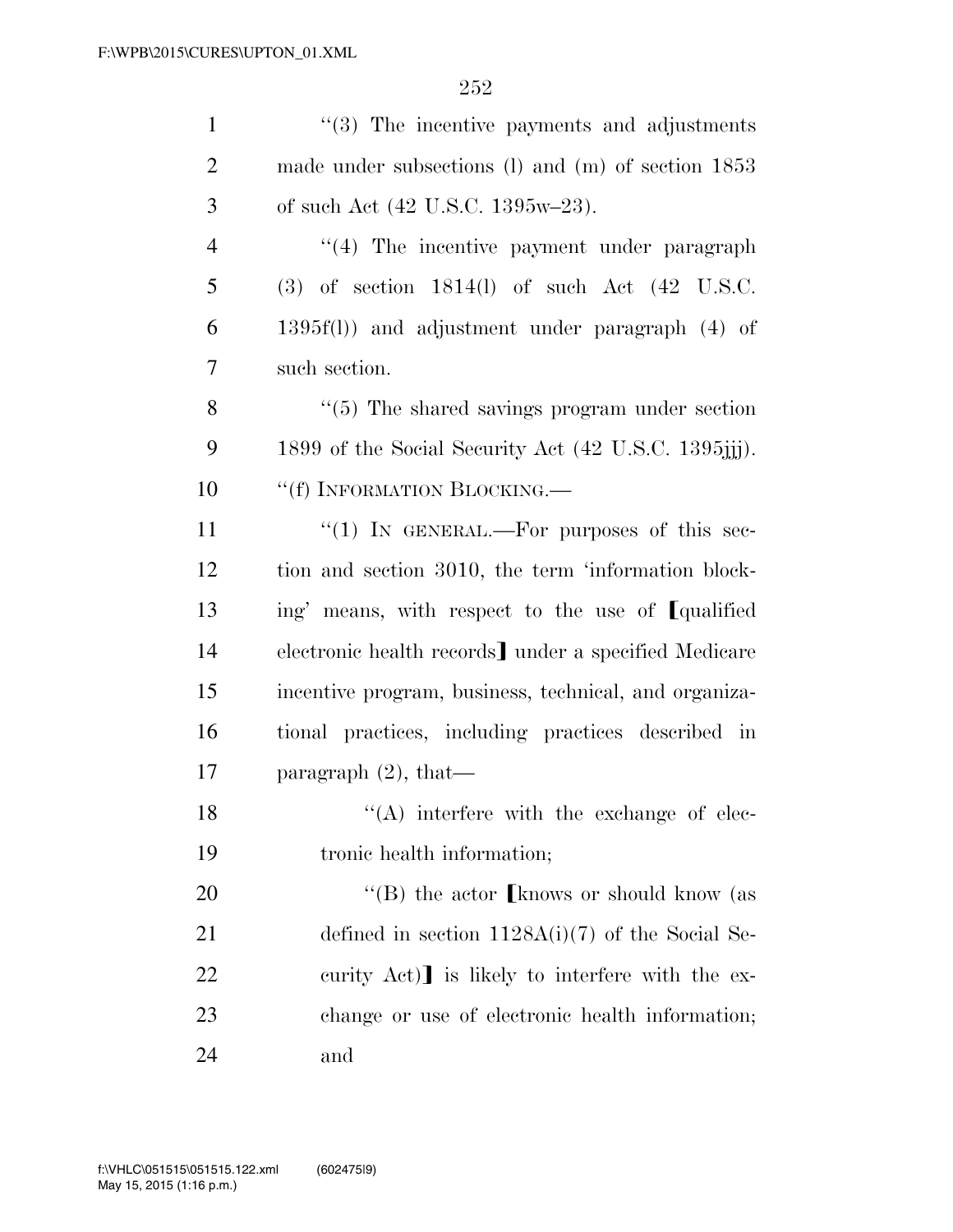"(3) The incentive payments and adjustments made under subsections (l) and (m) of section 1853 of such Act (42 U.S.C. 1395w–23).

"(4) The incentive payment under paragraph (3) of section 1814(l) of such Act (42 U.S.C. 1395f(l)) and adjustment under paragraph (4) of such section.

"(5) The shared savings program under section 1899 of the Social Security Act (42 U.S.C. 1395jjj).

"(f) INFORMATION BLOCKING.—

"(1) IN GENERAL.—For purposes of this section and section 3010, the term 'information blocking' means, with respect to the use of ⟦qualified electronic health records⟧ under a specified Medicare incentive program, business, technical, and organizational practices, including practices described in paragraph (2), that—

"(A) interfere with the exchange of electronic health information;

"(B) the actor ⟦knows or should know (as defined in section 1128A(i)(7) of the Social Security Act)⟧ is likely to interfere with the exchange or use of electronic health information; and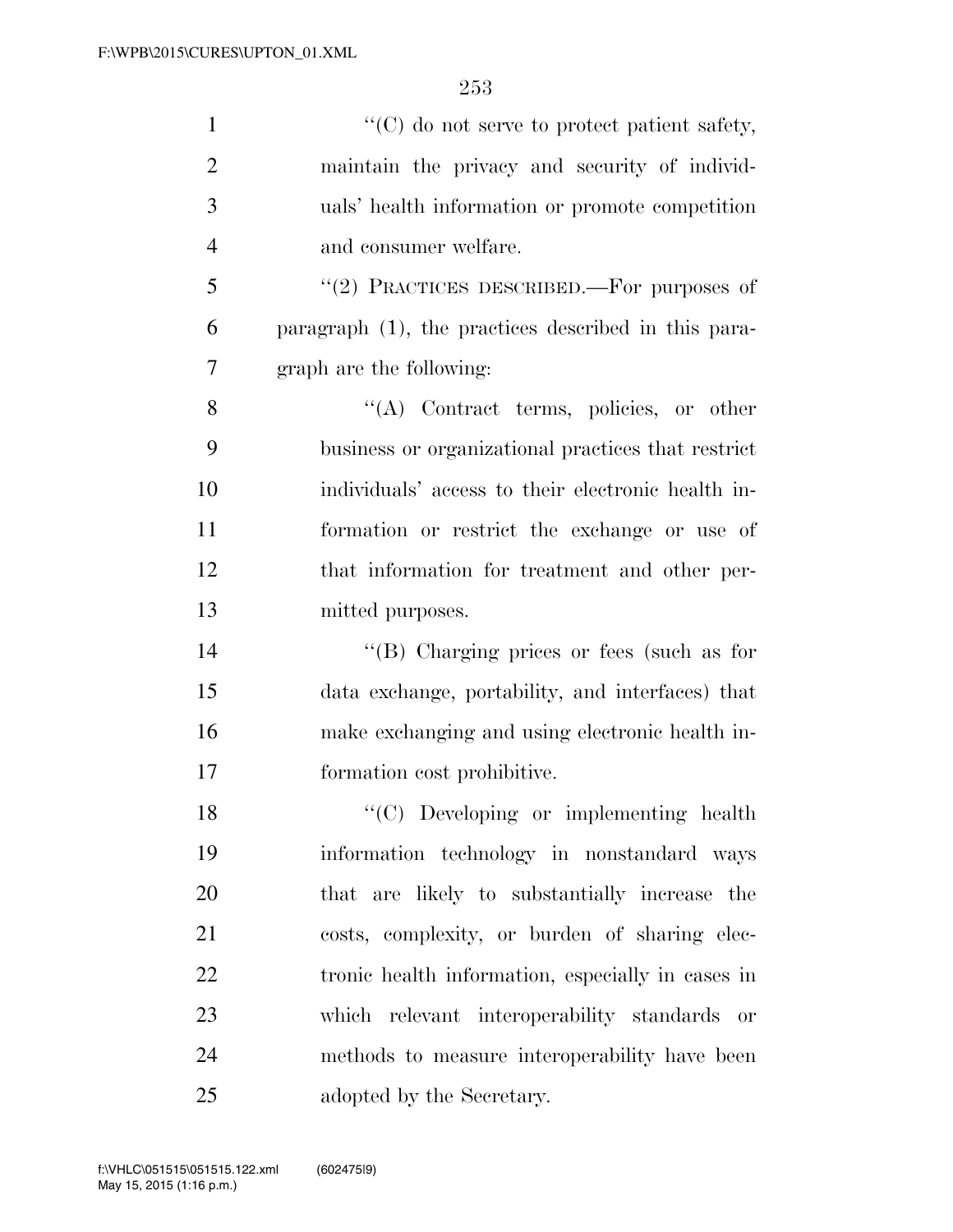''(C) do not serve to protect patient safety, maintain the privacy and security of individuals' health information or promote competition and consumer welfare.

''(2) PRACTICES DESCRIBED.—For purposes of paragraph (1), the practices described in this paragraph are the following:

''(A) Contract terms, policies, or other business or organizational practices that restrict individuals' access to their electronic health information or restrict the exchange or use of that information for treatment and other permitted purposes.

''(B) Charging prices or fees (such as for data exchange, portability, and interfaces) that make exchanging and using electronic health information cost prohibitive.

''(C) Developing or implementing health information technology in nonstandard ways that are likely to substantially increase the costs, complexity, or burden of sharing electronic health information, especially in cases in which relevant interoperability standards or methods to measure interoperability have been adopted by the Secretary.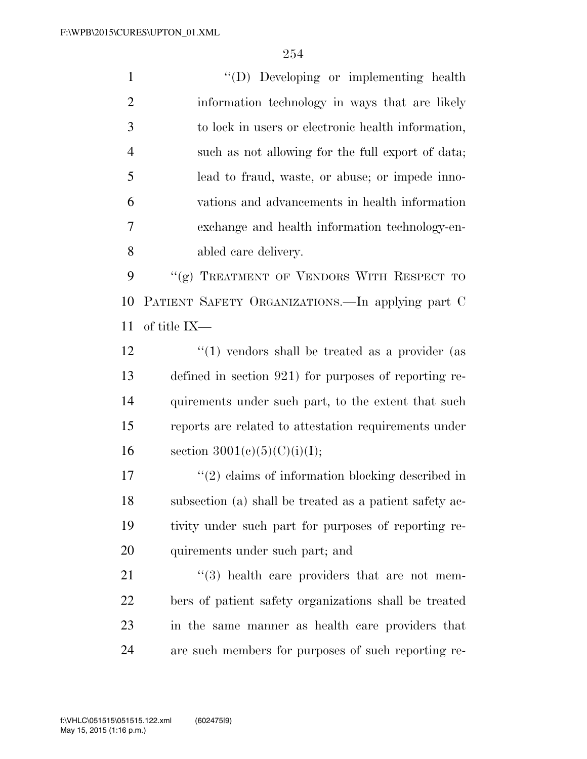''(D) Developing or implementing health information technology in ways that are likely to lock in users or electronic health information, such as not allowing for the full export of data; lead to fraud, waste, or abuse; or impede innovations and advancements in health information exchange and health information technology-enabled care delivery.

''(g) TREATMENT OF VENDORS WITH RESPECT TO PATIENT SAFETY ORGANIZATIONS.—In applying part C of title IX—

''(1) vendors shall be treated as a provider (as defined in section 921) for purposes of reporting requirements under such part, to the extent that such reports are related to attestation requirements under section 3001(c)(5)(C)(i)(I);

''(2) claims of information blocking described in subsection (a) shall be treated as a patient safety activity under such part for purposes of reporting requirements under such part; and

''(3) health care providers that are not members of patient safety organizations shall be treated in the same manner as health care providers that are such members for purposes of such reporting re-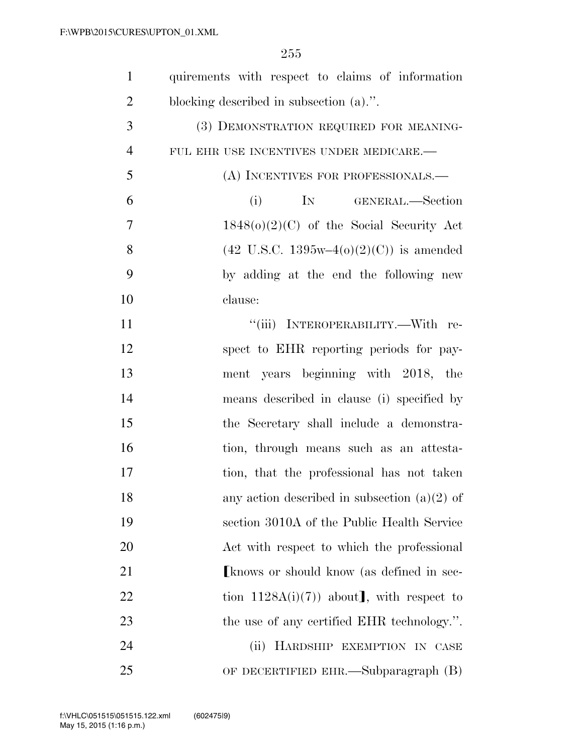quirements with respect to claims of information blocking described in subsection (a).''.

(3) DEMONSTRATION REQUIRED FOR MEANINGFUL EHR USE INCENTIVES UNDER MEDICARE.—

(A) INCENTIVES FOR PROFESSIONALS.—

(i) IN GENERAL.—Section 1848(o)(2)(C) of the Social Security Act (42 U.S.C. 1395w–4(o)(2)(C)) is amended by adding at the end the following new clause:

''(iii) INTEROPERABILITY.—With respect to EHR reporting periods for payment years beginning with 2018, the means described in clause (i) specified by the Secretary shall include a demonstration, through means such as an attestation, that the professional has not taken any action described in subsection (a)(2) of section 3010A of the Public Health Service Act with respect to which the professional ⟦knows or should know (as defined in section 1128A(i)(7)) about⟧, with respect to the use of any certified EHR technology.''.

(ii) HARDSHIP EXEMPTION IN CASE OF DECERTIFIED EHR.—Subparagraph (B)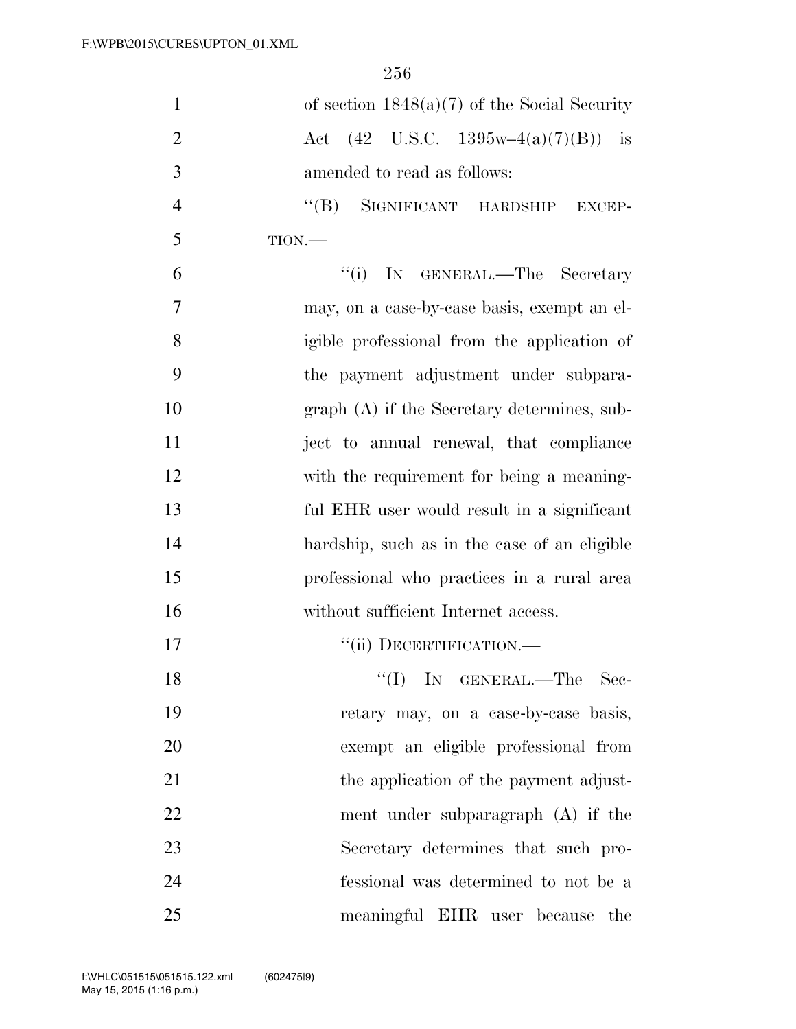of section 1848(a)(7) of the Social Security Act (42 U.S.C. 1395w–4(a)(7)(B)) is amended to read as follows:

"(B) SIGNIFICANT HARDSHIP EXCEPTION.—

"(i) IN GENERAL.—The Secretary may, on a case-by-case basis, exempt an eligible professional from the application of the payment adjustment under subparagraph (A) if the Secretary determines, subject to annual renewal, that compliance with the requirement for being a meaningful EHR user would result in a significant hardship, such as in the case of an eligible professional who practices in a rural area without sufficient Internet access.

"(ii) DECERTIFICATION.—

"(I) IN GENERAL.—The Secretary may, on a case-by-case basis, exempt an eligible professional from the application of the payment adjustment under subparagraph (A) if the Secretary determines that such professional was determined to not be a meaningful EHR user because the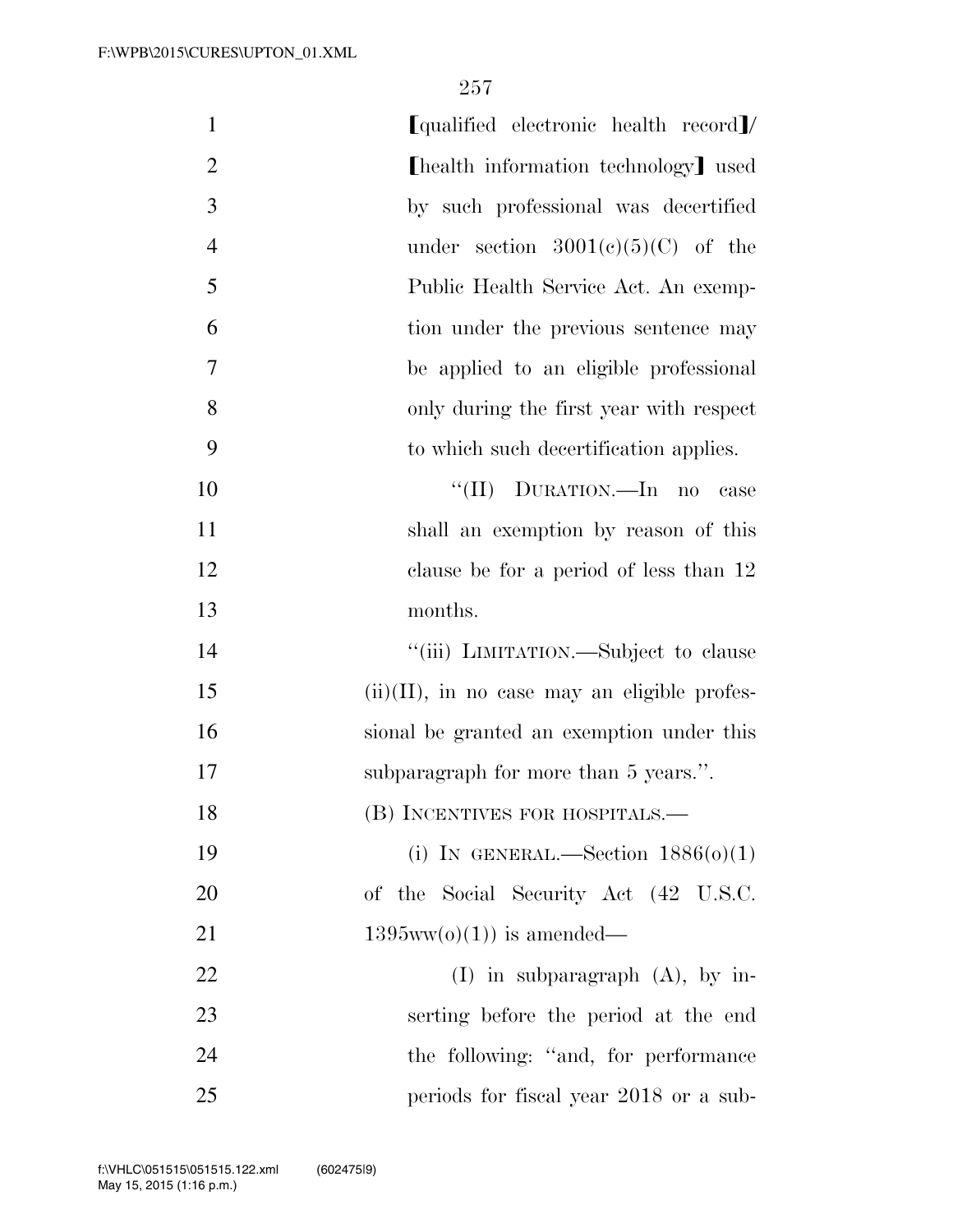【qualified electronic health record】/【health information technology】 used by such professional was decertified under section 3001(c)(5)(C) of the Public Health Service Act. An exemption under the previous sentence may be applied to an eligible professional only during the first year with respect to which such decertification applies.

"(II) DURATION.—In no case shall an exemption by reason of this clause be for a period of less than 12 months.

"(iii) LIMITATION.—Subject to clause (ii)(II), in no case may an eligible professional be granted an exemption under this subparagraph for more than 5 years.".

(B) INCENTIVES FOR HOSPITALS.—

(i) IN GENERAL.—Section 1886(o)(1) of the Social Security Act (42 U.S.C. 1395ww(o)(1)) is amended—

(I) in subparagraph (A), by inserting before the period at the end the following: "and, for performance periods for fiscal year 2018 or a sub-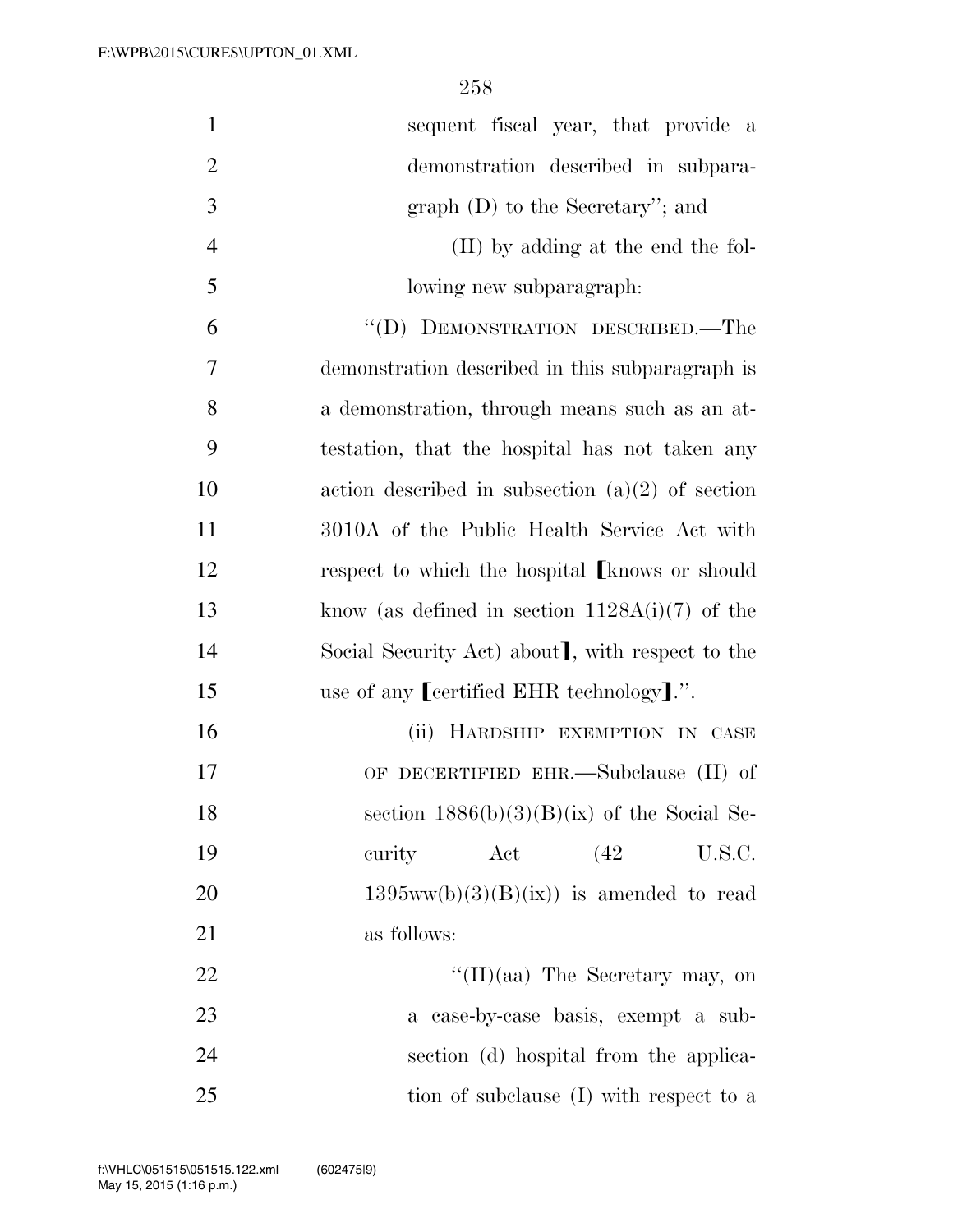sequent fiscal year, that provide a demonstration described in subparagraph (D) to the Secretary''; and

(II) by adding at the end the following new subparagraph:

''(D) DEMONSTRATION DESCRIBED.—The demonstration described in this subparagraph is a demonstration, through means such as an attestation, that the hospital has not taken any action described in subsection (a)(2) of section 3010A of the Public Health Service Act with respect to which the hospital ⟦knows or should know (as defined in section 1128A(i)(7) of the Social Security Act) about⟧, with respect to the use of any ⟦certified EHR technology⟧.''.

(ii) HARDSHIP EXEMPTION IN CASE OF DECERTIFIED EHR.—Subclause (II) of section 1886(b)(3)(B)(ix) of the Social Security Act (42 U.S.C. 1395ww(b)(3)(B)(ix)) is amended to read as follows:

''(II)(aa) The Secretary may, on a case-by-case basis, exempt a subsection (d) hospital from the application of subclause (I) with respect to a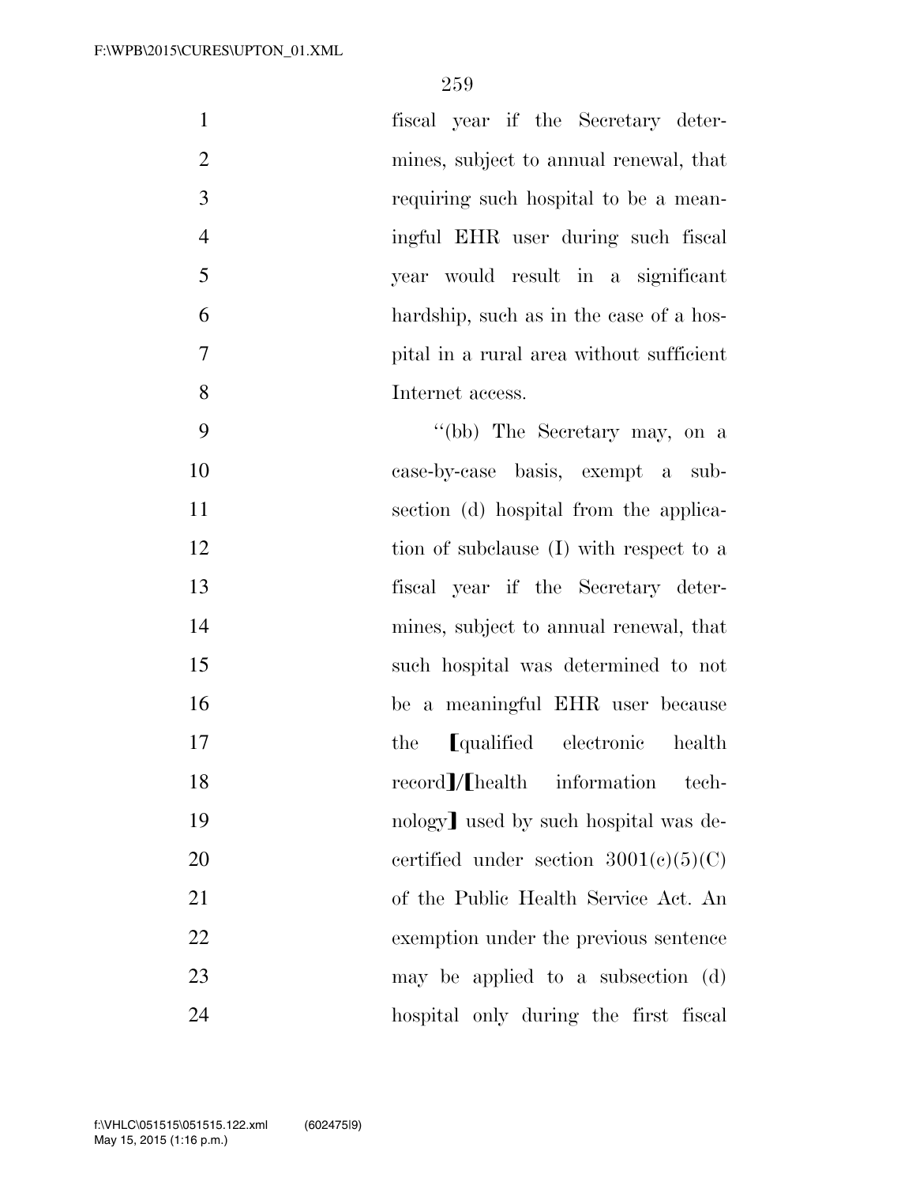fiscal year if the Secretary determines, subject to annual renewal, that requiring such hospital to be a meaningful EHR user during such fiscal year would result in a significant hardship, such as in the case of a hospital in a rural area without sufficient Internet access.

"(bb) The Secretary may, on a case-by-case basis, exempt a subsection (d) hospital from the application of subclause (I) with respect to a fiscal year if the Secretary determines, subject to annual renewal, that such hospital was determined to not be a meaningful EHR user because the ⟦qualified electronic health record⟧/⟦health information technology⟧ used by such hospital was decertified under section 3001(c)(5)(C) of the Public Health Service Act. An exemption under the previous sentence may be applied to a subsection (d) hospital only during the first fiscal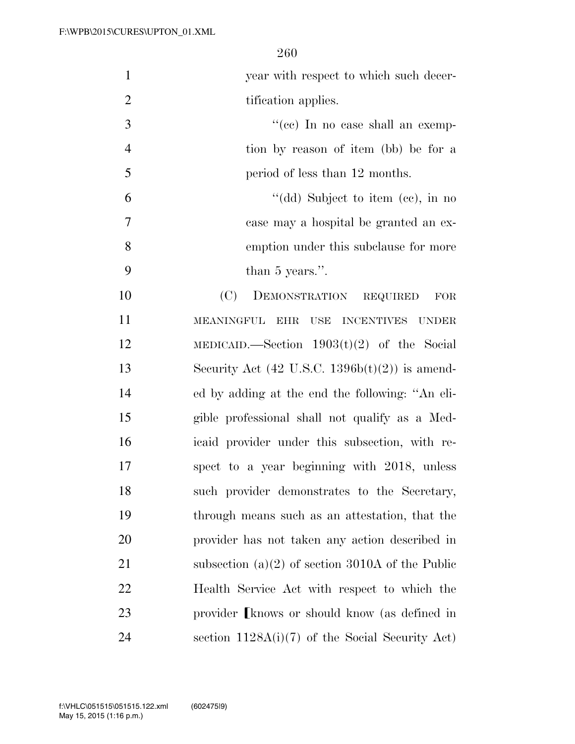year with respect to which such decertification applies.

"(cc) In no case shall an exemption by reason of item (bb) be for a period of less than 12 months.

"(dd) Subject to item (cc), in no case may a hospital be granted an exemption under this subclause for more than 5 years.".

(C) DEMONSTRATION REQUIRED FOR MEANINGFUL EHR USE INCENTIVES UNDER MEDICAID.—Section 1903(t)(2) of the Social Security Act (42 U.S.C. 1396b(t)(2)) is amended by adding at the end the following: "An eligible professional shall not qualify as a Medicaid provider under this subsection, with respect to a year beginning with 2018, unless such provider demonstrates to the Secretary, through means such as an attestation, that the provider has not taken any action described in subsection (a)(2) of section 3010A of the Public Health Service Act with respect to which the provider [knows or should know (as defined in section 1128A(i)(7) of the Social Security Act)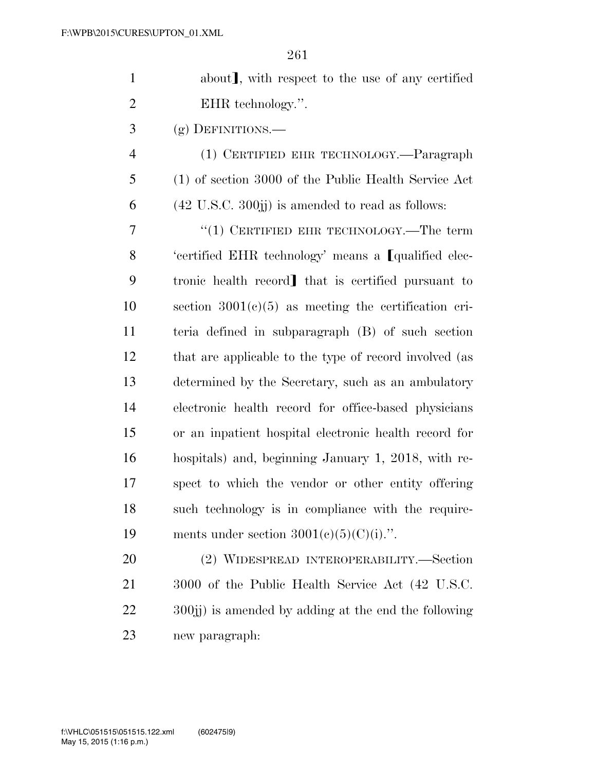about], with respect to the use of any certified EHR technology.''.

(g) DEFINITIONS.—

(1) CERTIFIED EHR TECHNOLOGY.—Paragraph (1) of section 3000 of the Public Health Service Act (42 U.S.C. 300jj) is amended to read as follows:

''(1) CERTIFIED EHR TECHNOLOGY.—The term 'certified EHR technology' means a [qualified electronic health record] that is certified pursuant to section 3001(c)(5) as meeting the certification criteria defined in subparagraph (B) of such section that are applicable to the type of record involved (as determined by the Secretary, such as an ambulatory electronic health record for office-based physicians or an inpatient hospital electronic health record for hospitals) and, beginning January 1, 2018, with respect to which the vendor or other entity offering such technology is in compliance with the requirements under section 3001(c)(5)(C)(i).''.

(2) WIDESPREAD INTEROPERABILITY.—Section 3000 of the Public Health Service Act (42 U.S.C. 300jj) is amended by adding at the end the following new paragraph: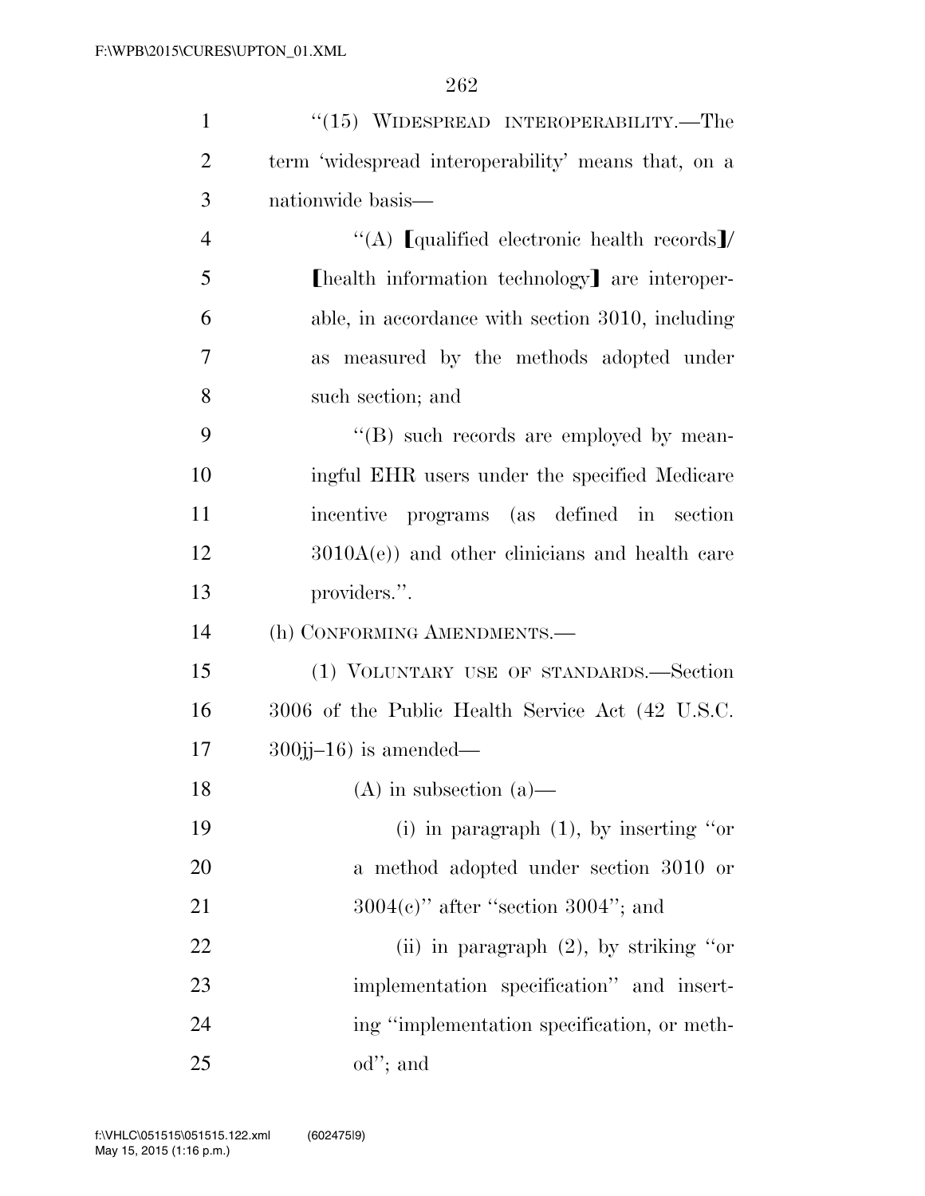"(15) WIDESPREAD INTEROPERABILITY.—The term 'widespread interoperability' means that, on a nationwide basis—

"(A) [qualified electronic health records]/ [health information technology] are interoperable, in accordance with section 3010, including as measured by the methods adopted under such section; and

"(B) such records are employed by meaningful EHR users under the specified Medicare incentive programs (as defined in section 3010A(e)) and other clinicians and health care providers.".

(h) CONFORMING AMENDMENTS.—

(1) VOLUNTARY USE OF STANDARDS.—Section 3006 of the Public Health Service Act (42 U.S.C. 300jj–16) is amended—

(A) in subsection (a)—

(i) in paragraph (1), by inserting "or a method adopted under section 3010 or 3004(c)" after "section 3004"; and

(ii) in paragraph (2), by striking "or implementation specification" and inserting "implementation specification, or method"; and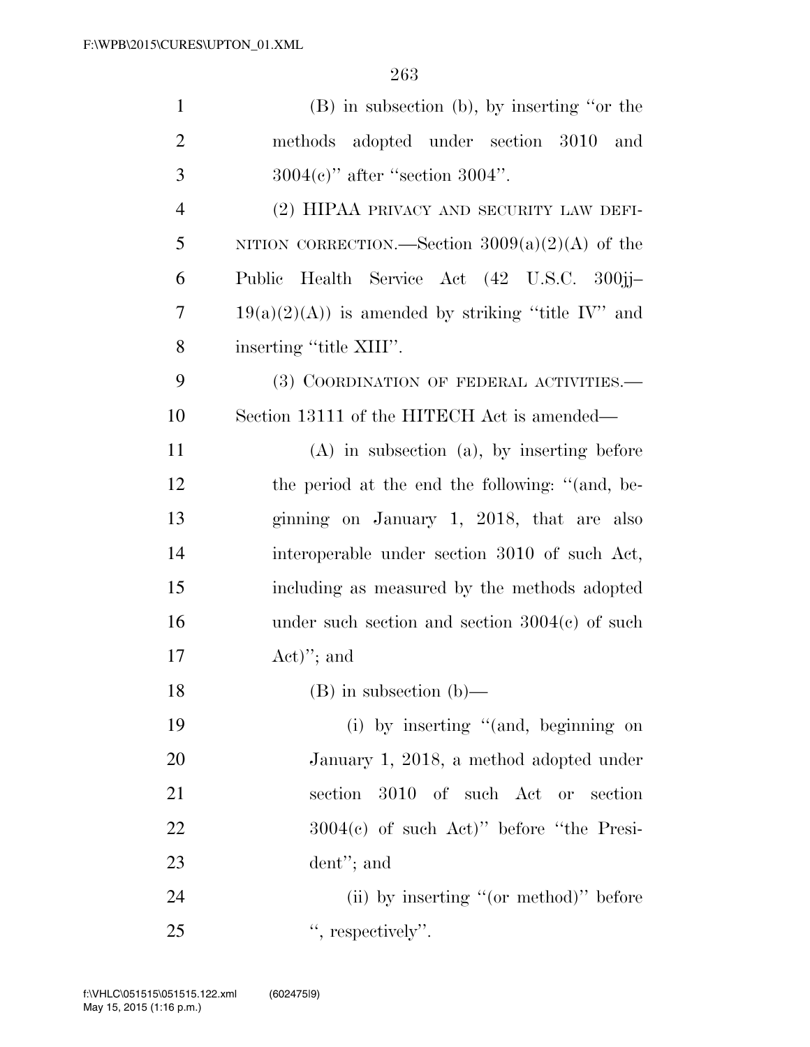(B) in subsection (b), by inserting "or the methods adopted under section 3010 and 3004(c)" after "section 3004".

(2) HIPAA PRIVACY AND SECURITY LAW DEFINITION CORRECTION.—Section 3009(a)(2)(A) of the Public Health Service Act (42 U.S.C. 300jj–19(a)(2)(A)) is amended by striking "title IV" and inserting "title XIII".

(3) COORDINATION OF FEDERAL ACTIVITIES.—Section 13111 of the HITECH Act is amended—

(A) in subsection (a), by inserting before the period at the end the following: "(and, beginning on January 1, 2018, that are also interoperable under section 3010 of such Act, including as measured by the methods adopted under such section and section 3004(c) of such Act)"; and

(B) in subsection (b)—

(i) by inserting "(and, beginning on January 1, 2018, a method adopted under section 3010 of such Act or section 3004(c) of such Act)" before "the President"; and

(ii) by inserting "(or method)" before ", respectively".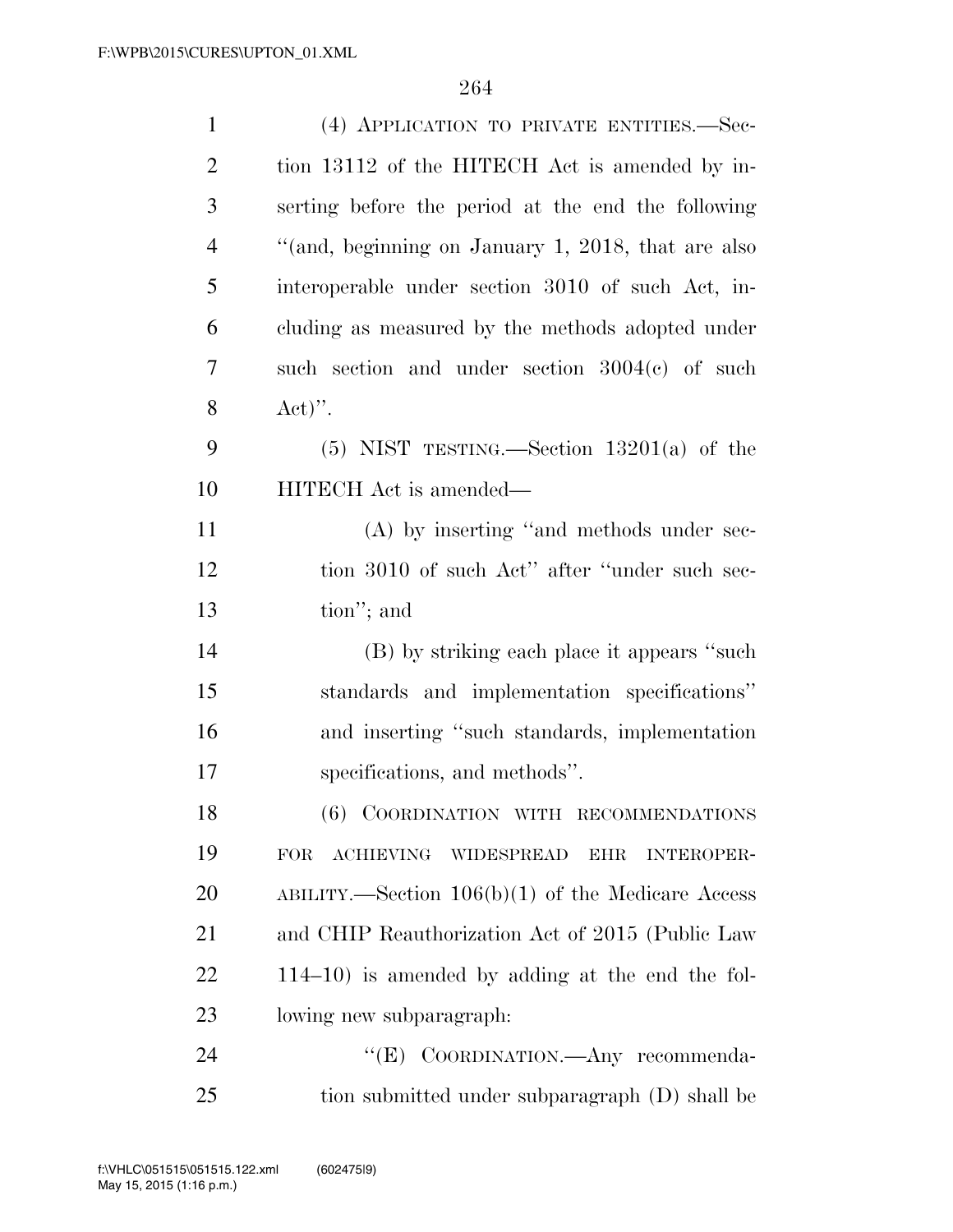(4) APPLICATION TO PRIVATE ENTITIES.—Section 13112 of the HITECH Act is amended by inserting before the period at the end the following "(and, beginning on January 1, 2018, that are also interoperable under section 3010 of such Act, including as measured by the methods adopted under such section and under section 3004(c) of such Act)".

(5) NIST TESTING.—Section 13201(a) of the HITECH Act is amended—

(A) by inserting "and methods under section 3010 of such Act" after "under such section"; and

(B) by striking each place it appears "such standards and implementation specifications" and inserting "such standards, implementation specifications, and methods".

(6) COORDINATION WITH RECOMMENDATIONS FOR ACHIEVING WIDESPREAD EHR INTEROPERABILITY.—Section 106(b)(1) of the Medicare Access and CHIP Reauthorization Act of 2015 (Public Law 114–10) is amended by adding at the end the following new subparagraph:

"(E) COORDINATION.—Any recommendation submitted under subparagraph (D) shall be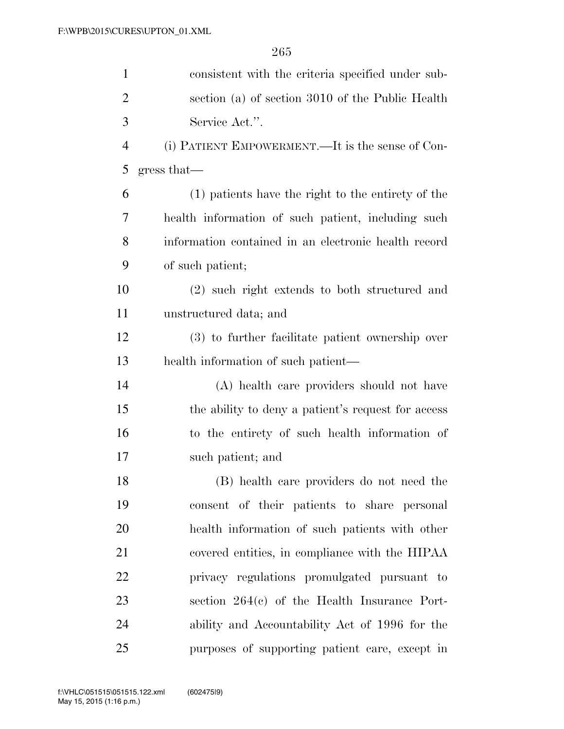consistent with the criteria specified under subsection (a) of section 3010 of the Public Health Service Act.''.

(i) PATIENT EMPOWERMENT.—It is the sense of Congress that—

(1) patients have the right to the entirety of the health information of such patient, including such information contained in an electronic health record of such patient;

(2) such right extends to both structured and unstructured data; and

(3) to further facilitate patient ownership over health information of such patient—

(A) health care providers should not have the ability to deny a patient's request for access to the entirety of such health information of such patient; and

(B) health care providers do not need the consent of their patients to share personal health information of such patients with other covered entities, in compliance with the HIPAA privacy regulations promulgated pursuant to section 264(c) of the Health Insurance Portability and Accountability Act of 1996 for the purposes of supporting patient care, except in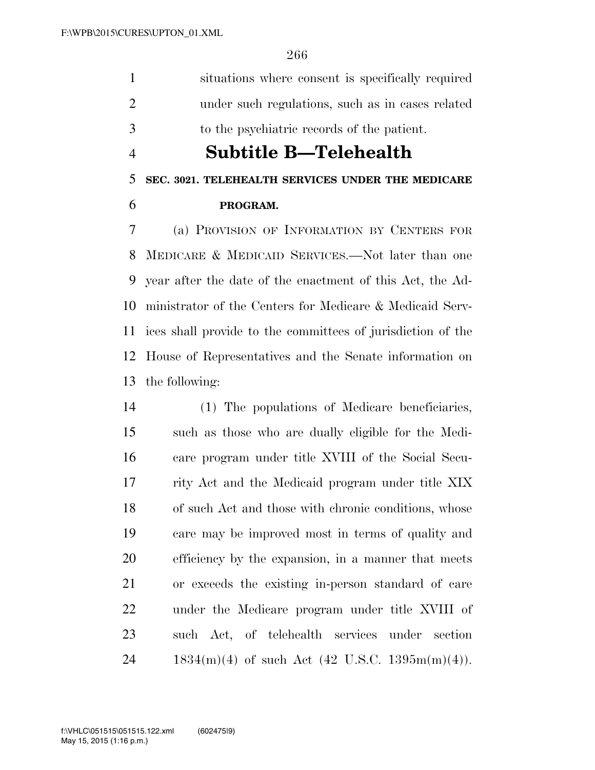situations where consent is specifically required under such regulations, such as in cases related to the psychiatric records of the patient.

## Subtitle B—Telehealth

### SEC. 3021. TELEHEALTH SERVICES UNDER THE MEDICARE PROGRAM.

(a) PROVISION OF INFORMATION BY CENTERS FOR MEDICARE & MEDICAID SERVICES.—Not later than one year after the date of the enactment of this Act, the Administrator of the Centers for Medicare & Medicaid Services shall provide to the committees of jurisdiction of the House of Representatives and the Senate information on the following:

(1) The populations of Medicare beneficiaries, such as those who are dually eligible for the Medicare program under title XVIII of the Social Security Act and the Medicaid program under title XIX of such Act and those with chronic conditions, whose care may be improved most in terms of quality and efficiency by the expansion, in a manner that meets or exceeds the existing in-person standard of care under the Medicare program under title XVIII of such Act, of telehealth services under section 1834(m)(4) of such Act (42 U.S.C. 1395m(m)(4)).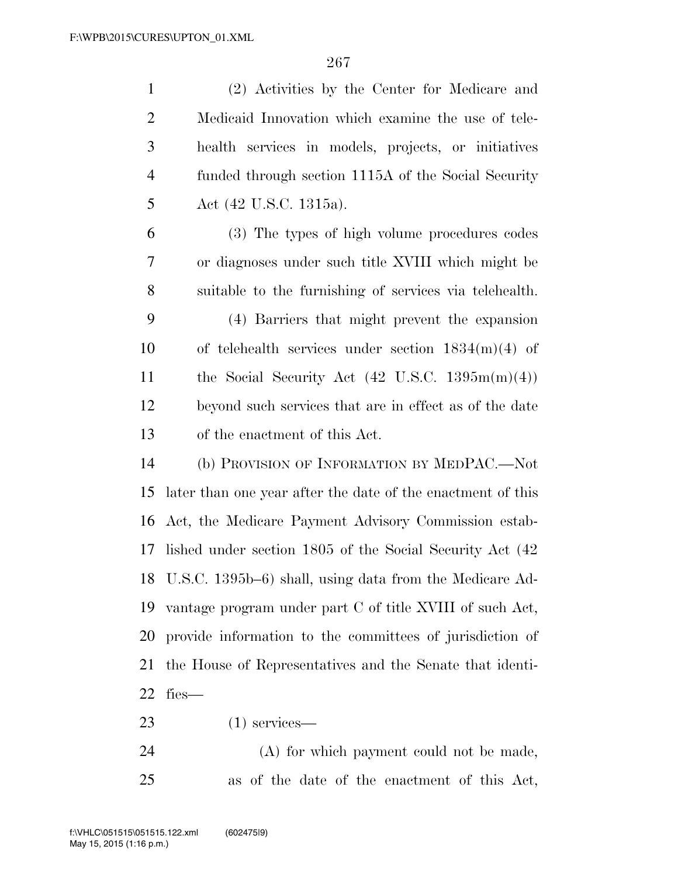(2) Activities by the Center for Medicare and Medicaid Innovation which examine the use of telehealth services in models, projects, or initiatives funded through section 1115A of the Social Security Act (42 U.S.C. 1315a).

(3) The types of high volume procedures codes or diagnoses under such title XVIII which might be suitable to the furnishing of services via telehealth.

(4) Barriers that might prevent the expansion of telehealth services under section 1834(m)(4) of the Social Security Act (42 U.S.C. 1395m(m)(4)) beyond such services that are in effect as of the date of the enactment of this Act.

(b) PROVISION OF INFORMATION BY MEDPAC.—Not later than one year after the date of the enactment of this Act, the Medicare Payment Advisory Commission established under section 1805 of the Social Security Act (42 U.S.C. 1395b–6) shall, using data from the Medicare Advantage program under part C of title XVIII of such Act, provide information to the committees of jurisdiction of the House of Representatives and the Senate that identifies—

(1) services—

(A) for which payment could not be made, as of the date of the enactment of this Act,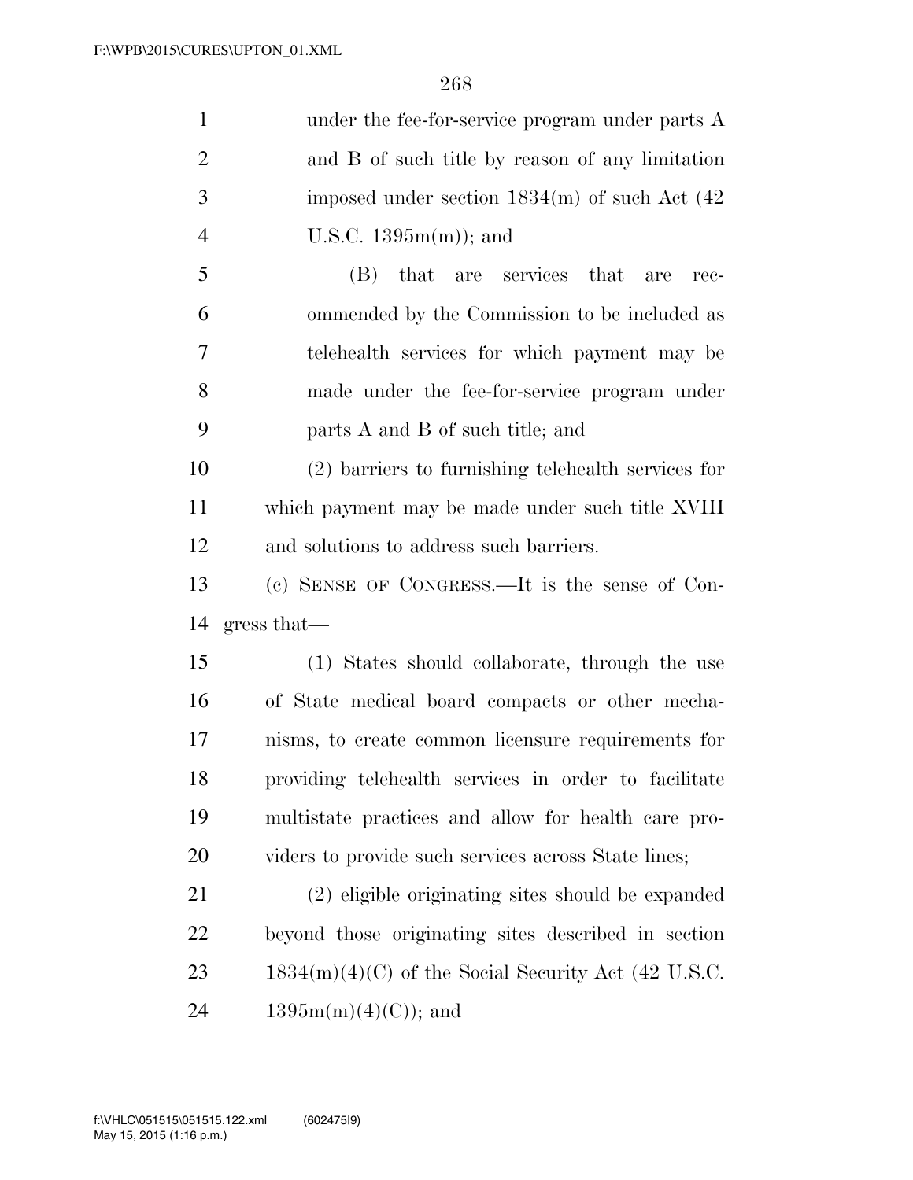under the fee-for-service program under parts A and B of such title by reason of any limitation imposed under section 1834(m) of such Act (42 U.S.C. 1395m(m)); and

(B) that are services that are recommended by the Commission to be included as telehealth services for which payment may be made under the fee-for-service program under parts A and B of such title; and

(2) barriers to furnishing telehealth services for which payment may be made under such title XVIII and solutions to address such barriers.

(c) SENSE OF CONGRESS.—It is the sense of Congress that—

(1) States should collaborate, through the use of State medical board compacts or other mechanisms, to create common licensure requirements for providing telehealth services in order to facilitate multistate practices and allow for health care providers to provide such services across State lines;

(2) eligible originating sites should be expanded beyond those originating sites described in section 1834(m)(4)(C) of the Social Security Act (42 U.S.C. 1395m(m)(4)(C)); and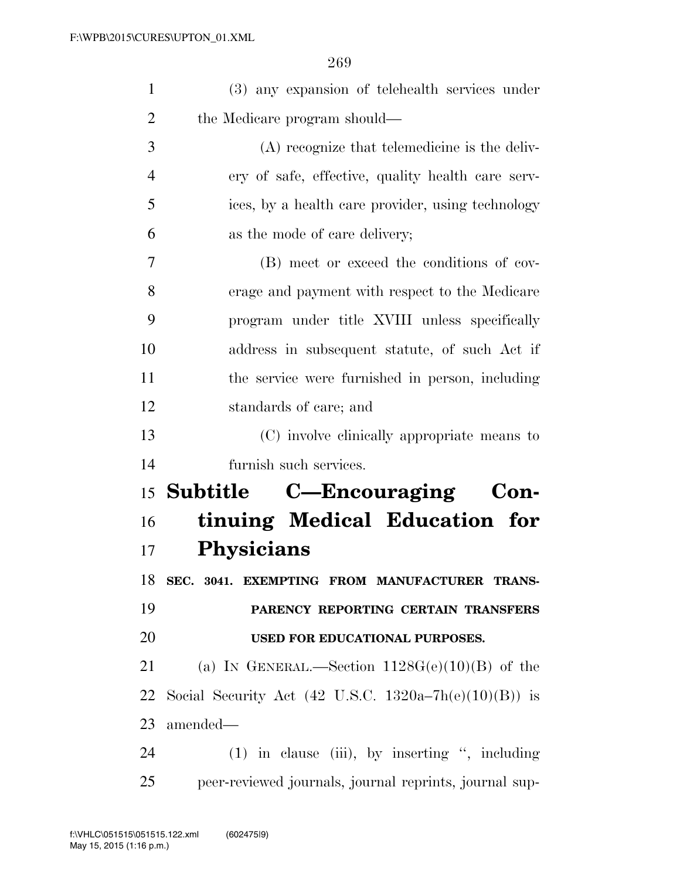(3) any expansion of telehealth services under the Medicare program should—

(A) recognize that telemedicine is the delivery of safe, effective, quality health care services, by a health care provider, using technology as the mode of care delivery;

(B) meet or exceed the conditions of coverage and payment with respect to the Medicare program under title XVIII unless specifically address in subsequent statute, of such Act if the service were furnished in person, including standards of care; and

(C) involve clinically appropriate means to furnish such services.

## Subtitle C—Encouraging Continuing Medical Education for Physicians

### SEC. 3041. EXEMPTING FROM MANUFACTURER TRANSPARENCY REPORTING CERTAIN TRANSFERS USED FOR EDUCATIONAL PURPOSES.

(a) IN GENERAL.—Section 1128G(e)(10)(B) of the Social Security Act (42 U.S.C. 1320a–7h(e)(10)(B)) is amended—

(1) in clause (iii), by inserting ", including peer-reviewed journals, journal reprints, journal sup-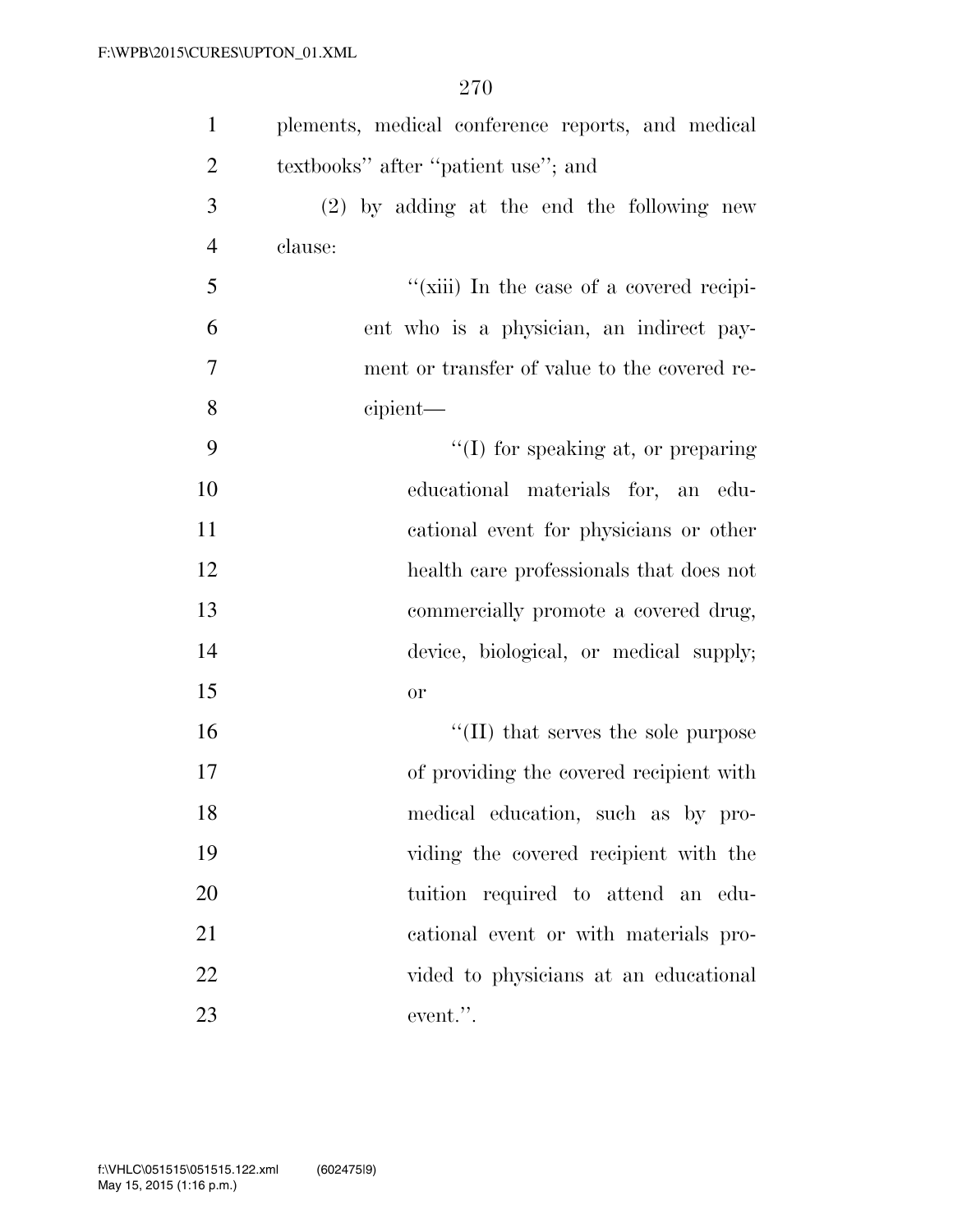plements, medical conference reports, and medical textbooks'' after ''patient use''; and

(2) by adding at the end the following new clause:

''(xiii) In the case of a covered recipient who is a physician, an indirect payment or transfer of value to the covered recipient—

''(I) for speaking at, or preparing educational materials for, an educational event for physicians or other health care professionals that does not commercially promote a covered drug, device, biological, or medical supply; or

''(II) that serves the sole purpose of providing the covered recipient with medical education, such as by providing the covered recipient with the tuition required to attend an educational event or with materials provided to physicians at an educational event.''.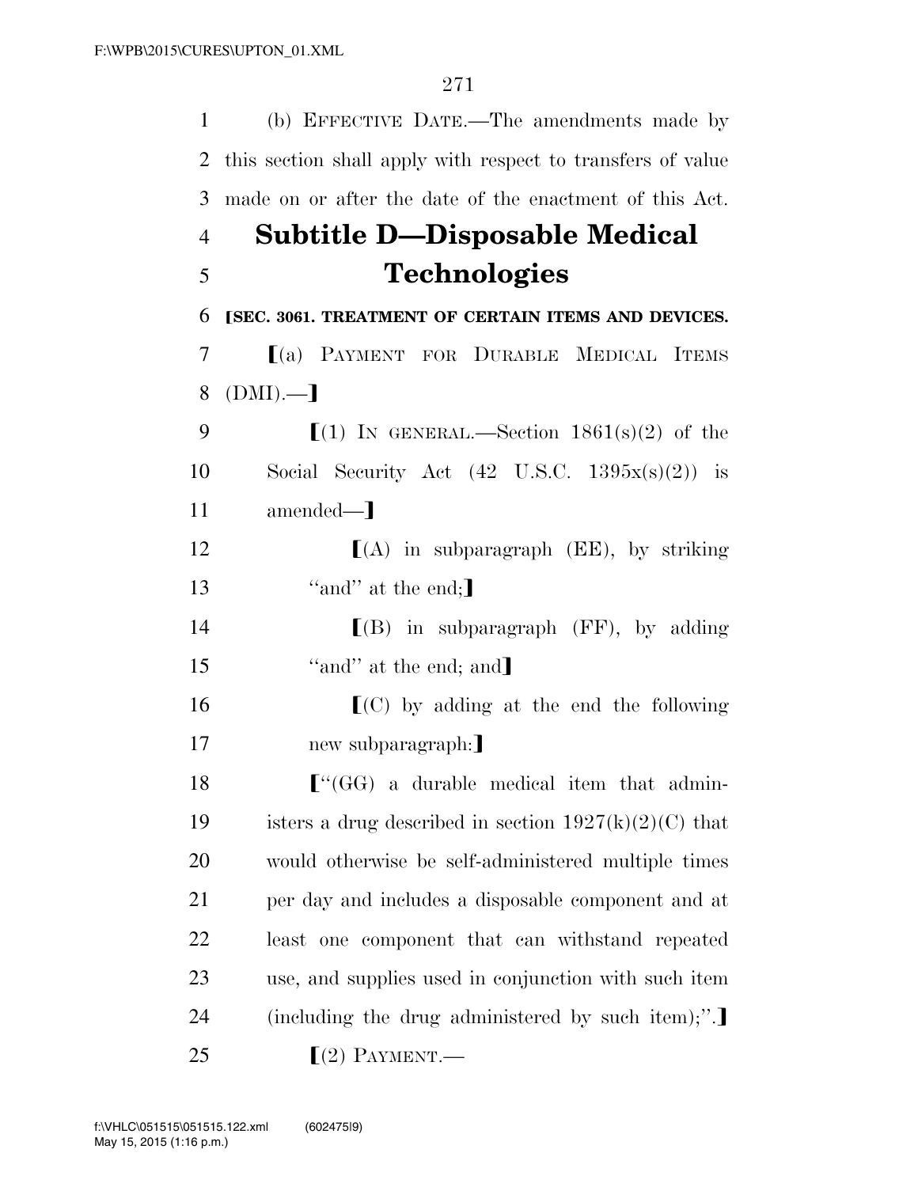(b) EFFECTIVE DATE.—The amendments made by this section shall apply with respect to transfers of value made on or after the date of the enactment of this Act.

## Subtitle D—Disposable Medical Technologies

⟦SEC. 3061. TREATMENT OF CERTAIN ITEMS AND DEVICES.

⟦(a) PAYMENT FOR DURABLE MEDICAL ITEMS (DMI).—⟧

⟦(1) IN GENERAL.—Section 1861(s)(2) of the Social Security Act (42 U.S.C. 1395x(s)(2)) is amended—⟧

⟦(A) in subparagraph (EE), by striking "and" at the end;⟧

⟦(B) in subparagraph (FF), by adding "and" at the end; and⟧

⟦(C) by adding at the end the following new subparagraph:⟧

⟦"(GG) a durable medical item that administers a drug described in section 1927(k)(2)(C) that would otherwise be self-administered multiple times per day and includes a disposable component and at least one component that can withstand repeated use, and supplies used in conjunction with such item (including the drug administered by such item);".⟧

⟦(2) PAYMENT.—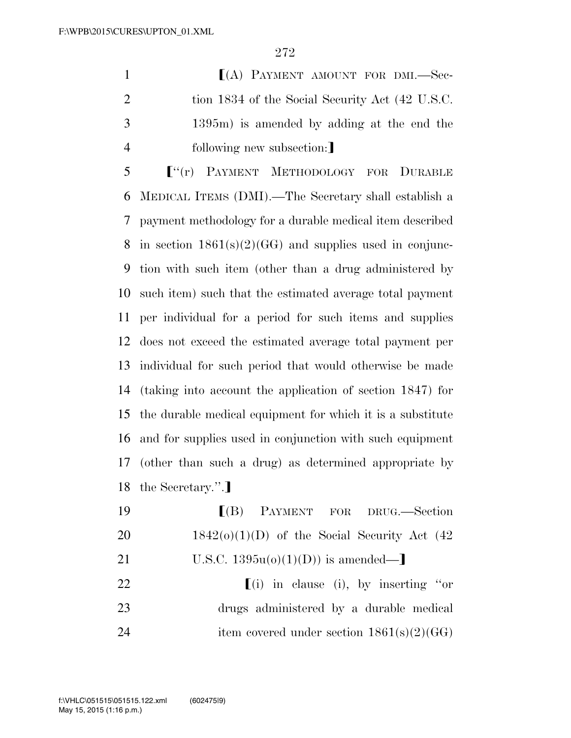⟦(A) PAYMENT AMOUNT FOR DMI.—Section 1834 of the Social Security Act (42 U.S.C. 1395m) is amended by adding at the end the following new subsection:⟧

⟦"(r) PAYMENT METHODOLOGY FOR DURABLE MEDICAL ITEMS (DMI).—The Secretary shall establish a payment methodology for a durable medical item described in section 1861(s)(2)(GG) and supplies used in conjunction with such item (other than a drug administered by such item) such that the estimated average total payment per individual for a period for such items and supplies does not exceed the estimated average total payment per individual for such period that would otherwise be made (taking into account the application of section 1847) for the durable medical equipment for which it is a substitute and for supplies used in conjunction with such equipment (other than such a drug) as determined appropriate by the Secretary.".⟧

⟦(B) PAYMENT FOR DRUG.—Section 1842(o)(1)(D) of the Social Security Act (42 U.S.C. 1395u(o)(1)(D)) is amended—⟧

⟦(i) in clause (i), by inserting "or drugs administered by a durable medical item covered under section 1861(s)(2)(GG)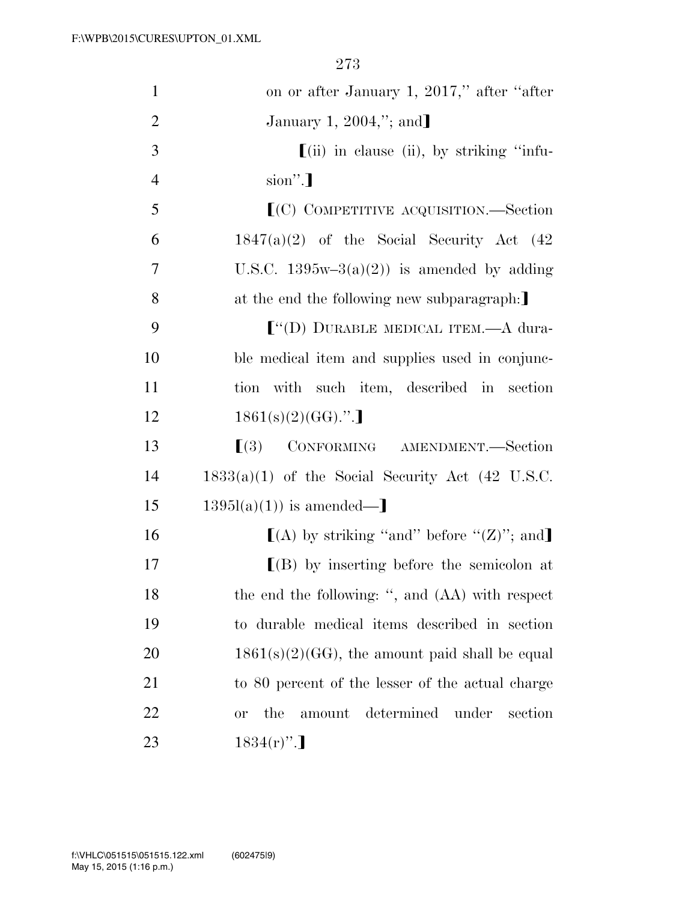on or after January 1, 2017," after "after January 1, 2004,"; and]

[(ii) in clause (ii), by striking "infusion".]

[(C) COMPETITIVE ACQUISITION.—Section 1847(a)(2) of the Social Security Act (42 U.S.C. 1395w–3(a)(2)) is amended by adding at the end the following new subparagraph:]

["(D) DURABLE MEDICAL ITEM.—A durable medical item and supplies used in conjunction with such item, described in section 1861(s)(2)(GG).".]

[(3) CONFORMING AMENDMENT.—Section 1833(a)(1) of the Social Security Act (42 U.S.C. 1395l(a)(1)) is amended—]

[(A) by striking "and" before "(Z)"; and]

[(B) by inserting before the semicolon at the end the following: ", and (AA) with respect to durable medical items described in section 1861(s)(2)(GG), the amount paid shall be equal to 80 percent of the lesser of the actual charge or the amount determined under section 1834(r)".]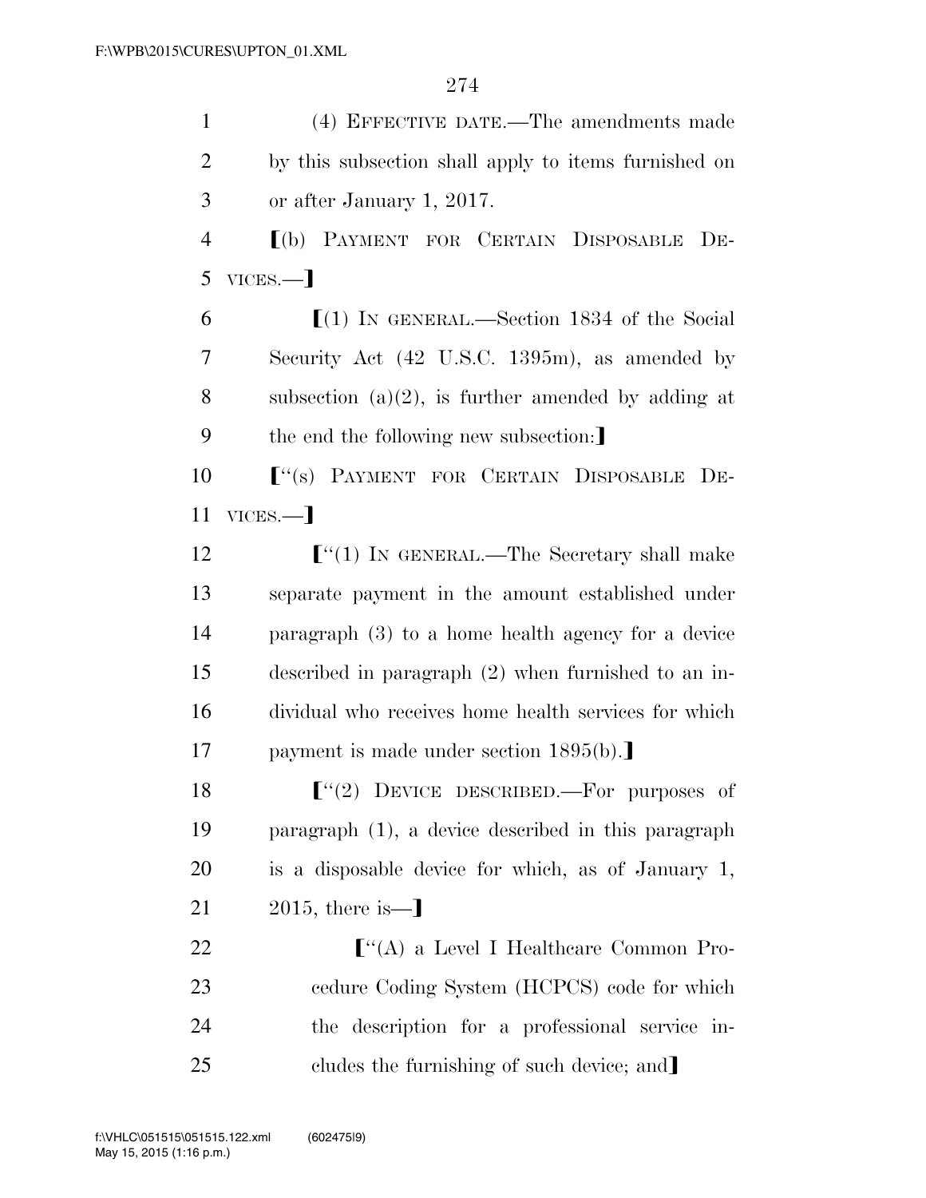(4) EFFECTIVE DATE.—The amendments made by this subsection shall apply to items furnished on or after January 1, 2017.

⟦(b) PAYMENT FOR CERTAIN DISPOSABLE DEVICES.—⟧

⟦(1) IN GENERAL.—Section 1834 of the Social Security Act (42 U.S.C. 1395m), as amended by subsection (a)(2), is further amended by adding at the end the following new subsection:⟧

⟦"(s) PAYMENT FOR CERTAIN DISPOSABLE DEVICES.—⟧

⟦"(1) IN GENERAL.—The Secretary shall make separate payment in the amount established under paragraph (3) to a home health agency for a device described in paragraph (2) when furnished to an individual who receives home health services for which payment is made under section 1895(b).⟧

⟦"(2) DEVICE DESCRIBED.—For purposes of paragraph (1), a device described in this paragraph is a disposable device for which, as of January 1, 2015, there is—⟧

⟦"(A) a Level I Healthcare Common Procedure Coding System (HCPCS) code for which the description for a professional service includes the furnishing of such device; and⟧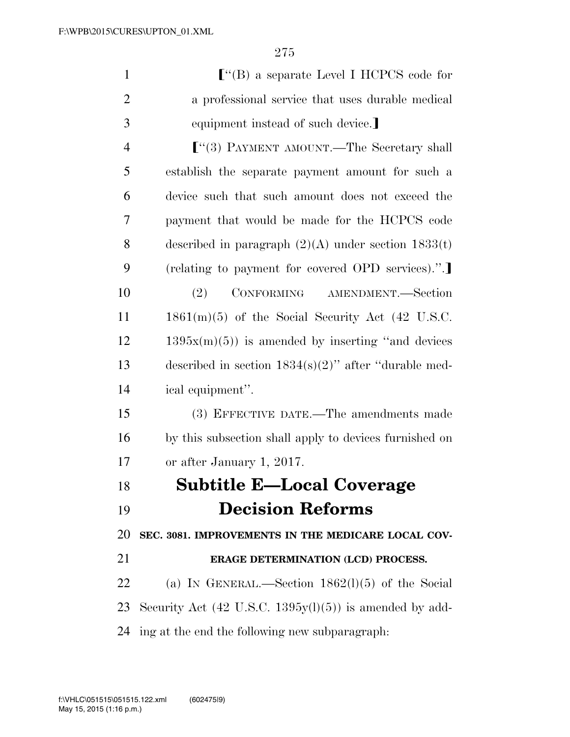【"(B) a separate Level I HCPCS code for a professional service that uses durable medical equipment instead of such device.】

【"(3) PAYMENT AMOUNT.—The Secretary shall establish the separate payment amount for such a device such that such amount does not exceed the payment that would be made for the HCPCS code described in paragraph (2)(A) under section 1833(t) (relating to payment for covered OPD services).".】

(2) CONFORMING AMENDMENT.—Section 1861(m)(5) of the Social Security Act (42 U.S.C. 1395x(m)(5)) is amended by inserting "and devices described in section 1834(s)(2)" after "durable medical equipment".

(3) EFFECTIVE DATE.—The amendments made by this subsection shall apply to devices furnished on or after January 1, 2017.

# Subtitle E—Local Coverage Decision Reforms

**SEC. 3081. IMPROVEMENTS IN THE MEDICARE LOCAL COVERAGE DETERMINATION (LCD) PROCESS.**

(a) IN GENERAL.—Section 1862(l)(5) of the Social Security Act (42 U.S.C. 1395y(l)(5)) is amended by adding at the end the following new subparagraph: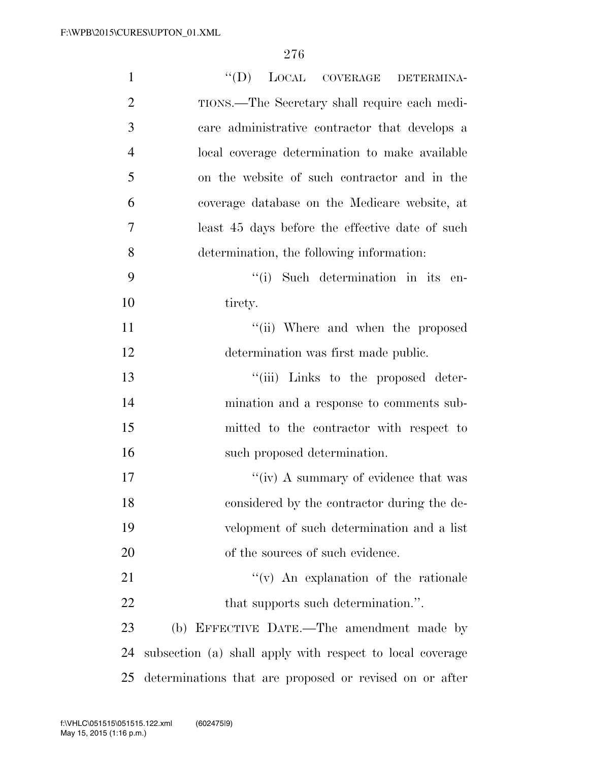"(D) LOCAL COVERAGE DETERMINATIONS.—The Secretary shall require each medicare administrative contractor that develops a local coverage determination to make available on the website of such contractor and in the coverage database on the Medicare website, at least 45 days before the effective date of such determination, the following information:

"(i) Such determination in its entirety.

"(ii) Where and when the proposed determination was first made public.

"(iii) Links to the proposed determination and a response to comments submitted to the contractor with respect to such proposed determination.

"(iv) A summary of evidence that was considered by the contractor during the development of such determination and a list of the sources of such evidence.

"(v) An explanation of the rationale that supports such determination.".

(b) EFFECTIVE DATE.—The amendment made by subsection (a) shall apply with respect to local coverage determinations that are proposed or revised on or after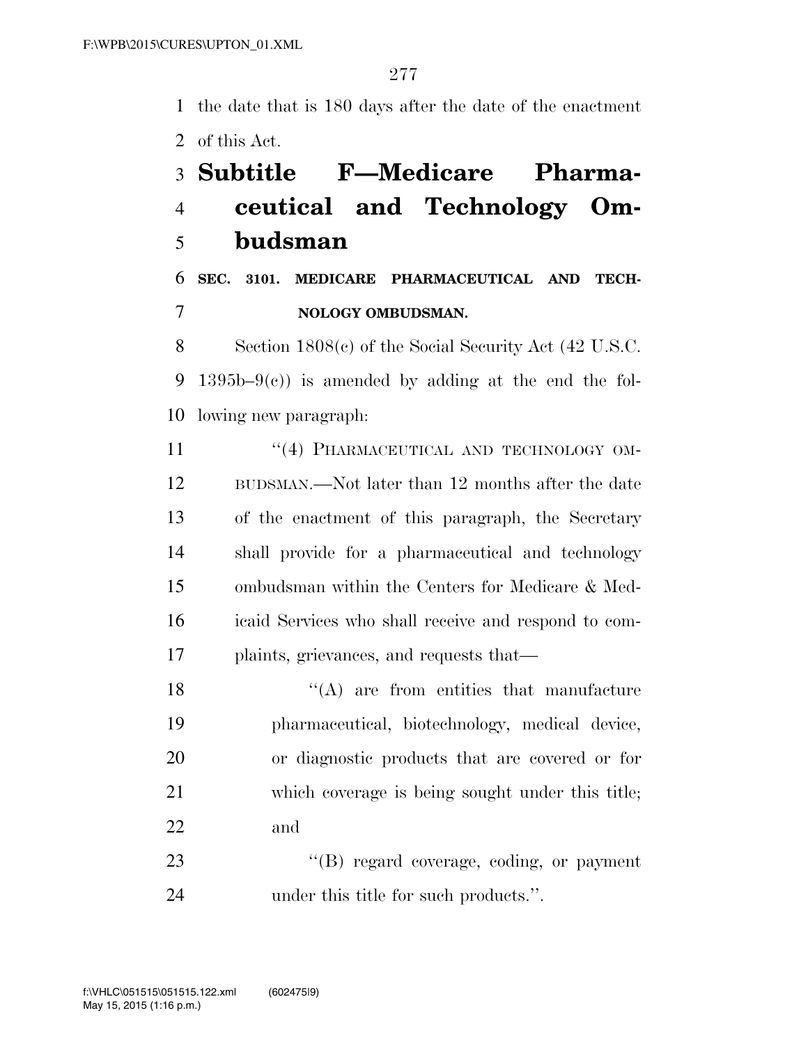the date that is 180 days after the date of the enactment of this Act.

## Subtitle F—Medicare Pharmaceutical and Technology Ombudsman

### SEC. 3101. MEDICARE PHARMACEUTICAL AND TECHNOLOGY OMBUDSMAN.

Section 1808(c) of the Social Security Act (42 U.S.C. 1395b–9(c)) is amended by adding at the end the following new paragraph:

"(4) PHARMACEUTICAL AND TECHNOLOGY OMBUDSMAN.—Not later than 12 months after the date of the enactment of this paragraph, the Secretary shall provide for a pharmaceutical and technology ombudsman within the Centers for Medicare & Medicaid Services who shall receive and respond to complaints, grievances, and requests that—

"(A) are from entities that manufacture pharmaceutical, biotechnology, medical device, or diagnostic products that are covered or for which coverage is being sought under this title; and

"(B) regard coverage, coding, or payment under this title for such products.".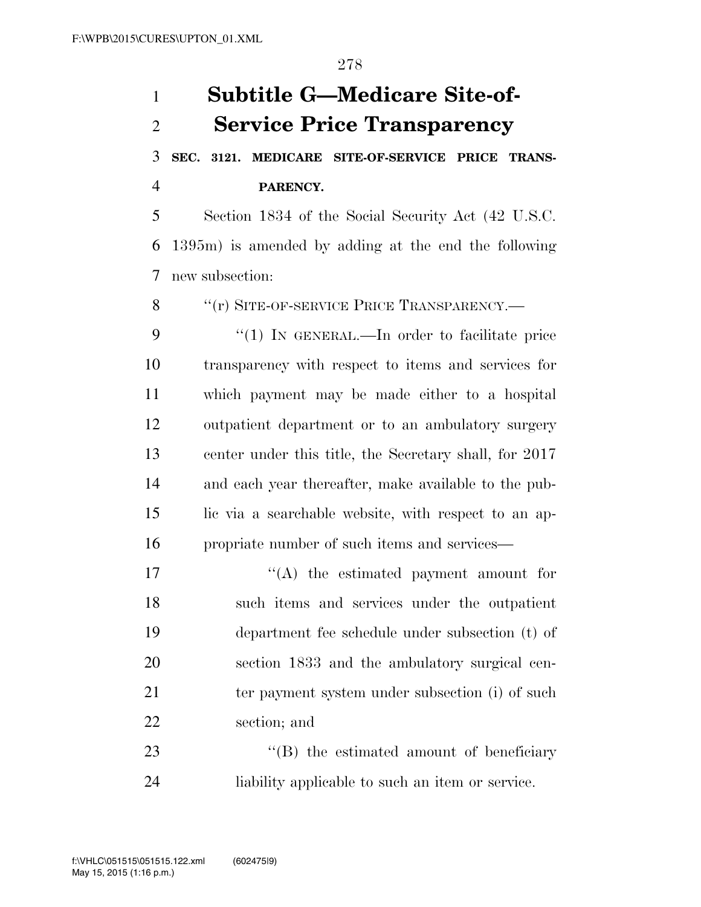# Subtitle G—Medicare Site-of-Service Price Transparency

**SEC. 3121. MEDICARE SITE-OF-SERVICE PRICE TRANSPARENCY.**

Section 1834 of the Social Security Act (42 U.S.C. 1395m) is amended by adding at the end the following new subsection:

"(r) SITE-OF-SERVICE PRICE TRANSPARENCY.—

"(1) IN GENERAL.—In order to facilitate price transparency with respect to items and services for which payment may be made either to a hospital outpatient department or to an ambulatory surgery center under this title, the Secretary shall, for 2017 and each year thereafter, make available to the public via a searchable website, with respect to an appropriate number of such items and services—

"(A) the estimated payment amount for such items and services under the outpatient department fee schedule under subsection (t) of section 1833 and the ambulatory surgical center payment system under subsection (i) of such section; and

"(B) the estimated amount of beneficiary liability applicable to such an item or service.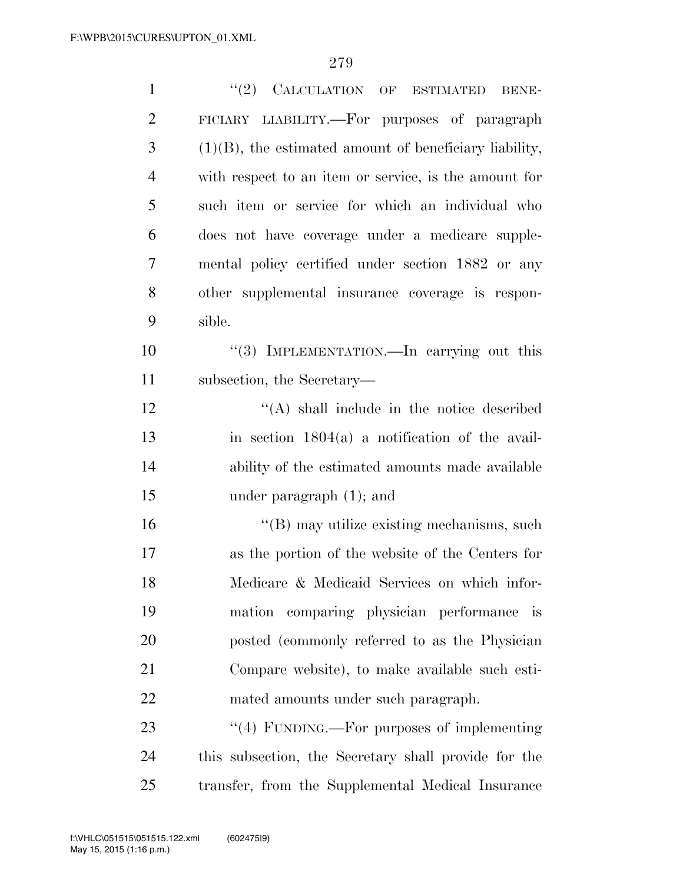"(2) CALCULATION OF ESTIMATED BENEFICIARY LIABILITY.—For purposes of paragraph (1)(B), the estimated amount of beneficiary liability, with respect to an item or service, is the amount for such item or service for which an individual who does not have coverage under a medicare supplemental policy certified under section 1882 or any other supplemental insurance coverage is responsible.

"(3) IMPLEMENTATION.—In carrying out this subsection, the Secretary—

"(A) shall include in the notice described in section 1804(a) a notification of the availability of the estimated amounts made available under paragraph (1); and

"(B) may utilize existing mechanisms, such as the portion of the website of the Centers for Medicare & Medicaid Services on which information comparing physician performance is posted (commonly referred to as the Physician Compare website), to make available such estimated amounts under such paragraph.

"(4) FUNDING.—For purposes of implementing this subsection, the Secretary shall provide for the transfer, from the Supplemental Medical Insurance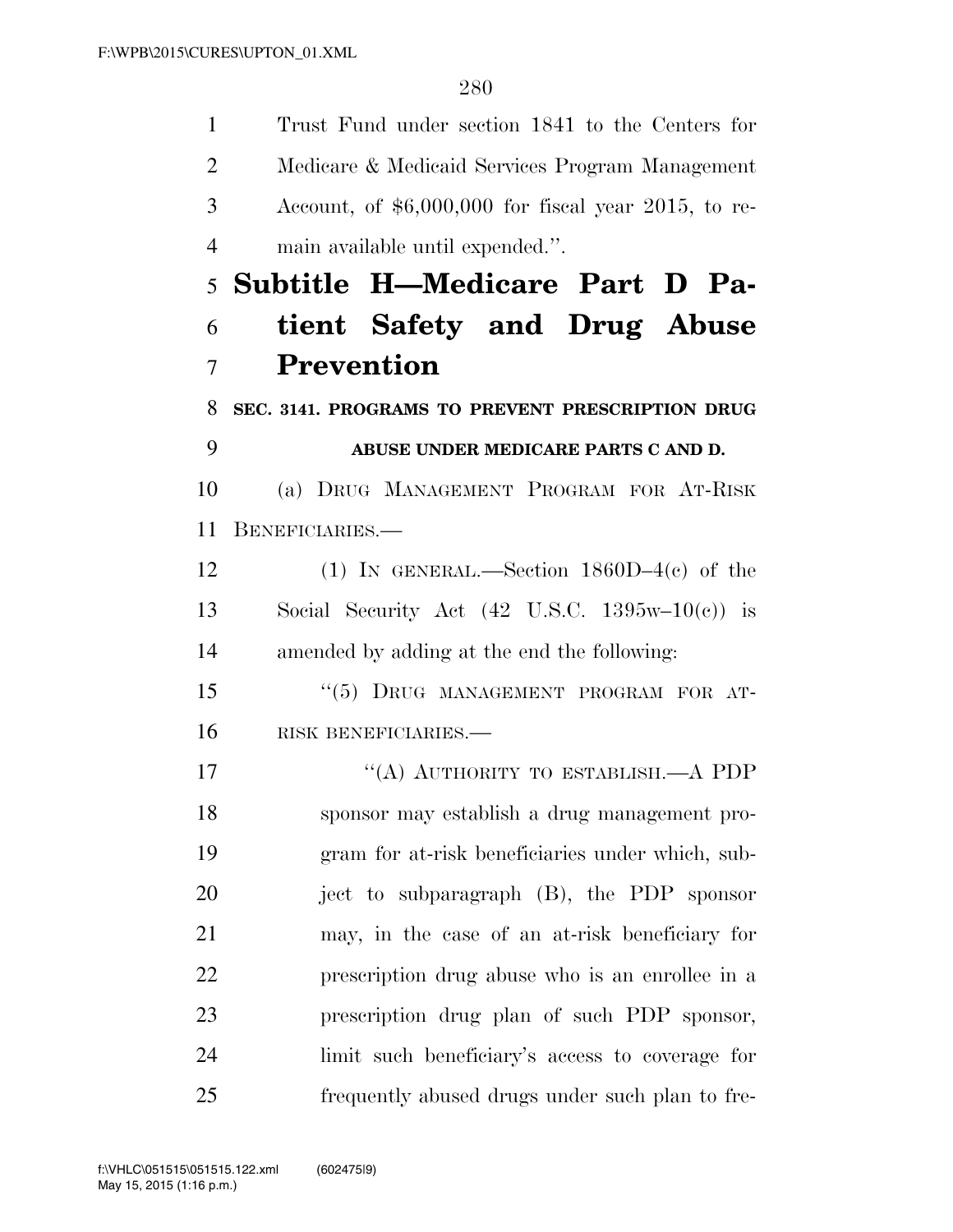Trust Fund under section 1841 to the Centers for Medicare & Medicaid Services Program Management Account, of $6,000,000 for fiscal year 2015, to remain available until expended.''.

# Subtitle H—Medicare Part D Patient Safety and Drug Abuse Prevention

**SEC. 3141. PROGRAMS TO PREVENT PRESCRIPTION DRUG ABUSE UNDER MEDICARE PARTS C AND D.**

(a) DRUG MANAGEMENT PROGRAM FOR AT-RISK BENEFICIARIES.—

(1) IN GENERAL.—Section 1860D–4(c) of the Social Security Act (42 U.S.C. 1395w–10(c)) is amended by adding at the end the following:

``(5) DRUG MANAGEMENT PROGRAM FOR AT-RISK BENEFICIARIES.—

``(A) AUTHORITY TO ESTABLISH.—A PDP sponsor may establish a drug management program for at-risk beneficiaries under which, subject to subparagraph (B), the PDP sponsor may, in the case of an at-risk beneficiary for prescription drug abuse who is an enrollee in a prescription drug plan of such PDP sponsor, limit such beneficiary's access to coverage for frequently abused drugs under such plan to fre-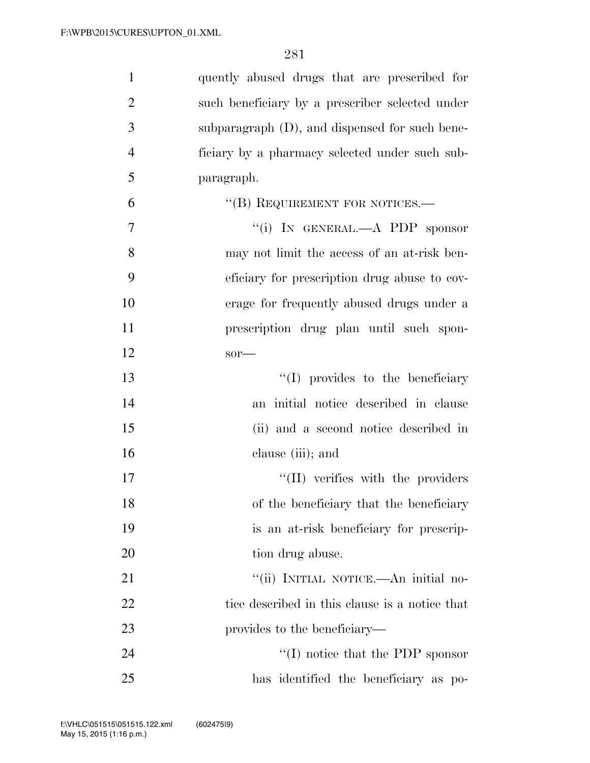quently abused drugs that are prescribed for such beneficiary by a prescriber selected under subparagraph (D), and dispensed for such beneficiary by a pharmacy selected under such subparagraph.

"(B) REQUIREMENT FOR NOTICES.—

"(i) IN GENERAL.—A PDP sponsor may not limit the access of an at-risk beneficiary for prescription drug abuse to coverage for frequently abused drugs under a prescription drug plan until such sponsor—

"(I) provides to the beneficiary an initial notice described in clause (ii) and a second notice described in clause (iii); and

"(II) verifies with the providers of the beneficiary that the beneficiary is an at-risk beneficiary for prescription drug abuse.

"(ii) INITIAL NOTICE.—An initial notice described in this clause is a notice that provides to the beneficiary—

"(I) notice that the PDP sponsor has identified the beneficiary as po-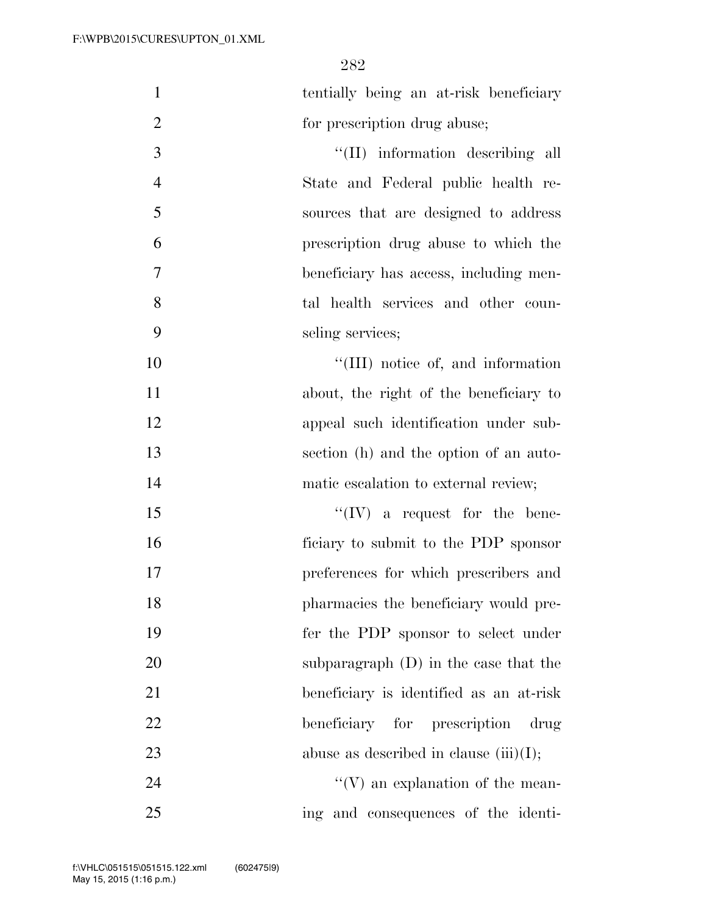tentially being an at-risk beneficiary for prescription drug abuse;

''(II) information describing all State and Federal public health resources that are designed to address prescription drug abuse to which the beneficiary has access, including mental health services and other counseling services;

''(III) notice of, and information about, the right of the beneficiary to appeal such identification under subsection (h) and the option of an automatic escalation to external review;

''(IV) a request for the beneficiary to submit to the PDP sponsor preferences for which prescribers and pharmacies the beneficiary would prefer the PDP sponsor to select under subparagraph (D) in the case that the beneficiary is identified as an at-risk beneficiary for prescription drug abuse as described in clause (iii)(I);

''(V) an explanation of the meaning and consequences of the identi-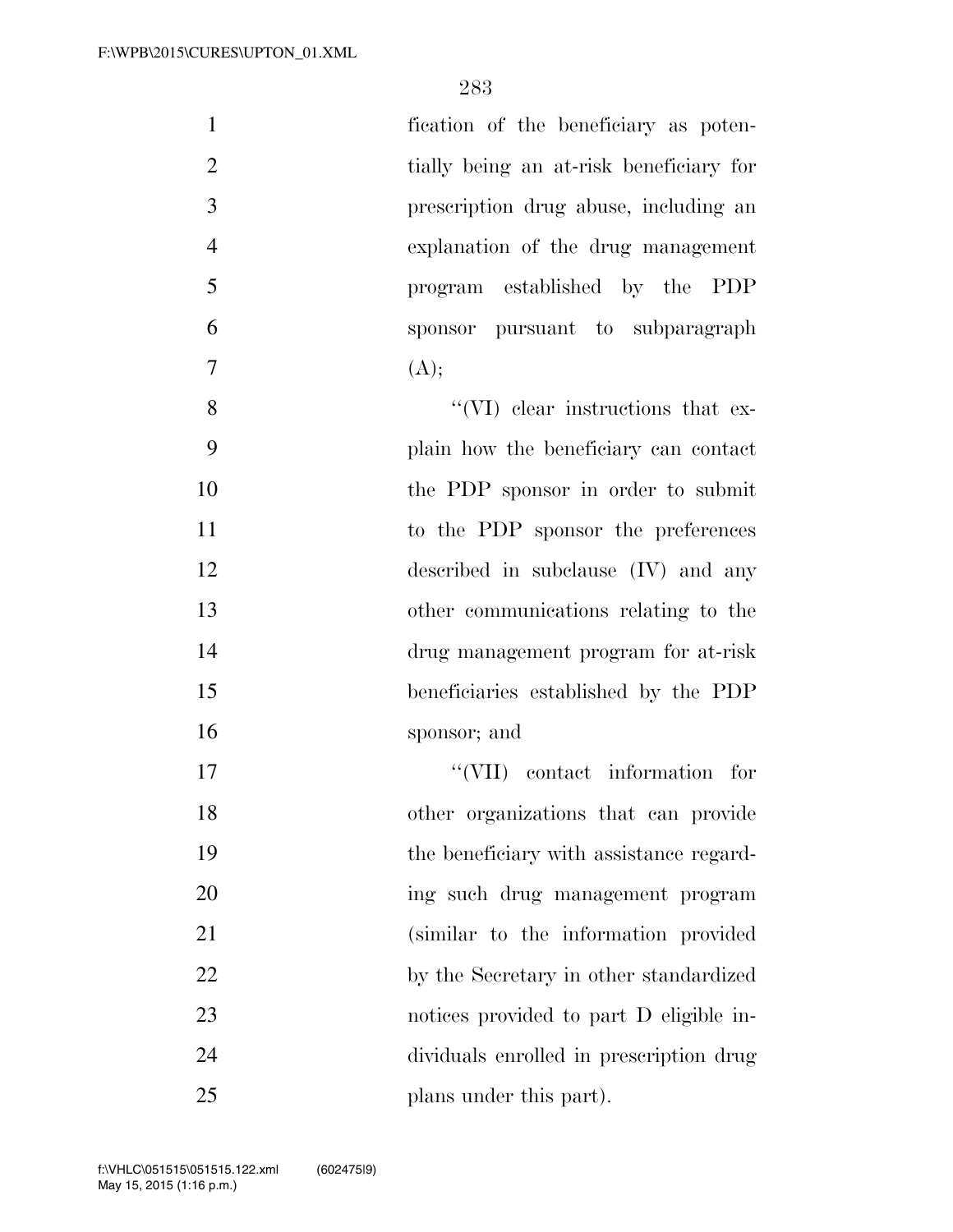fication of the beneficiary as potentially being an at-risk beneficiary for prescription drug abuse, including an explanation of the drug management program established by the PDP sponsor pursuant to subparagraph (A);

''(VI) clear instructions that explain how the beneficiary can contact the PDP sponsor in order to submit to the PDP sponsor the preferences described in subclause (IV) and any other communications relating to the drug management program for at-risk beneficiaries established by the PDP sponsor; and

''(VII) contact information for other organizations that can provide the beneficiary with assistance regarding such drug management program (similar to the information provided by the Secretary in other standardized notices provided to part D eligible individuals enrolled in prescription drug plans under this part).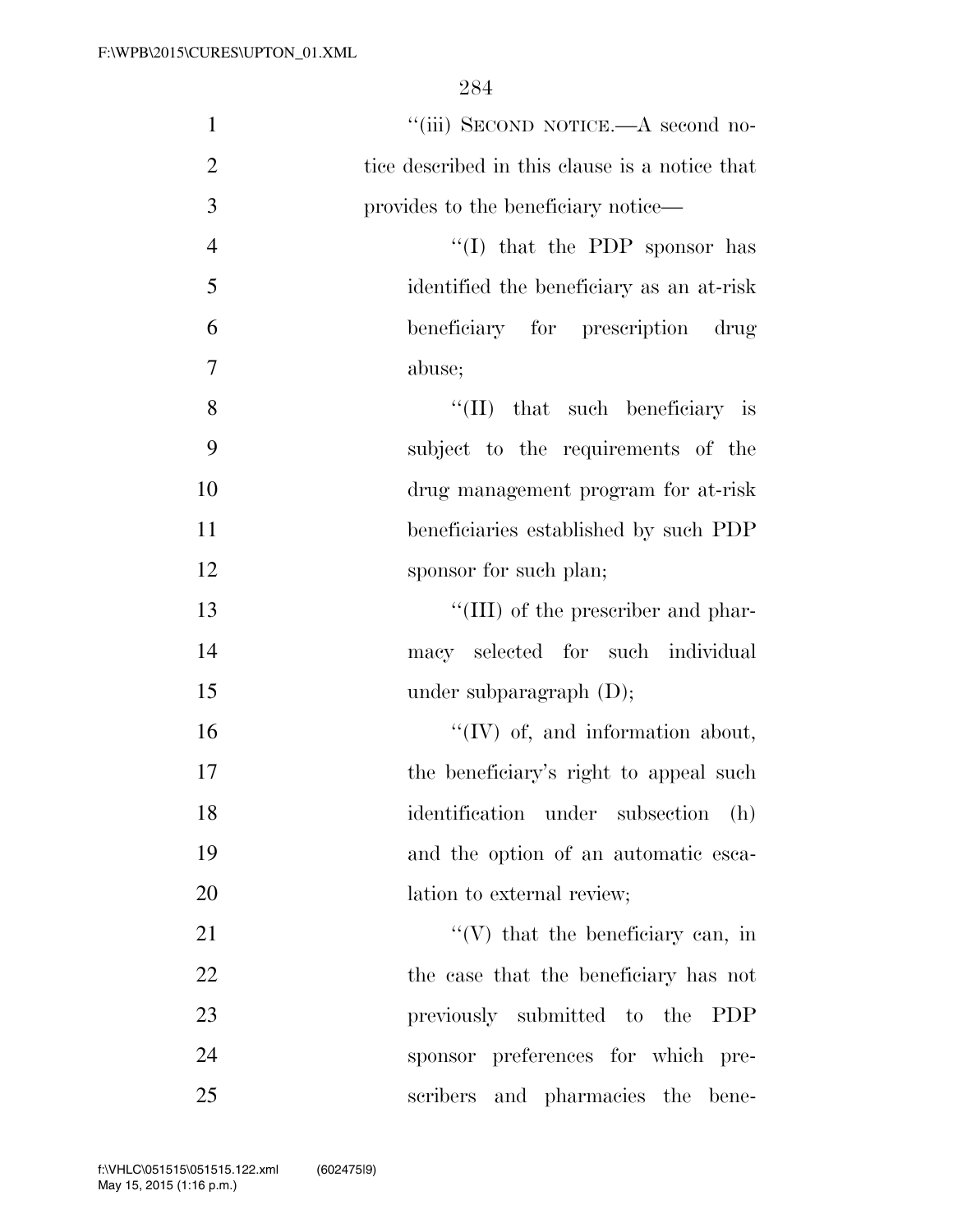''(iii) SECOND NOTICE.—A second notice described in this clause is a notice that provides to the beneficiary notice—

''(I) that the PDP sponsor has identified the beneficiary as an at-risk beneficiary for prescription drug abuse;

''(II) that such beneficiary is subject to the requirements of the drug management program for at-risk beneficiaries established by such PDP sponsor for such plan;

''(III) of the prescriber and pharmacy selected for such individual under subparagraph (D);

''(IV) of, and information about, the beneficiary's right to appeal such identification under subsection (h) and the option of an automatic escalation to external review;

''(V) that the beneficiary can, in the case that the beneficiary has not previously submitted to the PDP sponsor preferences for which prescribers and pharmacies the bene-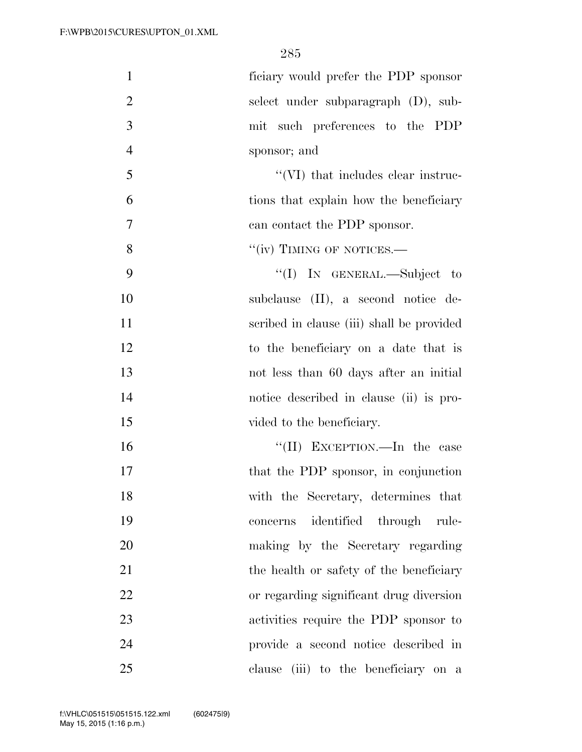ficiary would prefer the PDP sponsor select under subparagraph (D), submit such preferences to the PDP sponsor; and

''(VI) that includes clear instructions that explain how the beneficiary can contact the PDP sponsor.

''(iv) TIMING OF NOTICES.—

''(I) IN GENERAL.—Subject to subclause (II), a second notice described in clause (iii) shall be provided to the beneficiary on a date that is not less than 60 days after an initial notice described in clause (ii) is provided to the beneficiary.

''(II) EXCEPTION.—In the case that the PDP sponsor, in conjunction with the Secretary, determines that concerns identified through rulemaking by the Secretary regarding the health or safety of the beneficiary or regarding significant drug diversion activities require the PDP sponsor to provide a second notice described in clause (iii) to the beneficiary on a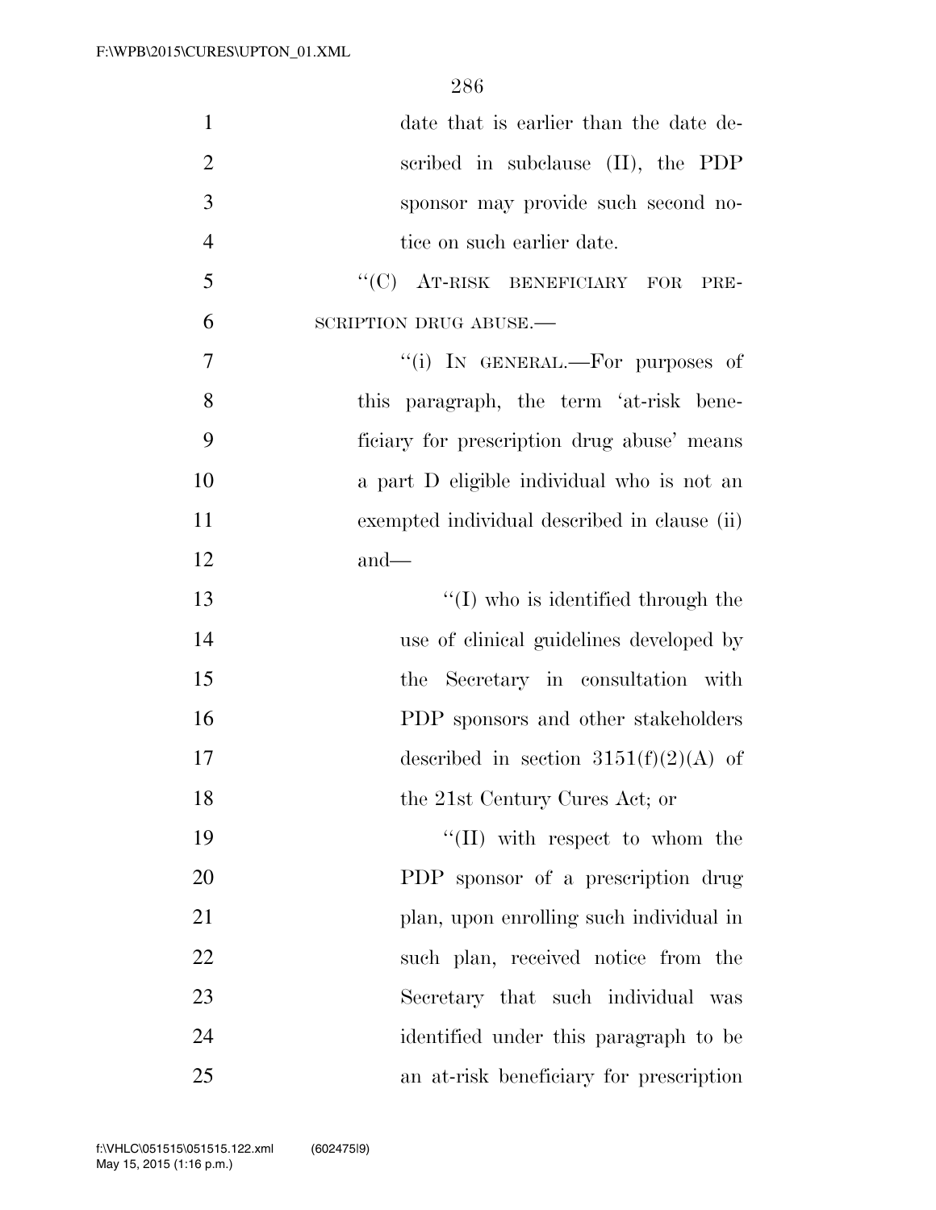date that is earlier than the date described in subclause (II), the PDP sponsor may provide such second notice on such earlier date.

"(C) AT-RISK BENEFICIARY FOR PRESCRIPTION DRUG ABUSE.—

"(i) IN GENERAL.—For purposes of this paragraph, the term 'at-risk beneficiary for prescription drug abuse' means a part D eligible individual who is not an exempted individual described in clause (ii) and—

"(I) who is identified through the use of clinical guidelines developed by the Secretary in consultation with PDP sponsors and other stakeholders described in section 3151(f)(2)(A) of the 21st Century Cures Act; or

"(II) with respect to whom the PDP sponsor of a prescription drug plan, upon enrolling such individual in such plan, received notice from the Secretary that such individual was identified under this paragraph to be an at-risk beneficiary for prescription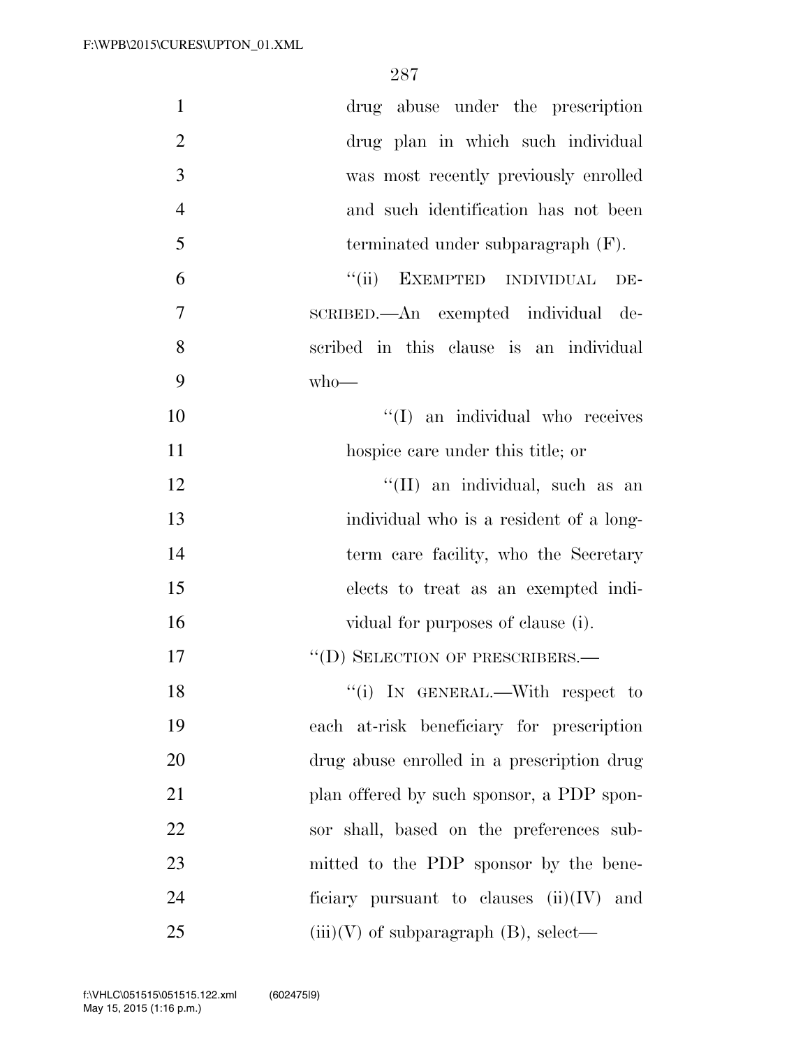drug abuse under the prescription drug plan in which such individual was most recently previously enrolled and such identification has not been terminated under subparagraph (F).

"(ii) EXEMPTED INDIVIDUAL DESCRIBED.—An exempted individual described in this clause is an individual who—

"(I) an individual who receives hospice care under this title; or

"(II) an individual, such as an individual who is a resident of a long-term care facility, who the Secretary elects to treat as an exempted individual for purposes of clause (i).

"(D) SELECTION OF PRESCRIBERS.—

"(i) IN GENERAL.—With respect to each at-risk beneficiary for prescription drug abuse enrolled in a prescription drug plan offered by such sponsor, a PDP sponsor shall, based on the preferences submitted to the PDP sponsor by the beneficiary pursuant to clauses (ii)(IV) and (iii)(V) of subparagraph (B), select—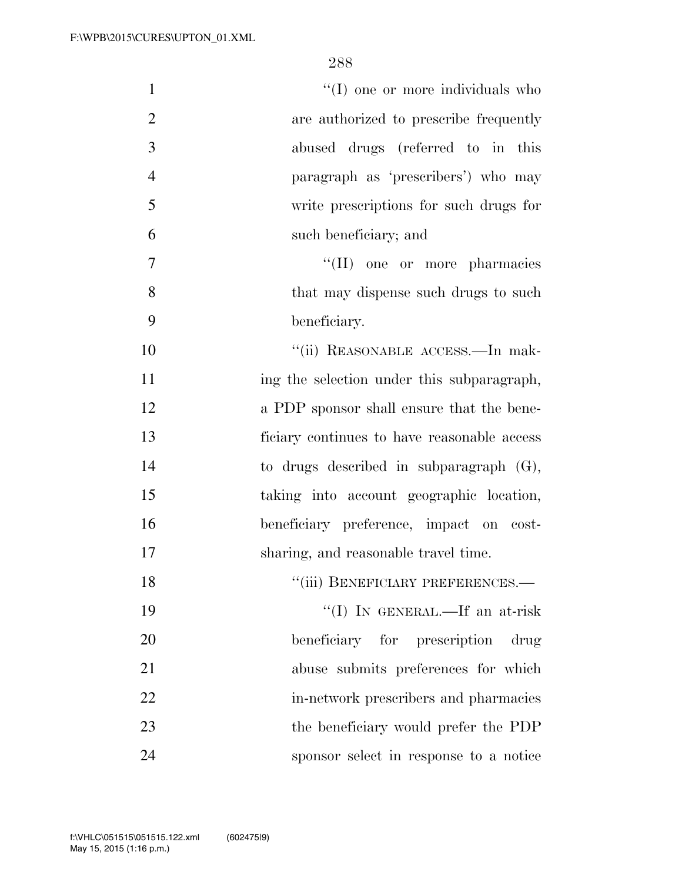"(I) one or more individuals who are authorized to prescribe frequently abused drugs (referred to in this paragraph as 'prescribers') who may write prescriptions for such drugs for such beneficiary; and

"(II) one or more pharmacies that may dispense such drugs to such beneficiary.

"(ii) REASONABLE ACCESS.—In making the selection under this subparagraph, a PDP sponsor shall ensure that the beneficiary continues to have reasonable access to drugs described in subparagraph (G), taking into account geographic location, beneficiary preference, impact on cost-sharing, and reasonable travel time.

"(iii) BENEFICIARY PREFERENCES.—

"(I) IN GENERAL.—If an at-risk beneficiary for prescription drug abuse submits preferences for which in-network prescribers and pharmacies the beneficiary would prefer the PDP sponsor select in response to a notice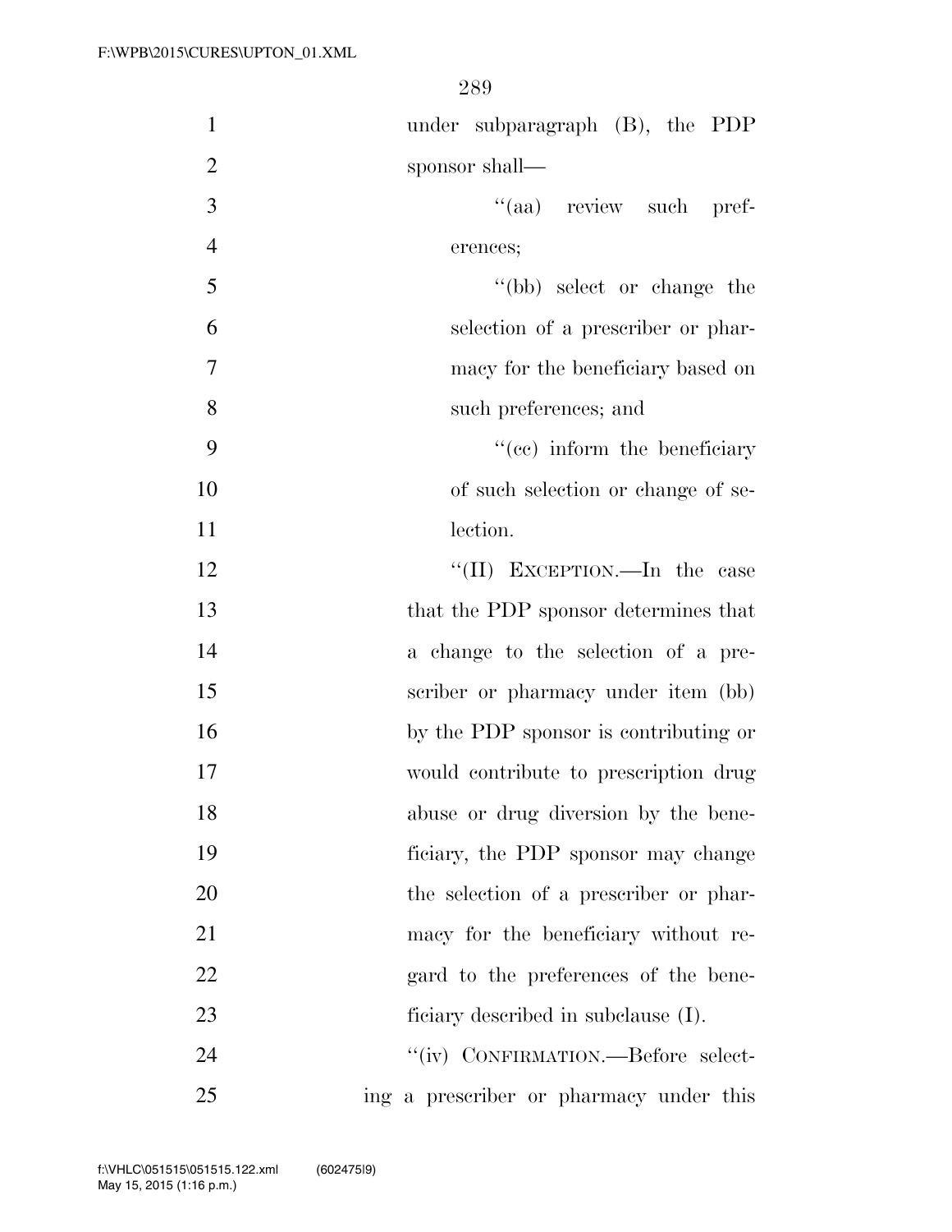under subparagraph (B), the PDP sponsor shall—

''(aa) review such preferences;

''(bb) select or change the selection of a prescriber or pharmacy for the beneficiary based on such preferences; and

''(cc) inform the beneficiary of such selection or change of selection.

''(II) EXCEPTION.—In the case that the PDP sponsor determines that a change to the selection of a prescriber or pharmacy under item (bb) by the PDP sponsor is contributing or would contribute to prescription drug abuse or drug diversion by the beneficiary, the PDP sponsor may change the selection of a prescriber or pharmacy for the beneficiary without regard to the preferences of the beneficiary described in subclause (I).

''(iv) CONFIRMATION.—Before selecting a prescriber or pharmacy under this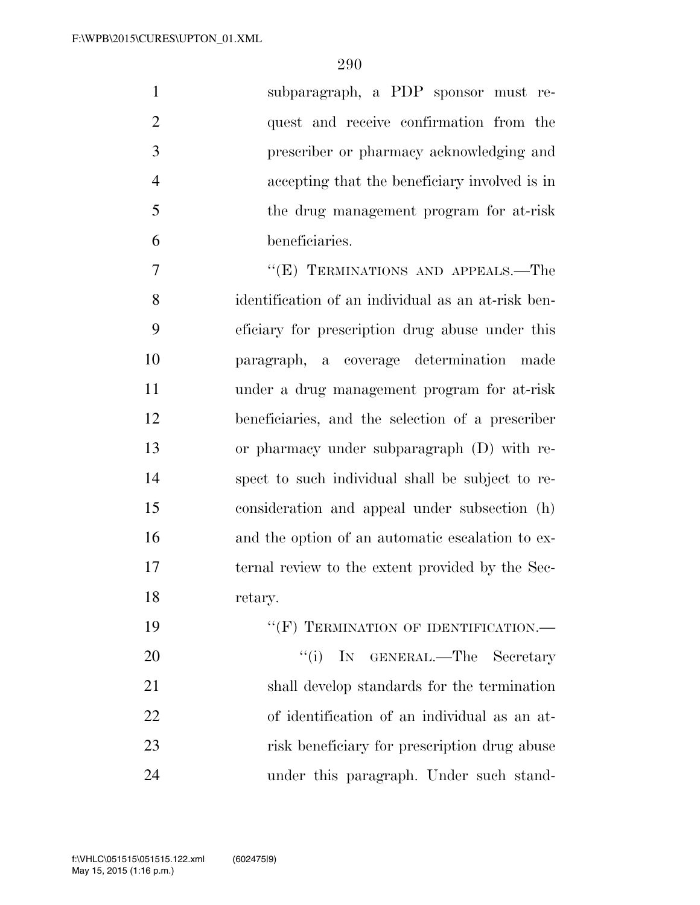subparagraph, a PDP sponsor must request and receive confirmation from the prescriber or pharmacy acknowledging and accepting that the beneficiary involved is in the drug management program for at-risk beneficiaries.

"(E) TERMINATIONS AND APPEALS.—The identification of an individual as an at-risk beneficiary for prescription drug abuse under this paragraph, a coverage determination made under a drug management program for at-risk beneficiaries, and the selection of a prescriber or pharmacy under subparagraph (D) with respect to such individual shall be subject to reconsideration and appeal under subsection (h) and the option of an automatic escalation to external review to the extent provided by the Secretary.

"(F) TERMINATION OF IDENTIFICATION.—

"(i) IN GENERAL.—The Secretary shall develop standards for the termination of identification of an individual as an at-risk beneficiary for prescription drug abuse under this paragraph. Under such stand-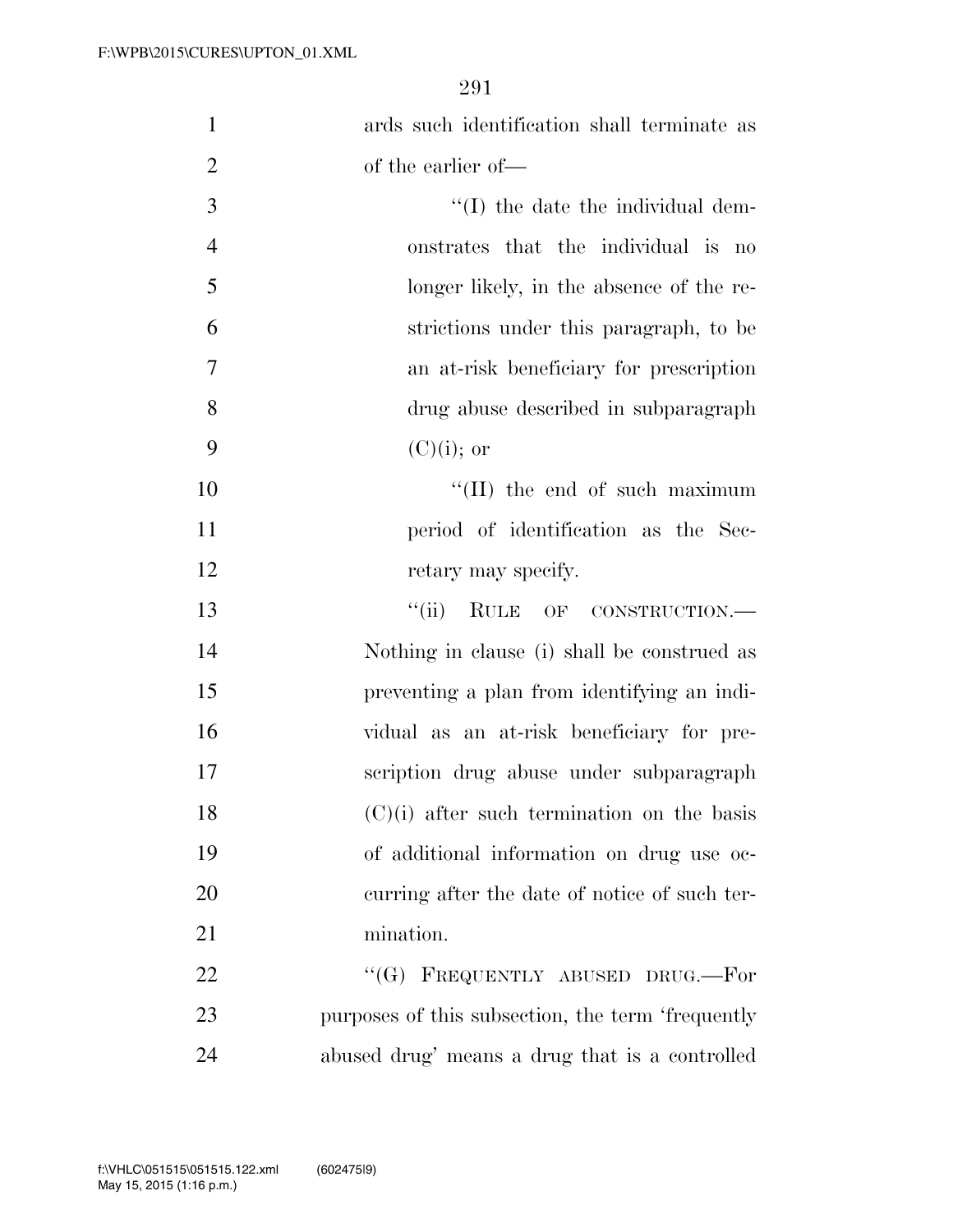ards such identification shall terminate as of the earlier of—

''(I) the date the individual demonstrates that the individual is no longer likely, in the absence of the restrictions under this paragraph, to be an at-risk beneficiary for prescription drug abuse described in subparagraph (C)(i); or

''(II) the end of such maximum period of identification as the Secretary may specify.

''(ii) RULE OF CONSTRUCTION.—Nothing in clause (i) shall be construed as preventing a plan from identifying an individual as an at-risk beneficiary for prescription drug abuse under subparagraph (C)(i) after such termination on the basis of additional information on drug use occurring after the date of notice of such termination.

''(G) FREQUENTLY ABUSED DRUG.—For purposes of this subsection, the term 'frequently abused drug' means a drug that is a controlled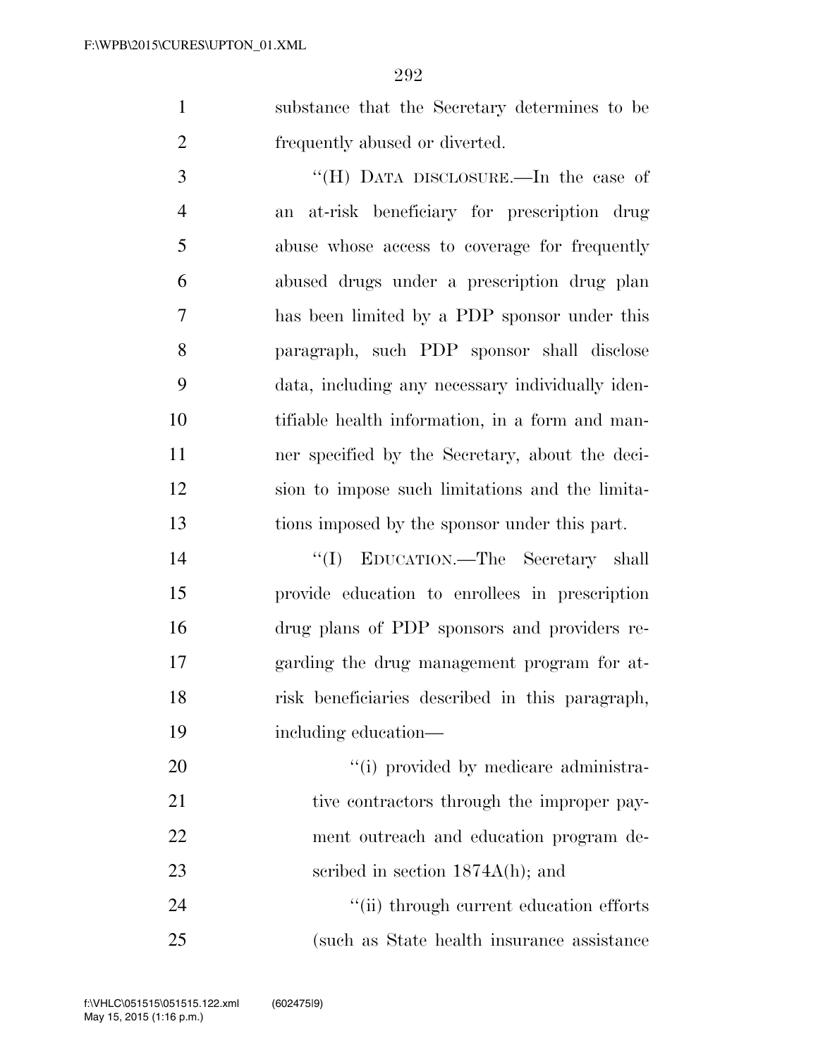substance that the Secretary determines to be frequently abused or diverted.

"(H) DATA DISCLOSURE.—In the case of an at-risk beneficiary for prescription drug abuse whose access to coverage for frequently abused drugs under a prescription drug plan has been limited by a PDP sponsor under this paragraph, such PDP sponsor shall disclose data, including any necessary individually identifiable health information, in a form and manner specified by the Secretary, about the decision to impose such limitations and the limitations imposed by the sponsor under this part.

"(I) EDUCATION.—The Secretary shall provide education to enrollees in prescription drug plans of PDP sponsors and providers regarding the drug management program for at-risk beneficiaries described in this paragraph, including education—

"(i) provided by medicare administrative contractors through the improper payment outreach and education program described in section 1874A(h); and

"(ii) through current education efforts (such as State health insurance assistance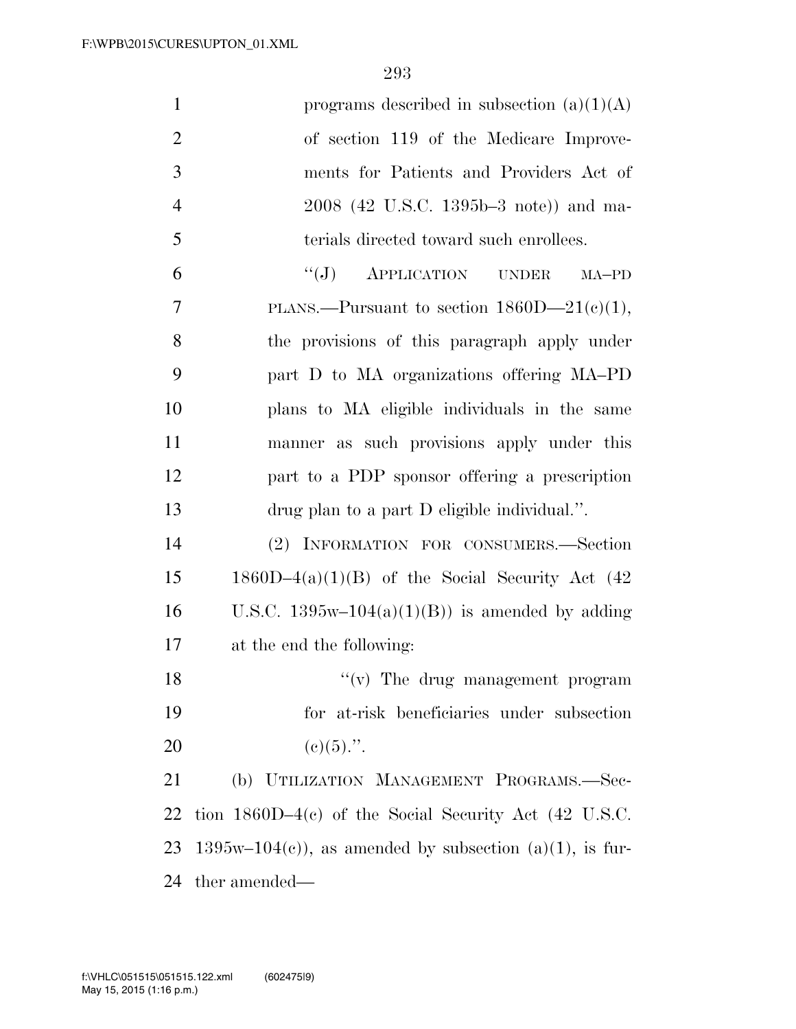programs described in subsection (a)(1)(A) of section 119 of the Medicare Improvements for Patients and Providers Act of 2008 (42 U.S.C. 1395b–3 note)) and materials directed toward such enrollees.

"(J) APPLICATION UNDER MA–PD PLANS.—Pursuant to section 1860D—21(c)(1), the provisions of this paragraph apply under part D to MA organizations offering MA–PD plans to MA eligible individuals in the same manner as such provisions apply under this part to a PDP sponsor offering a prescription drug plan to a part D eligible individual.".

(2) INFORMATION FOR CONSUMERS.—Section 1860D–4(a)(1)(B) of the Social Security Act (42 U.S.C. 1395w–104(a)(1)(B)) is amended by adding at the end the following:

"(v) The drug management program for at-risk beneficiaries under subsection (c)(5).".

(b) UTILIZATION MANAGEMENT PROGRAMS.—Section 1860D–4(c) of the Social Security Act (42 U.S.C. 1395w–104(c)), as amended by subsection (a)(1), is further amended—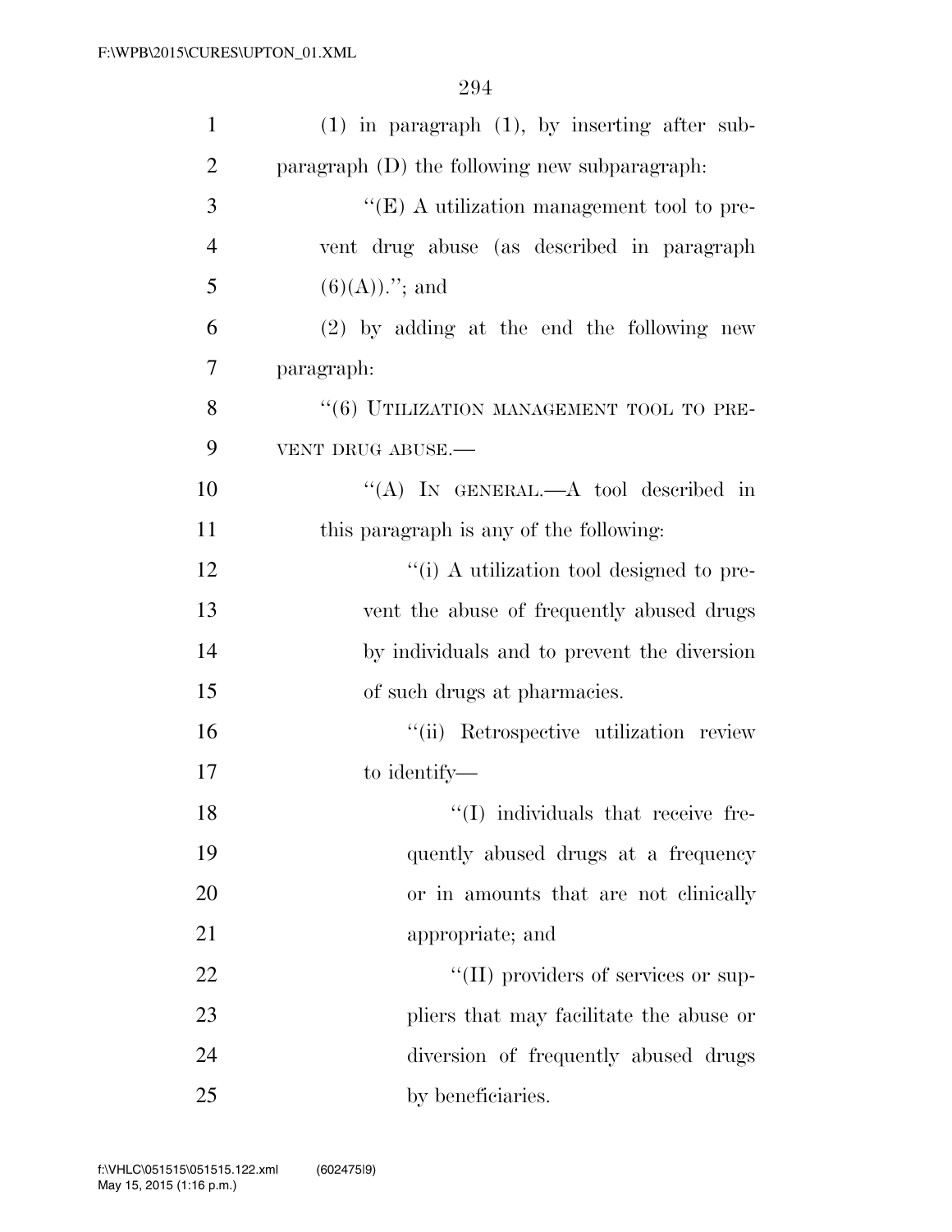(1) in paragraph (1), by inserting after subparagraph (D) the following new subparagraph:

"(E) A utilization management tool to prevent drug abuse (as described in paragraph (6)(A))."; and

(2) by adding at the end the following new paragraph:

"(6) UTILIZATION MANAGEMENT TOOL TO PREVENT DRUG ABUSE.—

"(A) IN GENERAL.—A tool described in this paragraph is any of the following:

"(i) A utilization tool designed to prevent the abuse of frequently abused drugs by individuals and to prevent the diversion of such drugs at pharmacies.

"(ii) Retrospective utilization review to identify—

"(I) individuals that receive frequently abused drugs at a frequency or in amounts that are not clinically appropriate; and

"(II) providers of services or suppliers that may facilitate the abuse or diversion of frequently abused drugs by beneficiaries.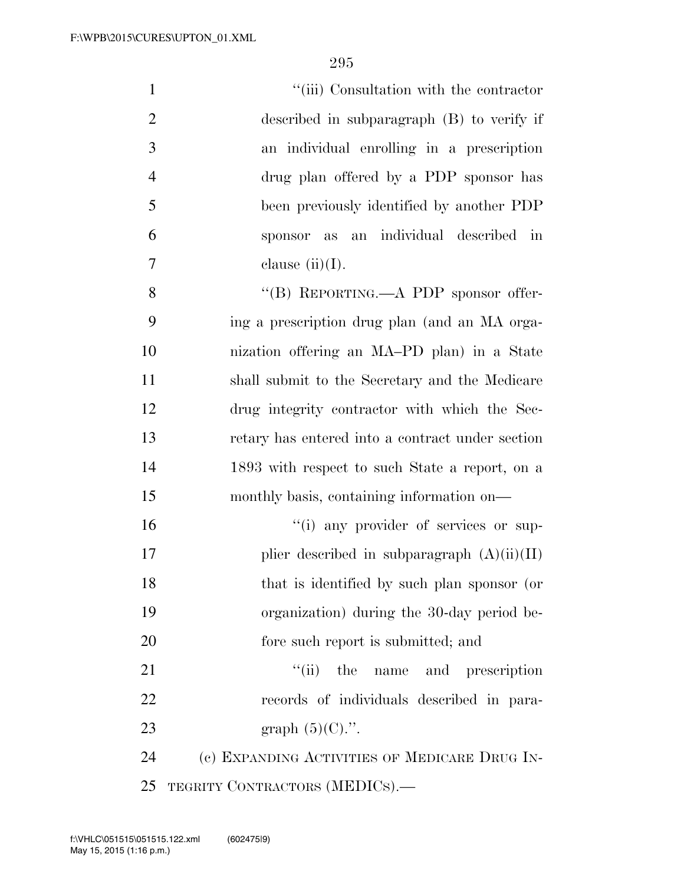"(iii) Consultation with the contractor described in subparagraph (B) to verify if an individual enrolling in a prescription drug plan offered by a PDP sponsor has been previously identified by another PDP sponsor as an individual described in clause (ii)(I).

"(B) REPORTING.—A PDP sponsor offering a prescription drug plan (and an MA organization offering an MA–PD plan) in a State shall submit to the Secretary and the Medicare drug integrity contractor with which the Secretary has entered into a contract under section 1893 with respect to such State a report, on a monthly basis, containing information on—

"(i) any provider of services or supplier described in subparagraph (A)(ii)(II) that is identified by such plan sponsor (or organization) during the 30-day period before such report is submitted; and

"(ii) the name and prescription records of individuals described in paragraph (5)(C).".

(c) EXPANDING ACTIVITIES OF MEDICARE DRUG INTEGRITY CONTRACTORS (MEDICs).—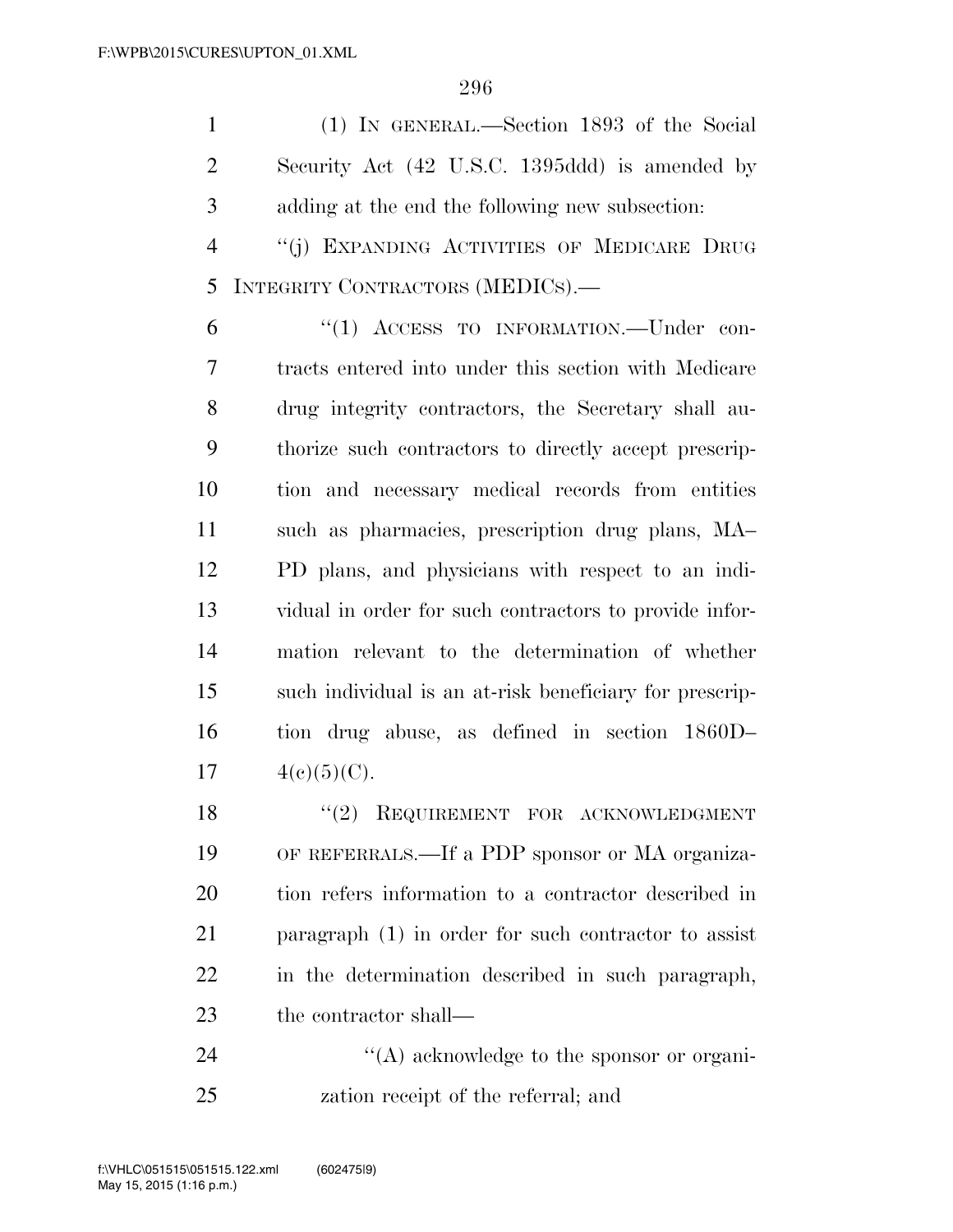(1) IN GENERAL.—Section 1893 of the Social Security Act (42 U.S.C. 1395ddd) is amended by adding at the end the following new subsection:

"(j) EXPANDING ACTIVITIES OF MEDICARE DRUG INTEGRITY CONTRACTORS (MEDICS).—

"(1) ACCESS TO INFORMATION.—Under contracts entered into under this section with Medicare drug integrity contractors, the Secretary shall authorize such contractors to directly accept prescription and necessary medical records from entities such as pharmacies, prescription drug plans, MA–PD plans, and physicians with respect to an individual in order for such contractors to provide information relevant to the determination of whether such individual is an at-risk beneficiary for prescription drug abuse, as defined in section 1860D–4(c)(5)(C).

"(2) REQUIREMENT FOR ACKNOWLEDGMENT OF REFERRALS.—If a PDP sponsor or MA organization refers information to a contractor described in paragraph (1) in order for such contractor to assist in the determination described in such paragraph, the contractor shall—

"(A) acknowledge to the sponsor or organization receipt of the referral; and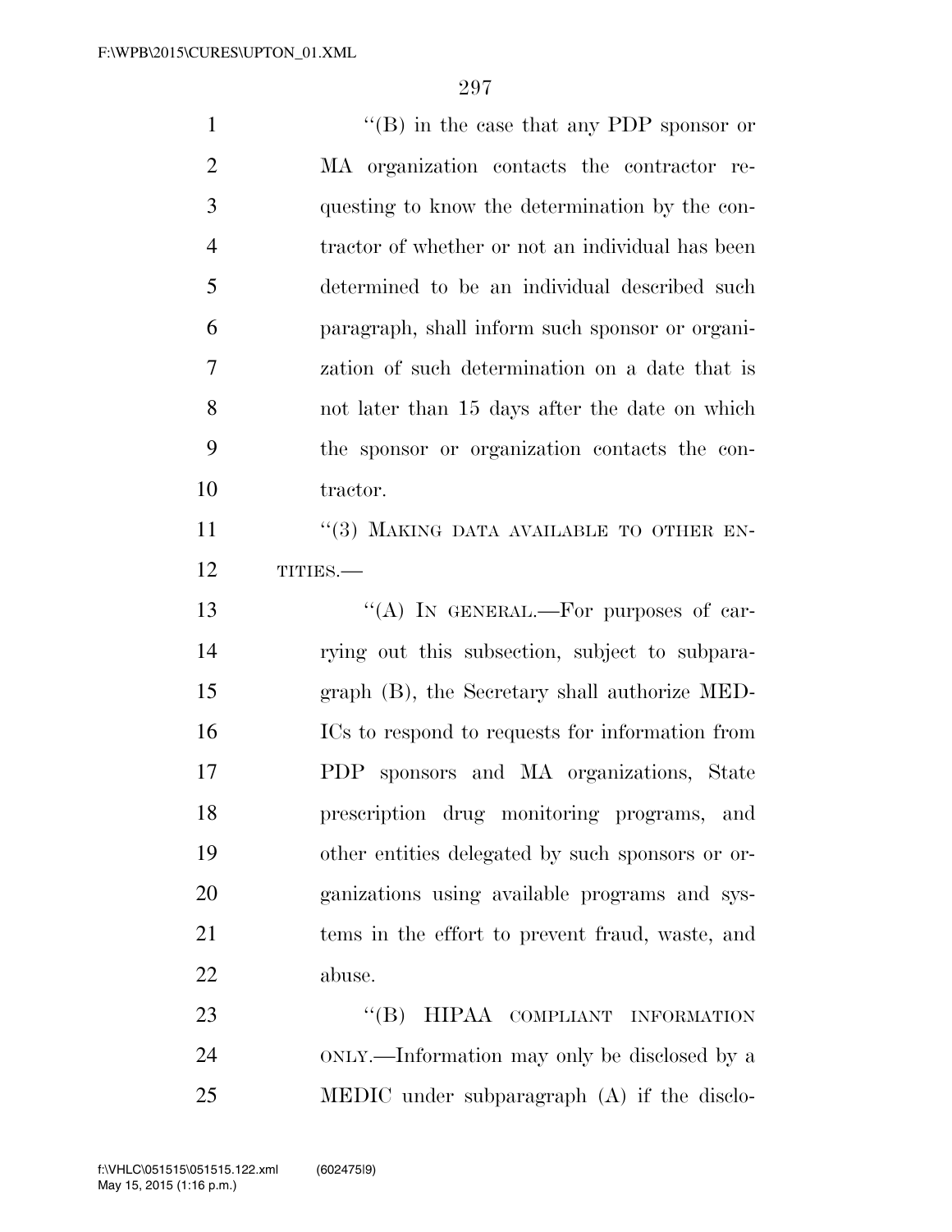"(B) in the case that any PDP sponsor or MA organization contacts the contractor requesting to know the determination by the contractor of whether or not an individual has been determined to be an individual described such paragraph, shall inform such sponsor or organization of such determination on a date that is not later than 15 days after the date on which the sponsor or organization contacts the contractor.

"(3) MAKING DATA AVAILABLE TO OTHER ENTITIES.—

"(A) IN GENERAL.—For purposes of carrying out this subsection, subject to subparagraph (B), the Secretary shall authorize MEDICs to respond to requests for information from PDP sponsors and MA organizations, State prescription drug monitoring programs, and other entities delegated by such sponsors or organizations using available programs and systems in the effort to prevent fraud, waste, and abuse.

"(B) HIPAA COMPLIANT INFORMATION ONLY.—Information may only be disclosed by a MEDIC under subparagraph (A) if the disclo-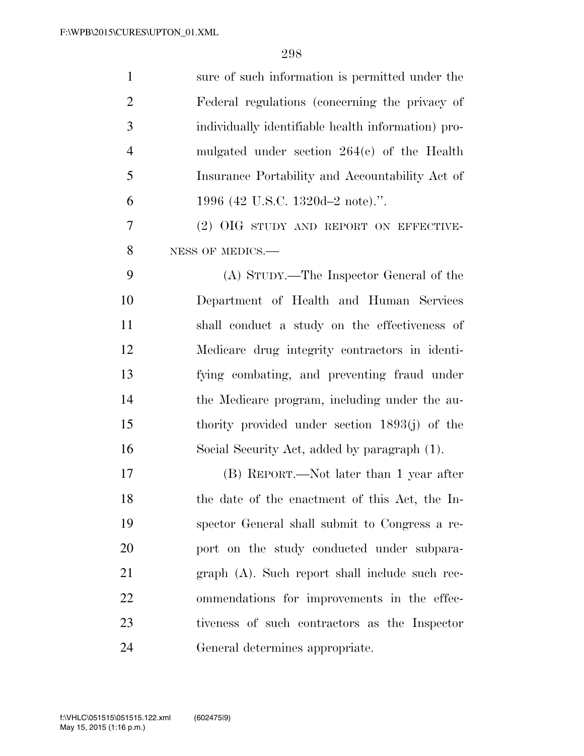sure of such information is permitted under the Federal regulations (concerning the privacy of individually identifiable health information) promulgated under section 264(c) of the Health Insurance Portability and Accountability Act of 1996 (42 U.S.C. 1320d–2 note).".

(2) OIG STUDY AND REPORT ON EFFECTIVENESS OF MEDICS.—

(A) STUDY.—The Inspector General of the Department of Health and Human Services shall conduct a study on the effectiveness of Medicare drug integrity contractors in identifying combating, and preventing fraud under the Medicare program, including under the authority provided under section 1893(j) of the Social Security Act, added by paragraph (1).

(B) REPORT.—Not later than 1 year after the date of the enactment of this Act, the Inspector General shall submit to Congress a report on the study conducted under subparagraph (A). Such report shall include such recommendations for improvements in the effectiveness of such contractors as the Inspector General determines appropriate.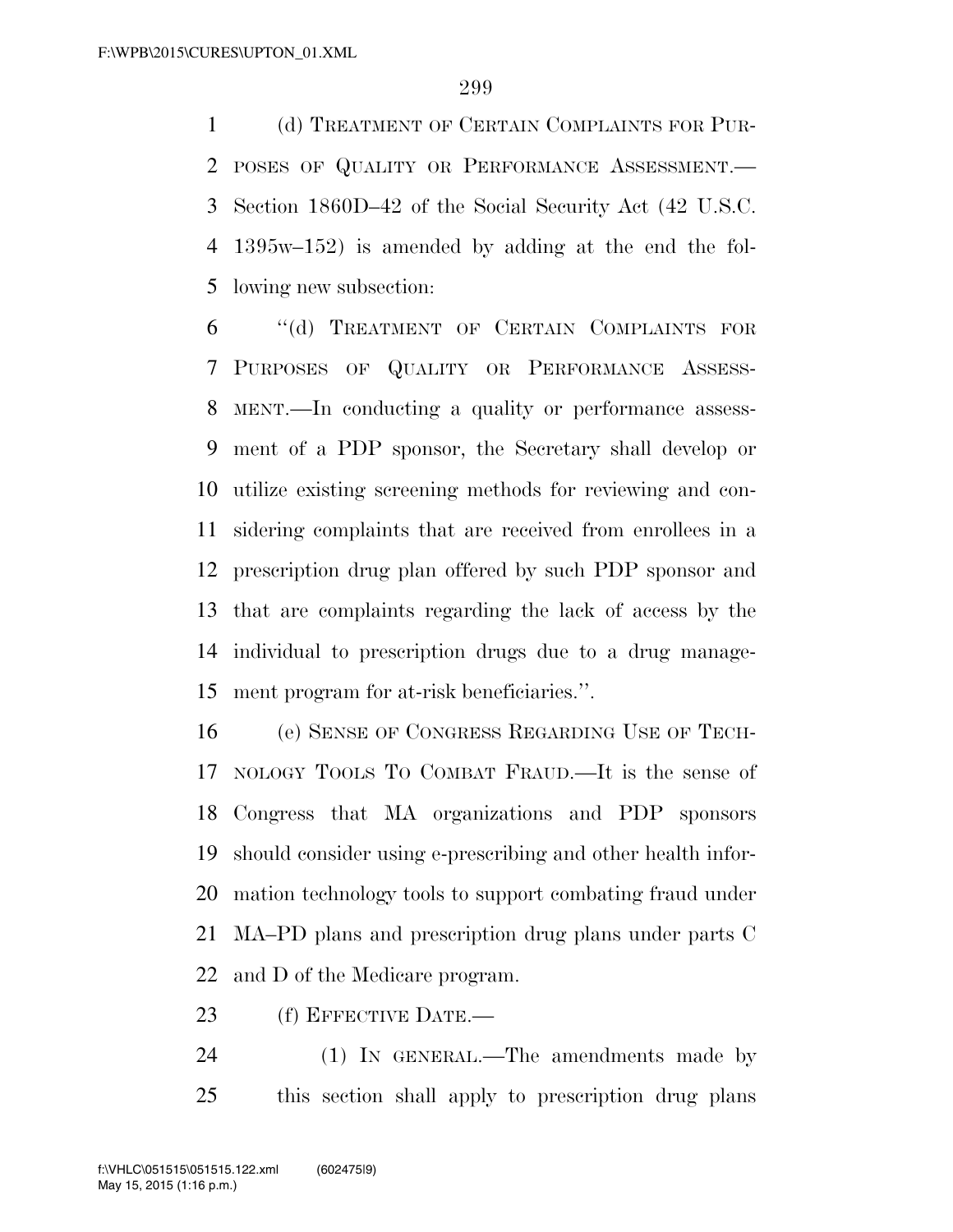(d) TREATMENT OF CERTAIN COMPLAINTS FOR PURPOSES OF QUALITY OR PERFORMANCE ASSESSMENT.—Section 1860D–42 of the Social Security Act (42 U.S.C. 1395w–152) is amended by adding at the end the following new subsection:

"(d) TREATMENT OF CERTAIN COMPLAINTS FOR PURPOSES OF QUALITY OR PERFORMANCE ASSESSMENT.—In conducting a quality or performance assessment of a PDP sponsor, the Secretary shall develop or utilize existing screening methods for reviewing and considering complaints that are received from enrollees in a prescription drug plan offered by such PDP sponsor and that are complaints regarding the lack of access by the individual to prescription drugs due to a drug management program for at-risk beneficiaries.".

(e) SENSE OF CONGRESS REGARDING USE OF TECHNOLOGY TOOLS TO COMBAT FRAUD.—It is the sense of Congress that MA organizations and PDP sponsors should consider using e-prescribing and other health information technology tools to support combating fraud under MA–PD plans and prescription drug plans under parts C and D of the Medicare program.

(f) EFFECTIVE DATE.—

(1) IN GENERAL.—The amendments made by this section shall apply to prescription drug plans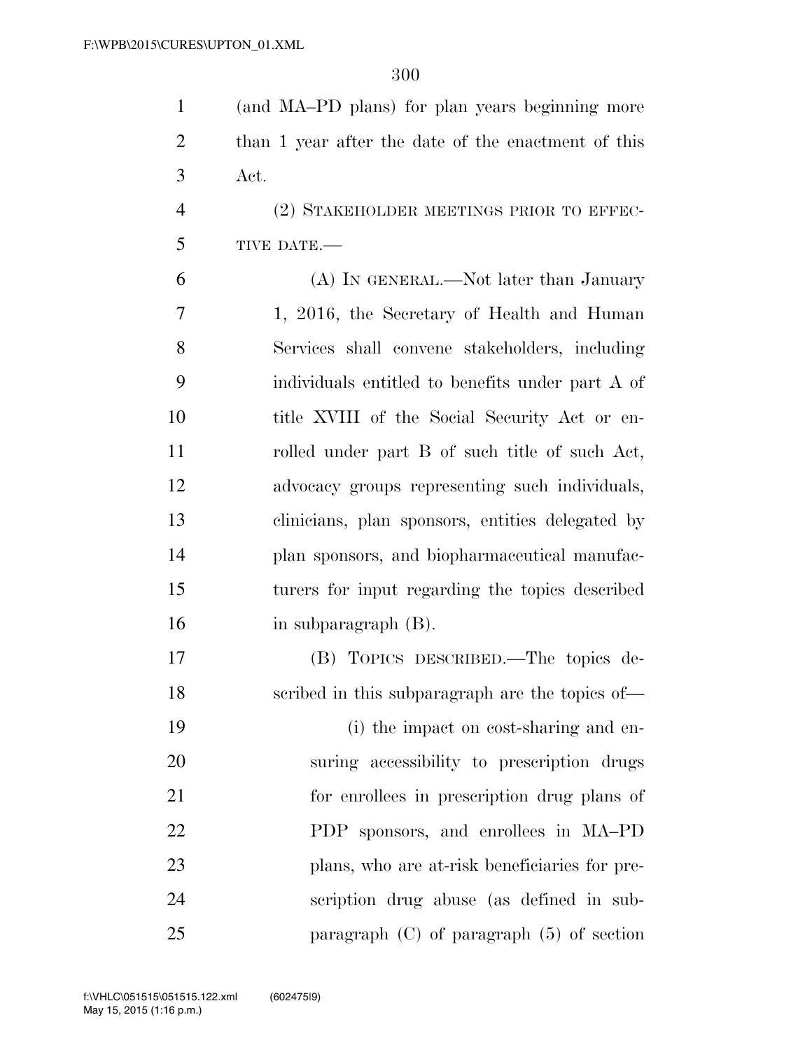(and MA–PD plans) for plan years beginning more than 1 year after the date of the enactment of this Act.

(2) STAKEHOLDER MEETINGS PRIOR TO EFFECTIVE DATE.—

(A) IN GENERAL.—Not later than January 1, 2016, the Secretary of Health and Human Services shall convene stakeholders, including individuals entitled to benefits under part A of title XVIII of the Social Security Act or enrolled under part B of such title of such Act, advocacy groups representing such individuals, clinicians, plan sponsors, entities delegated by plan sponsors, and biopharmaceutical manufacturers for input regarding the topics described in subparagraph (B).

(B) TOPICS DESCRIBED.—The topics described in this subparagraph are the topics of—

(i) the impact on cost-sharing and ensuring accessibility to prescription drugs for enrollees in prescription drug plans of PDP sponsors, and enrollees in MA–PD plans, who are at-risk beneficiaries for prescription drug abuse (as defined in subparagraph (C) of paragraph (5) of section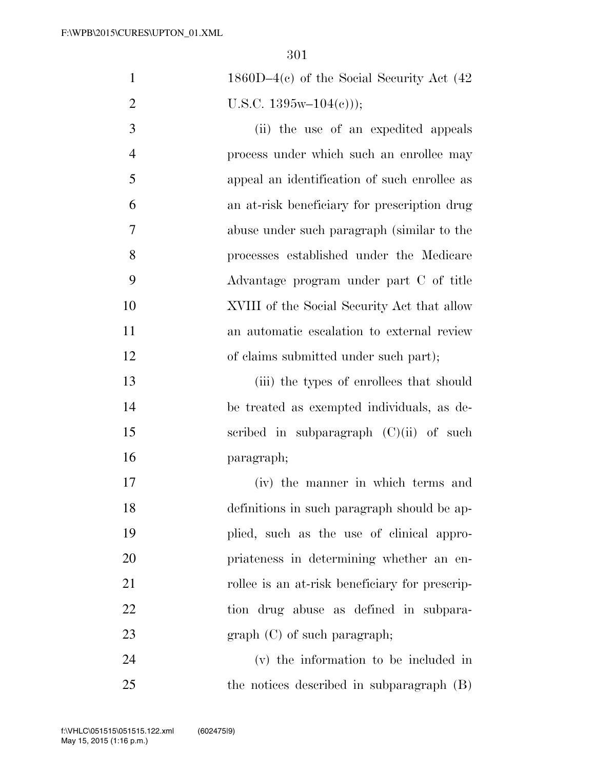1860D–4(c) of the Social Security Act (42 U.S.C. 1395w–104(c)));

(ii) the use of an expedited appeals process under which such an enrollee may appeal an identification of such enrollee as an at-risk beneficiary for prescription drug abuse under such paragraph (similar to the processes established under the Medicare Advantage program under part C of title XVIII of the Social Security Act that allow an automatic escalation to external review of claims submitted under such part);

(iii) the types of enrollees that should be treated as exempted individuals, as described in subparagraph (C)(ii) of such paragraph;

(iv) the manner in which terms and definitions in such paragraph should be applied, such as the use of clinical appropriateness in determining whether an enrollee is an at-risk beneficiary for prescription drug abuse as defined in subparagraph (C) of such paragraph;

(v) the information to be included in the notices described in subparagraph (B)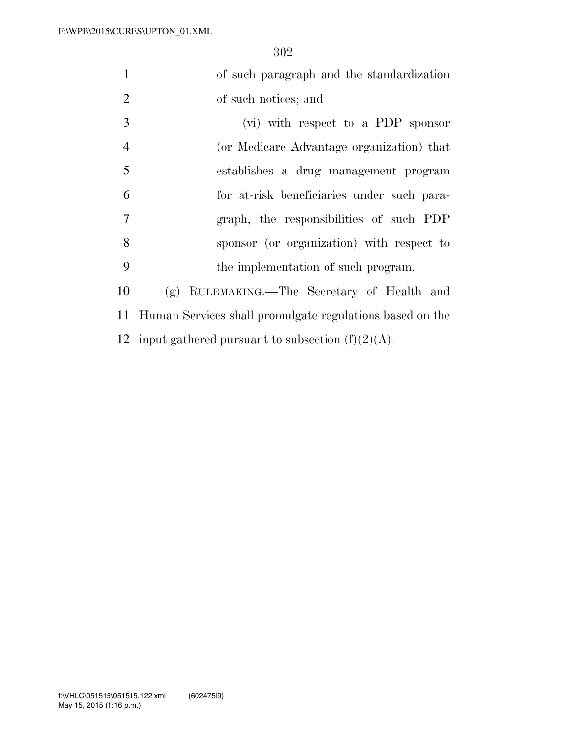of such paragraph and the standardization of such notices; and

(vi) with respect to a PDP sponsor (or Medicare Advantage organization) that establishes a drug management program for at-risk beneficiaries under such paragraph, the responsibilities of such PDP sponsor (or organization) with respect to the implementation of such program.

(g) RULEMAKING.—The Secretary of Health and Human Services shall promulgate regulations based on the input gathered pursuant to subsection (f)(2)(A).